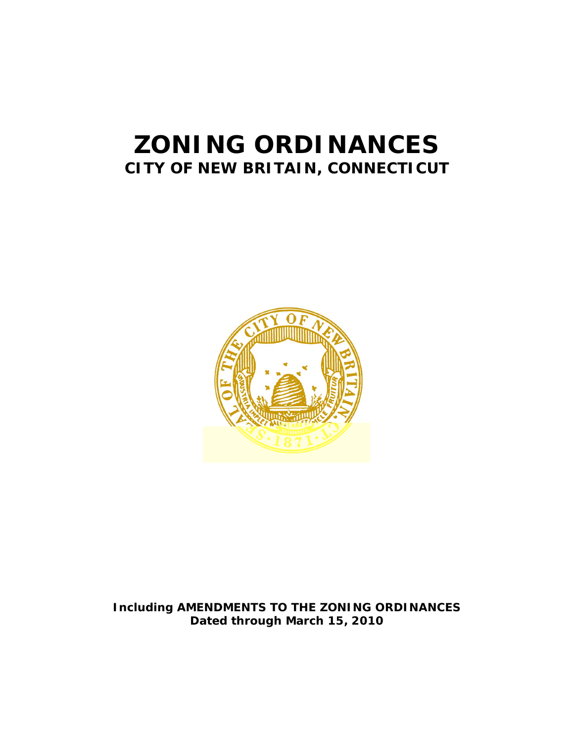# ZONING ORDINANCES

## CITY OF NEW BRITAIN, CONNECTICUT

**Including AMENDMENTS TO THE ZONING ORDINANCES**
**Dated through March 15, 2010**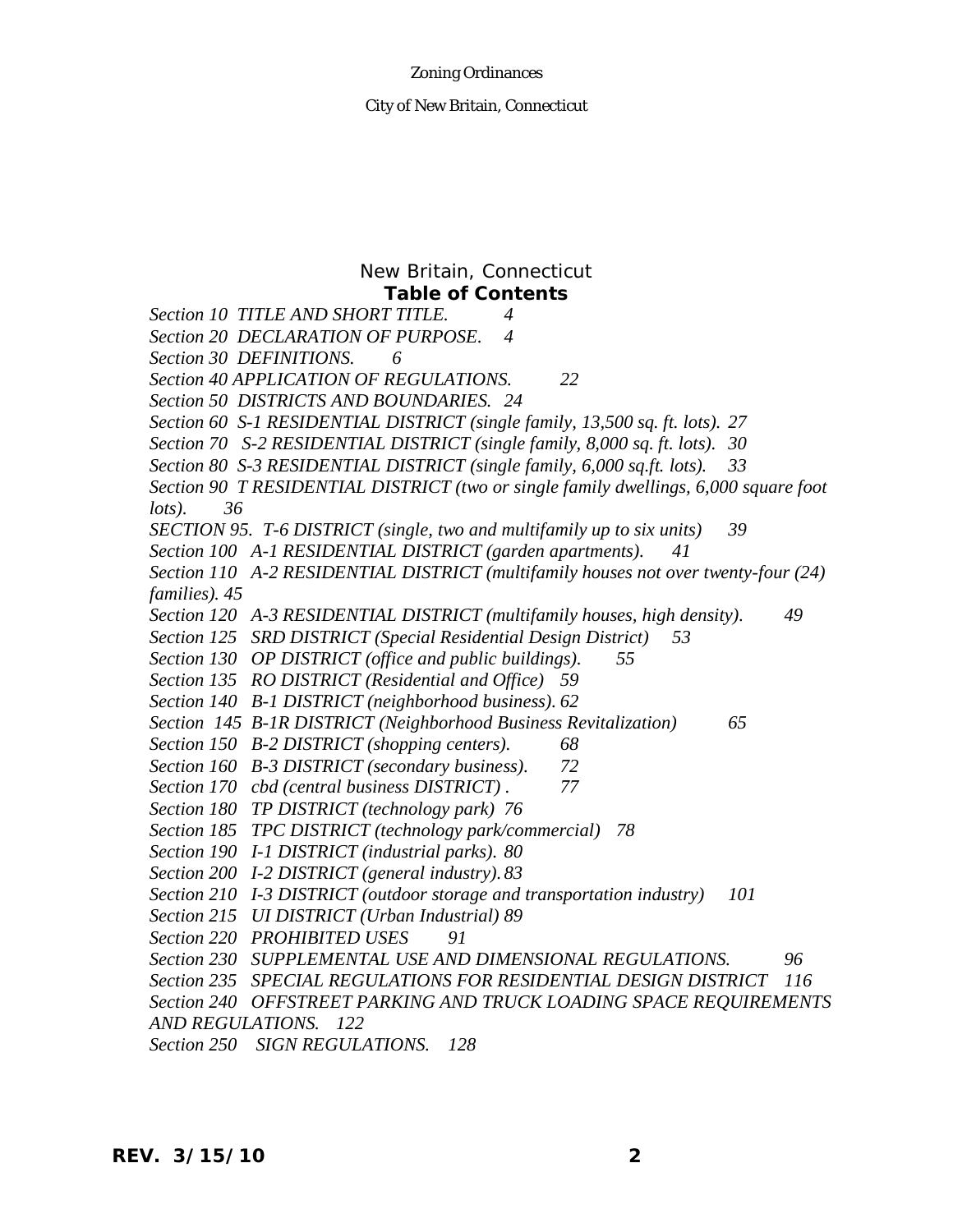# New Britain, Connecticut

## Table of Contents

*Section 10 TITLE AND SHORT TITLE. 4*

*Section 20 DECLARATION OF PURPOSE. 4*

*Section 30 DEFINITIONS. 6*

*Section 40 APPLICATION OF REGULATIONS. 22*

*Section 50 DISTRICTS AND BOUNDARIES. 24*

*Section 60 S-1 RESIDENTIAL DISTRICT (single family, 13,500 sq. ft. lots). 27*

*Section 70 S-2 RESIDENTIAL DISTRICT (single family, 8,000 sq. ft. lots). 30*

*Section 80 S-3 RESIDENTIAL DISTRICT (single family, 6,000 sq.ft. lots). 33*

*Section 90 T RESIDENTIAL DISTRICT (two or single family dwellings, 6,000 square foot lots). 36*

*SECTION 95. T-6 DISTRICT (single, two and multifamily up to six units) 39*

*Section 100 A-1 RESIDENTIAL DISTRICT (garden apartments). 41*

*Section 110 A-2 RESIDENTIAL DISTRICT (multifamily houses not over twenty-four (24) families). 45*

*Section 120 A-3 RESIDENTIAL DISTRICT (multifamily houses, high density). 49*

*Section 125 SRD DISTRICT (Special Residential Design District) 53*

*Section 130 OP DISTRICT (office and public buildings). 55*

*Section 135 RO DISTRICT (Residential and Office) 59*

*Section 140 B-1 DISTRICT (neighborhood business). 62*

*Section 145 B-1R DISTRICT (Neighborhood Business Revitalization) 65*

*Section 150 B-2 DISTRICT (shopping centers). 68*

*Section 160 B-3 DISTRICT (secondary business). 72*

*Section 170 cbd (central business DISTRICT) . 77*

*Section 180 TP DISTRICT (technology park) 76*

*Section 185 TPC DISTRICT (technology park/commercial) 78*

*Section 190 I-1 DISTRICT (industrial parks). 80*

*Section 200 I-2 DISTRICT (general industry). 83*

*Section 210 I-3 DISTRICT (outdoor storage and transportation industry) 101*

*Section 215 UI DISTRICT (Urban Industrial) 89*

*Section 220 PROHIBITED USES 91*

*Section 230 SUPPLEMENTAL USE AND DIMENSIONAL REGULATIONS. 96*

*Section 235 SPECIAL REGULATIONS FOR RESIDENTIAL DESIGN DISTRICT 116*

*Section 240 OFFSTREET PARKING AND TRUCK LOADING SPACE REQUIREMENTS AND REGULATIONS. 122*

*Section 250 SIGN REGULATIONS. 128*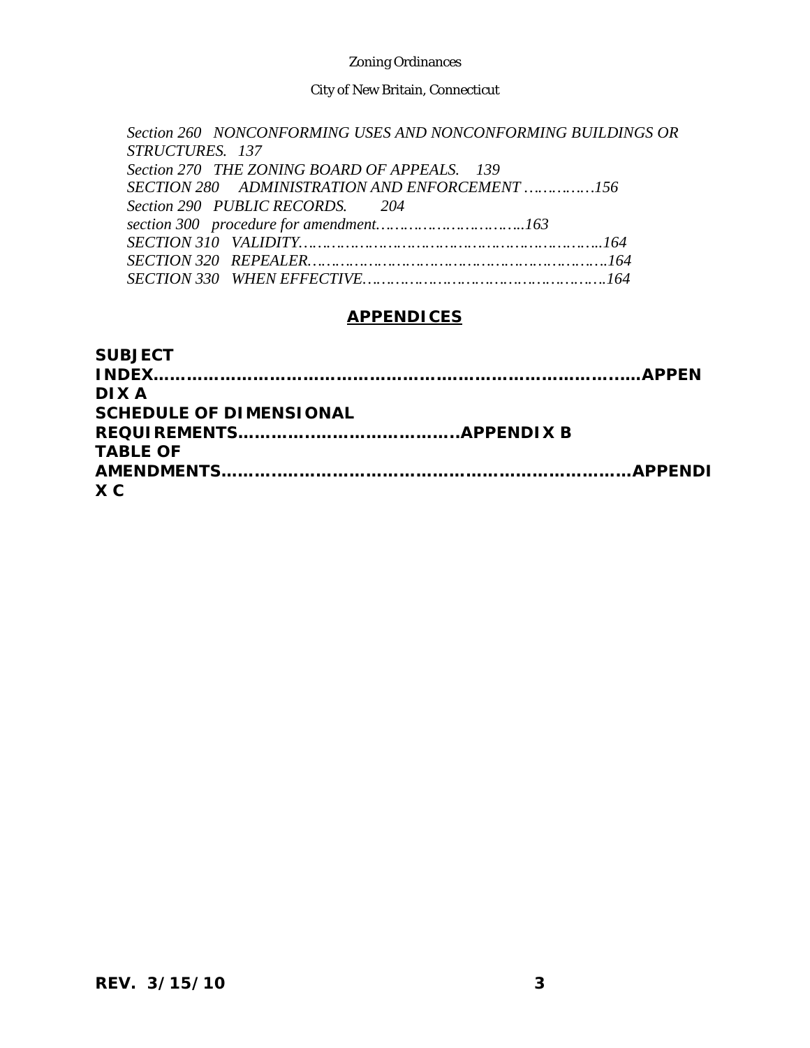*Section 260 NONCONFORMING USES AND NONCONFORMING BUILDINGS OR STRUCTURES. 137*
*Section 270 THE ZONING BOARD OF APPEALS. 139*
*SECTION 280 ADMINISTRATION AND ENFORCEMENT ……………156*
*Section 290 PUBLIC RECORDS. 204*
*section 300 procedure for amendment…………………………..163*
*SECTION 310 VALIDITY……………………………………………………..164*
*SECTION 320 REPEALER…………………………………………………….164*
*SECTION 330 WHEN EFFECTIVE……………………………………………164*

## APPENDICES

**SUBJECT INDEX…………………………………………………………………………APPENDIX A**
**SCHEDULE OF DIMENSIONAL REQUIREMENTS………………………………….APPENDIX B**
**TABLE OF AMENDMENTS…………………………………………………………….APPENDIX C**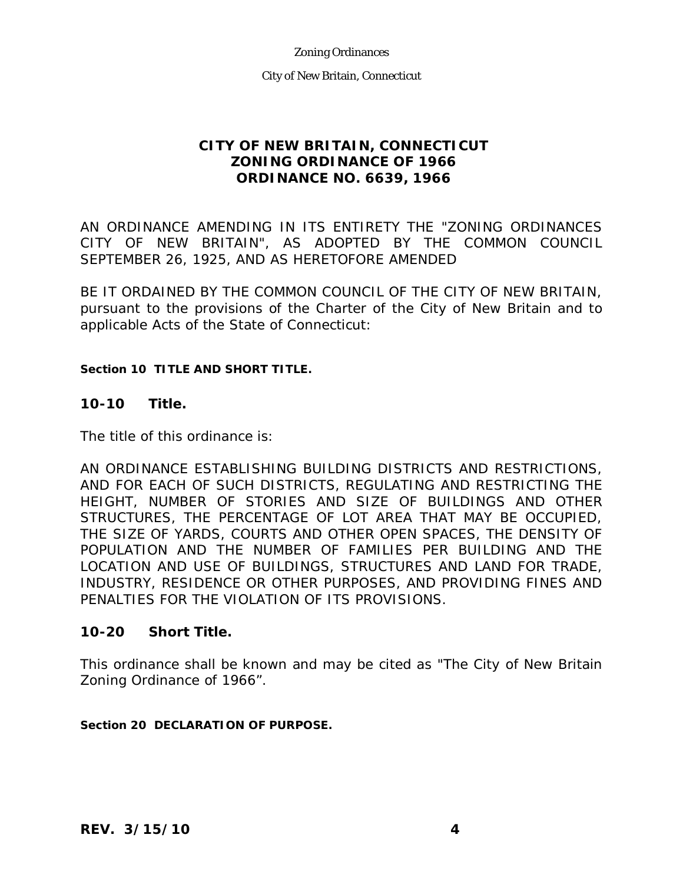# CITY OF NEW BRITAIN, CONNECTICUT
# ZONING ORDINANCE OF 1966
# ORDINANCE NO. 6639, 1966

AN ORDINANCE AMENDING IN ITS ENTIRETY THE "ZONING ORDINANCES CITY OF NEW BRITAIN", AS ADOPTED BY THE COMMON COUNCIL SEPTEMBER 26, 1925, AND AS HERETOFORE AMENDED

BE IT ORDAINED BY THE COMMON COUNCIL OF THE CITY OF NEW BRITAIN, pursuant to the provisions of the Charter of the City of New Britain and to applicable Acts of the State of Connecticut:

**Section 10 TITLE AND SHORT TITLE.**

## 10-10 Title.

The title of this ordinance is:

AN ORDINANCE ESTABLISHING BUILDING DISTRICTS AND RESTRICTIONS, AND FOR EACH OF SUCH DISTRICTS, REGULATING AND RESTRICTING THE HEIGHT, NUMBER OF STORIES AND SIZE OF BUILDINGS AND OTHER STRUCTURES, THE PERCENTAGE OF LOT AREA THAT MAY BE OCCUPIED, THE SIZE OF YARDS, COURTS AND OTHER OPEN SPACES, THE DENSITY OF POPULATION AND THE NUMBER OF FAMILIES PER BUILDING AND THE LOCATION AND USE OF BUILDINGS, STRUCTURES AND LAND FOR TRADE, INDUSTRY, RESIDENCE OR OTHER PURPOSES, AND PROVIDING FINES AND PENALTIES FOR THE VIOLATION OF ITS PROVISIONS.

## 10-20 Short Title.

This ordinance shall be known and may be cited as "The City of New Britain Zoning Ordinance of 1966".

**Section 20 DECLARATION OF PURPOSE.**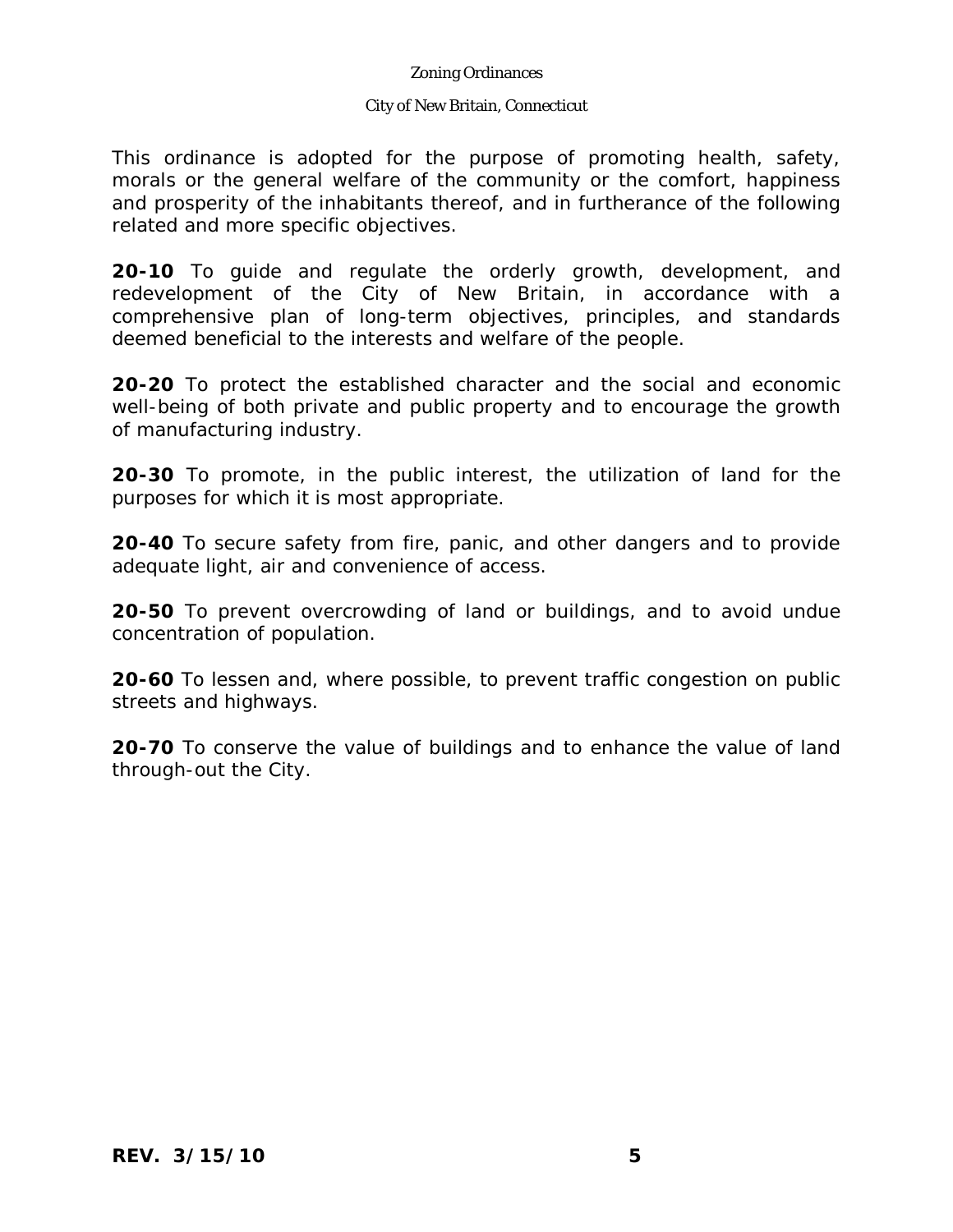This ordinance is adopted for the purpose of promoting health, safety, morals or the general welfare of the community or the comfort, happiness and prosperity of the inhabitants thereof, and in furtherance of the following related and more specific objectives.

**20-10** To guide and regulate the orderly growth, development, and redevelopment of the City of New Britain, in accordance with a comprehensive plan of long-term objectives, principles, and standards deemed beneficial to the interests and welfare of the people.

**20-20** To protect the established character and the social and economic well-being of both private and public property and to encourage the growth of manufacturing industry.

**20-30** To promote, in the public interest, the utilization of land for the purposes for which it is most appropriate.

**20-40** To secure safety from fire, panic, and other dangers and to provide adequate light, air and convenience of access.

**20-50** To prevent overcrowding of land or buildings, and to avoid undue concentration of population.

**20-60** To lessen and, where possible, to prevent traffic congestion on public streets and highways.

**20-70** To conserve the value of buildings and to enhance the value of land through-out the City.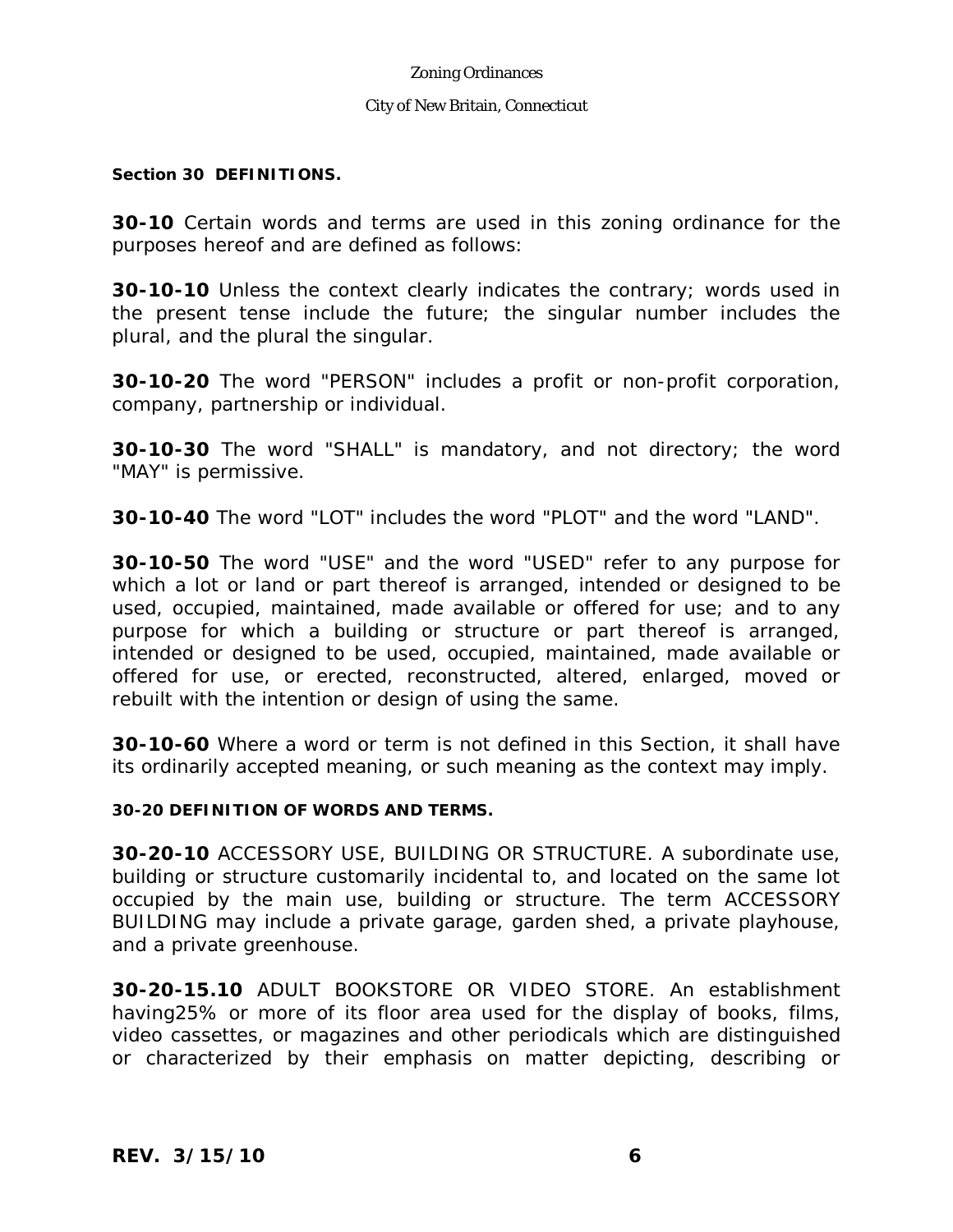**Section 30 DEFINITIONS.**

**30-10** Certain words and terms are used in this zoning ordinance for the purposes hereof and are defined as follows:

**30-10-10** Unless the context clearly indicates the contrary; words used in the present tense include the future; the singular number includes the plural, and the plural the singular.

**30-10-20** The word "PERSON" includes a profit or non-profit corporation, company, partnership or individual.

**30-10-30** The word "SHALL" is mandatory, and not directory; the word "MAY" is permissive.

**30-10-40** The word "LOT" includes the word "PLOT" and the word "LAND".

**30-10-50** The word "USE" and the word "USED" refer to any purpose for which a lot or land or part thereof is arranged, intended or designed to be used, occupied, maintained, made available or offered for use; and to any purpose for which a building or structure or part thereof is arranged, intended or designed to be used, occupied, maintained, made available or offered for use, or erected, reconstructed, altered, enlarged, moved or rebuilt with the intention or design of using the same.

**30-10-60** Where a word or term is not defined in this Section, it shall have its ordinarily accepted meaning, or such meaning as the context may imply.

**30-20 DEFINITION OF WORDS AND TERMS.**

**30-20-10** ACCESSORY USE, BUILDING OR STRUCTURE. A subordinate use, building or structure customarily incidental to, and located on the same lot occupied by the main use, building or structure. The term ACCESSORY BUILDING may include a private garage, garden shed, a private playhouse, and a private greenhouse.

**30-20-15.10** ADULT BOOKSTORE OR VIDEO STORE. An establishment having25% or more of its floor area used for the display of books, films, video cassettes, or magazines and other periodicals which are distinguished or characterized by their emphasis on matter depicting, describing or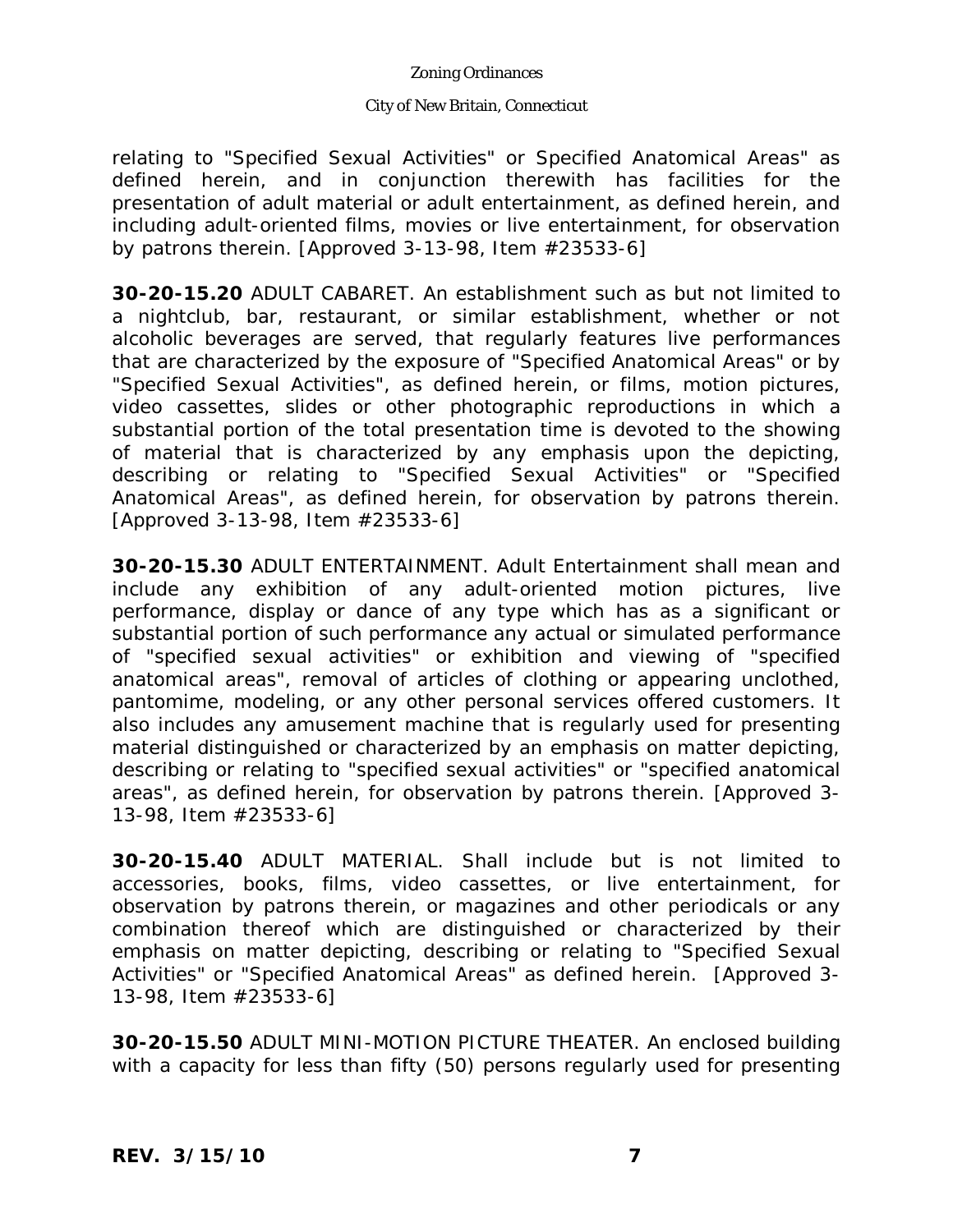relating to "Specified Sexual Activities" or Specified Anatomical Areas" as defined herein, and in conjunction therewith has facilities for the presentation of adult material or adult entertainment, as defined herein, and including adult-oriented films, movies or live entertainment, for observation by patrons therein. [Approved 3-13-98, Item #23533-6]

**30-20-15.20** ADULT CABARET. An establishment such as but not limited to a nightclub, bar, restaurant, or similar establishment, whether or not alcoholic beverages are served, that regularly features live performances that are characterized by the exposure of "Specified Anatomical Areas" or by "Specified Sexual Activities", as defined herein, or films, motion pictures, video cassettes, slides or other photographic reproductions in which a substantial portion of the total presentation time is devoted to the showing of material that is characterized by any emphasis upon the depicting, describing or relating to "Specified Sexual Activities" or "Specified Anatomical Areas", as defined herein, for observation by patrons therein. [Approved 3-13-98, Item #23533-6]

**30-20-15.30** ADULT ENTERTAINMENT. Adult Entertainment shall mean and include any exhibition of any adult-oriented motion pictures, live performance, display or dance of any type which has as a significant or substantial portion of such performance any actual or simulated performance of "specified sexual activities" or exhibition and viewing of "specified anatomical areas", removal of articles of clothing or appearing unclothed, pantomime, modeling, or any other personal services offered customers. It also includes any amusement machine that is regularly used for presenting material distinguished or characterized by an emphasis on matter depicting, describing or relating to "specified sexual activities" or "specified anatomical areas", as defined herein, for observation by patrons therein. [Approved 3-13-98, Item #23533-6]

**30-20-15.40** ADULT MATERIAL. Shall include but is not limited to accessories, books, films, video cassettes, or live entertainment, for observation by patrons therein, or magazines and other periodicals or any combination thereof which are distinguished or characterized by their emphasis on matter depicting, describing or relating to "Specified Sexual Activities" or "Specified Anatomical Areas" as defined herein. [Approved 3-13-98, Item #23533-6]

**30-20-15.50** ADULT MINI-MOTION PICTURE THEATER. An enclosed building with a capacity for less than fifty (50) persons regularly used for presenting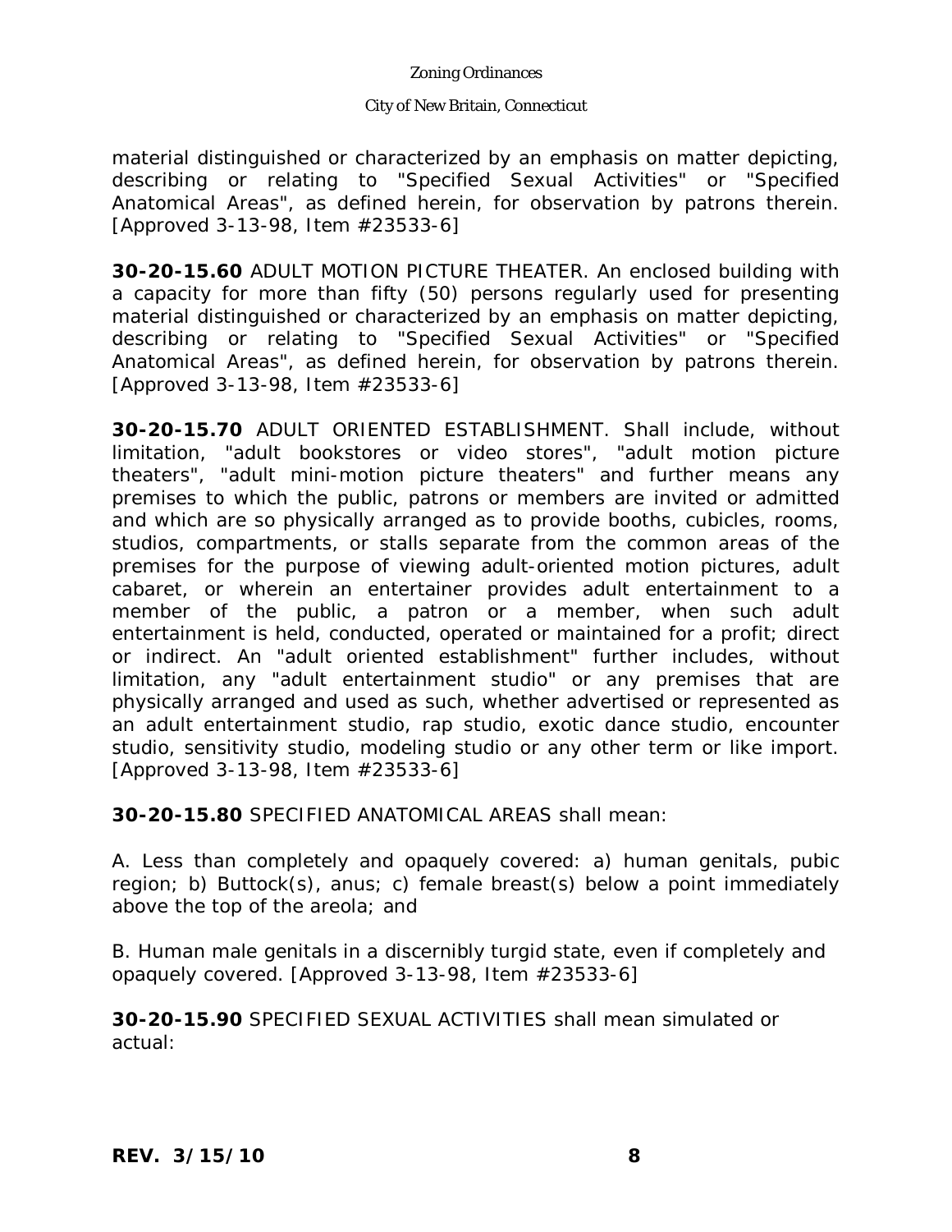material distinguished or characterized by an emphasis on matter depicting, describing or relating to "Specified Sexual Activities" or "Specified Anatomical Areas", as defined herein, for observation by patrons therein. [Approved 3-13-98, Item #23533-6]

**30-20-15.60** ADULT MOTION PICTURE THEATER. An enclosed building with a capacity for more than fifty (50) persons regularly used for presenting material distinguished or characterized by an emphasis on matter depicting, describing or relating to "Specified Sexual Activities" or "Specified Anatomical Areas", as defined herein, for observation by patrons therein. [Approved 3-13-98, Item #23533-6]

**30-20-15.70** ADULT ORIENTED ESTABLISHMENT. Shall include, without limitation, "adult bookstores or video stores", "adult motion picture theaters", "adult mini-motion picture theaters" and further means any premises to which the public, patrons or members are invited or admitted and which are so physically arranged as to provide booths, cubicles, rooms, studios, compartments, or stalls separate from the common areas of the premises for the purpose of viewing adult-oriented motion pictures, adult cabaret, or wherein an entertainer provides adult entertainment to a member of the public, a patron or a member, when such adult entertainment is held, conducted, operated or maintained for a profit; direct or indirect. An "adult oriented establishment" further includes, without limitation, any "adult entertainment studio" or any premises that are physically arranged and used as such, whether advertised or represented as an adult entertainment studio, rap studio, exotic dance studio, encounter studio, sensitivity studio, modeling studio or any other term or like import. [Approved 3-13-98, Item #23533-6]

**30-20-15.80** SPECIFIED ANATOMICAL AREAS shall mean:

A. Less than completely and opaquely covered: a) human genitals, pubic region; b) Buttock(s), anus; c) female breast(s) below a point immediately above the top of the areola; and

B. Human male genitals in a discernibly turgid state, even if completely and opaquely covered. [Approved 3-13-98, Item #23533-6]

**30-20-15.90** SPECIFIED SEXUAL ACTIVITIES shall mean simulated or actual: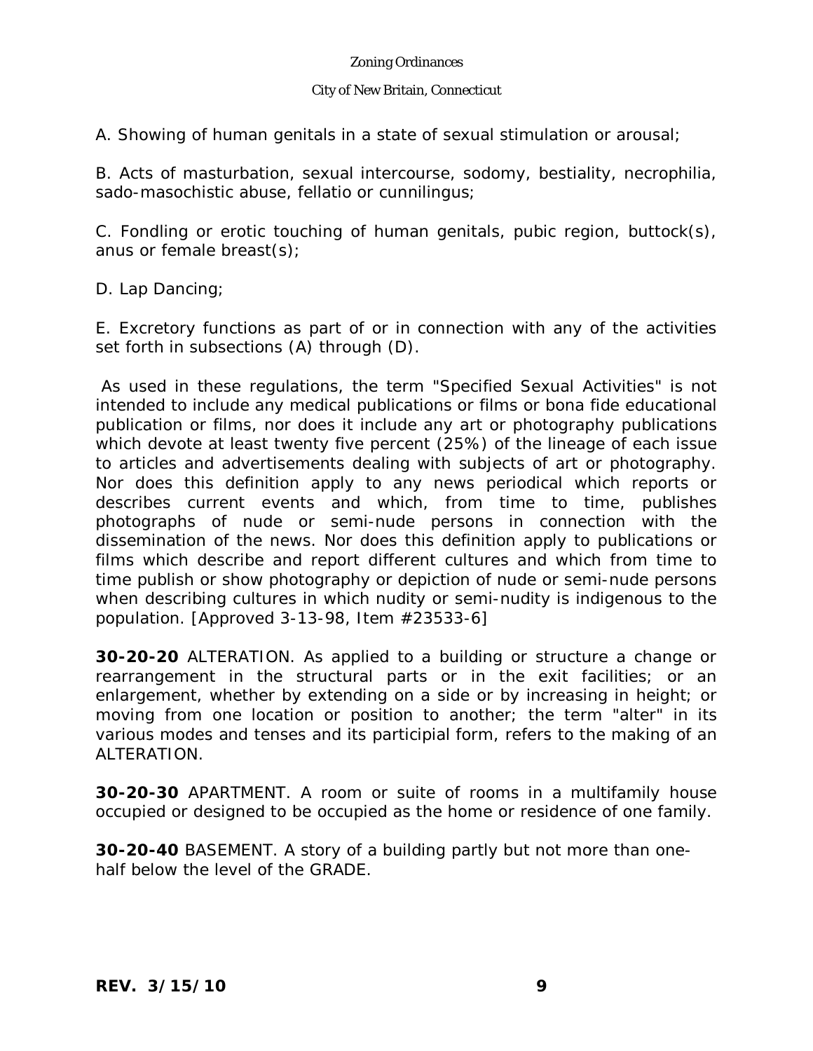A. Showing of human genitals in a state of sexual stimulation or arousal;

B. Acts of masturbation, sexual intercourse, sodomy, bestiality, necrophilia, sado-masochistic abuse, fellatio or cunnilingus;

C. Fondling or erotic touching of human genitals, pubic region, buttock(s), anus or female breast(s);

D. Lap Dancing;

E. Excretory functions as part of or in connection with any of the activities set forth in subsections (A) through (D).

As used in these regulations, the term "Specified Sexual Activities" is not intended to include any medical publications or films or bona fide educational publication or films, nor does it include any art or photography publications which devote at least twenty five percent (25%) of the lineage of each issue to articles and advertisements dealing with subjects of art or photography. Nor does this definition apply to any news periodical which reports or describes current events and which, from time to time, publishes photographs of nude or semi-nude persons in connection with the dissemination of the news. Nor does this definition apply to publications or films which describe and report different cultures and which from time to time publish or show photography or depiction of nude or semi-nude persons when describing cultures in which nudity or semi-nudity is indigenous to the population. [Approved 3-13-98, Item #23533-6]

**30-20-20** ALTERATION. As applied to a building or structure a change or rearrangement in the structural parts or in the exit facilities; or an enlargement, whether by extending on a side or by increasing in height; or moving from one location or position to another; the term "alter" in its various modes and tenses and its participial form, refers to the making of an ALTERATION.

**30-20-30** APARTMENT. A room or suite of rooms in a multifamily house occupied or designed to be occupied as the home or residence of one family.

**30-20-40** BASEMENT. A story of a building partly but not more than one-half below the level of the GRADE.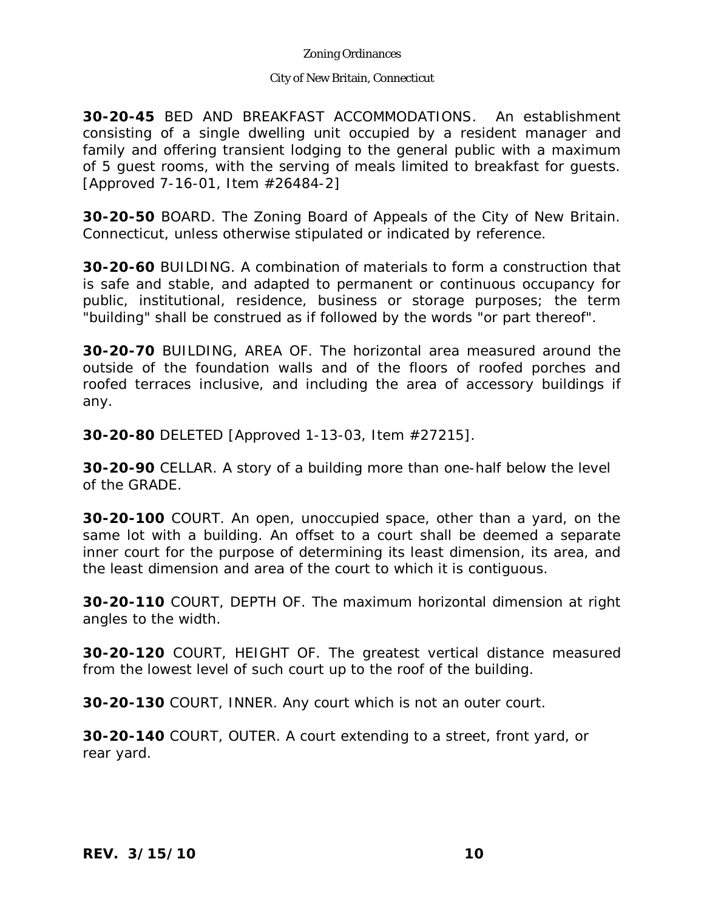**30-20-45** BED AND BREAKFAST ACCOMMODATIONS. An establishment consisting of a single dwelling unit occupied by a resident manager and family and offering transient lodging to the general public with a maximum of 5 guest rooms, with the serving of meals limited to breakfast for guests. [Approved 7-16-01, Item #26484-2]

**30-20-50** BOARD. The Zoning Board of Appeals of the City of New Britain. Connecticut, unless otherwise stipulated or indicated by reference.

**30-20-60** BUILDING. A combination of materials to form a construction that is safe and stable, and adapted to permanent or continuous occupancy for public, institutional, residence, business or storage purposes; the term "building" shall be construed as if followed by the words "or part thereof".

**30-20-70** BUILDING, AREA OF. The horizontal area measured around the outside of the foundation walls and of the floors of roofed porches and roofed terraces inclusive, and including the area of accessory buildings if any.

**30-20-80** DELETED [Approved 1-13-03, Item #27215].

**30-20-90** CELLAR. A story of a building more than one-half below the level of the GRADE.

**30-20-100** COURT. An open, unoccupied space, other than a yard, on the same lot with a building. An offset to a court shall be deemed a separate inner court for the purpose of determining its least dimension, its area, and the least dimension and area of the court to which it is contiguous.

**30-20-110** COURT, DEPTH OF. The maximum horizontal dimension at right angles to the width.

**30-20-120** COURT, HEIGHT OF. The greatest vertical distance measured from the lowest level of such court up to the roof of the building.

**30-20-130** COURT, INNER. Any court which is not an outer court.

**30-20-140** COURT, OUTER. A court extending to a street, front yard, or rear yard.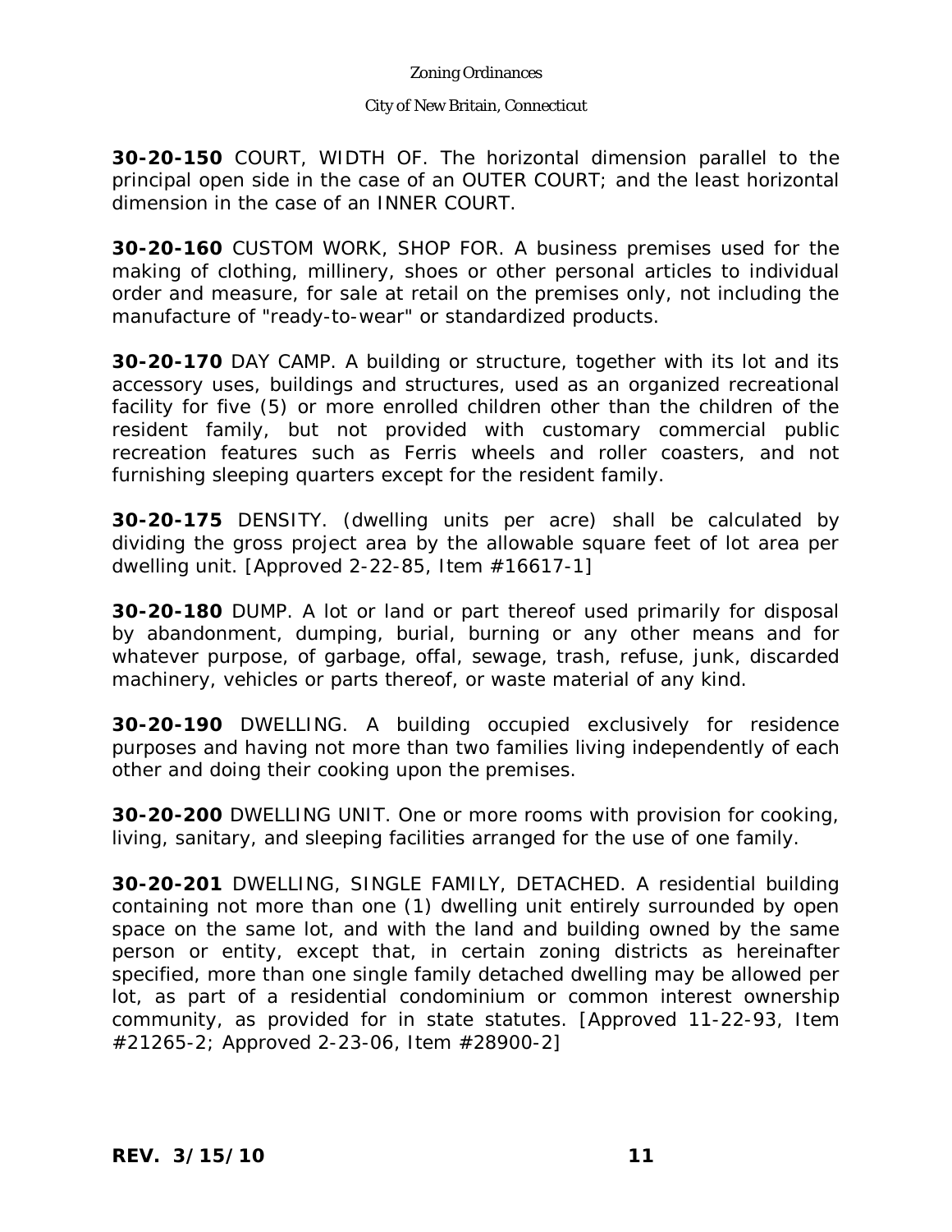**30-20-150** COURT, WIDTH OF. The horizontal dimension parallel to the principal open side in the case of an OUTER COURT; and the least horizontal dimension in the case of an INNER COURT.

**30-20-160** CUSTOM WORK, SHOP FOR. A business premises used for the making of clothing, millinery, shoes or other personal articles to individual order and measure, for sale at retail on the premises only, not including the manufacture of "ready-to-wear" or standardized products.

**30-20-170** DAY CAMP. A building or structure, together with its lot and its accessory uses, buildings and structures, used as an organized recreational facility for five (5) or more enrolled children other than the children of the resident family, but not provided with customary commercial public recreation features such as Ferris wheels and roller coasters, and not furnishing sleeping quarters except for the resident family.

**30-20-175** DENSITY. (dwelling units per acre) shall be calculated by dividing the gross project area by the allowable square feet of lot area per dwelling unit. [Approved 2-22-85, Item #16617-1]

**30-20-180** DUMP. A lot or land or part thereof used primarily for disposal by abandonment, dumping, burial, burning or any other means and for whatever purpose, of garbage, offal, sewage, trash, refuse, junk, discarded machinery, vehicles or parts thereof, or waste material of any kind.

**30-20-190** DWELLING. A building occupied exclusively for residence purposes and having not more than two families living independently of each other and doing their cooking upon the premises.

**30-20-200** DWELLING UNIT. One or more rooms with provision for cooking, living, sanitary, and sleeping facilities arranged for the use of one family.

**30-20-201** DWELLING, SINGLE FAMILY, DETACHED. A residential building containing not more than one (1) dwelling unit entirely surrounded by open space on the same lot, and with the land and building owned by the same person or entity, except that, in certain zoning districts as hereinafter specified, more than one single family detached dwelling may be allowed per lot, as part of a residential condominium or common interest ownership community, as provided for in state statutes. [Approved 11-22-93, Item #21265-2; Approved 2-23-06, Item #28900-2]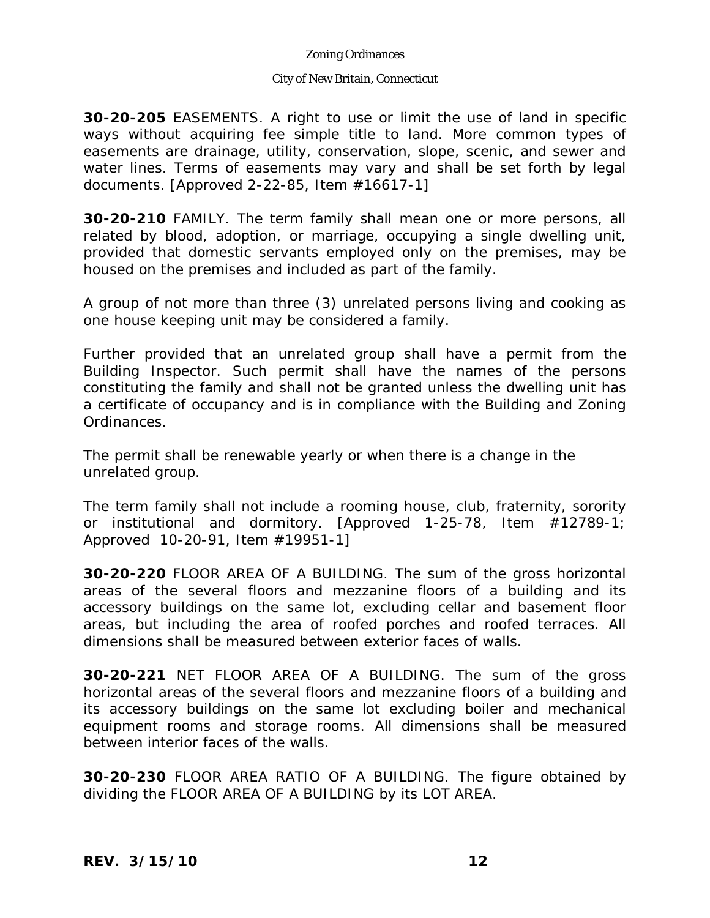**30-20-205** EASEMENTS. A right to use or limit the use of land in specific ways without acquiring fee simple title to land. More common types of easements are drainage, utility, conservation, slope, scenic, and sewer and water lines. Terms of easements may vary and shall be set forth by legal documents. [Approved 2-22-85, Item #16617-1]

**30-20-210** FAMILY. The term family shall mean one or more persons, all related by blood, adoption, or marriage, occupying a single dwelling unit, provided that domestic servants employed only on the premises, may be housed on the premises and included as part of the family.

A group of not more than three (3) unrelated persons living and cooking as one house keeping unit may be considered a family.

Further provided that an unrelated group shall have a permit from the Building Inspector. Such permit shall have the names of the persons constituting the family and shall not be granted unless the dwelling unit has a certificate of occupancy and is in compliance with the Building and Zoning Ordinances.

The permit shall be renewable yearly or when there is a change in the unrelated group.

The term family shall not include a rooming house, club, fraternity, sorority or institutional and dormitory. [Approved 1-25-78, Item #12789-1; Approved 10-20-91, Item #19951-1]

**30-20-220** FLOOR AREA OF A BUILDING. The sum of the gross horizontal areas of the several floors and mezzanine floors of a building and its accessory buildings on the same lot, excluding cellar and basement floor areas, but including the area of roofed porches and roofed terraces. All dimensions shall be measured between exterior faces of walls.

**30-20-221** NET FLOOR AREA OF A BUILDING. The sum of the gross horizontal areas of the several floors and mezzanine floors of a building and its accessory buildings on the same lot excluding boiler and mechanical equipment rooms and storage rooms. All dimensions shall be measured between interior faces of the walls.

**30-20-230** FLOOR AREA RATIO OF A BUILDING. The figure obtained by dividing the FLOOR AREA OF A BUILDING by its LOT AREA.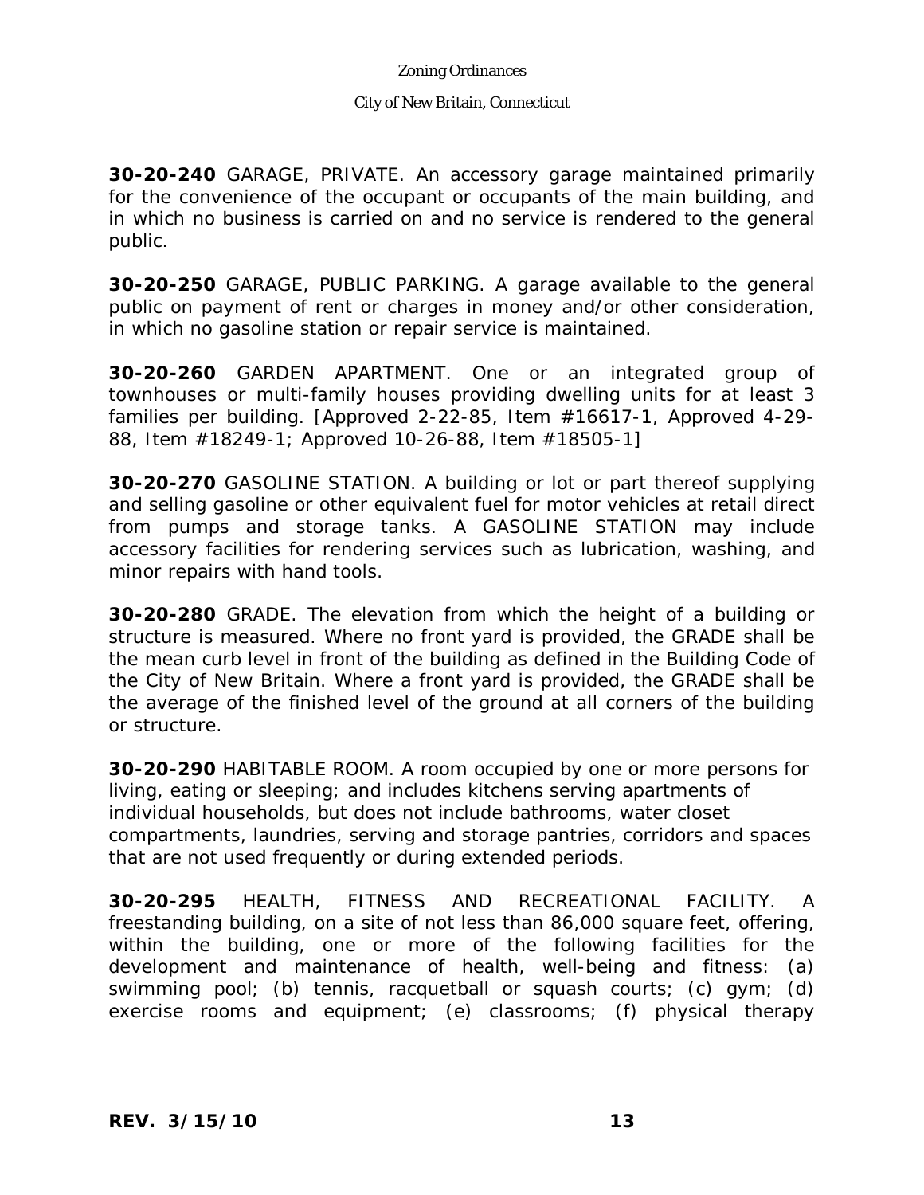**30-20-240** GARAGE, PRIVATE. An accessory garage maintained primarily for the convenience of the occupant or occupants of the main building, and in which no business is carried on and no service is rendered to the general public.

**30-20-250** GARAGE, PUBLIC PARKING. A garage available to the general public on payment of rent or charges in money and/or other consideration, in which no gasoline station or repair service is maintained.

**30-20-260** GARDEN APARTMENT. One or an integrated group of townhouses or multi-family houses providing dwelling units for at least 3 families per building. [Approved 2-22-85, Item #16617-1, Approved 4-29-88, Item #18249-1; Approved 10-26-88, Item #18505-1]

**30-20-270** GASOLINE STATION. A building or lot or part thereof supplying and selling gasoline or other equivalent fuel for motor vehicles at retail direct from pumps and storage tanks. A GASOLINE STATION may include accessory facilities for rendering services such as lubrication, washing, and minor repairs with hand tools.

**30-20-280** GRADE. The elevation from which the height of a building or structure is measured. Where no front yard is provided, the GRADE shall be the mean curb level in front of the building as defined in the Building Code of the City of New Britain. Where a front yard is provided, the GRADE shall be the average of the finished level of the ground at all corners of the building or structure.

**30-20-290** HABITABLE ROOM. A room occupied by one or more persons for living, eating or sleeping; and includes kitchens serving apartments of individual households, but does not include bathrooms, water closet compartments, laundries, serving and storage pantries, corridors and spaces that are not used frequently or during extended periods.

**30-20-295** HEALTH, FITNESS AND RECREATIONAL FACILITY. A freestanding building, on a site of not less than 86,000 square feet, offering, within the building, one or more of the following facilities for the development and maintenance of health, well-being and fitness: (a) swimming pool; (b) tennis, racquetball or squash courts; (c) gym; (d) exercise rooms and equipment; (e) classrooms; (f) physical therapy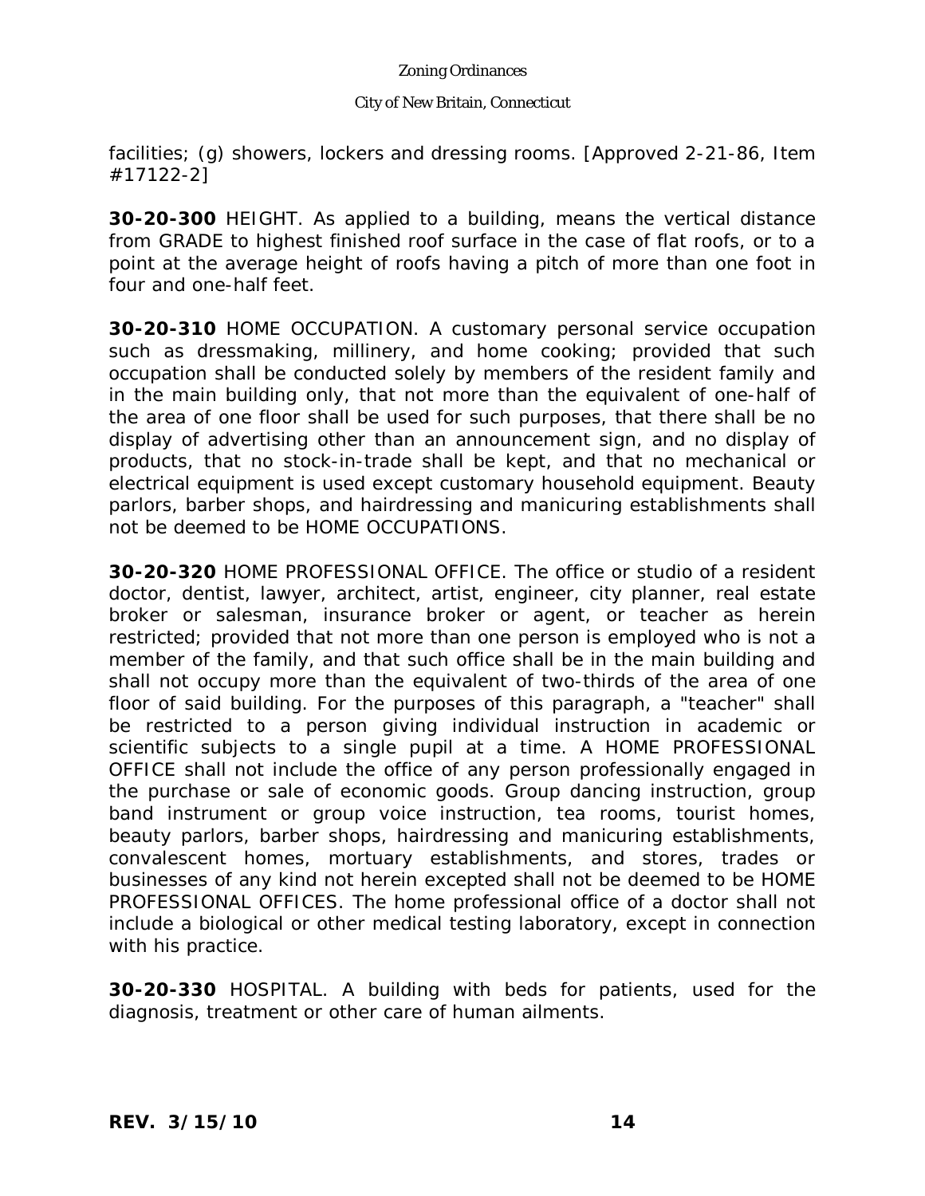facilities; (g) showers, lockers and dressing rooms. [Approved 2-21-86, Item #17122-2]

**30-20-300** HEIGHT. As applied to a building, means the vertical distance from GRADE to highest finished roof surface in the case of flat roofs, or to a point at the average height of roofs having a pitch of more than one foot in four and one-half feet.

**30-20-310** HOME OCCUPATION. A customary personal service occupation such as dressmaking, millinery, and home cooking; provided that such occupation shall be conducted solely by members of the resident family and in the main building only, that not more than the equivalent of one-half of the area of one floor shall be used for such purposes, that there shall be no display of advertising other than an announcement sign, and no display of products, that no stock-in-trade shall be kept, and that no mechanical or electrical equipment is used except customary household equipment. Beauty parlors, barber shops, and hairdressing and manicuring establishments shall not be deemed to be HOME OCCUPATIONS.

**30-20-320** HOME PROFESSIONAL OFFICE. The office or studio of a resident doctor, dentist, lawyer, architect, artist, engineer, city planner, real estate broker or salesman, insurance broker or agent, or teacher as herein restricted; provided that not more than one person is employed who is not a member of the family, and that such office shall be in the main building and shall not occupy more than the equivalent of two-thirds of the area of one floor of said building. For the purposes of this paragraph, a "teacher" shall be restricted to a person giving individual instruction in academic or scientific subjects to a single pupil at a time. A HOME PROFESSIONAL OFFICE shall not include the office of any person professionally engaged in the purchase or sale of economic goods. Group dancing instruction, group band instrument or group voice instruction, tea rooms, tourist homes, beauty parlors, barber shops, hairdressing and manicuring establishments, convalescent homes, mortuary establishments, and stores, trades or businesses of any kind not herein excepted shall not be deemed to be HOME PROFESSIONAL OFFICES. The home professional office of a doctor shall not include a biological or other medical testing laboratory, except in connection with his practice.

**30-20-330** HOSPITAL. A building with beds for patients, used for the diagnosis, treatment or other care of human ailments.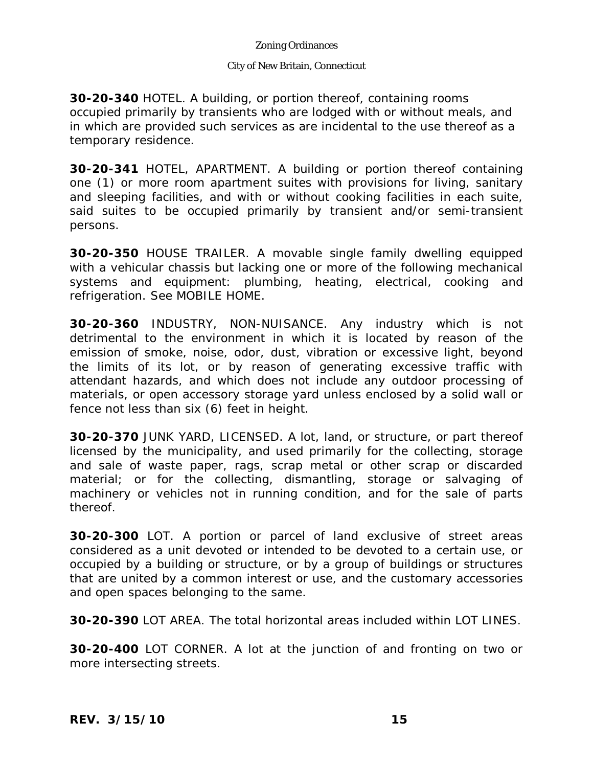**30-20-340** HOTEL. A building, or portion thereof, containing rooms occupied primarily by transients who are lodged with or without meals, and in which are provided such services as are incidental to the use thereof as a temporary residence.

**30-20-341** HOTEL, APARTMENT. A building or portion thereof containing one (1) or more room apartment suites with provisions for living, sanitary and sleeping facilities, and with or without cooking facilities in each suite, said suites to be occupied primarily by transient and/or semi-transient persons.

**30-20-350** HOUSE TRAILER. A movable single family dwelling equipped with a vehicular chassis but lacking one or more of the following mechanical systems and equipment: plumbing, heating, electrical, cooking and refrigeration. See MOBILE HOME.

**30-20-360** INDUSTRY, NON-NUISANCE. Any industry which is not detrimental to the environment in which it is located by reason of the emission of smoke, noise, odor, dust, vibration or excessive light, beyond the limits of its lot, or by reason of generating excessive traffic with attendant hazards, and which does not include any outdoor processing of materials, or open accessory storage yard unless enclosed by a solid wall or fence not less than six (6) feet in height.

**30-20-370** JUNK YARD, LICENSED. A lot, land, or structure, or part thereof licensed by the municipality, and used primarily for the collecting, storage and sale of waste paper, rags, scrap metal or other scrap or discarded material; or for the collecting, dismantling, storage or salvaging of machinery or vehicles not in running condition, and for the sale of parts thereof.

**30-20-300** LOT. A portion or parcel of land exclusive of street areas considered as a unit devoted or intended to be devoted to a certain use, or occupied by a building or structure, or by a group of buildings or structures that are united by a common interest or use, and the customary accessories and open spaces belonging to the same.

**30-20-390** LOT AREA. The total horizontal areas included within LOT LINES.

**30-20-400** LOT CORNER. A lot at the junction of and fronting on two or more intersecting streets.

**REV. 3/15/10**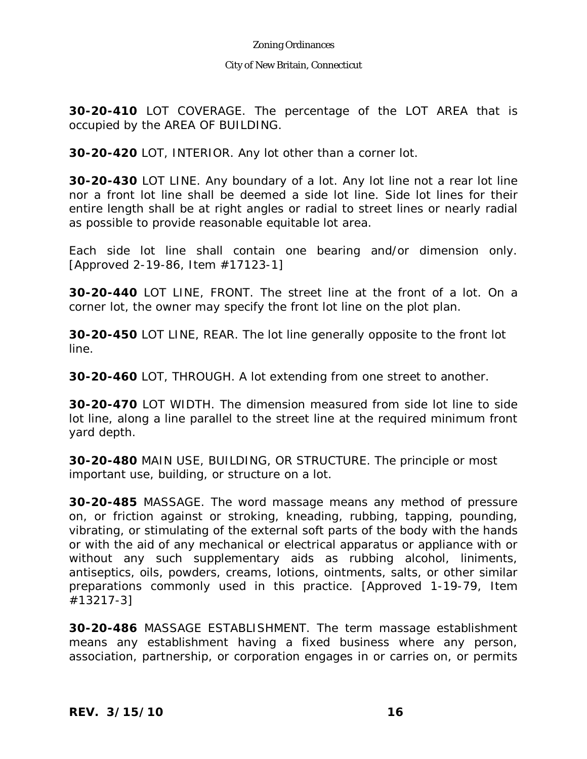**30-20-410** LOT COVERAGE. The percentage of the LOT AREA that is occupied by the AREA OF BUILDING.

**30-20-420** LOT, INTERIOR. Any lot other than a corner lot.

**30-20-430** LOT LINE. Any boundary of a lot. Any lot line not a rear lot line nor a front lot line shall be deemed a side lot line. Side lot lines for their entire length shall be at right angles or radial to street lines or nearly radial as possible to provide reasonable equitable lot area.

Each side lot line shall contain one bearing and/or dimension only. [Approved 2-19-86, Item #17123-1]

**30-20-440** LOT LINE, FRONT. The street line at the front of a lot. On a corner lot, the owner may specify the front lot line on the plot plan.

**30-20-450** LOT LINE, REAR. The lot line generally opposite to the front lot line.

**30-20-460** LOT, THROUGH. A lot extending from one street to another.

**30-20-470** LOT WIDTH. The dimension measured from side lot line to side lot line, along a line parallel to the street line at the required minimum front yard depth.

**30-20-480** MAIN USE, BUILDING, OR STRUCTURE. The principle or most important use, building, or structure on a lot.

**30-20-485** MASSAGE. The word massage means any method of pressure on, or friction against or stroking, kneading, rubbing, tapping, pounding, vibrating, or stimulating of the external soft parts of the body with the hands or with the aid of any mechanical or electrical apparatus or appliance with or without any such supplementary aids as rubbing alcohol, liniments, antiseptics, oils, powders, creams, lotions, ointments, salts, or other similar preparations commonly used in this practice. [Approved 1-19-79, Item #13217-3]

**30-20-486** MASSAGE ESTABLISHMENT. The term massage establishment means any establishment having a fixed business where any person, association, partnership, or corporation engages in or carries on, or permits

**REV. 3/15/10**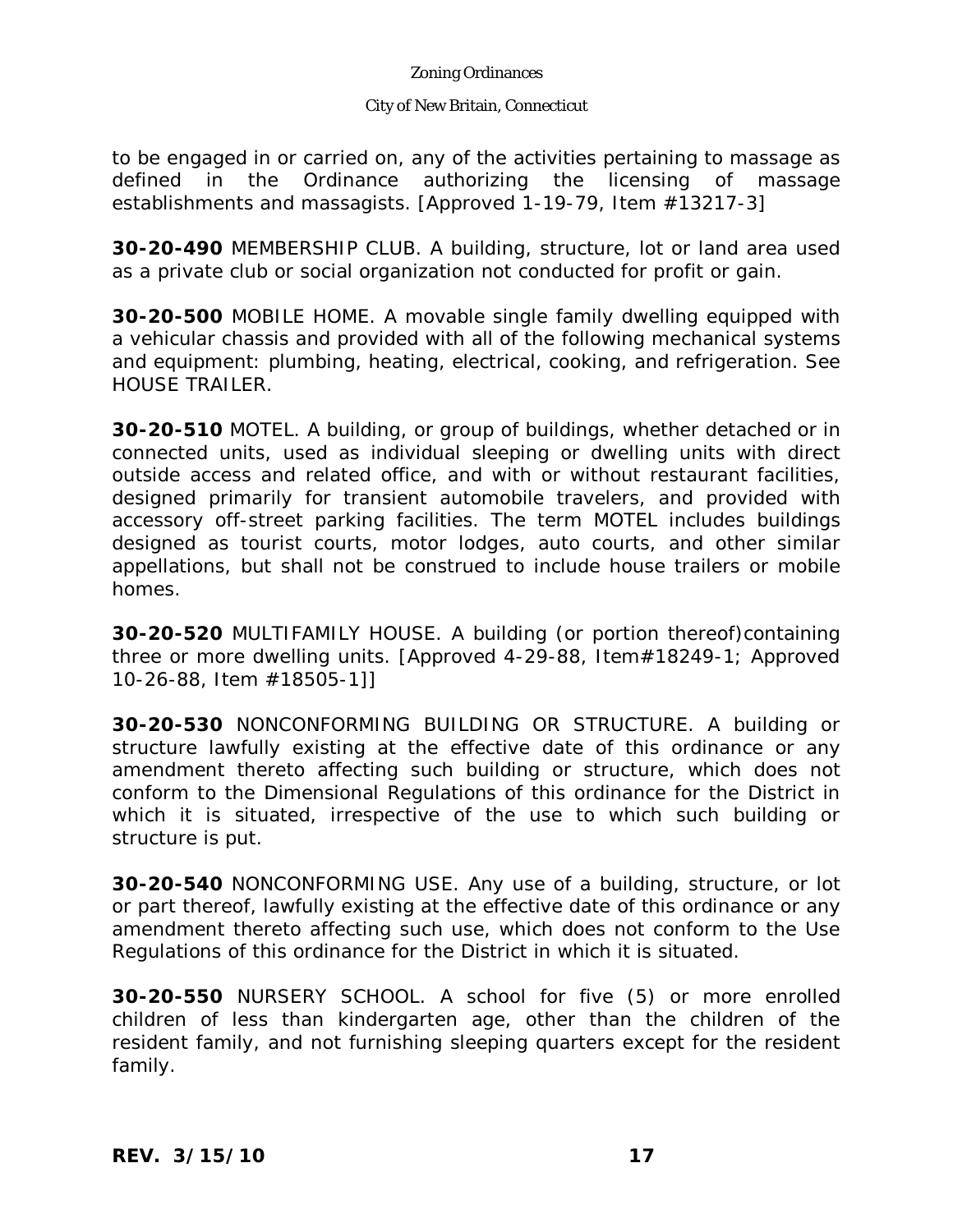to be engaged in or carried on, any of the activities pertaining to massage as defined in the Ordinance authorizing the licensing of massage establishments and massagists. [Approved 1-19-79, Item #13217-3]

**30-20-490** MEMBERSHIP CLUB. A building, structure, lot or land area used as a private club or social organization not conducted for profit or gain.

**30-20-500** MOBILE HOME. A movable single family dwelling equipped with a vehicular chassis and provided with all of the following mechanical systems and equipment: plumbing, heating, electrical, cooking, and refrigeration. See HOUSE TRAILER.

**30-20-510** MOTEL. A building, or group of buildings, whether detached or in connected units, used as individual sleeping or dwelling units with direct outside access and related office, and with or without restaurant facilities, designed primarily for transient automobile travelers, and provided with accessory off-street parking facilities. The term MOTEL includes buildings designed as tourist courts, motor lodges, auto courts, and other similar appellations, but shall not be construed to include house trailers or mobile homes.

**30-20-520** MULTIFAMILY HOUSE. A building (or portion thereof)containing three or more dwelling units. [Approved 4-29-88, Item#18249-1; Approved 10-26-88, Item #18505-1]]

**30-20-530** NONCONFORMING BUILDING OR STRUCTURE. A building or structure lawfully existing at the effective date of this ordinance or any amendment thereto affecting such building or structure, which does not conform to the Dimensional Regulations of this ordinance for the District in which it is situated, irrespective of the use to which such building or structure is put.

**30-20-540** NONCONFORMING USE. Any use of a building, structure, or lot or part thereof, lawfully existing at the effective date of this ordinance or any amendment thereto affecting such use, which does not conform to the Use Regulations of this ordinance for the District in which it is situated.

**30-20-550** NURSERY SCHOOL. A school for five (5) or more enrolled children of less than kindergarten age, other than the children of the resident family, and not furnishing sleeping quarters except for the resident family.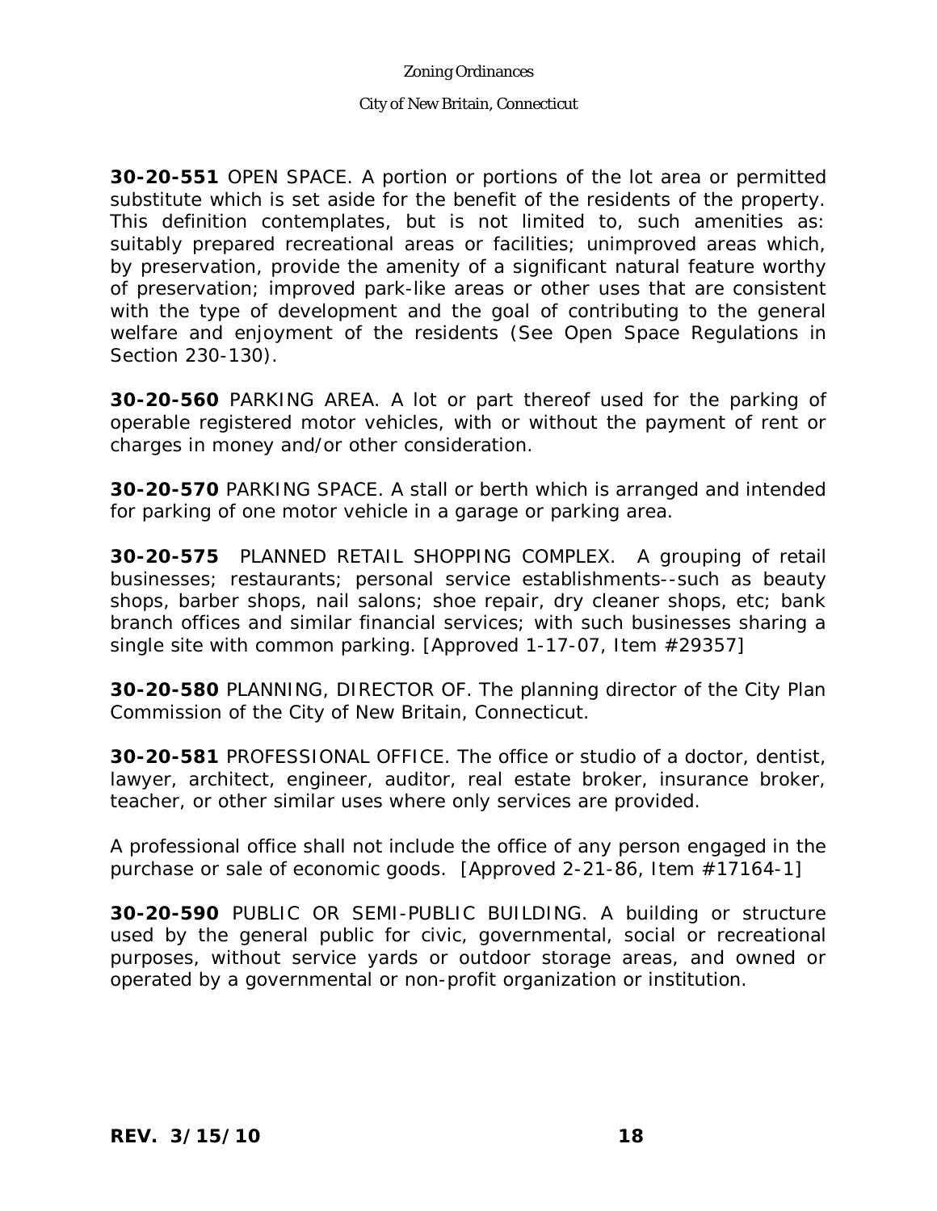**30-20-551** OPEN SPACE. A portion or portions of the lot area or permitted substitute which is set aside for the benefit of the residents of the property. This definition contemplates, but is not limited to, such amenities as: suitably prepared recreational areas or facilities; unimproved areas which, by preservation, provide the amenity of a significant natural feature worthy of preservation; improved park-like areas or other uses that are consistent with the type of development and the goal of contributing to the general welfare and enjoyment of the residents (See Open Space Regulations in Section 230-130).

**30-20-560** PARKING AREA. A lot or part thereof used for the parking of operable registered motor vehicles, with or without the payment of rent or charges in money and/or other consideration.

**30-20-570** PARKING SPACE. A stall or berth which is arranged and intended for parking of one motor vehicle in a garage or parking area.

**30-20-575** PLANNED RETAIL SHOPPING COMPLEX. A grouping of retail businesses; restaurants; personal service establishments--such as beauty shops, barber shops, nail salons; shoe repair, dry cleaner shops, etc; bank branch offices and similar financial services; with such businesses sharing a single site with common parking. [Approved 1-17-07, Item #29357]

**30-20-580** PLANNING, DIRECTOR OF. The planning director of the City Plan Commission of the City of New Britain, Connecticut.

**30-20-581** PROFESSIONAL OFFICE. The office or studio of a doctor, dentist, lawyer, architect, engineer, auditor, real estate broker, insurance broker, teacher, or other similar uses where only services are provided.

A professional office shall not include the office of any person engaged in the purchase or sale of economic goods. [Approved 2-21-86, Item #17164-1]

**30-20-590** PUBLIC OR SEMI-PUBLIC BUILDING. A building or structure used by the general public for civic, governmental, social or recreational purposes, without service yards or outdoor storage areas, and owned or operated by a governmental or non-profit organization or institution.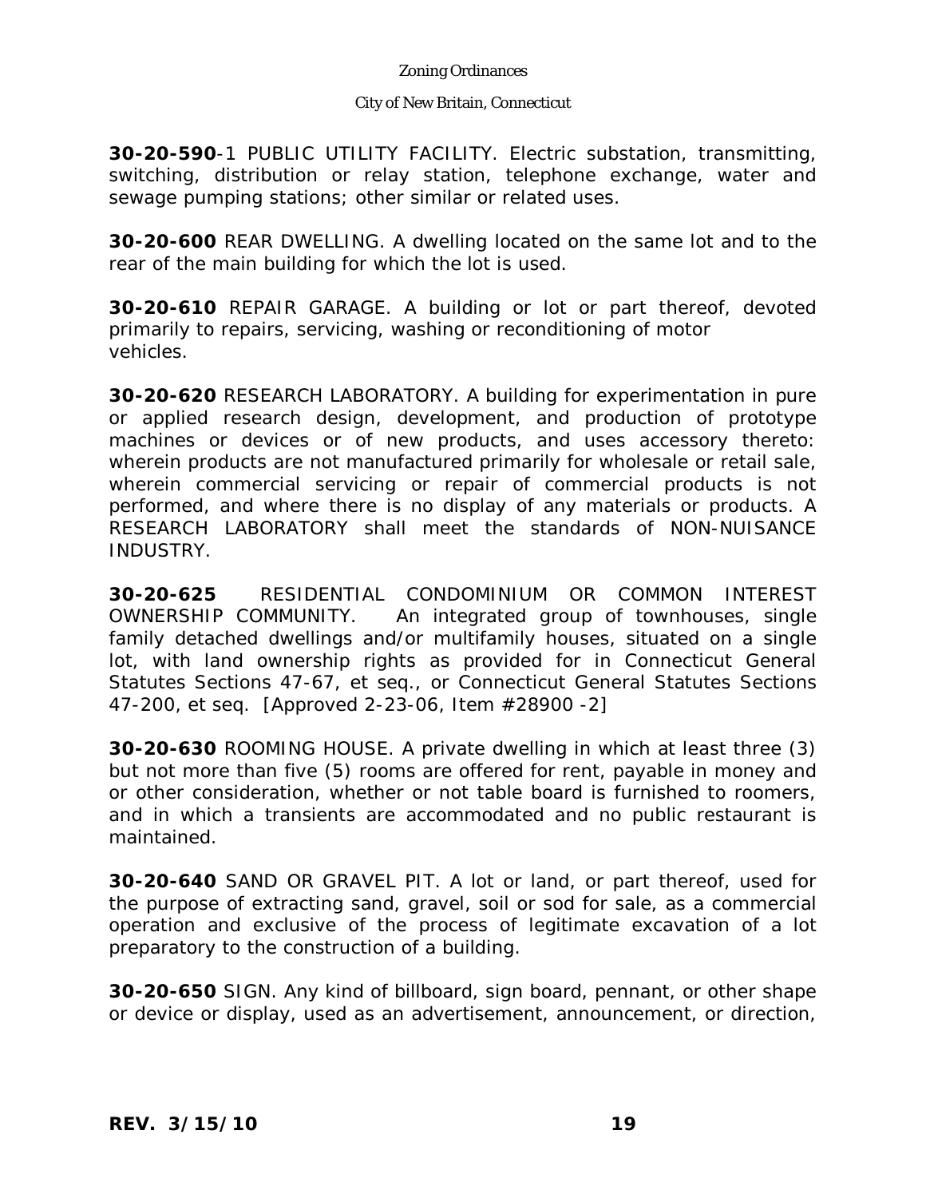**30-20-590**-1 PUBLIC UTILITY FACILITY. Electric substation, transmitting, switching, distribution or relay station, telephone exchange, water and sewage pumping stations; other similar or related uses.

**30-20-600** REAR DWELLING. A dwelling located on the same lot and to the rear of the main building for which the lot is used.

**30-20-610** REPAIR GARAGE. A building or lot or part thereof, devoted primarily to repairs, servicing, washing or reconditioning of motor vehicles.

**30-20-620** RESEARCH LABORATORY. A building for experimentation in pure or applied research design, development, and production of prototype machines or devices or of new products, and uses accessory thereto: wherein products are not manufactured primarily for wholesale or retail sale, wherein commercial servicing or repair of commercial products is not performed, and where there is no display of any materials or products. A RESEARCH LABORATORY shall meet the standards of NON-NUISANCE INDUSTRY.

**30-20-625** RESIDENTIAL CONDOMINIUM OR COMMON INTEREST OWNERSHIP COMMUNITY. An integrated group of townhouses, single family detached dwellings and/or multifamily houses, situated on a single lot, with land ownership rights as provided for in Connecticut General Statutes Sections 47-67, et seq., or Connecticut General Statutes Sections 47-200, et seq. [Approved 2-23-06, Item #28900 -2]

**30-20-630** ROOMING HOUSE. A private dwelling in which at least three (3) but not more than five (5) rooms are offered for rent, payable in money and or other consideration, whether or not table board is furnished to roomers, and in which a transients are accommodated and no public restaurant is maintained.

**30-20-640** SAND OR GRAVEL PIT. A lot or land, or part thereof, used for the purpose of extracting sand, gravel, soil or sod for sale, as a commercial operation and exclusive of the process of legitimate excavation of a lot preparatory to the construction of a building.

**30-20-650** SIGN. Any kind of billboard, sign board, pennant, or other shape or device or display, used as an advertisement, announcement, or direction,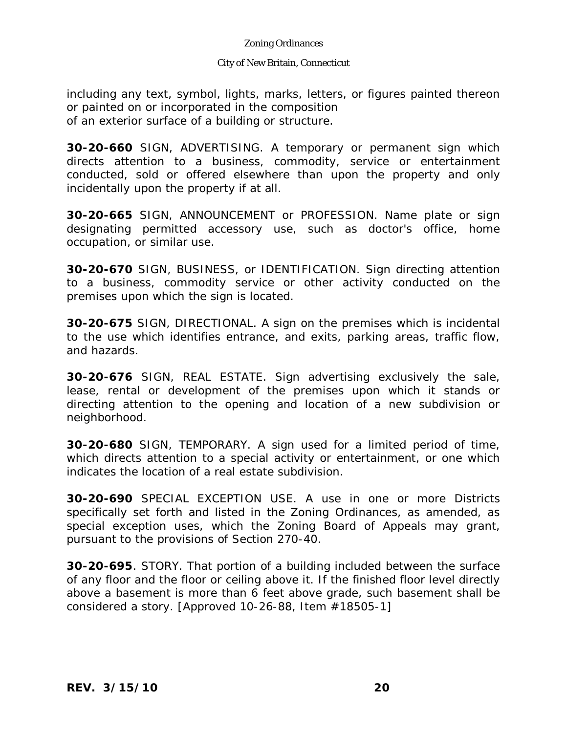including any text, symbol, lights, marks, letters, or figures painted thereon or painted on or incorporated in the composition
of an exterior surface of a building or structure.

**30-20-660** SIGN, ADVERTISING. A temporary or permanent sign which directs attention to a business, commodity, service or entertainment conducted, sold or offered elsewhere than upon the property and only incidentally upon the property if at all.

**30-20-665** SIGN, ANNOUNCEMENT or PROFESSION. Name plate or sign designating permitted accessory use, such as doctor's office, home occupation, or similar use.

**30-20-670** SIGN, BUSINESS, or IDENTIFICATION. Sign directing attention to a business, commodity service or other activity conducted on the premises upon which the sign is located.

**30-20-675** SIGN, DIRECTIONAL. A sign on the premises which is incidental to the use which identifies entrance, and exits, parking areas, traffic flow, and hazards.

**30-20-676** SIGN, REAL ESTATE. Sign advertising exclusively the sale, lease, rental or development of the premises upon which it stands or directing attention to the opening and location of a new subdivision or neighborhood.

**30-20-680** SIGN, TEMPORARY. A sign used for a limited period of time, which directs attention to a special activity or entertainment, or one which indicates the location of a real estate subdivision.

**30-20-690** SPECIAL EXCEPTION USE. A use in one or more Districts specifically set forth and listed in the Zoning Ordinances, as amended, as special exception uses, which the Zoning Board of Appeals may grant, pursuant to the provisions of Section 270-40.

**30-20-695**. STORY. That portion of a building included between the surface of any floor and the floor or ceiling above it. If the finished floor level directly above a basement is more than 6 feet above grade, such basement shall be considered a story. [Approved 10-26-88, Item #18505-1]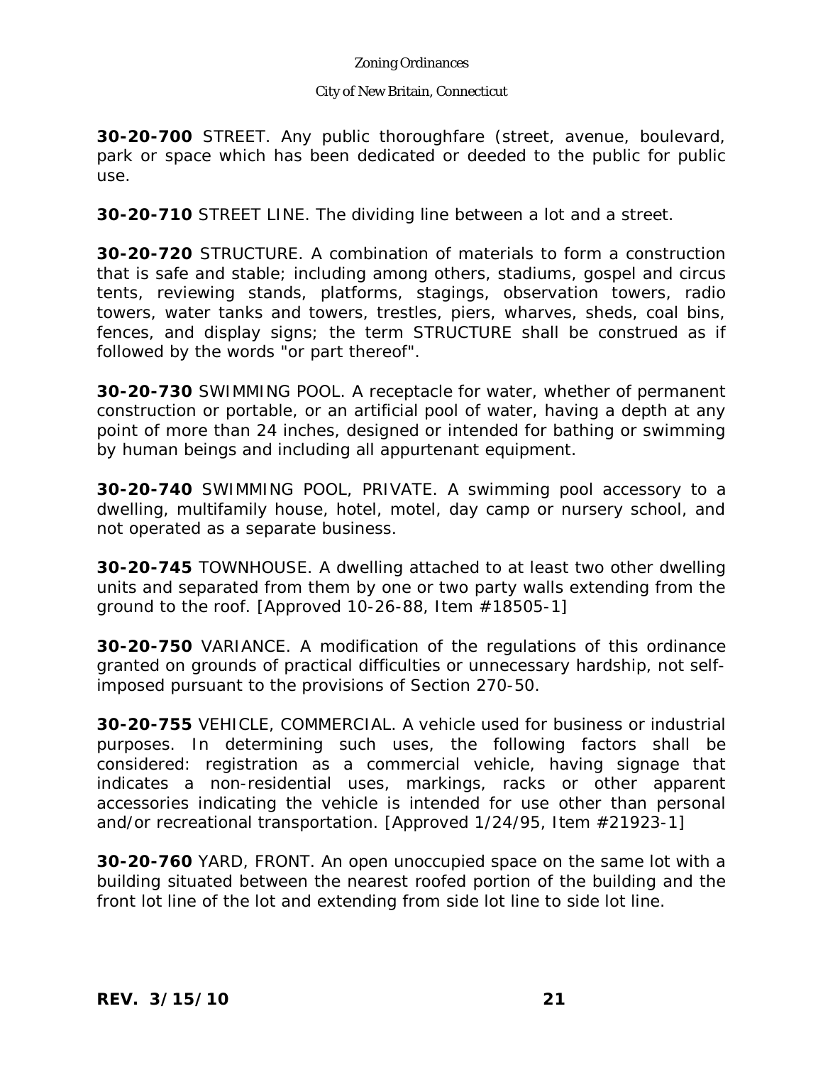**30-20-700** STREET. Any public thoroughfare (street, avenue, boulevard, park or space which has been dedicated or deeded to the public for public use.

**30-20-710** STREET LINE. The dividing line between a lot and a street.

**30-20-720** STRUCTURE. A combination of materials to form a construction that is safe and stable; including among others, stadiums, gospel and circus tents, reviewing stands, platforms, stagings, observation towers, radio towers, water tanks and towers, trestles, piers, wharves, sheds, coal bins, fences, and display signs; the term STRUCTURE shall be construed as if followed by the words "or part thereof".

**30-20-730** SWIMMING POOL. A receptacle for water, whether of permanent construction or portable, or an artificial pool of water, having a depth at any point of more than 24 inches, designed or intended for bathing or swimming by human beings and including all appurtenant equipment.

**30-20-740** SWIMMING POOL, PRIVATE. A swimming pool accessory to a dwelling, multifamily house, hotel, motel, day camp or nursery school, and not operated as a separate business.

**30-20-745** TOWNHOUSE. A dwelling attached to at least two other dwelling units and separated from them by one or two party walls extending from the ground to the roof. [Approved 10-26-88, Item #18505-1]

**30-20-750** VARIANCE. A modification of the regulations of this ordinance granted on grounds of practical difficulties or unnecessary hardship, not self-imposed pursuant to the provisions of Section 270-50.

**30-20-755** VEHICLE, COMMERCIAL. A vehicle used for business or industrial purposes. In determining such uses, the following factors shall be considered: registration as a commercial vehicle, having signage that indicates a non-residential uses, markings, racks or other apparent accessories indicating the vehicle is intended for use other than personal and/or recreational transportation. [Approved 1/24/95, Item #21923-1]

**30-20-760** YARD, FRONT. An open unoccupied space on the same lot with a building situated between the nearest roofed portion of the building and the front lot line of the lot and extending from side lot line to side lot line.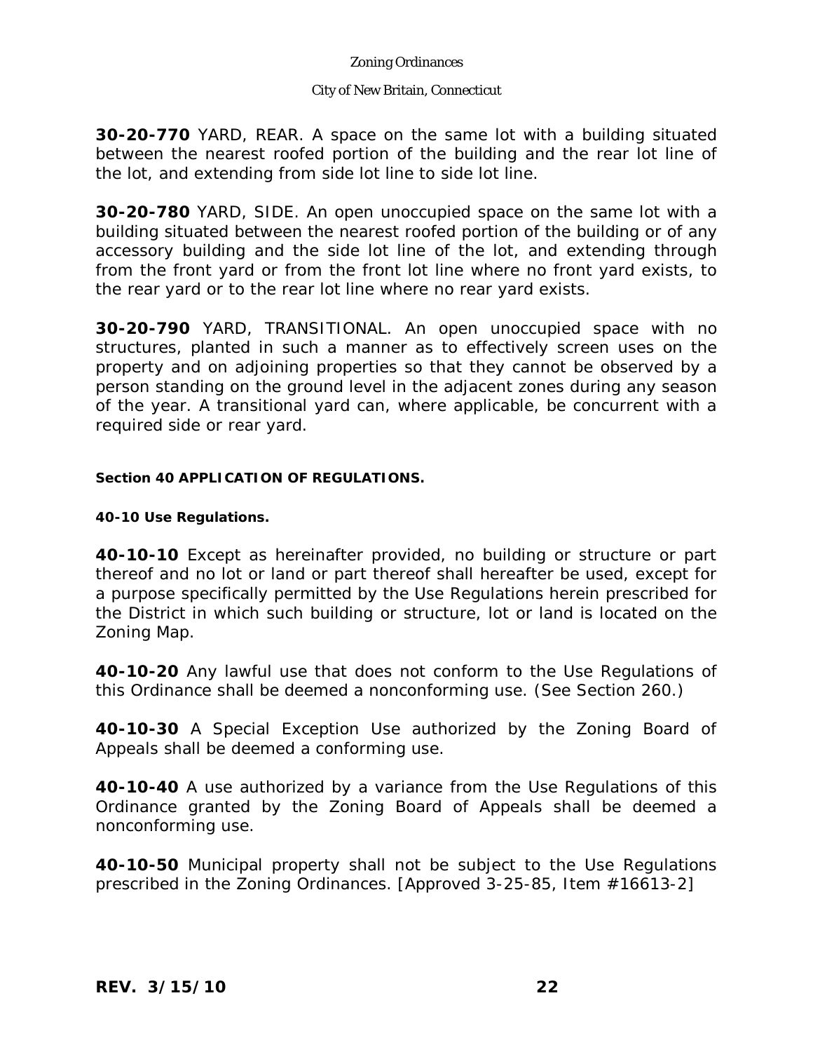**30-20-770** YARD, REAR. A space on the same lot with a building situated between the nearest roofed portion of the building and the rear lot line of the lot, and extending from side lot line to side lot line.

**30-20-780** YARD, SIDE. An open unoccupied space on the same lot with a building situated between the nearest roofed portion of the building or of any accessory building and the side lot line of the lot, and extending through from the front yard or from the front lot line where no front yard exists, to the rear yard or to the rear lot line where no rear yard exists.

**30-20-790** YARD, TRANSITIONAL. An open unoccupied space with no structures, planted in such a manner as to effectively screen uses on the property and on adjoining properties so that they cannot be observed by a person standing on the ground level in the adjacent zones during any season of the year. A transitional yard can, where applicable, be concurrent with a required side or rear yard.

## Section 40 APPLICATION OF REGULATIONS.

### 40-10 Use Regulations.

**40-10-10** Except as hereinafter provided, no building or structure or part thereof and no lot or land or part thereof shall hereafter be used, except for a purpose specifically permitted by the Use Regulations herein prescribed for the District in which such building or structure, lot or land is located on the Zoning Map.

**40-10-20** Any lawful use that does not conform to the Use Regulations of this Ordinance shall be deemed a nonconforming use. (See Section 260.)

**40-10-30** A Special Exception Use authorized by the Zoning Board of Appeals shall be deemed a conforming use.

**40-10-40** A use authorized by a variance from the Use Regulations of this Ordinance granted by the Zoning Board of Appeals shall be deemed a nonconforming use.

**40-10-50** Municipal property shall not be subject to the Use Regulations prescribed in the Zoning Ordinances. [Approved 3-25-85, Item #16613-2]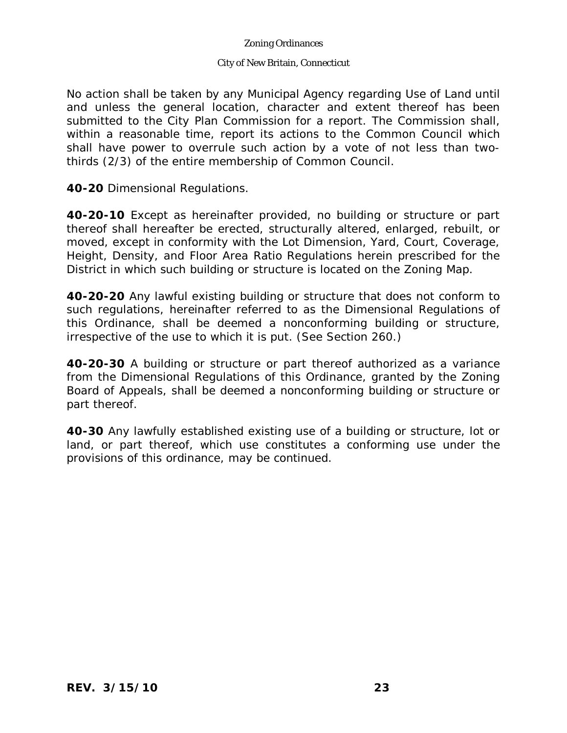No action shall be taken by any Municipal Agency regarding Use of Land until and unless the general location, character and extent thereof has been submitted to the City Plan Commission for a report. The Commission shall, within a reasonable time, report its actions to the Common Council which shall have power to overrule such action by a vote of not less than two-thirds (2/3) of the entire membership of Common Council.

**40-20** Dimensional Regulations.

**40-20-10** Except as hereinafter provided, no building or structure or part thereof shall hereafter be erected, structurally altered, enlarged, rebuilt, or moved, except in conformity with the Lot Dimension, Yard, Court, Coverage, Height, Density, and Floor Area Ratio Regulations herein prescribed for the District in which such building or structure is located on the Zoning Map.

**40-20-20** Any lawful existing building or structure that does not conform to such regulations, hereinafter referred to as the Dimensional Regulations of this Ordinance, shall be deemed a nonconforming building or structure, irrespective of the use to which it is put. (See Section 260.)

**40-20-30** A building or structure or part thereof authorized as a variance from the Dimensional Regulations of this Ordinance, granted by the Zoning Board of Appeals, shall be deemed a nonconforming building or structure or part thereof.

**40-30** Any lawfully established existing use of a building or structure, lot or land, or part thereof, which use constitutes a conforming use under the provisions of this ordinance, may be continued.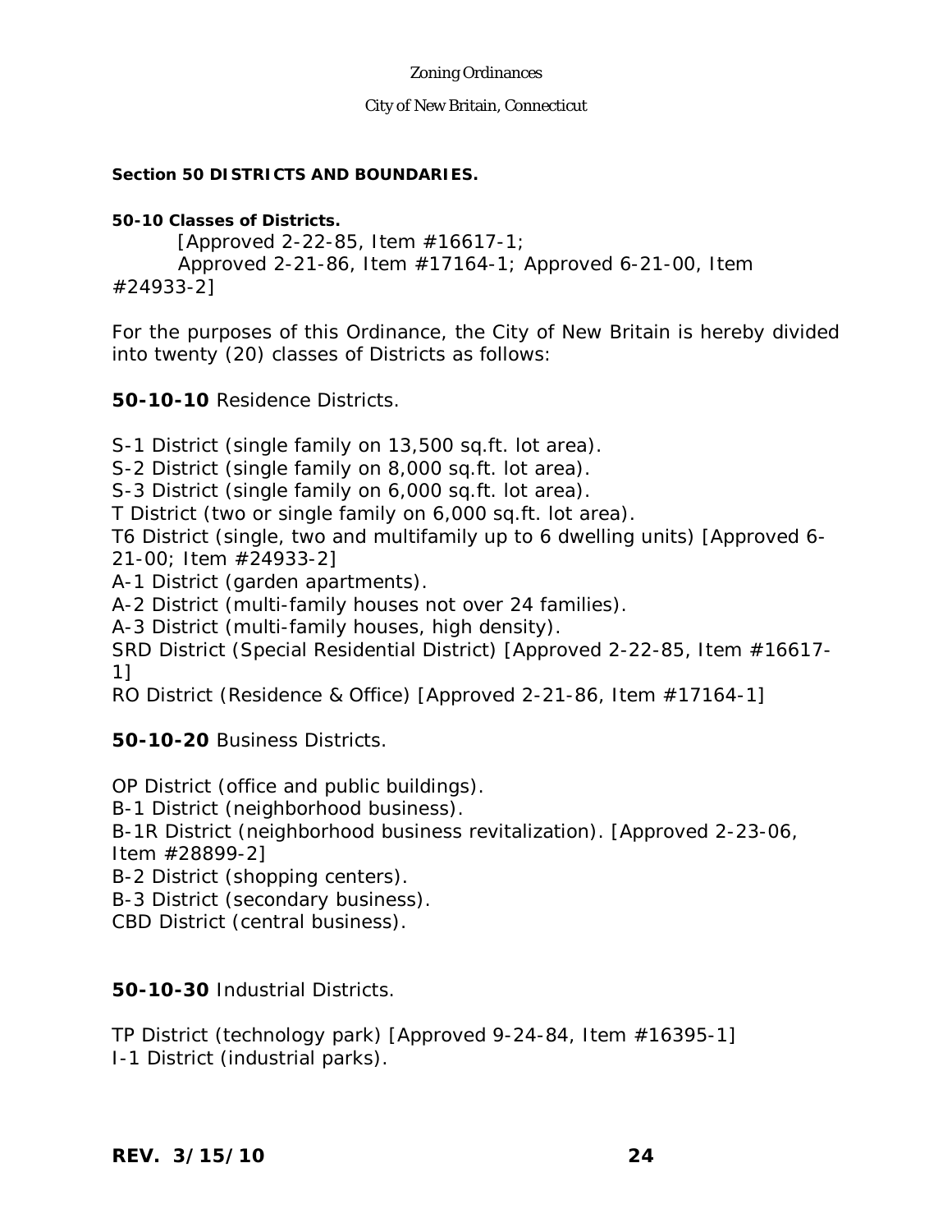**Section 50 DISTRICTS AND BOUNDARIES.**

**50-10 Classes of Districts.**

[Approved 2-22-85, Item #16617-1;
Approved 2-21-86, Item #17164-1; Approved 6-21-00, Item #24933-2]

For the purposes of this Ordinance, the City of New Britain is hereby divided into twenty (20) classes of Districts as follows:

**50-10-10** Residence Districts.

S-1 District (single family on 13,500 sq.ft. lot area).
S-2 District (single family on 8,000 sq.ft. lot area).
S-3 District (single family on 6,000 sq.ft. lot area).
T District (two or single family on 6,000 sq.ft. lot area).
T6 District (single, two and multifamily up to 6 dwelling units) [Approved 6-21-00; Item #24933-2]
A-1 District (garden apartments).
A-2 District (multi-family houses not over 24 families).
A-3 District (multi-family houses, high density).
SRD District (Special Residential District) [Approved 2-22-85, Item #16617-1]
RO District (Residence & Office) [Approved 2-21-86, Item #17164-1]

**50-10-20** Business Districts.

OP District (office and public buildings).
B-1 District (neighborhood business).
B-1R District (neighborhood business revitalization). [Approved 2-23-06, Item #28899-2]
B-2 District (shopping centers).
B-3 District (secondary business).
CBD District (central business).

**50-10-30** Industrial Districts.

TP District (technology park) [Approved 9-24-84, Item #16395-1]
I-1 District (industrial parks).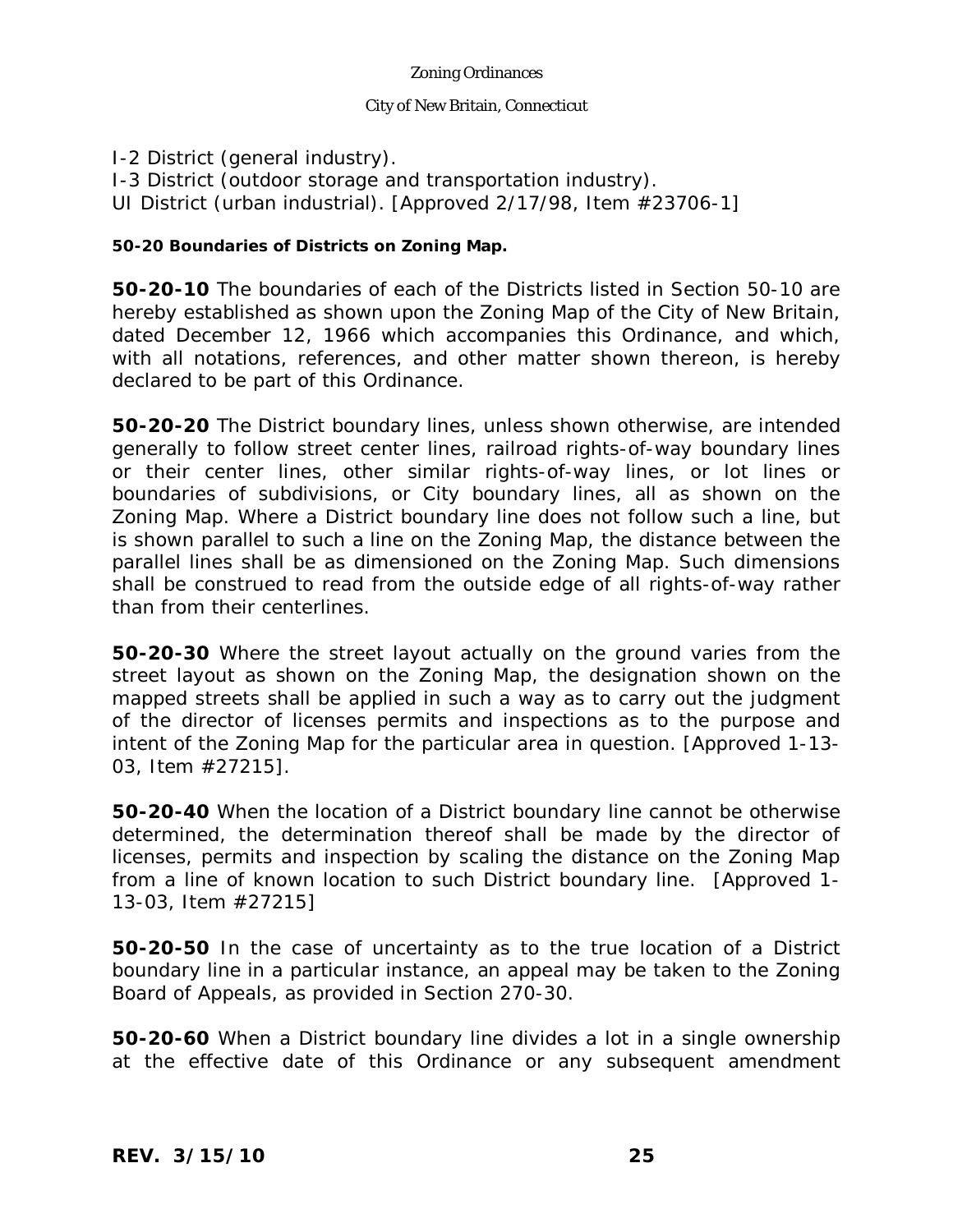I-2 District (general industry).
I-3 District (outdoor storage and transportation industry).
UI District (urban industrial). [Approved 2/17/98, Item #23706-1]

**50-20 Boundaries of Districts on Zoning Map.**

**50-20-10** The boundaries of each of the Districts listed in Section 50-10 are hereby established as shown upon the Zoning Map of the City of New Britain, dated December 12, 1966 which accompanies this Ordinance, and which, with all notations, references, and other matter shown thereon, is hereby declared to be part of this Ordinance.

**50-20-20** The District boundary lines, unless shown otherwise, are intended generally to follow street center lines, railroad rights-of-way boundary lines or their center lines, other similar rights-of-way lines, or lot lines or boundaries of subdivisions, or City boundary lines, all as shown on the Zoning Map. Where a District boundary line does not follow such a line, but is shown parallel to such a line on the Zoning Map, the distance between the parallel lines shall be as dimensioned on the Zoning Map. Such dimensions shall be construed to read from the outside edge of all rights-of-way rather than from their centerlines.

**50-20-30** Where the street layout actually on the ground varies from the street layout as shown on the Zoning Map, the designation shown on the mapped streets shall be applied in such a way as to carry out the judgment of the director of licenses permits and inspections as to the purpose and intent of the Zoning Map for the particular area in question. [Approved 1-13-03, Item #27215].

**50-20-40** When the location of a District boundary line cannot be otherwise determined, the determination thereof shall be made by the director of licenses, permits and inspection by scaling the distance on the Zoning Map from a line of known location to such District boundary line. [Approved 1-13-03, Item #27215]

**50-20-50** In the case of uncertainty as to the true location of a District boundary line in a particular instance, an appeal may be taken to the Zoning Board of Appeals, as provided in Section 270-30.

**50-20-60** When a District boundary line divides a lot in a single ownership at the effective date of this Ordinance or any subsequent amendment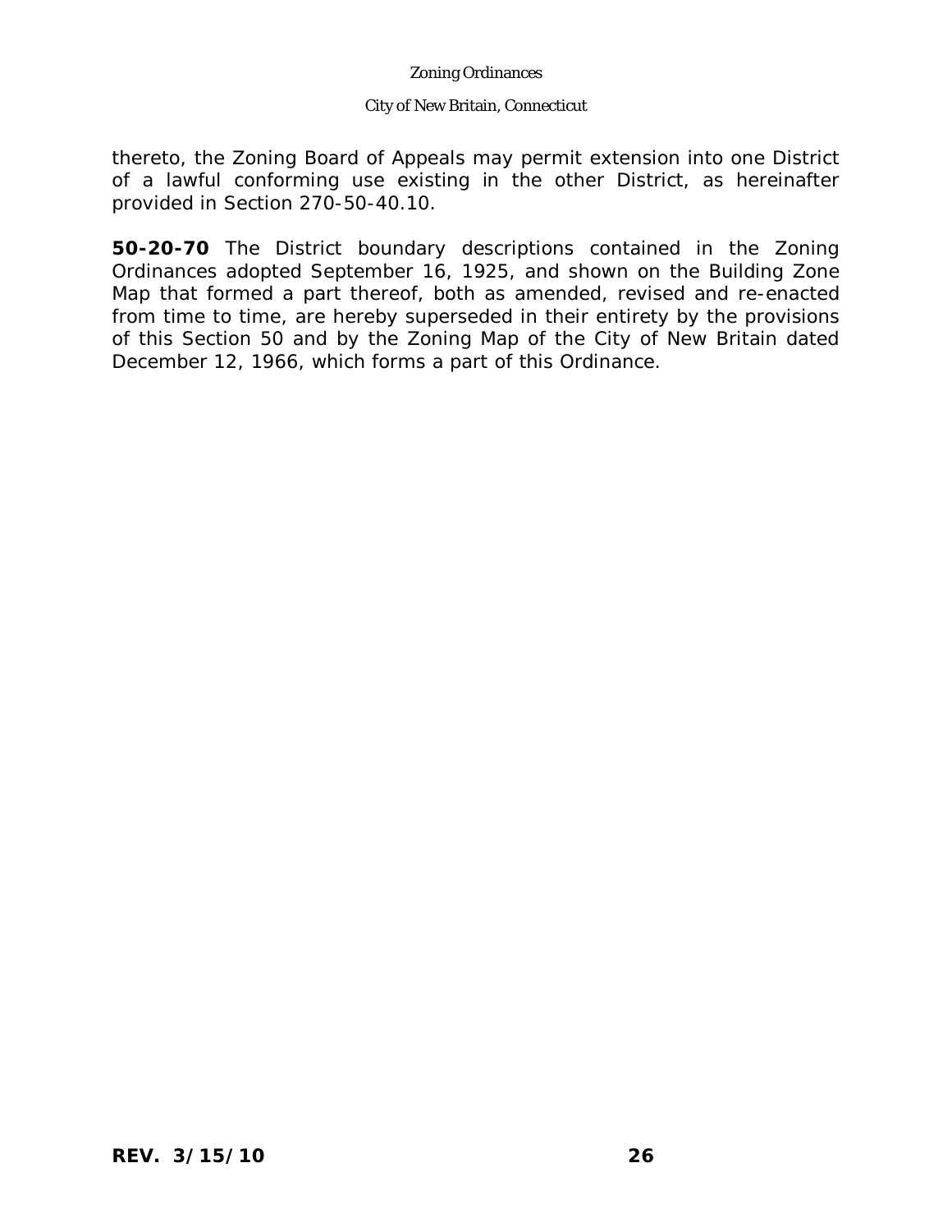thereto, the Zoning Board of Appeals may permit extension into one District of a lawful conforming use existing in the other District, as hereinafter provided in Section 270-50-40.10.

**50-20-70** The District boundary descriptions contained in the Zoning Ordinances adopted September 16, 1925, and shown on the Building Zone Map that formed a part thereof, both as amended, revised and re-enacted from time to time, are hereby superseded in their entirety by the provisions of this Section 50 and by the Zoning Map of the City of New Britain dated December 12, 1966, which forms a part of this Ordinance.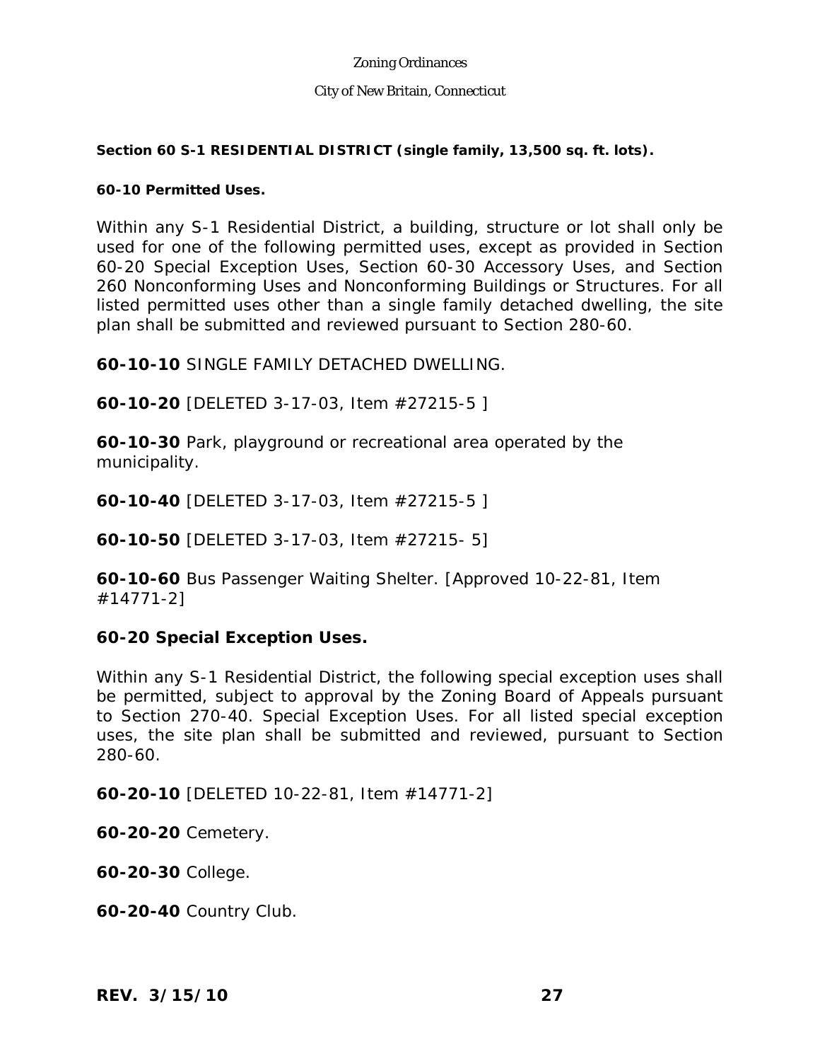## Section 60 S-1 RESIDENTIAL DISTRICT (single family, 13,500 sq. ft. lots).

### 60-10 Permitted Uses.

Within any S-1 Residential District, a building, structure or lot shall only be used for one of the following permitted uses, except as provided in Section 60-20 Special Exception Uses, Section 60-30 Accessory Uses, and Section 260 Nonconforming Uses and Nonconforming Buildings or Structures. For all listed permitted uses other than a single family detached dwelling, the site plan shall be submitted and reviewed pursuant to Section 280-60.

**60-10-10** SINGLE FAMILY DETACHED DWELLING.

**60-10-20** [DELETED 3-17-03, Item #27215-5 ]

**60-10-30** Park, playground or recreational area operated by the municipality.

**60-10-40** [DELETED 3-17-03, Item #27215-5 ]

**60-10-50** [DELETED 3-17-03, Item #27215- 5]

**60-10-60** Bus Passenger Waiting Shelter. [Approved 10-22-81, Item #14771-2]

### 60-20 Special Exception Uses.

Within any S-1 Residential District, the following special exception uses shall be permitted, subject to approval by the Zoning Board of Appeals pursuant to Section 270-40. Special Exception Uses. For all listed special exception uses, the site plan shall be submitted and reviewed, pursuant to Section 280-60.

**60-20-10** [DELETED 10-22-81, Item #14771-2]

**60-20-20** Cemetery.

**60-20-30** College.

**60-20-40** Country Club.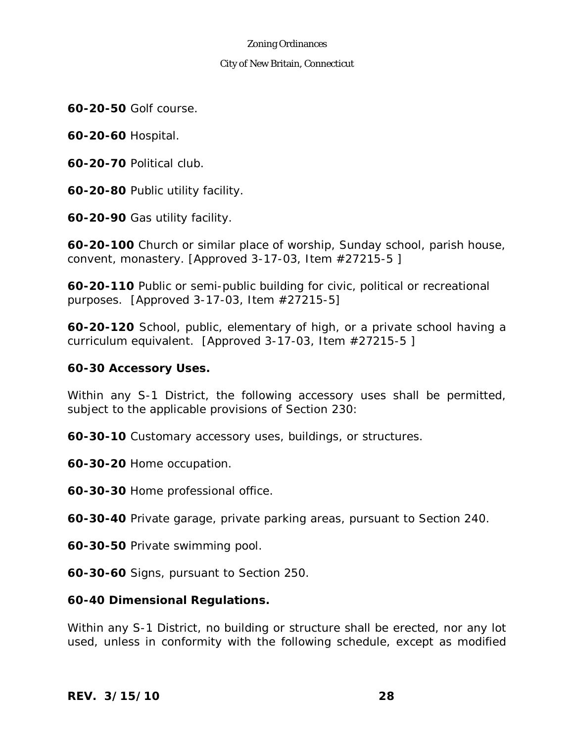**60-20-50** Golf course.

**60-20-60** Hospital.

**60-20-70** Political club.

**60-20-80** Public utility facility.

**60-20-90** Gas utility facility.

**60-20-100** Church or similar place of worship, Sunday school, parish house, convent, monastery. [Approved 3-17-03, Item #27215-5 ]

**60-20-110** Public or semi-public building for civic, political or recreational purposes. [Approved 3-17-03, Item #27215-5]

**60-20-120** School, public, elementary of high, or a private school having a curriculum equivalent. [Approved 3-17-03, Item #27215-5 ]

**60-30 Accessory Uses.**

Within any S-1 District, the following accessory uses shall be permitted, subject to the applicable provisions of Section 230:

**60-30-10** Customary accessory uses, buildings, or structures.

**60-30-20** Home occupation.

**60-30-30** Home professional office.

**60-30-40** Private garage, private parking areas, pursuant to Section 240.

**60-30-50** Private swimming pool.

**60-30-60** Signs, pursuant to Section 250.

**60-40 Dimensional Regulations.**

Within any S-1 District, no building or structure shall be erected, nor any lot used, unless in conformity with the following schedule, except as modified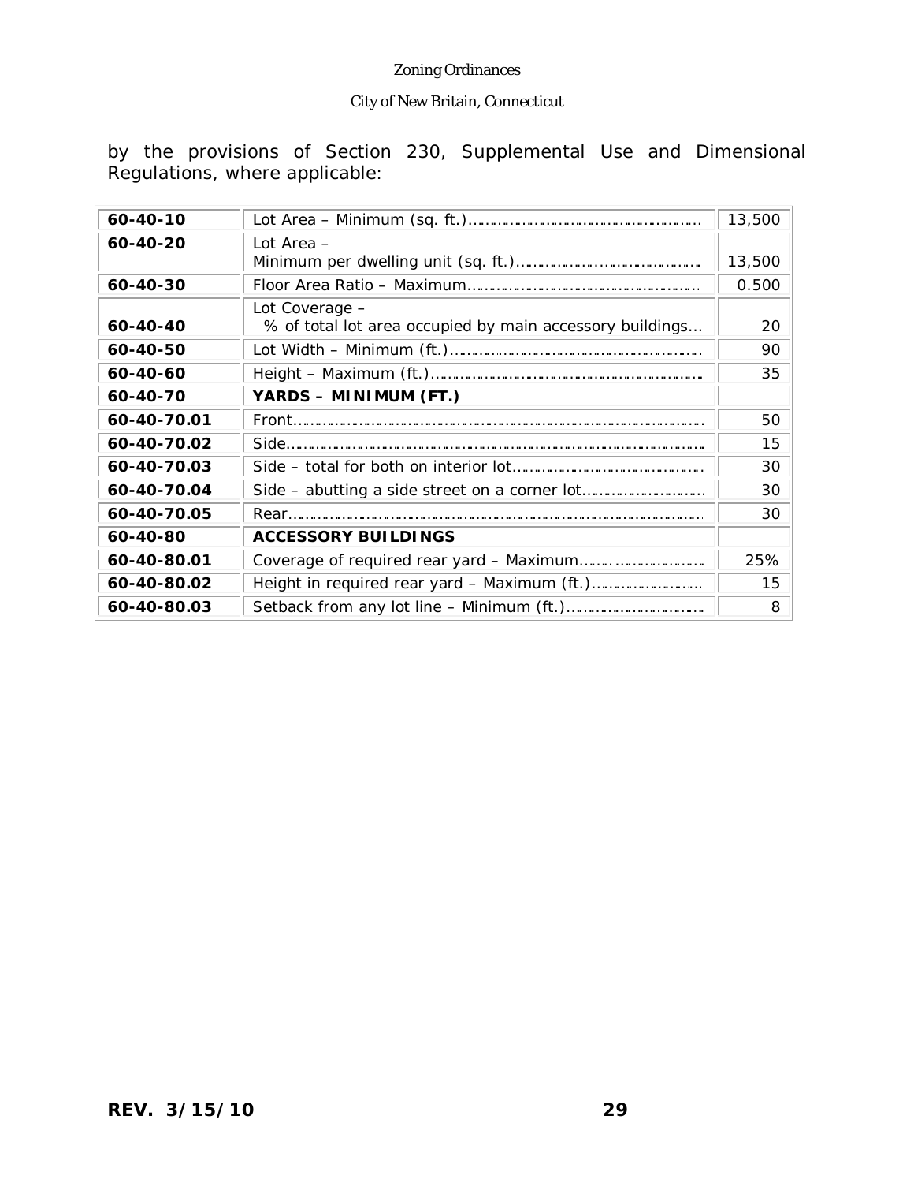by the provisions of Section 230, Supplemental Use and Dimensional Regulations, where applicable:

| | | |
|---|---|---|
| **60-40-10** | Lot Area – Minimum (sq. ft.)………………………………………… | 13,500 |
| **60-40-20** | Lot Area – Minimum per dwelling unit (sq. ft.)………………………………… | 13,500 |
| **60-40-30** | Floor Area Ratio – Maximum………………………………………… | 0.500 |
| **60-40-40** | Lot Coverage – % of total lot area occupied by main accessory buildings… | 20 |
| **60-40-50** | Lot Width – Minimum (ft.)…………………………………………… | 90 |
| **60-40-60** | Height – Maximum (ft.)……………………………………………… | 35 |
| **60-40-70** | **YARDS – MINIMUM (FT.)** | |
| **60-40-70.01** | Front……………………………………………………………… | 50 |
| **60-40-70.02** | Side………………………………………………………………… | 15 |
| **60-40-70.03** | Side – total for both on interior lot………………………………… | 30 |
| **60-40-70.04** | Side – abutting a side street on a corner lot……………………… | 30 |
| **60-40-70.05** | Rear……………………………………………………………… | 30 |
| **60-40-80** | **ACCESSORY BUILDINGS** | |
| **60-40-80.01** | Coverage of required rear yard – Maximum……………………… | 25% |
| **60-40-80.02** | Height in required rear yard – Maximum (ft.)…………………… | 15 |
| **60-40-80.03** | Setback from any lot line – Minimum (ft.)………………………… | 8 |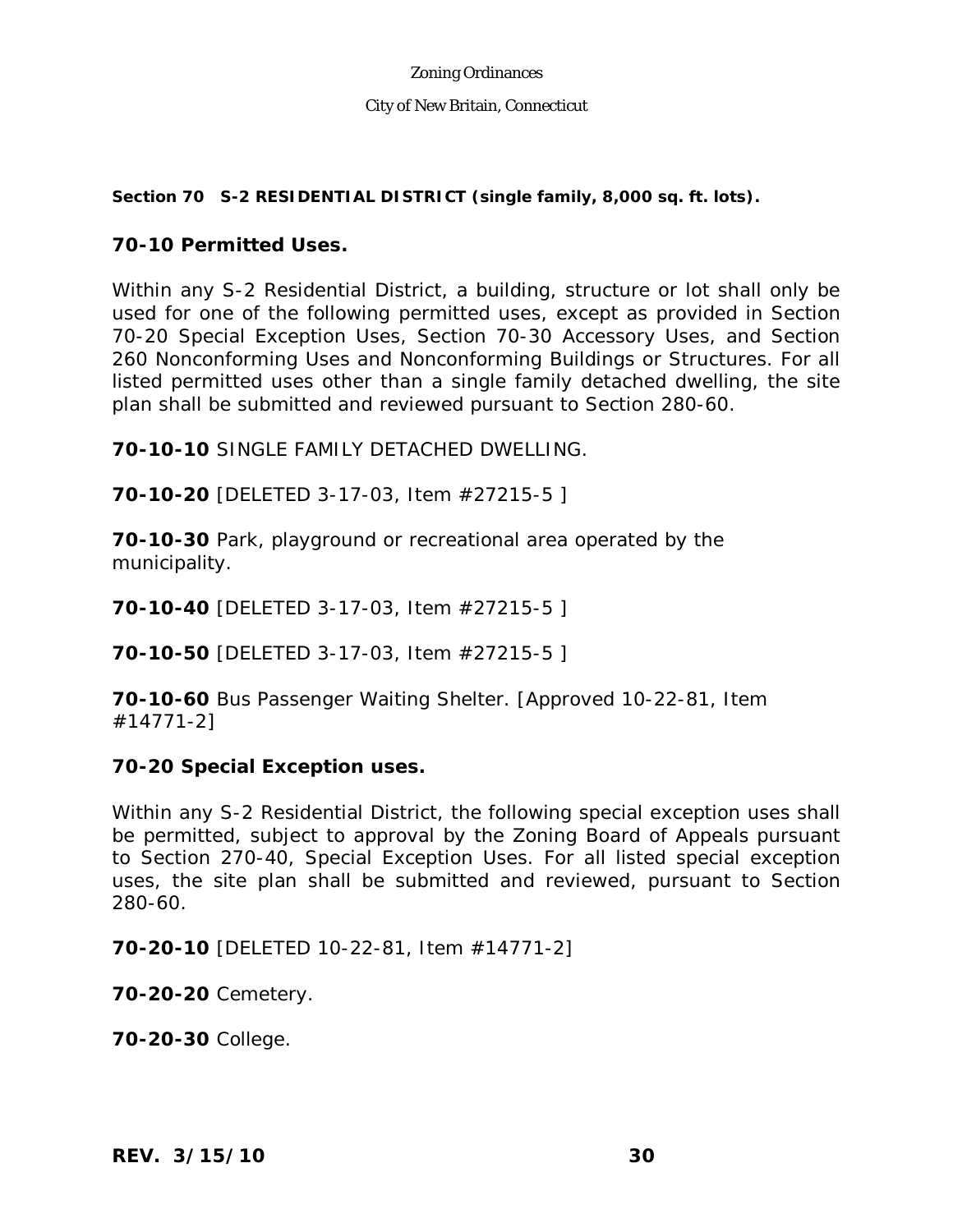**Section 70 S-2 RESIDENTIAL DISTRICT (single family, 8,000 sq. ft. lots).**

## 70-10 Permitted Uses.

Within any S-2 Residential District, a building, structure or lot shall only be used for one of the following permitted uses, except as provided in Section 70-20 Special Exception Uses, Section 70-30 Accessory Uses, and Section 260 Nonconforming Uses and Nonconforming Buildings or Structures. For all listed permitted uses other than a single family detached dwelling, the site plan shall be submitted and reviewed pursuant to Section 280-60.

**70-10-10** SINGLE FAMILY DETACHED DWELLING.

**70-10-20** [DELETED 3-17-03, Item #27215-5 ]

**70-10-30** Park, playground or recreational area operated by the municipality.

**70-10-40** [DELETED 3-17-03, Item #27215-5 ]

**70-10-50** [DELETED 3-17-03, Item #27215-5 ]

**70-10-60** Bus Passenger Waiting Shelter. [Approved 10-22-81, Item #14771-2]

## 70-20 Special Exception uses.

Within any S-2 Residential District, the following special exception uses shall be permitted, subject to approval by the Zoning Board of Appeals pursuant to Section 270-40, Special Exception Uses. For all listed special exception uses, the site plan shall be submitted and reviewed, pursuant to Section 280-60.

**70-20-10** [DELETED 10-22-81, Item #14771-2]

**70-20-20** Cemetery.

**70-20-30** College.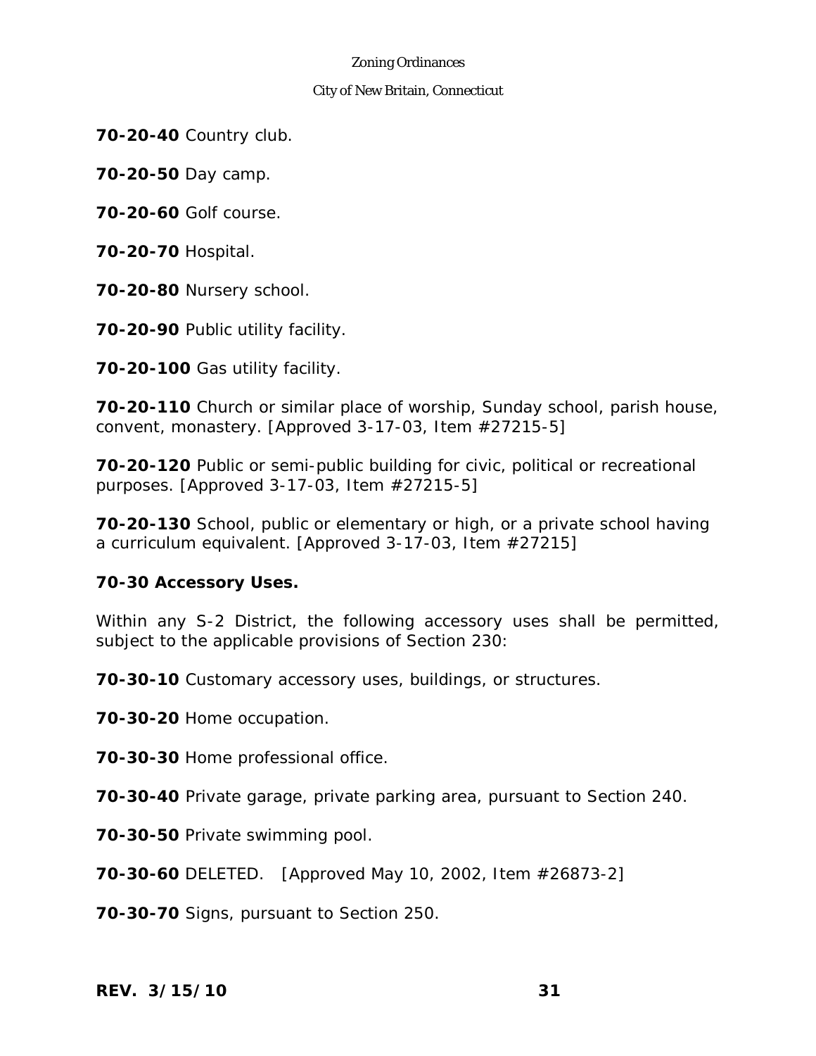**70-20-40** Country club.

**70-20-50** Day camp.

**70-20-60** Golf course.

**70-20-70** Hospital.

**70-20-80** Nursery school.

**70-20-90** Public utility facility.

**70-20-100** Gas utility facility.

**70-20-110** Church or similar place of worship, Sunday school, parish house, convent, monastery. [Approved 3-17-03, Item #27215-5]

**70-20-120** Public or semi-public building for civic, political or recreational purposes. [Approved 3-17-03, Item #27215-5]

**70-20-130** School, public or elementary or high, or a private school having a curriculum equivalent. [Approved 3-17-03, Item #27215]

**70-30 Accessory Uses.**

Within any S-2 District, the following accessory uses shall be permitted, subject to the applicable provisions of Section 230:

**70-30-10** Customary accessory uses, buildings, or structures.

**70-30-20** Home occupation.

**70-30-30** Home professional office.

**70-30-40** Private garage, private parking area, pursuant to Section 240.

**70-30-50** Private swimming pool.

**70-30-60** DELETED. [Approved May 10, 2002, Item #26873-2]

**70-30-70** Signs, pursuant to Section 250.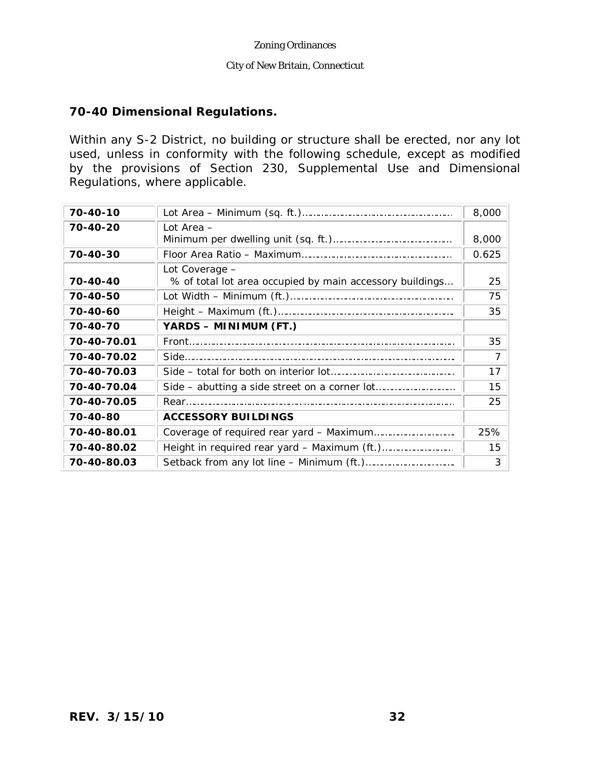## 70-40 Dimensional Regulations.

Within any S-2 District, no building or structure shall be erected, nor any lot used, unless in conformity with the following schedule, except as modified by the provisions of Section 230, Supplemental Use and Dimensional Regulations, where applicable.

| | | |
|---|---|---|
| **70-40-10** | Lot Area – Minimum (sq. ft.)…………………………………………… | 8,000 |
| **70-40-20** | Lot Area – Minimum per dwelling unit (sq. ft.)………………………………… | 8,000 |
| **70-40-30** | Floor Area Ratio – Maximum…………………………………………… | 0.625 |
| **70-40-40** | Lot Coverage – % of total lot area occupied by main accessory buildings… | 25 |
| **70-40-50** | Lot Width – Minimum (ft.)……………………………………………… | 75 |
| **70-40-60** | Height – Maximum (ft.)………………………………………………… | 35 |
| **70-40-70** | **YARDS – MINIMUM (FT.)** | |
| **70-40-70.01** | Front……………………………………………………………………… | 35 |
| **70-40-70.02** | Side……………………………………………………………………… | 7 |
| **70-40-70.03** | Side – total for both on interior lot………………………………… | 17 |
| **70-40-70.04** | Side – abutting a side street on a corner lot……………………… | 15 |
| **70-40-70.05** | Rear……………………………………………………………………… | 25 |
| **70-40-80** | **ACCESSORY BUILDINGS** | |
| **70-40-80.01** | Coverage of required rear yard – Maximum……………………… | 25% |
| **70-40-80.02** | Height in required rear yard – Maximum (ft.)…………………… | 15 |
| **70-40-80.03** | Setback from any lot line – Minimum (ft.)………………………… | 3 |

**REV. 3/15/10**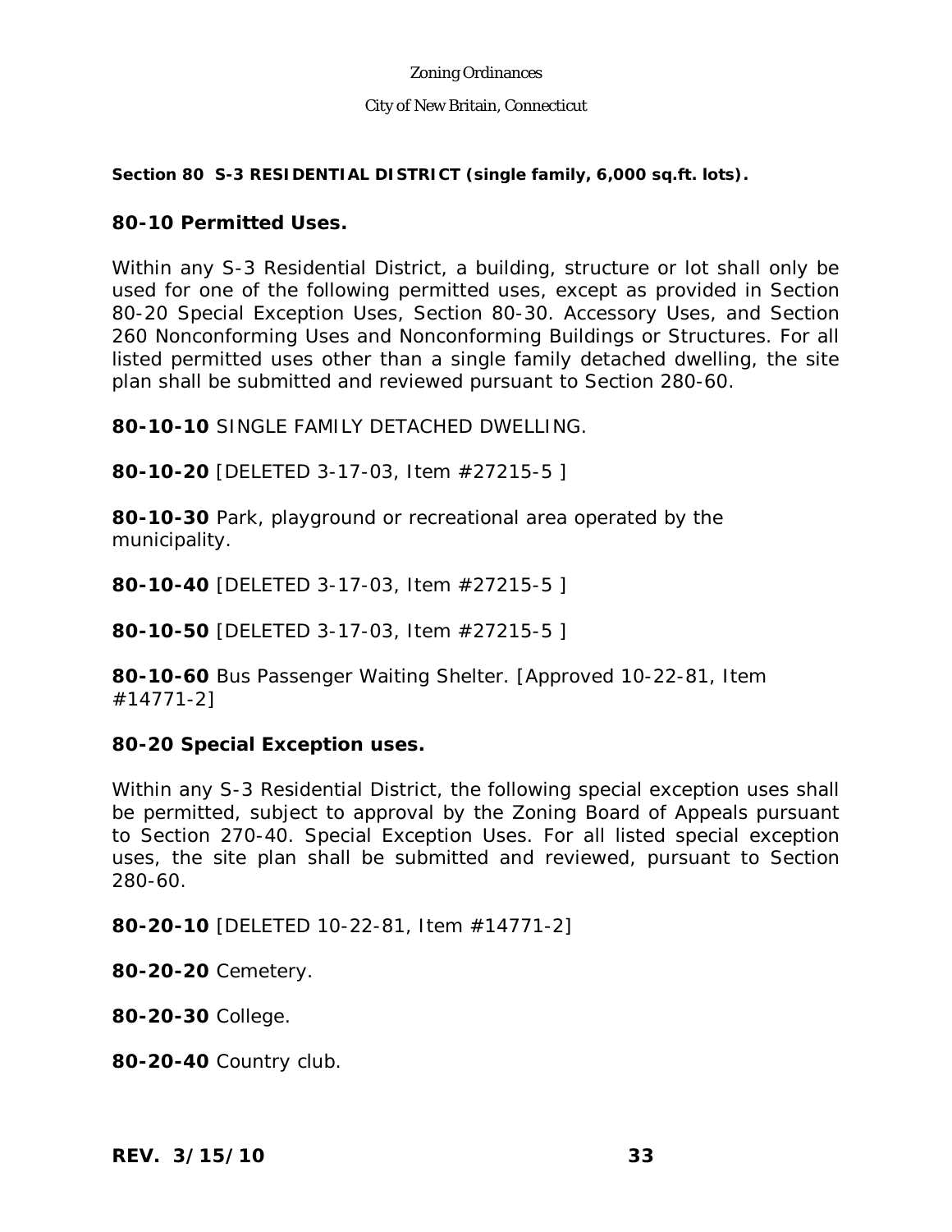**Section 80 S-3 RESIDENTIAL DISTRICT (single family, 6,000 sq.ft. lots).**

## 80-10 Permitted Uses.

Within any S-3 Residential District, a building, structure or lot shall only be used for one of the following permitted uses, except as provided in Section 80-20 Special Exception Uses, Section 80-30. Accessory Uses, and Section 260 Nonconforming Uses and Nonconforming Buildings or Structures. For all listed permitted uses other than a single family detached dwelling, the site plan shall be submitted and reviewed pursuant to Section 280-60.

**80-10-10** SINGLE FAMILY DETACHED DWELLING.

**80-10-20** [DELETED 3-17-03, Item #27215-5 ]

**80-10-30** Park, playground or recreational area operated by the municipality.

**80-10-40** [DELETED 3-17-03, Item #27215-5 ]

**80-10-50** [DELETED 3-17-03, Item #27215-5 ]

**80-10-60** Bus Passenger Waiting Shelter. [Approved 10-22-81, Item #14771-2]

## 80-20 Special Exception uses.

Within any S-3 Residential District, the following special exception uses shall be permitted, subject to approval by the Zoning Board of Appeals pursuant to Section 270-40. Special Exception Uses. For all listed special exception uses, the site plan shall be submitted and reviewed, pursuant to Section 280-60.

**80-20-10** [DELETED 10-22-81, Item #14771-2]

**80-20-20** Cemetery.

**80-20-30** College.

**80-20-40** Country club.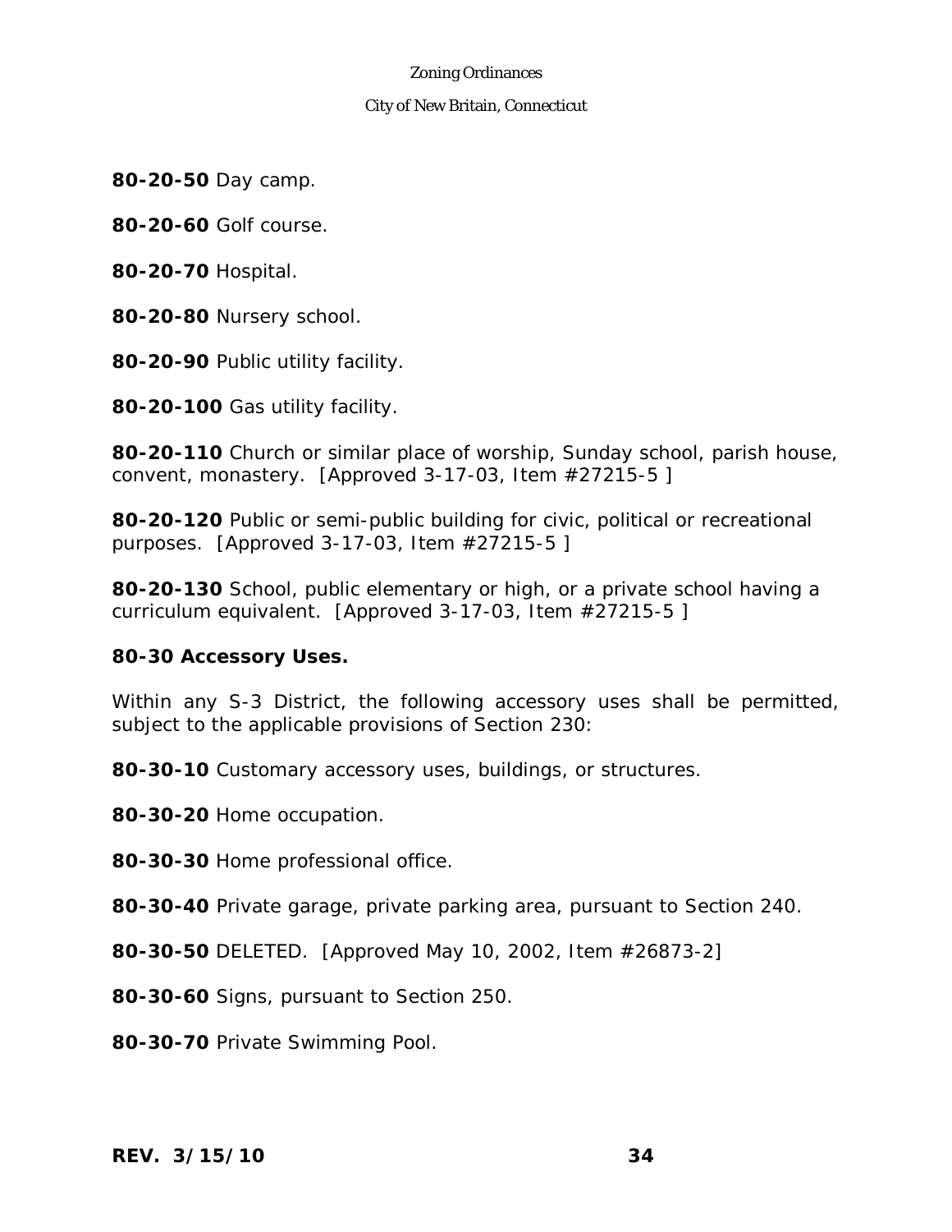**80-20-50** Day camp.

**80-20-60** Golf course.

**80-20-70** Hospital.

**80-20-80** Nursery school.

**80-20-90** Public utility facility.

**80-20-100** Gas utility facility.

**80-20-110** Church or similar place of worship, Sunday school, parish house, convent, monastery. [Approved 3-17-03, Item #27215-5 ]

**80-20-120** Public or semi-public building for civic, political or recreational purposes. [Approved 3-17-03, Item #27215-5 ]

**80-20-130** School, public elementary or high, or a private school having a curriculum equivalent. [Approved 3-17-03, Item #27215-5 ]

**80-30 Accessory Uses.**

Within any S-3 District, the following accessory uses shall be permitted, subject to the applicable provisions of Section 230:

**80-30-10** Customary accessory uses, buildings, or structures.

**80-30-20** Home occupation.

**80-30-30** Home professional office.

**80-30-40** Private garage, private parking area, pursuant to Section 240.

**80-30-50** DELETED. [Approved May 10, 2002, Item #26873-2]

**80-30-60** Signs, pursuant to Section 250.

**80-30-70** Private Swimming Pool.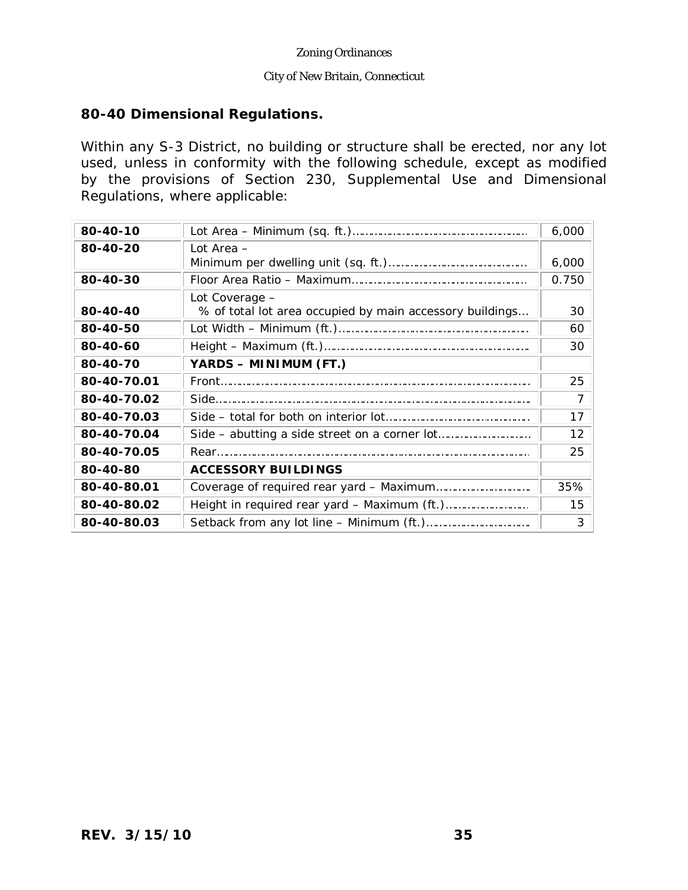## 80-40 Dimensional Regulations.

Within any S-3 District, no building or structure shall be erected, nor any lot used, unless in conformity with the following schedule, except as modified by the provisions of Section 230, Supplemental Use and Dimensional Regulations, where applicable:

| | | |
|---|---|---|
| **80-40-10** | Lot Area – Minimum (sq. ft.) | 6,000 |
| **80-40-20** | Lot Area – Minimum per dwelling unit (sq. ft.) | 6,000 |
| **80-40-30** | Floor Area Ratio – Maximum | 0.750 |
| **80-40-40** | Lot Coverage – % of total lot area occupied by main accessory buildings... | 30 |
| **80-40-50** | Lot Width – Minimum (ft.) | 60 |
| **80-40-60** | Height – Maximum (ft.) | 30 |
| **80-40-70** | **YARDS – MINIMUM (FT.)** | |
| **80-40-70.01** | Front | 25 |
| **80-40-70.02** | Side | 7 |
| **80-40-70.03** | Side – total for both on interior lot | 17 |
| **80-40-70.04** | Side – abutting a side street on a corner lot | 12 |
| **80-40-70.05** | Rear | 25 |
| **80-40-80** | **ACCESSORY BUILDINGS** | |
| **80-40-80.01** | Coverage of required rear yard – Maximum | 35% |
| **80-40-80.02** | Height in required rear yard – Maximum (ft.) | 15 |
| **80-40-80.03** | Setback from any lot line – Minimum (ft.) | 3 |

**REV. 3/15/10**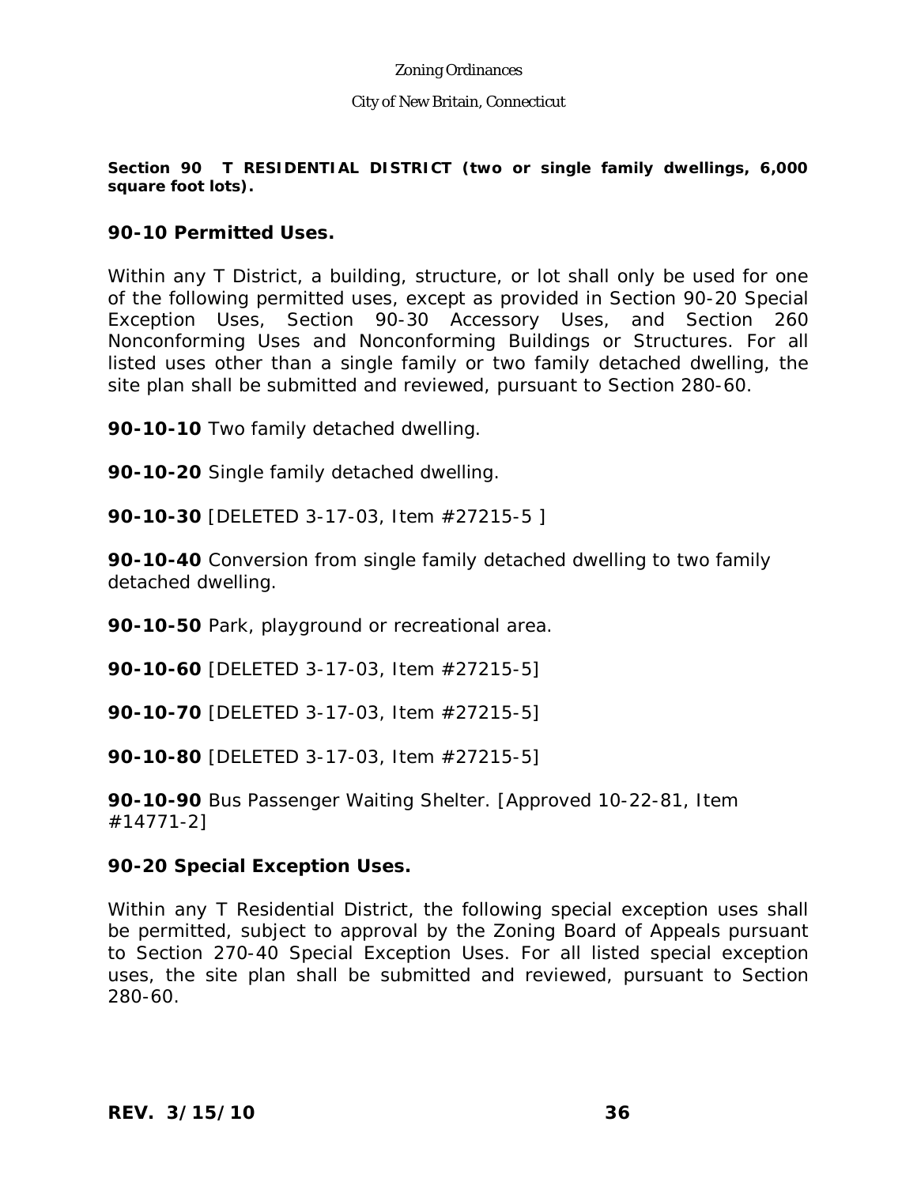**Section 90 T RESIDENTIAL DISTRICT (two or single family dwellings, 6,000 square foot lots).**

## 90-10 Permitted Uses.

Within any T District, a building, structure, or lot shall only be used for one of the following permitted uses, except as provided in Section 90-20 Special Exception Uses, Section 90-30 Accessory Uses, and Section 260 Nonconforming Uses and Nonconforming Buildings or Structures. For all listed uses other than a single family or two family detached dwelling, the site plan shall be submitted and reviewed, pursuant to Section 280-60.

**90-10-10** Two family detached dwelling.

**90-10-20** Single family detached dwelling.

**90-10-30** [DELETED 3-17-03, Item #27215-5 ]

**90-10-40** Conversion from single family detached dwelling to two family detached dwelling.

**90-10-50** Park, playground or recreational area.

**90-10-60** [DELETED 3-17-03, Item #27215-5]

**90-10-70** [DELETED 3-17-03, Item #27215-5]

**90-10-80** [DELETED 3-17-03, Item #27215-5]

**90-10-90** Bus Passenger Waiting Shelter. [Approved 10-22-81, Item #14771-2]

## 90-20 Special Exception Uses.

Within any T Residential District, the following special exception uses shall be permitted, subject to approval by the Zoning Board of Appeals pursuant to Section 270-40 Special Exception Uses. For all listed special exception uses, the site plan shall be submitted and reviewed, pursuant to Section 280-60.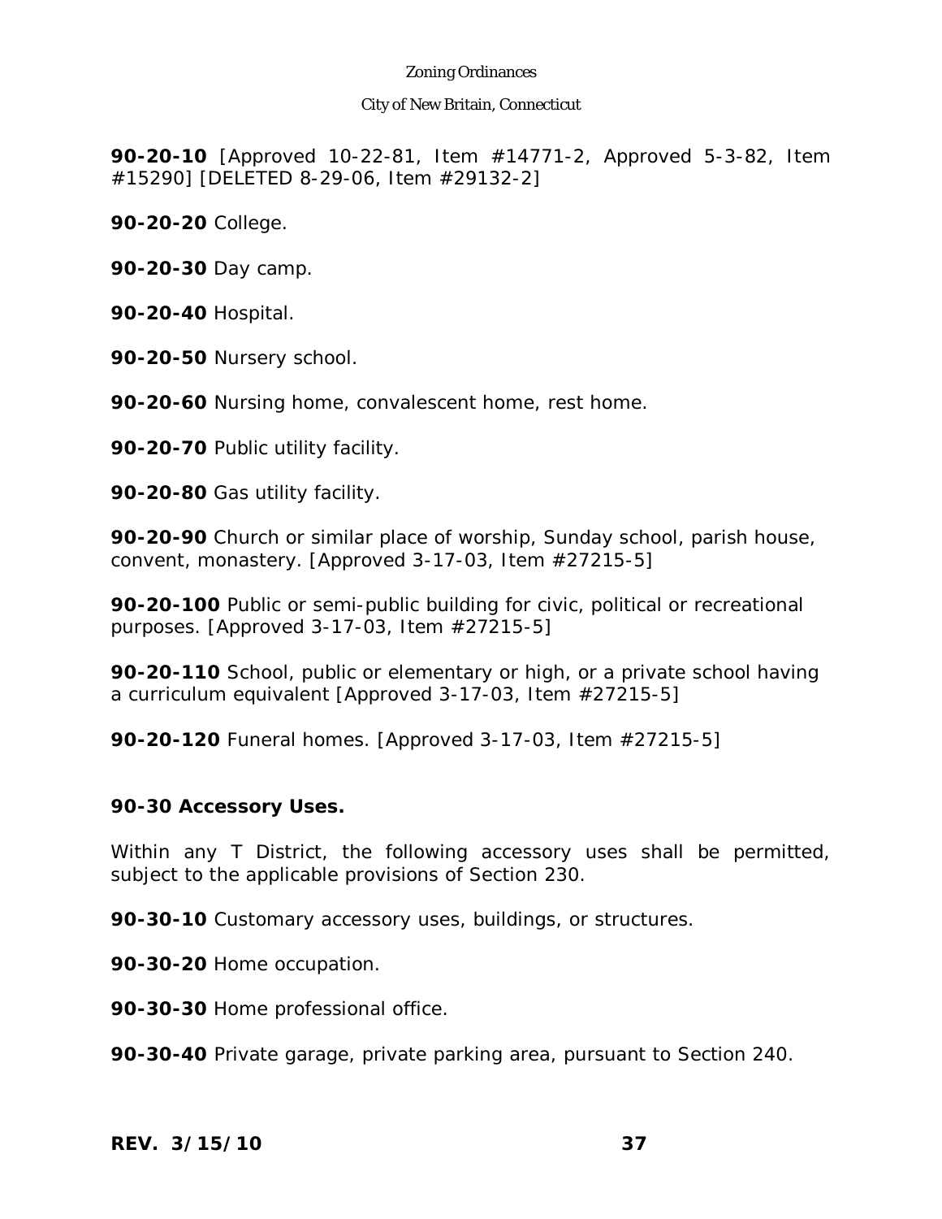**90-20-10** [Approved 10-22-81, Item #14771-2, Approved 5-3-82, Item #15290] [DELETED 8-29-06, Item #29132-2]

**90-20-20** College.

**90-20-30** Day camp.

**90-20-40** Hospital.

**90-20-50** Nursery school.

**90-20-60** Nursing home, convalescent home, rest home.

**90-20-70** Public utility facility.

**90-20-80** Gas utility facility.

**90-20-90** Church or similar place of worship, Sunday school, parish house, convent, monastery. [Approved 3-17-03, Item #27215-5]

**90-20-100** Public or semi-public building for civic, political or recreational purposes. [Approved 3-17-03, Item #27215-5]

**90-20-110** School, public or elementary or high, or a private school having a curriculum equivalent [Approved 3-17-03, Item #27215-5]

**90-20-120** Funeral homes. [Approved 3-17-03, Item #27215-5]

**90-30 Accessory Uses.**

Within any T District, the following accessory uses shall be permitted, subject to the applicable provisions of Section 230.

**90-30-10** Customary accessory uses, buildings, or structures.

**90-30-20** Home occupation.

**90-30-30** Home professional office.

**90-30-40** Private garage, private parking area, pursuant to Section 240.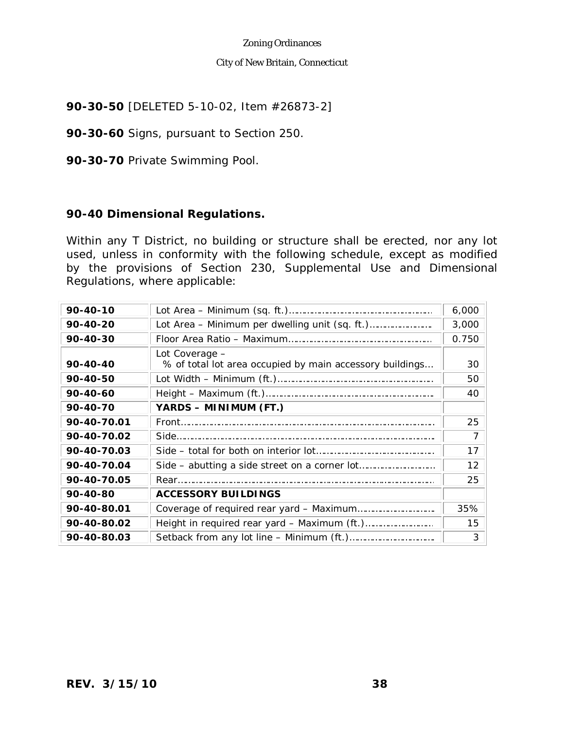**90-30-50** [DELETED 5-10-02, Item #26873-2]

**90-30-60** Signs, pursuant to Section 250.

**90-30-70** Private Swimming Pool.

### 90-40 Dimensional Regulations.

Within any T District, no building or structure shall be erected, nor any lot used, unless in conformity with the following schedule, except as modified by the provisions of Section 230, Supplemental Use and Dimensional Regulations, where applicable:

| | | |
|---|---|---|
| **90-40-10** | Lot Area – Minimum (sq. ft.)……………………………………………… | 6,000 |
| **90-40-20** | Lot Area – Minimum per dwelling unit (sq. ft.)…………………… | 3,000 |
| **90-40-30** | Floor Area Ratio – Maximum……………………………………………… | 0.750 |
| **90-40-40** | Lot Coverage – % of total lot area occupied by main accessory buildings… | 30 |
| **90-40-50** | Lot Width – Minimum (ft.)……………………………………………… | 50 |
| **90-40-60** | Height – Maximum (ft.)……………………………………………… | 40 |
| **90-40-70** | **YARDS – MINIMUM (FT.)** | |
| **90-40-70.01** | Front……………………………………………………………………… | 25 |
| **90-40-70.02** | Side……………………………………………………………………… | 7 |
| **90-40-70.03** | Side – total for both on interior lot……………………………… | 17 |
| **90-40-70.04** | Side – abutting a side street on a corner lot…………………… | 12 |
| **90-40-70.05** | Rear……………………………………………………………………… | 25 |
| **90-40-80** | **ACCESSORY BUILDINGS** | |
| **90-40-80.01** | Coverage of required rear yard – Maximum……………………… | 35% |
| **90-40-80.02** | Height in required rear yard – Maximum (ft.)…………………… | 15 |
| **90-40-80.03** | Setback from any lot line – Minimum (ft.)……………………… | 3 |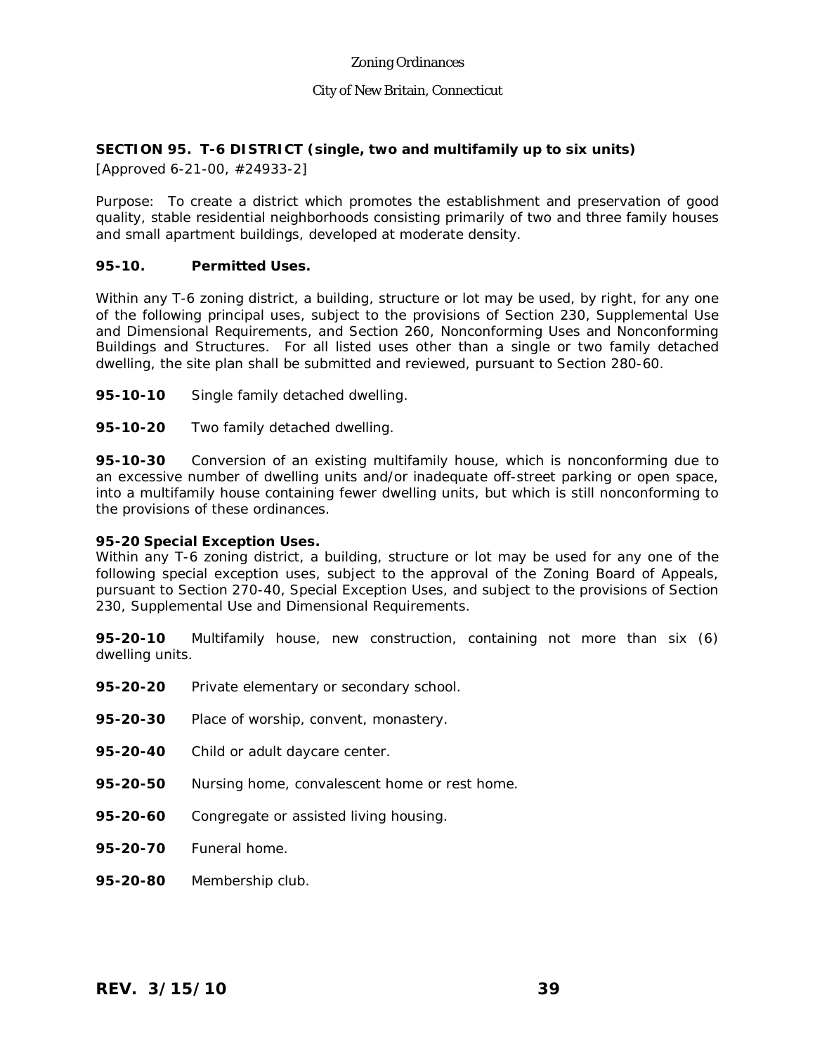## SECTION 95. T-6 DISTRICT (single, two and multifamily up to six units)

[Approved 6-21-00, #24933-2]

Purpose: To create a district which promotes the establishment and preservation of good quality, stable residential neighborhoods consisting primarily of two and three family houses and small apartment buildings, developed at moderate density.

### 95-10. Permitted Uses.

Within any T-6 zoning district, a building, structure or lot may be used, by right, for any one of the following principal uses, subject to the provisions of Section 230, Supplemental Use and Dimensional Requirements, and Section 260, Nonconforming Uses and Nonconforming Buildings and Structures. For all listed uses other than a single or two family detached dwelling, the site plan shall be submitted and reviewed, pursuant to Section 280-60.

**95-10-10** Single family detached dwelling.

**95-10-20** Two family detached dwelling.

**95-10-30** Conversion of an existing multifamily house, which is nonconforming due to an excessive number of dwelling units and/or inadequate off-street parking or open space, into a multifamily house containing fewer dwelling units, but which is still nonconforming to the provisions of these ordinances.

### 95-20 Special Exception Uses.

Within any T-6 zoning district, a building, structure or lot may be used for any one of the following special exception uses, subject to the approval of the Zoning Board of Appeals, pursuant to Section 270-40, Special Exception Uses, and subject to the provisions of Section 230, Supplemental Use and Dimensional Requirements.

**95-20-10** Multifamily house, new construction, containing not more than six (6) dwelling units.

**95-20-20** Private elementary or secondary school.

**95-20-30** Place of worship, convent, monastery.

**95-20-40** Child or adult daycare center.

**95-20-50** Nursing home, convalescent home or rest home.

**95-20-60** Congregate or assisted living housing.

**95-20-70** Funeral home.

**95-20-80** Membership club.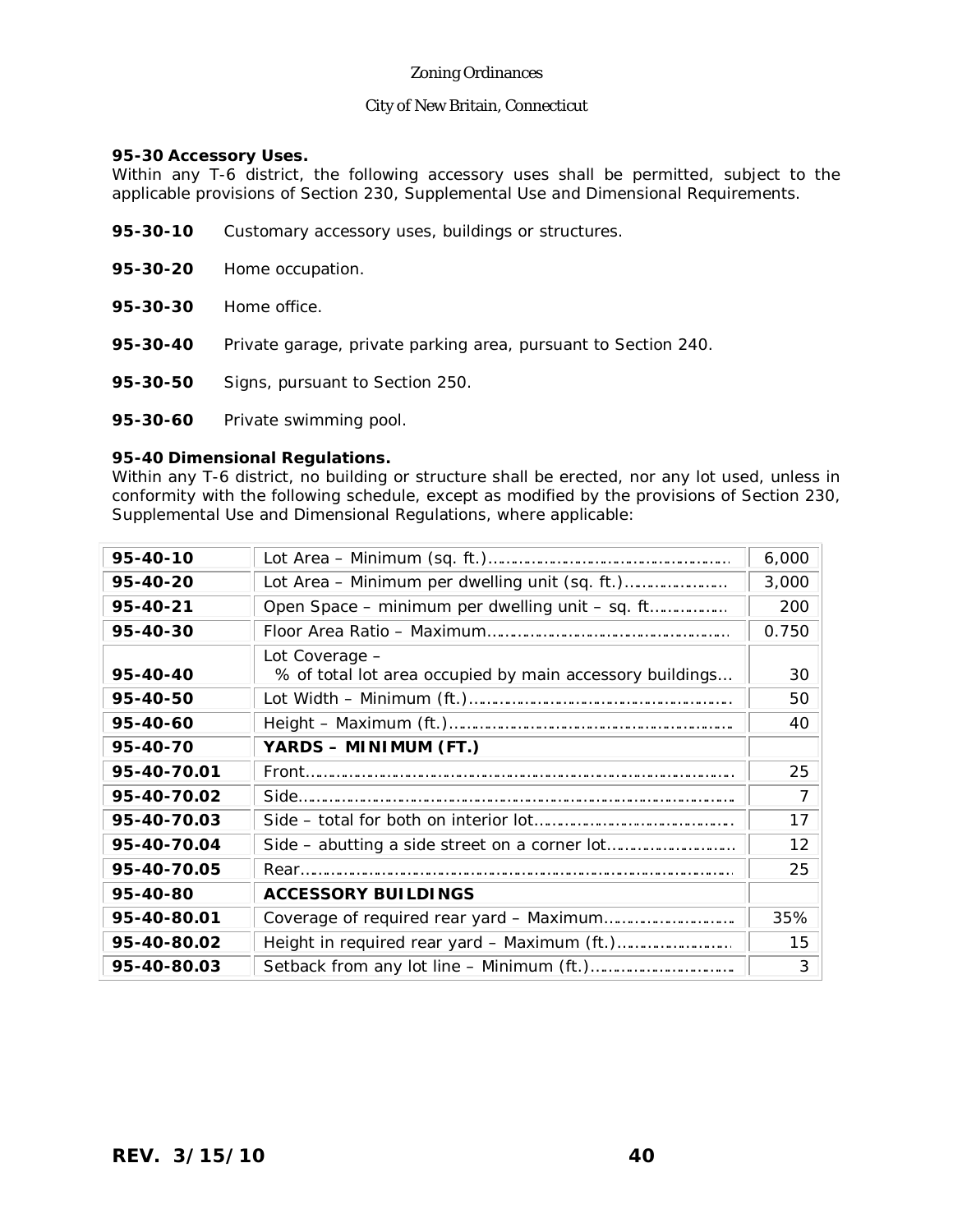**95-30 Accessory Uses.**
Within any T-6 district, the following accessory uses shall be permitted, subject to the applicable provisions of Section 230, Supplemental Use and Dimensional Requirements.

**95-30-10** Customary accessory uses, buildings or structures.

**95-30-20** Home occupation.

**95-30-30** Home office.

**95-30-40** Private garage, private parking area, pursuant to Section 240.

**95-30-50** Signs, pursuant to Section 250.

**95-30-60** Private swimming pool.

**95-40 Dimensional Regulations.**
Within any T-6 district, no building or structure shall be erected, nor any lot used, unless in conformity with the following schedule, except as modified by the provisions of Section 230, Supplemental Use and Dimensional Regulations, where applicable:

| | | |
|---|---|---|
| **95-40-10** | Lot Area – Minimum (sq. ft.)………………………………………… | 6,000 |
| **95-40-20** | Lot Area – Minimum per dwelling unit (sq. ft.)………………… | 3,000 |
| **95-40-21** | Open Space – minimum per dwelling unit – sq. ft…………… | 200 |
| **95-40-30** | Floor Area Ratio – Maximum……………………………………… | 0.750 |
| **95-40-40** | Lot Coverage – % of total lot area occupied by main accessory buildings… | 30 |
| **95-40-50** | Lot Width – Minimum (ft.)………………………………………… | 50 |
| **95-40-60** | Height – Maximum (ft.)…………………………………………… | 40 |
| **95-40-70** | **YARDS – MINIMUM (FT.)** | |
| **95-40-70.01** | Front……………………………………………………………… | 25 |
| **95-40-70.02** | Side……………………………………………………………… | 7 |
| **95-40-70.03** | Side – total for both on interior lot……………………………… | 17 |
| **95-40-70.04** | Side – abutting a side street on a corner lot…………………… | 12 |
| **95-40-70.05** | Rear……………………………………………………………… | 25 |
| **95-40-80** | **ACCESSORY BUILDINGS** | |
| **95-40-80.01** | Coverage of required rear yard – Maximum…………………… | 35% |
| **95-40-80.02** | Height in required rear yard – Maximum (ft.)………………… | 15 |
| **95-40-80.03** | Setback from any lot line – Minimum (ft.)…………………… | 3 |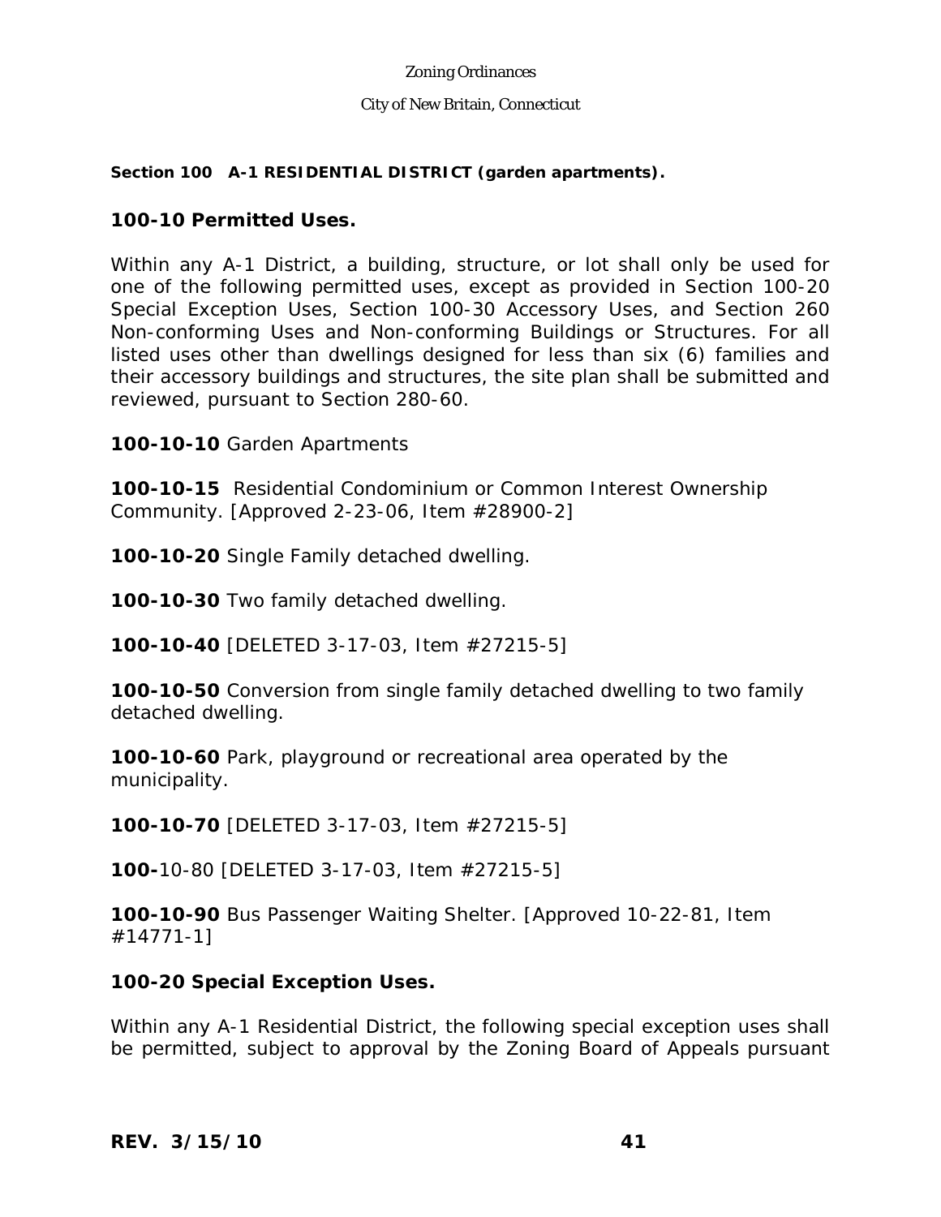**Section 100 A-1 RESIDENTIAL DISTRICT (garden apartments).**

## 100-10 Permitted Uses.

Within any A-1 District, a building, structure, or lot shall only be used for one of the following permitted uses, except as provided in Section 100-20 Special Exception Uses, Section 100-30 Accessory Uses, and Section 260 Non-conforming Uses and Non-conforming Buildings or Structures. For all listed uses other than dwellings designed for less than six (6) families and their accessory buildings and structures, the site plan shall be submitted and reviewed, pursuant to Section 280-60.

**100-10-10** Garden Apartments

**100-10-15** Residential Condominium or Common Interest Ownership Community. [Approved 2-23-06, Item #28900-2]

**100-10-20** Single Family detached dwelling.

**100-10-30** Two family detached dwelling.

**100-10-40** [DELETED 3-17-03, Item #27215-5]

**100-10-50** Conversion from single family detached dwelling to two family detached dwelling.

**100-10-60** Park, playground or recreational area operated by the municipality.

**100-10-70** [DELETED 3-17-03, Item #27215-5]

**100-**10-80 [DELETED 3-17-03, Item #27215-5]

**100-10-90** Bus Passenger Waiting Shelter. [Approved 10-22-81, Item #14771-1]

## 100-20 Special Exception Uses.

Within any A-1 Residential District, the following special exception uses shall be permitted, subject to approval by the Zoning Board of Appeals pursuant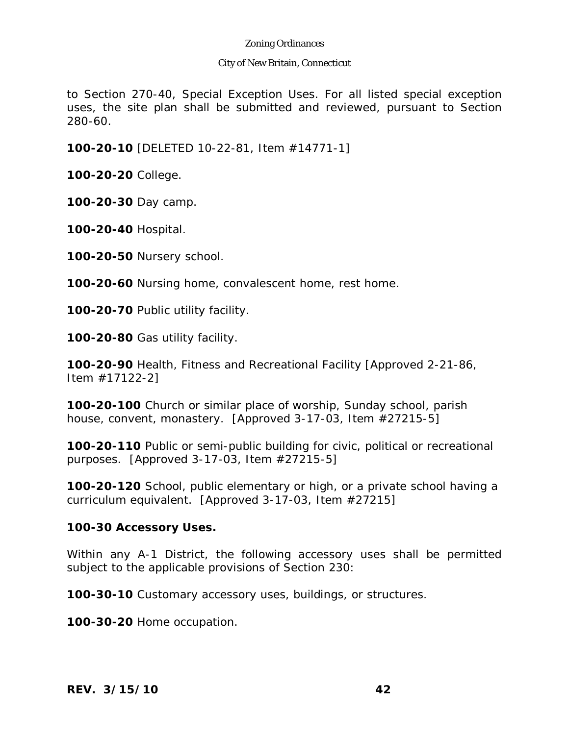to Section 270-40, Special Exception Uses. For all listed special exception uses, the site plan shall be submitted and reviewed, pursuant to Section 280-60.

**100-20-10** [DELETED 10-22-81, Item #14771-1]

**100-20-20** College.

**100-20-30** Day camp.

**100-20-40** Hospital.

**100-20-50** Nursery school.

**100-20-60** Nursing home, convalescent home, rest home.

**100-20-70** Public utility facility.

**100-20-80** Gas utility facility.

**100-20-90** Health, Fitness and Recreational Facility [Approved 2-21-86, Item #17122-2]

**100-20-100** Church or similar place of worship, Sunday school, parish house, convent, monastery. [Approved 3-17-03, Item #27215-5]

**100-20-110** Public or semi-public building for civic, political or recreational purposes. [Approved 3-17-03, Item #27215-5]

**100-20-120** School, public elementary or high, or a private school having a curriculum equivalent. [Approved 3-17-03, Item #27215]

**100-30 Accessory Uses.**

Within any A-1 District, the following accessory uses shall be permitted subject to the applicable provisions of Section 230:

**100-30-10** Customary accessory uses, buildings, or structures.

**100-30-20** Home occupation.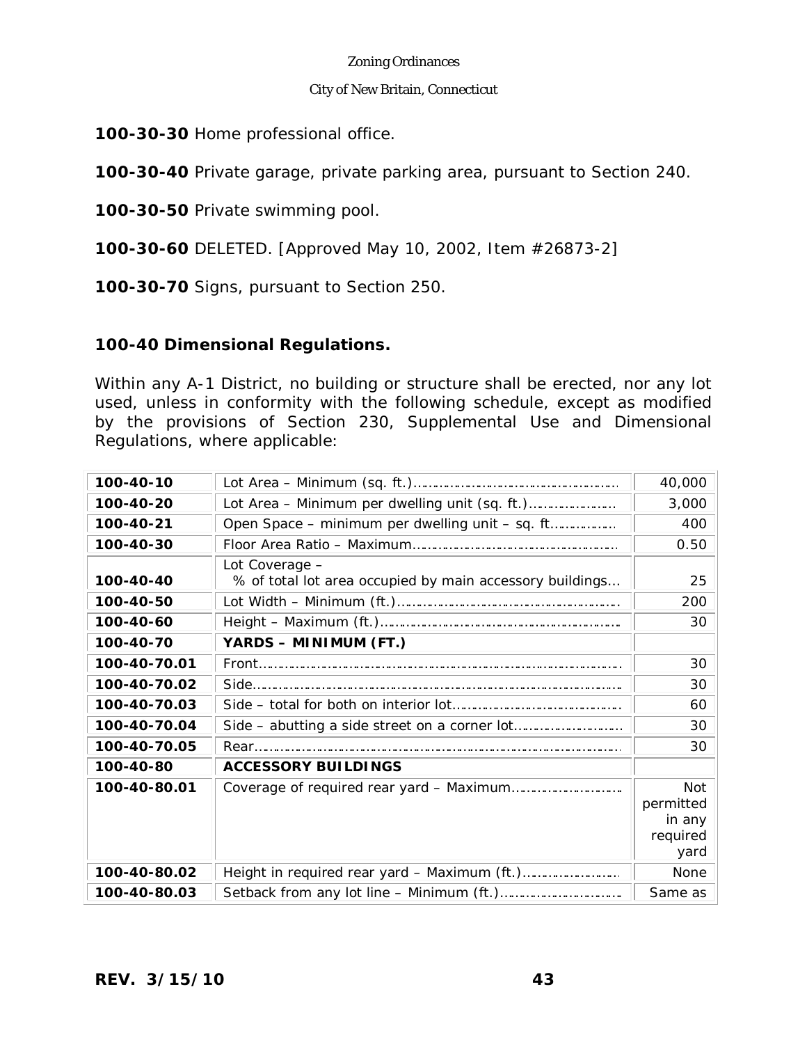**100-30-30** Home professional office.

**100-30-40** Private garage, private parking area, pursuant to Section 240.

**100-30-50** Private swimming pool.

**100-30-60** DELETED. [Approved May 10, 2002, Item #26873-2]

**100-30-70** Signs, pursuant to Section 250.

### 100-40 Dimensional Regulations.

Within any A-1 District, no building or structure shall be erected, nor any lot used, unless in conformity with the following schedule, except as modified by the provisions of Section 230, Supplemental Use and Dimensional Regulations, where applicable:

| | | |
|---|---|---|
| **100-40-10** | Lot Area – Minimum (sq. ft.)………………………………………… | 40,000 |
| **100-40-20** | Lot Area – Minimum per dwelling unit (sq. ft.)………………… | 3,000 |
| **100-40-21** | Open Space – minimum per dwelling unit – sq. ft…………… | 400 |
| **100-40-30** | Floor Area Ratio – Maximum………………………………………… | 0.50 |
| **100-40-40** | Lot Coverage – % of total lot area occupied by main accessory buildings… | 25 |
| **100-40-50** | Lot Width – Minimum (ft.)…………………………………………… | 200 |
| **100-40-60** | Height – Maximum (ft.)……………………………………………… | 30 |
| **100-40-70** | **YARDS – MINIMUM (FT.)** | |
| **100-40-70.01** | Front………………………………………………………………… | 30 |
| **100-40-70.02** | Side………………………………………………………………… | 30 |
| **100-40-70.03** | Side – total for both on interior lot………………………………… | 60 |
| **100-40-70.04** | Side – abutting a side street on a corner lot……………………… | 30 |
| **100-40-70.05** | Rear………………………………………………………………… | 30 |
| **100-40-80** | **ACCESSORY BUILDINGS** | |
| **100-40-80.01** | Coverage of required rear yard – Maximum……………………… | Not permitted in any required yard |
| **100-40-80.02** | Height in required rear yard – Maximum (ft.)…………………… | None |
| **100-40-80.03** | Setback from any lot line – Minimum (ft.)………………………… | Same as |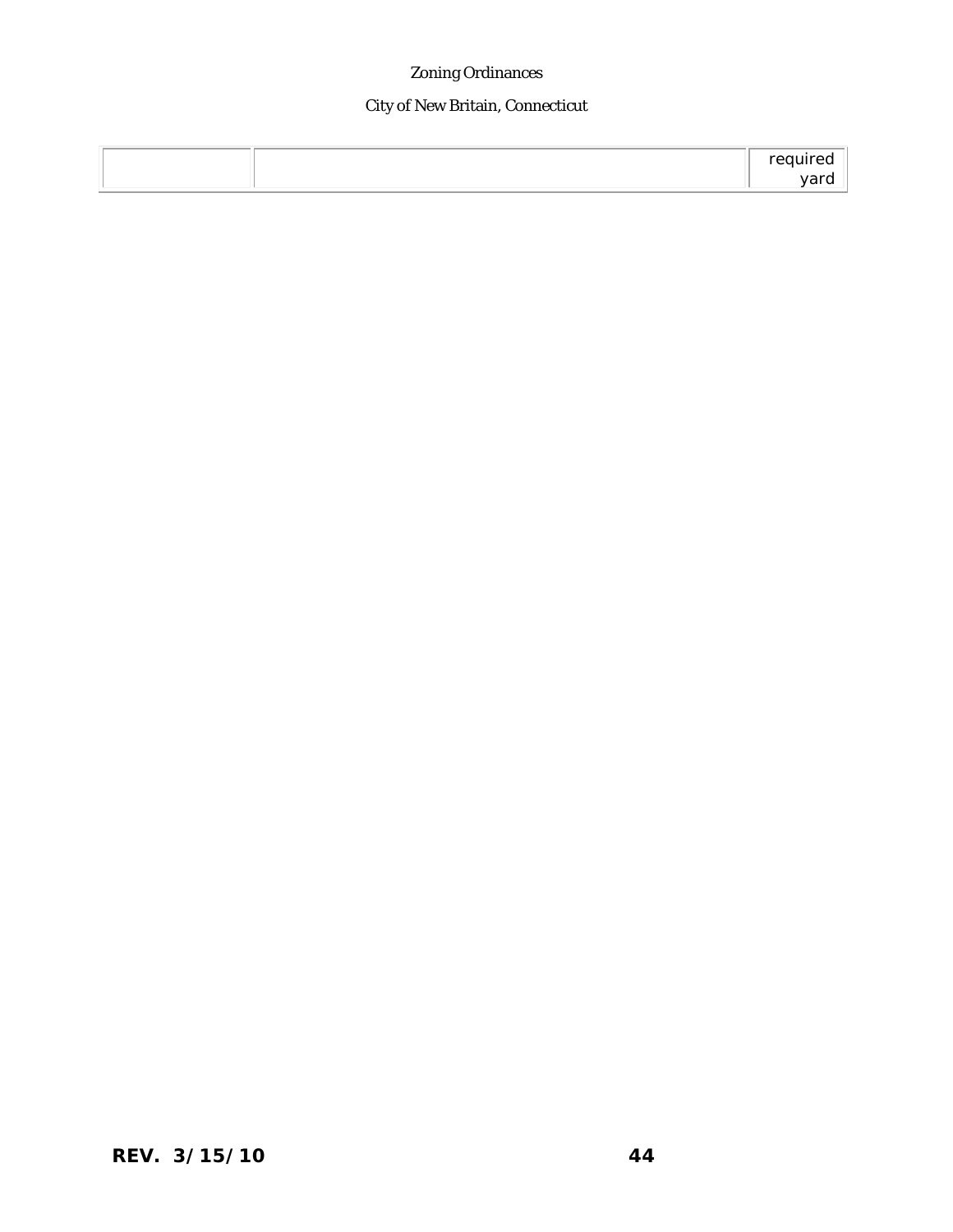| | | required yard |
|---|---|---|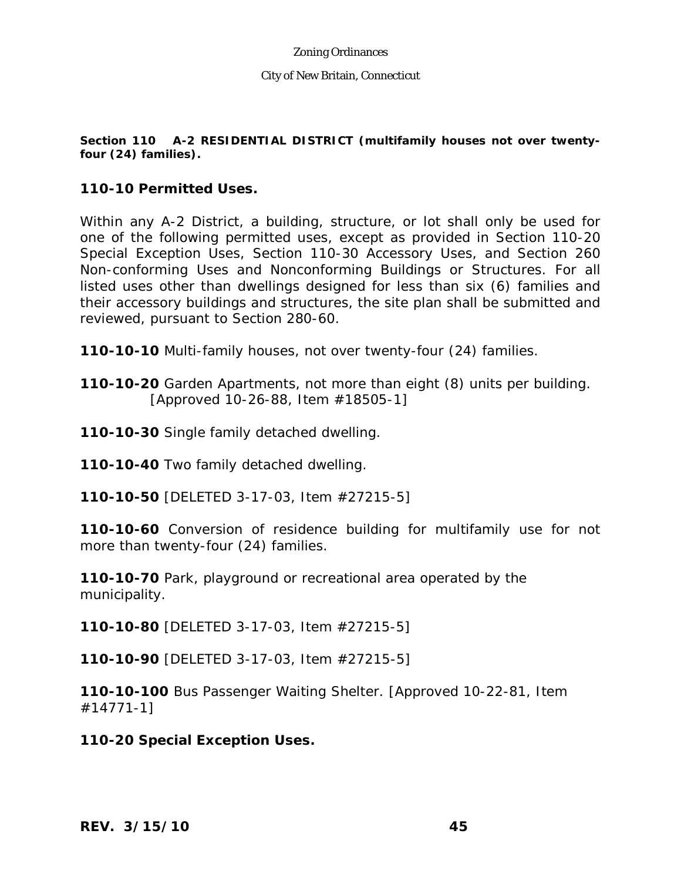**Section 110 A-2 RESIDENTIAL DISTRICT (multifamily houses not over twenty-four (24) families).**

## 110-10 Permitted Uses.

Within any A-2 District, a building, structure, or lot shall only be used for one of the following permitted uses, except as provided in Section 110-20 Special Exception Uses, Section 110-30 Accessory Uses, and Section 260 Non-conforming Uses and Nonconforming Buildings or Structures. For all listed uses other than dwellings designed for less than six (6) families and their accessory buildings and structures, the site plan shall be submitted and reviewed, pursuant to Section 280-60.

**110-10-10** Multi-family houses, not over twenty-four (24) families.

**110-10-20** Garden Apartments, not more than eight (8) units per building. [Approved 10-26-88, Item #18505-1]

**110-10-30** Single family detached dwelling.

**110-10-40** Two family detached dwelling.

**110-10-50** [DELETED 3-17-03, Item #27215-5]

**110-10-60** Conversion of residence building for multifamily use for not more than twenty-four (24) families.

**110-10-70** Park, playground or recreational area operated by the municipality.

**110-10-80** [DELETED 3-17-03, Item #27215-5]

**110-10-90** [DELETED 3-17-03, Item #27215-5]

**110-10-100** Bus Passenger Waiting Shelter. [Approved 10-22-81, Item #14771-1]

## 110-20 Special Exception Uses.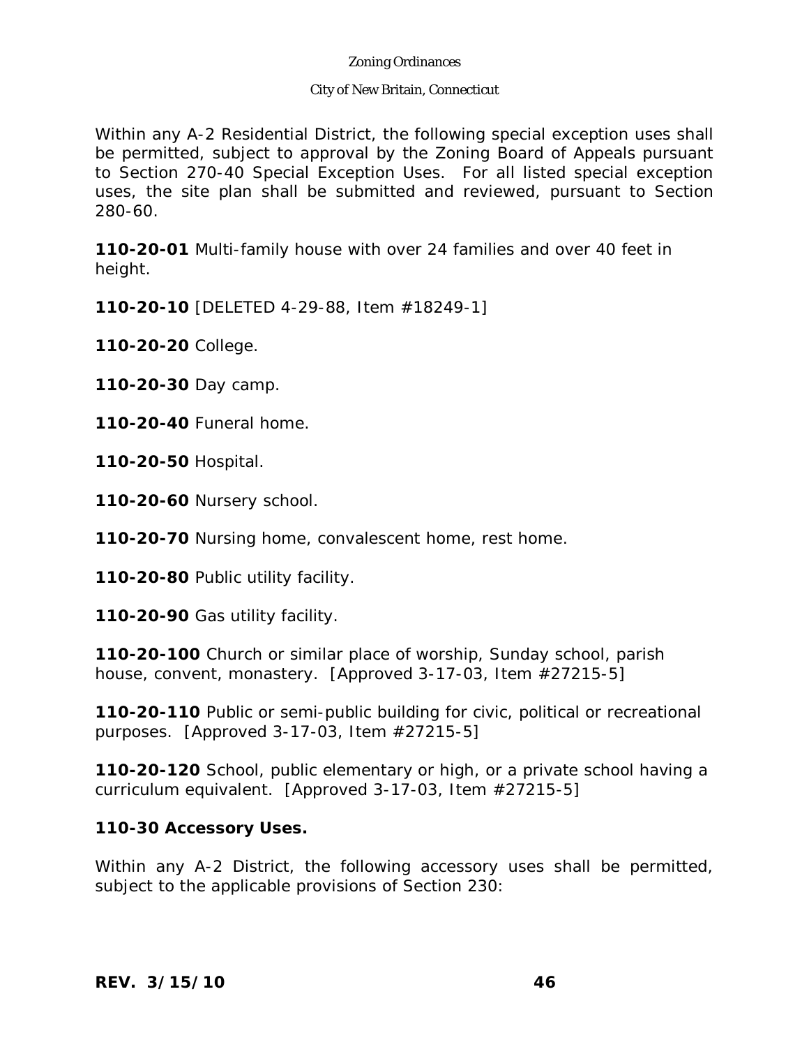Within any A-2 Residential District, the following special exception uses shall be permitted, subject to approval by the Zoning Board of Appeals pursuant to Section 270-40 Special Exception Uses. For all listed special exception uses, the site plan shall be submitted and reviewed, pursuant to Section 280-60.

**110-20-01** Multi-family house with over 24 families and over 40 feet in height.

**110-20-10** [DELETED 4-29-88, Item #18249-1]

**110-20-20** College.

**110-20-30** Day camp.

**110-20-40** Funeral home.

**110-20-50** Hospital.

**110-20-60** Nursery school.

**110-20-70** Nursing home, convalescent home, rest home.

**110-20-80** Public utility facility.

**110-20-90** Gas utility facility.

**110-20-100** Church or similar place of worship, Sunday school, parish house, convent, monastery. [Approved 3-17-03, Item #27215-5]

**110-20-110** Public or semi-public building for civic, political or recreational purposes. [Approved 3-17-03, Item #27215-5]

**110-20-120** School, public elementary or high, or a private school having a curriculum equivalent. [Approved 3-17-03, Item #27215-5]

**110-30 Accessory Uses.**

Within any A-2 District, the following accessory uses shall be permitted, subject to the applicable provisions of Section 230: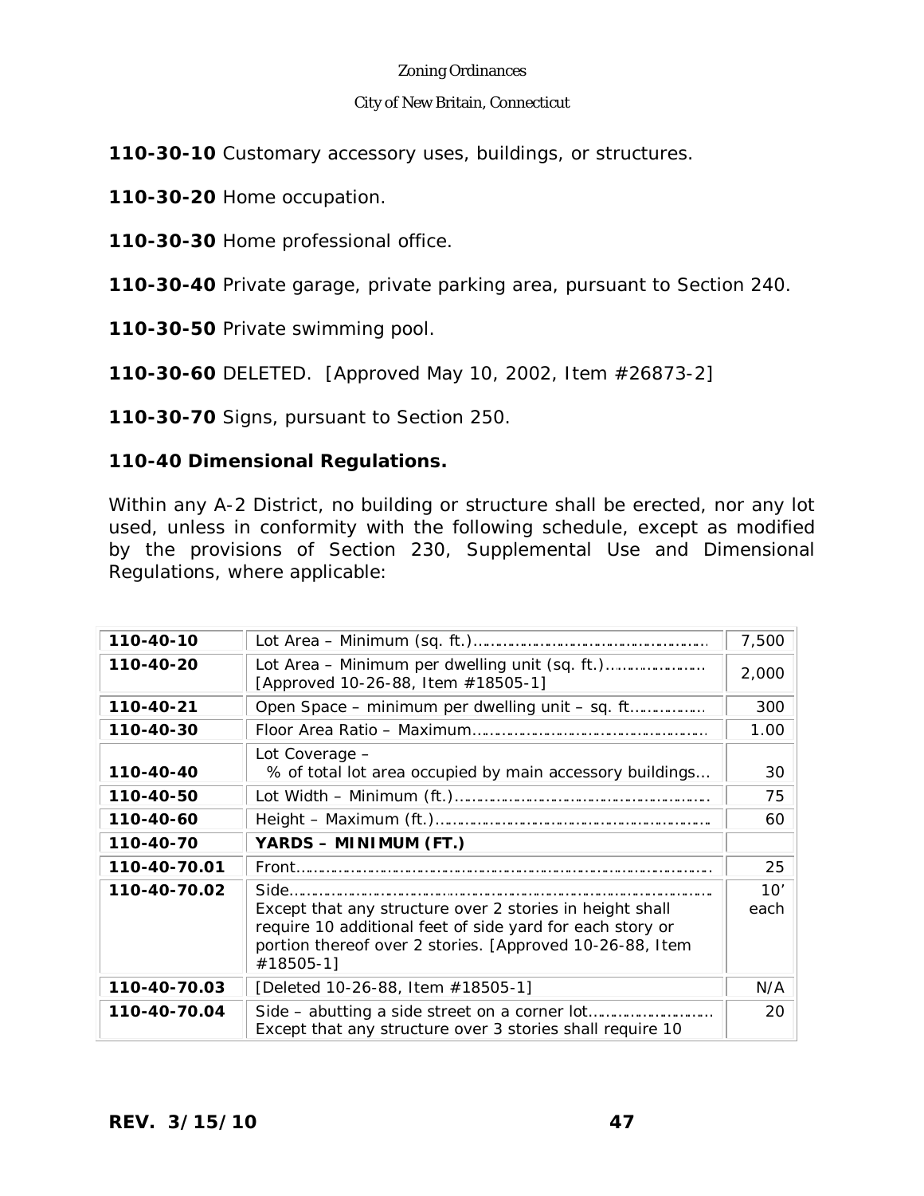**110-30-10** Customary accessory uses, buildings, or structures.

**110-30-20** Home occupation.

**110-30-30** Home professional office.

**110-30-40** Private garage, private parking area, pursuant to Section 240.

**110-30-50** Private swimming pool.

**110-30-60** DELETED. [Approved May 10, 2002, Item #26873-2]

**110-30-70** Signs, pursuant to Section 250.

### 110-40 Dimensional Regulations.

Within any A-2 District, no building or structure shall be erected, nor any lot used, unless in conformity with the following schedule, except as modified by the provisions of Section 230, Supplemental Use and Dimensional Regulations, where applicable:

| | | |
|---|---|---|
| **110-40-10** | Lot Area – Minimum (sq. ft.)…………………………………………… | 7,500 |
| **110-40-20** | Lot Area – Minimum per dwelling unit (sq. ft.)………………… [Approved 10-26-88, Item #18505-1] | 2,000 |
| **110-40-21** | Open Space – minimum per dwelling unit – sq. ft……………. | 300 |
| **110-40-30** | Floor Area Ratio – Maximum………………………………………… | 1.00 |
| **110-40-40** | Lot Coverage – % of total lot area occupied by main accessory buildings… | 30 |
| **110-40-50** | Lot Width – Minimum (ft.)…………………………………………… | 75 |
| **110-40-60** | Height – Maximum (ft.)………………………………………………. | 60 |
| **110-40-70** | **YARDS – MINIMUM (FT.)** | |
| **110-40-70.01** | Front…………………………………………………………………………. | 25 |
| **110-40-70.02** | Side…………………………………………………………………………. Except that any structure over 2 stories in height shall require 10 additional feet of side yard for each story or portion thereof over 2 stories. [Approved 10-26-88, Item #18505-1] | 10' each |
| **110-40-70.03** | [Deleted 10-26-88, Item #18505-1] | N/A |
| **110-40-70.04** | Side – abutting a side street on a corner lot……………………… Except that any structure over 3 stories shall require 10 | 20 |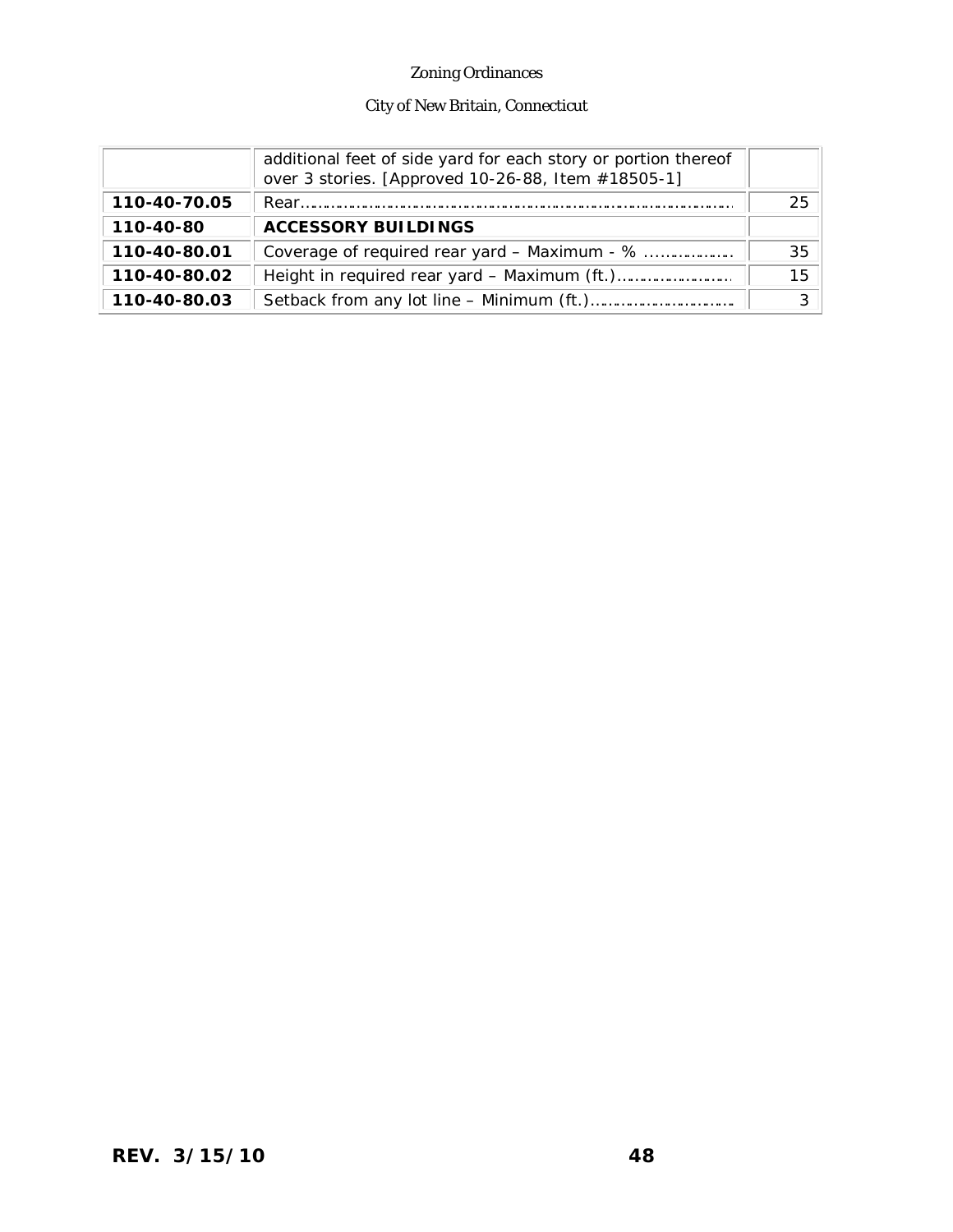|  |  |  |
|---|---|---|
|  | additional feet of side yard for each story or portion thereof over 3 stories. [Approved 10-26-88, Item #18505-1] |  |
| **110-40-70.05** | Rear........................................................................................ | 25 |
| **110-40-80** | **ACCESSORY BUILDINGS** |  |
| **110-40-80.01** | Coverage of required rear yard – Maximum - % .................. | 35 |
| **110-40-80.02** | Height in required rear yard – Maximum (ft.)......................... | 15 |
| **110-40-80.03** | Setback from any lot line – Minimum (ft.).............................. | 3 |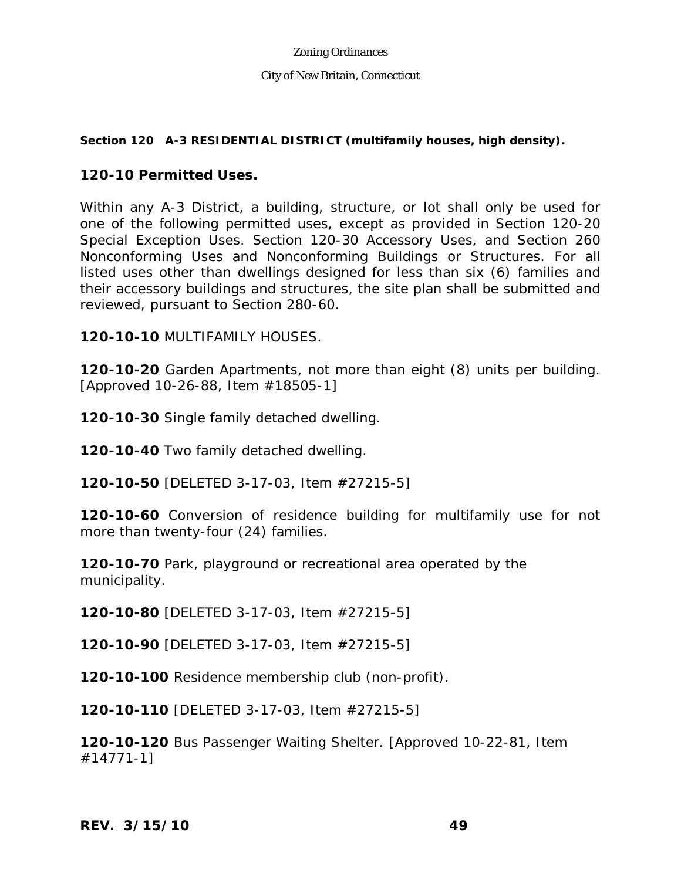## Section 120 A-3 RESIDENTIAL DISTRICT (multifamily houses, high density).

### 120-10 Permitted Uses.

Within any A-3 District, a building, structure, or lot shall only be used for one of the following permitted uses, except as provided in Section 120-20 Special Exception Uses. Section 120-30 Accessory Uses, and Section 260 Nonconforming Uses and Nonconforming Buildings or Structures. For all listed uses other than dwellings designed for less than six (6) families and their accessory buildings and structures, the site plan shall be submitted and reviewed, pursuant to Section 280-60.

**120-10-10** MULTIFAMILY HOUSES.

**120-10-20** Garden Apartments, not more than eight (8) units per building. [Approved 10-26-88, Item #18505-1]

**120-10-30** Single family detached dwelling.

**120-10-40** Two family detached dwelling.

**120-10-50** [DELETED 3-17-03, Item #27215-5]

**120-10-60** Conversion of residence building for multifamily use for not more than twenty-four (24) families.

**120-10-70** Park, playground or recreational area operated by the municipality.

**120-10-80** [DELETED 3-17-03, Item #27215-5]

**120-10-90** [DELETED 3-17-03, Item #27215-5]

**120-10-100** Residence membership club (non-profit).

**120-10-110** [DELETED 3-17-03, Item #27215-5]

**120-10-120** Bus Passenger Waiting Shelter. [Approved 10-22-81, Item #14771-1]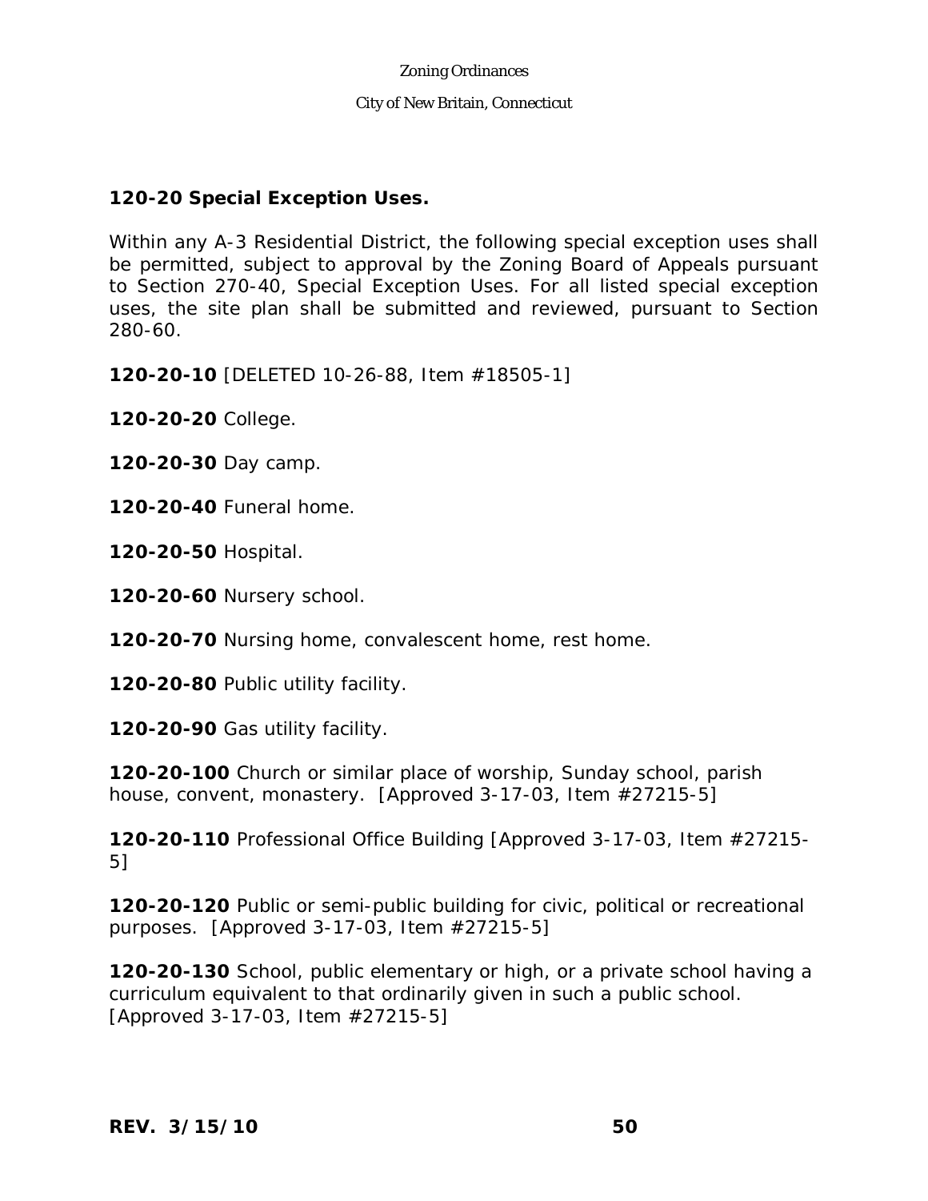**120-20 Special Exception Uses.**

Within any A-3 Residential District, the following special exception uses shall be permitted, subject to approval by the Zoning Board of Appeals pursuant to Section 270-40, Special Exception Uses. For all listed special exception uses, the site plan shall be submitted and reviewed, pursuant to Section 280-60.

**120-20-10** [DELETED 10-26-88, Item #18505-1]

**120-20-20** College.

**120-20-30** Day camp.

**120-20-40** Funeral home.

**120-20-50** Hospital.

**120-20-60** Nursery school.

**120-20-70** Nursing home, convalescent home, rest home.

**120-20-80** Public utility facility.

**120-20-90** Gas utility facility.

**120-20-100** Church or similar place of worship, Sunday school, parish house, convent, monastery. [Approved 3-17-03, Item #27215-5]

**120-20-110** Professional Office Building [Approved 3-17-03, Item #27215-5]

**120-20-120** Public or semi-public building for civic, political or recreational purposes. [Approved 3-17-03, Item #27215-5]

**120-20-130** School, public elementary or high, or a private school having a curriculum equivalent to that ordinarily given in such a public school. [Approved 3-17-03, Item #27215-5]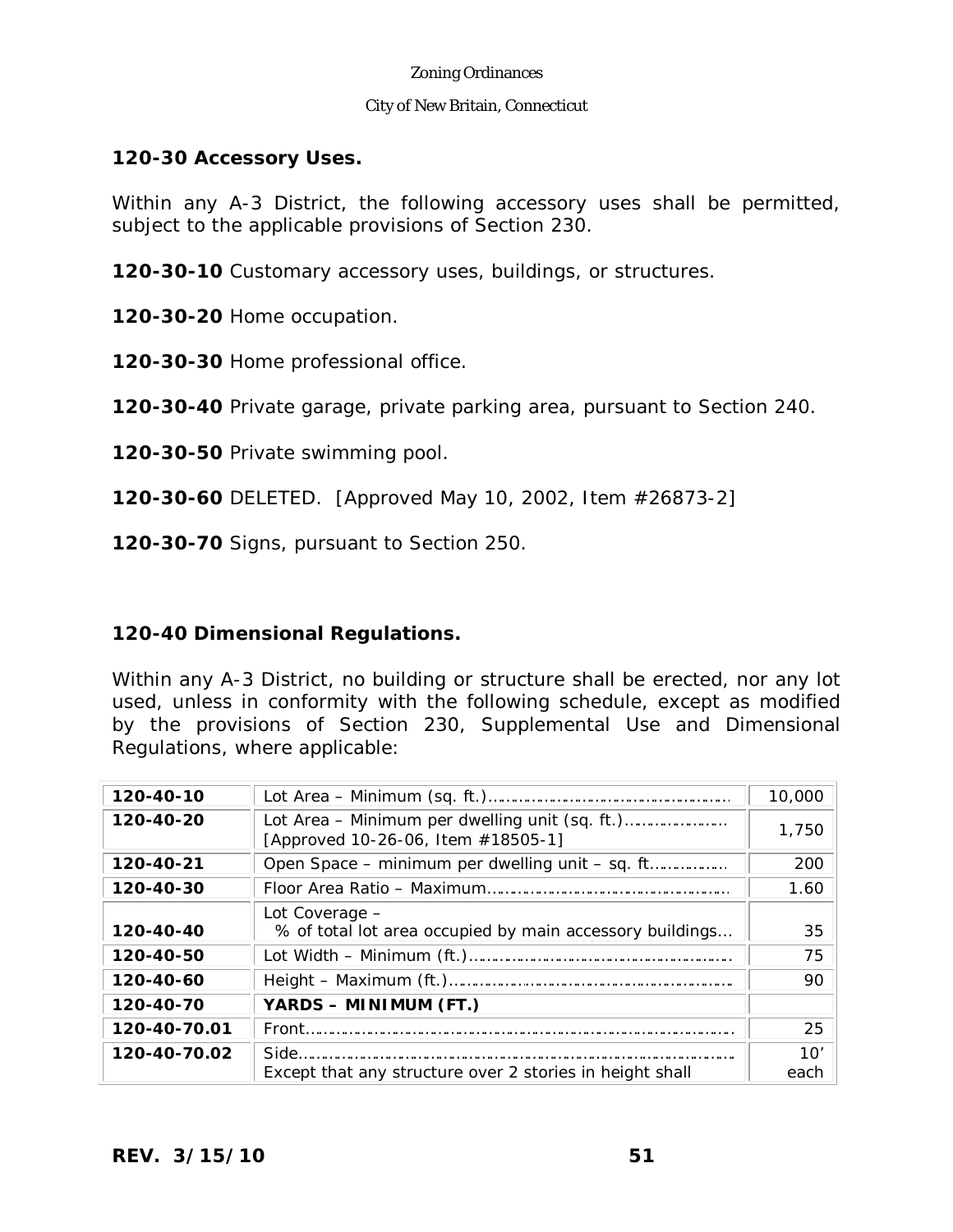## 120-30 Accessory Uses.

Within any A-3 District, the following accessory uses shall be permitted, subject to the applicable provisions of Section 230.

**120-30-10** Customary accessory uses, buildings, or structures.

**120-30-20** Home occupation.

**120-30-30** Home professional office.

**120-30-40** Private garage, private parking area, pursuant to Section 240.

**120-30-50** Private swimming pool.

**120-30-60** DELETED. [Approved May 10, 2002, Item #26873-2]

**120-30-70** Signs, pursuant to Section 250.

## 120-40 Dimensional Regulations.

Within any A-3 District, no building or structure shall be erected, nor any lot used, unless in conformity with the following schedule, except as modified by the provisions of Section 230, Supplemental Use and Dimensional Regulations, where applicable:

| | | |
|---|---|---|
| **120-40-10** | Lot Area – Minimum (sq. ft.)………………………………………… | 10,000 |
| **120-40-20** | Lot Area – Minimum per dwelling unit (sq. ft.)………………… [Approved 10-26-06, Item #18505-1] | 1,750 |
| **120-40-21** | Open Space – minimum per dwelling unit – sq. ft…………… | 200 |
| **120-40-30** | Floor Area Ratio – Maximum………………………………………… | 1.60 |
| **120-40-40** | Lot Coverage – % of total lot area occupied by main accessory buildings… | 35 |
| **120-40-50** | Lot Width – Minimum (ft.)…………………………………………… | 75 |
| **120-40-60** | Height – Maximum (ft.)……………………………………………… | 90 |
| **120-40-70** | **YARDS – MINIMUM (FT.)** | |
| **120-40-70.01** | Front……………………………………………………………………… | 25 |
| **120-40-70.02** | Side……………………………………………………………………… Except that any structure over 2 stories in height shall | 10' each |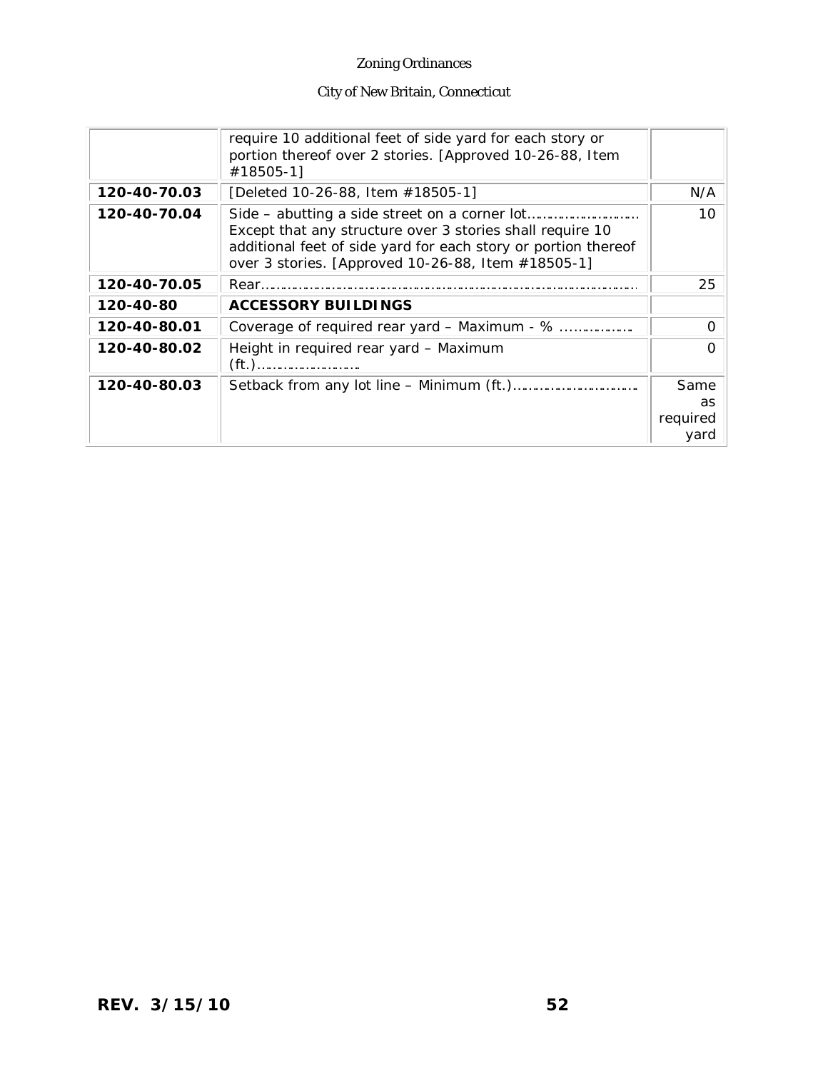| | | |
|---|---|---|
| | require 10 additional feet of side yard for each story or portion thereof over 2 stories. [Approved 10-26-88, Item #18505-1] | |
| **120-40-70.03** | [Deleted 10-26-88, Item #18505-1] | N/A |
| **120-40-70.04** | Side – abutting a side street on a corner lot………………………. Except that any structure over 3 stories shall require 10 additional feet of side yard for each story or portion thereof over 3 stories. [Approved 10-26-88, Item #18505-1] | 10 |
| **120-40-70.05** | Rear……………………………………………………………………………… | 25 |
| **120-40-80** | **ACCESSORY BUILDINGS** | |
| **120-40-80.01** | Coverage of required rear yard – Maximum - % ……………… | 0 |
| **120-40-80.02** | Height in required rear yard – Maximum (ft.)………………………. | 0 |
| **120-40-80.03** | Setback from any lot line – Minimum (ft.)………………………… | Same as required yard |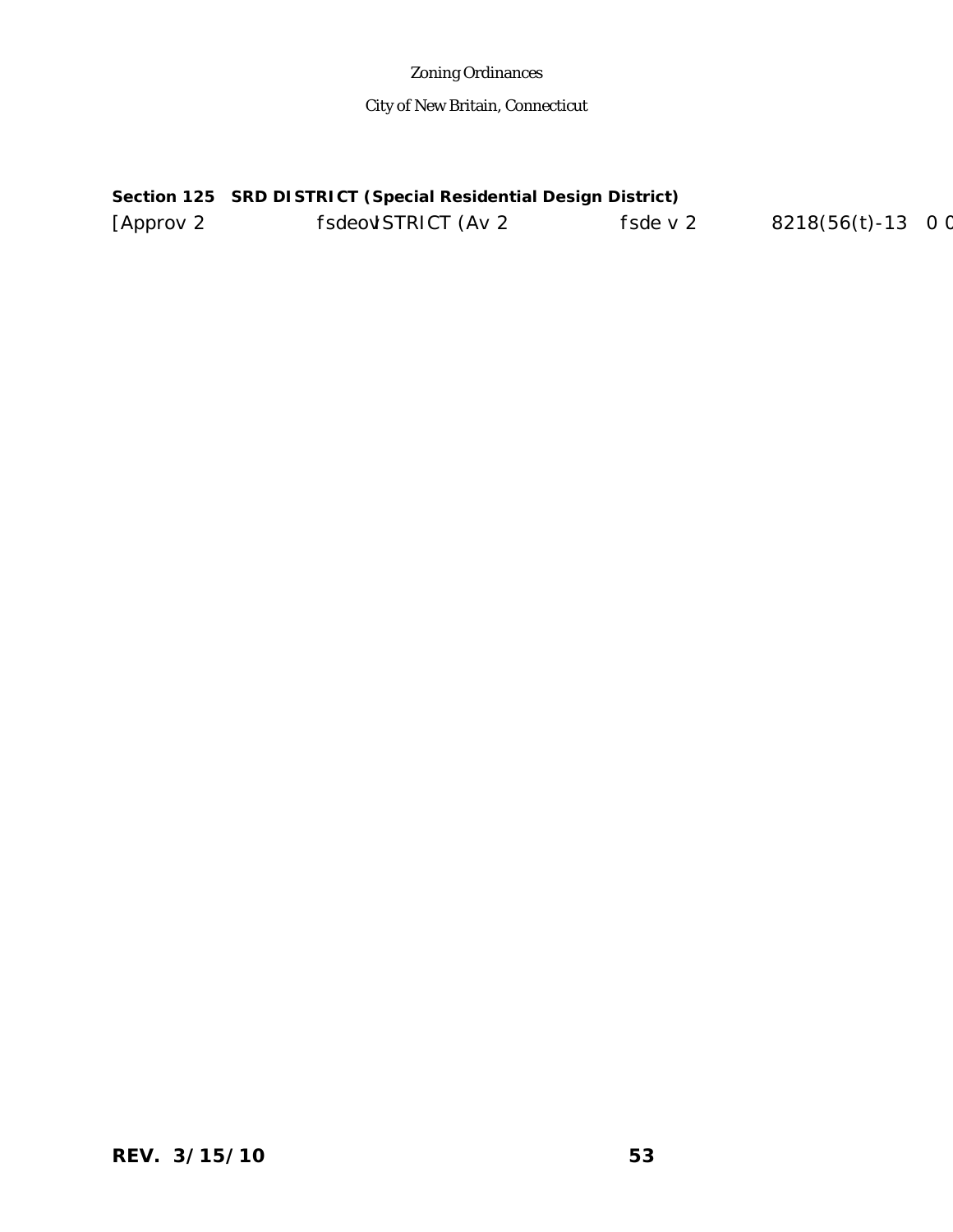**Section 125 SRD DISTRICT (Special Residential Design District)**

[Approv 2 fsdeo\ISTRICT (Av 2 fsde v 2 8218(56(t)-13 0 0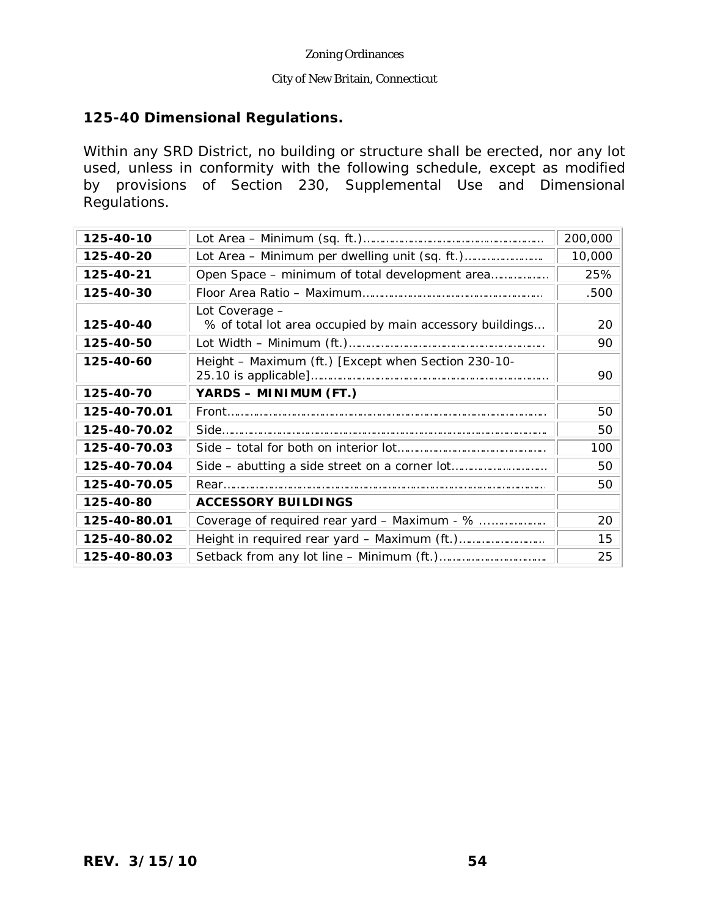## 125-40 Dimensional Regulations.

Within any SRD District, no building or structure shall be erected, nor any lot used, unless in conformity with the following schedule, except as modified by provisions of Section 230, Supplemental Use and Dimensional Regulations.

| Section | Regulation | Value |
|---|---|---|
| **125-40-10** | Lot Area – Minimum (sq. ft.)………………………………………… | 200,000 |
| **125-40-20** | Lot Area – Minimum per dwelling unit (sq. ft.)………………… | 10,000 |
| **125-40-21** | Open Space – minimum of total development area…………… | 25% |
| **125-40-30** | Floor Area Ratio – Maximum………………………………………… | .500 |
| **125-40-40** | Lot Coverage – % of total lot area occupied by main accessory buildings… | 20 |
| **125-40-50** | Lot Width – Minimum (ft.)…………………………………………… | 90 |
| **125-40-60** | Height – Maximum (ft.) [Except when Section 230-10-25.10 is applicable]……………………………………………………… | 90 |
| **125-40-70** | **YARDS – MINIMUM (FT.)** | |
| **125-40-70.01** | Front……………………………………………………………………… | 50 |
| **125-40-70.02** | Side……………………………………………………………………… | 50 |
| **125-40-70.03** | Side – total for both on interior lot……………………………… | 100 |
| **125-40-70.04** | Side – abutting a side street on a corner lot………………… | 50 |
| **125-40-70.05** | Rear……………………………………………………………………… | 50 |
| **125-40-80** | **ACCESSORY BUILDINGS** | |
| **125-40-80.01** | Coverage of required rear yard – Maximum - % ……………… | 20 |
| **125-40-80.02** | Height in required rear yard – Maximum (ft.)………………… | 15 |
| **125-40-80.03** | Setback from any lot line – Minimum (ft.)…………………… | 25 |

**REV. 3/15/10**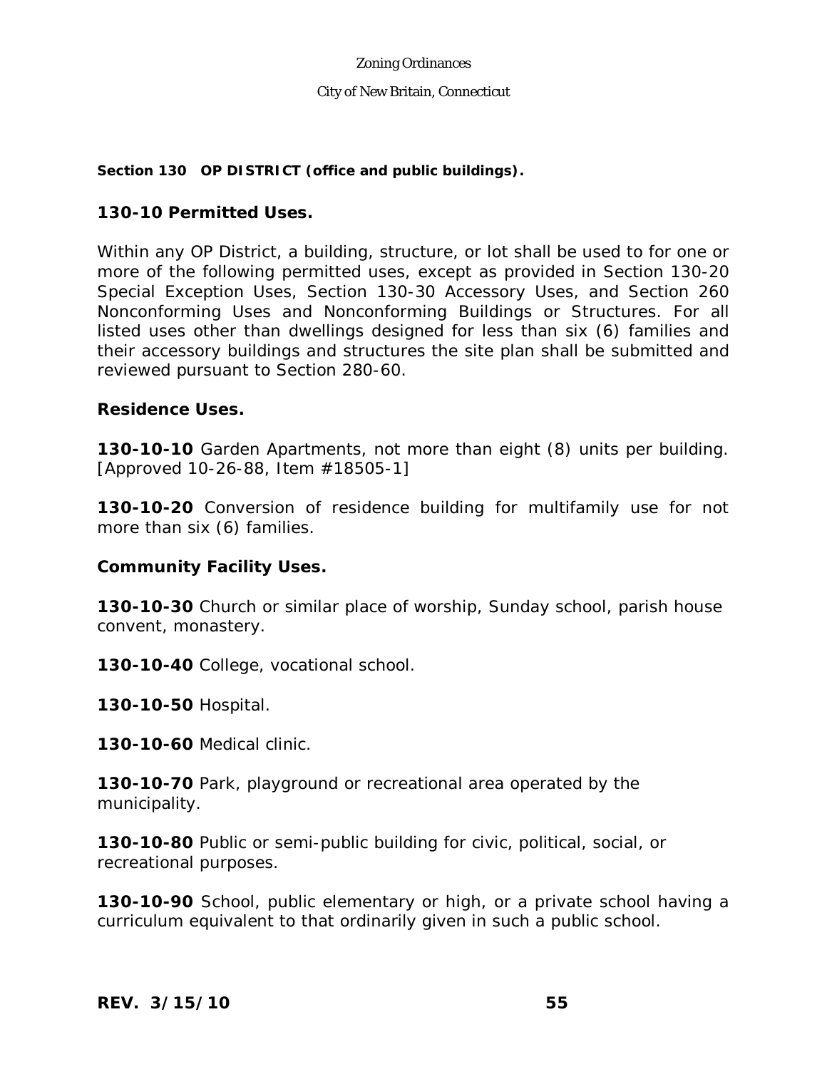## Section 130 OP DISTRICT (office and public buildings).

### 130-10 Permitted Uses.

Within any OP District, a building, structure, or lot shall be used to for one or more of the following permitted uses, except as provided in Section 130-20 Special Exception Uses, Section 130-30 Accessory Uses, and Section 260 Nonconforming Uses and Nonconforming Buildings or Structures. For all listed uses other than dwellings designed for less than six (6) families and their accessory buildings and structures the site plan shall be submitted and reviewed pursuant to Section 280-60.

### Residence Uses.

**130-10-10** Garden Apartments, not more than eight (8) units per building. [Approved 10-26-88, Item #18505-1]

**130-10-20** Conversion of residence building for multifamily use for not more than six (6) families.

### Community Facility Uses.

**130-10-30** Church or similar place of worship, Sunday school, parish house convent, monastery.

**130-10-40** College, vocational school.

**130-10-50** Hospital.

**130-10-60** Medical clinic.

**130-10-70** Park, playground or recreational area operated by the municipality.

**130-10-80** Public or semi-public building for civic, political, social, or recreational purposes.

**130-10-90** School, public elementary or high, or a private school having a curriculum equivalent to that ordinarily given in such a public school.

**REV. 3/15/10**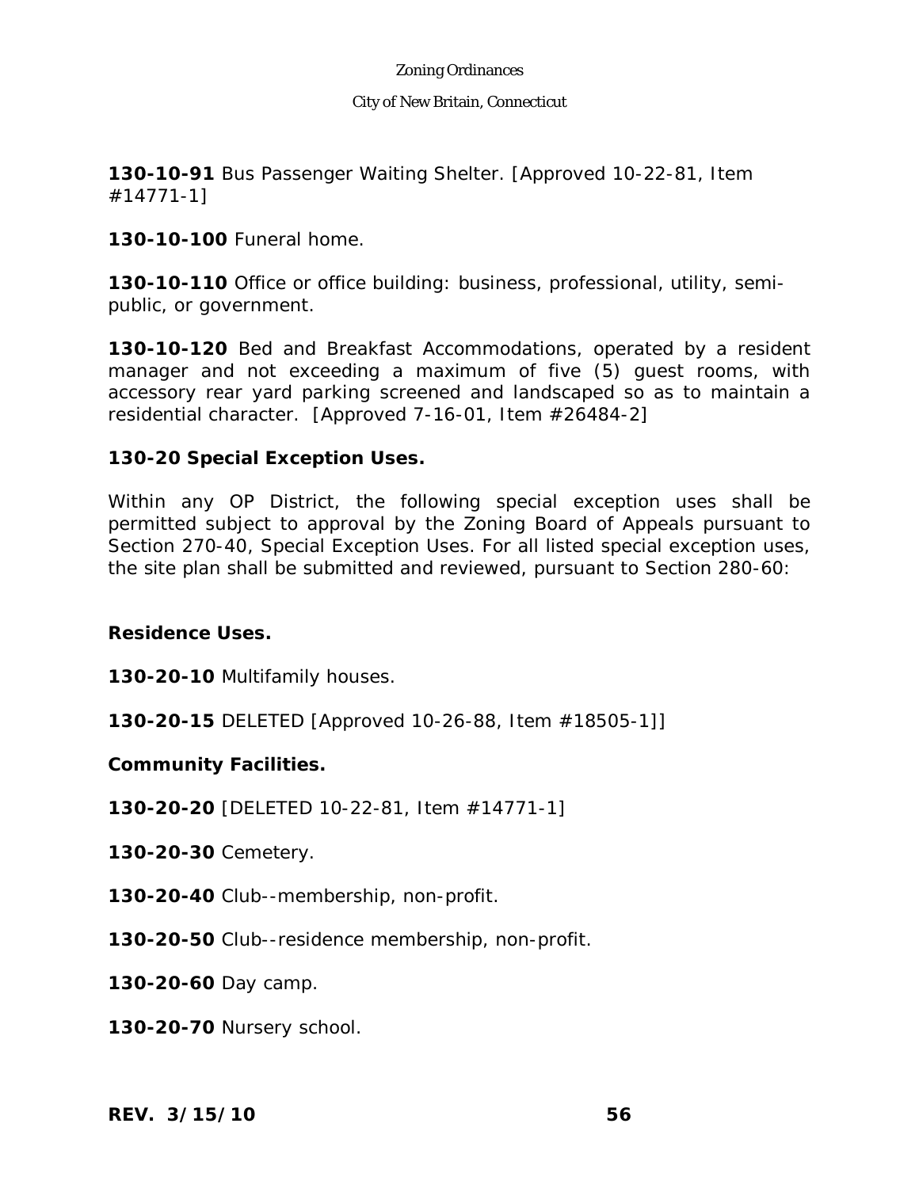**130-10-91** Bus Passenger Waiting Shelter. [Approved 10-22-81, Item #14771-1]

**130-10-100** Funeral home.

**130-10-110** Office or office building: business, professional, utility, semi-public, or government.

**130-10-120** Bed and Breakfast Accommodations, operated by a resident manager and not exceeding a maximum of five (5) guest rooms, with accessory rear yard parking screened and landscaped so as to maintain a residential character. [Approved 7-16-01, Item #26484-2]

**130-20 Special Exception Uses.**

Within any OP District, the following special exception uses shall be permitted subject to approval by the Zoning Board of Appeals pursuant to Section 270-40, Special Exception Uses. For all listed special exception uses, the site plan shall be submitted and reviewed, pursuant to Section 280-60:

**Residence Uses.**

**130-20-10** Multifamily houses.

**130-20-15** DELETED [Approved 10-26-88, Item #18505-1]]

**Community Facilities.**

**130-20-20** [DELETED 10-22-81, Item #14771-1]

**130-20-30** Cemetery.

**130-20-40** Club--membership, non-profit.

**130-20-50** Club--residence membership, non-profit.

**130-20-60** Day camp.

**130-20-70** Nursery school.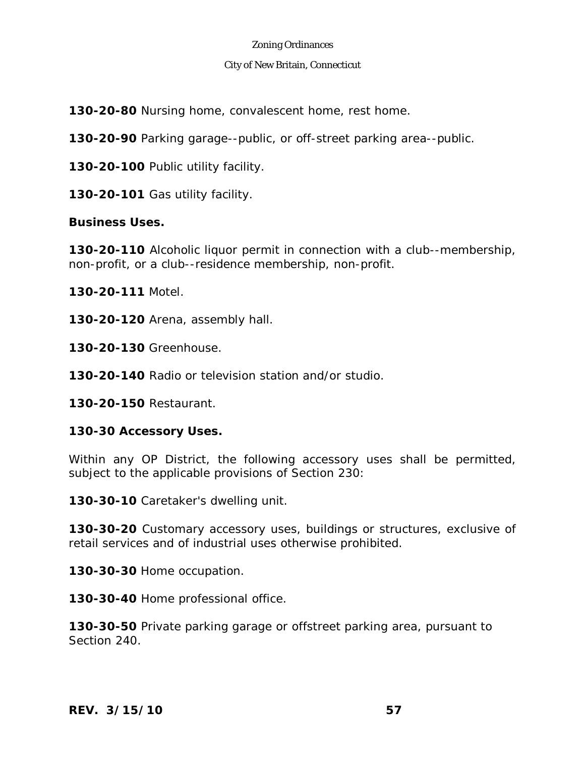**130-20-80** Nursing home, convalescent home, rest home.

**130-20-90** Parking garage--public, or off-street parking area--public.

**130-20-100** Public utility facility.

**130-20-101** Gas utility facility.

**Business Uses.**

**130-20-110** Alcoholic liquor permit in connection with a club--membership, non-profit, or a club--residence membership, non-profit.

**130-20-111** Motel.

**130-20-120** Arena, assembly hall.

**130-20-130** Greenhouse.

**130-20-140** Radio or television station and/or studio.

**130-20-150** Restaurant.

**130-30 Accessory Uses.**

Within any OP District, the following accessory uses shall be permitted, subject to the applicable provisions of Section 230:

**130-30-10** Caretaker's dwelling unit.

**130-30-20** Customary accessory uses, buildings or structures, exclusive of retail services and of industrial uses otherwise prohibited.

**130-30-30** Home occupation.

**130-30-40** Home professional office.

**130-30-50** Private parking garage or offstreet parking area, pursuant to Section 240.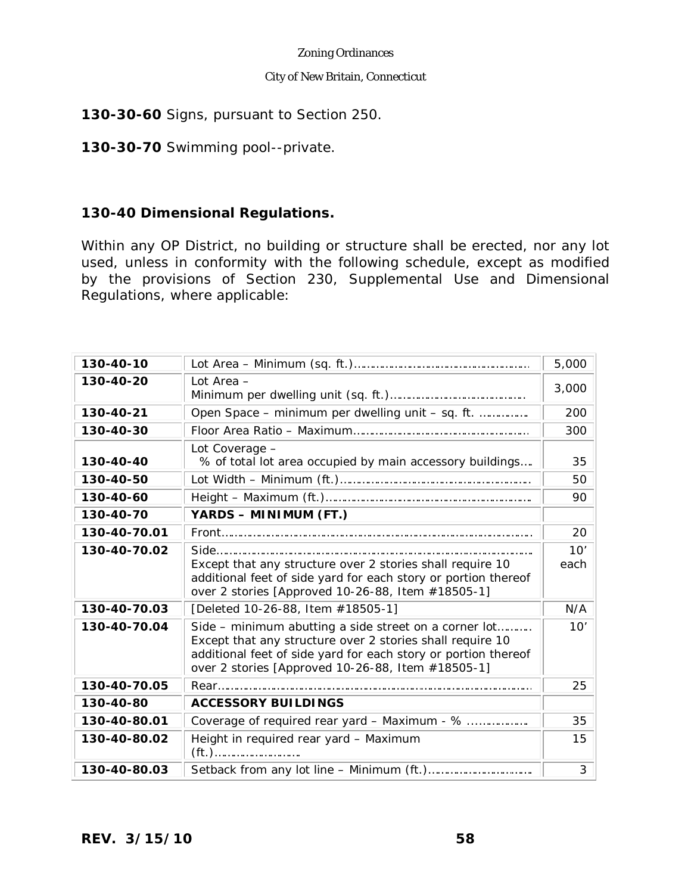**130-30-60** Signs, pursuant to Section 250.

**130-30-70** Swimming pool--private.

## 130-40 Dimensional Regulations.

Within any OP District, no building or structure shall be erected, nor any lot used, unless in conformity with the following schedule, except as modified by the provisions of Section 230, Supplemental Use and Dimensional Regulations, where applicable:

| | | |
|---|---|---|
| **130-40-10** | Lot Area – Minimum (sq. ft.)………………………………………… | 5,000 |
| **130-40-20** | Lot Area – Minimum per dwelling unit (sq. ft.)……………………………… | 3,000 |
| **130-40-21** | Open Space – minimum per dwelling unit – sq. ft. ………….. | 200 |
| **130-40-30** | Floor Area Ratio – Maximum………………………………………… | 300 |
| **130-40-40** | Lot Coverage – % of total lot area occupied by main accessory buildings…. | 35 |
| **130-40-50** | Lot Width – Minimum (ft.)…………………………………………… | 50 |
| **130-40-60** | Height – Maximum (ft.)……………………………………………… | 90 |
| **130-40-70** | **YARDS – MINIMUM (FT.)** | |
| **130-40-70.01** | Front…………………………………………………………………… | 20 |
| **130-40-70.02** | Side…………………………………………………………………… Except that any structure over 2 stories shall require 10 additional feet of side yard for each story or portion thereof over 2 stories [Approved 10-26-88, Item #18505-1] | 10' each |
| **130-40-70.03** | [Deleted 10-26-88, Item #18505-1] | N/A |
| **130-40-70.04** | Side – minimum abutting a side street on a corner lot………. Except that any structure over 2 stories shall require 10 additional feet of side yard for each story or portion thereof over 2 stories [Approved 10-26-88, Item #18505-1] | 10' |
| **130-40-70.05** | Rear…………………………………………………………………… | 25 |
| **130-40-80** | **ACCESSORY BUILDINGS** | |
| **130-40-80.01** | Coverage of required rear yard – Maximum - % …………….. | 35 |
| **130-40-80.02** | Height in required rear yard – Maximum (ft.)…………………….. | 15 |
| **130-40-80.03** | Setback from any lot line – Minimum (ft.)………………………… | 3 |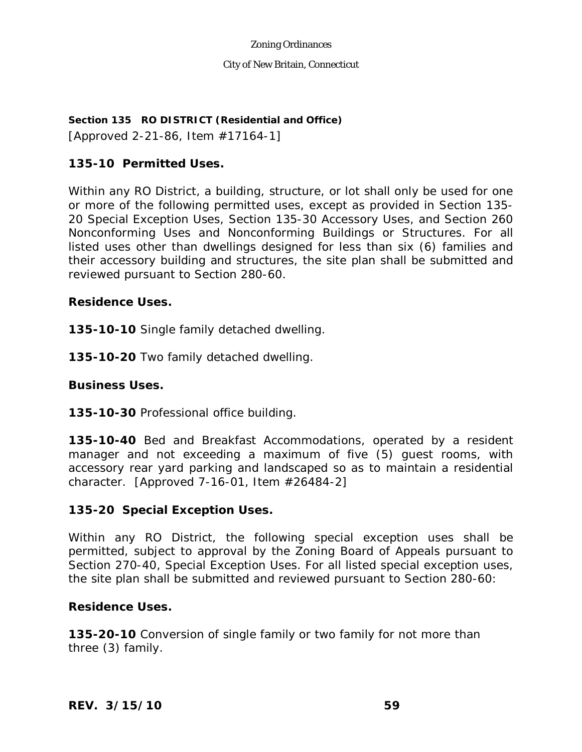## Section 135 RO DISTRICT (Residential and Office)

[Approved 2-21-86, Item #17164-1]

### 135-10 Permitted Uses.

Within any RO District, a building, structure, or lot shall only be used for one or more of the following permitted uses, except as provided in Section 135-20 Special Exception Uses, Section 135-30 Accessory Uses, and Section 260 Nonconforming Uses and Nonconforming Buildings or Structures. For all listed uses other than dwellings designed for less than six (6) families and their accessory building and structures, the site plan shall be submitted and reviewed pursuant to Section 280-60.

**Residence Uses.**

**135-10-10** Single family detached dwelling.

**135-10-20** Two family detached dwelling.

**Business Uses.**

**135-10-30** Professional office building.

**135-10-40** Bed and Breakfast Accommodations, operated by a resident manager and not exceeding a maximum of five (5) guest rooms, with accessory rear yard parking and landscaped so as to maintain a residential character. [Approved 7-16-01, Item #26484-2]

### 135-20 Special Exception Uses.

Within any RO District, the following special exception uses shall be permitted, subject to approval by the Zoning Board of Appeals pursuant to Section 270-40, Special Exception Uses. For all listed special exception uses, the site plan shall be submitted and reviewed pursuant to Section 280-60:

**Residence Uses.**

**135-20-10** Conversion of single family or two family for not more than three (3) family.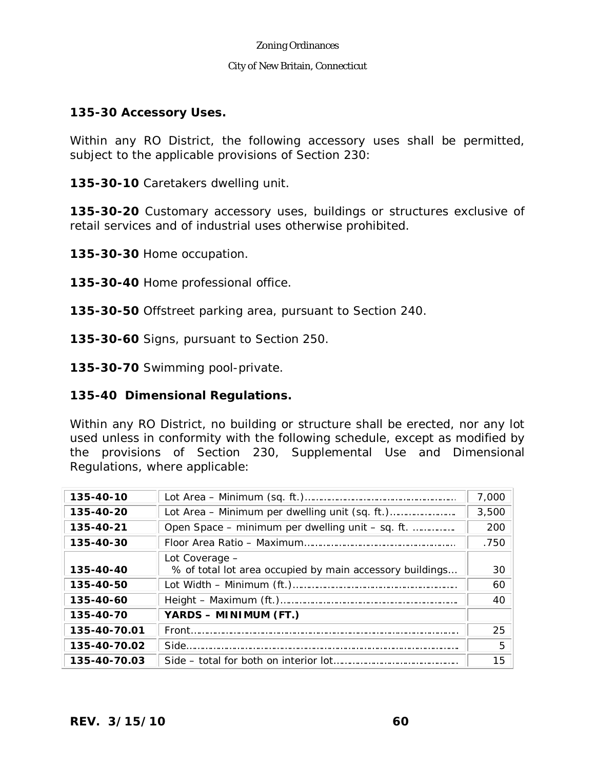**135-30 Accessory Uses.**

Within any RO District, the following accessory uses shall be permitted, subject to the applicable provisions of Section 230:

**135-30-10** Caretakers dwelling unit.

**135-30-20** Customary accessory uses, buildings or structures exclusive of retail services and of industrial uses otherwise prohibited.

**135-30-30** Home occupation.

**135-30-40** Home professional office.

**135-30-50** Offstreet parking area, pursuant to Section 240.

**135-30-60** Signs, pursuant to Section 250.

**135-30-70** Swimming pool-private.

**135-40 Dimensional Regulations.**

Within any RO District, no building or structure shall be erected, nor any lot used unless in conformity with the following schedule, except as modified by the provisions of Section 230, Supplemental Use and Dimensional Regulations, where applicable:

| | | |
|---|---|---|
| **135-40-10** | Lot Area – Minimum (sq. ft.)…………………………………………… | 7,000 |
| **135-40-20** | Lot Area – Minimum per dwelling unit (sq. ft.)…………………. | 3,500 |
| **135-40-21** | Open Space – minimum per dwelling unit – sq. ft. …………. | 200 |
| **135-40-30** | Floor Area Ratio – Maximum………………………………………… | .750 |
| **135-40-40** | Lot Coverage – % of total lot area occupied by main accessory buildings… | 30 |
| **135-40-50** | Lot Width – Minimum (ft.)………………………………………………. | 60 |
| **135-40-60** | Height – Maximum (ft.)…………………………………………………. | 40 |
| **135-40-70** | **YARDS – MINIMUM (FT.)** | |
| **135-40-70.01** | Front……………………………………………………………………………. | 25 |
| **135-40-70.02** | Side……………………………………………………………………………. | 5 |
| **135-40-70.03** | Side – total for both on interior lot……………………………… | 15 |

**REV. 3/15/10**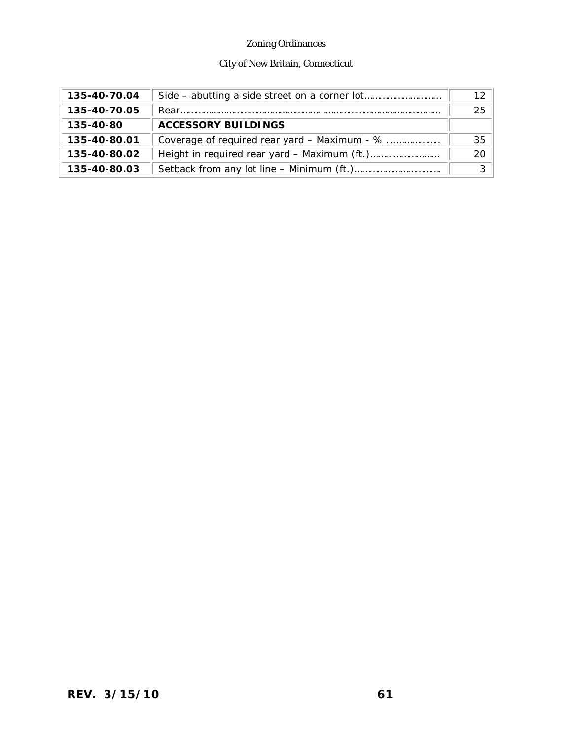| | | |
|---|---|---|
| **135-40-70.04** | Side – abutting a side street on a corner lot…………………… | 12 |
| **135-40-70.05** | Rear……………………………………………………………………… | 25 |
| **135-40-80** | **ACCESSORY BUILDINGS** | |
| **135-40-80.01** | Coverage of required rear yard – Maximum - % ……………… | 35 |
| **135-40-80.02** | Height in required rear yard – Maximum (ft.)…………………… | 20 |
| **135-40-80.03** | Setback from any lot line – Minimum (ft.)……………………… | 3 |

**REV. 3/15/10**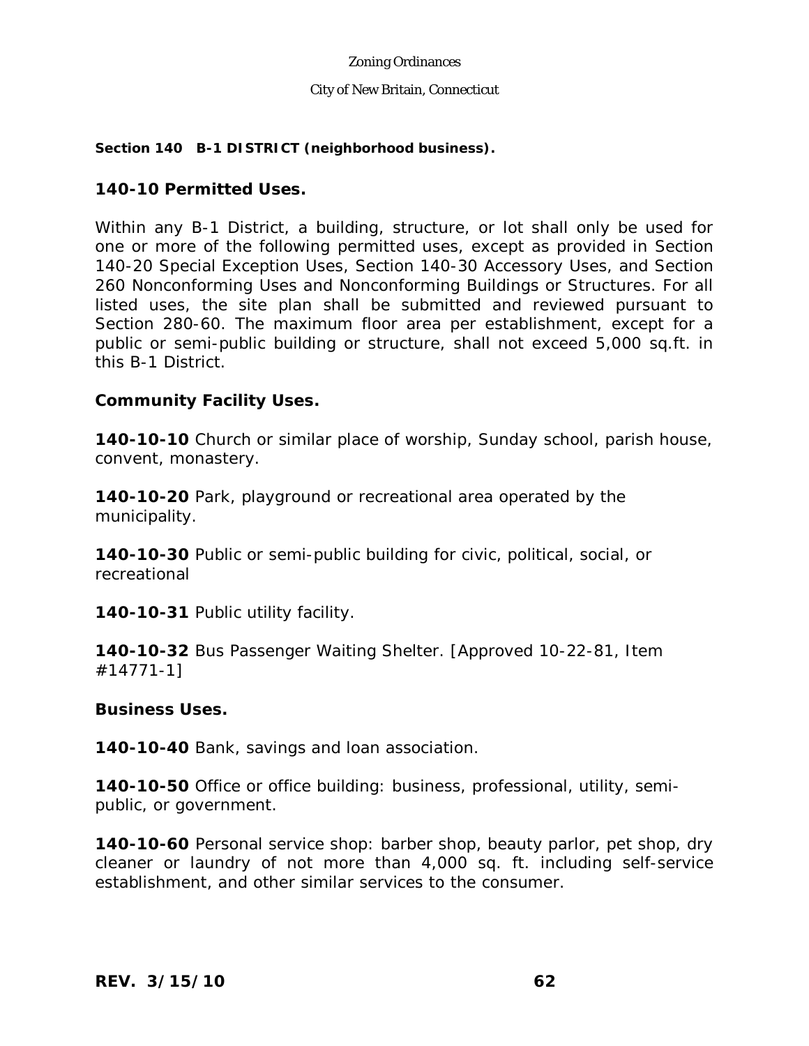**Section 140 B-1 DISTRICT (neighborhood business).**

## 140-10 Permitted Uses.

Within any B-1 District, a building, structure, or lot shall only be used for one or more of the following permitted uses, except as provided in Section 140-20 Special Exception Uses, Section 140-30 Accessory Uses, and Section 260 Nonconforming Uses and Nonconforming Buildings or Structures. For all listed uses, the site plan shall be submitted and reviewed pursuant to Section 280-60. The maximum floor area per establishment, except for a public or semi-public building or structure, shall not exceed 5,000 sq.ft. in this B-1 District.

### Community Facility Uses.

**140-10-10** Church or similar place of worship, Sunday school, parish house, convent, monastery.

**140-10-20** Park, playground or recreational area operated by the municipality.

**140-10-30** Public or semi-public building for civic, political, social, or recreational

**140-10-31** Public utility facility.

**140-10-32** Bus Passenger Waiting Shelter. [Approved 10-22-81, Item #14771-1]

### Business Uses.

**140-10-40** Bank, savings and loan association.

**140-10-50** Office or office building: business, professional, utility, semi-public, or government.

**140-10-60** Personal service shop: barber shop, beauty parlor, pet shop, dry cleaner or laundry of not more than 4,000 sq. ft. including self-service establishment, and other similar services to the consumer.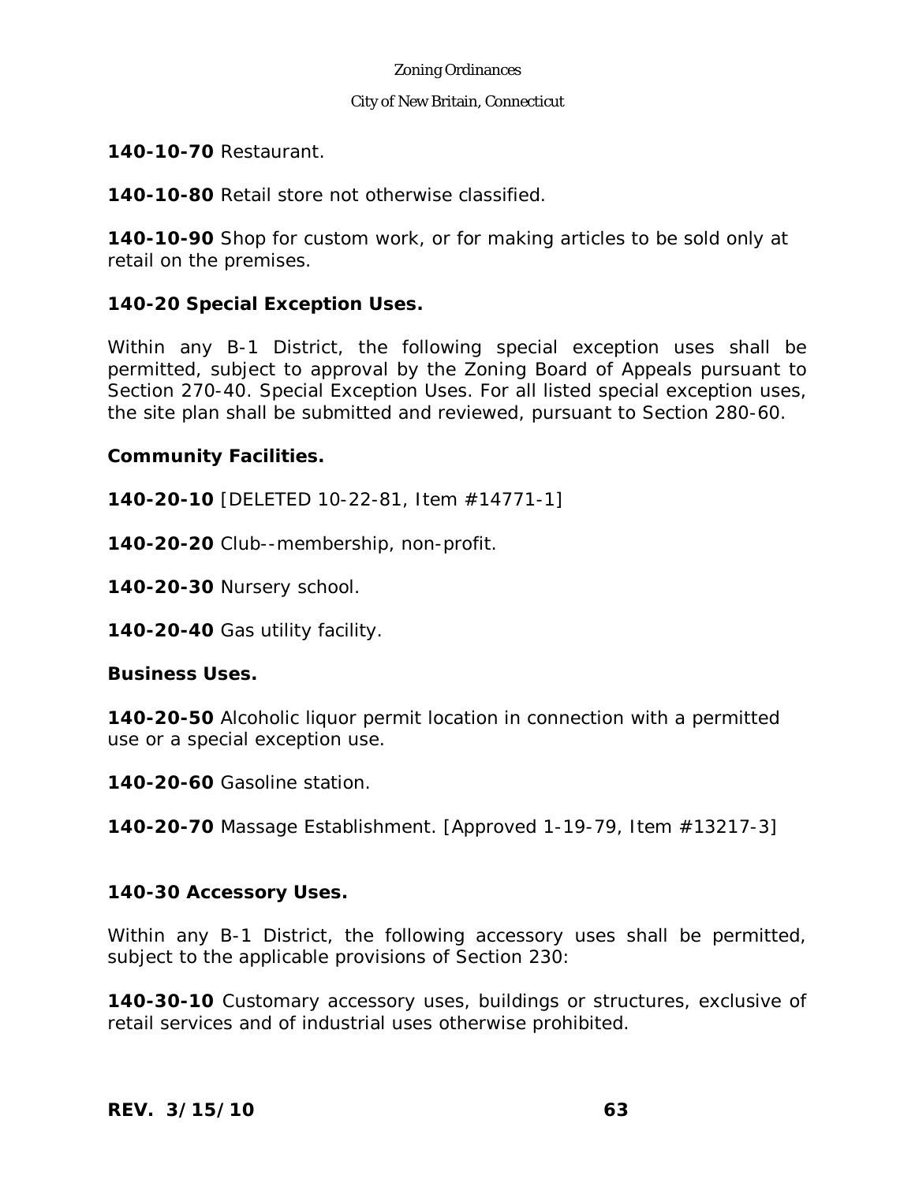**140-10-70** Restaurant.

**140-10-80** Retail store not otherwise classified.

**140-10-90** Shop for custom work, or for making articles to be sold only at retail on the premises.

## 140-20 Special Exception Uses.

Within any B-1 District, the following special exception uses shall be permitted, subject to approval by the Zoning Board of Appeals pursuant to Section 270-40. Special Exception Uses. For all listed special exception uses, the site plan shall be submitted and reviewed, pursuant to Section 280-60.

**Community Facilities.**

**140-20-10** [DELETED 10-22-81, Item #14771-1]

**140-20-20** Club--membership, non-profit.

**140-20-30** Nursery school.

**140-20-40** Gas utility facility.

**Business Uses.**

**140-20-50** Alcoholic liquor permit location in connection with a permitted use or a special exception use.

**140-20-60** Gasoline station.

**140-20-70** Massage Establishment. [Approved 1-19-79, Item #13217-3]

## 140-30 Accessory Uses.

Within any B-1 District, the following accessory uses shall be permitted, subject to the applicable provisions of Section 230:

**140-30-10** Customary accessory uses, buildings or structures, exclusive of retail services and of industrial uses otherwise prohibited.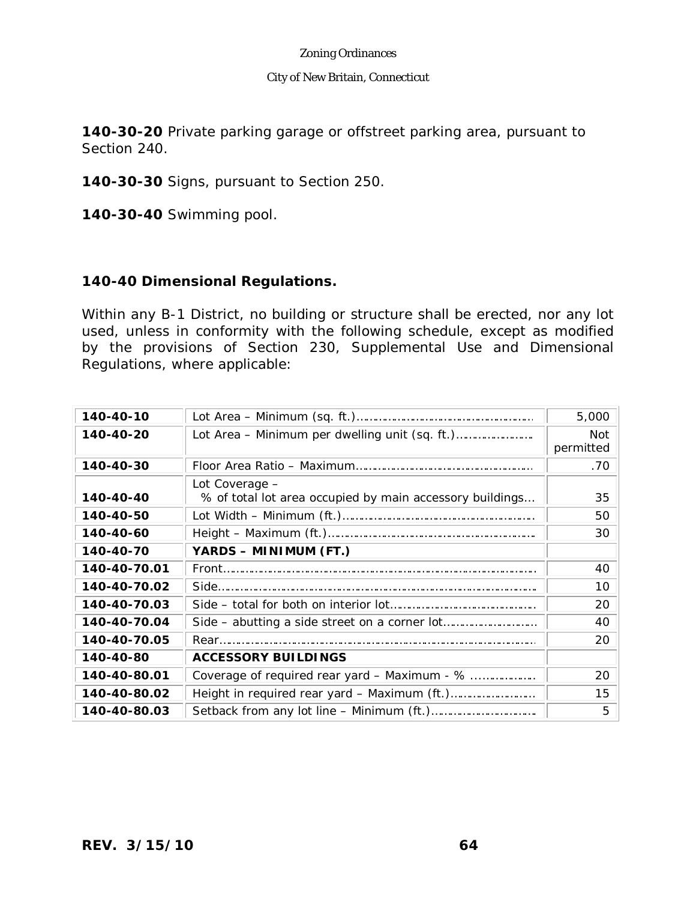**140-30-20** Private parking garage or offstreet parking area, pursuant to Section 240.

**140-30-30** Signs, pursuant to Section 250.

**140-30-40** Swimming pool.

### 140-40 Dimensional Regulations.

Within any B-1 District, no building or structure shall be erected, nor any lot used, unless in conformity with the following schedule, except as modified by the provisions of Section 230, Supplemental Use and Dimensional Regulations, where applicable:

| | | |
|---|---|---|
| **140-40-10** | Lot Area – Minimum (sq. ft.)…………………………………………… | 5,000 |
| **140-40-20** | Lot Area – Minimum per dwelling unit (sq. ft.)………………… | Not permitted |
| **140-40-30** | Floor Area Ratio – Maximum………………………………………… | .70 |
| **140-40-40** | Lot Coverage – % of total lot area occupied by main accessory buildings… | 35 |
| **140-40-50** | Lot Width – Minimum (ft.)…………………………………………… | 50 |
| **140-40-60** | Height – Maximum (ft.)……………………………………………… | 30 |
| **140-40-70** | **YARDS – MINIMUM (FT.)** | |
| **140-40-70.01** | Front………………………………………………………………………… | 40 |
| **140-40-70.02** | Side…………………………………………………………………………… | 10 |
| **140-40-70.03** | Side – total for both on interior lot………………………………… | 20 |
| **140-40-70.04** | Side – abutting a side street on a corner lot……………………… | 40 |
| **140-40-70.05** | Rear…………………………………………………………………………… | 20 |
| **140-40-80** | **ACCESSORY BUILDINGS** | |
| **140-40-80.01** | Coverage of required rear yard – Maximum - % ……………… | 20 |
| **140-40-80.02** | Height in required rear yard – Maximum (ft.)…………………… | 15 |
| **140-40-80.03** | Setback from any lot line – Minimum (ft.)………………………… | 5 |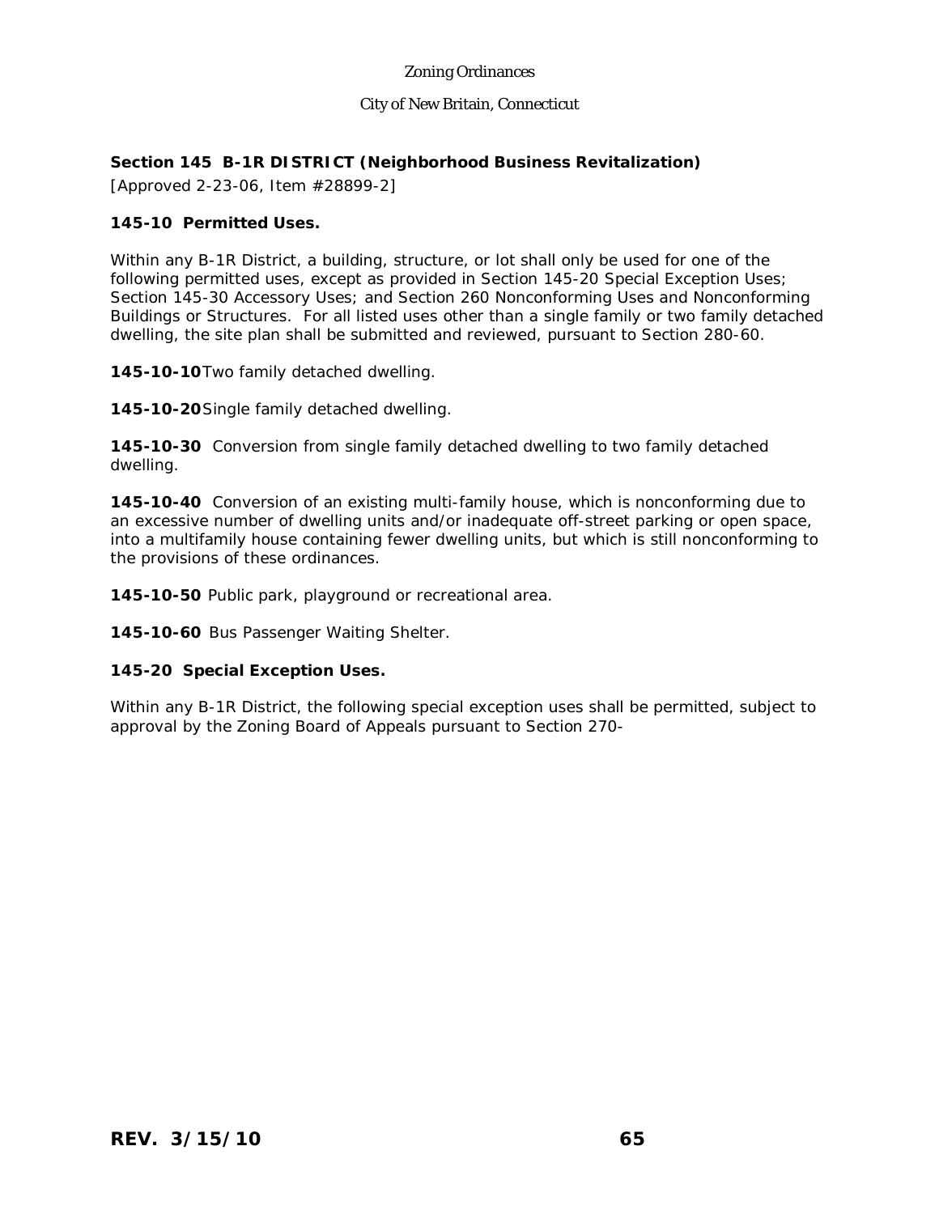## Section 145 B-1R DISTRICT (Neighborhood Business Revitalization)

[Approved 2-23-06, Item #28899-2]

### 145-10 Permitted Uses.

Within any B-1R District, a building, structure, or lot shall only be used for one of the following permitted uses, except as provided in Section 145-20 Special Exception Uses; Section 145-30 Accessory Uses; and Section 260 Nonconforming Uses and Nonconforming Buildings or Structures. For all listed uses other than a single family or two family detached dwelling, the site plan shall be submitted and reviewed, pursuant to Section 280-60.

**145-10-10** Two family detached dwelling.

**145-10-20** Single family detached dwelling.

**145-10-30** Conversion from single family detached dwelling to two family detached dwelling.

**145-10-40** Conversion of an existing multi-family house, which is nonconforming due to an excessive number of dwelling units and/or inadequate off-street parking or open space, into a multifamily house containing fewer dwelling units, but which is still nonconforming to the provisions of these ordinances.

**145-10-50** Public park, playground or recreational area.

**145-10-60** Bus Passenger Waiting Shelter.

### 145-20 Special Exception Uses.

Within any B-1R District, the following special exception uses shall be permitted, subject to approval by the Zoning Board of Appeals pursuant to Section 270-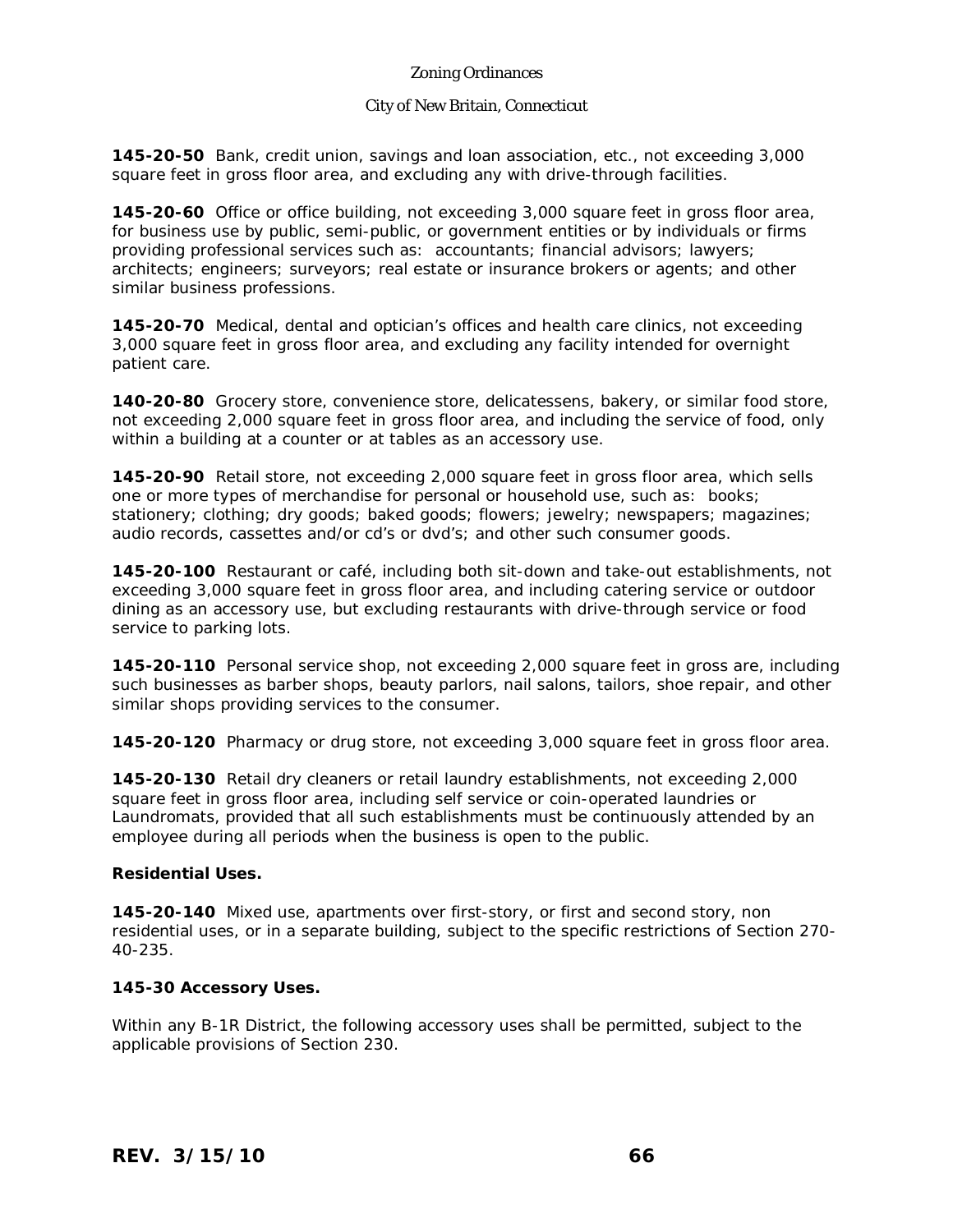**145-20-50** Bank, credit union, savings and loan association, etc., not exceeding 3,000 square feet in gross floor area, and excluding any with drive-through facilities.

**145-20-60** Office or office building, not exceeding 3,000 square feet in gross floor area, for business use by public, semi-public, or government entities or by individuals or firms providing professional services such as: accountants; financial advisors; lawyers; architects; engineers; surveyors; real estate or insurance brokers or agents; and other similar business professions.

**145-20-70** Medical, dental and optician's offices and health care clinics, not exceeding 3,000 square feet in gross floor area, and excluding any facility intended for overnight patient care.

**140-20-80** Grocery store, convenience store, delicatessens, bakery, or similar food store, not exceeding 2,000 square feet in gross floor area, and including the service of food, only within a building at a counter or at tables as an accessory use.

**145-20-90** Retail store, not exceeding 2,000 square feet in gross floor area, which sells one or more types of merchandise for personal or household use, such as: books; stationery; clothing; dry goods; baked goods; flowers; jewelry; newspapers; magazines; audio records, cassettes and/or cd's or dvd's; and other such consumer goods.

**145-20-100** Restaurant or café, including both sit-down and take-out establishments, not exceeding 3,000 square feet in gross floor area, and including catering service or outdoor dining as an accessory use, but excluding restaurants with drive-through service or food service to parking lots.

**145-20-110** Personal service shop, not exceeding 2,000 square feet in gross are, including such businesses as barber shops, beauty parlors, nail salons, tailors, shoe repair, and other similar shops providing services to the consumer.

**145-20-120** Pharmacy or drug store, not exceeding 3,000 square feet in gross floor area.

**145-20-130** Retail dry cleaners or retail laundry establishments, not exceeding 2,000 square feet in gross floor area, including self service or coin-operated laundries or Laundromats, provided that all such establishments must be continuously attended by an employee during all periods when the business is open to the public.

**Residential Uses.**

**145-20-140** Mixed use, apartments over first-story, or first and second story, non residential uses, or in a separate building, subject to the specific restrictions of Section 270-40-235.

**145-30 Accessory Uses.**

Within any B-1R District, the following accessory uses shall be permitted, subject to the applicable provisions of Section 230.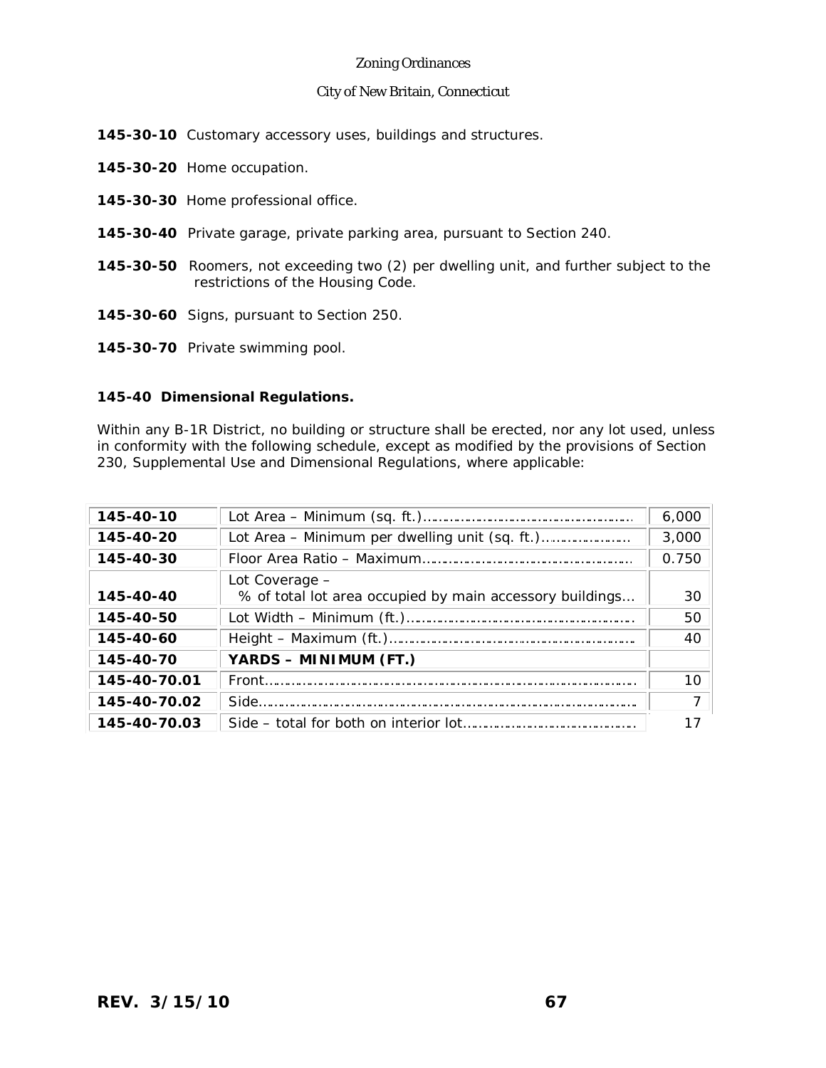**145-30-10** Customary accessory uses, buildings and structures.

**145-30-20** Home occupation.

**145-30-30** Home professional office.

**145-30-40** Private garage, private parking area, pursuant to Section 240.

**145-30-50** Roomers, not exceeding two (2) per dwelling unit, and further subject to the restrictions of the Housing Code.

**145-30-60** Signs, pursuant to Section 250.

**145-30-70** Private swimming pool.

**145-40 Dimensional Regulations.**

Within any B-1R District, no building or structure shall be erected, nor any lot used, unless in conformity with the following schedule, except as modified by the provisions of Section 230, Supplemental Use and Dimensional Regulations, where applicable:

| | | |
|---|---|---|
| **145-40-10** | Lot Area – Minimum (sq. ft.)……………………………………………… | 6,000 |
| **145-40-20** | Lot Area – Minimum per dwelling unit (sq. ft.)…………………… | 3,000 |
| **145-40-30** | Floor Area Ratio – Maximum…………………………………………… | 0.750 |
| **145-40-40** | Lot Coverage – % of total lot area occupied by main accessory buildings… | 30 |
| **145-40-50** | Lot Width – Minimum (ft.)………………………………………………… | 50 |
| **145-40-60** | Height – Maximum (ft.)…………………………………………………… | 40 |
| **145-40-70** | **YARDS – MINIMUM (FT.)** | |
| **145-40-70.01** | Front……………………………………………………………………………… | 10 |
| **145-40-70.02** | Side………………………………………………………………………………… | 7 |
| **145-40-70.03** | Side – total for both on interior lot…………………………………… | 17 |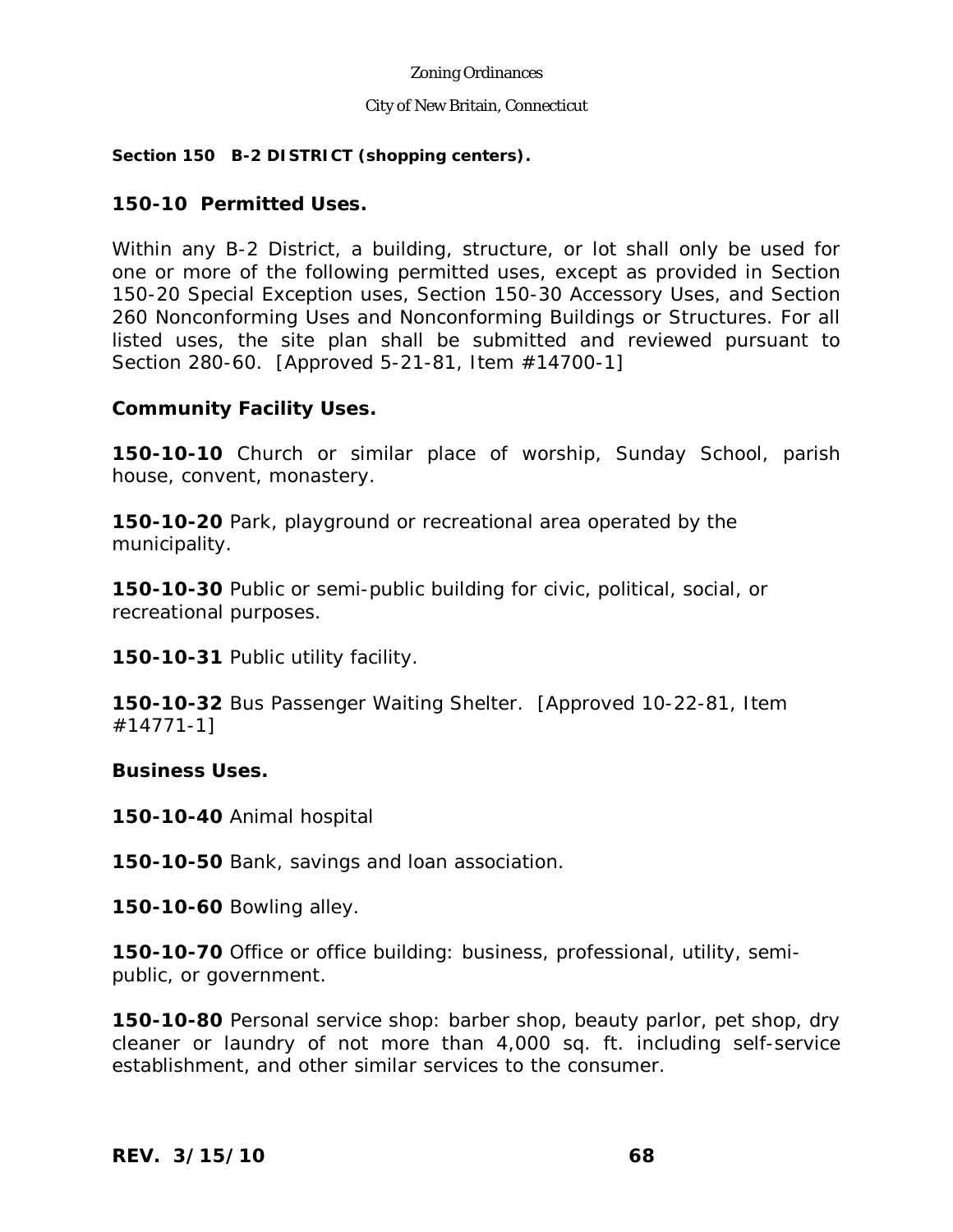**Section 150 B-2 DISTRICT (shopping centers).**

## 150-10 Permitted Uses.

Within any B-2 District, a building, structure, or lot shall only be used for one or more of the following permitted uses, except as provided in Section 150-20 Special Exception uses, Section 150-30 Accessory Uses, and Section 260 Nonconforming Uses and Nonconforming Buildings or Structures. For all listed uses, the site plan shall be submitted and reviewed pursuant to Section 280-60. [Approved 5-21-81, Item #14700-1]

### Community Facility Uses.

**150-10-10** Church or similar place of worship, Sunday School, parish house, convent, monastery.

**150-10-20** Park, playground or recreational area operated by the municipality.

**150-10-30** Public or semi-public building for civic, political, social, or recreational purposes.

**150-10-31** Public utility facility.

**150-10-32** Bus Passenger Waiting Shelter. [Approved 10-22-81, Item #14771-1]

### Business Uses.

**150-10-40** Animal hospital

**150-10-50** Bank, savings and loan association.

**150-10-60** Bowling alley.

**150-10-70** Office or office building: business, professional, utility, semi-public, or government.

**150-10-80** Personal service shop: barber shop, beauty parlor, pet shop, dry cleaner or laundry of not more than 4,000 sq. ft. including self-service establishment, and other similar services to the consumer.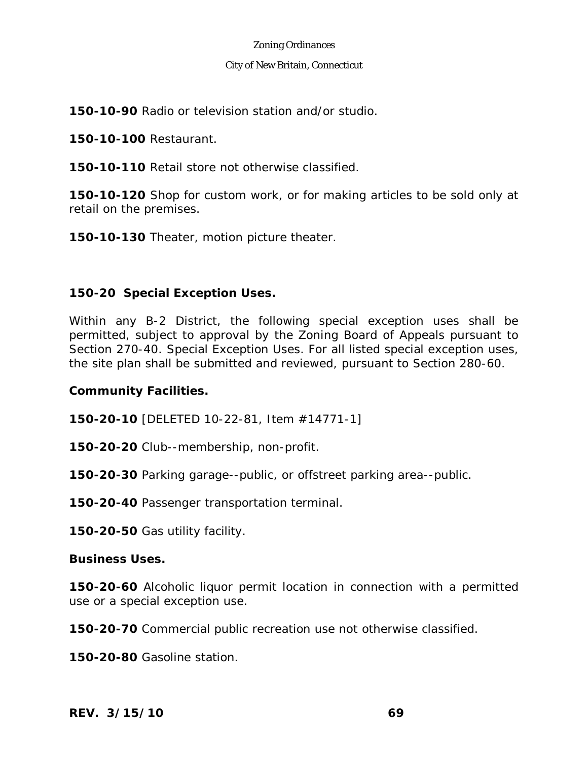**150-10-90** Radio or television station and/or studio.

**150-10-100** Restaurant.

**150-10-110** Retail store not otherwise classified.

**150-10-120** Shop for custom work, or for making articles to be sold only at retail on the premises.

**150-10-130** Theater, motion picture theater.

## 150-20 Special Exception Uses.

Within any B-2 District, the following special exception uses shall be permitted, subject to approval by the Zoning Board of Appeals pursuant to Section 270-40. Special Exception Uses. For all listed special exception uses, the site plan shall be submitted and reviewed, pursuant to Section 280-60.

### Community Facilities.

**150-20-10** [DELETED 10-22-81, Item #14771-1]

**150-20-20** Club--membership, non-profit.

**150-20-30** Parking garage--public, or offstreet parking area--public.

**150-20-40** Passenger transportation terminal.

**150-20-50** Gas utility facility.

### Business Uses.

**150-20-60** Alcoholic liquor permit location in connection with a permitted use or a special exception use.

**150-20-70** Commercial public recreation use not otherwise classified.

**150-20-80** Gasoline station.

**REV. 3/15/10**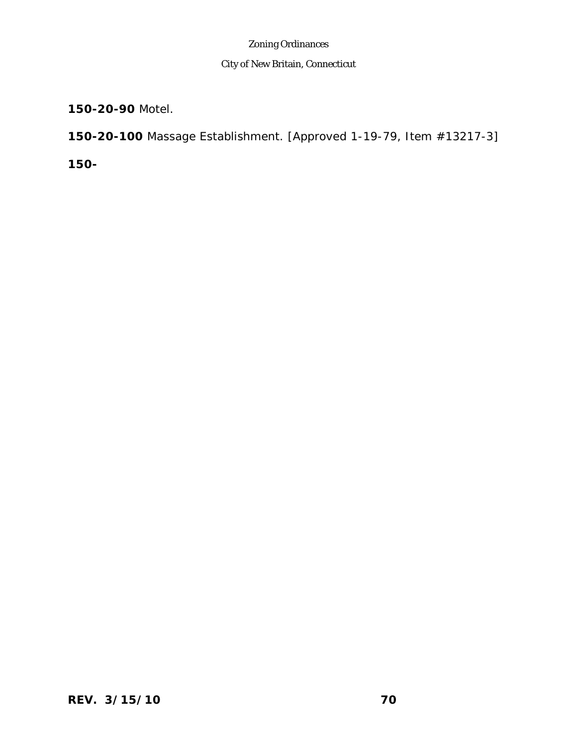**150-20-90** Motel.

**150-20-100** Massage Establishment. [Approved 1-19-79, Item #13217-3]

**150-**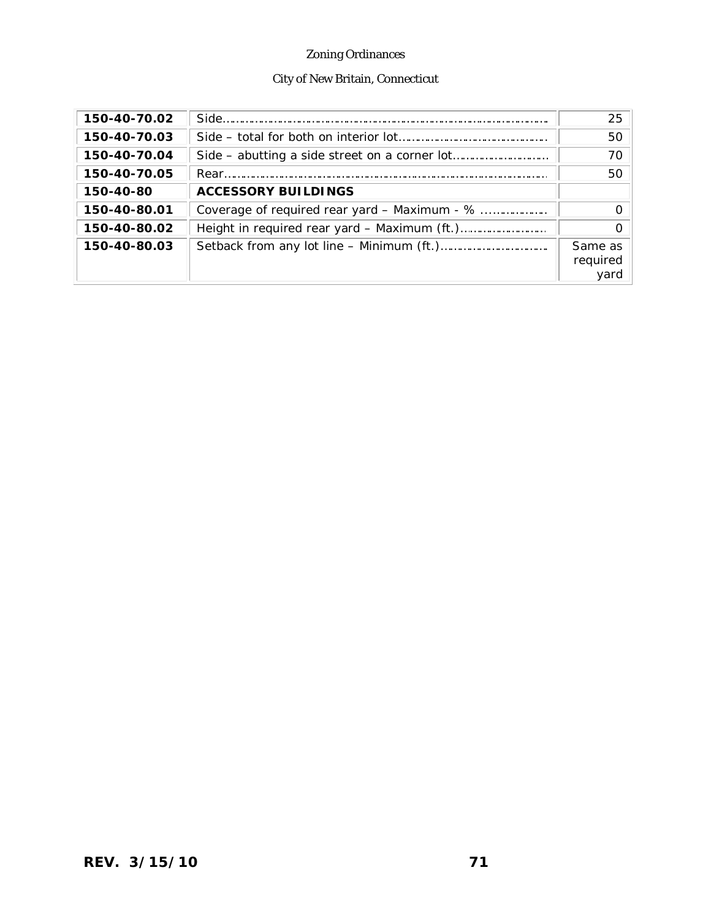| | | |
|---|---|---|
| **150-40-70.02** | Side………………………………………………………………………… | 25 |
| **150-40-70.03** | Side – total for both on interior lot………………………………… | 50 |
| **150-40-70.04** | Side – abutting a side street on a corner lot…………………… | 70 |
| **150-40-70.05** | Rear………………………………………………………………………… | 50 |
| **150-40-80** | **ACCESSORY BUILDINGS** | |
| **150-40-80.01** | Coverage of required rear yard – Maximum - % ……………… | 0 |
| **150-40-80.02** | Height in required rear yard – Maximum (ft.)…………………… | 0 |
| **150-40-80.03** | Setback from any lot line – Minimum (ft.)……………………… | Same as required yard |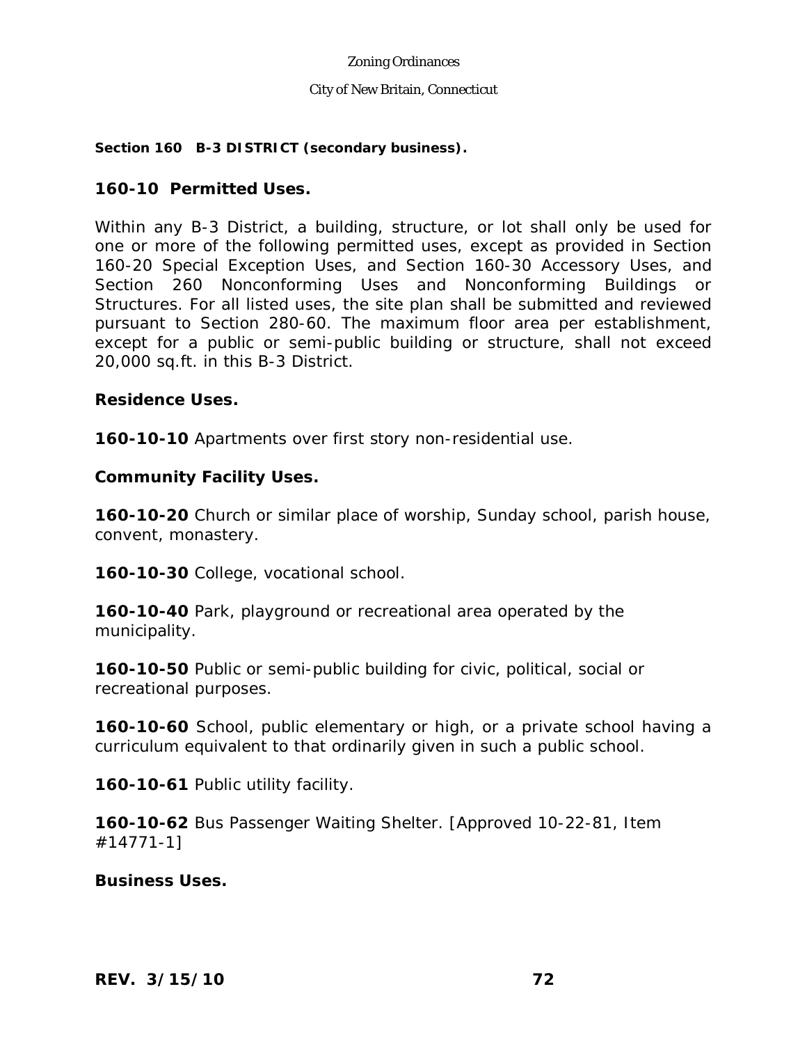## Section 160 B-3 DISTRICT (secondary business).

### 160-10 Permitted Uses.

Within any B-3 District, a building, structure, or lot shall only be used for one or more of the following permitted uses, except as provided in Section 160-20 Special Exception Uses, and Section 160-30 Accessory Uses, and Section 260 Nonconforming Uses and Nonconforming Buildings or Structures. For all listed uses, the site plan shall be submitted and reviewed pursuant to Section 280-60. The maximum floor area per establishment, except for a public or semi-public building or structure, shall not exceed 20,000 sq.ft. in this B-3 District.

**Residence Uses.**

**160-10-10** Apartments over first story non-residential use.

**Community Facility Uses.**

**160-10-20** Church or similar place of worship, Sunday school, parish house, convent, monastery.

**160-10-30** College, vocational school.

**160-10-40** Park, playground or recreational area operated by the municipality.

**160-10-50** Public or semi-public building for civic, political, social or recreational purposes.

**160-10-60** School, public elementary or high, or a private school having a curriculum equivalent to that ordinarily given in such a public school.

**160-10-61** Public utility facility.

**160-10-62** Bus Passenger Waiting Shelter. [Approved 10-22-81, Item #14771-1]

**Business Uses.**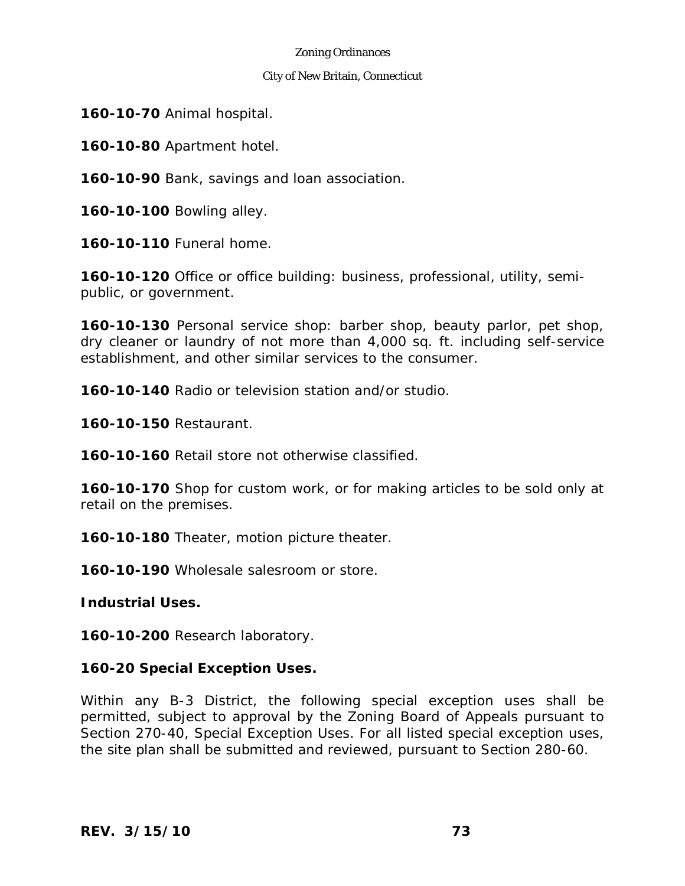**160-10-70** Animal hospital.

**160-10-80** Apartment hotel.

**160-10-90** Bank, savings and loan association.

**160-10-100** Bowling alley.

**160-10-110** Funeral home.

**160-10-120** Office or office building: business, professional, utility, semi-public, or government.

**160-10-130** Personal service shop: barber shop, beauty parlor, pet shop, dry cleaner or laundry of not more than 4,000 sq. ft. including self-service establishment, and other similar services to the consumer.

**160-10-140** Radio or television station and/or studio.

**160-10-150** Restaurant.

**160-10-160** Retail store not otherwise classified.

**160-10-170** Shop for custom work, or for making articles to be sold only at retail on the premises.

**160-10-180** Theater, motion picture theater.

**160-10-190** Wholesale salesroom or store.

**Industrial Uses.**

**160-10-200** Research laboratory.

**160-20 Special Exception Uses.**

Within any B-3 District, the following special exception uses shall be permitted, subject to approval by the Zoning Board of Appeals pursuant to Section 270-40, Special Exception Uses. For all listed special exception uses, the site plan shall be submitted and reviewed, pursuant to Section 280-60.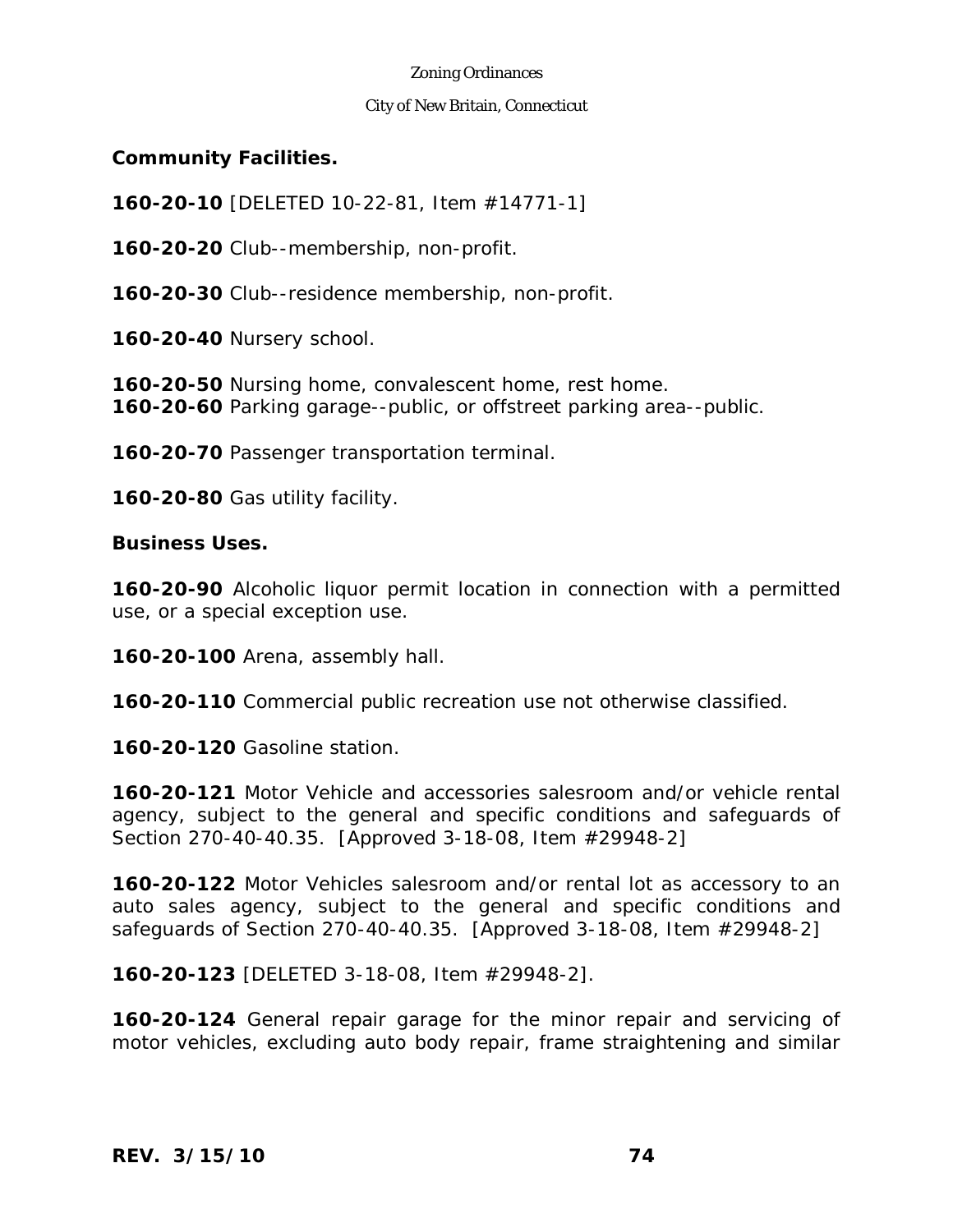**Community Facilities.**

**160-20-10** [DELETED 10-22-81, Item #14771-1]

**160-20-20** Club--membership, non-profit.

**160-20-30** Club--residence membership, non-profit.

**160-20-40** Nursery school.

**160-20-50** Nursing home, convalescent home, rest home.

**160-20-60** Parking garage--public, or offstreet parking area--public.

**160-20-70** Passenger transportation terminal.

**160-20-80** Gas utility facility.

**Business Uses.**

**160-20-90** Alcoholic liquor permit location in connection with a permitted use, or a special exception use.

**160-20-100** Arena, assembly hall.

**160-20-110** Commercial public recreation use not otherwise classified.

**160-20-120** Gasoline station.

**160-20-121** Motor Vehicle and accessories salesroom and/or vehicle rental agency, subject to the general and specific conditions and safeguards of Section 270-40-40.35. [Approved 3-18-08, Item #29948-2]

**160-20-122** Motor Vehicles salesroom and/or rental lot as accessory to an auto sales agency, subject to the general and specific conditions and safeguards of Section 270-40-40.35. [Approved 3-18-08, Item #29948-2]

**160-20-123** [DELETED 3-18-08, Item #29948-2].

**160-20-124** General repair garage for the minor repair and servicing of motor vehicles, excluding auto body repair, frame straightening and similar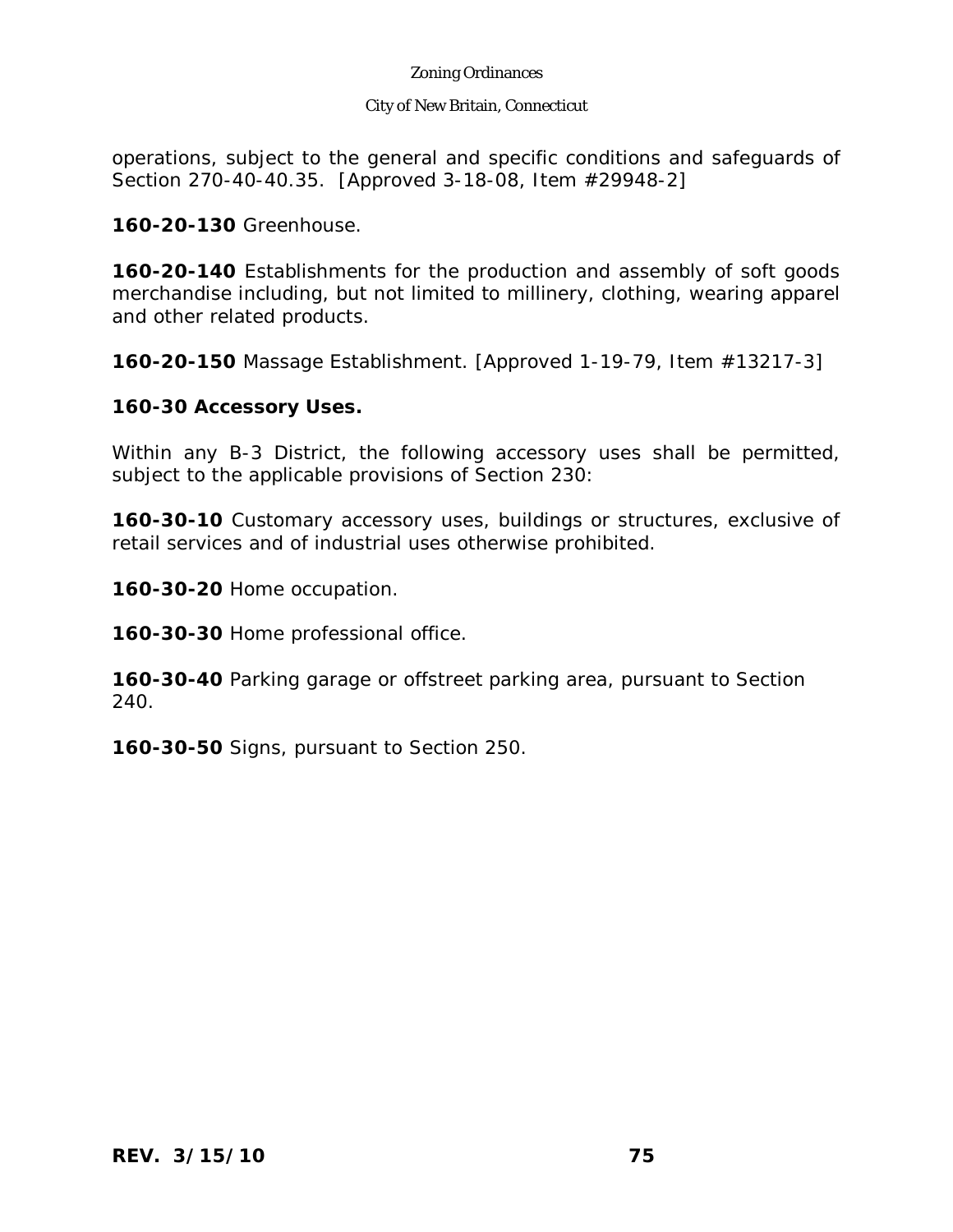operations, subject to the general and specific conditions and safeguards of Section 270-40-40.35. [Approved 3-18-08, Item #29948-2]

**160-20-130** Greenhouse.

**160-20-140** Establishments for the production and assembly of soft goods merchandise including, but not limited to millinery, clothing, wearing apparel and other related products.

**160-20-150** Massage Establishment. [Approved 1-19-79, Item #13217-3]

**160-30 Accessory Uses.**

Within any B-3 District, the following accessory uses shall be permitted, subject to the applicable provisions of Section 230:

**160-30-10** Customary accessory uses, buildings or structures, exclusive of retail services and of industrial uses otherwise prohibited.

**160-30-20** Home occupation.

**160-30-30** Home professional office.

**160-30-40** Parking garage or offstreet parking area, pursuant to Section 240.

**160-30-50** Signs, pursuant to Section 250.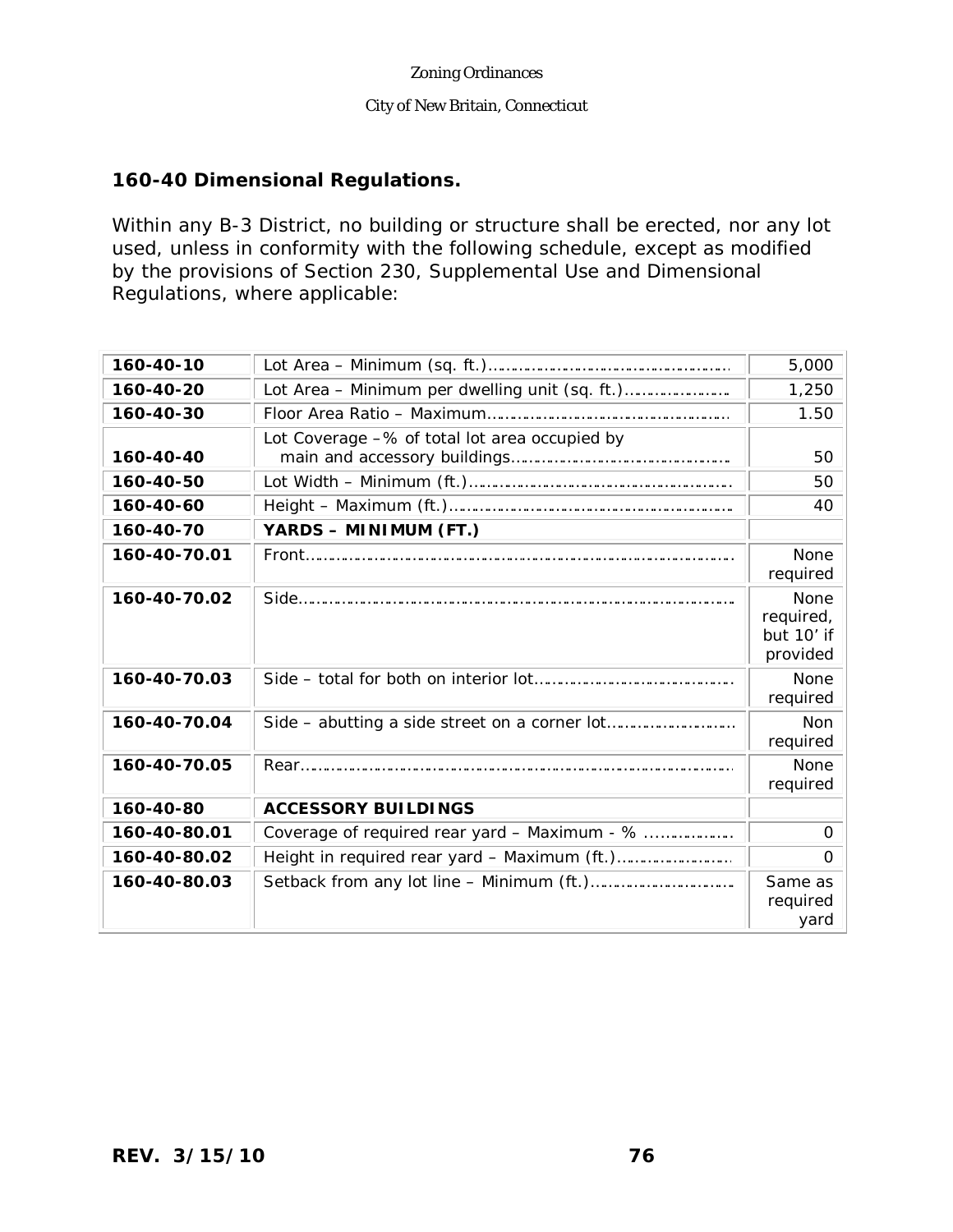## 160-40 Dimensional Regulations.

Within any B-3 District, no building or structure shall be erected, nor any lot used, unless in conformity with the following schedule, except as modified by the provisions of Section 230, Supplemental Use and Dimensional Regulations, where applicable:

| | | |
|---|---|---|
| **160-40-10** | Lot Area – Minimum (sq. ft.)………………………………………… | 5,000 |
| **160-40-20** | Lot Area – Minimum per dwelling unit (sq. ft.)………………… | 1,250 |
| **160-40-30** | Floor Area Ratio – Maximum………………………………………… | 1.50 |
| **160-40-40** | Lot Coverage –% of total lot area occupied by main and accessory buildings…………………………………… | 50 |
| **160-40-50** | Lot Width – Minimum (ft.)……………………………………………… | 50 |
| **160-40-60** | Height – Maximum (ft.)………………………………………………… | 40 |
| **160-40-70** | **YARDS – MINIMUM (FT.)** | |
| **160-40-70.01** | Front………………………………………………………………………… | None required |
| **160-40-70.02** | Side………………………………………………………………………… | None required, but 10' if provided |
| **160-40-70.03** | Side – total for both on interior lot………………………………… | None required |
| **160-40-70.04** | Side – abutting a side street on a corner lot…………………… | Non required |
| **160-40-70.05** | Rear………………………………………………………………………… | None required |
| **160-40-80** | **ACCESSORY BUILDINGS** | |
| **160-40-80.01** | Coverage of required rear yard – Maximum - % …………… | 0 |
| **160-40-80.02** | Height in required rear yard – Maximum (ft.)…………………… | 0 |
| **160-40-80.03** | Setback from any lot line – Minimum (ft.)……………………… | Same as required yard |

**REV. 3/15/10**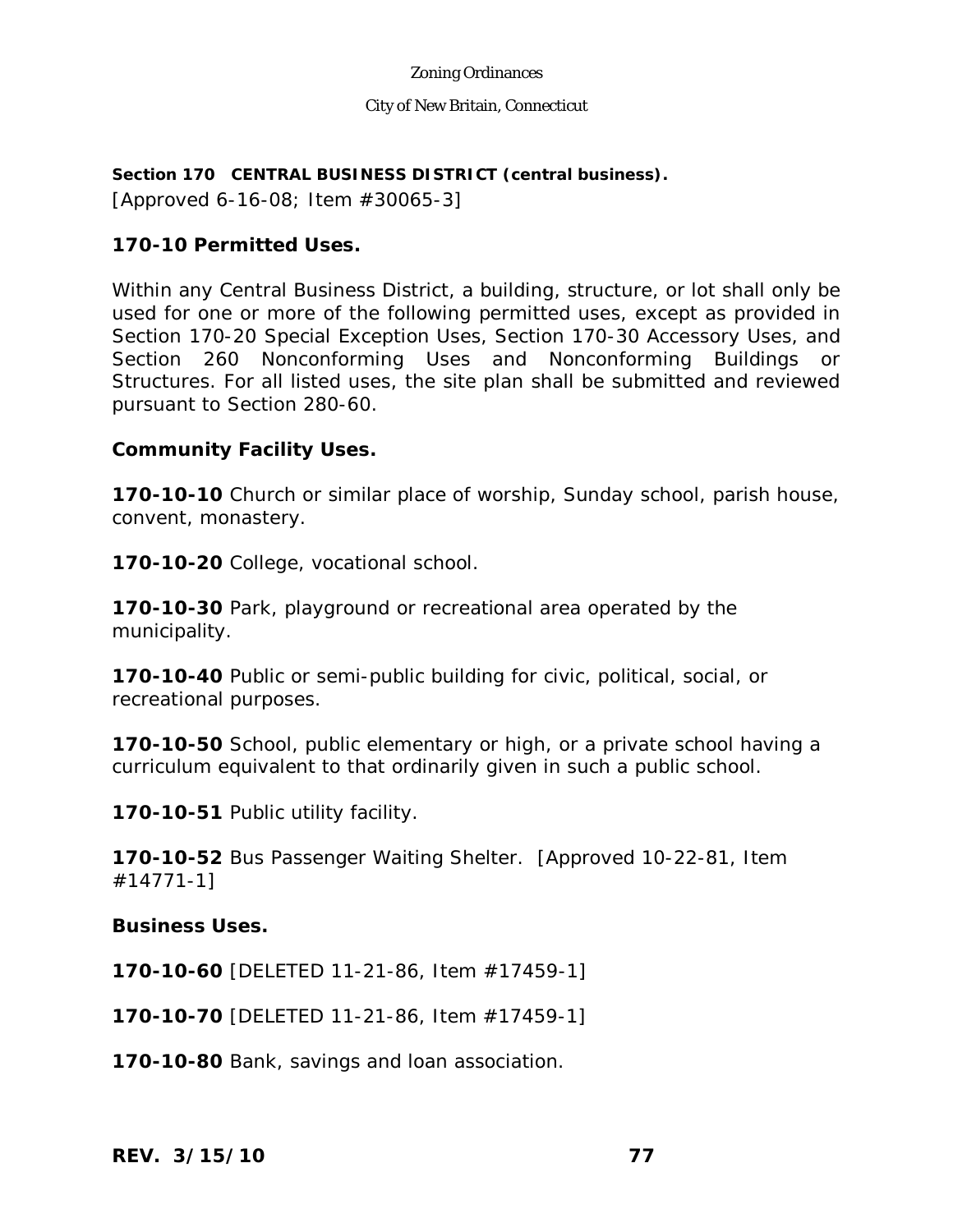## Section 170 CENTRAL BUSINESS DISTRICT (central business).

[Approved 6-16-08; Item #30065-3]

### 170-10 Permitted Uses.

Within any Central Business District, a building, structure, or lot shall only be used for one or more of the following permitted uses, except as provided in Section 170-20 Special Exception Uses, Section 170-30 Accessory Uses, and Section 260 Nonconforming Uses and Nonconforming Buildings or Structures. For all listed uses, the site plan shall be submitted and reviewed pursuant to Section 280-60.

**Community Facility Uses.**

**170-10-10** Church or similar place of worship, Sunday school, parish house, convent, monastery.

**170-10-20** College, vocational school.

**170-10-30** Park, playground or recreational area operated by the municipality.

**170-10-40** Public or semi-public building for civic, political, social, or recreational purposes.

**170-10-50** School, public elementary or high, or a private school having a curriculum equivalent to that ordinarily given in such a public school.

**170-10-51** Public utility facility.

**170-10-52** Bus Passenger Waiting Shelter. [Approved 10-22-81, Item #14771-1]

**Business Uses.**

**170-10-60** [DELETED 11-21-86, Item #17459-1]

**170-10-70** [DELETED 11-21-86, Item #17459-1]

**170-10-80** Bank, savings and loan association.

**REV. 3/15/10**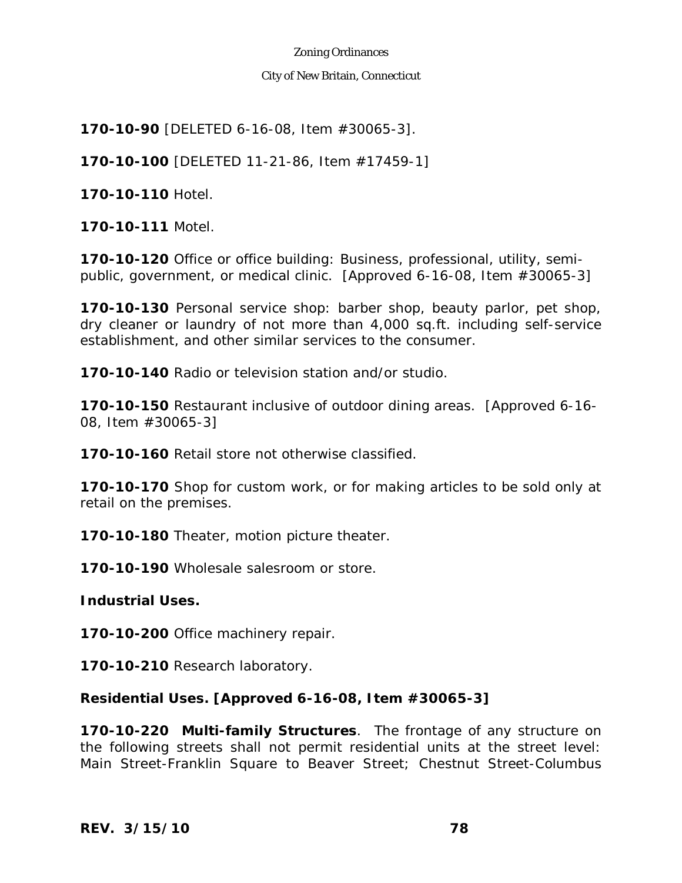**170-10-90** [DELETED 6-16-08, Item #30065-3].

**170-10-100** [DELETED 11-21-86, Item #17459-1]

**170-10-110** Hotel.

**170-10-111** Motel.

**170-10-120** Office or office building: Business, professional, utility, semi-public, government, or medical clinic. [Approved 6-16-08, Item #30065-3]

**170-10-130** Personal service shop: barber shop, beauty parlor, pet shop, dry cleaner or laundry of not more than 4,000 sq.ft. including self-service establishment, and other similar services to the consumer.

**170-10-140** Radio or television station and/or studio.

**170-10-150** Restaurant inclusive of outdoor dining areas. [Approved 6-16-08, Item #30065-3]

**170-10-160** Retail store not otherwise classified.

**170-10-170** Shop for custom work, or for making articles to be sold only at retail on the premises.

**170-10-180** Theater, motion picture theater.

**170-10-190** Wholesale salesroom or store.

**Industrial Uses.**

**170-10-200** Office machinery repair.

**170-10-210** Research laboratory.

**Residential Uses. [Approved 6-16-08, Item #30065-3]**

**170-10-220 Multi-family Structures**. The frontage of any structure on the following streets shall not permit residential units at the street level: Main Street-Franklin Square to Beaver Street; Chestnut Street-Columbus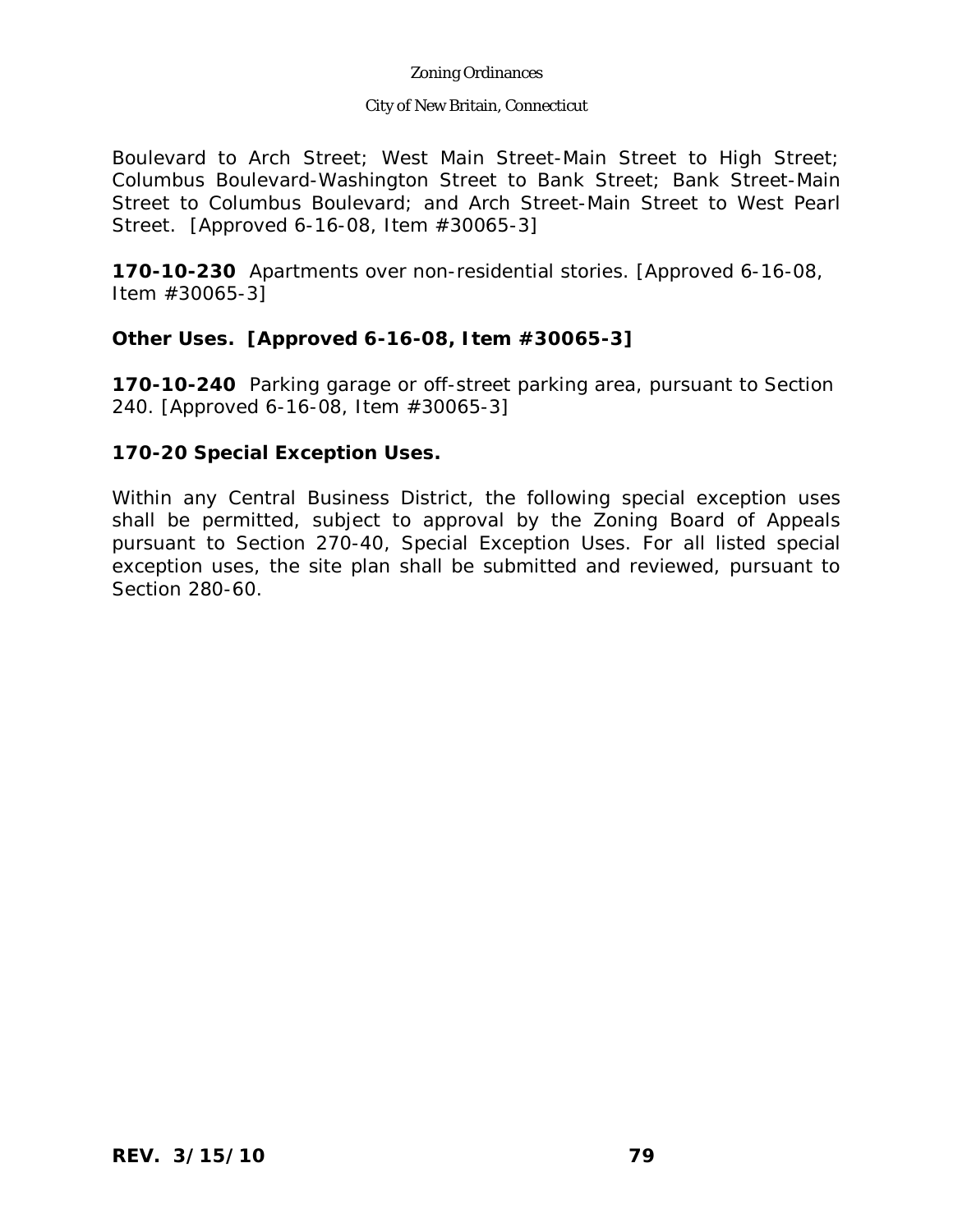Boulevard to Arch Street; West Main Street-Main Street to High Street; Columbus Boulevard-Washington Street to Bank Street; Bank Street-Main Street to Columbus Boulevard; and Arch Street-Main Street to West Pearl Street. [Approved 6-16-08, Item #30065-3]

**170-10-230** Apartments over non-residential stories. [Approved 6-16-08, Item #30065-3]

**Other Uses. [Approved 6-16-08, Item #30065-3]**

**170-10-240** Parking garage or off-street parking area, pursuant to Section 240. [Approved 6-16-08, Item #30065-3]

**170-20 Special Exception Uses.**

Within any Central Business District, the following special exception uses shall be permitted, subject to approval by the Zoning Board of Appeals pursuant to Section 270-40, Special Exception Uses. For all listed special exception uses, the site plan shall be submitted and reviewed, pursuant to Section 280-60.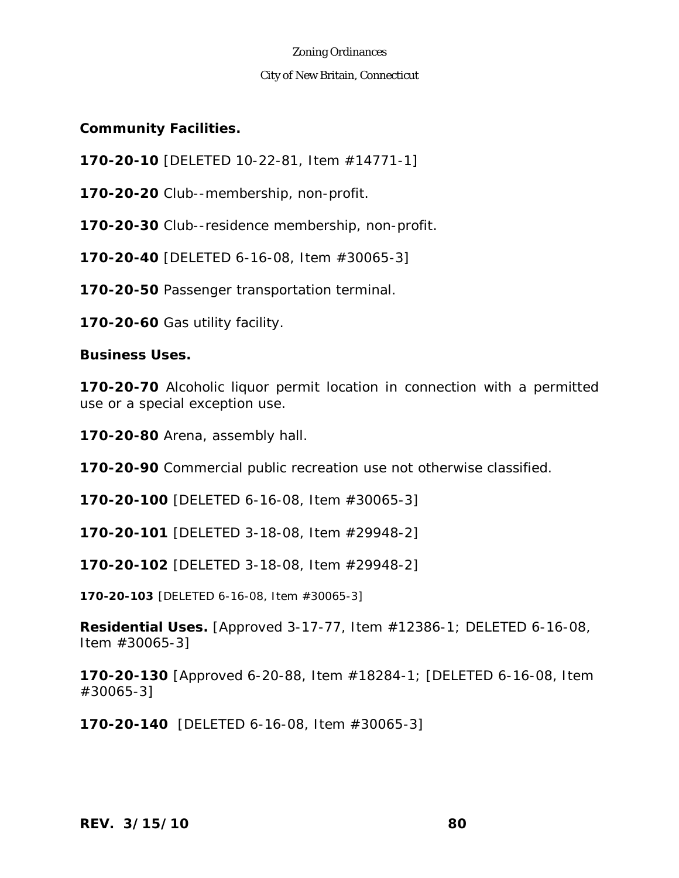**Community Facilities.**

**170-20-10** [DELETED 10-22-81, Item #14771-1]

**170-20-20** Club--membership, non-profit.

**170-20-30** Club--residence membership, non-profit.

**170-20-40** [DELETED 6-16-08, Item #30065-3]

**170-20-50** Passenger transportation terminal.

**170-20-60** Gas utility facility.

**Business Uses.**

**170-20-70** Alcoholic liquor permit location in connection with a permitted use or a special exception use.

**170-20-80** Arena, assembly hall.

**170-20-90** Commercial public recreation use not otherwise classified.

**170-20-100** [DELETED 6-16-08, Item #30065-3]

**170-20-101** [DELETED 3-18-08, Item #29948-2]

**170-20-102** [DELETED 3-18-08, Item #29948-2]

**170-20-103** [DELETED 6-16-08, Item #30065-3]

**Residential Uses.** [Approved 3-17-77, Item #12386-1; DELETED 6-16-08, Item #30065-3]

**170-20-130** [Approved 6-20-88, Item #18284-1; [DELETED 6-16-08, Item #30065-3]

**170-20-140** [DELETED 6-16-08, Item #30065-3]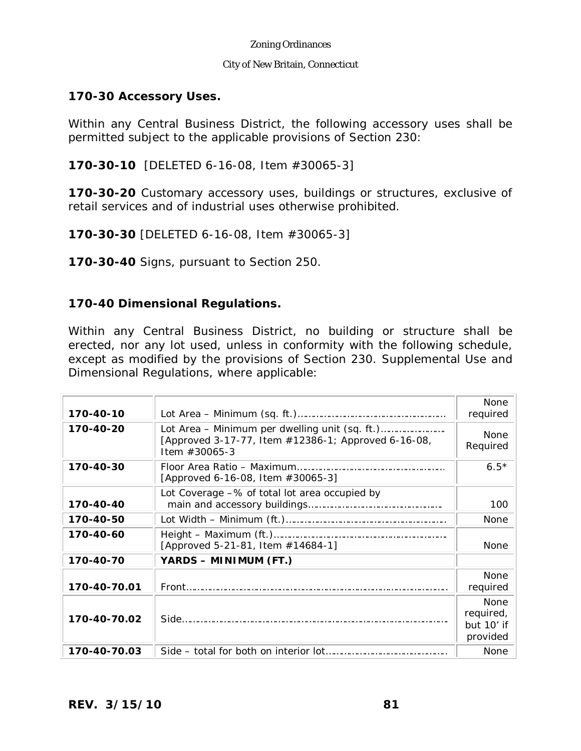## 170-30 Accessory Uses.

Within any Central Business District, the following accessory uses shall be permitted subject to the applicable provisions of Section 230:

**170-30-10** [DELETED 6-16-08, Item #30065-3]

**170-30-20** Customary accessory uses, buildings or structures, exclusive of retail services and of industrial uses otherwise prohibited.

**170-30-30** [DELETED 6-16-08, Item #30065-3]

**170-30-40** Signs, pursuant to Section 250.

## 170-40 Dimensional Regulations.

Within any Central Business District, no building or structure shall be erected, nor any lot used, unless in conformity with the following schedule, except as modified by the provisions of Section 230. Supplemental Use and Dimensional Regulations, where applicable:

| | | |
|---|---|---|
| **170-40-10** | Lot Area – Minimum (sq. ft.)…………………………………………… | None required |
| **170-40-20** | Lot Area – Minimum per dwelling unit (sq. ft.)………………… [Approved 3-17-77, Item #12386-1; Approved 6-16-08, Item #30065-3 | None Required |
| **170-40-30** | Floor Area Ratio – Maximum……………………………………………… [Approved 6-16-08, Item #30065-3] | 6.5* |
| **170-40-40** | Lot Coverage –% of total lot area occupied by main and accessory buildings……………………………………… | 100 |
| **170-40-50** | Lot Width – Minimum (ft.)……………………………………………… | None |
| **170-40-60** | Height – Maximum (ft.)……………………………………………………… [Approved 5-21-81, Item #14684-1] | None |
| **170-40-70** | **YARDS – MINIMUM (FT.)** | |
| **170-40-70.01** | Front……………………………………………………………………………… | None required |
| **170-40-70.02** | Side……………………………………………………………………………… | None required, but 10' if provided |
| **170-40-70.03** | Side – total for both on interior lot…………………………………… | None |

**REV. 3/15/10**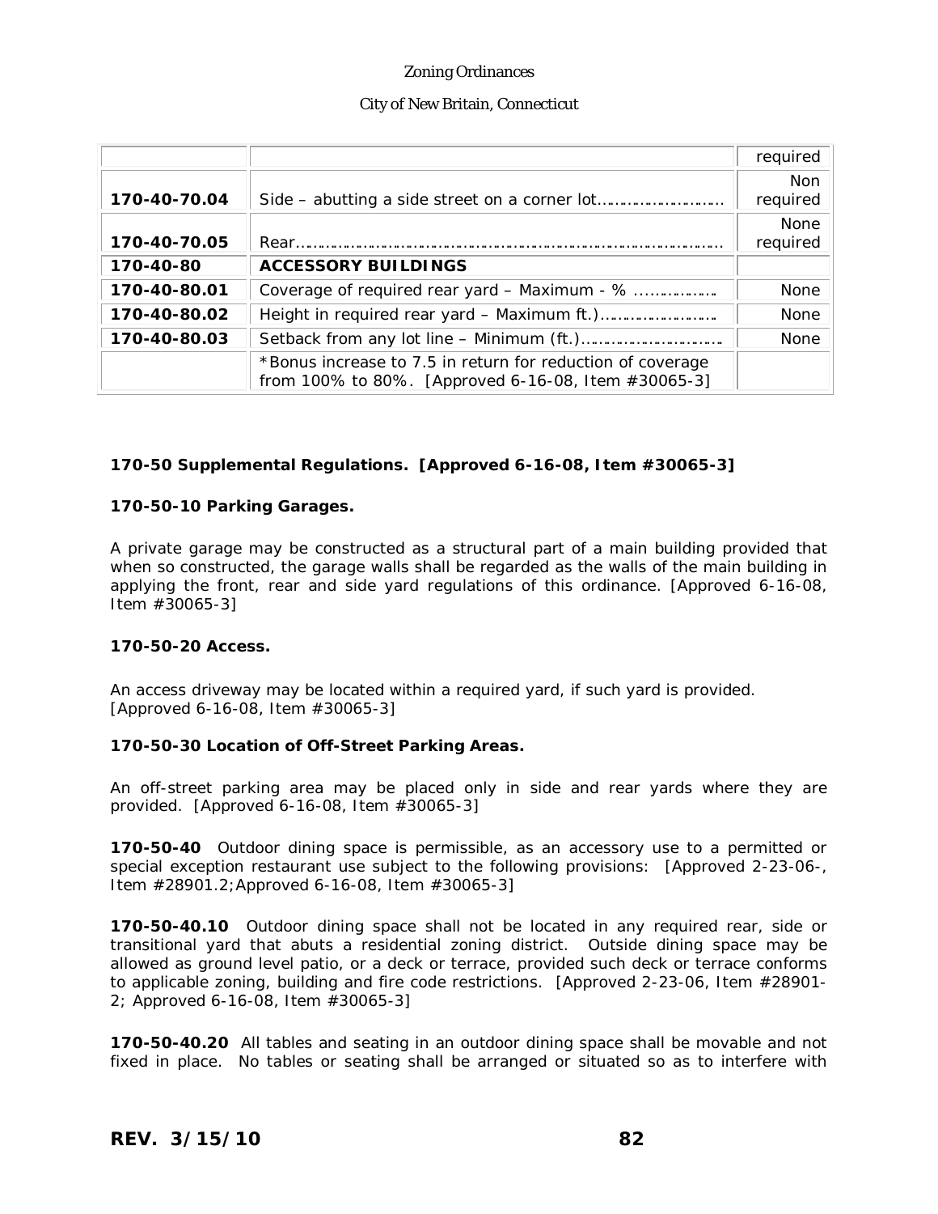|  |  | required |
| --- | --- | --- |
| **170-40-70.04** | Side – abutting a side street on a corner lot……………………… | Non required |
| **170-40-70.05** | Rear……………………………………………………………………………… | None required |
| **170-40-80** | **ACCESSORY BUILDINGS** |  |
| **170-40-80.01** | Coverage of required rear yard – Maximum - % ……………… | None |
| **170-40-80.02** | Height in required rear yard – Maximum ft.)…………………… | None |
| **170-40-80.03** | Setback from any lot line – Minimum (ft.)………………………… | None |
|  | *Bonus increase to 7.5 in return for reduction of coverage from 100% to 80%. [Approved 6-16-08, Item #30065-3] |  |

**170-50 Supplemental Regulations. [Approved 6-16-08, Item #30065-3]**

**170-50-10 Parking Garages.**

A private garage may be constructed as a structural part of a main building provided that when so constructed, the garage walls shall be regarded as the walls of the main building in applying the front, rear and side yard regulations of this ordinance. [Approved 6-16-08, Item #30065-3]

**170-50-20 Access.**

An access driveway may be located within a required yard, if such yard is provided. [Approved 6-16-08, Item #30065-3]

**170-50-30 Location of Off-Street Parking Areas.**

An off-street parking area may be placed only in side and rear yards where they are provided. [Approved 6-16-08, Item #30065-3]

**170-50-40** Outdoor dining space is permissible, as an accessory use to a permitted or special exception restaurant use subject to the following provisions: [Approved 2-23-06-, Item #28901.2;Approved 6-16-08, Item #30065-3]

**170-50-40.10** Outdoor dining space shall not be located in any required rear, side or transitional yard that abuts a residential zoning district. Outside dining space may be allowed as ground level patio, or a deck or terrace, provided such deck or terrace conforms to applicable zoning, building and fire code restrictions. [Approved 2-23-06, Item #28901-2; Approved 6-16-08, Item #30065-3]

**170-50-40.20** All tables and seating in an outdoor dining space shall be movable and not fixed in place. No tables or seating shall be arranged or situated so as to interfere with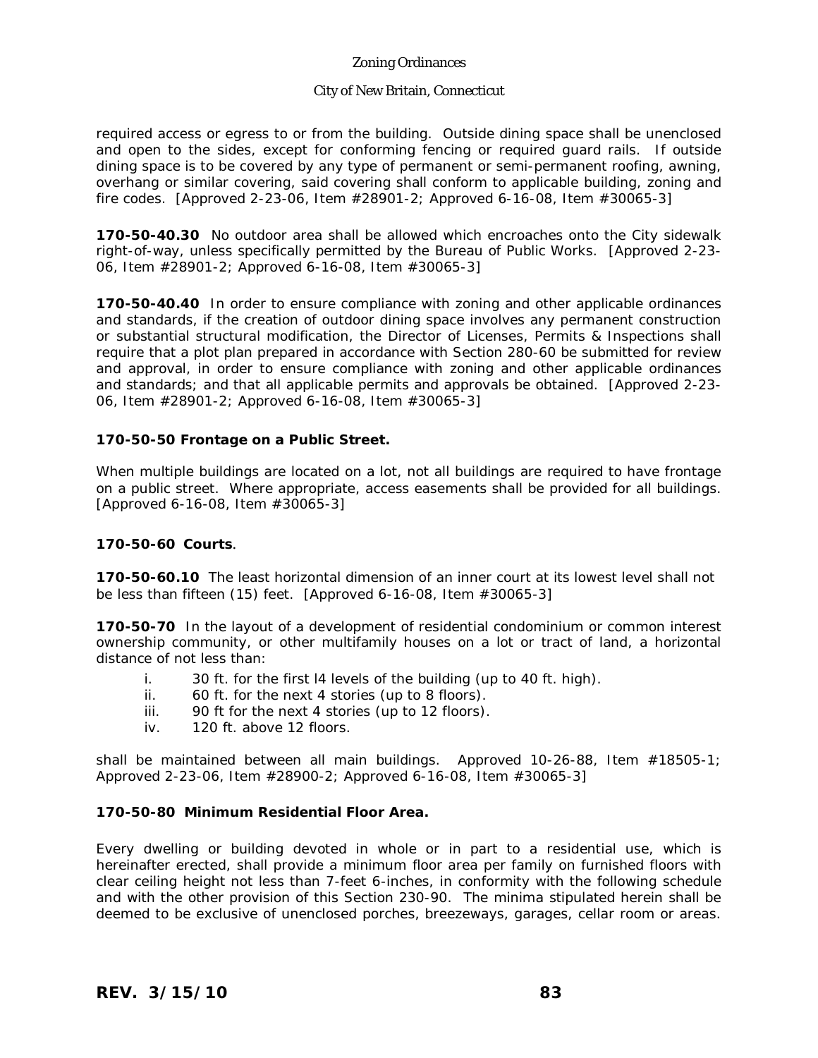required access or egress to or from the building. Outside dining space shall be unenclosed and open to the sides, except for conforming fencing or required guard rails. If outside dining space is to be covered by any type of permanent or semi-permanent roofing, awning, overhang or similar covering, said covering shall conform to applicable building, zoning and fire codes. [Approved 2-23-06, Item #28901-2; Approved 6-16-08, Item #30065-3]

**170-50-40.30** No outdoor area shall be allowed which encroaches onto the City sidewalk right-of-way, unless specifically permitted by the Bureau of Public Works. [Approved 2-23-06, Item #28901-2; Approved 6-16-08, Item #30065-3]

**170-50-40.40** In order to ensure compliance with zoning and other applicable ordinances and standards, if the creation of outdoor dining space involves any permanent construction or substantial structural modification, the Director of Licenses, Permits & Inspections shall require that a plot plan prepared in accordance with Section 280-60 be submitted for review and approval, in order to ensure compliance with zoning and other applicable ordinances and standards; and that all applicable permits and approvals be obtained. [Approved 2-23-06, Item #28901-2; Approved 6-16-08, Item #30065-3]

**170-50-50 Frontage on a Public Street.**

When multiple buildings are located on a lot, not all buildings are required to have frontage on a public street. Where appropriate, access easements shall be provided for all buildings. [Approved 6-16-08, Item #30065-3]

**170-50-60 Courts**.

**170-50-60.10** The least horizontal dimension of an inner court at its lowest level shall not be less than fifteen (15) feet. [Approved 6-16-08, Item #30065-3]

**170-50-70** In the layout of a development of residential condominium or common interest ownership community, or other multifamily houses on a lot or tract of land, a horizontal distance of not less than:

- i. 30 ft. for the first l4 levels of the building (up to 40 ft. high).
- ii. 60 ft. for the next 4 stories (up to 8 floors).
- iii. 90 ft for the next 4 stories (up to 12 floors).
- iv. 120 ft. above 12 floors.

shall be maintained between all main buildings. Approved 10-26-88, Item #18505-1; Approved 2-23-06, Item #28900-2; Approved 6-16-08, Item #30065-3]

**170-50-80 Minimum Residential Floor Area.**

Every dwelling or building devoted in whole or in part to a residential use, which is hereinafter erected, shall provide a minimum floor area per family on furnished floors with clear ceiling height not less than 7-feet 6-inches, in conformity with the following schedule and with the other provision of this Section 230-90. The minima stipulated herein shall be deemed to be exclusive of unenclosed porches, breezeways, garages, cellar room or areas.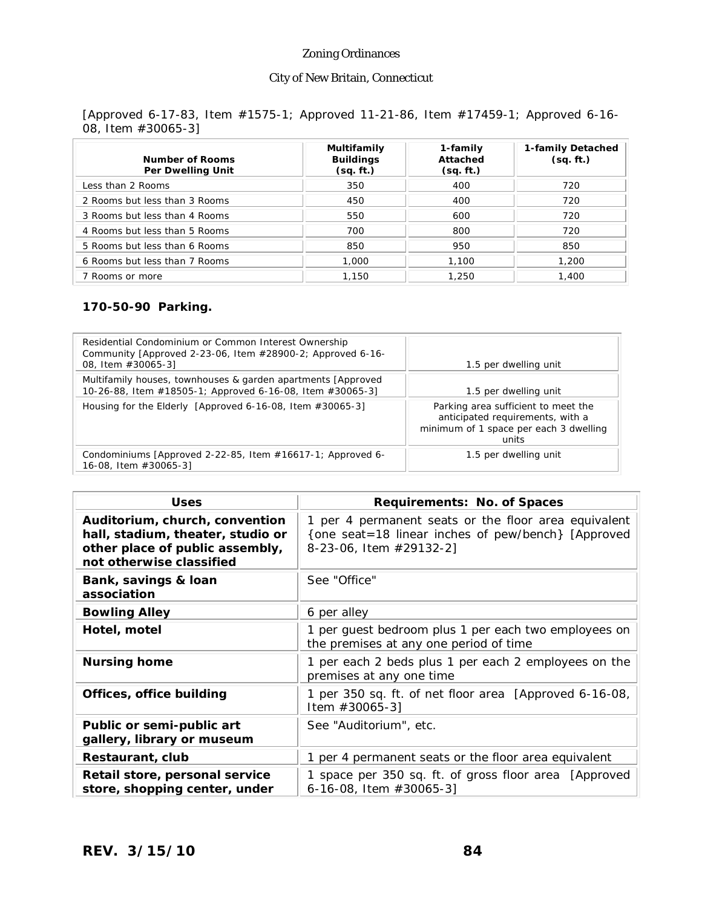[Approved 6-17-83, Item #1575-1; Approved 11-21-86, Item #17459-1; Approved 6-16-08, Item #30065-3]

| Number of Rooms Per Dwelling Unit | Multifamily Buildings (sq. ft.) | 1-family Attached (sq. ft.) | 1-family Detached (sq. ft.) |
|---|---|---|---|
| Less than 2 Rooms | 350 | 400 | 720 |
| 2 Rooms but less than 3 Rooms | 450 | 400 | 720 |
| 3 Rooms but less than 4 Rooms | 550 | 600 | 720 |
| 4 Rooms but less than 5 Rooms | 700 | 800 | 720 |
| 5 Rooms but less than 6 Rooms | 850 | 950 | 850 |
| 6 Rooms but less than 7 Rooms | 1,000 | 1,100 | 1,200 |
| 7 Rooms or more | 1,150 | 1,250 | 1,400 |

### 170-50-90 Parking.

| | |
|---|---|
| Residential Condominium or Common Interest Ownership Community [Approved 2-23-06, Item #28900-2; Approved 6-16-08, Item #30065-3] | 1.5 per dwelling unit |
| Multifamily houses, townhouses & garden apartments [Approved 10-26-88, Item #18505-1; Approved 6-16-08, Item #30065-3] | 1.5 per dwelling unit |
| Housing for the Elderly [Approved 6-16-08, Item #30065-3] | Parking area sufficient to meet the anticipated requirements, with a minimum of 1 space per each 3 dwelling units |
| Condominiums [Approved 2-22-85, Item #16617-1; Approved 6-16-08, Item #30065-3] | 1.5 per dwelling unit |

| Uses | Requirements: No. of Spaces |
|---|---|
| **Auditorium, church, convention hall, stadium, theater, studio or other place of public assembly, not otherwise classified** | 1 per 4 permanent seats or the floor area equivalent {one seat=18 linear inches of pew/bench} [Approved 8-23-06, Item #29132-2] |
| **Bank, savings & loan association** | See "Office" |
| **Bowling Alley** | 6 per alley |
| **Hotel, motel** | 1 per guest bedroom plus 1 per each two employees on the premises at any one period of time |
| **Nursing home** | 1 per each 2 beds plus 1 per each 2 employees on the premises at any one time |
| **Offices, office building** | 1 per 350 sq. ft. of net floor area [Approved 6-16-08, Item #30065-3] |
| **Public or semi-public art gallery, library or museum** | See "Auditorium", etc. |
| **Restaurant, club** | 1 per 4 permanent seats or the floor area equivalent |
| **Retail store, personal service store, shopping center, under** | 1 space per 350 sq. ft. of gross floor area [Approved 6-16-08, Item #30065-3] |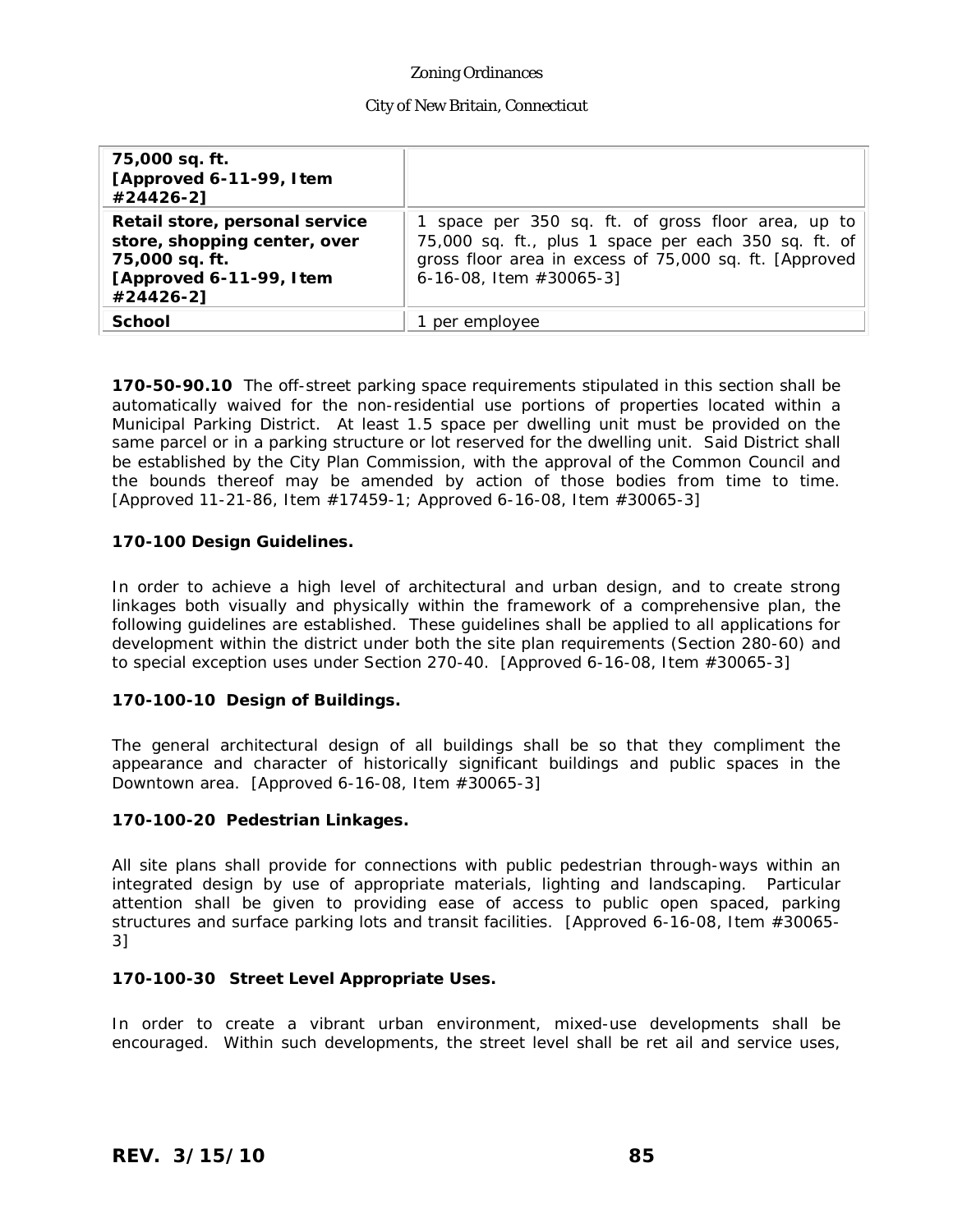| | |
|---|---|
| **75,000 sq. ft. [Approved 6-11-99, Item #24426-2]** | |
| **Retail store, personal service store, shopping center, over 75,000 sq. ft. [Approved 6-11-99, Item #24426-2]** | 1 space per 350 sq. ft. of gross floor area, up to 75,000 sq. ft., plus 1 space per each 350 sq. ft. of gross floor area in excess of 75,000 sq. ft. [Approved 6-16-08, Item #30065-3] |
| **School** | 1 per employee |

**170-50-90.10** The off-street parking space requirements stipulated in this section shall be automatically waived for the non-residential use portions of properties located within a Municipal Parking District. At least 1.5 space per dwelling unit must be provided on the same parcel or in a parking structure or lot reserved for the dwelling unit. Said District shall be established by the City Plan Commission, with the approval of the Common Council and the bounds thereof may be amended by action of those bodies from time to time. [Approved 11-21-86, Item #17459-1; Approved 6-16-08, Item #30065-3]

**170-100 Design Guidelines.**

In order to achieve a high level of architectural and urban design, and to create strong linkages both visually and physically within the framework of a comprehensive plan, the following guidelines are established. These guidelines shall be applied to all applications for development within the district under both the site plan requirements (Section 280-60) and to special exception uses under Section 270-40. [Approved 6-16-08, Item #30065-3]

**170-100-10 Design of Buildings.**

The general architectural design of all buildings shall be so that they compliment the appearance and character of historically significant buildings and public spaces in the Downtown area. [Approved 6-16-08, Item #30065-3]

**170-100-20 Pedestrian Linkages.**

All site plans shall provide for connections with public pedestrian through-ways within an integrated design by use of appropriate materials, lighting and landscaping. Particular attention shall be given to providing ease of access to public open spaced, parking structures and surface parking lots and transit facilities. [Approved 6-16-08, Item #30065-3]

**170-100-30 Street Level Appropriate Uses.**

In order to create a vibrant urban environment, mixed-use developments shall be encouraged. Within such developments, the street level shall be ret ail and service uses,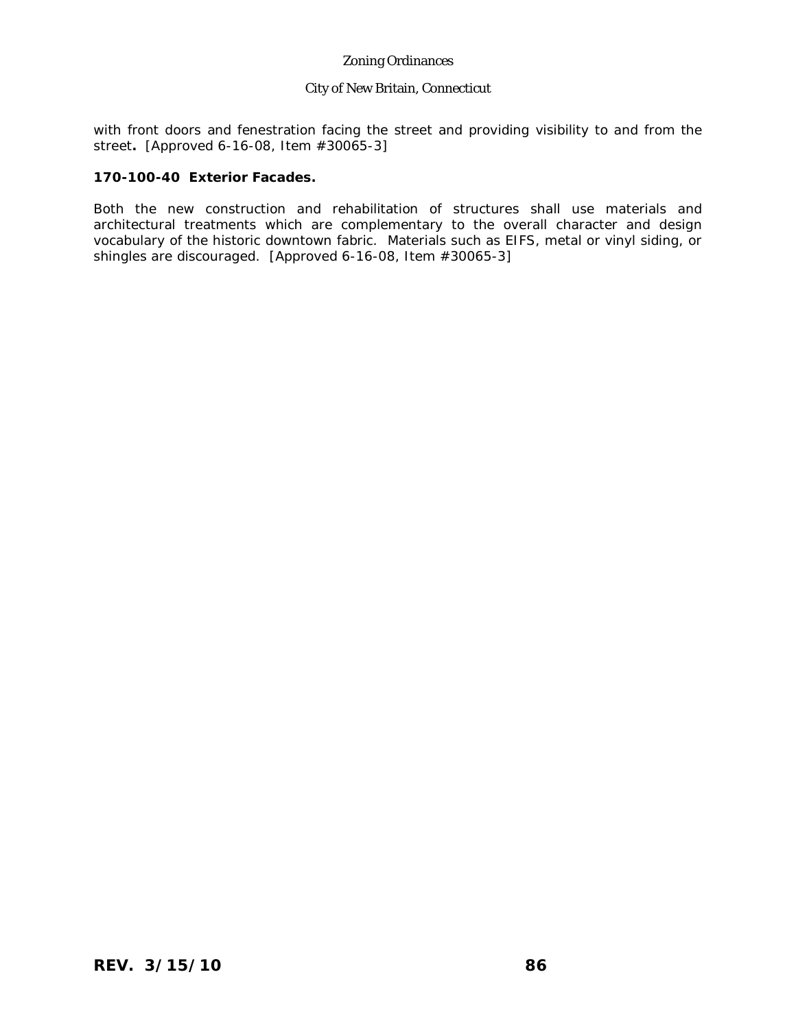with front doors and fenestration facing the street and providing visibility to and from the street**.** [Approved 6-16-08, Item #30065-3]

**170-100-40 Exterior Facades.**

Both the new construction and rehabilitation of structures shall use materials and architectural treatments which are complementary to the overall character and design vocabulary of the historic downtown fabric. Materials such as EIFS, metal or vinyl siding, or shingles are discouraged. [Approved 6-16-08, Item #30065-3]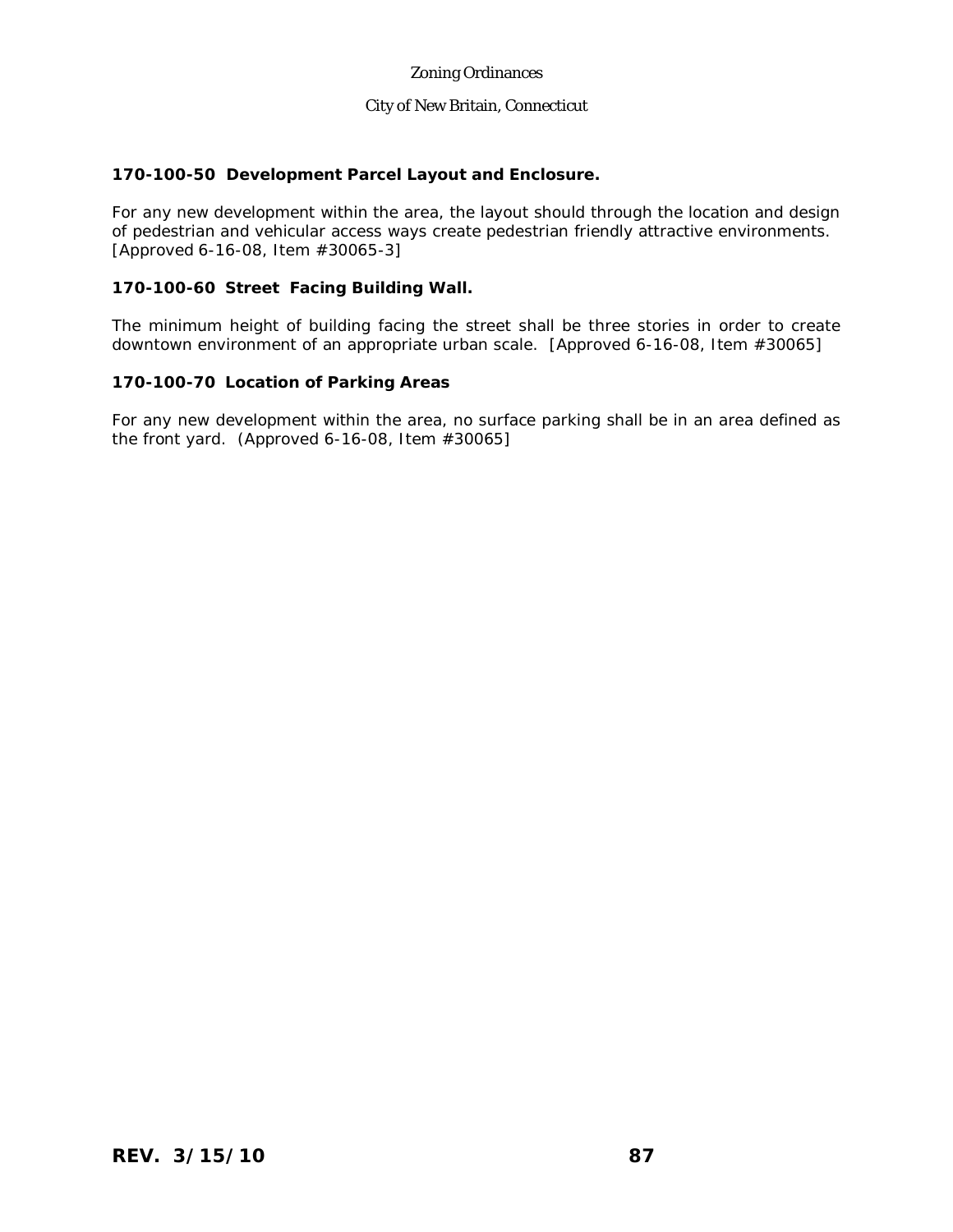**170-100-50 Development Parcel Layout and Enclosure.**

For any new development within the area, the layout should through the location and design of pedestrian and vehicular access ways create pedestrian friendly attractive environments. [Approved 6-16-08, Item #30065-3]

**170-100-60 Street Facing Building Wall.**

The minimum height of building facing the street shall be three stories in order to create downtown environment of an appropriate urban scale. [Approved 6-16-08, Item #30065]

**170-100-70 Location of Parking Areas**

For any new development within the area, no surface parking shall be in an area defined as the front yard. (Approved 6-16-08, Item #30065]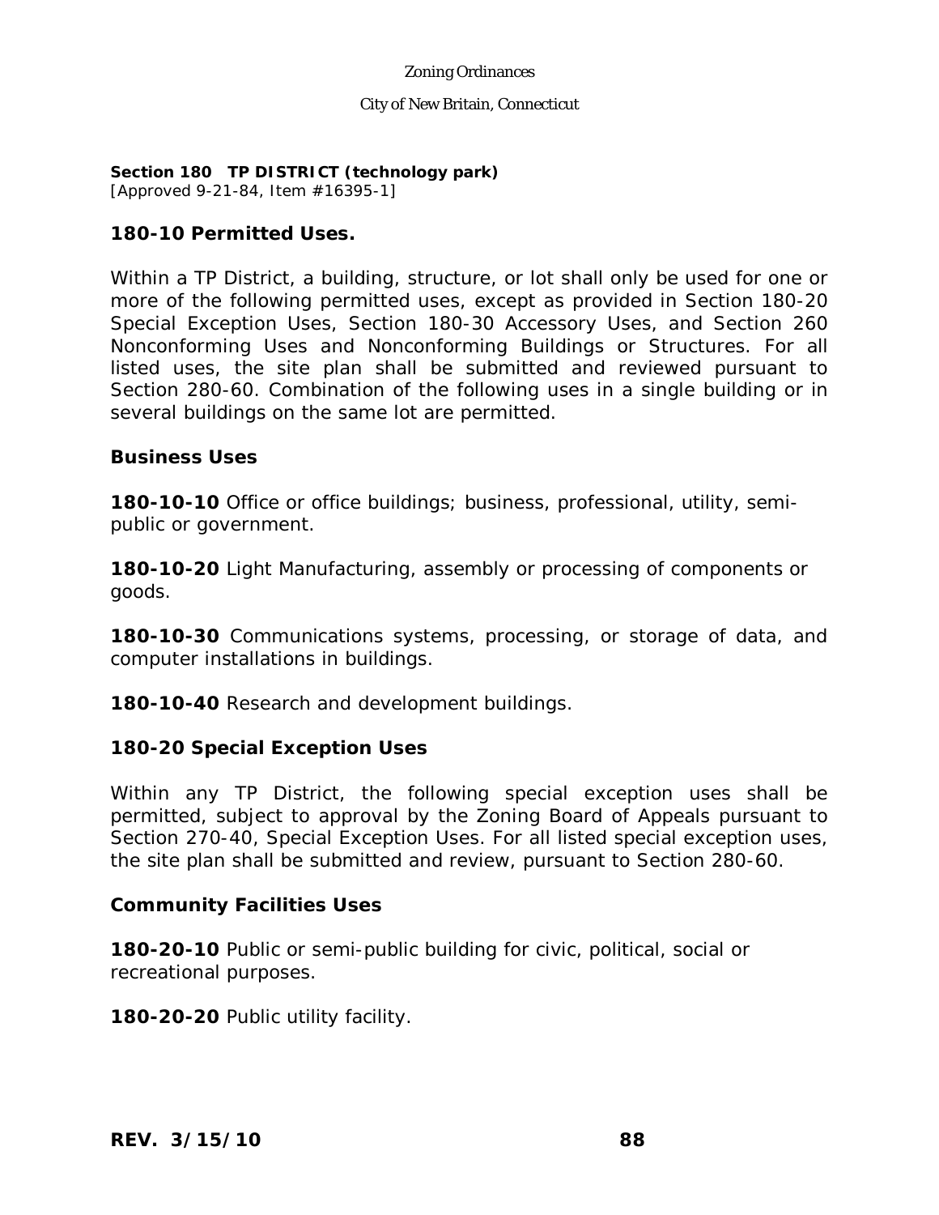**Section 180 TP DISTRICT (technology park)**
[Approved 9-21-84, Item #16395-1]

## 180-10 Permitted Uses.

Within a TP District, a building, structure, or lot shall only be used for one or more of the following permitted uses, except as provided in Section 180-20 Special Exception Uses, Section 180-30 Accessory Uses, and Section 260 Nonconforming Uses and Nonconforming Buildings or Structures. For all listed uses, the site plan shall be submitted and reviewed pursuant to Section 280-60. Combination of the following uses in a single building or in several buildings on the same lot are permitted.

### Business Uses

**180-10-10** Office or office buildings; business, professional, utility, semi-public or government.

**180-10-20** Light Manufacturing, assembly or processing of components or goods.

**180-10-30** Communications systems, processing, or storage of data, and computer installations in buildings.

**180-10-40** Research and development buildings.

## 180-20 Special Exception Uses

Within any TP District, the following special exception uses shall be permitted, subject to approval by the Zoning Board of Appeals pursuant to Section 270-40, Special Exception Uses. For all listed special exception uses, the site plan shall be submitted and review, pursuant to Section 280-60.

### Community Facilities Uses

**180-20-10** Public or semi-public building for civic, political, social or recreational purposes.

**180-20-20** Public utility facility.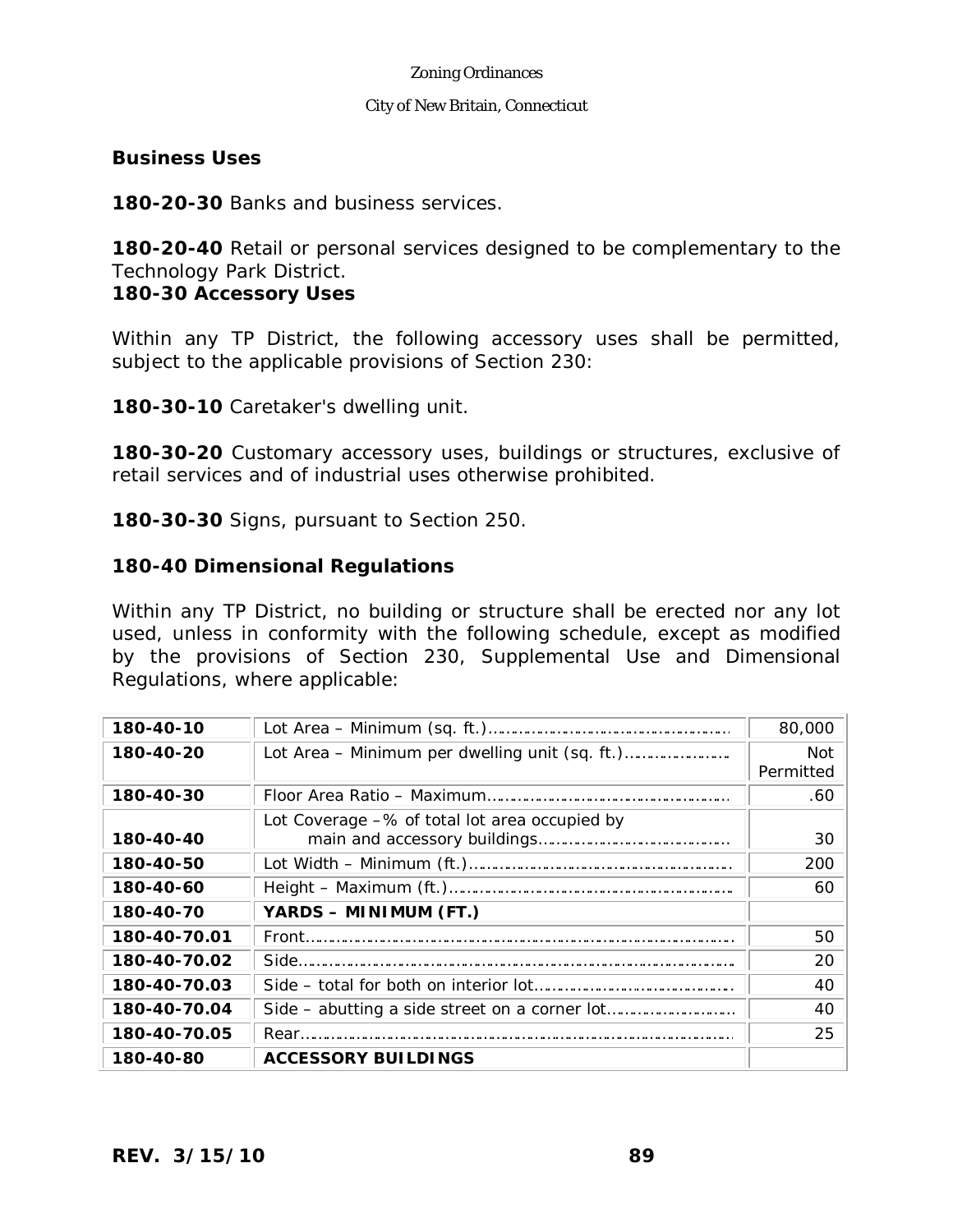**Business Uses**

**180-20-30** Banks and business services.

**180-20-40** Retail or personal services designed to be complementary to the Technology Park District.

**180-30 Accessory Uses**

Within any TP District, the following accessory uses shall be permitted, subject to the applicable provisions of Section 230:

**180-30-10** Caretaker's dwelling unit.

**180-30-20** Customary accessory uses, buildings or structures, exclusive of retail services and of industrial uses otherwise prohibited.

**180-30-30** Signs, pursuant to Section 250.

**180-40 Dimensional Regulations**

Within any TP District, no building or structure shall be erected nor any lot used, unless in conformity with the following schedule, except as modified by the provisions of Section 230, Supplemental Use and Dimensional Regulations, where applicable:

| | | |
|---|---|---|
| **180-40-10** | Lot Area – Minimum (sq. ft.)………………………………………… | 80,000 |
| **180-40-20** | Lot Area – Minimum per dwelling unit (sq. ft.)………………… | Not Permitted |
| **180-40-30** | Floor Area Ratio – Maximum……………………………………… | .60 |
| **180-40-40** | Lot Coverage –% of total lot area occupied by main and accessory buildings………………………………… | 30 |
| **180-40-50** | Lot Width – Minimum (ft.)………………………………………… | 200 |
| **180-40-60** | Height – Maximum (ft.)…………………………………………… | 60 |
| **180-40-70** | **YARDS – MINIMUM (FT.)** | |
| **180-40-70.01** | Front……………………………………………………………… | 50 |
| **180-40-70.02** | Side……………………………………………………………… | 20 |
| **180-40-70.03** | Side – total for both on interior lot………………………………… | 40 |
| **180-40-70.04** | Side – abutting a side street on a corner lot……………………… | 40 |
| **180-40-70.05** | Rear……………………………………………………………… | 25 |
| **180-40-80** | **ACCESSORY BUILDINGS** | |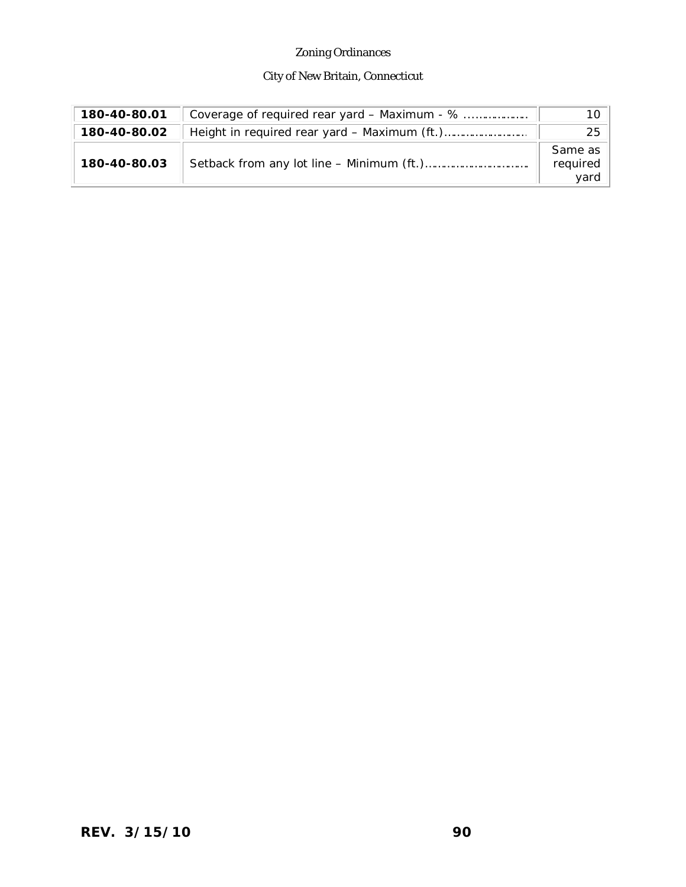| | | |
|---|---|---|
| **180-40-80.01** | Coverage of required rear yard – Maximum - % ................ | 10 |
| **180-40-80.02** | Height in required rear yard – Maximum (ft.)...................... | 25 |
| **180-40-80.03** | Setback from any lot line – Minimum (ft.)........................... | Same as required yard |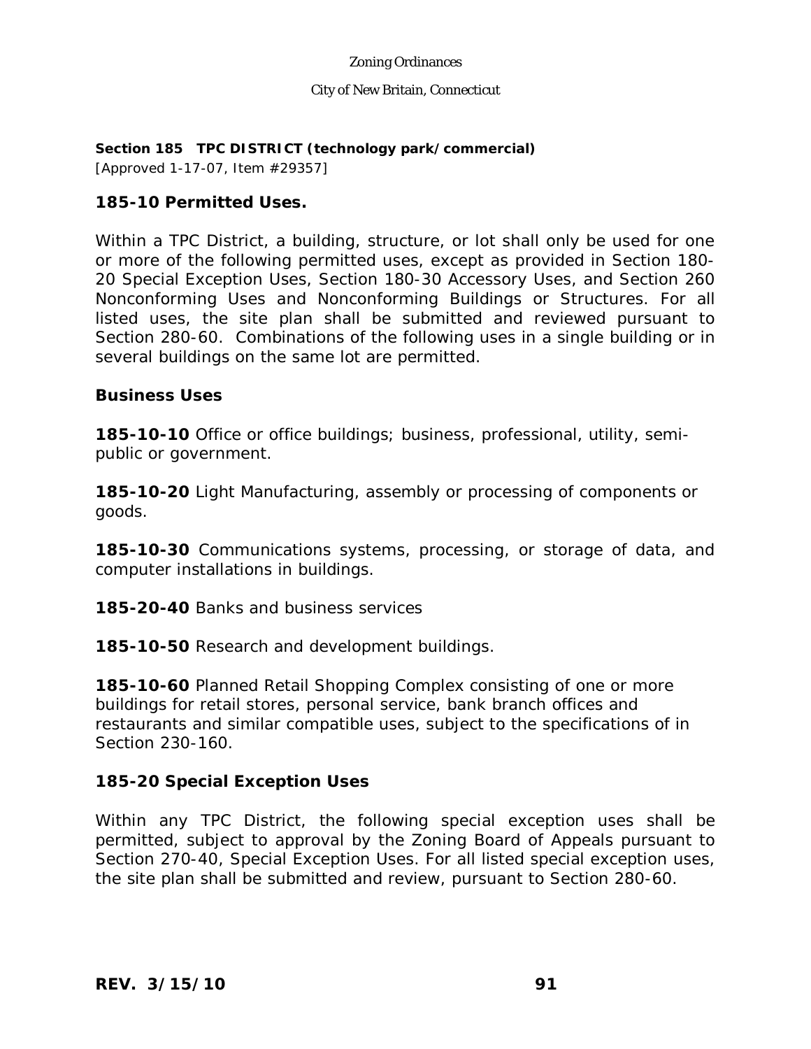## Section 185 TPC DISTRICT (technology park/commercial)

[Approved 1-17-07, Item #29357]

### 185-10 Permitted Uses.

Within a TPC District, a building, structure, or lot shall only be used for one or more of the following permitted uses, except as provided in Section 180-20 Special Exception Uses, Section 180-30 Accessory Uses, and Section 260 Nonconforming Uses and Nonconforming Buildings or Structures. For all listed uses, the site plan shall be submitted and reviewed pursuant to Section 280-60. Combinations of the following uses in a single building or in several buildings on the same lot are permitted.

#### Business Uses

**185-10-10** Office or office buildings; business, professional, utility, semi-public or government.

**185-10-20** Light Manufacturing, assembly or processing of components or goods.

**185-10-30** Communications systems, processing, or storage of data, and computer installations in buildings.

**185-20-40** Banks and business services

**185-10-50** Research and development buildings.

**185-10-60** Planned Retail Shopping Complex consisting of one or more buildings for retail stores, personal service, bank branch offices and restaurants and similar compatible uses, subject to the specifications of in Section 230-160.

### 185-20 Special Exception Uses

Within any TPC District, the following special exception uses shall be permitted, subject to approval by the Zoning Board of Appeals pursuant to Section 270-40, Special Exception Uses. For all listed special exception uses, the site plan shall be submitted and review, pursuant to Section 280-60.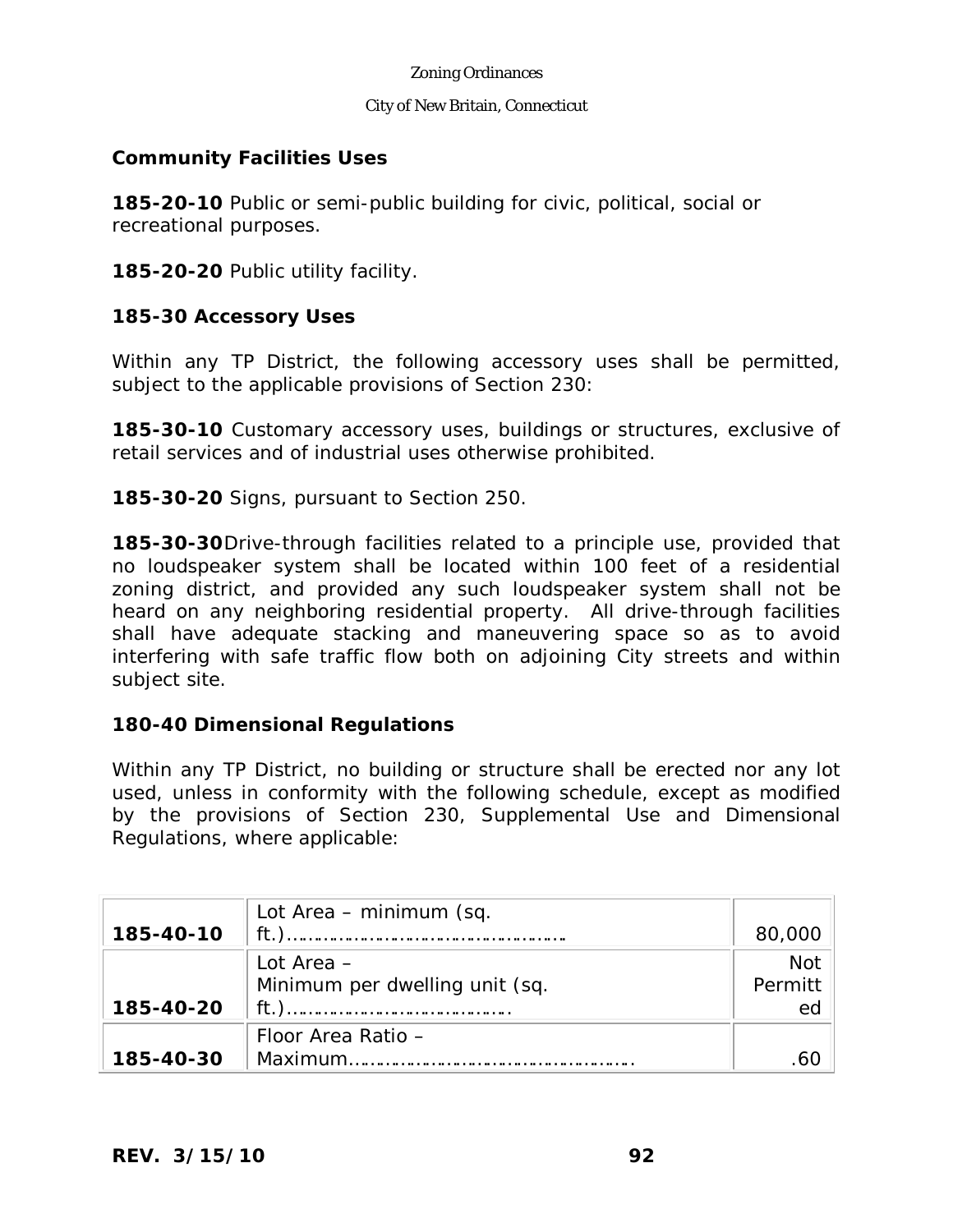**Community Facilities Uses**

**185-20-10** Public or semi-public building for civic, political, social or recreational purposes.

**185-20-20** Public utility facility.

### 185-30 Accessory Uses

Within any TP District, the following accessory uses shall be permitted, subject to the applicable provisions of Section 230:

**185-30-10** Customary accessory uses, buildings or structures, exclusive of retail services and of industrial uses otherwise prohibited.

**185-30-20** Signs, pursuant to Section 250.

**185-30-30** Drive-through facilities related to a principle use, provided that no loudspeaker system shall be located within 100 feet of a residential zoning district, and provided any such loudspeaker system shall not be heard on any neighboring residential property. All drive-through facilities shall have adequate stacking and maneuvering space so as to avoid interfering with safe traffic flow both on adjoining City streets and within subject site.

### 180-40 Dimensional Regulations

Within any TP District, no building or structure shall be erected nor any lot used, unless in conformity with the following schedule, except as modified by the provisions of Section 230, Supplemental Use and Dimensional Regulations, where applicable:

| | | |
|---|---|---|
| **185-40-10** | Lot Area – minimum (sq. ft.)…………………………………………… | 80,000 |
| **185-40-20** | Lot Area – Minimum per dwelling unit (sq. ft.)………………………………… | Not Permitted |
| **185-40-30** | Floor Area Ratio – Maximum……………………………………………… | .60 |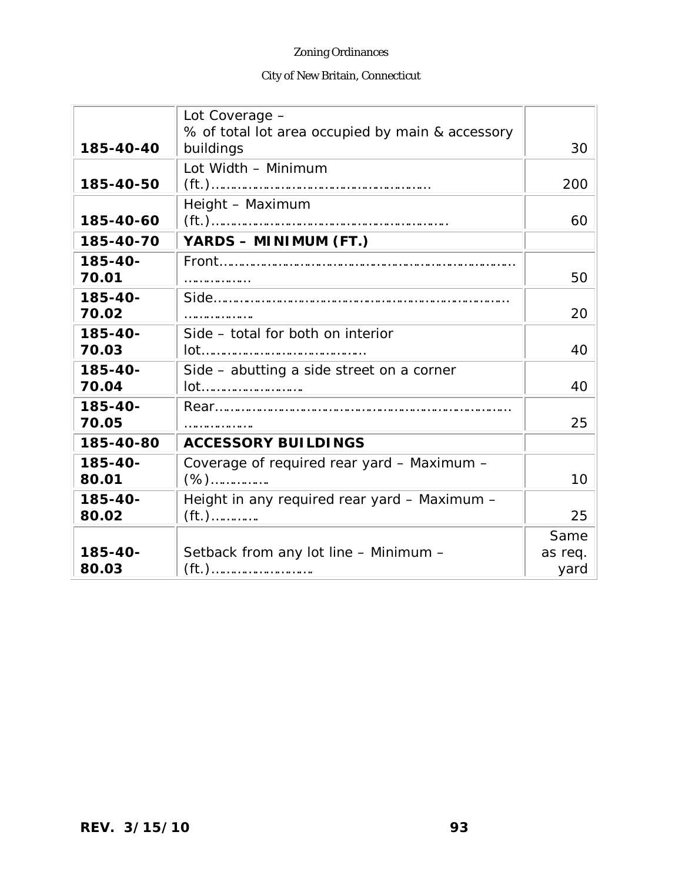| | | |
|---|---|---|
| 185-40-40 | Lot Coverage – % of total lot area occupied by main & accessory buildings | 30 |
| 185-40-50 | Lot Width – Minimum (ft.)………………………………………………… | 200 |
| 185-40-60 | Height – Maximum (ft.)…………………………………………………… | 60 |
| **185-40-70** | **YARDS – MINIMUM (FT.)** | |
| 185-40-70.01 | Front……………………………………………………………………………… | 50 |
| 185-40-70.02 | Side……………………………………………………………………………… | 20 |
| 185-40-70.03 | Side – total for both on interior lot…………………………………… | 40 |
| 185-40-70.04 | Side – abutting a side street on a corner lot……………………… | 40 |
| 185-40-70.05 | Rear……………………………………………………………………………… | 25 |
| **185-40-80** | **ACCESSORY BUILDINGS** | |
| 185-40-80.01 | Coverage of required rear yard – Maximum – (%)…………… | 10 |
| 185-40-80.02 | Height in any required rear yard – Maximum – (ft.)………… | 25 |
| 185-40-80.03 | Setback from any lot line – Minimum – (ft.)……………………… | Same as req. yard |

REV. 3/15/10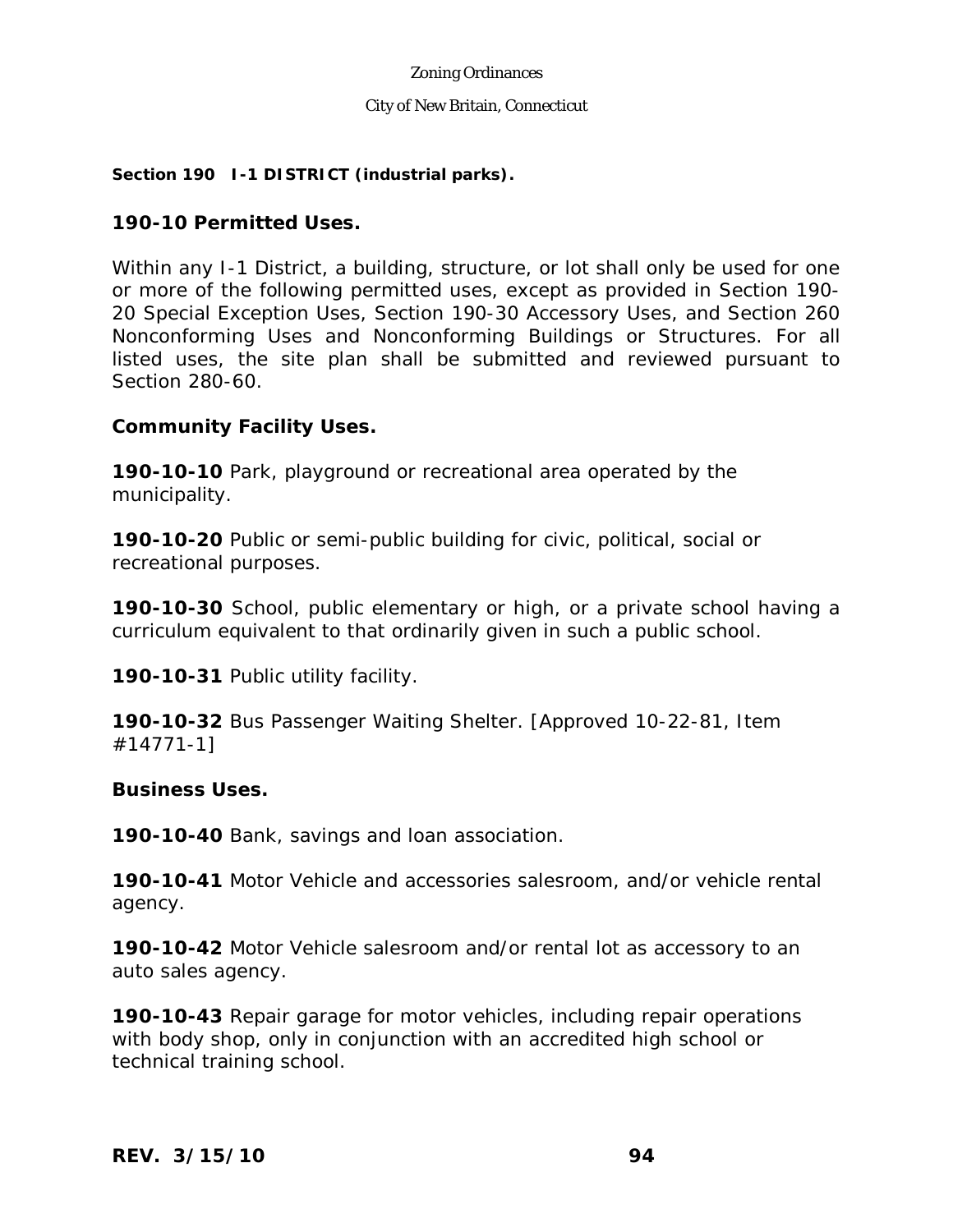## Section 190 I-1 DISTRICT (industrial parks).

### 190-10 Permitted Uses.

Within any I-1 District, a building, structure, or lot shall only be used for one or more of the following permitted uses, except as provided in Section 190-20 Special Exception Uses, Section 190-30 Accessory Uses, and Section 260 Nonconforming Uses and Nonconforming Buildings or Structures. For all listed uses, the site plan shall be submitted and reviewed pursuant to Section 280-60.

**Community Facility Uses.**

**190-10-10** Park, playground or recreational area operated by the municipality.

**190-10-20** Public or semi-public building for civic, political, social or recreational purposes.

**190-10-30** School, public elementary or high, or a private school having a curriculum equivalent to that ordinarily given in such a public school.

**190-10-31** Public utility facility.

**190-10-32** Bus Passenger Waiting Shelter. [Approved 10-22-81, Item #14771-1]

**Business Uses.**

**190-10-40** Bank, savings and loan association.

**190-10-41** Motor Vehicle and accessories salesroom, and/or vehicle rental agency.

**190-10-42** Motor Vehicle salesroom and/or rental lot as accessory to an auto sales agency.

**190-10-43** Repair garage for motor vehicles, including repair operations with body shop, only in conjunction with an accredited high school or technical training school.

**REV. 3/15/10**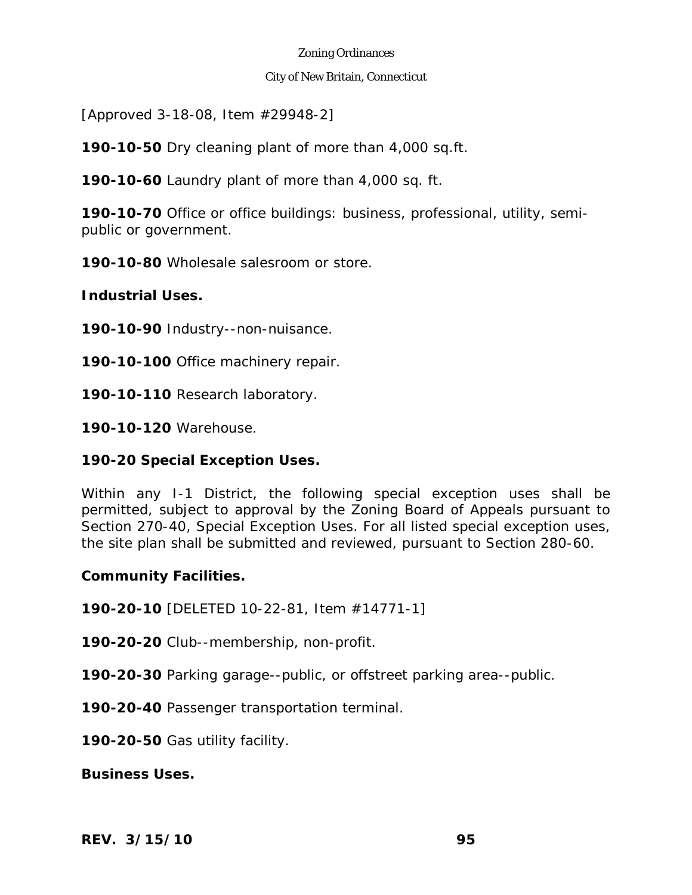[Approved 3-18-08, Item #29948-2]

**190-10-50** Dry cleaning plant of more than 4,000 sq.ft.

**190-10-60** Laundry plant of more than 4,000 sq. ft.

**190-10-70** Office or office buildings: business, professional, utility, semi-public or government.

**190-10-80** Wholesale salesroom or store.

**Industrial Uses.**

**190-10-90** Industry--non-nuisance.

**190-10-100** Office machinery repair.

**190-10-110** Research laboratory.

**190-10-120** Warehouse.

**190-20 Special Exception Uses.**

Within any I-1 District, the following special exception uses shall be permitted, subject to approval by the Zoning Board of Appeals pursuant to Section 270-40, Special Exception Uses. For all listed special exception uses, the site plan shall be submitted and reviewed, pursuant to Section 280-60.

**Community Facilities.**

**190-20-10** [DELETED 10-22-81, Item #14771-1]

**190-20-20** Club--membership, non-profit.

**190-20-30** Parking garage--public, or offstreet parking area--public.

**190-20-40** Passenger transportation terminal.

**190-20-50** Gas utility facility.

**Business Uses.**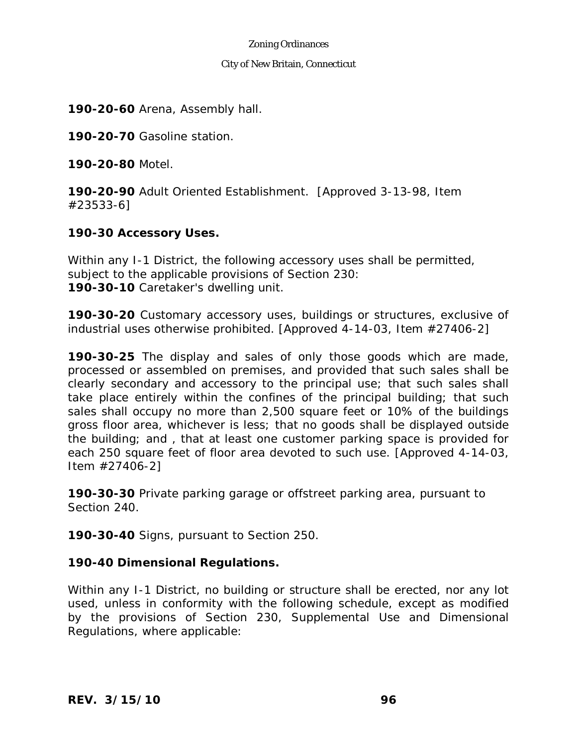**190-20-60** Arena, Assembly hall.

**190-20-70** Gasoline station.

**190-20-80** Motel.

**190-20-90** Adult Oriented Establishment. [Approved 3-13-98, Item #23533-6]

**190-30 Accessory Uses.**

Within any I-1 District, the following accessory uses shall be permitted, subject to the applicable provisions of Section 230:
**190-30-10** Caretaker's dwelling unit.

**190-30-20** Customary accessory uses, buildings or structures, exclusive of industrial uses otherwise prohibited. [Approved 4-14-03, Item #27406-2]

**190-30-25** The display and sales of only those goods which are made, processed or assembled on premises, and provided that such sales shall be clearly secondary and accessory to the principal use; that such sales shall take place entirely within the confines of the principal building; that such sales shall occupy no more than 2,500 square feet or 10% of the buildings gross floor area, whichever is less; that no goods shall be displayed outside the building; and , that at least one customer parking space is provided for each 250 square feet of floor area devoted to such use. [Approved 4-14-03, Item #27406-2]

**190-30-30** Private parking garage or offstreet parking area, pursuant to Section 240.

**190-30-40** Signs, pursuant to Section 250.

**190-40 Dimensional Regulations.**

Within any I-1 District, no building or structure shall be erected, nor any lot used, unless in conformity with the following schedule, except as modified by the provisions of Section 230, Supplemental Use and Dimensional Regulations, where applicable: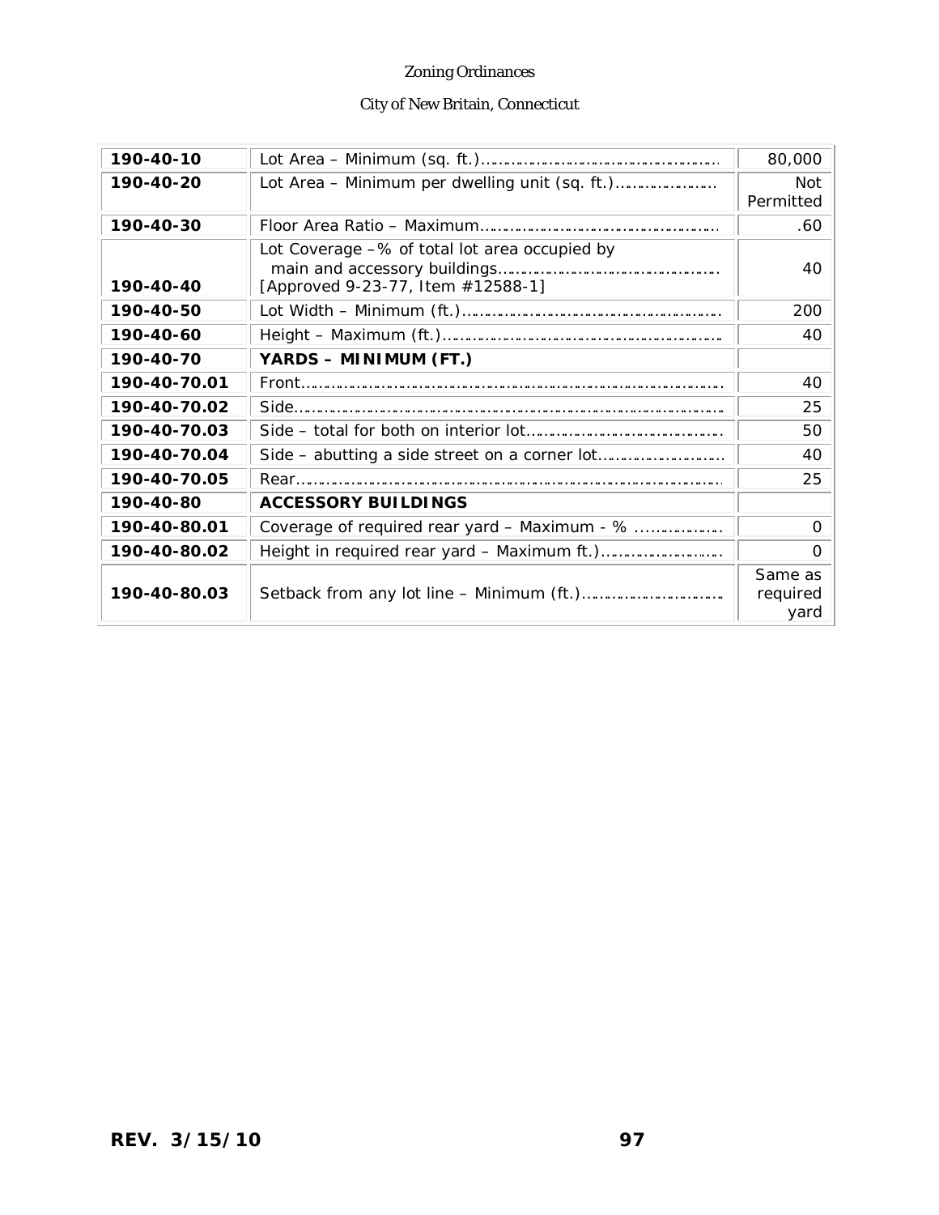| | | |
|---|---|---|
| **190-40-10** | Lot Area – Minimum (sq. ft.)…………………………………………… | 80,000 |
| **190-40-20** | Lot Area – Minimum per dwelling unit (sq. ft.)………………… | Not Permitted |
| **190-40-30** | Floor Area Ratio – Maximum……………………………………………… | .60 |
| **190-40-40** | Lot Coverage –% of total lot area occupied by main and accessory buildings……………………………………… [Approved 9-23-77, Item #12588-1] | 40 |
| **190-40-50** | Lot Width – Minimum (ft.)……………………………………………… | 200 |
| **190-40-60** | Height – Maximum (ft.)…………………………………………………… | 40 |
| **190-40-70** | **YARDS – MINIMUM (FT.)** | |
| **190-40-70.01** | Front…………………………………………………………………………… | 40 |
| **190-40-70.02** | Side…………………………………………………………………………… | 25 |
| **190-40-70.03** | Side – total for both on interior lot………………………………… | 50 |
| **190-40-70.04** | Side – abutting a side street on a corner lot…………………… | 40 |
| **190-40-70.05** | Rear…………………………………………………………………………… | 25 |
| **190-40-80** | **ACCESSORY BUILDINGS** | |
| **190-40-80.01** | Coverage of required rear yard – Maximum - % ……………… | 0 |
| **190-40-80.02** | Height in required rear yard – Maximum ft.)…………………… | 0 |
| **190-40-80.03** | Setback from any lot line – Minimum (ft.)……………………… | Same as required yard |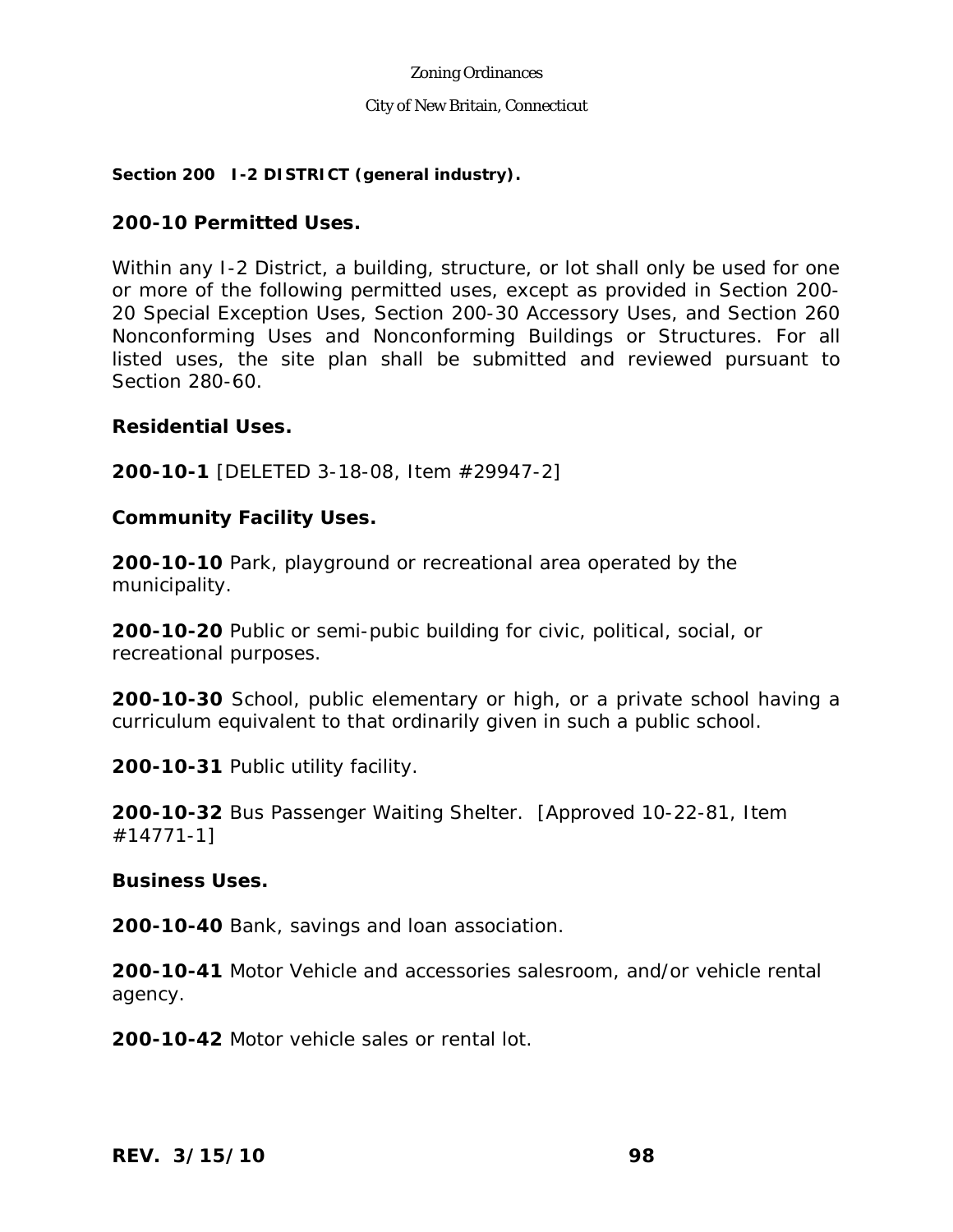**Section 200 I-2 DISTRICT (general industry).**

## 200-10 Permitted Uses.

Within any I-2 District, a building, structure, or lot shall only be used for one or more of the following permitted uses, except as provided in Section 200-20 Special Exception Uses, Section 200-30 Accessory Uses, and Section 260 Nonconforming Uses and Nonconforming Buildings or Structures. For all listed uses, the site plan shall be submitted and reviewed pursuant to Section 280-60.

### Residential Uses.

**200-10-1** [DELETED 3-18-08, Item #29947-2]

### Community Facility Uses.

**200-10-10** Park, playground or recreational area operated by the municipality.

**200-10-20** Public or semi-pubic building for civic, political, social, or recreational purposes.

**200-10-30** School, public elementary or high, or a private school having a curriculum equivalent to that ordinarily given in such a public school.

**200-10-31** Public utility facility.

**200-10-32** Bus Passenger Waiting Shelter. [Approved 10-22-81, Item #14771-1]

### Business Uses.

**200-10-40** Bank, savings and loan association.

**200-10-41** Motor Vehicle and accessories salesroom, and/or vehicle rental agency.

**200-10-42** Motor vehicle sales or rental lot.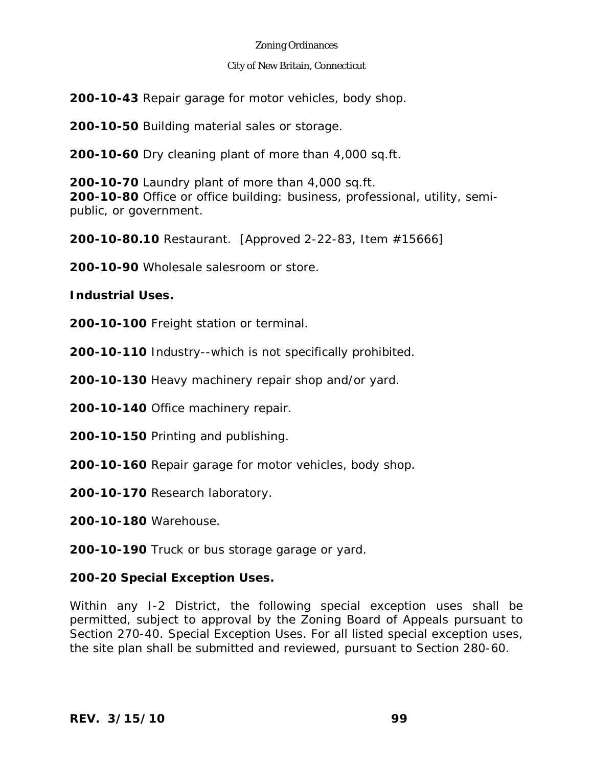**200-10-43** Repair garage for motor vehicles, body shop.

**200-10-50** Building material sales or storage.

**200-10-60** Dry cleaning plant of more than 4,000 sq.ft.

**200-10-70** Laundry plant of more than 4,000 sq.ft.
**200-10-80** Office or office building: business, professional, utility, semi-public, or government.

**200-10-80.10** Restaurant. [Approved 2-22-83, Item #15666]

**200-10-90** Wholesale salesroom or store.

**Industrial Uses.**

**200-10-100** Freight station or terminal.

**200-10-110** Industry--which is not specifically prohibited.

**200-10-130** Heavy machinery repair shop and/or yard.

**200-10-140** Office machinery repair.

**200-10-150** Printing and publishing.

**200-10-160** Repair garage for motor vehicles, body shop.

**200-10-170** Research laboratory.

**200-10-180** Warehouse.

**200-10-190** Truck or bus storage garage or yard.

**200-20 Special Exception Uses.**

Within any I-2 District, the following special exception uses shall be permitted, subject to approval by the Zoning Board of Appeals pursuant to Section 270-40. Special Exception Uses. For all listed special exception uses, the site plan shall be submitted and reviewed, pursuant to Section 280-60.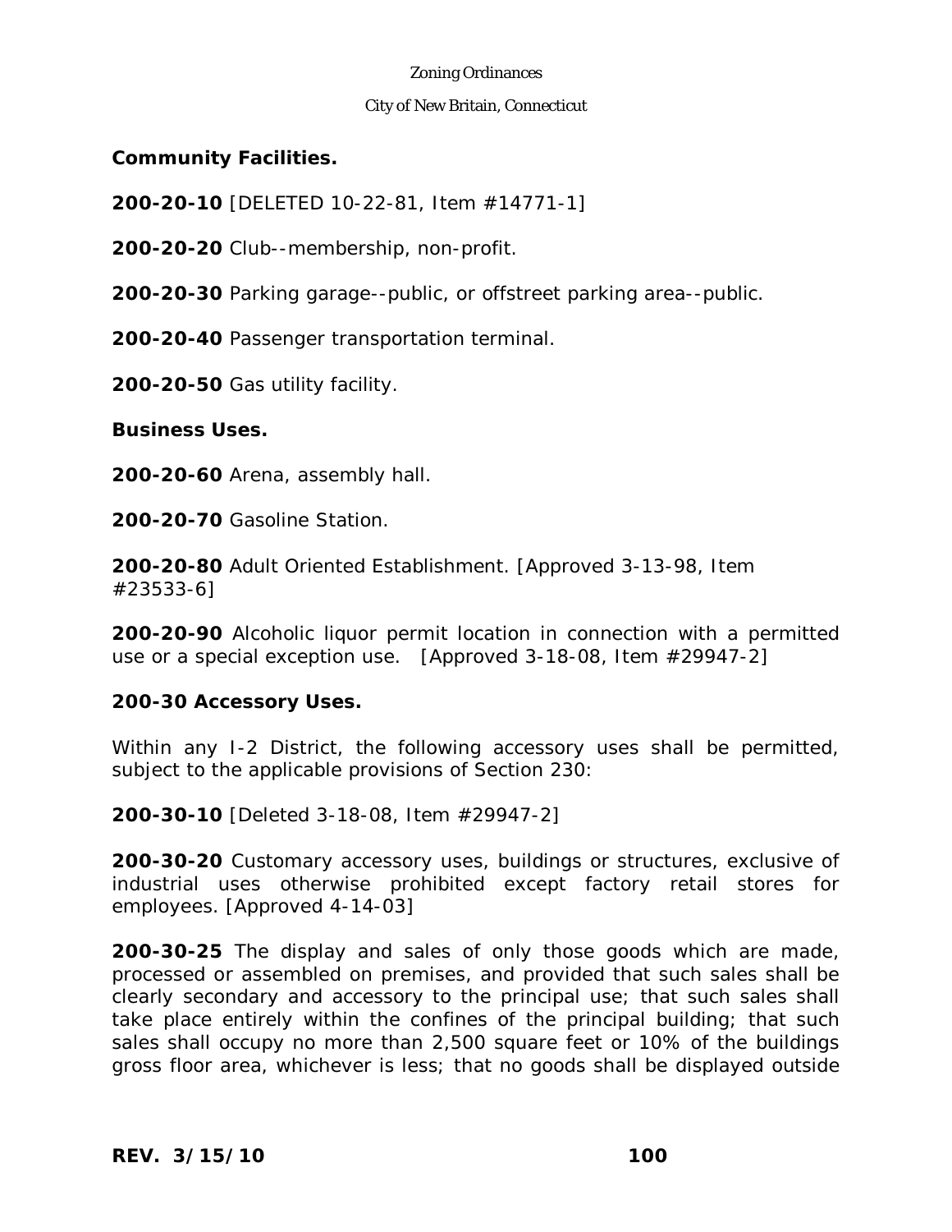**Community Facilities.**

**200-20-10** [DELETED 10-22-81, Item #14771-1]

**200-20-20** Club--membership, non-profit.

**200-20-30** Parking garage--public, or offstreet parking area--public.

**200-20-40** Passenger transportation terminal.

**200-20-50** Gas utility facility.

**Business Uses.**

**200-20-60** Arena, assembly hall.

**200-20-70** Gasoline Station.

**200-20-80** Adult Oriented Establishment. [Approved 3-13-98, Item #23533-6]

**200-20-90** Alcoholic liquor permit location in connection with a permitted use or a special exception use. [Approved 3-18-08, Item #29947-2]

## 200-30 Accessory Uses.

Within any I-2 District, the following accessory uses shall be permitted, subject to the applicable provisions of Section 230:

**200-30-10** [Deleted 3-18-08, Item #29947-2]

**200-30-20** Customary accessory uses, buildings or structures, exclusive of industrial uses otherwise prohibited except factory retail stores for employees. [Approved 4-14-03]

**200-30-25** The display and sales of only those goods which are made, processed or assembled on premises, and provided that such sales shall be clearly secondary and accessory to the principal use; that such sales shall take place entirely within the confines of the principal building; that such sales shall occupy no more than 2,500 square feet or 10% of the buildings gross floor area, whichever is less; that no goods shall be displayed outside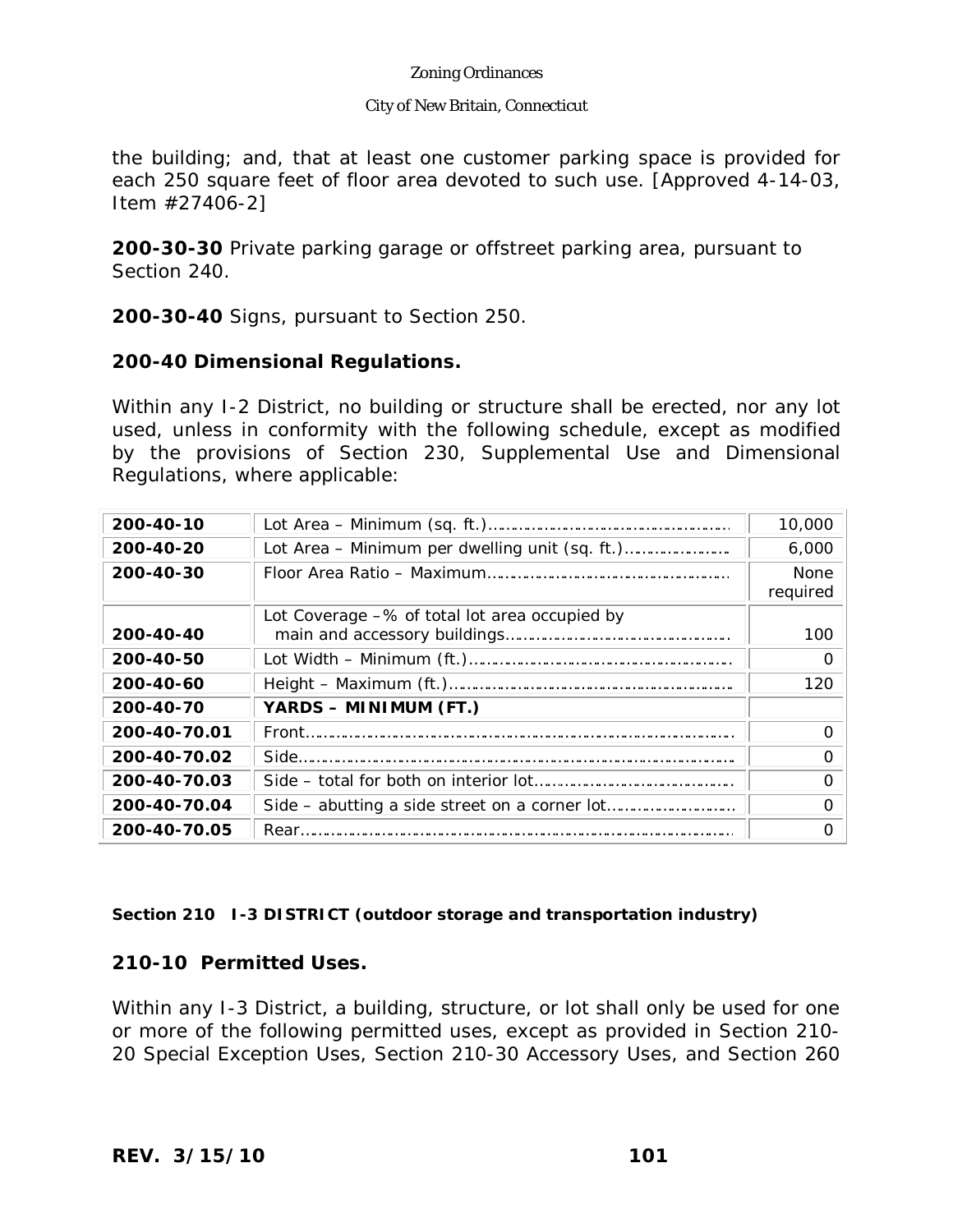the building; and, that at least one customer parking space is provided for each 250 square feet of floor area devoted to such use. [Approved 4-14-03, Item #27406-2]

**200-30-30** Private parking garage or offstreet parking area, pursuant to Section 240.

**200-30-40** Signs, pursuant to Section 250.

**200-40 Dimensional Regulations.**

Within any I-2 District, no building or structure shall be erected, nor any lot used, unless in conformity with the following schedule, except as modified by the provisions of Section 230, Supplemental Use and Dimensional Regulations, where applicable:

| | | |
|---|---|---|
| **200-40-10** | Lot Area – Minimum (sq. ft.)…………………………………………… | 10,000 |
| **200-40-20** | Lot Area – Minimum per dwelling unit (sq. ft.)…………………… | 6,000 |
| **200-40-30** | Floor Area Ratio – Maximum…………………………………………… | None required |
| **200-40-40** | Lot Coverage –% of total lot area occupied by main and accessory buildings………………………………………… | 100 |
| **200-40-50** | Lot Width – Minimum (ft.)……………………………………………… | 0 |
| **200-40-60** | Height – Maximum (ft.)………………………………………………… | 120 |
| **200-40-70** | **YARDS – MINIMUM (FT.)** | |
| **200-40-70.01** | Front……………………………………………………………………… | 0 |
| **200-40-70.02** | Side………………………………………………………………………… | 0 |
| **200-40-70.03** | Side – total for both on interior lot…………………………………… | 0 |
| **200-40-70.04** | Side – abutting a side street on a corner lot……………………… | 0 |
| **200-40-70.05** | Rear………………………………………………………………………… | 0 |

**Section 210 I-3 DISTRICT (outdoor storage and transportation industry)**

**210-10 Permitted Uses.**

Within any I-3 District, a building, structure, or lot shall only be used for one or more of the following permitted uses, except as provided in Section 210-20 Special Exception Uses, Section 210-30 Accessory Uses, and Section 260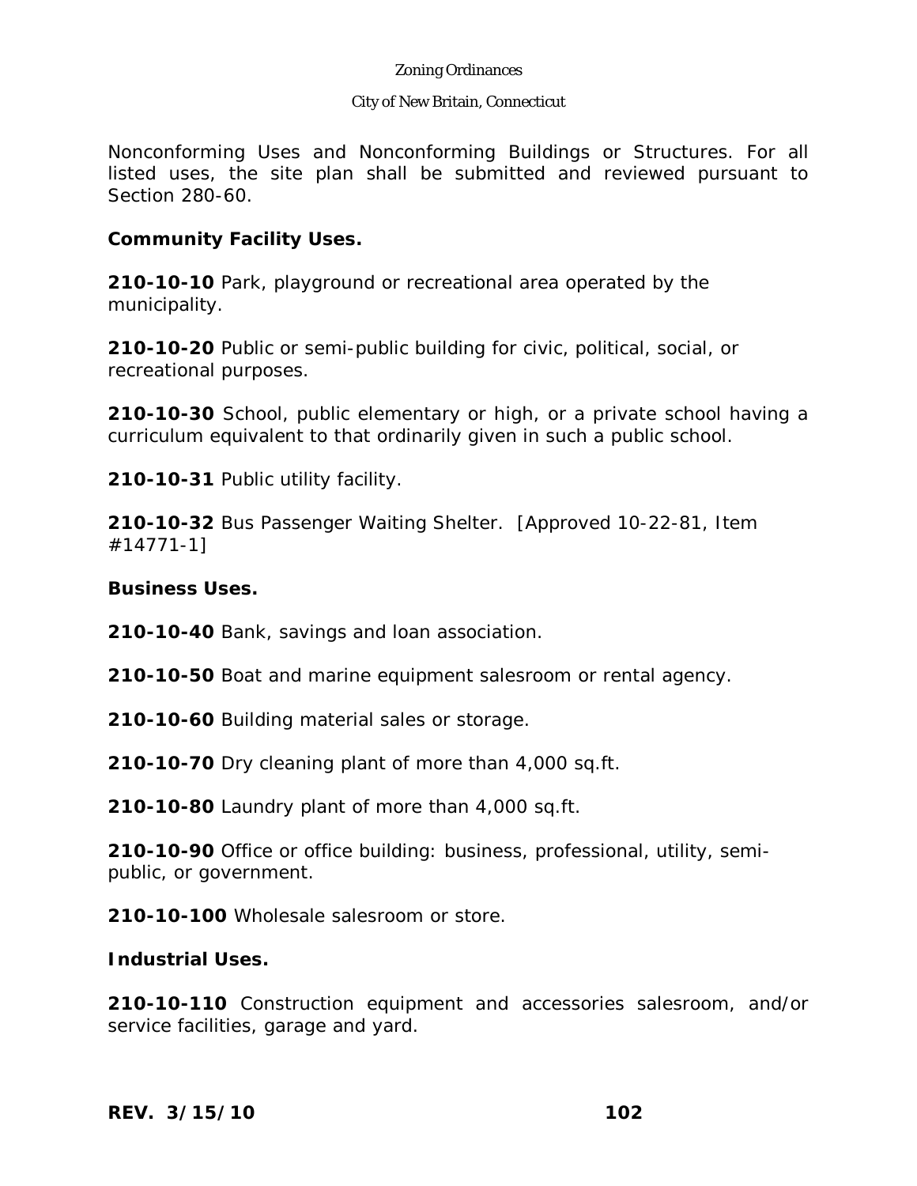Nonconforming Uses and Nonconforming Buildings or Structures. For all listed uses, the site plan shall be submitted and reviewed pursuant to Section 280-60.

**Community Facility Uses.**

**210-10-10** Park, playground or recreational area operated by the municipality.

**210-10-20** Public or semi-public building for civic, political, social, or recreational purposes.

**210-10-30** School, public elementary or high, or a private school having a curriculum equivalent to that ordinarily given in such a public school.

**210-10-31** Public utility facility.

**210-10-32** Bus Passenger Waiting Shelter. [Approved 10-22-81, Item #14771-1]

**Business Uses.**

**210-10-40** Bank, savings and loan association.

**210-10-50** Boat and marine equipment salesroom or rental agency.

**210-10-60** Building material sales or storage.

**210-10-70** Dry cleaning plant of more than 4,000 sq.ft.

**210-10-80** Laundry plant of more than 4,000 sq.ft.

**210-10-90** Office or office building: business, professional, utility, semi-public, or government.

**210-10-100** Wholesale salesroom or store.

**Industrial Uses.**

**210-10-110** Construction equipment and accessories salesroom, and/or service facilities, garage and yard.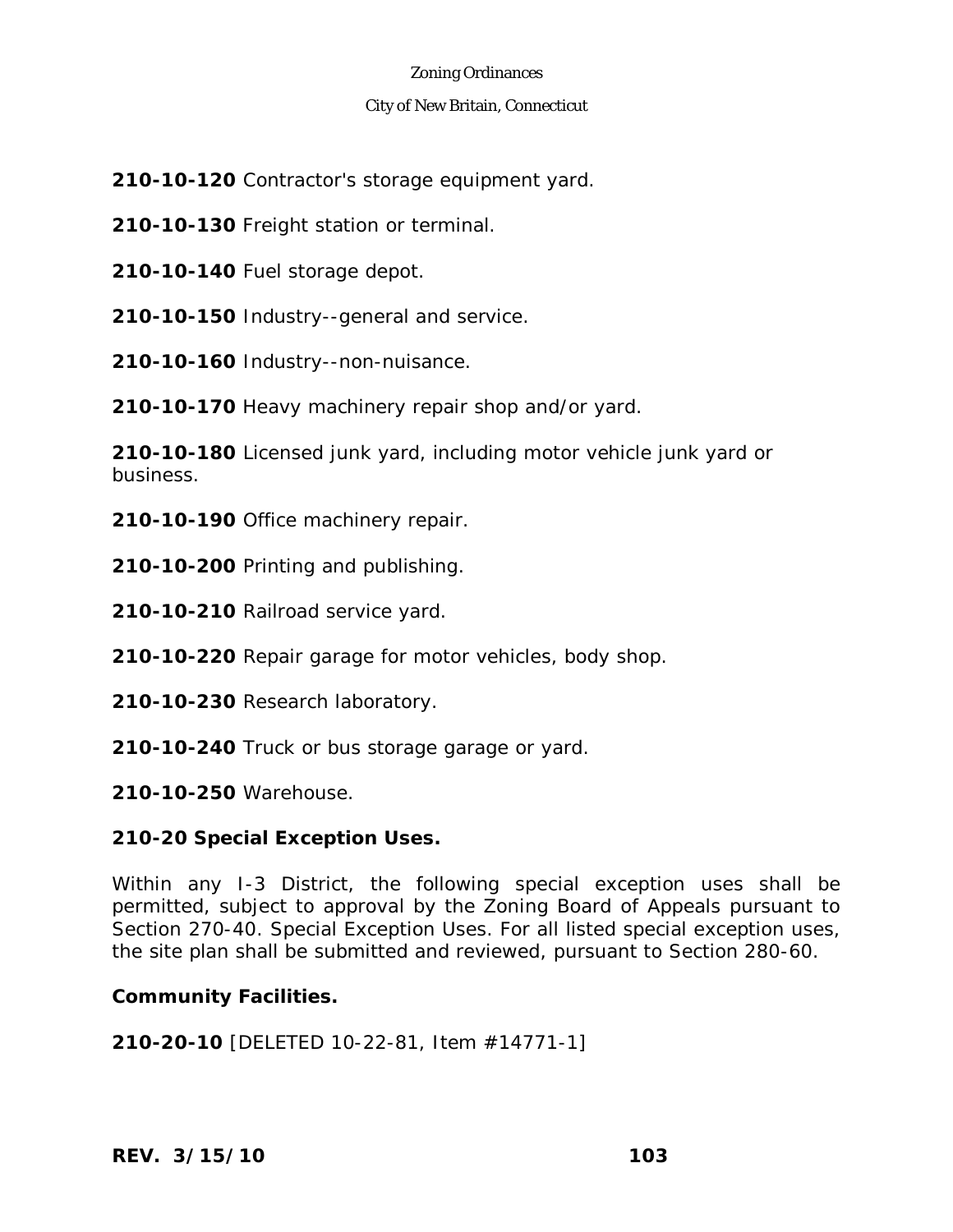**210-10-120** Contractor's storage equipment yard.

**210-10-130** Freight station or terminal.

**210-10-140** Fuel storage depot.

**210-10-150** Industry--general and service.

**210-10-160** Industry--non-nuisance.

**210-10-170** Heavy machinery repair shop and/or yard.

**210-10-180** Licensed junk yard, including motor vehicle junk yard or business.

**210-10-190** Office machinery repair.

**210-10-200** Printing and publishing.

**210-10-210** Railroad service yard.

**210-10-220** Repair garage for motor vehicles, body shop.

**210-10-230** Research laboratory.

**210-10-240** Truck or bus storage garage or yard.

**210-10-250** Warehouse.

**210-20 Special Exception Uses.**

Within any I-3 District, the following special exception uses shall be permitted, subject to approval by the Zoning Board of Appeals pursuant to Section 270-40. Special Exception Uses. For all listed special exception uses, the site plan shall be submitted and reviewed, pursuant to Section 280-60.

**Community Facilities.**

**210-20-10** [DELETED 10-22-81, Item #14771-1]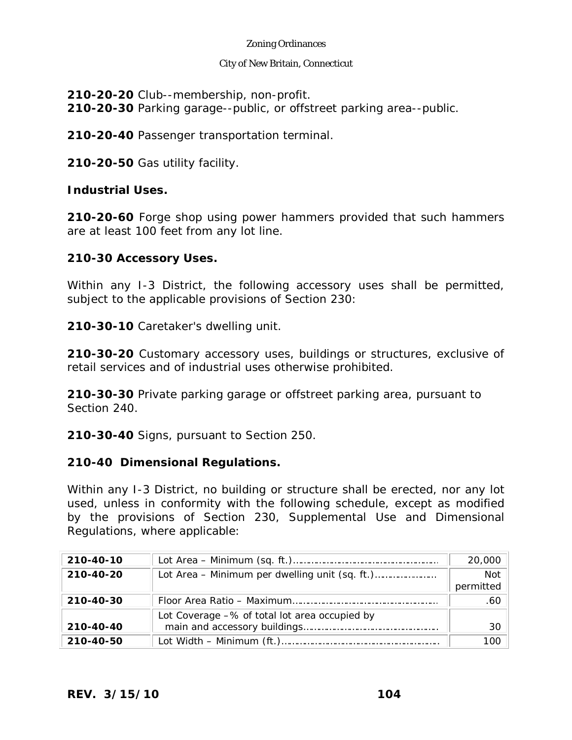**210-20-20** Club--membership, non-profit.
**210-20-30** Parking garage--public, or offstreet parking area--public.

**210-20-40** Passenger transportation terminal.

**210-20-50** Gas utility facility.

**Industrial Uses.**

**210-20-60** Forge shop using power hammers provided that such hammers are at least 100 feet from any lot line.

**210-30 Accessory Uses.**

Within any I-3 District, the following accessory uses shall be permitted, subject to the applicable provisions of Section 230:

**210-30-10** Caretaker's dwelling unit.

**210-30-20** Customary accessory uses, buildings or structures, exclusive of retail services and of industrial uses otherwise prohibited.

**210-30-30** Private parking garage or offstreet parking area, pursuant to Section 240.

**210-30-40** Signs, pursuant to Section 250.

**210-40 Dimensional Regulations.**

Within any I-3 District, no building or structure shall be erected, nor any lot used, unless in conformity with the following schedule, except as modified by the provisions of Section 230, Supplemental Use and Dimensional Regulations, where applicable:

| | | |
|---|---|---|
| **210-40-10** | Lot Area – Minimum (sq. ft.)…………………………………………… | 20,000 |
| **210-40-20** | Lot Area – Minimum per dwelling unit (sq. ft.)………………… | Not permitted |
| **210-40-30** | Floor Area Ratio – Maximum…………………………………………… | .60 |
| **210-40-40** | Lot Coverage –% of total lot area occupied by main and accessory buildings……………………………………… | 30 |
| **210-40-50** | Lot Width – Minimum (ft.)………………………………………………… | 100 |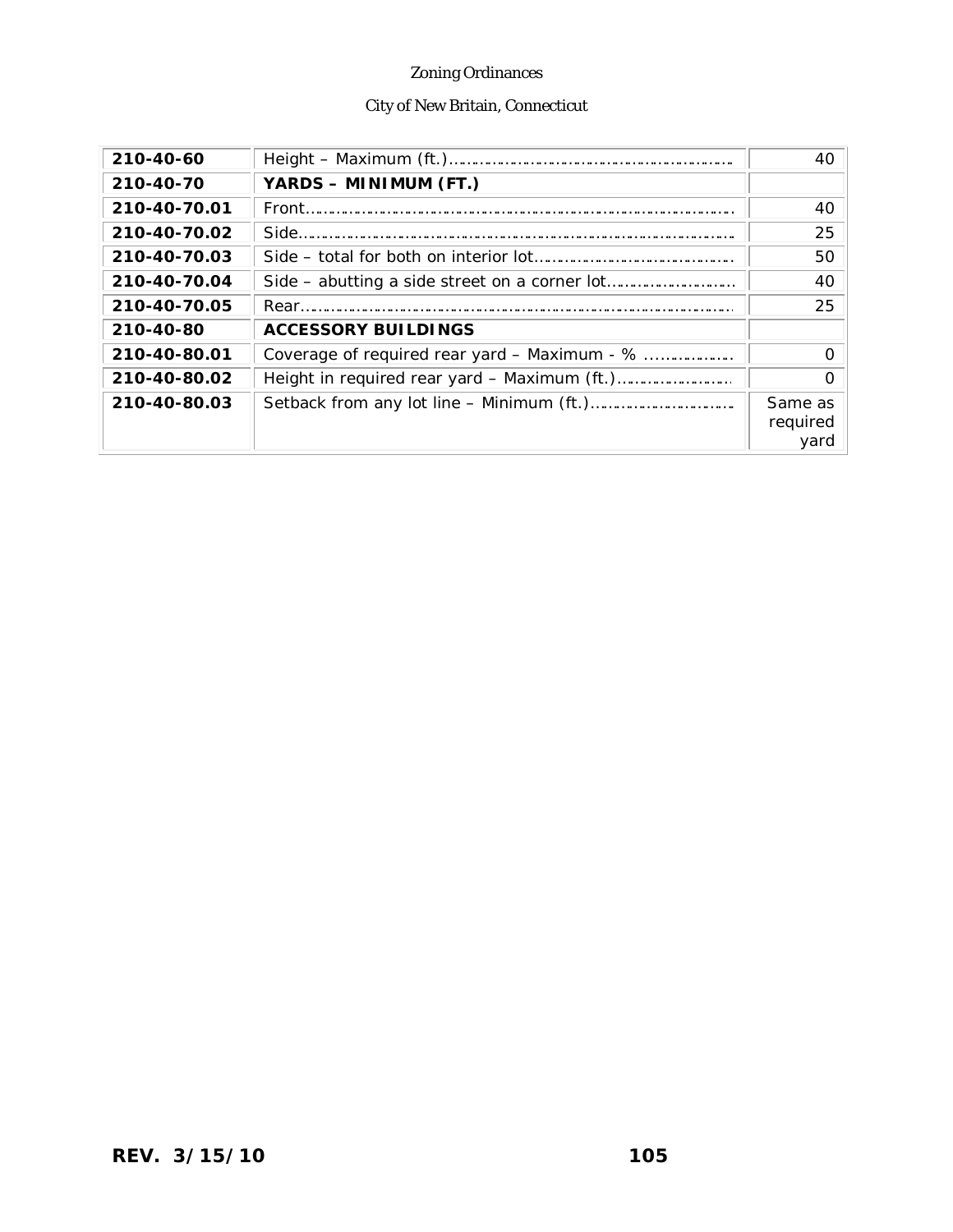| | | |
|---|---|---|
| **210-40-60** | Height – Maximum (ft.)……………………………………………………… | 40 |
| **210-40-70** | **YARDS – MINIMUM (FT.)** | |
| **210-40-70.01** | Front…………………………………………………………………………………… | 40 |
| **210-40-70.02** | Side…………………………………………………………………………………… | 25 |
| **210-40-70.03** | Side – total for both on interior lot……………………………………… | 50 |
| **210-40-70.04** | Side – abutting a side street on a corner lot………………………… | 40 |
| **210-40-70.05** | Rear…………………………………………………………………………………… | 25 |
| **210-40-80** | **ACCESSORY BUILDINGS** | |
| **210-40-80.01** | Coverage of required rear yard – Maximum - % ……………… | 0 |
| **210-40-80.02** | Height in required rear yard – Maximum (ft.)……………………… | 0 |
| **210-40-80.03** | Setback from any lot line – Minimum (ft.)…………………………… | Same as required yard |

**REV. 3/15/10**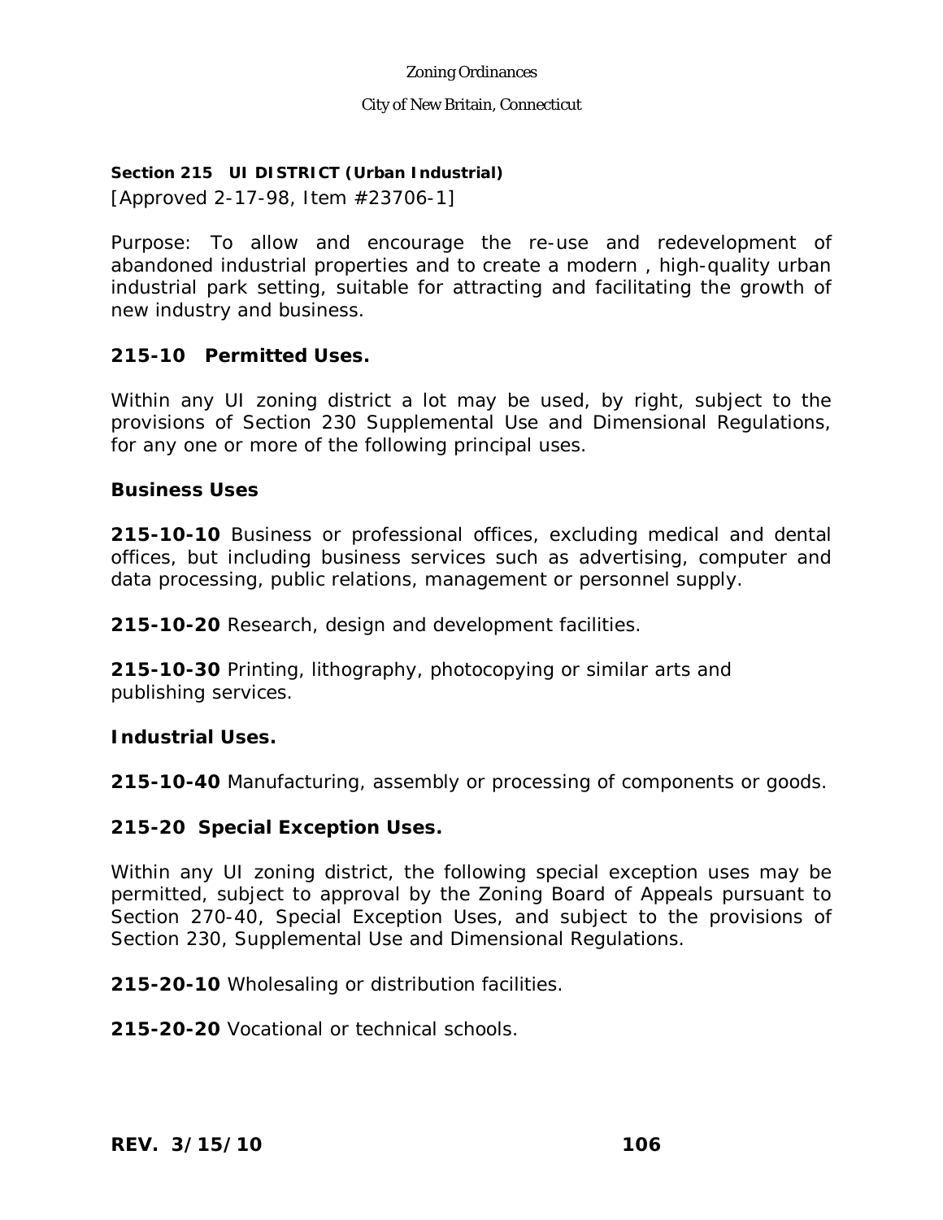## Section 215 UI DISTRICT (Urban Industrial)

[Approved 2-17-98, Item #23706-1]

Purpose: To allow and encourage the re-use and redevelopment of abandoned industrial properties and to create a modern , high-quality urban industrial park setting, suitable for attracting and facilitating the growth of new industry and business.

### 215-10 Permitted Uses.

Within any UI zoning district a lot may be used, by right, subject to the provisions of Section 230 Supplemental Use and Dimensional Regulations, for any one or more of the following principal uses.

**Business Uses**

**215-10-10** Business or professional offices, excluding medical and dental offices, but including business services such as advertising, computer and data processing, public relations, management or personnel supply.

**215-10-20** Research, design and development facilities.

**215-10-30** Printing, lithography, photocopying or similar arts and publishing services.

**Industrial Uses.**

**215-10-40** Manufacturing, assembly or processing of components or goods.

### 215-20 Special Exception Uses.

Within any UI zoning district, the following special exception uses may be permitted, subject to approval by the Zoning Board of Appeals pursuant to Section 270-40, Special Exception Uses, and subject to the provisions of Section 230, Supplemental Use and Dimensional Regulations.

**215-20-10** Wholesaling or distribution facilities.

**215-20-20** Vocational or technical schools.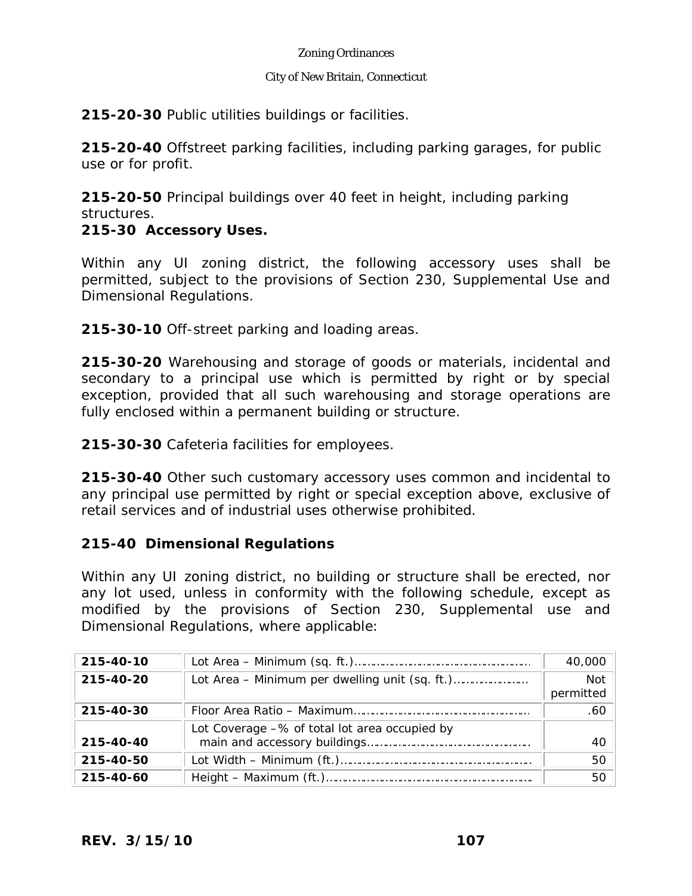**215-20-30** Public utilities buildings or facilities.

**215-20-40** Offstreet parking facilities, including parking garages, for public use or for profit.

**215-20-50** Principal buildings over 40 feet in height, including parking structures.

**215-30 Accessory Uses.**

Within any UI zoning district, the following accessory uses shall be permitted, subject to the provisions of Section 230, Supplemental Use and Dimensional Regulations.

**215-30-10** Off-street parking and loading areas.

**215-30-20** Warehousing and storage of goods or materials, incidental and secondary to a principal use which is permitted by right or by special exception, provided that all such warehousing and storage operations are fully enclosed within a permanent building or structure.

**215-30-30** Cafeteria facilities for employees.

**215-30-40** Other such customary accessory uses common and incidental to any principal use permitted by right or special exception above, exclusive of retail services and of industrial uses otherwise prohibited.

**215-40 Dimensional Regulations**

Within any UI zoning district, no building or structure shall be erected, nor any lot used, unless in conformity with the following schedule, except as modified by the provisions of Section 230, Supplemental use and Dimensional Regulations, where applicable:

| | | |
|---|---|---|
| **215-40-10** | Lot Area – Minimum (sq. ft.)………………………………………… | 40,000 |
| **215-40-20** | Lot Area – Minimum per dwelling unit (sq. ft.)………………… | Not permitted |
| **215-40-30** | Floor Area Ratio – Maximum……………………………………… | .60 |
| **215-40-40** | Lot Coverage –% of total lot area occupied by main and accessory buildings……………………………………… | 40 |
| **215-40-50** | Lot Width – Minimum (ft.)……………………………………………… | 50 |
| **215-40-60** | Height – Maximum (ft.)………………………………………………… | 50 |

**REV. 3/15/10**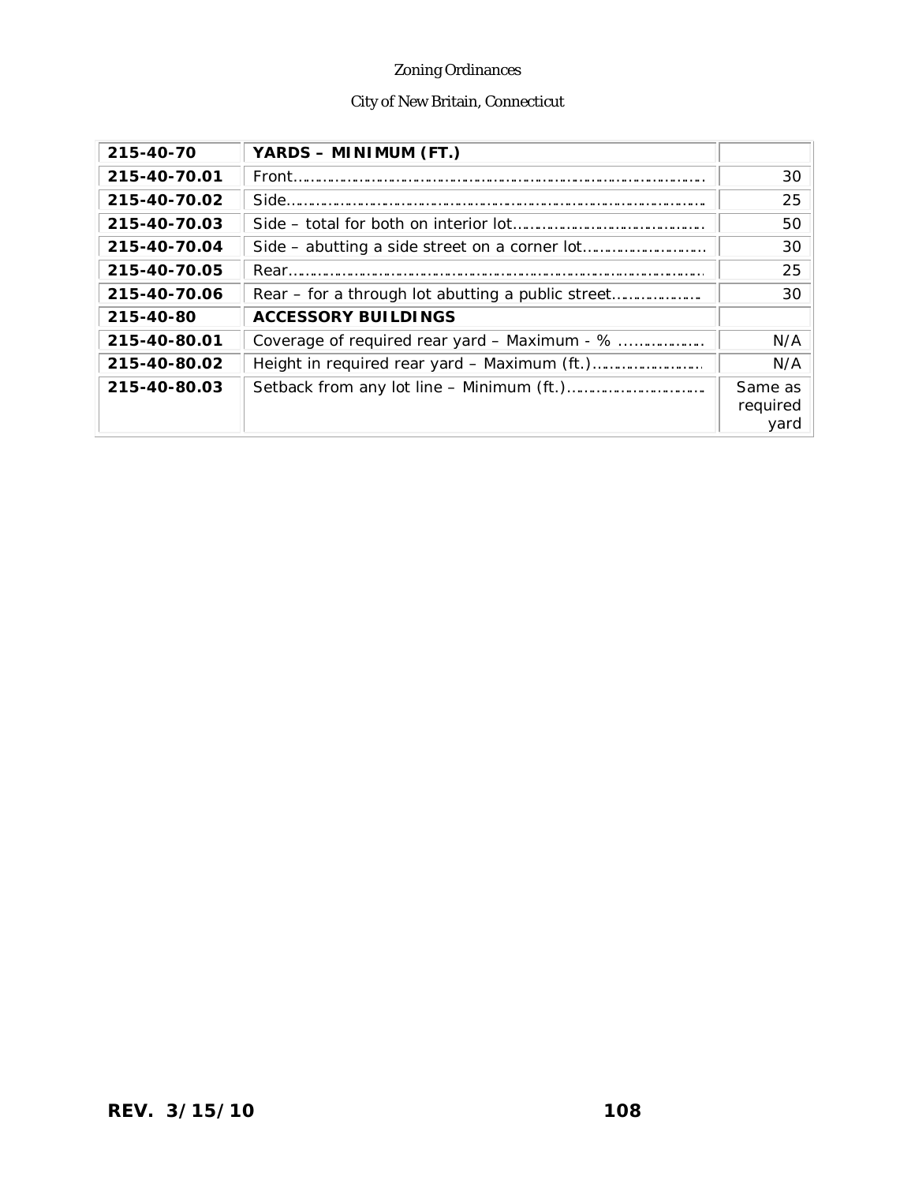| 215-40-70 | **YARDS – MINIMUM (FT.)** | |
|---|---|---|
| 215-40-70.01 | Front………………………………………………………………… | 30 |
| 215-40-70.02 | Side…………………………………………………………………… | 25 |
| 215-40-70.03 | Side – total for both on interior lot……………………………… | 50 |
| 215-40-70.04 | Side – abutting a side street on a corner lot……………………… | 30 |
| 215-40-70.05 | Rear…………………………………………………………………… | 25 |
| 215-40-70.06 | Rear – for a through lot abutting a public street………………… | 30 |
| 215-40-80 | **ACCESSORY BUILDINGS** | |
| 215-40-80.01 | Coverage of required rear yard – Maximum - % ……………… | N/A |
| 215-40-80.02 | Height in required rear yard – Maximum (ft.)…………………… | N/A |
| 215-40-80.03 | Setback from any lot line – Minimum (ft.)………………………… | Same as required yard |

REV. 3/15/10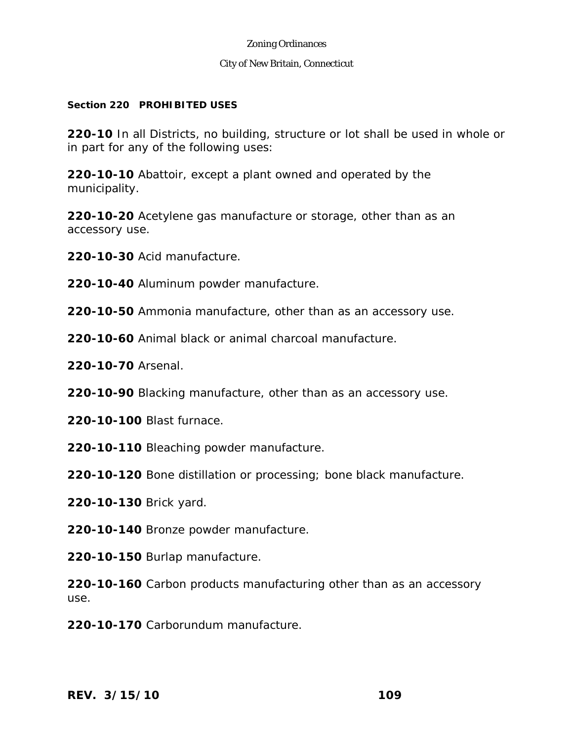**Section 220 PROHIBITED USES**

**220-10** In all Districts, no building, structure or lot shall be used in whole or in part for any of the following uses:

**220-10-10** Abattoir, except a plant owned and operated by the municipality.

**220-10-20** Acetylene gas manufacture or storage, other than as an accessory use.

**220-10-30** Acid manufacture.

**220-10-40** Aluminum powder manufacture.

**220-10-50** Ammonia manufacture, other than as an accessory use.

**220-10-60** Animal black or animal charcoal manufacture.

**220-10-70** Arsenal.

**220-10-90** Blacking manufacture, other than as an accessory use.

**220-10-100** Blast furnace.

**220-10-110** Bleaching powder manufacture.

**220-10-120** Bone distillation or processing; bone black manufacture.

**220-10-130** Brick yard.

**220-10-140** Bronze powder manufacture.

**220-10-150** Burlap manufacture.

**220-10-160** Carbon products manufacturing other than as an accessory use.

**220-10-170** Carborundum manufacture.

**REV. 3/15/10**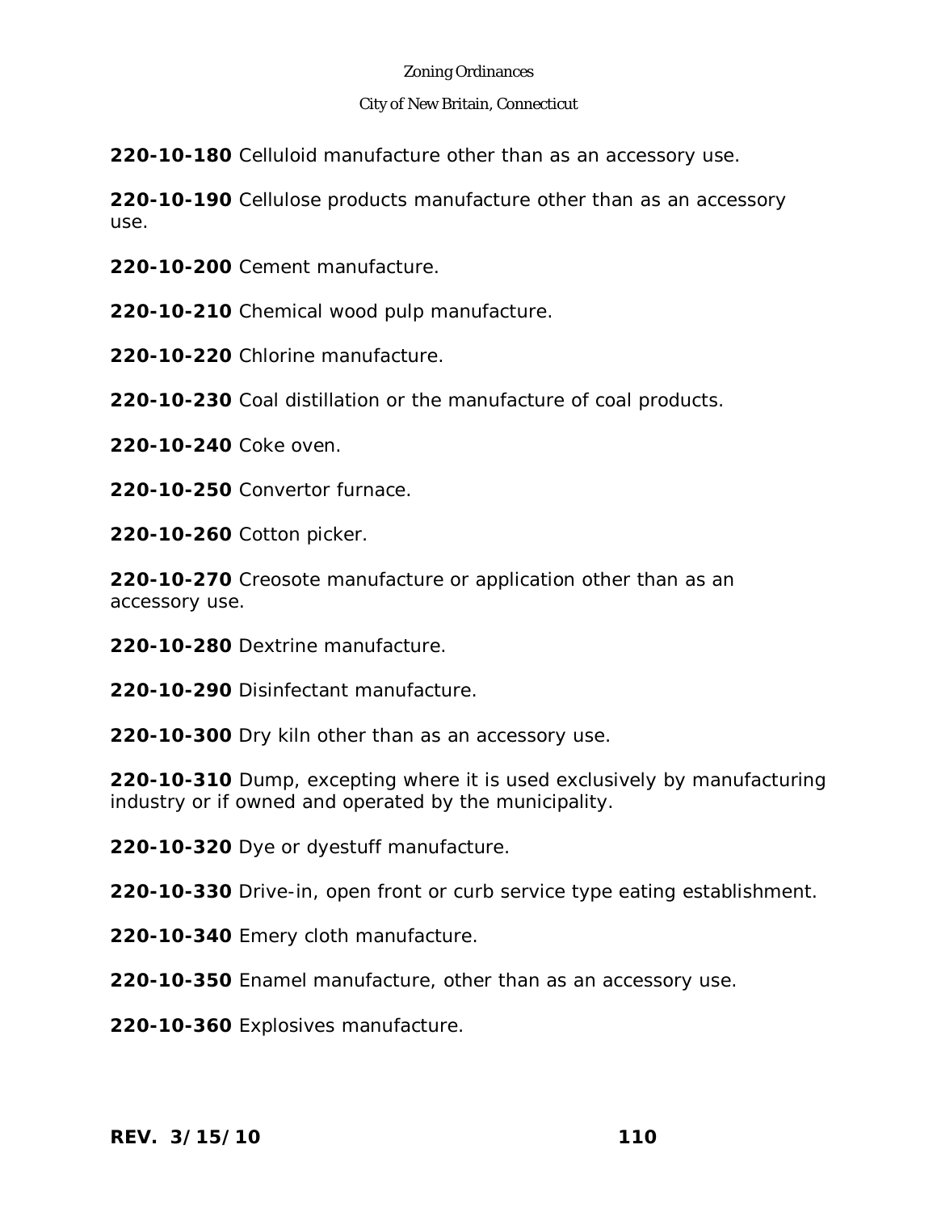**220-10-180** Celluloid manufacture other than as an accessory use.

**220-10-190** Cellulose products manufacture other than as an accessory use.

**220-10-200** Cement manufacture.

**220-10-210** Chemical wood pulp manufacture.

**220-10-220** Chlorine manufacture.

**220-10-230** Coal distillation or the manufacture of coal products.

**220-10-240** Coke oven.

**220-10-250** Convertor furnace.

**220-10-260** Cotton picker.

**220-10-270** Creosote manufacture or application other than as an accessory use.

**220-10-280** Dextrine manufacture.

**220-10-290** Disinfectant manufacture.

**220-10-300** Dry kiln other than as an accessory use.

**220-10-310** Dump, excepting where it is used exclusively by manufacturing industry or if owned and operated by the municipality.

**220-10-320** Dye or dyestuff manufacture.

**220-10-330** Drive-in, open front or curb service type eating establishment.

**220-10-340** Emery cloth manufacture.

**220-10-350** Enamel manufacture, other than as an accessory use.

**220-10-360** Explosives manufacture.

**REV. 3/15/10**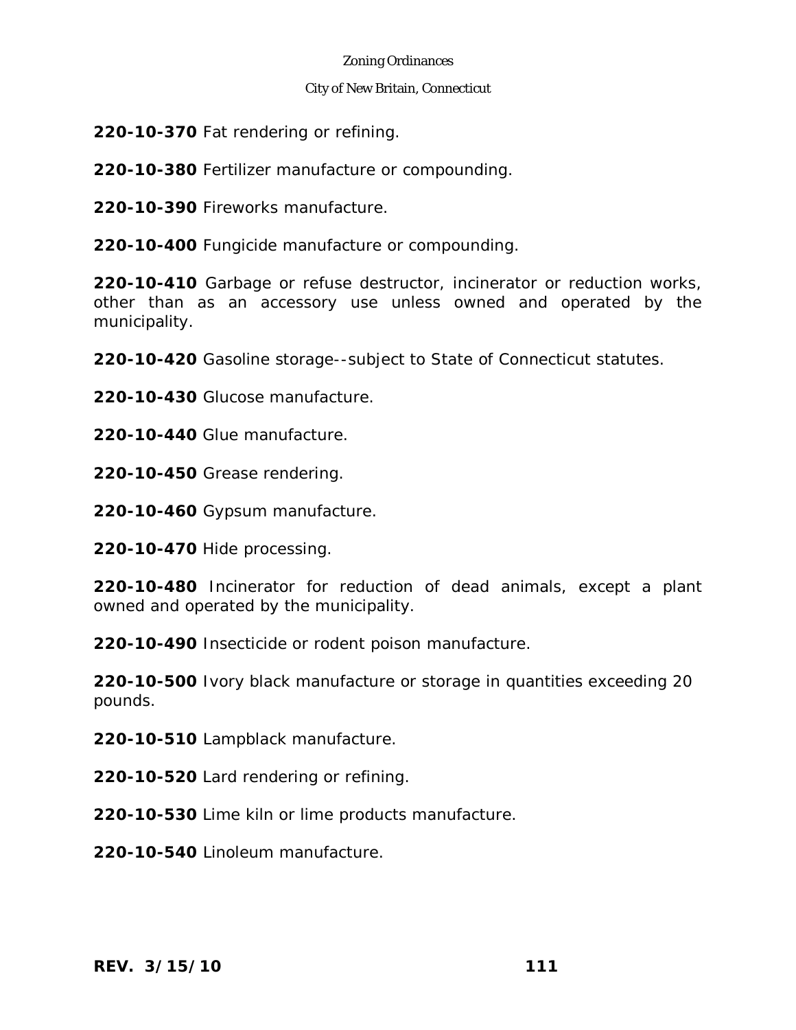**220-10-370** Fat rendering or refining.

**220-10-380** Fertilizer manufacture or compounding.

**220-10-390** Fireworks manufacture.

**220-10-400** Fungicide manufacture or compounding.

**220-10-410** Garbage or refuse destructor, incinerator or reduction works, other than as an accessory use unless owned and operated by the municipality.

**220-10-420** Gasoline storage--subject to State of Connecticut statutes.

**220-10-430** Glucose manufacture.

**220-10-440** Glue manufacture.

**220-10-450** Grease rendering.

**220-10-460** Gypsum manufacture.

**220-10-470** Hide processing.

**220-10-480** Incinerator for reduction of dead animals, except a plant owned and operated by the municipality.

**220-10-490** Insecticide or rodent poison manufacture.

**220-10-500** Ivory black manufacture or storage in quantities exceeding 20 pounds.

**220-10-510** Lampblack manufacture.

**220-10-520** Lard rendering or refining.

**220-10-530** Lime kiln or lime products manufacture.

**220-10-540** Linoleum manufacture.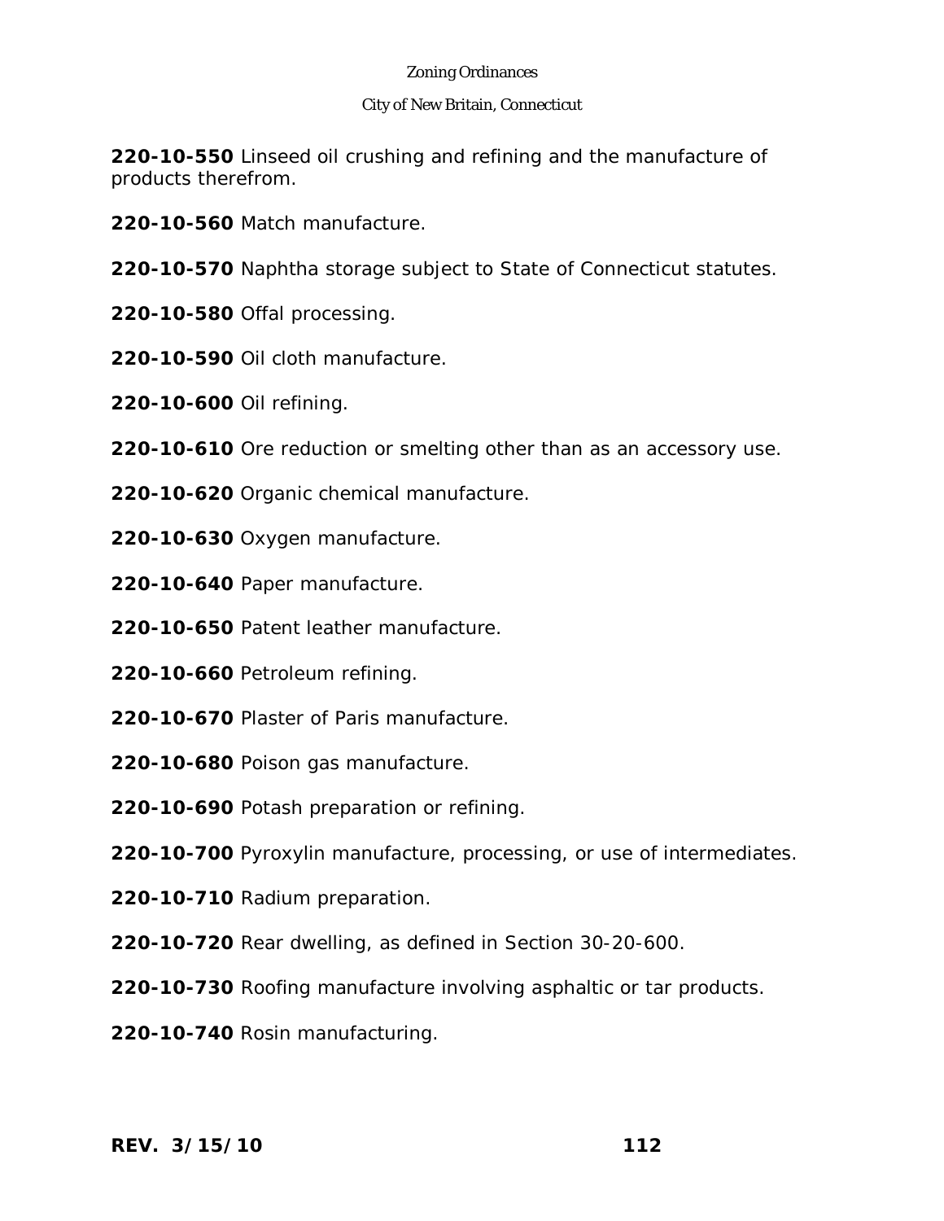**220-10-550** Linseed oil crushing and refining and the manufacture of products therefrom.

**220-10-560** Match manufacture.

**220-10-570** Naphtha storage subject to State of Connecticut statutes.

**220-10-580** Offal processing.

**220-10-590** Oil cloth manufacture.

**220-10-600** Oil refining.

**220-10-610** Ore reduction or smelting other than as an accessory use.

**220-10-620** Organic chemical manufacture.

**220-10-630** Oxygen manufacture.

**220-10-640** Paper manufacture.

**220-10-650** Patent leather manufacture.

**220-10-660** Petroleum refining.

**220-10-670** Plaster of Paris manufacture.

**220-10-680** Poison gas manufacture.

**220-10-690** Potash preparation or refining.

**220-10-700** Pyroxylin manufacture, processing, or use of intermediates.

**220-10-710** Radium preparation.

**220-10-720** Rear dwelling, as defined in Section 30-20-600.

**220-10-730** Roofing manufacture involving asphaltic or tar products.

**220-10-740** Rosin manufacturing.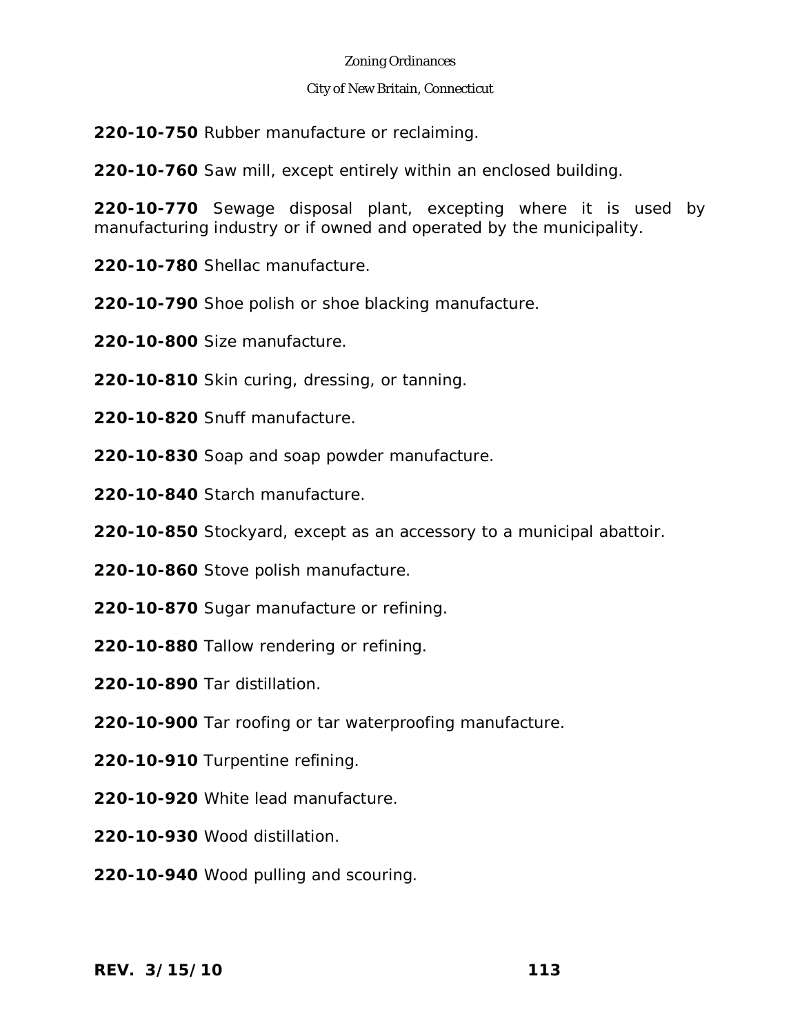**220-10-750** Rubber manufacture or reclaiming.

**220-10-760** Saw mill, except entirely within an enclosed building.

**220-10-770** Sewage disposal plant, excepting where it is used by manufacturing industry or if owned and operated by the municipality.

**220-10-780** Shellac manufacture.

**220-10-790** Shoe polish or shoe blacking manufacture.

**220-10-800** Size manufacture.

**220-10-810** Skin curing, dressing, or tanning.

**220-10-820** Snuff manufacture.

**220-10-830** Soap and soap powder manufacture.

**220-10-840** Starch manufacture.

**220-10-850** Stockyard, except as an accessory to a municipal abattoir.

**220-10-860** Stove polish manufacture.

**220-10-870** Sugar manufacture or refining.

**220-10-880** Tallow rendering or refining.

**220-10-890** Tar distillation.

**220-10-900** Tar roofing or tar waterproofing manufacture.

**220-10-910** Turpentine refining.

**220-10-920** White lead manufacture.

**220-10-930** Wood distillation.

**220-10-940** Wood pulling and scouring.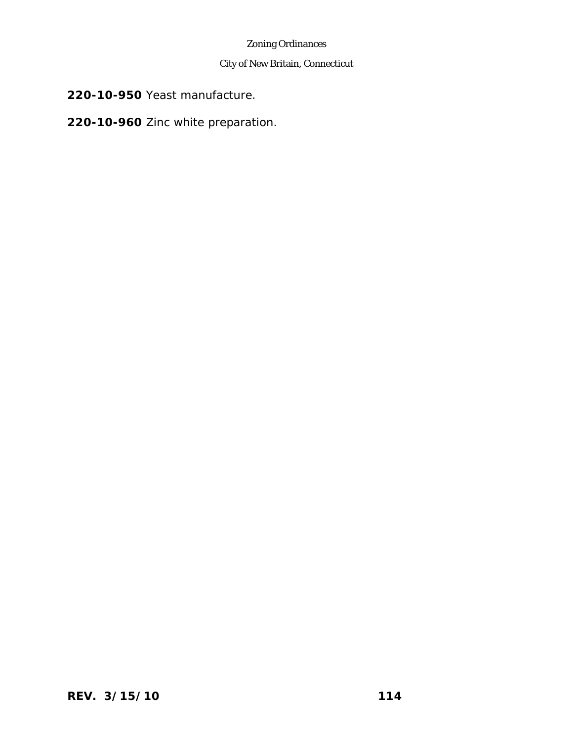**220-10-950** Yeast manufacture.

**220-10-960** Zinc white preparation.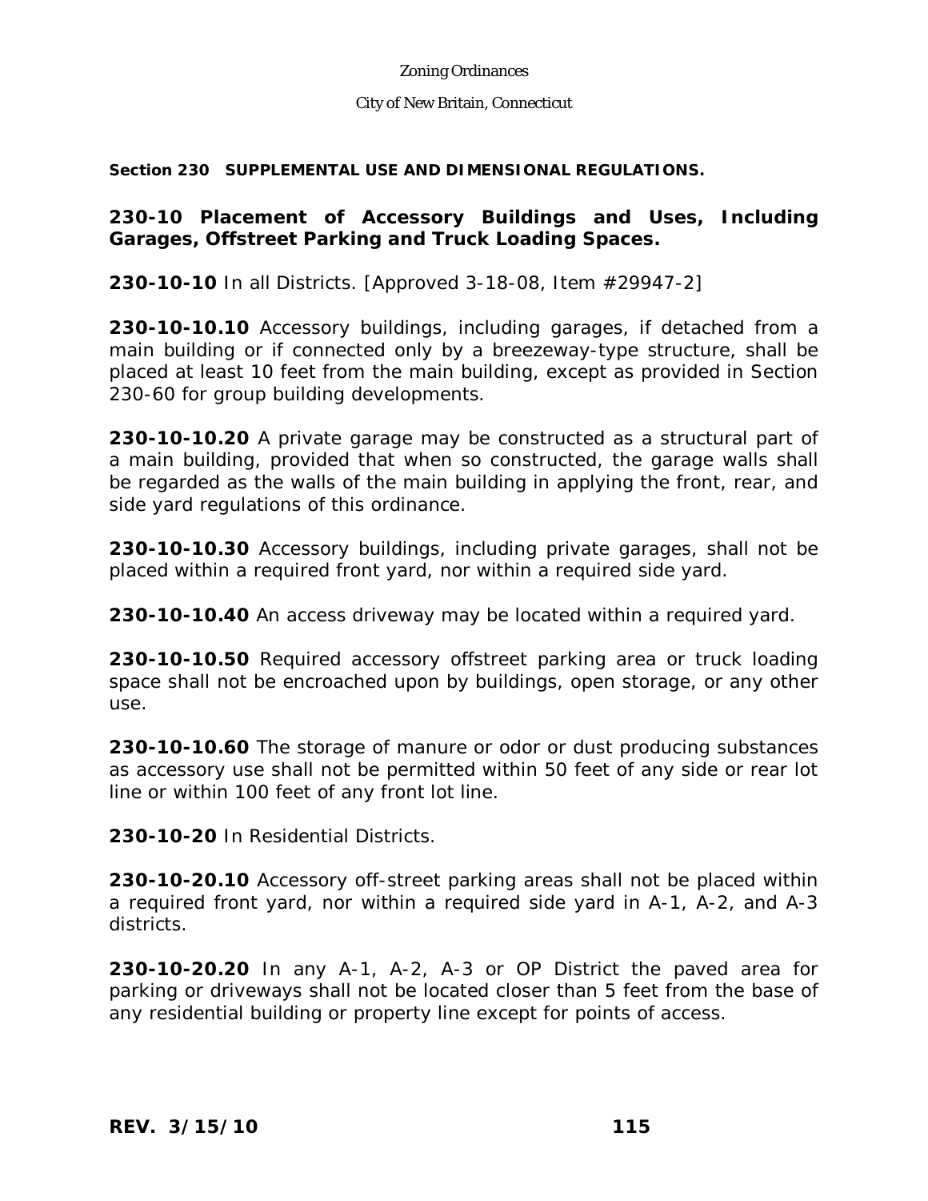**Section 230 SUPPLEMENTAL USE AND DIMENSIONAL REGULATIONS.**

## 230-10 Placement of Accessory Buildings and Uses, Including Garages, Offstreet Parking and Truck Loading Spaces.

**230-10-10** In all Districts. [Approved 3-18-08, Item #29947-2]

**230-10-10.10** Accessory buildings, including garages, if detached from a main building or if connected only by a breezeway-type structure, shall be placed at least 10 feet from the main building, except as provided in Section 230-60 for group building developments.

**230-10-10.20** A private garage may be constructed as a structural part of a main building, provided that when so constructed, the garage walls shall be regarded as the walls of the main building in applying the front, rear, and side yard regulations of this ordinance.

**230-10-10.30** Accessory buildings, including private garages, shall not be placed within a required front yard, nor within a required side yard.

**230-10-10.40** An access driveway may be located within a required yard.

**230-10-10.50** Required accessory offstreet parking area or truck loading space shall not be encroached upon by buildings, open storage, or any other use.

**230-10-10.60** The storage of manure or odor or dust producing substances as accessory use shall not be permitted within 50 feet of any side or rear lot line or within 100 feet of any front lot line.

**230-10-20** In Residential Districts.

**230-10-20.10** Accessory off-street parking areas shall not be placed within a required front yard, nor within a required side yard in A-1, A-2, and A-3 districts.

**230-10-20.20** In any A-1, A-2, A-3 or OP District the paved area for parking or driveways shall not be located closer than 5 feet from the base of any residential building or property line except for points of access.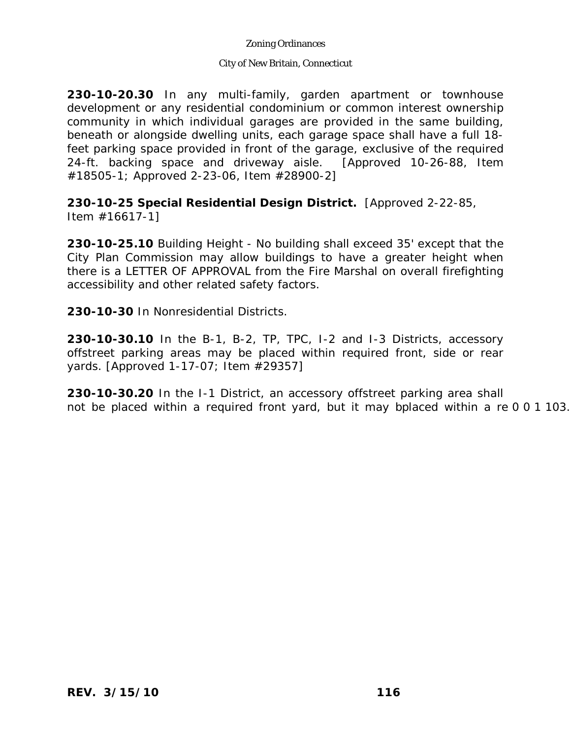**230-10-20.30** In any multi-family, garden apartment or townhouse development or any residential condominium or common interest ownership community in which individual garages are provided in the same building, beneath or alongside dwelling units, each garage space shall have a full 18-feet parking space provided in front of the garage, exclusive of the required 24-ft. backing space and driveway aisle. [Approved 10-26-88, Item #18505-1; Approved 2-23-06, Item #28900-2]

**230-10-25 Special Residential Design District.** [Approved 2-22-85, Item #16617-1]

**230-10-25.10** Building Height - No building shall exceed 35' except that the City Plan Commission may allow buildings to have a greater height when there is a LETTER OF APPROVAL from the Fire Marshal on overall firefighting accessibility and other related safety factors.

**230-10-30** In Nonresidential Districts.

**230-10-30.10** In the B-1, B-2, TP, TPC, I-2 and I-3 Districts, accessory offstreet parking areas may be placed within required front, side or rear yards. [Approved 1-17-07; Item #29357]

**230-10-30.20** In the I-1 District, an accessory offstreet parking area shall not be placed within a required front yard, but it may bplaced within a re 0 0 1 103.

**REV. 3/15/10**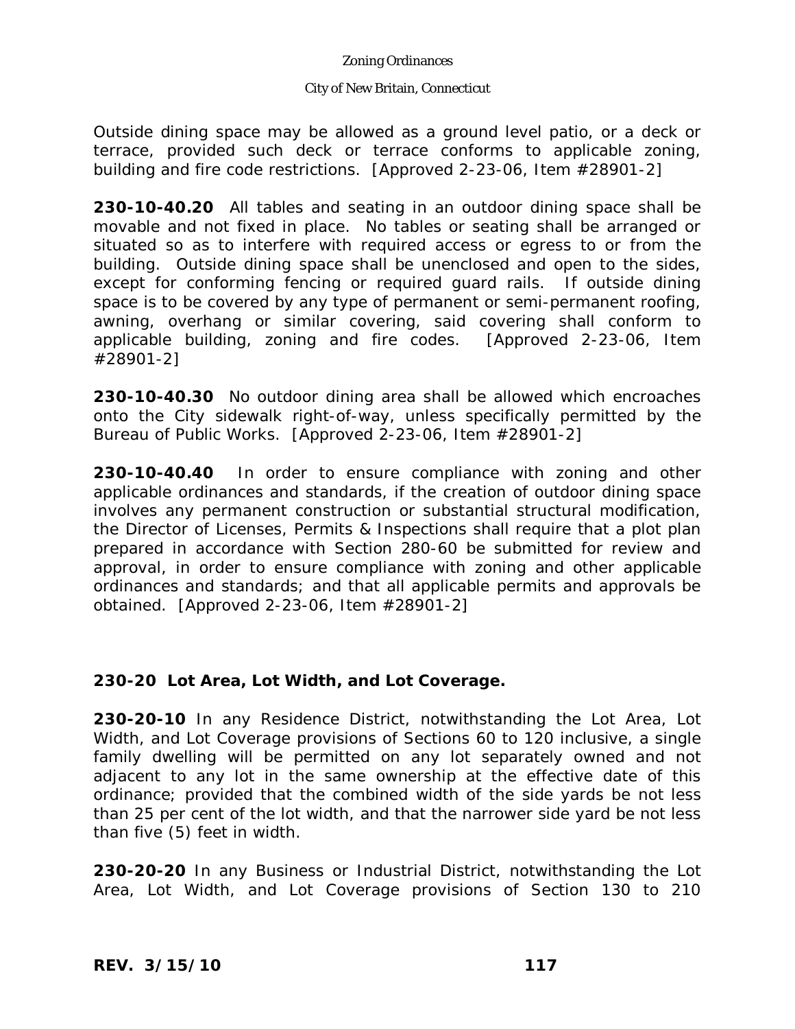Outside dining space may be allowed as a ground level patio, or a deck or terrace, provided such deck or terrace conforms to applicable zoning, building and fire code restrictions. [Approved 2-23-06, Item #28901-2]

**230-10-40.20** All tables and seating in an outdoor dining space shall be movable and not fixed in place. No tables or seating shall be arranged or situated so as to interfere with required access or egress to or from the building. Outside dining space shall be unenclosed and open to the sides, except for conforming fencing or required guard rails. If outside dining space is to be covered by any type of permanent or semi-permanent roofing, awning, overhang or similar covering, said covering shall conform to applicable building, zoning and fire codes. [Approved 2-23-06, Item #28901-2]

**230-10-40.30** No outdoor dining area shall be allowed which encroaches onto the City sidewalk right-of-way, unless specifically permitted by the Bureau of Public Works. [Approved 2-23-06, Item #28901-2]

**230-10-40.40** In order to ensure compliance with zoning and other applicable ordinances and standards, if the creation of outdoor dining space involves any permanent construction or substantial structural modification, the Director of Licenses, Permits & Inspections shall require that a plot plan prepared in accordance with Section 280-60 be submitted for review and approval, in order to ensure compliance with zoning and other applicable ordinances and standards; and that all applicable permits and approvals be obtained. [Approved 2-23-06, Item #28901-2]

**230-20 Lot Area, Lot Width, and Lot Coverage.**

**230-20-10** In any Residence District, notwithstanding the Lot Area, Lot Width, and Lot Coverage provisions of Sections 60 to 120 inclusive, a single family dwelling will be permitted on any lot separately owned and not adjacent to any lot in the same ownership at the effective date of this ordinance; provided that the combined width of the side yards be not less than 25 per cent of the lot width, and that the narrower side yard be not less than five (5) feet in width.

**230-20-20** In any Business or Industrial District, notwithstanding the Lot Area, Lot Width, and Lot Coverage provisions of Section 130 to 210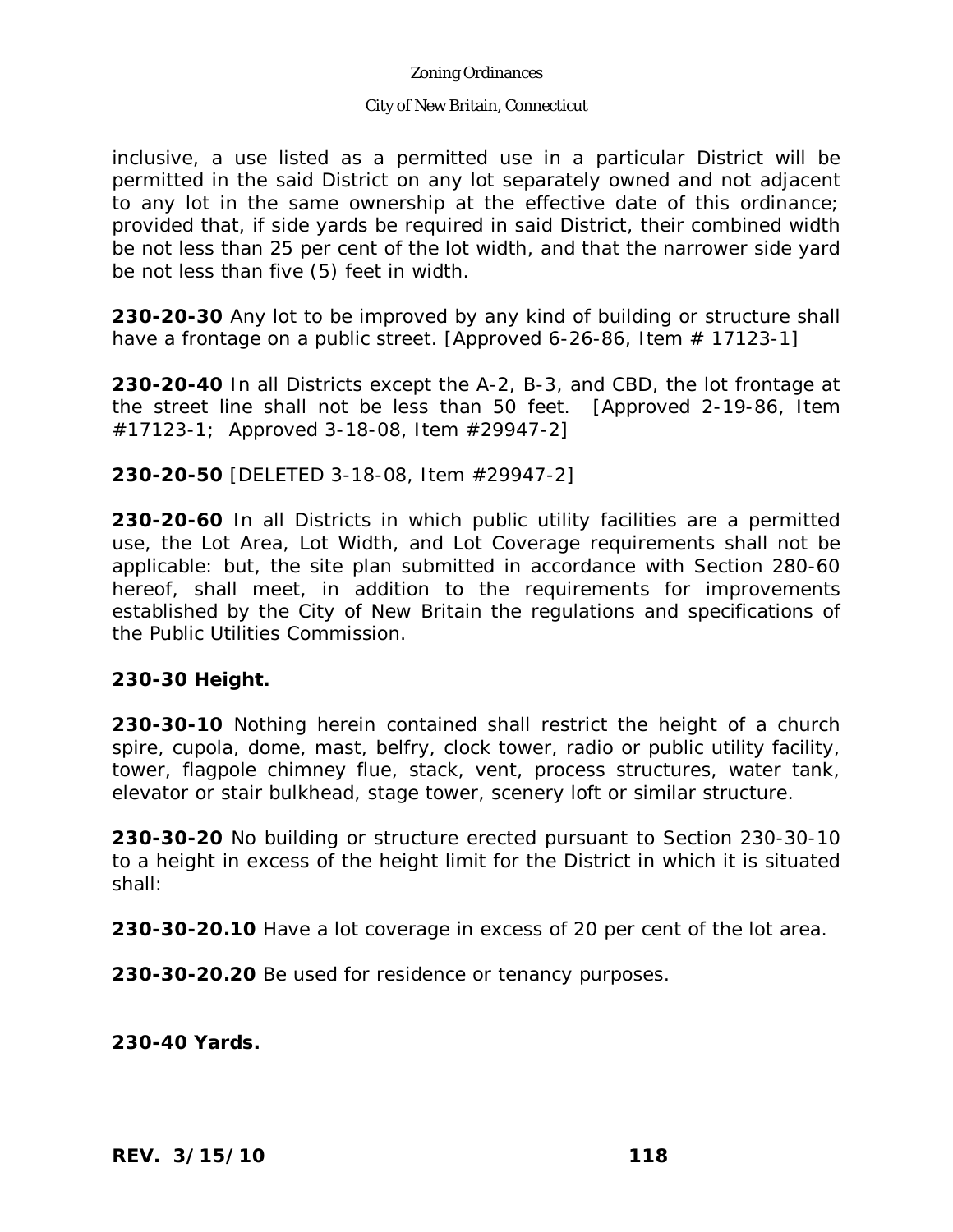inclusive, a use listed as a permitted use in a particular District will be permitted in the said District on any lot separately owned and not adjacent to any lot in the same ownership at the effective date of this ordinance; provided that, if side yards be required in said District, their combined width be not less than 25 per cent of the lot width, and that the narrower side yard be not less than five (5) feet in width.

**230-20-30** Any lot to be improved by any kind of building or structure shall have a frontage on a public street. [Approved 6-26-86, Item # 17123-1]

**230-20-40** In all Districts except the A-2, B-3, and CBD, the lot frontage at the street line shall not be less than 50 feet. [Approved 2-19-86, Item #17123-1; Approved 3-18-08, Item #29947-2]

**230-20-50** [DELETED 3-18-08, Item #29947-2]

**230-20-60** In all Districts in which public utility facilities are a permitted use, the Lot Area, Lot Width, and Lot Coverage requirements shall not be applicable: but, the site plan submitted in accordance with Section 280-60 hereof, shall meet, in addition to the requirements for improvements established by the City of New Britain the regulations and specifications of the Public Utilities Commission.

**230-30 Height.**

**230-30-10** Nothing herein contained shall restrict the height of a church spire, cupola, dome, mast, belfry, clock tower, radio or public utility facility, tower, flagpole chimney flue, stack, vent, process structures, water tank, elevator or stair bulkhead, stage tower, scenery loft or similar structure.

**230-30-20** No building or structure erected pursuant to Section 230-30-10 to a height in excess of the height limit for the District in which it is situated shall:

**230-30-20.10** Have a lot coverage in excess of 20 per cent of the lot area.

**230-30-20.20** Be used for residence or tenancy purposes.

**230-40 Yards.**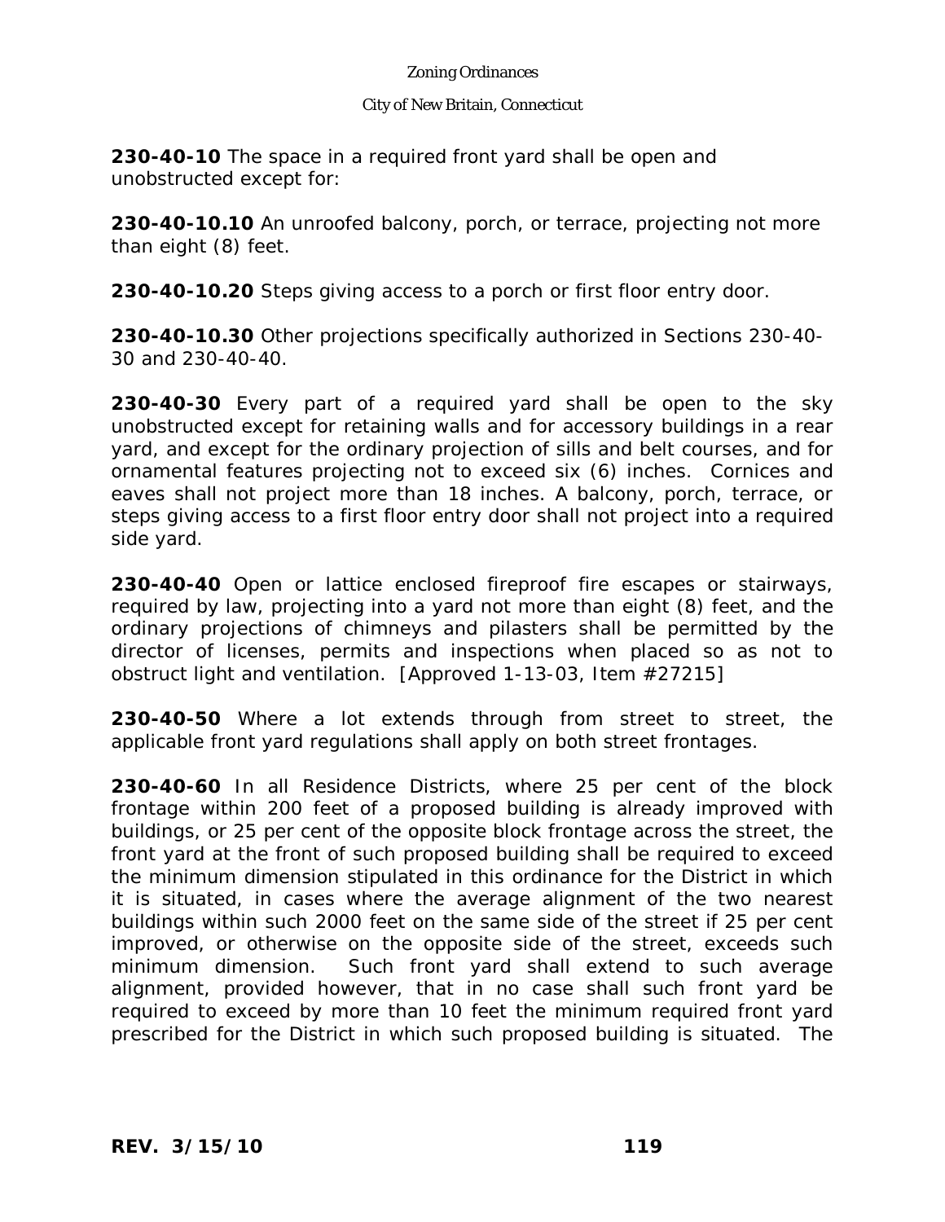**230-40-10** The space in a required front yard shall be open and unobstructed except for:

**230-40-10.10** An unroofed balcony, porch, or terrace, projecting not more than eight (8) feet.

**230-40-10.20** Steps giving access to a porch or first floor entry door.

**230-40-10.30** Other projections specifically authorized in Sections 230-40-30 and 230-40-40.

**230-40-30** Every part of a required yard shall be open to the sky unobstructed except for retaining walls and for accessory buildings in a rear yard, and except for the ordinary projection of sills and belt courses, and for ornamental features projecting not to exceed six (6) inches. Cornices and eaves shall not project more than 18 inches. A balcony, porch, terrace, or steps giving access to a first floor entry door shall not project into a required side yard.

**230-40-40** Open or lattice enclosed fireproof fire escapes or stairways, required by law, projecting into a yard not more than eight (8) feet, and the ordinary projections of chimneys and pilasters shall be permitted by the director of licenses, permits and inspections when placed so as not to obstruct light and ventilation. [Approved 1-13-03, Item #27215]

**230-40-50** Where a lot extends through from street to street, the applicable front yard regulations shall apply on both street frontages.

**230-40-60** In all Residence Districts, where 25 per cent of the block frontage within 200 feet of a proposed building is already improved with buildings, or 25 per cent of the opposite block frontage across the street, the front yard at the front of such proposed building shall be required to exceed the minimum dimension stipulated in this ordinance for the District in which it is situated, in cases where the average alignment of the two nearest buildings within such 2000 feet on the same side of the street if 25 per cent improved, or otherwise on the opposite side of the street, exceeds such minimum dimension. Such front yard shall extend to such average alignment, provided however, that in no case shall such front yard be required to exceed by more than 10 feet the minimum required front yard prescribed for the District in which such proposed building is situated. The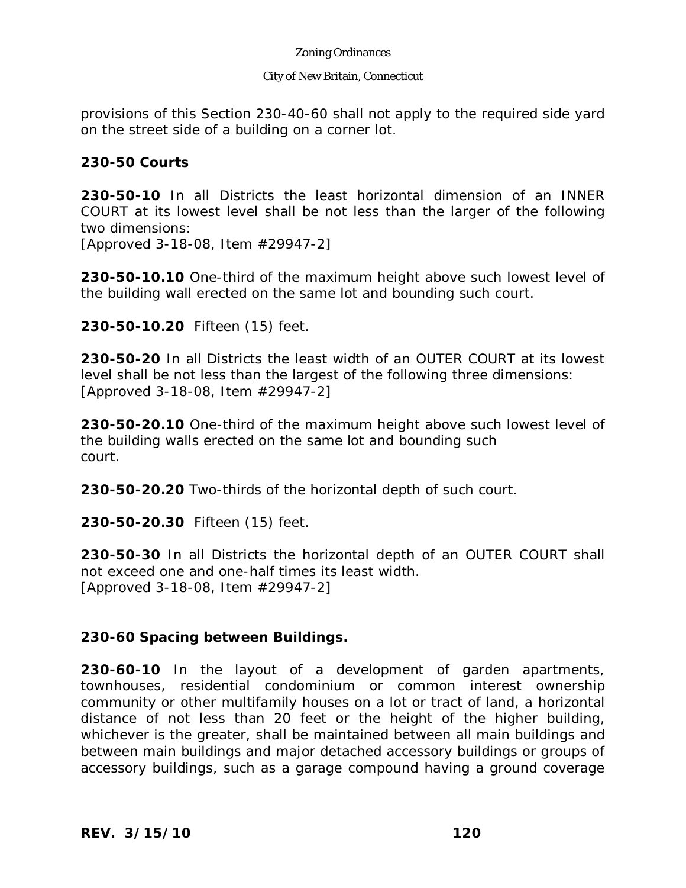provisions of this Section 230-40-60 shall not apply to the required side yard on the street side of a building on a corner lot.

## 230-50 Courts

**230-50-10** In all Districts the least horizontal dimension of an INNER COURT at its lowest level shall be not less than the larger of the following two dimensions:
[Approved 3-18-08, Item #29947-2]

**230-50-10.10** One-third of the maximum height above such lowest level of the building wall erected on the same lot and bounding such court.

**230-50-10.20** Fifteen (15) feet.

**230-50-20** In all Districts the least width of an OUTER COURT at its lowest level shall be not less than the largest of the following three dimensions:
[Approved 3-18-08, Item #29947-2]

**230-50-20.10** One-third of the maximum height above such lowest level of the building walls erected on the same lot and bounding such court.

**230-50-20.20** Two-thirds of the horizontal depth of such court.

**230-50-20.30** Fifteen (15) feet.

**230-50-30** In all Districts the horizontal depth of an OUTER COURT shall not exceed one and one-half times its least width.
[Approved 3-18-08, Item #29947-2]

## 230-60 Spacing between Buildings.

**230-60-10** In the layout of a development of garden apartments, townhouses, residential condominium or common interest ownership community or other multifamily houses on a lot or tract of land, a horizontal distance of not less than 20 feet or the height of the higher building, whichever is the greater, shall be maintained between all main buildings and between main buildings and major detached accessory buildings or groups of accessory buildings, such as a garage compound having a ground coverage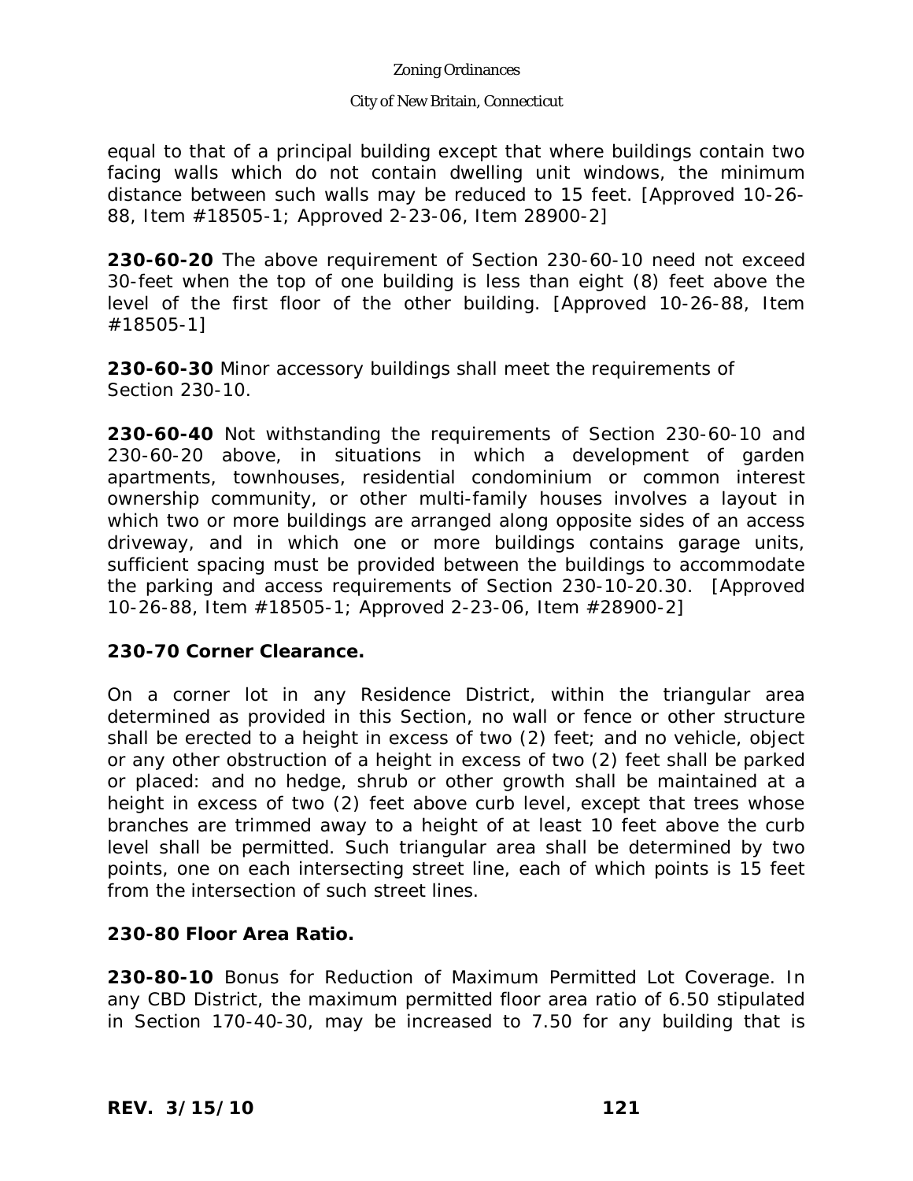equal to that of a principal building except that where buildings contain two facing walls which do not contain dwelling unit windows, the minimum distance between such walls may be reduced to 15 feet. [Approved 10-26-88, Item #18505-1; Approved 2-23-06, Item 28900-2]

**230-60-20** The above requirement of Section 230-60-10 need not exceed 30-feet when the top of one building is less than eight (8) feet above the level of the first floor of the other building. [Approved 10-26-88, Item #18505-1]

**230-60-30** Minor accessory buildings shall meet the requirements of Section 230-10.

**230-60-40** Not withstanding the requirements of Section 230-60-10 and 230-60-20 above, in situations in which a development of garden apartments, townhouses, residential condominium or common interest ownership community, or other multi-family houses involves a layout in which two or more buildings are arranged along opposite sides of an access driveway, and in which one or more buildings contains garage units, sufficient spacing must be provided between the buildings to accommodate the parking and access requirements of Section 230-10-20.30. [Approved 10-26-88, Item #18505-1; Approved 2-23-06, Item #28900-2]

## 230-70 Corner Clearance.

On a corner lot in any Residence District, within the triangular area determined as provided in this Section, no wall or fence or other structure shall be erected to a height in excess of two (2) feet; and no vehicle, object or any other obstruction of a height in excess of two (2) feet shall be parked or placed: and no hedge, shrub or other growth shall be maintained at a height in excess of two (2) feet above curb level, except that trees whose branches are trimmed away to a height of at least 10 feet above the curb level shall be permitted. Such triangular area shall be determined by two points, one on each intersecting street line, each of which points is 15 feet from the intersection of such street lines.

## 230-80 Floor Area Ratio.

**230-80-10** Bonus for Reduction of Maximum Permitted Lot Coverage. In any CBD District, the maximum permitted floor area ratio of 6.50 stipulated in Section 170-40-30, may be increased to 7.50 for any building that is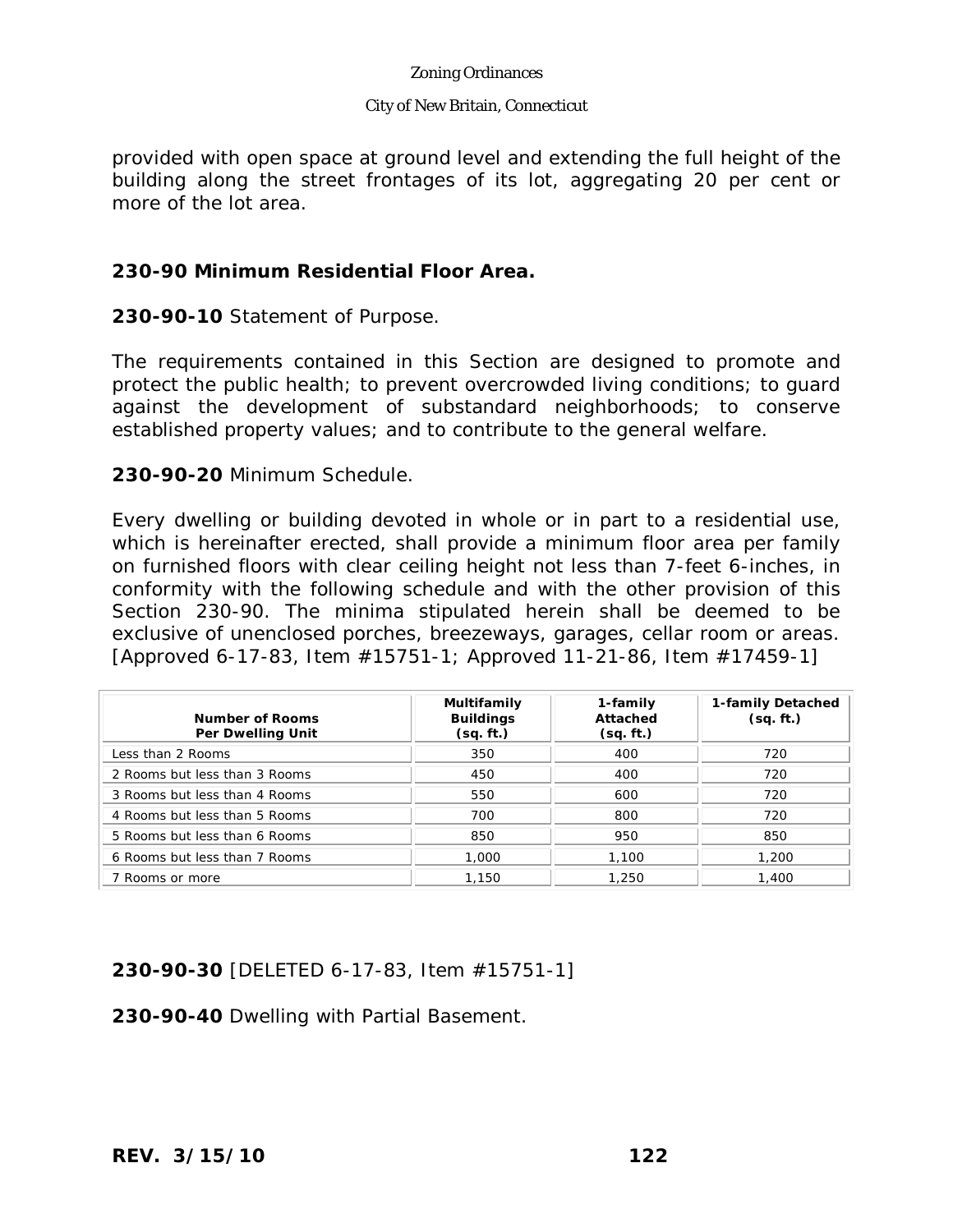provided with open space at ground level and extending the full height of the building along the street frontages of its lot, aggregating 20 per cent or more of the lot area.

## 230-90 Minimum Residential Floor Area.

**230-90-10** Statement of Purpose.

The requirements contained in this Section are designed to promote and protect the public health; to prevent overcrowded living conditions; to guard against the development of substandard neighborhoods; to conserve established property values; and to contribute to the general welfare.

**230-90-20** Minimum Schedule.

Every dwelling or building devoted in whole or in part to a residential use, which is hereinafter erected, shall provide a minimum floor area per family on furnished floors with clear ceiling height not less than 7-feet 6-inches, in conformity with the following schedule and with the other provision of this Section 230-90. The minima stipulated herein shall be deemed to be exclusive of unenclosed porches, breezeways, garages, cellar room or areas. [Approved 6-17-83, Item #15751-1; Approved 11-21-86, Item #17459-1]

| Number of Rooms Per Dwelling Unit | Multifamily Buildings (sq. ft.) | 1-family Attached (sq. ft.) | 1-family Detached (sq. ft.) |
|---|---|---|---|
| Less than 2 Rooms | 350 | 400 | 720 |
| 2 Rooms but less than 3 Rooms | 450 | 400 | 720 |
| 3 Rooms but less than 4 Rooms | 550 | 600 | 720 |
| 4 Rooms but less than 5 Rooms | 700 | 800 | 720 |
| 5 Rooms but less than 6 Rooms | 850 | 950 | 850 |
| 6 Rooms but less than 7 Rooms | 1,000 | 1,100 | 1,200 |
| 7 Rooms or more | 1,150 | 1,250 | 1,400 |

**230-90-30** [DELETED 6-17-83, Item #15751-1]

**230-90-40** Dwelling with Partial Basement.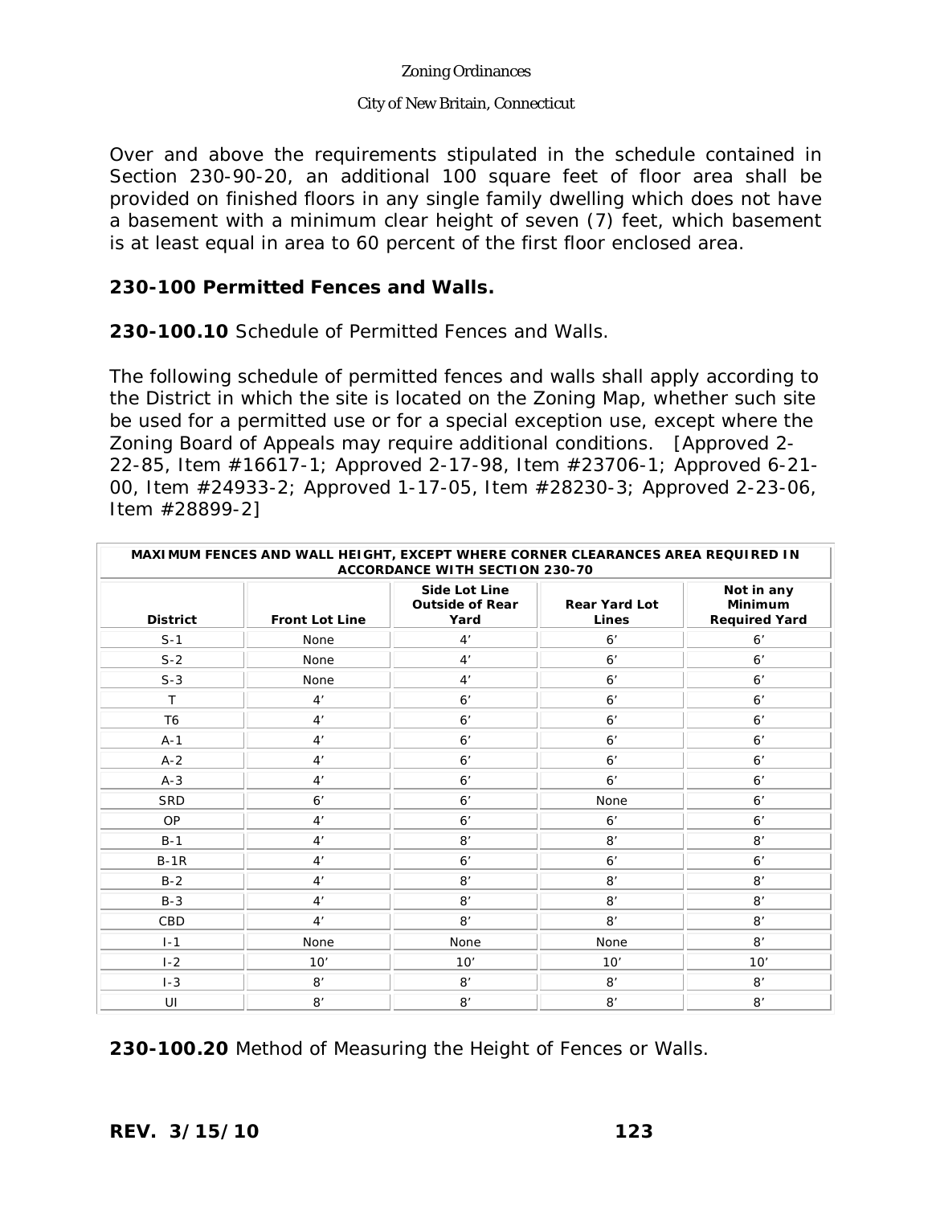Over and above the requirements stipulated in the schedule contained in Section 230-90-20, an additional 100 square feet of floor area shall be provided on finished floors in any single family dwelling which does not have a basement with a minimum clear height of seven (7) feet, which basement is at least equal in area to 60 percent of the first floor enclosed area.

## 230-100 Permitted Fences and Walls.

**230-100.10** Schedule of Permitted Fences and Walls.

The following schedule of permitted fences and walls shall apply according to the District in which the site is located on the Zoning Map, whether such site be used for a permitted use or for a special exception use, except where the Zoning Board of Appeals may require additional conditions. [Approved 2-22-85, Item #16617-1; Approved 2-17-98, Item #23706-1; Approved 6-21-00, Item #24933-2; Approved 1-17-05, Item #28230-3; Approved 2-23-06, Item #28899-2]

| MAXIMUM FENCES AND WALL HEIGHT, EXCEPT WHERE CORNER CLEARANCES AREA REQUIRED IN ACCORDANCE WITH SECTION 230-70 | | | | |
|---|---|---|---|---|
| **District** | **Front Lot Line** | **Side Lot Line Outside of Rear Yard** | **Rear Yard Lot Lines** | **Not in any Minimum Required Yard** |
| S-1 | None | 4’ | 6’ | 6’ |
| S-2 | None | 4’ | 6’ | 6’ |
| S-3 | None | 4’ | 6’ | 6’ |
| T | 4’ | 6’ | 6’ | 6’ |
| T6 | 4’ | 6’ | 6’ | 6’ |
| A-1 | 4’ | 6’ | 6’ | 6’ |
| A-2 | 4’ | 6’ | 6’ | 6’ |
| A-3 | 4’ | 6’ | 6’ | 6’ |
| SRD | 6’ | 6’ | None | 6’ |
| OP | 4’ | 6’ | 6’ | 6’ |
| B-1 | 4’ | 8’ | 8’ | 8’ |
| B-1R | 4’ | 6’ | 6’ | 6’ |
| B-2 | 4’ | 8’ | 8’ | 8’ |
| B-3 | 4’ | 8’ | 8’ | 8’ |
| CBD | 4’ | 8’ | 8’ | 8’ |
| I-1 | None | None | None | 8’ |
| I-2 | 10’ | 10’ | 10’ | 10’ |
| I-3 | 8’ | 8’ | 8’ | 8’ |
| UI | 8’ | 8’ | 8’ | 8’ |

**230-100.20** Method of Measuring the Height of Fences or Walls.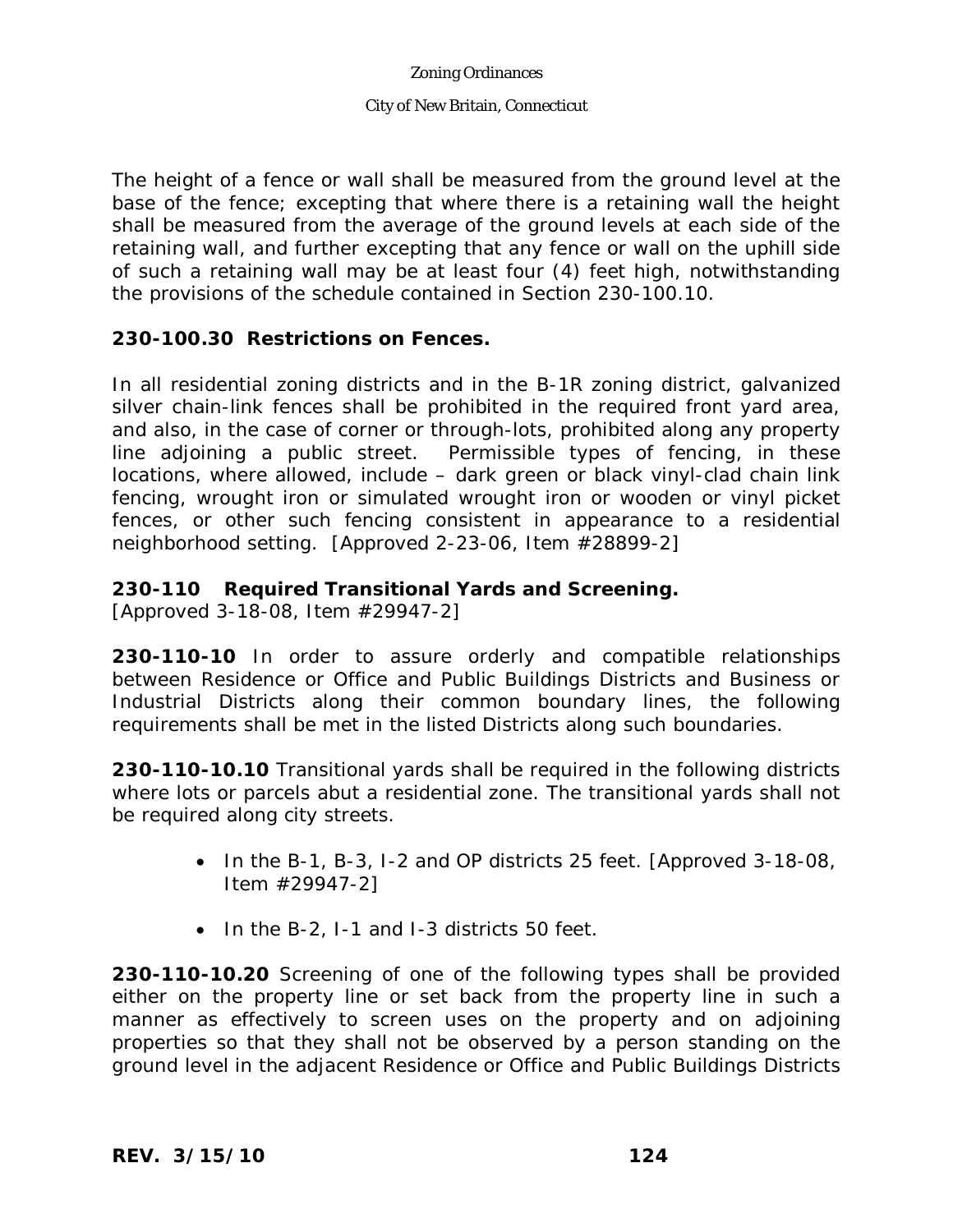The height of a fence or wall shall be measured from the ground level at the base of the fence; excepting that where there is a retaining wall the height shall be measured from the average of the ground levels at each side of the retaining wall, and further excepting that any fence or wall on the uphill side of such a retaining wall may be at least four (4) feet high, notwithstanding the provisions of the schedule contained in Section 230-100.10.

### 230-100.30 Restrictions on Fences.

In all residential zoning districts and in the B-1R zoning district, galvanized silver chain-link fences shall be prohibited in the required front yard area, and also, in the case of corner or through-lots, prohibited along any property line adjoining a public street. Permissible types of fencing, in these locations, where allowed, include – dark green or black vinyl-clad chain link fencing, wrought iron or simulated wrought iron or wooden or vinyl picket fences, or other such fencing consistent in appearance to a residential neighborhood setting. [Approved 2-23-06, Item #28899-2]

### 230-110 Required Transitional Yards and Screening.

[Approved 3-18-08, Item #29947-2]

**230-110-10** In order to assure orderly and compatible relationships between Residence or Office and Public Buildings Districts and Business or Industrial Districts along their common boundary lines, the following requirements shall be met in the listed Districts along such boundaries.

**230-110-10.10** Transitional yards shall be required in the following districts where lots or parcels abut a residential zone. The transitional yards shall not be required along city streets.

- In the B-1, B-3, I-2 and OP districts 25 feet. [Approved 3-18-08, Item #29947-2]
- In the B-2, I-1 and I-3 districts 50 feet.

**230-110-10.20** Screening of one of the following types shall be provided either on the property line or set back from the property line in such a manner as effectively to screen uses on the property and on adjoining properties so that they shall not be observed by a person standing on the ground level in the adjacent Residence or Office and Public Buildings Districts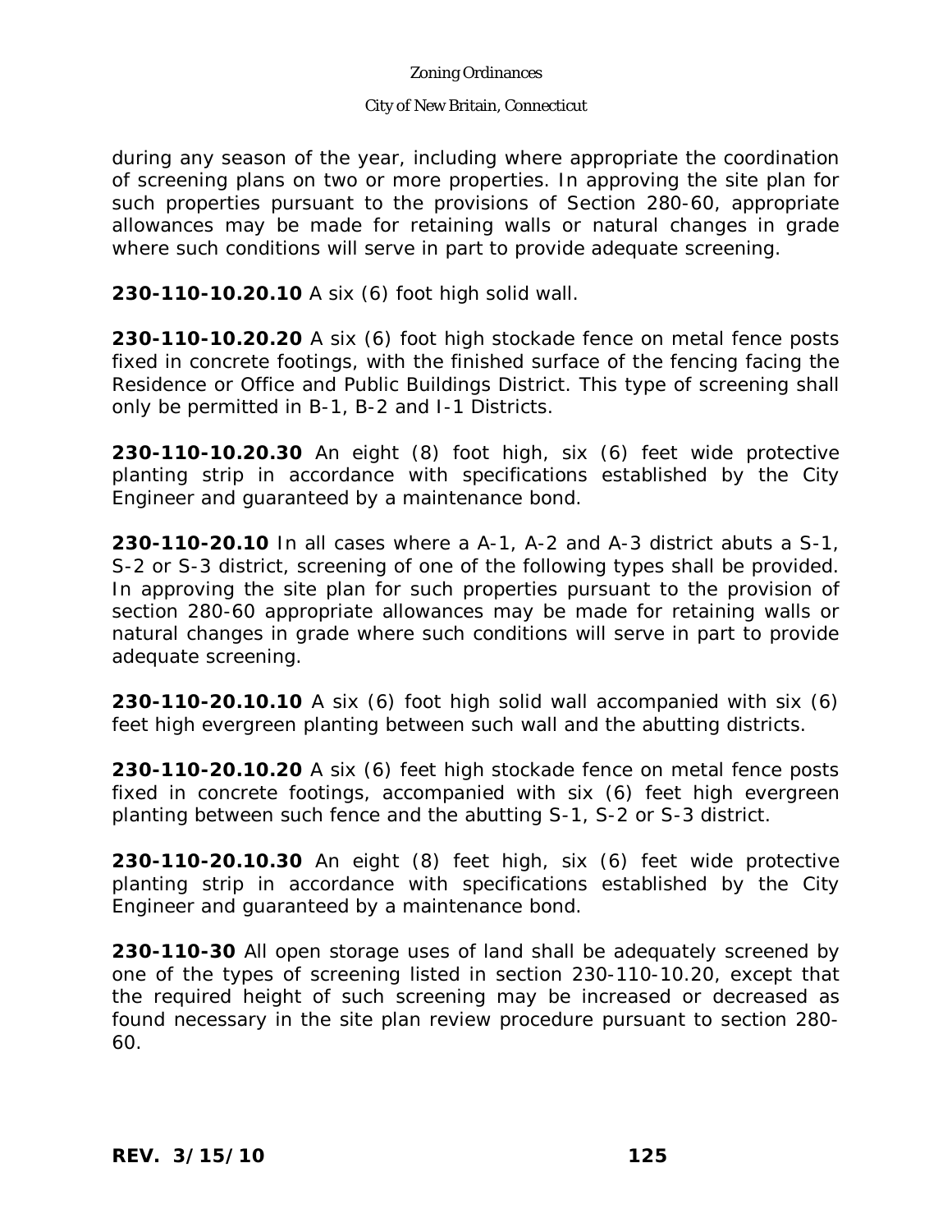during any season of the year, including where appropriate the coordination of screening plans on two or more properties. In approving the site plan for such properties pursuant to the provisions of Section 280-60, appropriate allowances may be made for retaining walls or natural changes in grade where such conditions will serve in part to provide adequate screening.

**230-110-10.20.10** A six (6) foot high solid wall.

**230-110-10.20.20** A six (6) foot high stockade fence on metal fence posts fixed in concrete footings, with the finished surface of the fencing facing the Residence or Office and Public Buildings District. This type of screening shall only be permitted in B-1, B-2 and I-1 Districts.

**230-110-10.20.30** An eight (8) foot high, six (6) feet wide protective planting strip in accordance with specifications established by the City Engineer and guaranteed by a maintenance bond.

**230-110-20.10** In all cases where a A-1, A-2 and A-3 district abuts a S-1, S-2 or S-3 district, screening of one of the following types shall be provided. In approving the site plan for such properties pursuant to the provision of section 280-60 appropriate allowances may be made for retaining walls or natural changes in grade where such conditions will serve in part to provide adequate screening.

**230-110-20.10.10** A six (6) foot high solid wall accompanied with six (6) feet high evergreen planting between such wall and the abutting districts.

**230-110-20.10.20** A six (6) feet high stockade fence on metal fence posts fixed in concrete footings, accompanied with six (6) feet high evergreen planting between such fence and the abutting S-1, S-2 or S-3 district.

**230-110-20.10.30** An eight (8) feet high, six (6) feet wide protective planting strip in accordance with specifications established by the City Engineer and guaranteed by a maintenance bond.

**230-110-30** All open storage uses of land shall be adequately screened by one of the types of screening listed in section 230-110-10.20, except that the required height of such screening may be increased or decreased as found necessary in the site plan review procedure pursuant to section 280-60.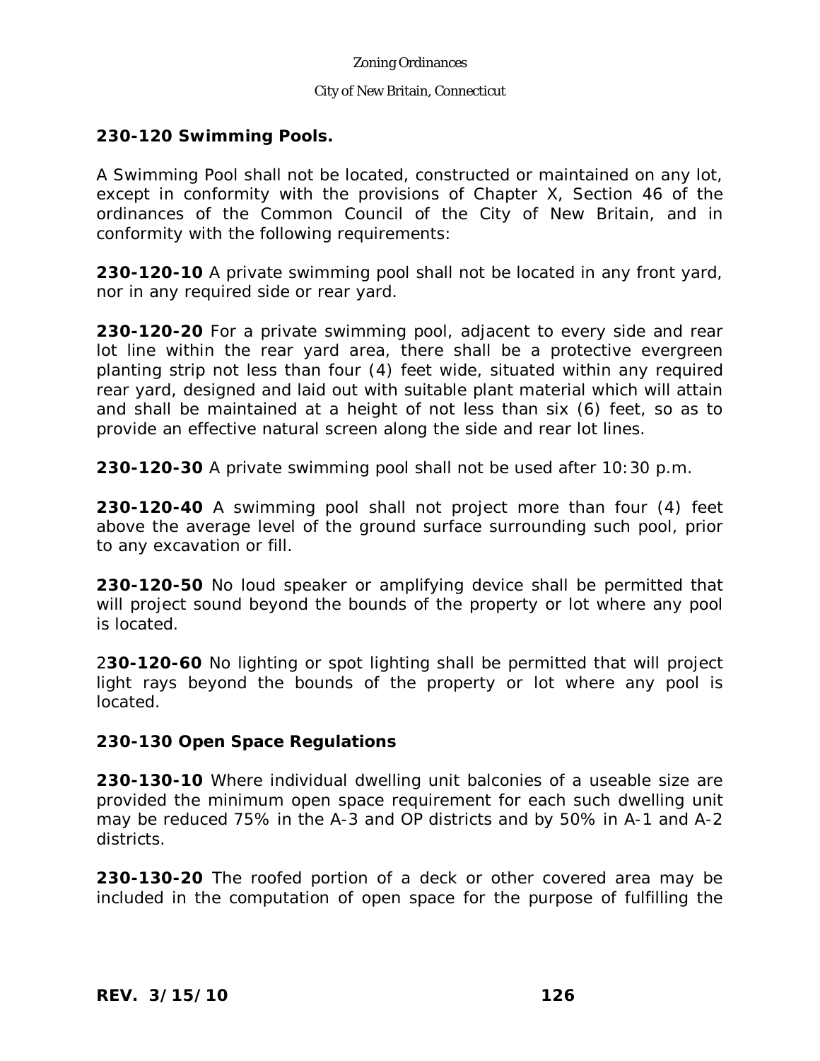## 230-120 Swimming Pools.

A Swimming Pool shall not be located, constructed or maintained on any lot, except in conformity with the provisions of Chapter X, Section 46 of the ordinances of the Common Council of the City of New Britain, and in conformity with the following requirements:

**230-120-10** A private swimming pool shall not be located in any front yard, nor in any required side or rear yard.

**230-120-20** For a private swimming pool, adjacent to every side and rear lot line within the rear yard area, there shall be a protective evergreen planting strip not less than four (4) feet wide, situated within any required rear yard, designed and laid out with suitable plant material which will attain and shall be maintained at a height of not less than six (6) feet, so as to provide an effective natural screen along the side and rear lot lines.

**230-120-30** A private swimming pool shall not be used after 10:30 p.m.

**230-120-40** A swimming pool shall not project more than four (4) feet above the average level of the ground surface surrounding such pool, prior to any excavation or fill.

**230-120-50** No loud speaker or amplifying device shall be permitted that will project sound beyond the bounds of the property or lot where any pool is located.

**230-120-60** No lighting or spot lighting shall be permitted that will project light rays beyond the bounds of the property or lot where any pool is located.

## 230-130 Open Space Regulations

**230-130-10** Where individual dwelling unit balconies of a useable size are provided the minimum open space requirement for each such dwelling unit may be reduced 75% in the A-3 and OP districts and by 50% in A-1 and A-2 districts.

**230-130-20** The roofed portion of a deck or other covered area may be included in the computation of open space for the purpose of fulfilling the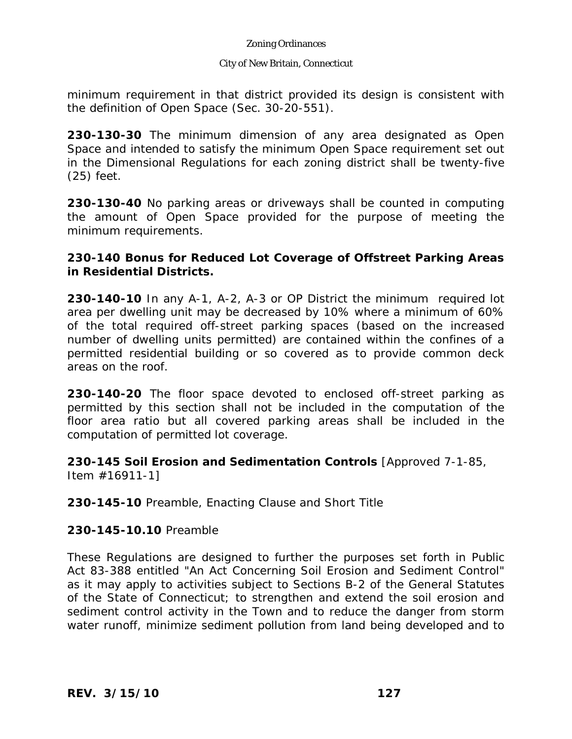minimum requirement in that district provided its design is consistent with the definition of Open Space (Sec. 30-20-551).

**230-130-30** The minimum dimension of any area designated as Open Space and intended to satisfy the minimum Open Space requirement set out in the Dimensional Regulations for each zoning district shall be twenty-five (25) feet.

**230-130-40** No parking areas or driveways shall be counted in computing the amount of Open Space provided for the purpose of meeting the minimum requirements.

**230-140 Bonus for Reduced Lot Coverage of Offstreet Parking Areas in Residential Districts.**

**230-140-10** In any A-1, A-2, A-3 or OP District the minimum required lot area per dwelling unit may be decreased by 10% where a minimum of 60% of the total required off-street parking spaces (based on the increased number of dwelling units permitted) are contained within the confines of a permitted residential building or so covered as to provide common deck areas on the roof.

**230-140-20** The floor space devoted to enclosed off-street parking as permitted by this section shall not be included in the computation of the floor area ratio but all covered parking areas shall be included in the computation of permitted lot coverage.

**230-145 Soil Erosion and Sedimentation Controls** [Approved 7-1-85, Item #16911-1]

**230-145-10** Preamble, Enacting Clause and Short Title

**230-145-10.10** Preamble

These Regulations are designed to further the purposes set forth in Public Act 83-388 entitled "An Act Concerning Soil Erosion and Sediment Control" as it may apply to activities subject to Sections B-2 of the General Statutes of the State of Connecticut; to strengthen and extend the soil erosion and sediment control activity in the Town and to reduce the danger from storm water runoff, minimize sediment pollution from land being developed and to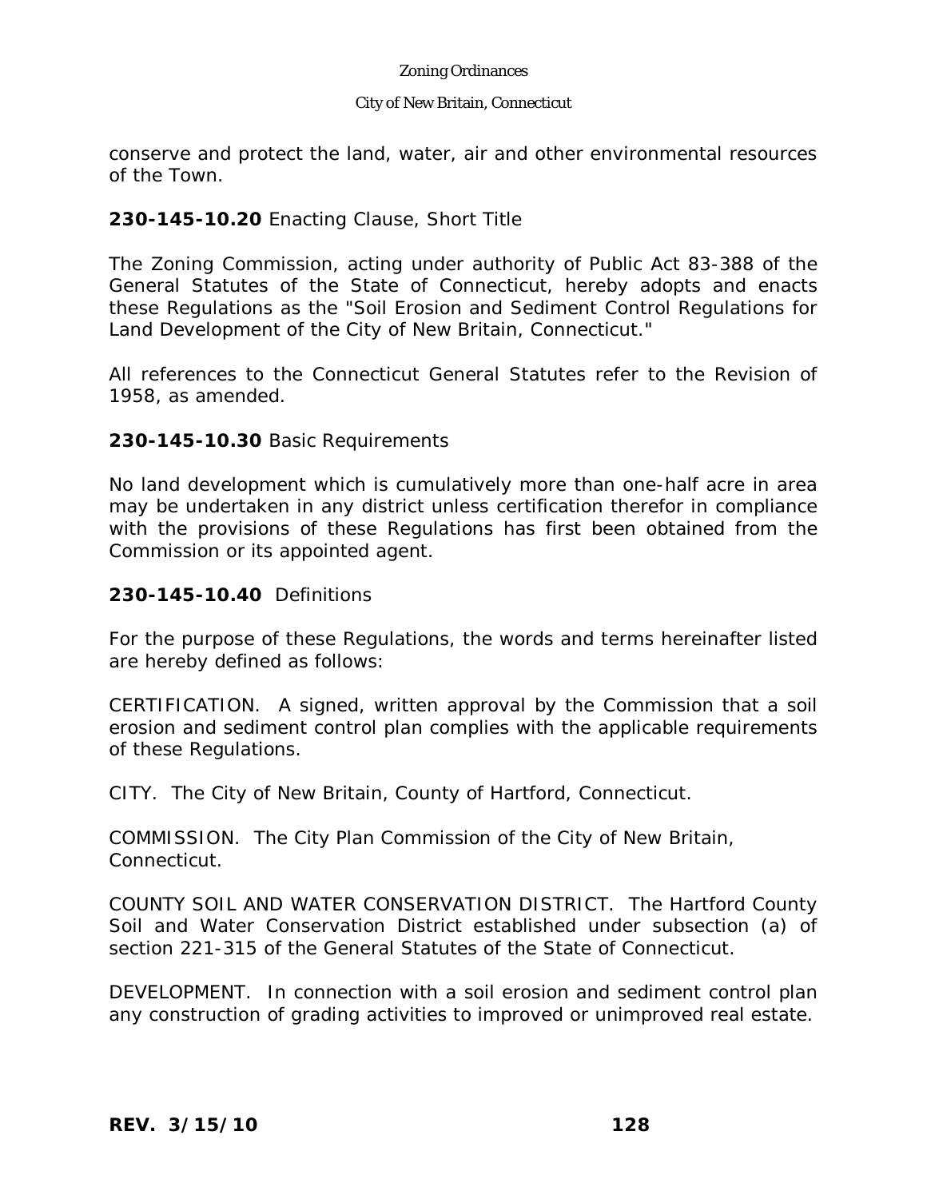conserve and protect the land, water, air and other environmental resources of the Town.

**230-145-10.20** Enacting Clause, Short Title

The Zoning Commission, acting under authority of Public Act 83-388 of the General Statutes of the State of Connecticut, hereby adopts and enacts these Regulations as the "Soil Erosion and Sediment Control Regulations for Land Development of the City of New Britain, Connecticut."

All references to the Connecticut General Statutes refer to the Revision of 1958, as amended.

**230-145-10.30** Basic Requirements

No land development which is cumulatively more than one-half acre in area may be undertaken in any district unless certification therefor in compliance with the provisions of these Regulations has first been obtained from the Commission or its appointed agent.

**230-145-10.40** Definitions

For the purpose of these Regulations, the words and terms hereinafter listed are hereby defined as follows:

CERTIFICATION. A signed, written approval by the Commission that a soil erosion and sediment control plan complies with the applicable requirements of these Regulations.

CITY. The City of New Britain, County of Hartford, Connecticut.

COMMISSION. The City Plan Commission of the City of New Britain, Connecticut.

COUNTY SOIL AND WATER CONSERVATION DISTRICT. The Hartford County Soil and Water Conservation District established under subsection (a) of section 221-315 of the General Statutes of the State of Connecticut.

DEVELOPMENT. In connection with a soil erosion and sediment control plan any construction of grading activities to improved or unimproved real estate.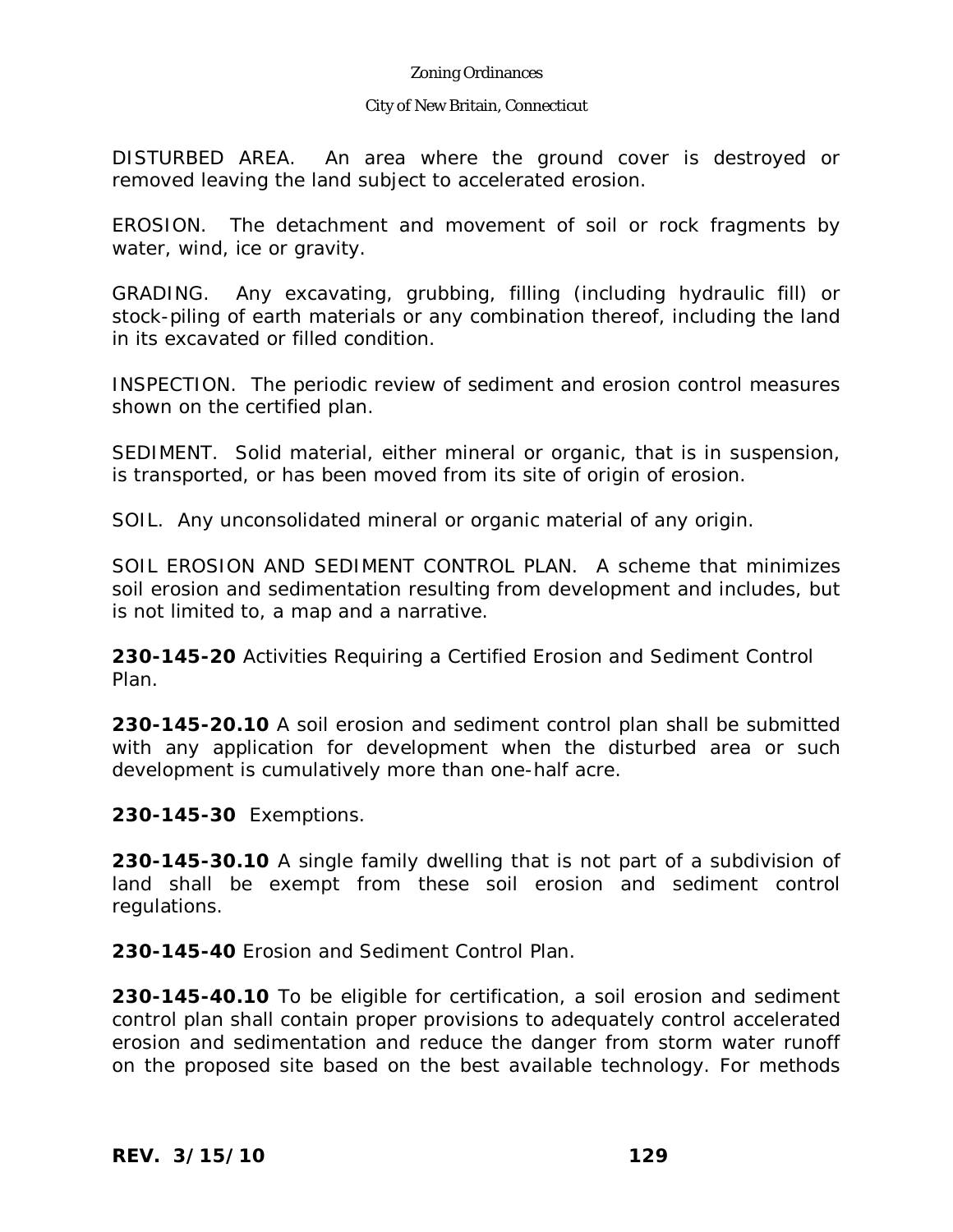DISTURBED AREA. An area where the ground cover is destroyed or removed leaving the land subject to accelerated erosion.

EROSION. The detachment and movement of soil or rock fragments by water, wind, ice or gravity.

GRADING. Any excavating, grubbing, filling (including hydraulic fill) or stock-piling of earth materials or any combination thereof, including the land in its excavated or filled condition.

INSPECTION. The periodic review of sediment and erosion control measures shown on the certified plan.

SEDIMENT. Solid material, either mineral or organic, that is in suspension, is transported, or has been moved from its site of origin of erosion.

SOIL. Any unconsolidated mineral or organic material of any origin.

SOIL EROSION AND SEDIMENT CONTROL PLAN. A scheme that minimizes soil erosion and sedimentation resulting from development and includes, but is not limited to, a map and a narrative.

**230-145-20** Activities Requiring a Certified Erosion and Sediment Control Plan.

**230-145-20.10** A soil erosion and sediment control plan shall be submitted with any application for development when the disturbed area or such development is cumulatively more than one-half acre.

**230-145-30** Exemptions.

**230-145-30.10** A single family dwelling that is not part of a subdivision of land shall be exempt from these soil erosion and sediment control regulations.

**230-145-40** Erosion and Sediment Control Plan.

**230-145-40.10** To be eligible for certification, a soil erosion and sediment control plan shall contain proper provisions to adequately control accelerated erosion and sedimentation and reduce the danger from storm water runoff on the proposed site based on the best available technology. For methods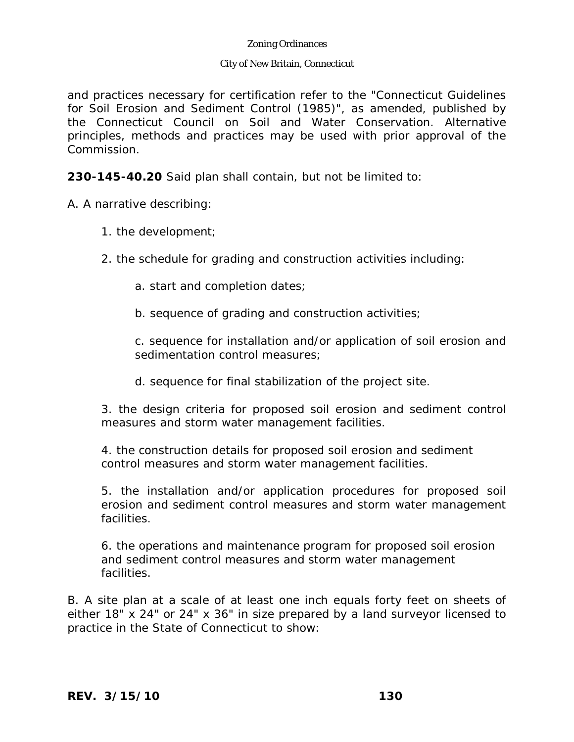and practices necessary for certification refer to the "Connecticut Guidelines for Soil Erosion and Sediment Control (1985)", as amended, published by the Connecticut Council on Soil and Water Conservation. Alternative principles, methods and practices may be used with prior approval of the Commission.

**230-145-40.20** Said plan shall contain, but not be limited to:

A. A narrative describing:

1. the development;

2. the schedule for grading and construction activities including:

    a. start and completion dates;

    b. sequence of grading and construction activities;

    c. sequence for installation and/or application of soil erosion and sedimentation control measures;

    d. sequence for final stabilization of the project site.

3. the design criteria for proposed soil erosion and sediment control measures and storm water management facilities.

4. the construction details for proposed soil erosion and sediment control measures and storm water management facilities.

5. the installation and/or application procedures for proposed soil erosion and sediment control measures and storm water management facilities.

6. the operations and maintenance program for proposed soil erosion and sediment control measures and storm water management facilities.

B. A site plan at a scale of at least one inch equals forty feet on sheets of either 18" x 24" or 24" x 36" in size prepared by a land surveyor licensed to practice in the State of Connecticut to show: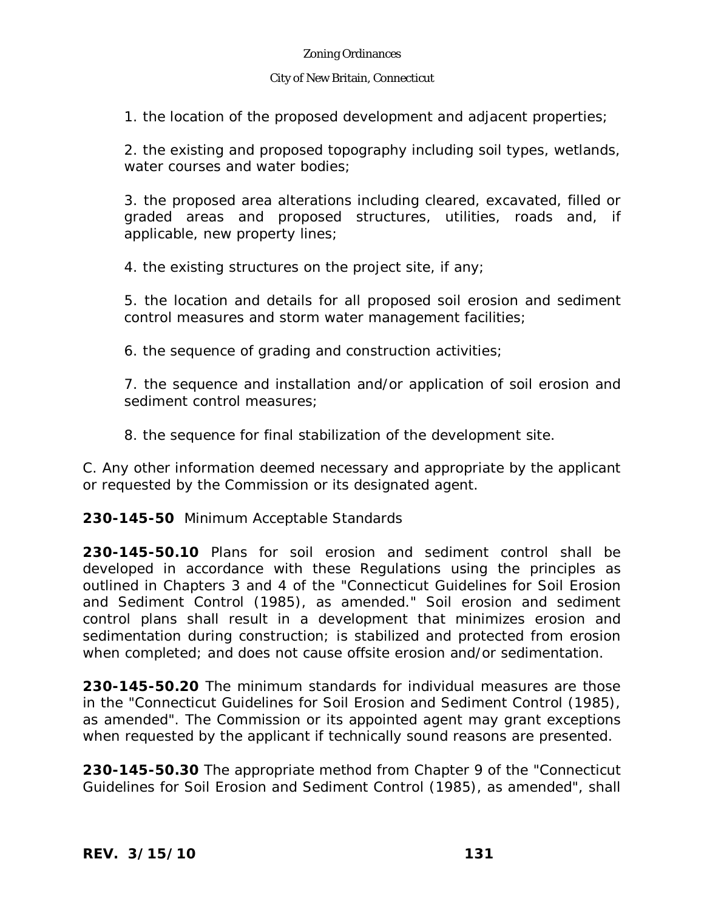1. the location of the proposed development and adjacent properties;

2. the existing and proposed topography including soil types, wetlands, water courses and water bodies;

3. the proposed area alterations including cleared, excavated, filled or graded areas and proposed structures, utilities, roads and, if applicable, new property lines;

4. the existing structures on the project site, if any;

5. the location and details for all proposed soil erosion and sediment control measures and storm water management facilities;

6. the sequence of grading and construction activities;

7. the sequence and installation and/or application of soil erosion and sediment control measures;

8. the sequence for final stabilization of the development site.

C. Any other information deemed necessary and appropriate by the applicant or requested by the Commission or its designated agent.

**230-145-50** Minimum Acceptable Standards

**230-145-50.10** Plans for soil erosion and sediment control shall be developed in accordance with these Regulations using the principles as outlined in Chapters 3 and 4 of the "Connecticut Guidelines for Soil Erosion and Sediment Control (1985), as amended." Soil erosion and sediment control plans shall result in a development that minimizes erosion and sedimentation during construction; is stabilized and protected from erosion when completed; and does not cause offsite erosion and/or sedimentation.

**230-145-50.20** The minimum standards for individual measures are those in the "Connecticut Guidelines for Soil Erosion and Sediment Control (1985), as amended". The Commission or its appointed agent may grant exceptions when requested by the applicant if technically sound reasons are presented.

**230-145-50.30** The appropriate method from Chapter 9 of the "Connecticut Guidelines for Soil Erosion and Sediment Control (1985), as amended", shall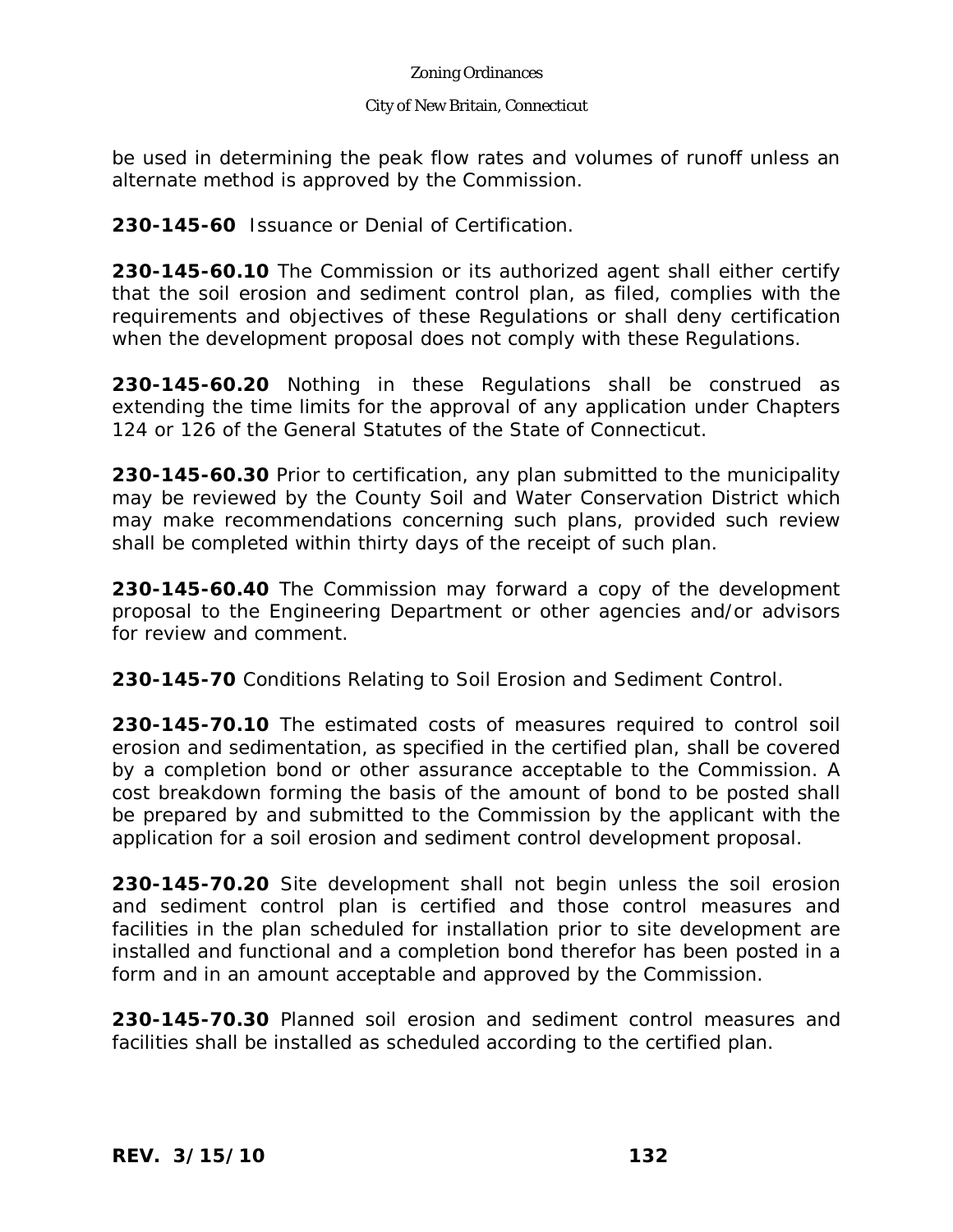be used in determining the peak flow rates and volumes of runoff unless an alternate method is approved by the Commission.

**230-145-60** Issuance or Denial of Certification.

**230-145-60.10** The Commission or its authorized agent shall either certify that the soil erosion and sediment control plan, as filed, complies with the requirements and objectives of these Regulations or shall deny certification when the development proposal does not comply with these Regulations.

**230-145-60.20** Nothing in these Regulations shall be construed as extending the time limits for the approval of any application under Chapters 124 or 126 of the General Statutes of the State of Connecticut.

**230-145-60.30** Prior to certification, any plan submitted to the municipality may be reviewed by the County Soil and Water Conservation District which may make recommendations concerning such plans, provided such review shall be completed within thirty days of the receipt of such plan.

**230-145-60.40** The Commission may forward a copy of the development proposal to the Engineering Department or other agencies and/or advisors for review and comment.

**230-145-70** Conditions Relating to Soil Erosion and Sediment Control.

**230-145-70.10** The estimated costs of measures required to control soil erosion and sedimentation, as specified in the certified plan, shall be covered by a completion bond or other assurance acceptable to the Commission. A cost breakdown forming the basis of the amount of bond to be posted shall be prepared by and submitted to the Commission by the applicant with the application for a soil erosion and sediment control development proposal.

**230-145-70.20** Site development shall not begin unless the soil erosion and sediment control plan is certified and those control measures and facilities in the plan scheduled for installation prior to site development are installed and functional and a completion bond therefor has been posted in a form and in an amount acceptable and approved by the Commission.

**230-145-70.30** Planned soil erosion and sediment control measures and facilities shall be installed as scheduled according to the certified plan.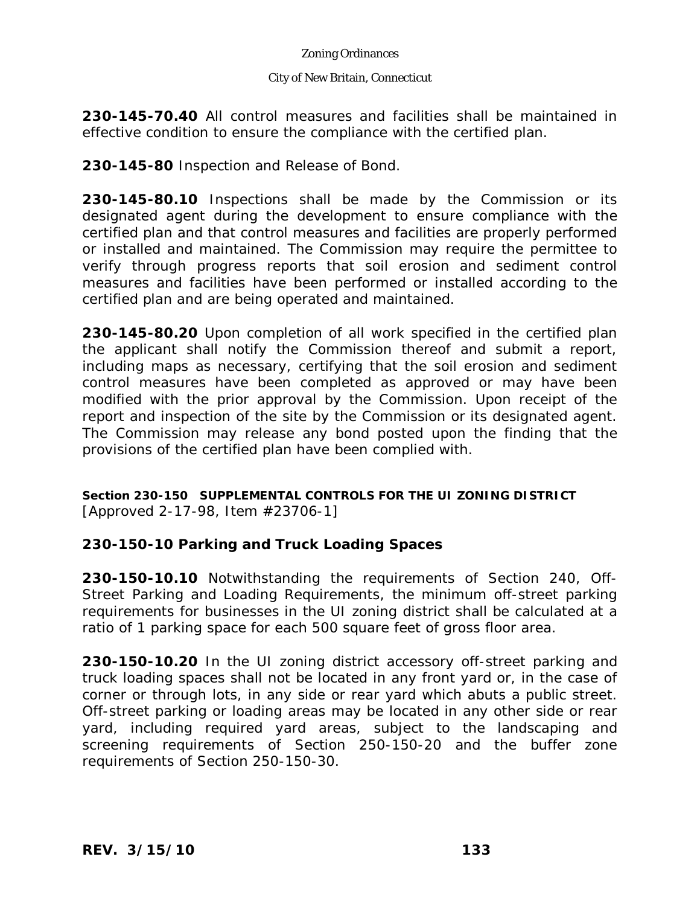**230-145-70.40** All control measures and facilities shall be maintained in effective condition to ensure the compliance with the certified plan.

**230-145-80** Inspection and Release of Bond.

**230-145-80.10** Inspections shall be made by the Commission or its designated agent during the development to ensure compliance with the certified plan and that control measures and facilities are properly performed or installed and maintained. The Commission may require the permittee to verify through progress reports that soil erosion and sediment control measures and facilities have been performed or installed according to the certified plan and are being operated and maintained.

**230-145-80.20** Upon completion of all work specified in the certified plan the applicant shall notify the Commission thereof and submit a report, including maps as necessary, certifying that the soil erosion and sediment control measures have been completed as approved or may have been modified with the prior approval by the Commission. Upon receipt of the report and inspection of the site by the Commission or its designated agent. The Commission may release any bond posted upon the finding that the provisions of the certified plan have been complied with.

## Section 230-150 SUPPLEMENTAL CONTROLS FOR THE UI ZONING DISTRICT

[Approved 2-17-98, Item #23706-1]

### 230-150-10 Parking and Truck Loading Spaces

**230-150-10.10** Notwithstanding the requirements of Section 240, Off-Street Parking and Loading Requirements, the minimum off-street parking requirements for businesses in the UI zoning district shall be calculated at a ratio of 1 parking space for each 500 square feet of gross floor area.

**230-150-10.20** In the UI zoning district accessory off-street parking and truck loading spaces shall not be located in any front yard or, in the case of corner or through lots, in any side or rear yard which abuts a public street. Off-street parking or loading areas may be located in any other side or rear yard, including required yard areas, subject to the landscaping and screening requirements of Section 250-150-20 and the buffer zone requirements of Section 250-150-30.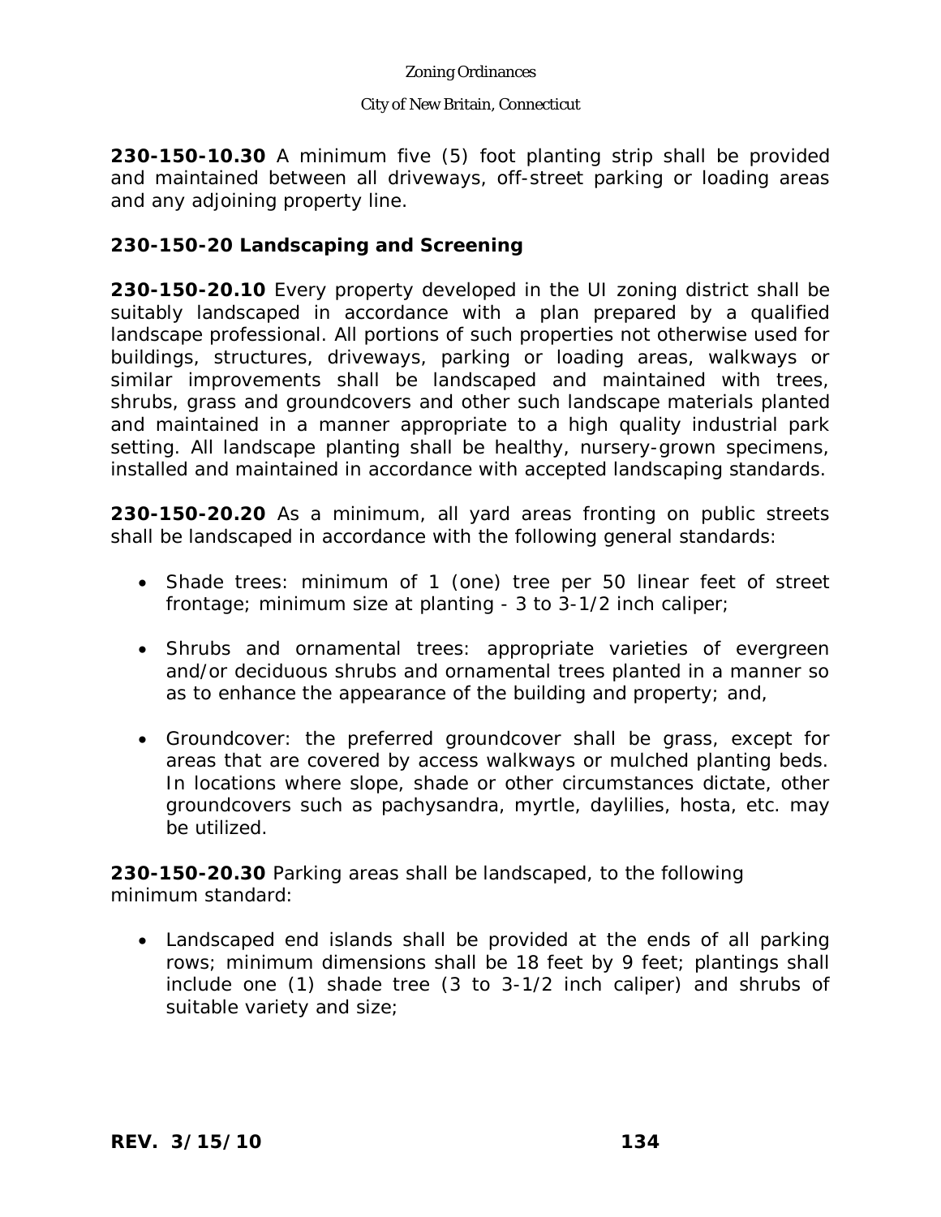**230-150-10.30** A minimum five (5) foot planting strip shall be provided and maintained between all driveways, off-street parking or loading areas and any adjoining property line.

### 230-150-20 Landscaping and Screening

**230-150-20.10** Every property developed in the UI zoning district shall be suitably landscaped in accordance with a plan prepared by a qualified landscape professional. All portions of such properties not otherwise used for buildings, structures, driveways, parking or loading areas, walkways or similar improvements shall be landscaped and maintained with trees, shrubs, grass and groundcovers and other such landscape materials planted and maintained in a manner appropriate to a high quality industrial park setting. All landscape planting shall be healthy, nursery-grown specimens, installed and maintained in accordance with accepted landscaping standards.

**230-150-20.20** As a minimum, all yard areas fronting on public streets shall be landscaped in accordance with the following general standards:

- Shade trees: minimum of 1 (one) tree per 50 linear feet of street frontage; minimum size at planting - 3 to 3-1/2 inch caliper;

- Shrubs and ornamental trees: appropriate varieties of evergreen and/or deciduous shrubs and ornamental trees planted in a manner so as to enhance the appearance of the building and property; and,

- Groundcover: the preferred groundcover shall be grass, except for areas that are covered by access walkways or mulched planting beds. In locations where slope, shade or other circumstances dictate, other groundcovers such as pachysandra, myrtle, daylilies, hosta, etc. may be utilized.

**230-150-20.30** Parking areas shall be landscaped, to the following minimum standard:

- Landscaped end islands shall be provided at the ends of all parking rows; minimum dimensions shall be 18 feet by 9 feet; plantings shall include one (1) shade tree (3 to 3-1/2 inch caliper) and shrubs of suitable variety and size;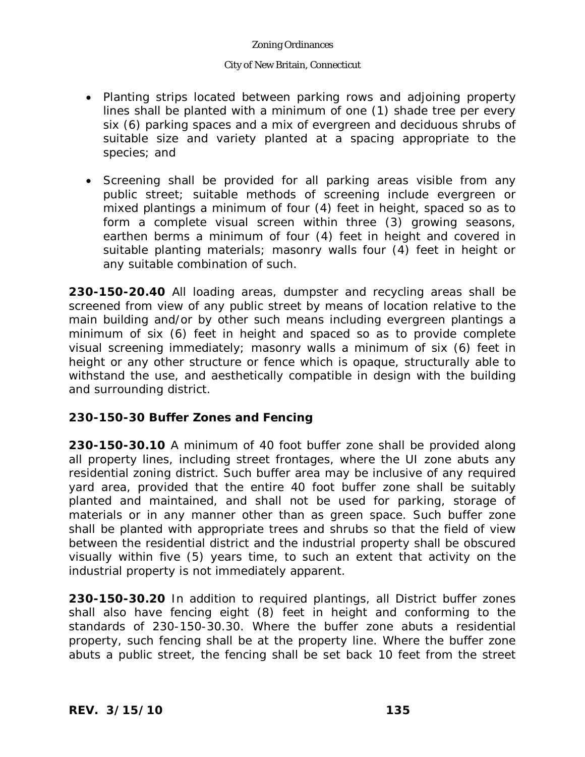- Planting strips located between parking rows and adjoining property lines shall be planted with a minimum of one (1) shade tree per every six (6) parking spaces and a mix of evergreen and deciduous shrubs of suitable size and variety planted at a spacing appropriate to the species; and

- Screening shall be provided for all parking areas visible from any public street; suitable methods of screening include evergreen or mixed plantings a minimum of four (4) feet in height, spaced so as to form a complete visual screen within three (3) growing seasons, earthen berms a minimum of four (4) feet in height and covered in suitable planting materials; masonry walls four (4) feet in height or any suitable combination of such.

**230-150-20.40** All loading areas, dumpster and recycling areas shall be screened from view of any public street by means of location relative to the main building and/or by other such means including evergreen plantings a minimum of six (6) feet in height and spaced so as to provide complete visual screening immediately; masonry walls a minimum of six (6) feet in height or any other structure or fence which is opaque, structurally able to withstand the use, and aesthetically compatible in design with the building and surrounding district.

**230-150-30 Buffer Zones and Fencing**

**230-150-30.10** A minimum of 40 foot buffer zone shall be provided along all property lines, including street frontages, where the UI zone abuts any residential zoning district. Such buffer area may be inclusive of any required yard area, provided that the entire 40 foot buffer zone shall be suitably planted and maintained, and shall not be used for parking, storage of materials or in any manner other than as green space. Such buffer zone shall be planted with appropriate trees and shrubs so that the field of view between the residential district and the industrial property shall be obscured visually within five (5) years time, to such an extent that activity on the industrial property is not immediately apparent.

**230-150-30.20** In addition to required plantings, all District buffer zones shall also have fencing eight (8) feet in height and conforming to the standards of 230-150-30.30. Where the buffer zone abuts a residential property, such fencing shall be at the property line. Where the buffer zone abuts a public street, the fencing shall be set back 10 feet from the street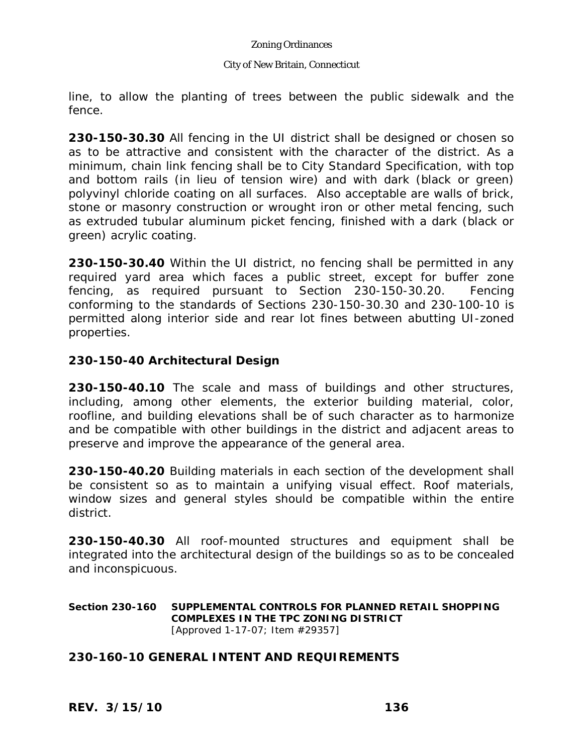line, to allow the planting of trees between the public sidewalk and the fence.

**230-150-30.30** All fencing in the UI district shall be designed or chosen so as to be attractive and consistent with the character of the district. As a minimum, chain link fencing shall be to City Standard Specification, with top and bottom rails (in lieu of tension wire) and with dark (black or green) polyvinyl chloride coating on all surfaces. Also acceptable are walls of brick, stone or masonry construction or wrought iron or other metal fencing, such as extruded tubular aluminum picket fencing, finished with a dark (black or green) acrylic coating.

**230-150-30.40** Within the UI district, no fencing shall be permitted in any required yard area which faces a public street, except for buffer zone fencing, as required pursuant to Section 230-150-30.20. Fencing conforming to the standards of Sections 230-150-30.30 and 230-100-10 is permitted along interior side and rear lot fines between abutting UI-zoned properties.

### 230-150-40 Architectural Design

**230-150-40.10** The scale and mass of buildings and other structures, including, among other elements, the exterior building material, color, roofline, and building elevations shall be of such character as to harmonize and be compatible with other buildings in the district and adjacent areas to preserve and improve the appearance of the general area.

**230-150-40.20** Building materials in each section of the development shall be consistent so as to maintain a unifying visual effect. Roof materials, window sizes and general styles should be compatible within the entire district.

**230-150-40.30** All roof-mounted structures and equipment shall be integrated into the architectural design of the buildings so as to be concealed and inconspicuous.

## Section 230-160 SUPPLEMENTAL CONTROLS FOR PLANNED RETAIL SHOPPING COMPLEXES IN THE TPC ZONING DISTRICT

[Approved 1-17-07; Item #29357]

### 230-160-10 GENERAL INTENT AND REQUIREMENTS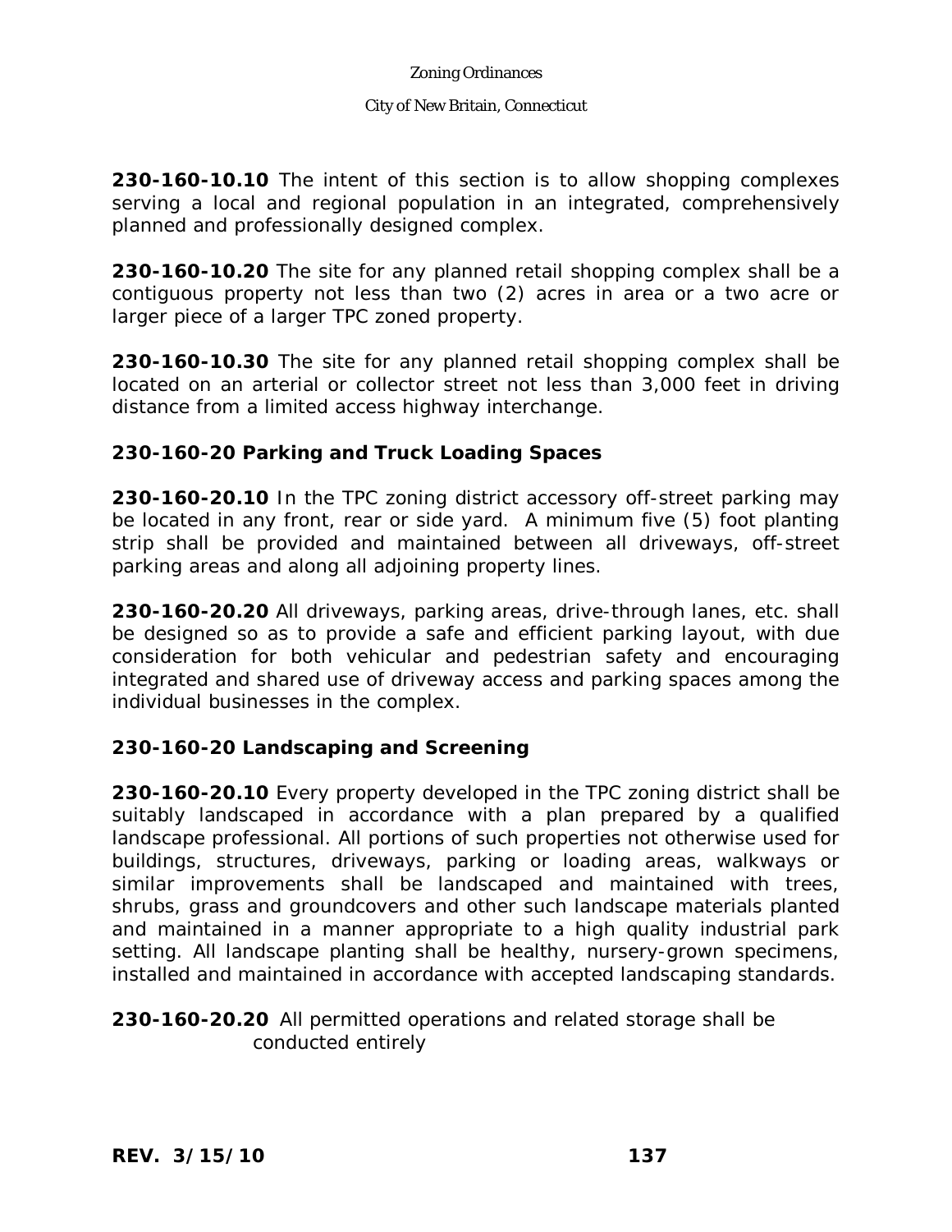**230-160-10.10** The intent of this section is to allow shopping complexes serving a local and regional population in an integrated, comprehensively planned and professionally designed complex.

**230-160-10.20** The site for any planned retail shopping complex shall be a contiguous property not less than two (2) acres in area or a two acre or larger piece of a larger TPC zoned property.

**230-160-10.30** The site for any planned retail shopping complex shall be located on an arterial or collector street not less than 3,000 feet in driving distance from a limited access highway interchange.

### 230-160-20 Parking and Truck Loading Spaces

**230-160-20.10** In the TPC zoning district accessory off-street parking may be located in any front, rear or side yard. A minimum five (5) foot planting strip shall be provided and maintained between all driveways, off-street parking areas and along all adjoining property lines.

**230-160-20.20** All driveways, parking areas, drive-through lanes, etc. shall be designed so as to provide a safe and efficient parking layout, with due consideration for both vehicular and pedestrian safety and encouraging integrated and shared use of driveway access and parking spaces among the individual businesses in the complex.

### 230-160-20 Landscaping and Screening

**230-160-20.10** Every property developed in the TPC zoning district shall be suitably landscaped in accordance with a plan prepared by a qualified landscape professional. All portions of such properties not otherwise used for buildings, structures, driveways, parking or loading areas, walkways or similar improvements shall be landscaped and maintained with trees, shrubs, grass and groundcovers and other such landscape materials planted and maintained in a manner appropriate to a high quality industrial park setting. All landscape planting shall be healthy, nursery-grown specimens, installed and maintained in accordance with accepted landscaping standards.

**230-160-20.20** All permitted operations and related storage shall be conducted entirely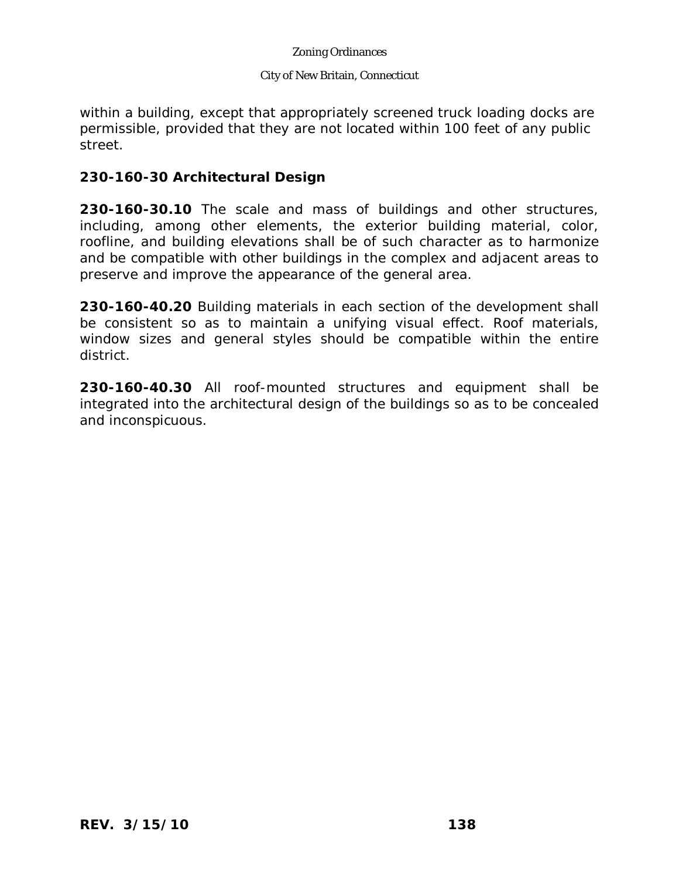within a building, except that appropriately screened truck loading docks are permissible, provided that they are not located within 100 feet of any public street.

### 230-160-30 Architectural Design

**230-160-30.10** The scale and mass of buildings and other structures, including, among other elements, the exterior building material, color, roofline, and building elevations shall be of such character as to harmonize and be compatible with other buildings in the complex and adjacent areas to preserve and improve the appearance of the general area.

**230-160-40.20** Building materials in each section of the development shall be consistent so as to maintain a unifying visual effect. Roof materials, window sizes and general styles should be compatible within the entire district.

**230-160-40.30** All roof-mounted structures and equipment shall be integrated into the architectural design of the buildings so as to be concealed and inconspicuous.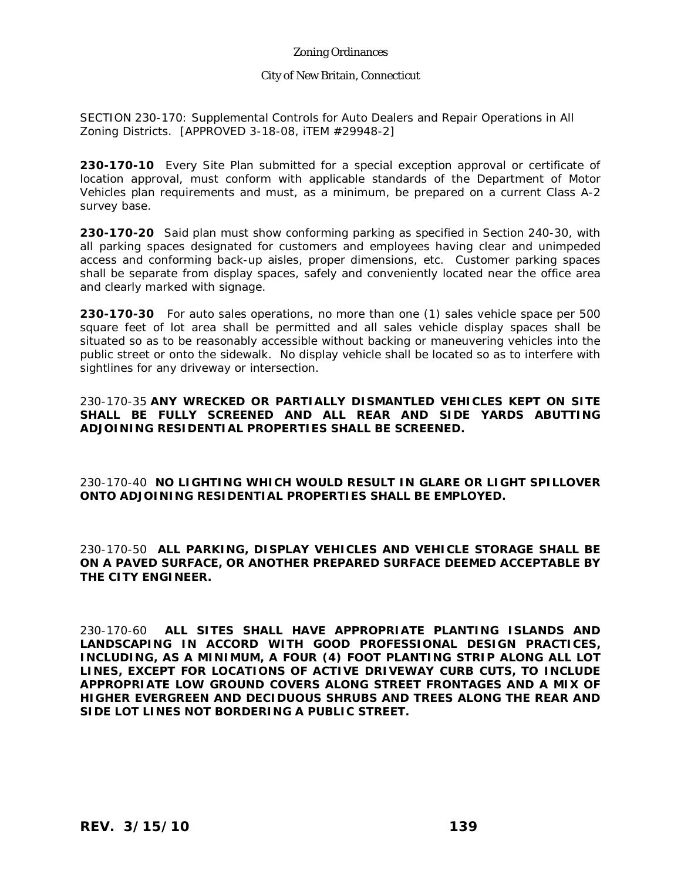SECTION 230-170: Supplemental Controls for Auto Dealers and Repair Operations in All Zoning Districts. [APPROVED 3-18-08, iTEM #29948-2]

**230-170-10** Every Site Plan submitted for a special exception approval or certificate of location approval, must conform with applicable standards of the Department of Motor Vehicles plan requirements and must, as a minimum, be prepared on a current Class A-2 survey base.

**230-170-20** Said plan must show conforming parking as specified in Section 240-30, with all parking spaces designated for customers and employees having clear and unimpeded access and conforming back-up aisles, proper dimensions, etc. Customer parking spaces shall be separate from display spaces, safely and conveniently located near the office area and clearly marked with signage.

**230-170-30** For auto sales operations, no more than one (1) sales vehicle space per 500 square feet of lot area shall be permitted and all sales vehicle display spaces shall be situated so as to be reasonably accessible without backing or maneuvering vehicles into the public street or onto the sidewalk. No display vehicle shall be located so as to interfere with sightlines for any driveway or intersection.

230-170-35 **ANY WRECKED OR PARTIALLY DISMANTLED VEHICLES KEPT ON SITE SHALL BE FULLY SCREENED AND ALL REAR AND SIDE YARDS ABUTTING ADJOINING RESIDENTIAL PROPERTIES SHALL BE SCREENED.**

230-170-40 **NO LIGHTING WHICH WOULD RESULT IN GLARE OR LIGHT SPILLOVER ONTO ADJOINING RESIDENTIAL PROPERTIES SHALL BE EMPLOYED.**

230-170-50 **ALL PARKING, DISPLAY VEHICLES AND VEHICLE STORAGE SHALL BE ON A PAVED SURFACE, OR ANOTHER PREPARED SURFACE DEEMED ACCEPTABLE BY THE CITY ENGINEER.**

230-170-60 **ALL SITES SHALL HAVE APPROPRIATE PLANTING ISLANDS AND LANDSCAPING IN ACCORD WITH GOOD PROFESSIONAL DESIGN PRACTICES, INCLUDING, AS A MINIMUM, A FOUR (4) FOOT PLANTING STRIP ALONG ALL LOT LINES, EXCEPT FOR LOCATIONS OF ACTIVE DRIVEWAY CURB CUTS, TO INCLUDE APPROPRIATE LOW GROUND COVERS ALONG STREET FRONTAGES AND A MIX OF HIGHER EVERGREEN AND DECIDUOUS SHRUBS AND TREES ALONG THE REAR AND SIDE LOT LINES NOT BORDERING A PUBLIC STREET.**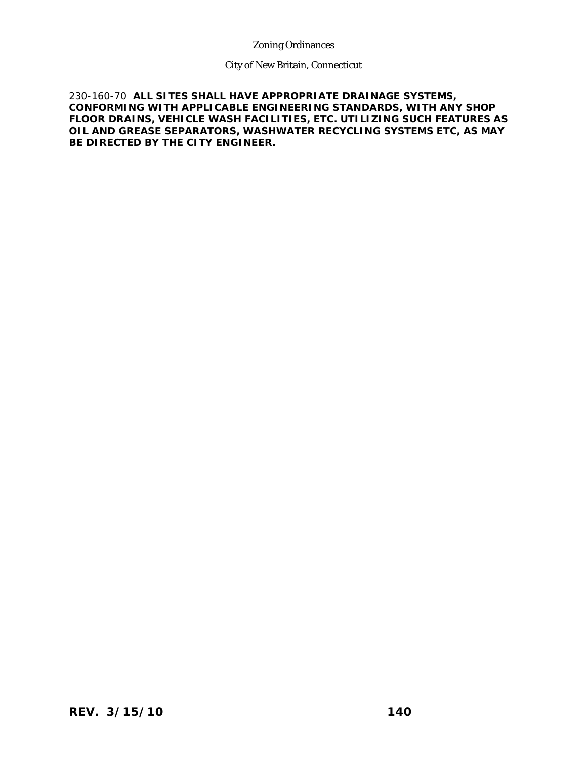230-160-70 **ALL SITES SHALL HAVE APPROPRIATE DRAINAGE SYSTEMS, CONFORMING WITH APPLICABLE ENGINEERING STANDARDS, WITH ANY SHOP FLOOR DRAINS, VEHICLE WASH FACILITIES, ETC. UTILIZING SUCH FEATURES AS OIL AND GREASE SEPARATORS, WASHWATER RECYCLING SYSTEMS ETC, AS MAY BE DIRECTED BY THE CITY ENGINEER.**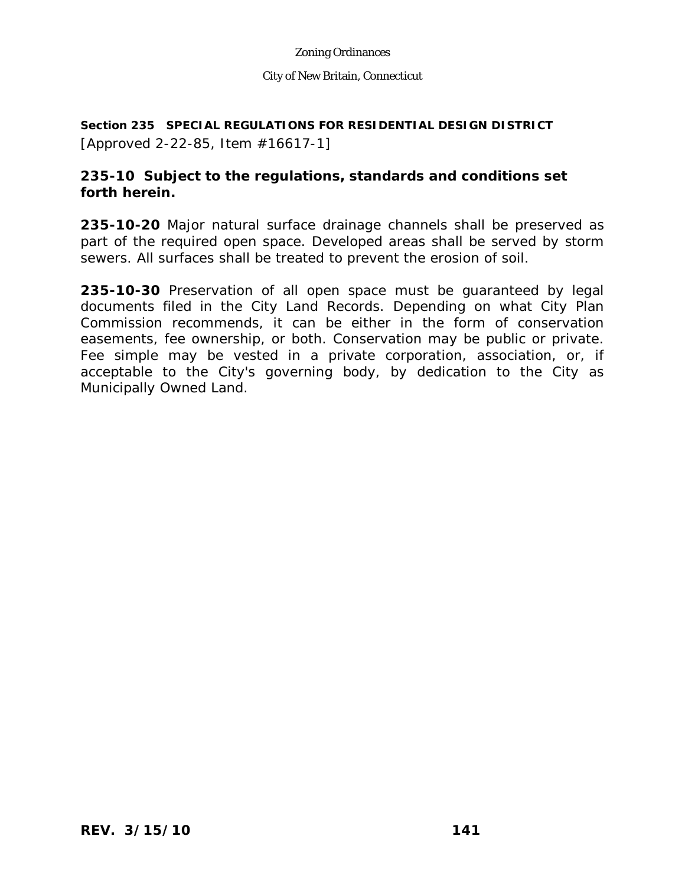## Section 235 SPECIAL REGULATIONS FOR RESIDENTIAL DESIGN DISTRICT

[Approved 2-22-85, Item #16617-1]

### 235-10 Subject to the regulations, standards and conditions set forth herein.

**235-10-20** Major natural surface drainage channels shall be preserved as part of the required open space. Developed areas shall be served by storm sewers. All surfaces shall be treated to prevent the erosion of soil.

**235-10-30** Preservation of all open space must be guaranteed by legal documents filed in the City Land Records. Depending on what City Plan Commission recommends, it can be either in the form of conservation easements, fee ownership, or both. Conservation may be public or private. Fee simple may be vested in a private corporation, association, or, if acceptable to the City's governing body, by dedication to the City as Municipally Owned Land.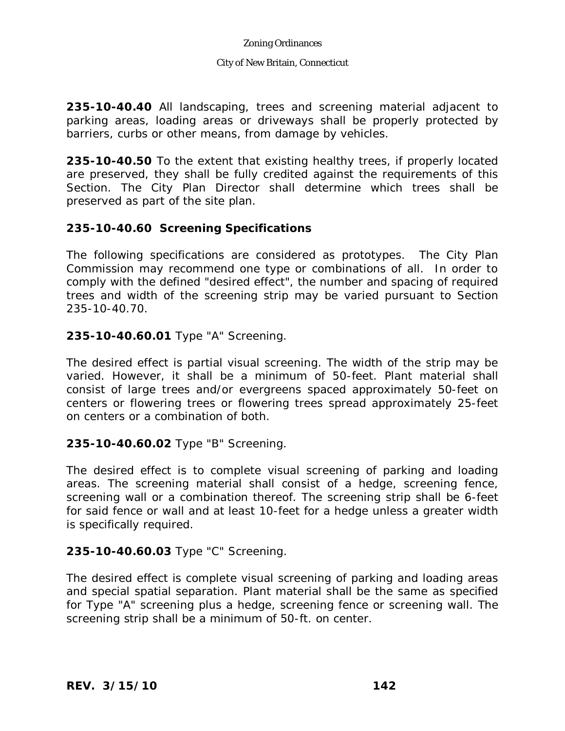**235-10-40.40** All landscaping, trees and screening material adjacent to parking areas, loading areas or driveways shall be properly protected by barriers, curbs or other means, from damage by vehicles.

**235-10-40.50** To the extent that existing healthy trees, if properly located are preserved, they shall be fully credited against the requirements of this Section. The City Plan Director shall determine which trees shall be preserved as part of the site plan.

**235-10-40.60 Screening Specifications**

The following specifications are considered as prototypes. The City Plan Commission may recommend one type or combinations of all. In order to comply with the defined "desired effect", the number and spacing of required trees and width of the screening strip may be varied pursuant to Section 235-10-40.70.

**235-10-40.60.01** Type "A" Screening.

The desired effect is partial visual screening. The width of the strip may be varied. However, it shall be a minimum of 50-feet. Plant material shall consist of large trees and/or evergreens spaced approximately 50-feet on centers or flowering trees or flowering trees spread approximately 25-feet on centers or a combination of both.

**235-10-40.60.02** Type "B" Screening.

The desired effect is to complete visual screening of parking and loading areas. The screening material shall consist of a hedge, screening fence, screening wall or a combination thereof. The screening strip shall be 6-feet for said fence or wall and at least 10-feet for a hedge unless a greater width is specifically required.

**235-10-40.60.03** Type "C" Screening.

The desired effect is complete visual screening of parking and loading areas and special spatial separation. Plant material shall be the same as specified for Type "A" screening plus a hedge, screening fence or screening wall. The screening strip shall be a minimum of 50-ft. on center.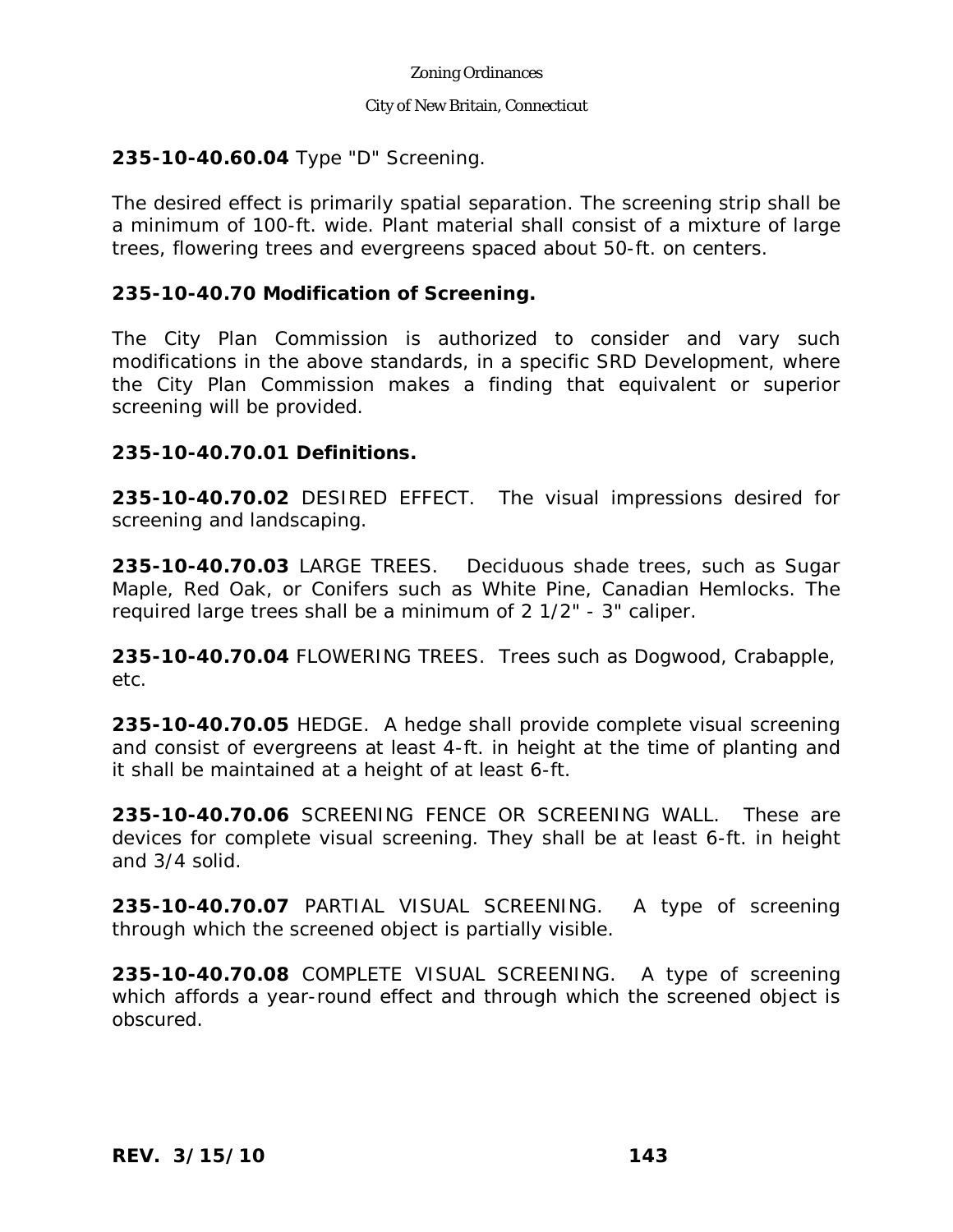**235-10-40.60.04** Type "D" Screening.

The desired effect is primarily spatial separation. The screening strip shall be a minimum of 100-ft. wide. Plant material shall consist of a mixture of large trees, flowering trees and evergreens spaced about 50-ft. on centers.

**235-10-40.70 Modification of Screening.**

The City Plan Commission is authorized to consider and vary such modifications in the above standards, in a specific SRD Development, where the City Plan Commission makes a finding that equivalent or superior screening will be provided.

**235-10-40.70.01 Definitions.**

**235-10-40.70.02** DESIRED EFFECT. The visual impressions desired for screening and landscaping.

**235-10-40.70.03** LARGE TREES. Deciduous shade trees, such as Sugar Maple, Red Oak, or Conifers such as White Pine, Canadian Hemlocks. The required large trees shall be a minimum of 2 1/2" - 3" caliper.

**235-10-40.70.04** FLOWERING TREES. Trees such as Dogwood, Crabapple, etc.

**235-10-40.70.05** HEDGE. A hedge shall provide complete visual screening and consist of evergreens at least 4-ft. in height at the time of planting and it shall be maintained at a height of at least 6-ft.

**235-10-40.70.06** SCREENING FENCE OR SCREENING WALL. These are devices for complete visual screening. They shall be at least 6-ft. in height and 3/4 solid.

**235-10-40.70.07** PARTIAL VISUAL SCREENING. A type of screening through which the screened object is partially visible.

**235-10-40.70.08** COMPLETE VISUAL SCREENING. A type of screening which affords a year-round effect and through which the screened object is obscured.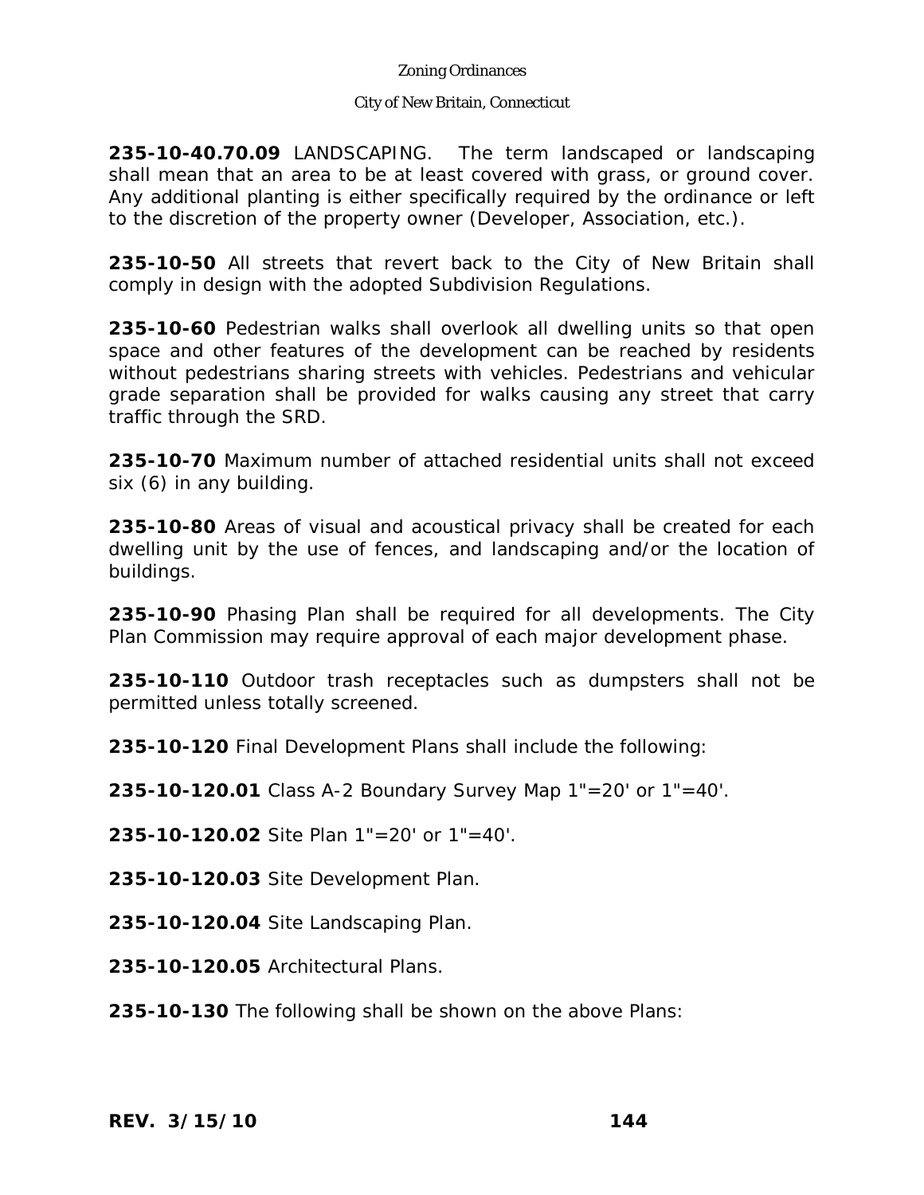**235-10-40.70.09** LANDSCAPING. The term landscaped or landscaping shall mean that an area to be at least covered with grass, or ground cover. Any additional planting is either specifically required by the ordinance or left to the discretion of the property owner (Developer, Association, etc.).

**235-10-50** All streets that revert back to the City of New Britain shall comply in design with the adopted Subdivision Regulations.

**235-10-60** Pedestrian walks shall overlook all dwelling units so that open space and other features of the development can be reached by residents without pedestrians sharing streets with vehicles. Pedestrians and vehicular grade separation shall be provided for walks causing any street that carry traffic through the SRD.

**235-10-70** Maximum number of attached residential units shall not exceed six (6) in any building.

**235-10-80** Areas of visual and acoustical privacy shall be created for each dwelling unit by the use of fences, and landscaping and/or the location of buildings.

**235-10-90** Phasing Plan shall be required for all developments. The City Plan Commission may require approval of each major development phase.

**235-10-110** Outdoor trash receptacles such as dumpsters shall not be permitted unless totally screened.

**235-10-120** Final Development Plans shall include the following:

**235-10-120.01** Class A-2 Boundary Survey Map 1"=20' or 1"=40'.

**235-10-120.02** Site Plan 1"=20' or 1"=40'.

**235-10-120.03** Site Development Plan.

**235-10-120.04** Site Landscaping Plan.

**235-10-120.05** Architectural Plans.

**235-10-130** The following shall be shown on the above Plans: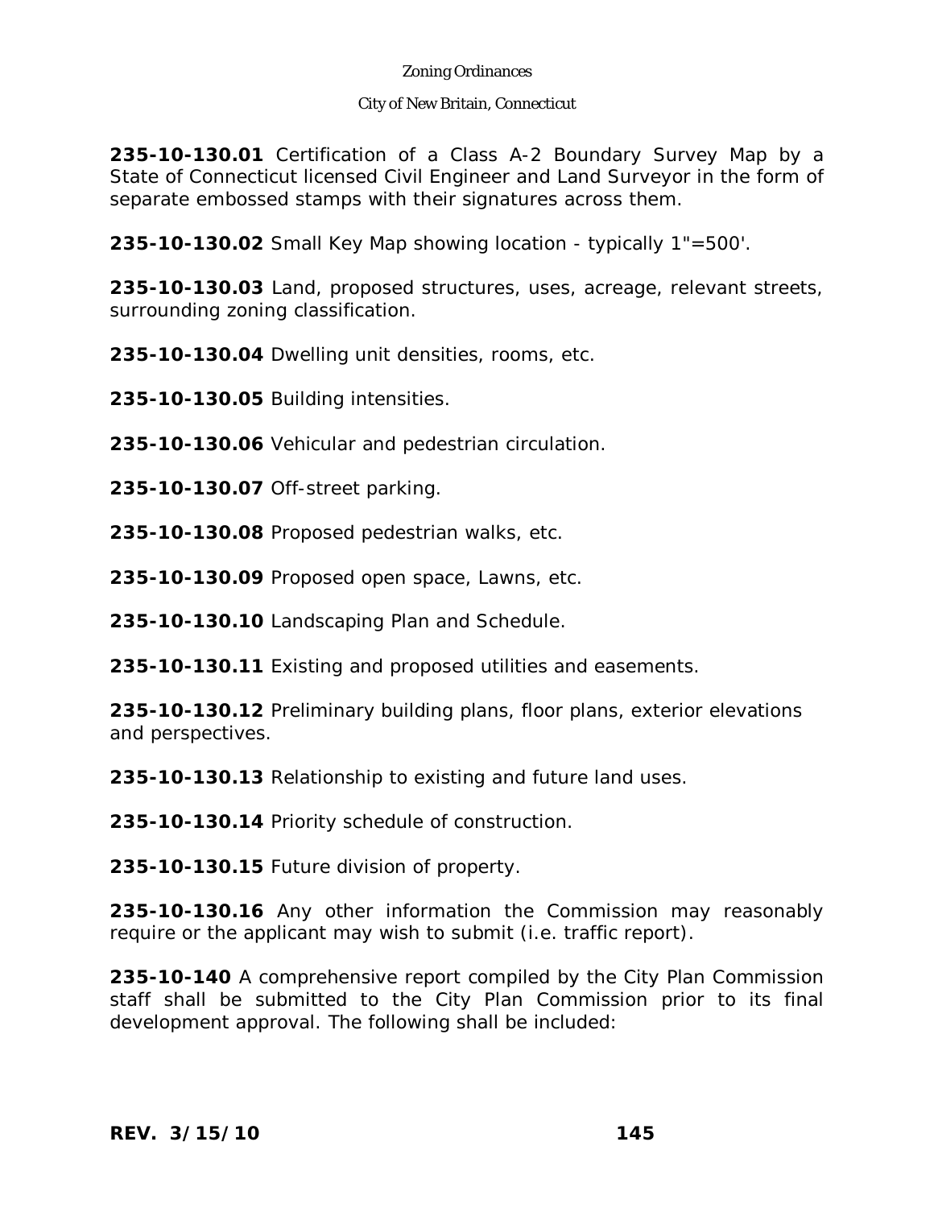**235-10-130.01** Certification of a Class A-2 Boundary Survey Map by a State of Connecticut licensed Civil Engineer and Land Surveyor in the form of separate embossed stamps with their signatures across them.

**235-10-130.02** Small Key Map showing location - typically 1"=500'.

**235-10-130.03** Land, proposed structures, uses, acreage, relevant streets, surrounding zoning classification.

**235-10-130.04** Dwelling unit densities, rooms, etc.

**235-10-130.05** Building intensities.

**235-10-130.06** Vehicular and pedestrian circulation.

**235-10-130.07** Off-street parking.

**235-10-130.08** Proposed pedestrian walks, etc.

**235-10-130.09** Proposed open space, Lawns, etc.

**235-10-130.10** Landscaping Plan and Schedule.

**235-10-130.11** Existing and proposed utilities and easements.

**235-10-130.12** Preliminary building plans, floor plans, exterior elevations and perspectives.

**235-10-130.13** Relationship to existing and future land uses.

**235-10-130.14** Priority schedule of construction.

**235-10-130.15** Future division of property.

**235-10-130.16** Any other information the Commission may reasonably require or the applicant may wish to submit (i.e. traffic report).

**235-10-140** A comprehensive report compiled by the City Plan Commission staff shall be submitted to the City Plan Commission prior to its final development approval. The following shall be included: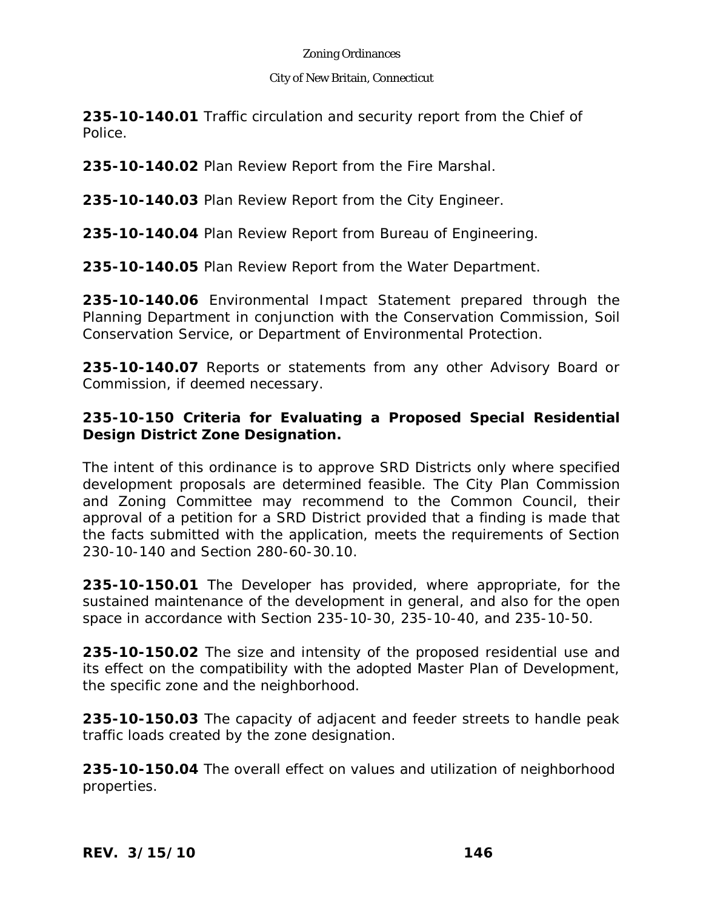**235-10-140.01** Traffic circulation and security report from the Chief of Police.

**235-10-140.02** Plan Review Report from the Fire Marshal.

**235-10-140.03** Plan Review Report from the City Engineer.

**235-10-140.04** Plan Review Report from Bureau of Engineering.

**235-10-140.05** Plan Review Report from the Water Department.

**235-10-140.06** Environmental Impact Statement prepared through the Planning Department in conjunction with the Conservation Commission, Soil Conservation Service, or Department of Environmental Protection.

**235-10-140.07** Reports or statements from any other Advisory Board or Commission, if deemed necessary.

**235-10-150 Criteria for Evaluating a Proposed Special Residential Design District Zone Designation.**

The intent of this ordinance is to approve SRD Districts only where specified development proposals are determined feasible. The City Plan Commission and Zoning Committee may recommend to the Common Council, their approval of a petition for a SRD District provided that a finding is made that the facts submitted with the application, meets the requirements of Section 230-10-140 and Section 280-60-30.10.

**235-10-150.01** The Developer has provided, where appropriate, for the sustained maintenance of the development in general, and also for the open space in accordance with Section 235-10-30, 235-10-40, and 235-10-50.

**235-10-150.02** The size and intensity of the proposed residential use and its effect on the compatibility with the adopted Master Plan of Development, the specific zone and the neighborhood.

**235-10-150.03** The capacity of adjacent and feeder streets to handle peak traffic loads created by the zone designation.

**235-10-150.04** The overall effect on values and utilization of neighborhood properties.

**REV. 3/15/10**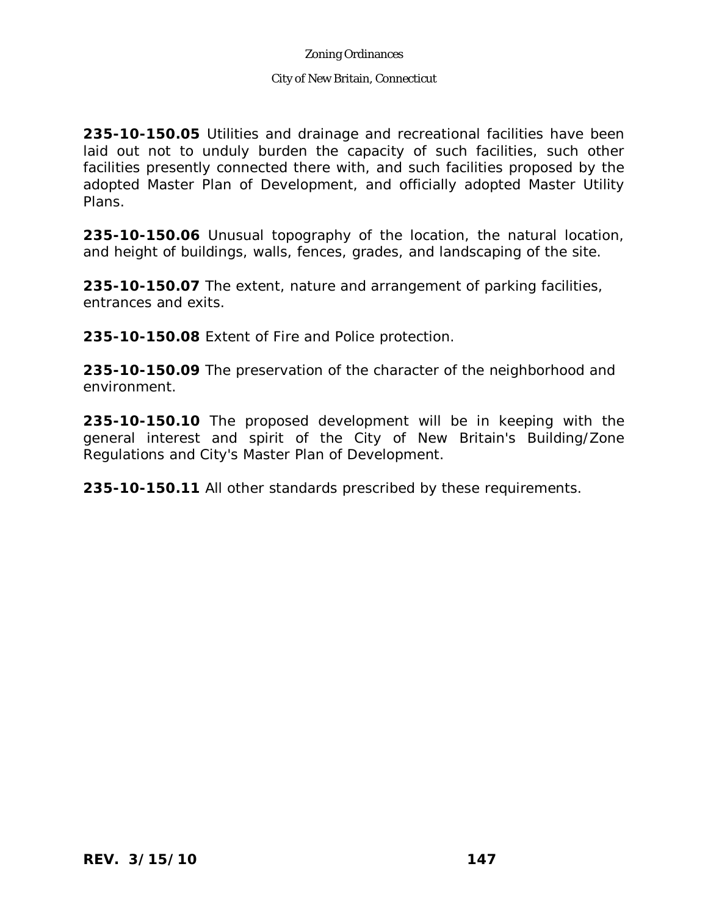**235-10-150.05** Utilities and drainage and recreational facilities have been laid out not to unduly burden the capacity of such facilities, such other facilities presently connected there with, and such facilities proposed by the adopted Master Plan of Development, and officially adopted Master Utility Plans.

**235-10-150.06** Unusual topography of the location, the natural location, and height of buildings, walls, fences, grades, and landscaping of the site.

**235-10-150.07** The extent, nature and arrangement of parking facilities, entrances and exits.

**235-10-150.08** Extent of Fire and Police protection.

**235-10-150.09** The preservation of the character of the neighborhood and environment.

**235-10-150.10** The proposed development will be in keeping with the general interest and spirit of the City of New Britain's Building/Zone Regulations and City's Master Plan of Development.

**235-10-150.11** All other standards prescribed by these requirements.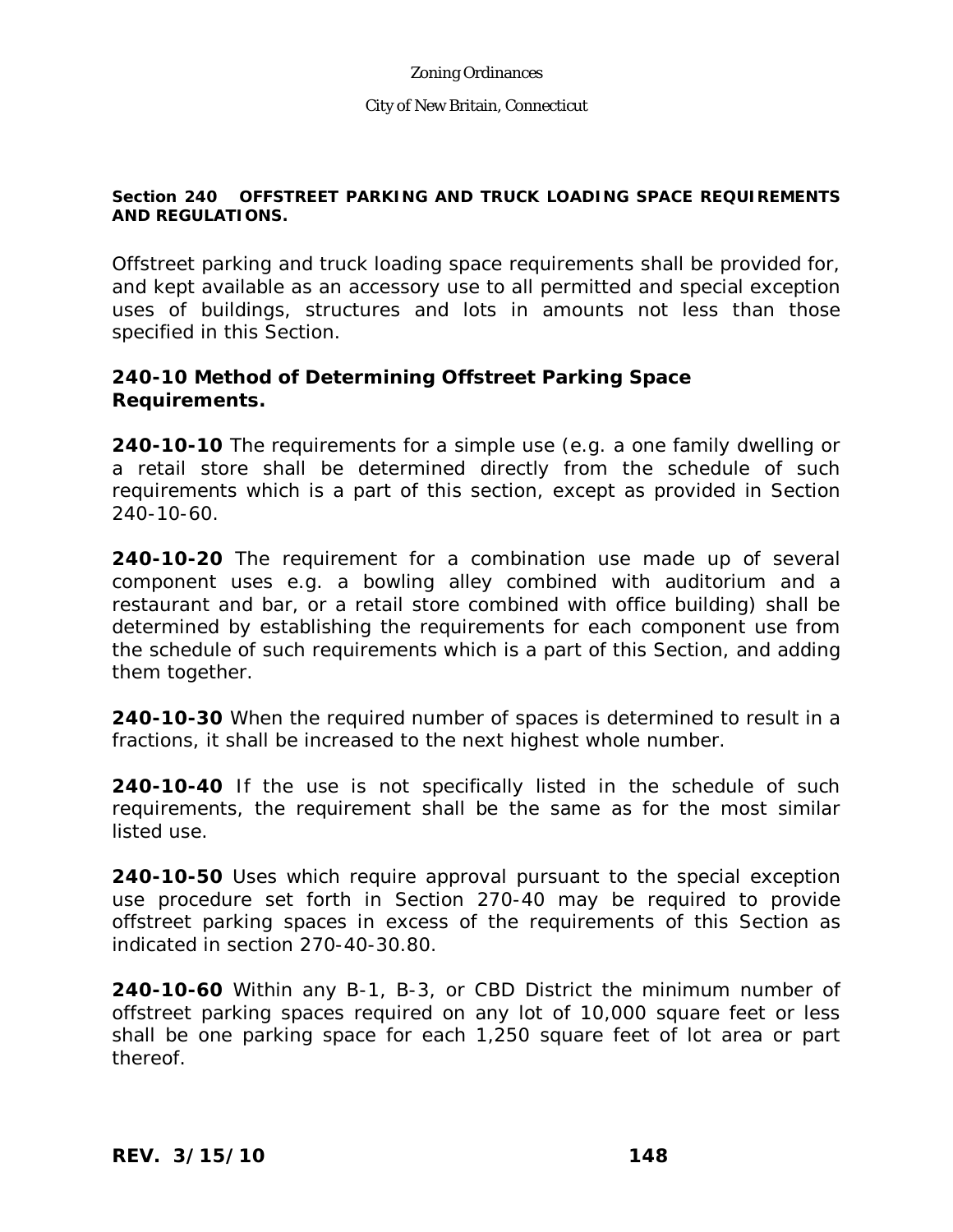**Section 240 OFFSTREET PARKING AND TRUCK LOADING SPACE REQUIREMENTS AND REGULATIONS.**

Offstreet parking and truck loading space requirements shall be provided for, and kept available as an accessory use to all permitted and special exception uses of buildings, structures and lots in amounts not less than those specified in this Section.

## 240-10 Method of Determining Offstreet Parking Space Requirements.

**240-10-10** The requirements for a simple use (e.g. a one family dwelling or a retail store shall be determined directly from the schedule of such requirements which is a part of this section, except as provided in Section 240-10-60.

**240-10-20** The requirement for a combination use made up of several component uses e.g. a bowling alley combined with auditorium and a restaurant and bar, or a retail store combined with office building) shall be determined by establishing the requirements for each component use from the schedule of such requirements which is a part of this Section, and adding them together.

**240-10-30** When the required number of spaces is determined to result in a fractions, it shall be increased to the next highest whole number.

**240-10-40** If the use is not specifically listed in the schedule of such requirements, the requirement shall be the same as for the most similar listed use.

**240-10-50** Uses which require approval pursuant to the special exception use procedure set forth in Section 270-40 may be required to provide offstreet parking spaces in excess of the requirements of this Section as indicated in section 270-40-30.80.

**240-10-60** Within any B-1, B-3, or CBD District the minimum number of offstreet parking spaces required on any lot of 10,000 square feet or less shall be one parking space for each 1,250 square feet of lot area or part thereof.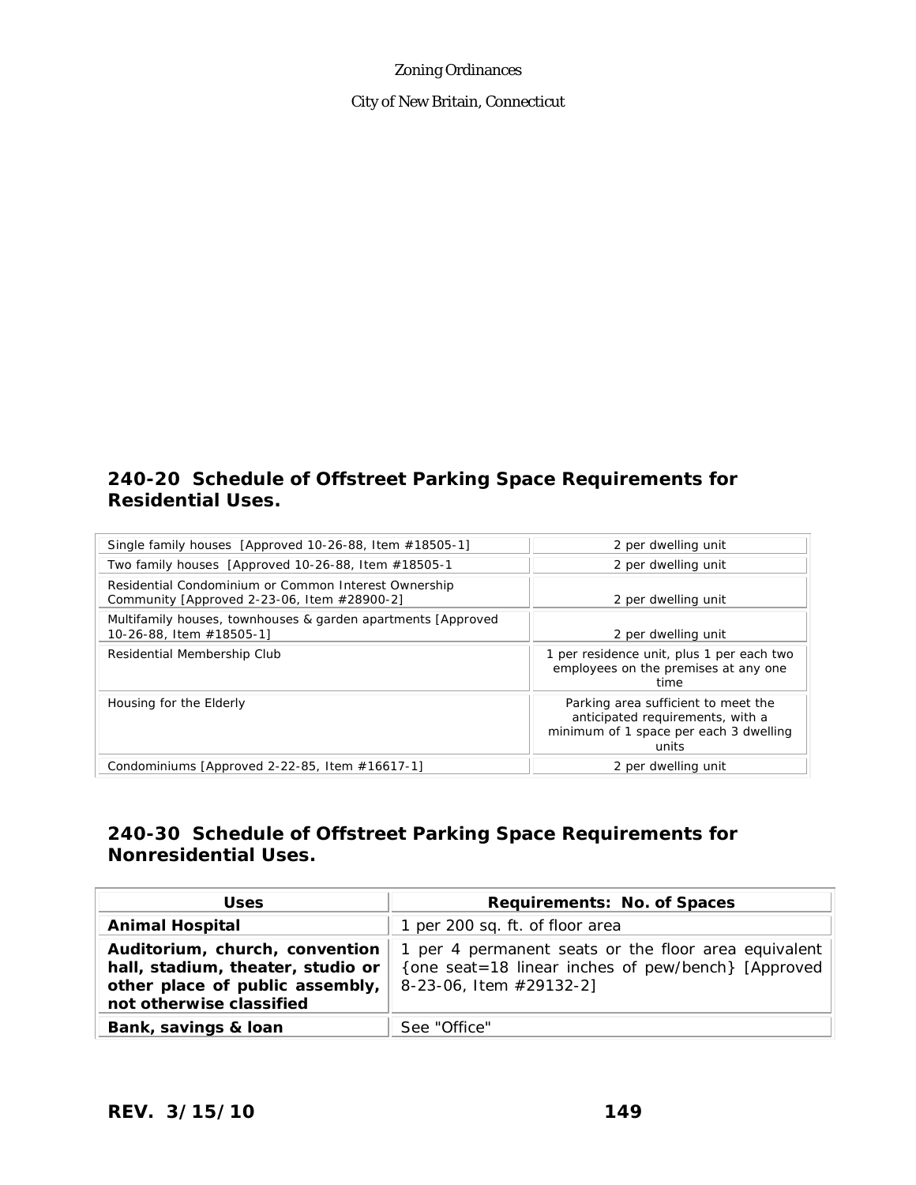## 240-20 Schedule of Offstreet Parking Space Requirements for Residential Uses.

| | |
|---|---|
| Single family houses [Approved 10-26-88, Item #18505-1] | 2 per dwelling unit |
| Two family houses [Approved 10-26-88, Item #18505-1 | 2 per dwelling unit |
| Residential Condominium or Common Interest Ownership Community [Approved 2-23-06, Item #28900-2] | 2 per dwelling unit |
| Multifamily houses, townhouses & garden apartments [Approved 10-26-88, Item #18505-1] | 2 per dwelling unit |
| Residential Membership Club | 1 per residence unit, plus 1 per each two employees on the premises at any one time |
| Housing for the Elderly | Parking area sufficient to meet the anticipated requirements, with a minimum of 1 space per each 3 dwelling units |
| Condominiums [Approved 2-22-85, Item #16617-1] | 2 per dwelling unit |

## 240-30 Schedule of Offstreet Parking Space Requirements for Nonresidential Uses.

| Uses | Requirements: No. of Spaces |
|---|---|
| **Animal Hospital** | 1 per 200 sq. ft. of floor area |
| **Auditorium, church, convention hall, stadium, theater, studio or other place of public assembly, not otherwise classified** | 1 per 4 permanent seats or the floor area equivalent {one seat=18 linear inches of pew/bench} [Approved 8-23-06, Item #29132-2] |
| **Bank, savings & loan** | See "Office" |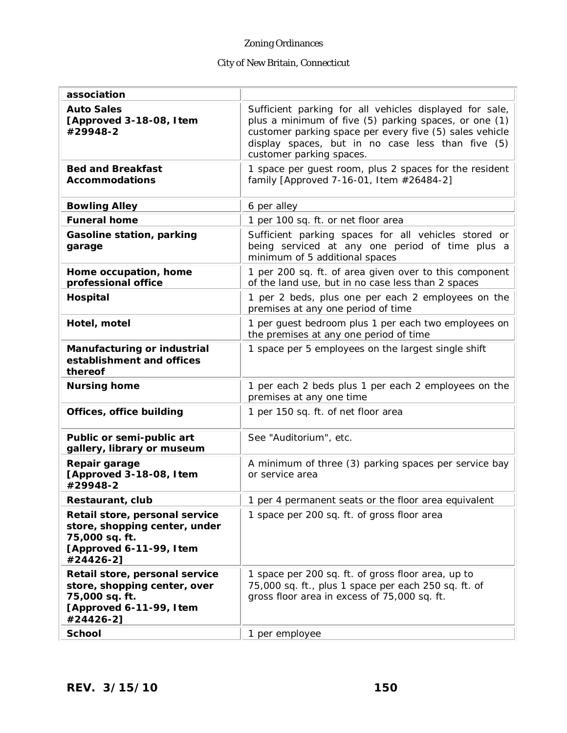| | |
|---|---|
| **association** | |
| **Auto Sales [Approved 3-18-08, Item #29948-2** | Sufficient parking for all vehicles displayed for sale, plus a minimum of five (5) parking spaces, or one (1) customer parking space per every five (5) sales vehicle display spaces, but in no case less than five (5) customer parking spaces. |
| **Bed and Breakfast Accommodations** | 1 space per guest room, plus 2 spaces for the resident family [Approved 7-16-01, Item #26484-2] |
| **Bowling Alley** | 6 per alley |
| **Funeral home** | 1 per 100 sq. ft. or net floor area |
| **Gasoline station, parking garage** | Sufficient parking spaces for all vehicles stored or being serviced at any one period of time plus a minimum of 5 additional spaces |
| **Home occupation, home professional office** | 1 per 200 sq. ft. of area given over to this component of the land use, but in no case less than 2 spaces |
| **Hospital** | 1 per 2 beds, plus one per each 2 employees on the premises at any one period of time |
| **Hotel, motel** | 1 per guest bedroom plus 1 per each two employees on the premises at any one period of time |
| **Manufacturing or industrial establishment and offices thereof** | 1 space per 5 employees on the largest single shift |
| **Nursing home** | 1 per each 2 beds plus 1 per each 2 employees on the premises at any one time |
| **Offices, office building** | 1 per 150 sq. ft. of net floor area |
| **Public or semi-public art gallery, library or museum** | See "Auditorium", etc. |
| **Repair garage [Approved 3-18-08, Item #29948-2** | A minimum of three (3) parking spaces per service bay or service area |
| **Restaurant, club** | 1 per 4 permanent seats or the floor area equivalent |
| **Retail store, personal service store, shopping center, under 75,000 sq. ft. [Approved 6-11-99, Item #24426-2]** | 1 space per 200 sq. ft. of gross floor area |
| **Retail store, personal service store, shopping center, over 75,000 sq. ft. [Approved 6-11-99, Item #24426-2]** | 1 space per 200 sq. ft. of gross floor area, up to 75,000 sq. ft., plus 1 space per each 250 sq. ft. of gross floor area in excess of 75,000 sq. ft. |
| **School** | 1 per employee |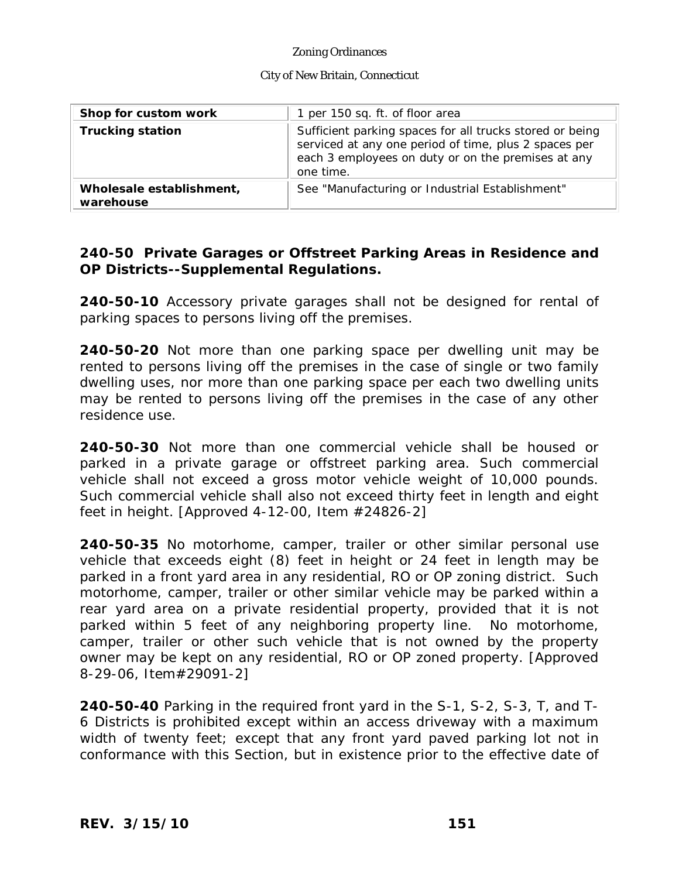| Shop for custom work | 1 per 150 sq. ft. of floor area |
| --- | --- |
| **Trucking station** | Sufficient parking spaces for all trucks stored or being serviced at any one period of time, plus 2 spaces per each 3 employees on duty or on the premises at any one time. |
| **Wholesale establishment, warehouse** | See "Manufacturing or Industrial Establishment" |

### 240-50 Private Garages or Offstreet Parking Areas in Residence and OP Districts--Supplemental Regulations.

**240-50-10** Accessory private garages shall not be designed for rental of parking spaces to persons living off the premises.

**240-50-20** Not more than one parking space per dwelling unit may be rented to persons living off the premises in the case of single or two family dwelling uses, nor more than one parking space per each two dwelling units may be rented to persons living off the premises in the case of any other residence use.

**240-50-30** Not more than one commercial vehicle shall be housed or parked in a private garage or offstreet parking area. Such commercial vehicle shall not exceed a gross motor vehicle weight of 10,000 pounds. Such commercial vehicle shall also not exceed thirty feet in length and eight feet in height. [Approved 4-12-00, Item #24826-2]

**240-50-35** No motorhome, camper, trailer or other similar personal use vehicle that exceeds eight (8) feet in height or 24 feet in length may be parked in a front yard area in any residential, RO or OP zoning district. Such motorhome, camper, trailer or other similar vehicle may be parked within a rear yard area on a private residential property, provided that it is not parked within 5 feet of any neighboring property line. No motorhome, camper, trailer or other such vehicle that is not owned by the property owner may be kept on any residential, RO or OP zoned property. [Approved 8-29-06, Item#29091-2]

**240-50-40** Parking in the required front yard in the S-1, S-2, S-3, T, and T-6 Districts is prohibited except within an access driveway with a maximum width of twenty feet; except that any front yard paved parking lot not in conformance with this Section, but in existence prior to the effective date of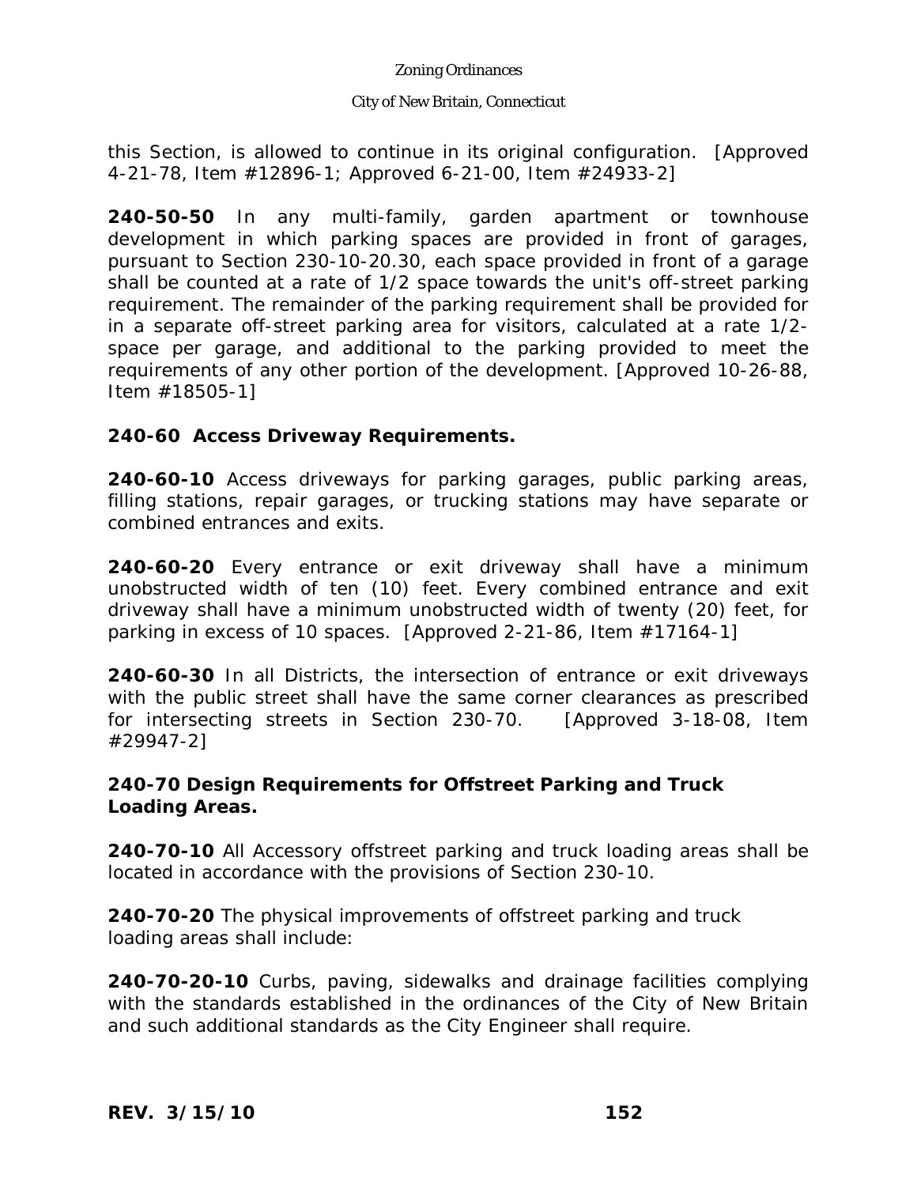this Section, is allowed to continue in its original configuration. [Approved 4-21-78, Item #12896-1; Approved 6-21-00, Item #24933-2]

**240-50-50** In any multi-family, garden apartment or townhouse development in which parking spaces are provided in front of garages, pursuant to Section 230-10-20.30, each space provided in front of a garage shall be counted at a rate of 1/2 space towards the unit's off-street parking requirement. The remainder of the parking requirement shall be provided for in a separate off-street parking area for visitors, calculated at a rate 1/2-space per garage, and additional to the parking provided to meet the requirements of any other portion of the development. [Approved 10-26-88, Item #18505-1]

**240-60 Access Driveway Requirements.**

**240-60-10** Access driveways for parking garages, public parking areas, filling stations, repair garages, or trucking stations may have separate or combined entrances and exits.

**240-60-20** Every entrance or exit driveway shall have a minimum unobstructed width of ten (10) feet. Every combined entrance and exit driveway shall have a minimum unobstructed width of twenty (20) feet, for parking in excess of 10 spaces. [Approved 2-21-86, Item #17164-1]

**240-60-30** In all Districts, the intersection of entrance or exit driveways with the public street shall have the same corner clearances as prescribed for intersecting streets in Section 230-70. [Approved 3-18-08, Item #29947-2]

**240-70 Design Requirements for Offstreet Parking and Truck Loading Areas.**

**240-70-10** All Accessory offstreet parking and truck loading areas shall be located in accordance with the provisions of Section 230-10.

**240-70-20** The physical improvements of offstreet parking and truck loading areas shall include:

**240-70-20-10** Curbs, paving, sidewalks and drainage facilities complying with the standards established in the ordinances of the City of New Britain and such additional standards as the City Engineer shall require.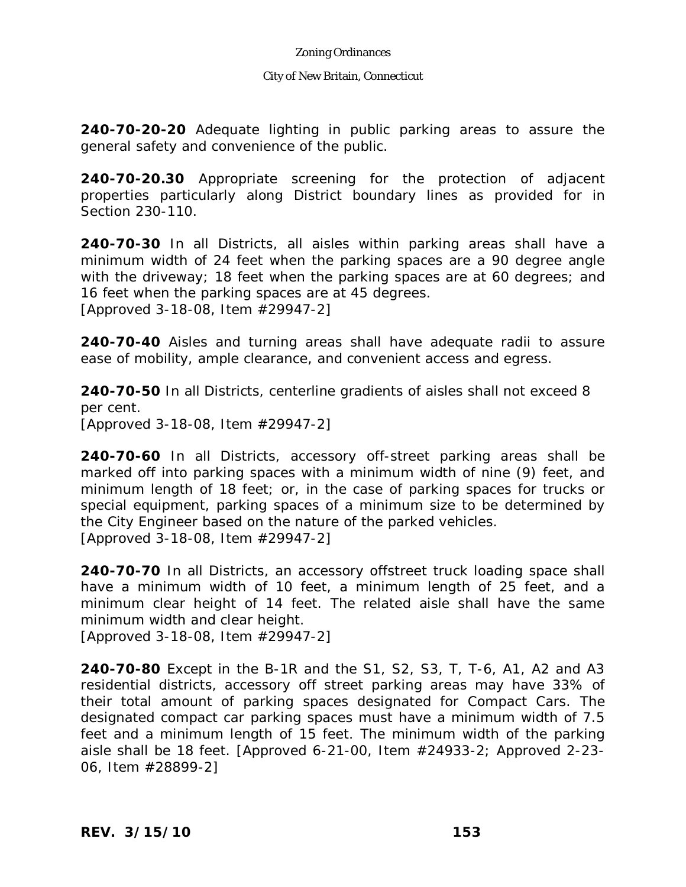**240-70-20-20** Adequate lighting in public parking areas to assure the general safety and convenience of the public.

**240-70-20.30** Appropriate screening for the protection of adjacent properties particularly along District boundary lines as provided for in Section 230-110.

**240-70-30** In all Districts, all aisles within parking areas shall have a minimum width of 24 feet when the parking spaces are a 90 degree angle with the driveway; 18 feet when the parking spaces are at 60 degrees; and 16 feet when the parking spaces are at 45 degrees.
[Approved 3-18-08, Item #29947-2]

**240-70-40** Aisles and turning areas shall have adequate radii to assure ease of mobility, ample clearance, and convenient access and egress.

**240-70-50** In all Districts, centerline gradients of aisles shall not exceed 8 per cent.
[Approved 3-18-08, Item #29947-2]

**240-70-60** In all Districts, accessory off-street parking areas shall be marked off into parking spaces with a minimum width of nine (9) feet, and minimum length of 18 feet; or, in the case of parking spaces for trucks or special equipment, parking spaces of a minimum size to be determined by the City Engineer based on the nature of the parked vehicles.
[Approved 3-18-08, Item #29947-2]

**240-70-70** In all Districts, an accessory offstreet truck loading space shall have a minimum width of 10 feet, a minimum length of 25 feet, and a minimum clear height of 14 feet. The related aisle shall have the same minimum width and clear height.
[Approved 3-18-08, Item #29947-2]

**240-70-80** Except in the B-1R and the S1, S2, S3, T, T-6, A1, A2 and A3 residential districts, accessory off street parking areas may have 33% of their total amount of parking spaces designated for Compact Cars. The designated compact car parking spaces must have a minimum width of 7.5 feet and a minimum length of 15 feet. The minimum width of the parking aisle shall be 18 feet. [Approved 6-21-00, Item #24933-2; Approved 2-23-06, Item #28899-2]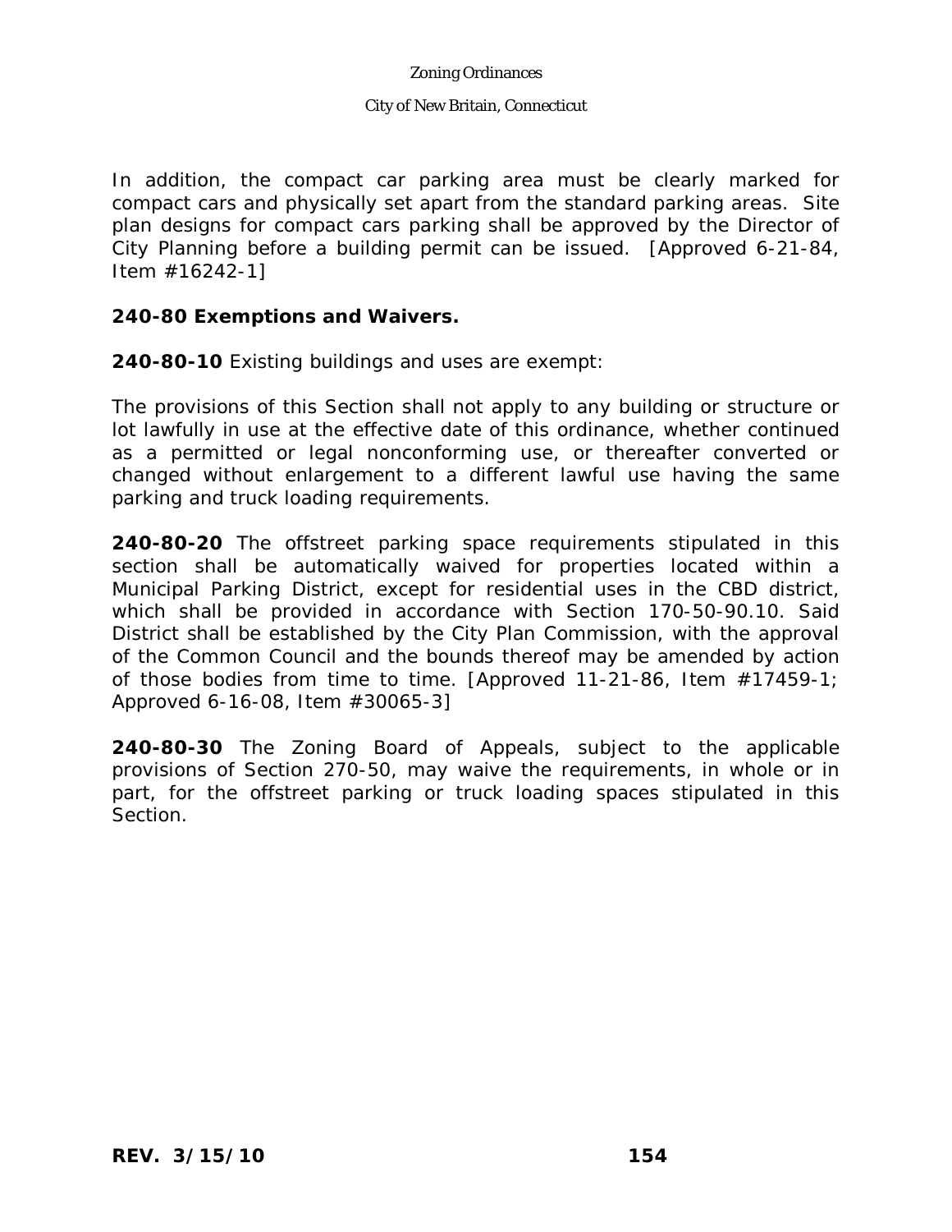In addition, the compact car parking area must be clearly marked for compact cars and physically set apart from the standard parking areas. Site plan designs for compact cars parking shall be approved by the Director of City Planning before a building permit can be issued. [Approved 6-21-84, Item #16242-1]

**240-80 Exemptions and Waivers.**

**240-80-10** Existing buildings and uses are exempt:

The provisions of this Section shall not apply to any building or structure or lot lawfully in use at the effective date of this ordinance, whether continued as a permitted or legal nonconforming use, or thereafter converted or changed without enlargement to a different lawful use having the same parking and truck loading requirements.

**240-80-20** The offstreet parking space requirements stipulated in this section shall be automatically waived for properties located within a Municipal Parking District, except for residential uses in the CBD district, which shall be provided in accordance with Section 170-50-90.10. Said District shall be established by the City Plan Commission, with the approval of the Common Council and the bounds thereof may be amended by action of those bodies from time to time. [Approved 11-21-86, Item #17459-1; Approved 6-16-08, Item #30065-3]

**240-80-30** The Zoning Board of Appeals, subject to the applicable provisions of Section 270-50, may waive the requirements, in whole or in part, for the offstreet parking or truck loading spaces stipulated in this Section.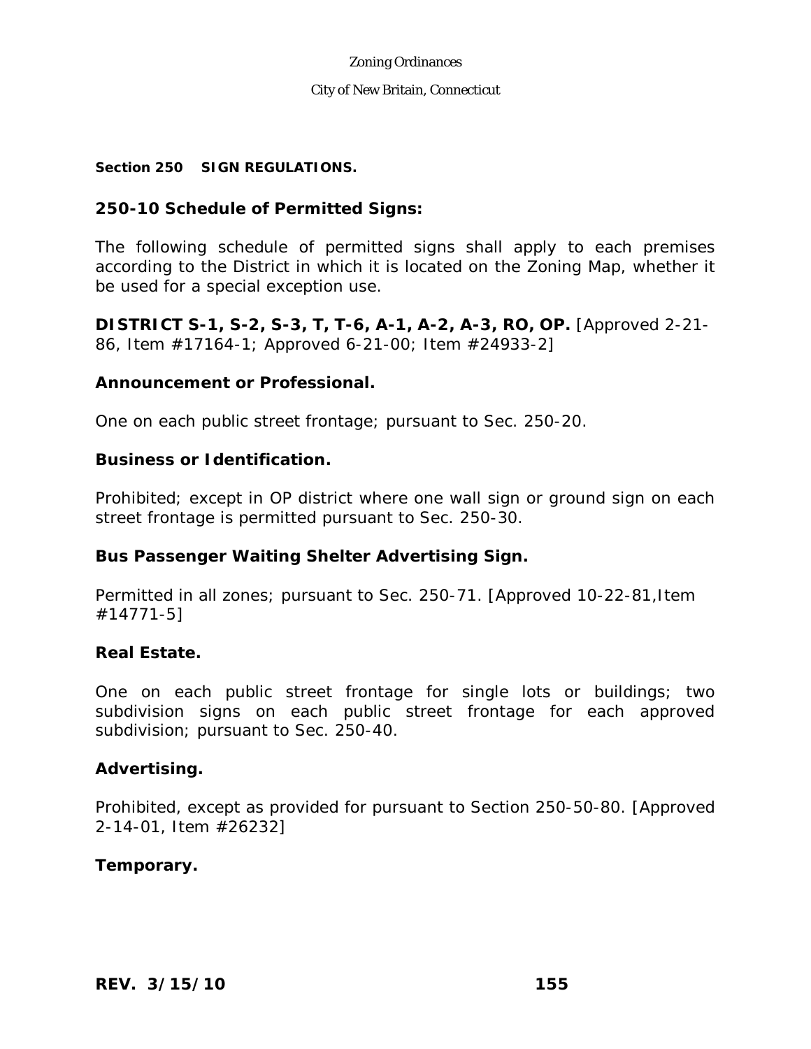**Section 250 SIGN REGULATIONS.**

## 250-10 Schedule of Permitted Signs:

The following schedule of permitted signs shall apply to each premises according to the District in which it is located on the Zoning Map, whether it be used for a special exception use.

**DISTRICT S-1, S-2, S-3, T, T-6, A-1, A-2, A-3, RO, OP.** [Approved 2-21-86, Item #17164-1; Approved 6-21-00; Item #24933-2]

**Announcement or Professional.**

One on each public street frontage; pursuant to Sec. 250-20.

**Business or Identification.**

Prohibited; except in OP district where one wall sign or ground sign on each street frontage is permitted pursuant to Sec. 250-30.

**Bus Passenger Waiting Shelter Advertising Sign.**

Permitted in all zones; pursuant to Sec. 250-71. [Approved 10-22-81,Item #14771-5]

**Real Estate.**

One on each public street frontage for single lots or buildings; two subdivision signs on each public street frontage for each approved subdivision; pursuant to Sec. 250-40.

**Advertising.**

Prohibited, except as provided for pursuant to Section 250-50-80. [Approved 2-14-01, Item #26232]

**Temporary.**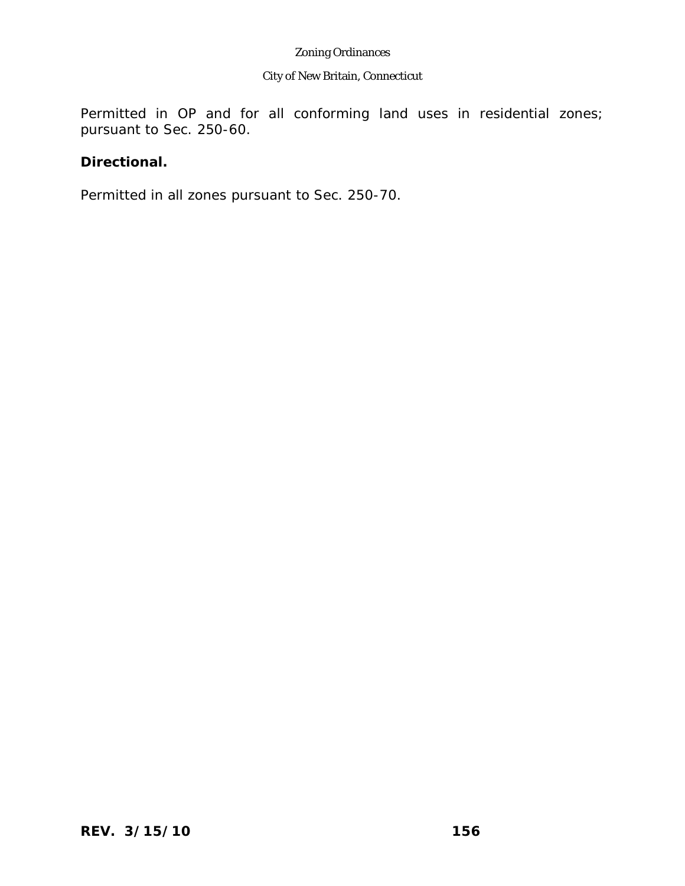Permitted in OP and for all conforming land uses in residential zones; pursuant to Sec. 250-60.

**Directional.**

Permitted in all zones pursuant to Sec. 250-70.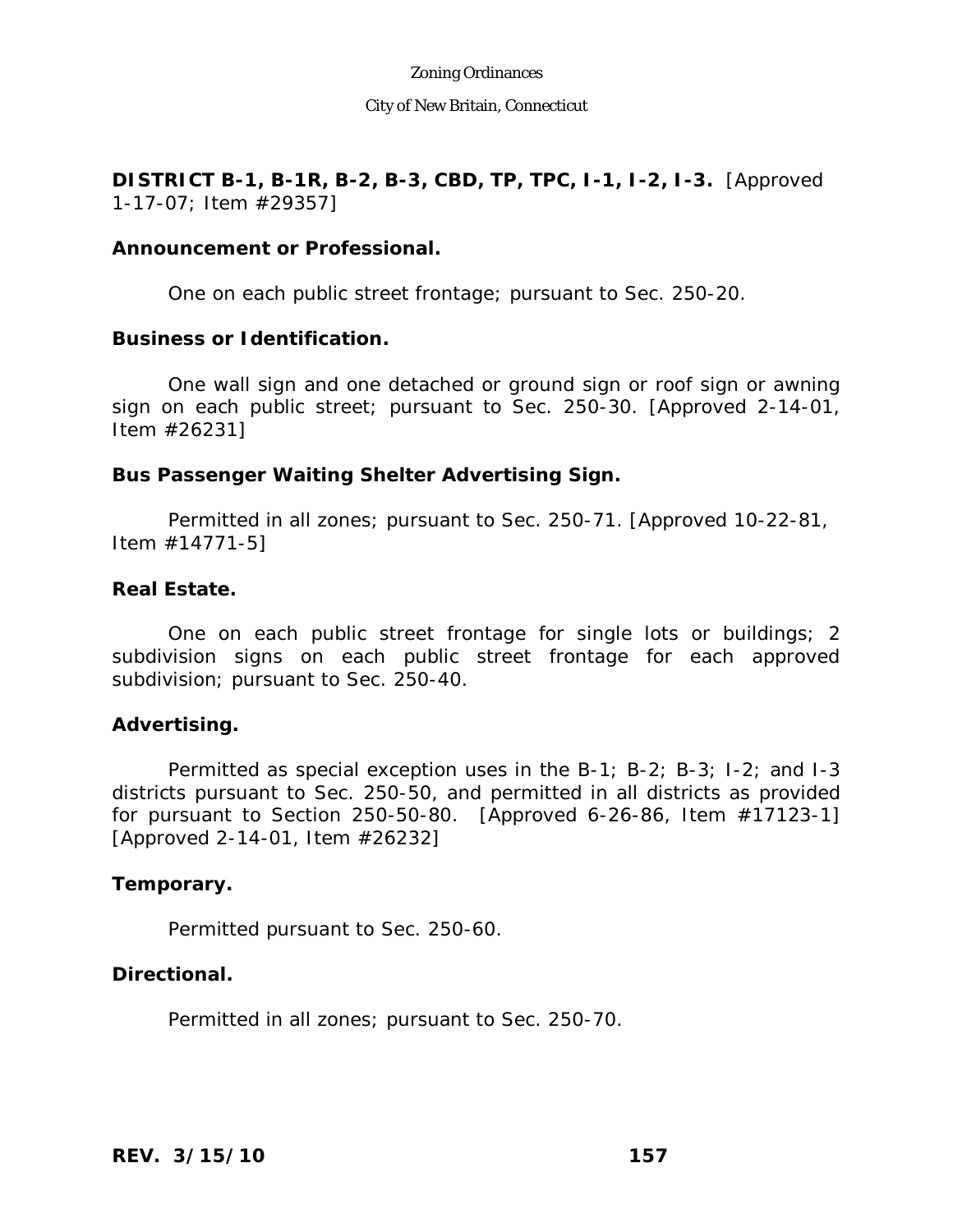**DISTRICT B-1, B-1R, B-2, B-3, CBD, TP, TPC, I-1, I-2, I-3.** [Approved 1-17-07; Item #29357]

**Announcement or Professional.**

One on each public street frontage; pursuant to Sec. 250-20.

**Business or Identification.**

One wall sign and one detached or ground sign or roof sign or awning sign on each public street; pursuant to Sec. 250-30. [Approved 2-14-01, Item #26231]

**Bus Passenger Waiting Shelter Advertising Sign.**

Permitted in all zones; pursuant to Sec. 250-71. [Approved 10-22-81, Item #14771-5]

**Real Estate.**

One on each public street frontage for single lots or buildings; 2 subdivision signs on each public street frontage for each approved subdivision; pursuant to Sec. 250-40.

**Advertising.**

Permitted as special exception uses in the B-1; B-2; B-3; I-2; and I-3 districts pursuant to Sec. 250-50, and permitted in all districts as provided for pursuant to Section 250-50-80. [Approved 6-26-86, Item #17123-1] [Approved 2-14-01, Item #26232]

**Temporary.**

Permitted pursuant to Sec. 250-60.

**Directional.**

Permitted in all zones; pursuant to Sec. 250-70.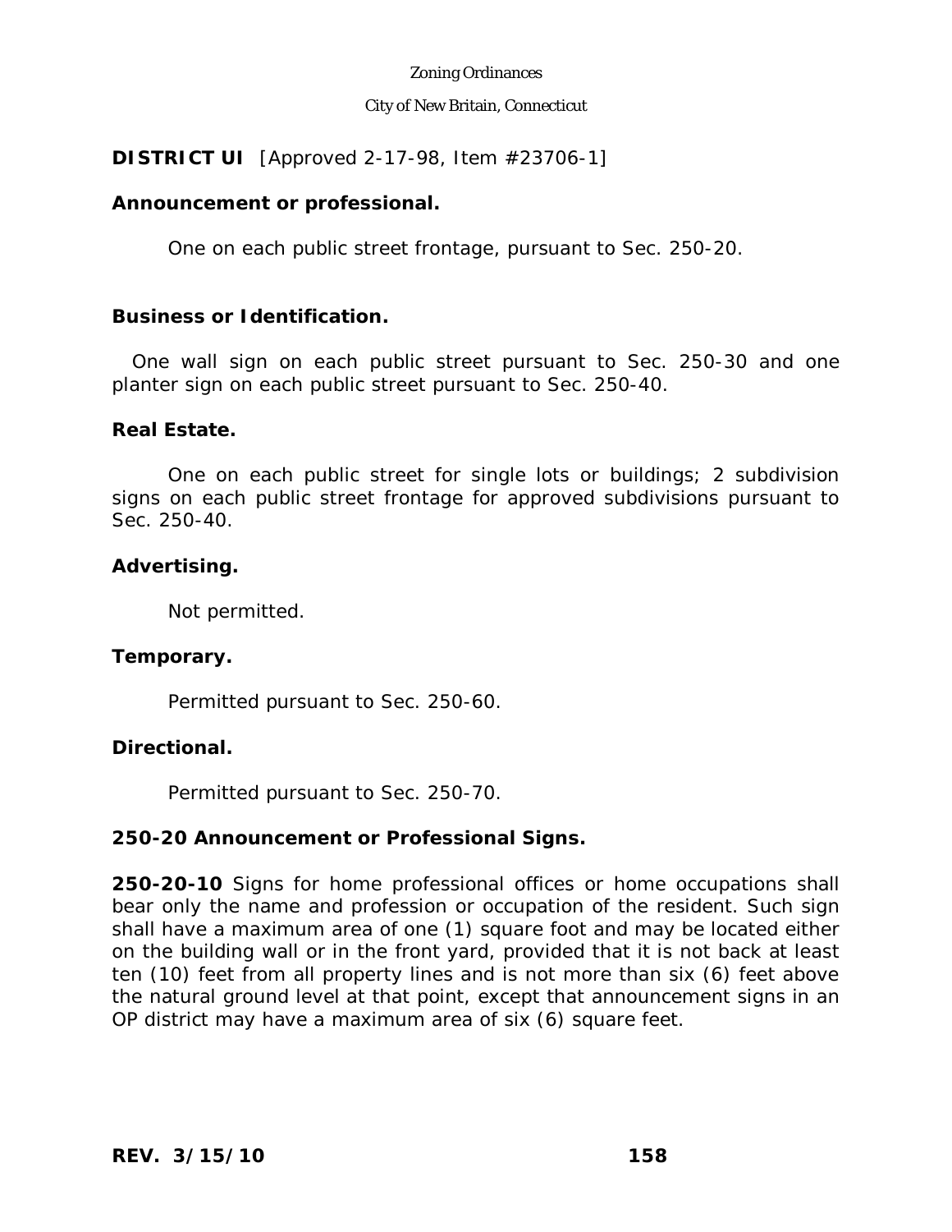**DISTRICT UI** [Approved 2-17-98, Item #23706-1]

**Announcement or professional.**

One on each public street frontage, pursuant to Sec. 250-20.

**Business or Identification.**

One wall sign on each public street pursuant to Sec. 250-30 and one planter sign on each public street pursuant to Sec. 250-40.

**Real Estate.**

One on each public street for single lots or buildings; 2 subdivision signs on each public street frontage for approved subdivisions pursuant to Sec. 250-40.

**Advertising.**

Not permitted.

**Temporary.**

Permitted pursuant to Sec. 250-60.

**Directional.**

Permitted pursuant to Sec. 250-70.

**250-20 Announcement or Professional Signs.**

**250-20-10** Signs for home professional offices or home occupations shall bear only the name and profession or occupation of the resident. Such sign shall have a maximum area of one (1) square foot and may be located either on the building wall or in the front yard, provided that it is not back at least ten (10) feet from all property lines and is not more than six (6) feet above the natural ground level at that point, except that announcement signs in an OP district may have a maximum area of six (6) square feet.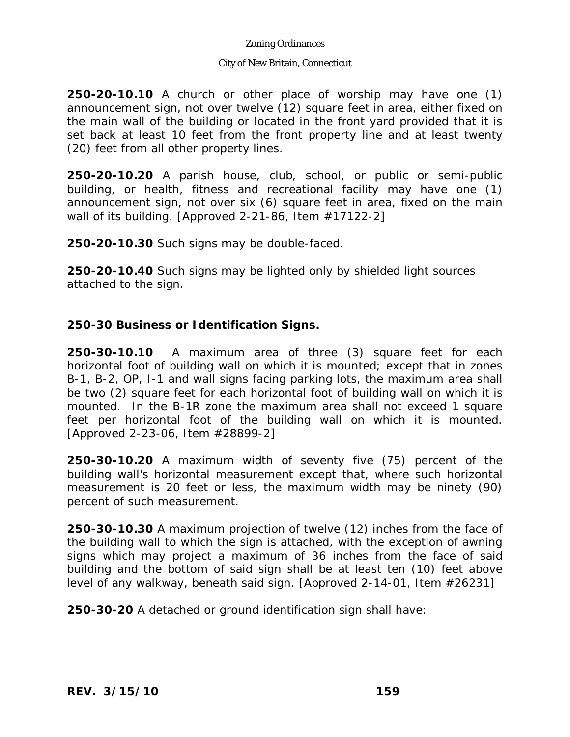**250-20-10.10** A church or other place of worship may have one (1) announcement sign, not over twelve (12) square feet in area, either fixed on the main wall of the building or located in the front yard provided that it is set back at least 10 feet from the front property line and at least twenty (20) feet from all other property lines.

**250-20-10.20** A parish house, club, school, or public or semi-public building, or health, fitness and recreational facility may have one (1) announcement sign, not over six (6) square feet in area, fixed on the main wall of its building. [Approved 2-21-86, Item #17122-2]

**250-20-10.30** Such signs may be double-faced.

**250-20-10.40** Such signs may be lighted only by shielded light sources attached to the sign.

**250-30 Business or Identification Signs.**

**250-30-10.10** A maximum area of three (3) square feet for each horizontal foot of building wall on which it is mounted; except that in zones B-1, B-2, OP, I-1 and wall signs facing parking lots, the maximum area shall be two (2) square feet for each horizontal foot of building wall on which it is mounted. In the B-1R zone the maximum area shall not exceed 1 square feet per horizontal foot of the building wall on which it is mounted. [Approved 2-23-06, Item #28899-2]

**250-30-10.20** A maximum width of seventy five (75) percent of the building wall's horizontal measurement except that, where such horizontal measurement is 20 feet or less, the maximum width may be ninety (90) percent of such measurement.

**250-30-10.30** A maximum projection of twelve (12) inches from the face of the building wall to which the sign is attached, with the exception of awning signs which may project a maximum of 36 inches from the face of said building and the bottom of said sign shall be at least ten (10) feet above level of any walkway, beneath said sign. [Approved 2-14-01, Item #26231]

**250-30-20** A detached or ground identification sign shall have: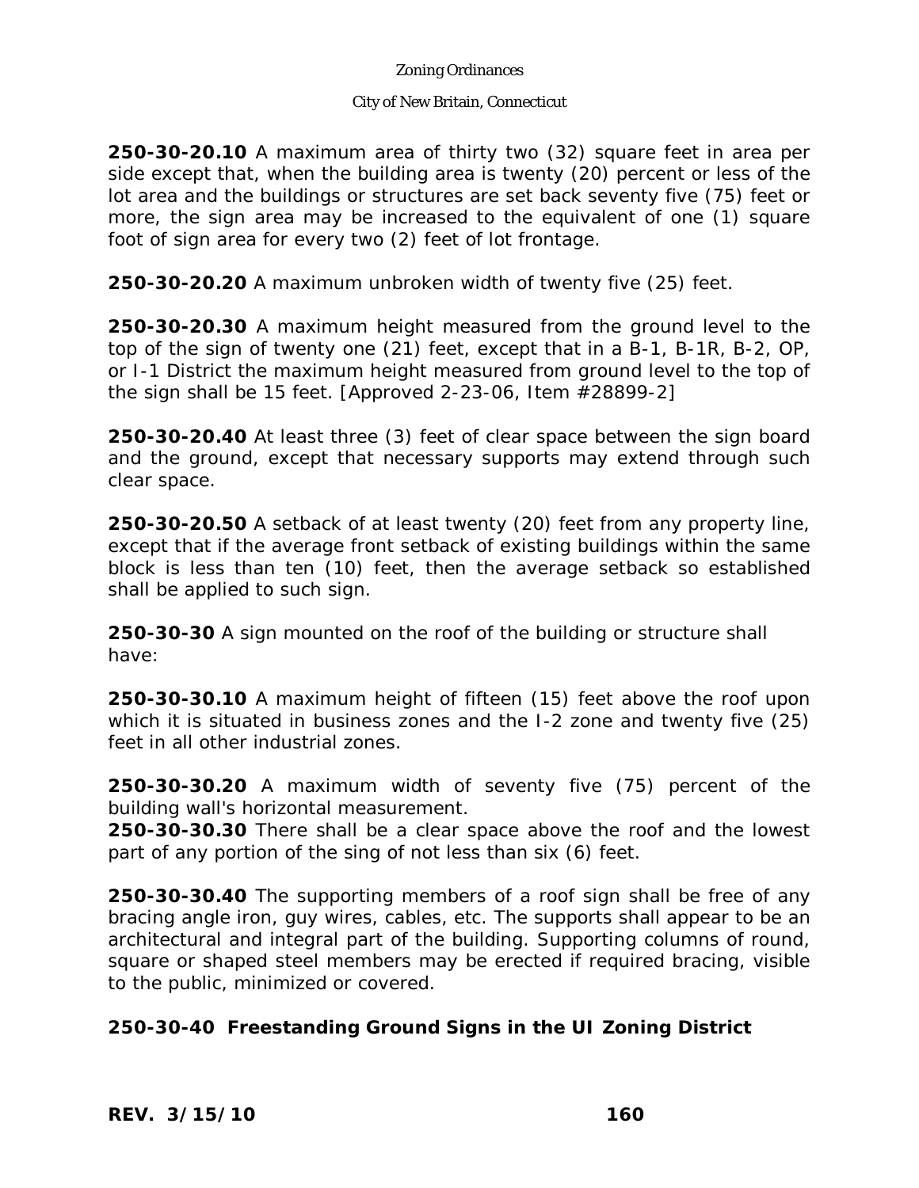**250-30-20.10** A maximum area of thirty two (32) square feet in area per side except that, when the building area is twenty (20) percent or less of the lot area and the buildings or structures are set back seventy five (75) feet or more, the sign area may be increased to the equivalent of one (1) square foot of sign area for every two (2) feet of lot frontage.

**250-30-20.20** A maximum unbroken width of twenty five (25) feet.

**250-30-20.30** A maximum height measured from the ground level to the top of the sign of twenty one (21) feet, except that in a B-1, B-1R, B-2, OP, or I-1 District the maximum height measured from ground level to the top of the sign shall be 15 feet. [Approved 2-23-06, Item #28899-2]

**250-30-20.40** At least three (3) feet of clear space between the sign board and the ground, except that necessary supports may extend through such clear space.

**250-30-20.50** A setback of at least twenty (20) feet from any property line, except that if the average front setback of existing buildings within the same block is less than ten (10) feet, then the average setback so established shall be applied to such sign.

**250-30-30** A sign mounted on the roof of the building or structure shall have:

**250-30-30.10** A maximum height of fifteen (15) feet above the roof upon which it is situated in business zones and the I-2 zone and twenty five (25) feet in all other industrial zones.

**250-30-30.20** A maximum width of seventy five (75) percent of the building wall's horizontal measurement.

**250-30-30.30** There shall be a clear space above the roof and the lowest part of any portion of the sing of not less than six (6) feet.

**250-30-30.40** The supporting members of a roof sign shall be free of any bracing angle iron, guy wires, cables, etc. The supports shall appear to be an architectural and integral part of the building. Supporting columns of round, square or shaped steel members may be erected if required bracing, visible to the public, minimized or covered.

**250-30-40 Freestanding Ground Signs in the UI Zoning District**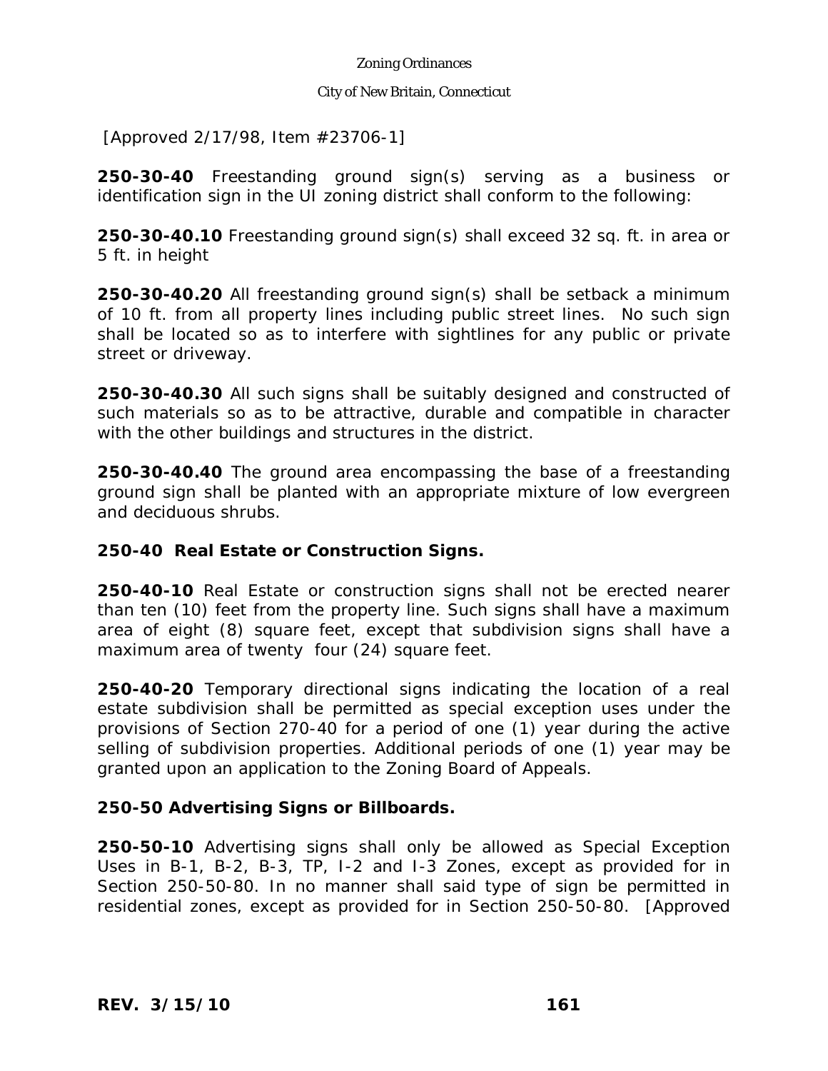[Approved 2/17/98, Item #23706-1]

**250-30-40** Freestanding ground sign(s) serving as a business or identification sign in the UI zoning district shall conform to the following:

**250-30-40.10** Freestanding ground sign(s) shall exceed 32 sq. ft. in area or 5 ft. in height

**250-30-40.20** All freestanding ground sign(s) shall be setback a minimum of 10 ft. from all property lines including public street lines. No such sign shall be located so as to interfere with sightlines for any public or private street or driveway.

**250-30-40.30** All such signs shall be suitably designed and constructed of such materials so as to be attractive, durable and compatible in character with the other buildings and structures in the district.

**250-30-40.40** The ground area encompassing the base of a freestanding ground sign shall be planted with an appropriate mixture of low evergreen and deciduous shrubs.

**250-40 Real Estate or Construction Signs.**

**250-40-10** Real Estate or construction signs shall not be erected nearer than ten (10) feet from the property line. Such signs shall have a maximum area of eight (8) square feet, except that subdivision signs shall have a maximum area of twenty four (24) square feet.

**250-40-20** Temporary directional signs indicating the location of a real estate subdivision shall be permitted as special exception uses under the provisions of Section 270-40 for a period of one (1) year during the active selling of subdivision properties. Additional periods of one (1) year may be granted upon an application to the Zoning Board of Appeals.

**250-50 Advertising Signs or Billboards.**

**250-50-10** Advertising signs shall only be allowed as Special Exception Uses in B-1, B-2, B-3, TP, I-2 and I-3 Zones, except as provided for in Section 250-50-80. In no manner shall said type of sign be permitted in residential zones, except as provided for in Section 250-50-80. [Approved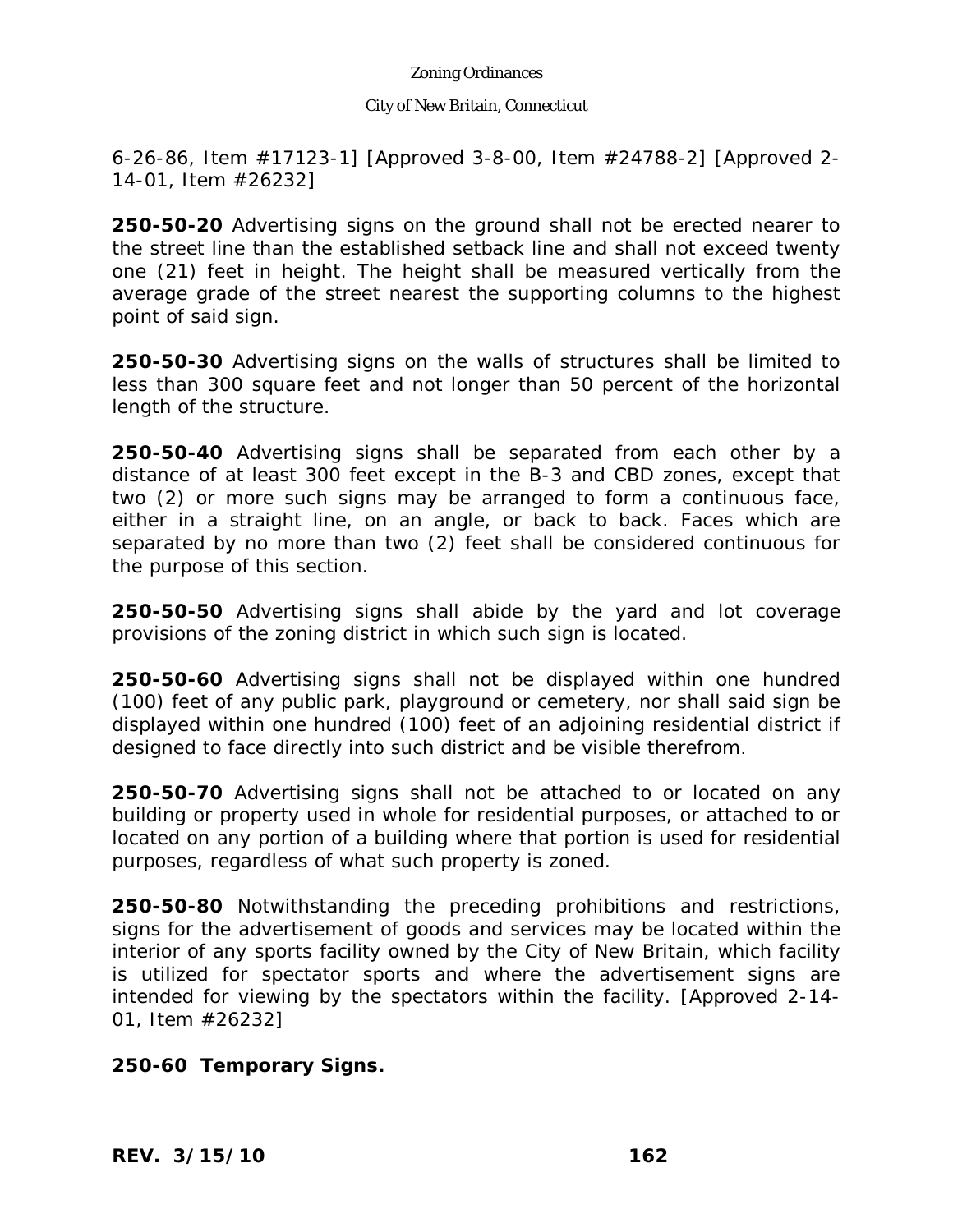6-26-86, Item #17123-1] [Approved 3-8-00, Item #24788-2] [Approved 2-14-01, Item #26232]

**250-50-20** Advertising signs on the ground shall not be erected nearer to the street line than the established setback line and shall not exceed twenty one (21) feet in height. The height shall be measured vertically from the average grade of the street nearest the supporting columns to the highest point of said sign.

**250-50-30** Advertising signs on the walls of structures shall be limited to less than 300 square feet and not longer than 50 percent of the horizontal length of the structure.

**250-50-40** Advertising signs shall be separated from each other by a distance of at least 300 feet except in the B-3 and CBD zones, except that two (2) or more such signs may be arranged to form a continuous face, either in a straight line, on an angle, or back to back. Faces which are separated by no more than two (2) feet shall be considered continuous for the purpose of this section.

**250-50-50** Advertising signs shall abide by the yard and lot coverage provisions of the zoning district in which such sign is located.

**250-50-60** Advertising signs shall not be displayed within one hundred (100) feet of any public park, playground or cemetery, nor shall said sign be displayed within one hundred (100) feet of an adjoining residential district if designed to face directly into such district and be visible therefrom.

**250-50-70** Advertising signs shall not be attached to or located on any building or property used in whole for residential purposes, or attached to or located on any portion of a building where that portion is used for residential purposes, regardless of what such property is zoned.

**250-50-80** Notwithstanding the preceding prohibitions and restrictions, signs for the advertisement of goods and services may be located within the interior of any sports facility owned by the City of New Britain, which facility is utilized for spectator sports and where the advertisement signs are intended for viewing by the spectators within the facility. [Approved 2-14-01, Item #26232]

**250-60 Temporary Signs.**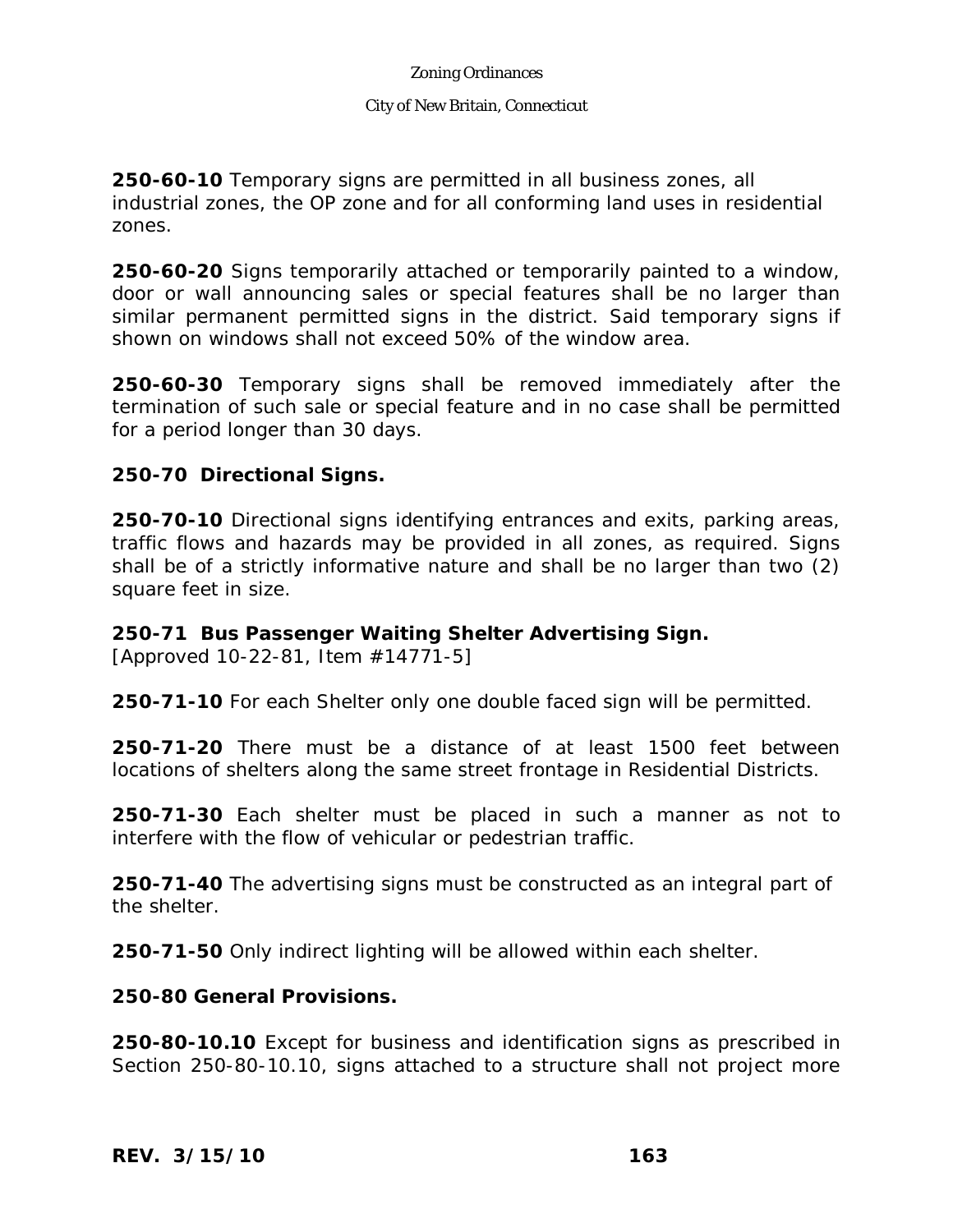**250-60-10** Temporary signs are permitted in all business zones, all industrial zones, the OP zone and for all conforming land uses in residential zones.

**250-60-20** Signs temporarily attached or temporarily painted to a window, door or wall announcing sales or special features shall be no larger than similar permanent permitted signs in the district. Said temporary signs if shown on windows shall not exceed 50% of the window area.

**250-60-30** Temporary signs shall be removed immediately after the termination of such sale or special feature and in no case shall be permitted for a period longer than 30 days.

**250-70 Directional Signs.**

**250-70-10** Directional signs identifying entrances and exits, parking areas, traffic flows and hazards may be provided in all zones, as required. Signs shall be of a strictly informative nature and shall be no larger than two (2) square feet in size.

**250-71 Bus Passenger Waiting Shelter Advertising Sign.**
[Approved 10-22-81, Item #14771-5]

**250-71-10** For each Shelter only one double faced sign will be permitted.

**250-71-20** There must be a distance of at least 1500 feet between locations of shelters along the same street frontage in Residential Districts.

**250-71-30** Each shelter must be placed in such a manner as not to interfere with the flow of vehicular or pedestrian traffic.

**250-71-40** The advertising signs must be constructed as an integral part of the shelter.

**250-71-50** Only indirect lighting will be allowed within each shelter.

**250-80 General Provisions.**

**250-80-10.10** Except for business and identification signs as prescribed in Section 250-80-10.10, signs attached to a structure shall not project more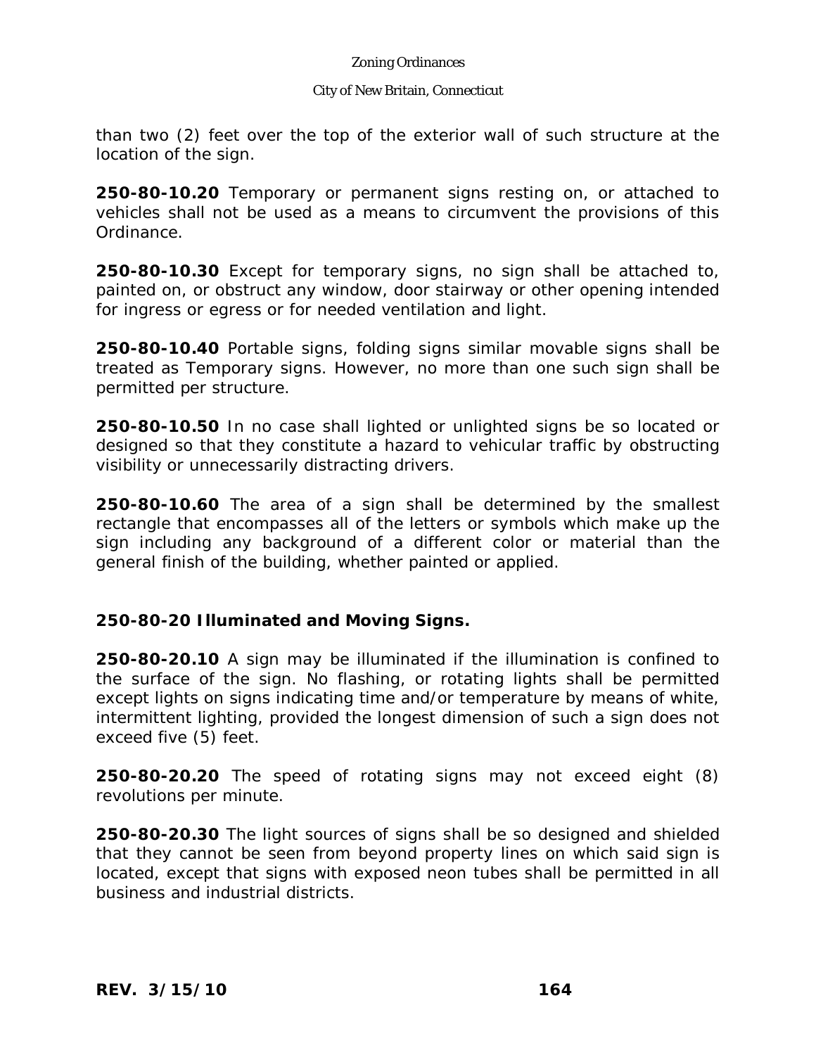than two (2) feet over the top of the exterior wall of such structure at the location of the sign.

**250-80-10.20** Temporary or permanent signs resting on, or attached to vehicles shall not be used as a means to circumvent the provisions of this Ordinance.

**250-80-10.30** Except for temporary signs, no sign shall be attached to, painted on, or obstruct any window, door stairway or other opening intended for ingress or egress or for needed ventilation and light.

**250-80-10.40** Portable signs, folding signs similar movable signs shall be treated as Temporary signs. However, no more than one such sign shall be permitted per structure.

**250-80-10.50** In no case shall lighted or unlighted signs be so located or designed so that they constitute a hazard to vehicular traffic by obstructing visibility or unnecessarily distracting drivers.

**250-80-10.60** The area of a sign shall be determined by the smallest rectangle that encompasses all of the letters or symbols which make up the sign including any background of a different color or material than the general finish of the building, whether painted or applied.

**250-80-20 Illuminated and Moving Signs.**

**250-80-20.10** A sign may be illuminated if the illumination is confined to the surface of the sign. No flashing, or rotating lights shall be permitted except lights on signs indicating time and/or temperature by means of white, intermittent lighting, provided the longest dimension of such a sign does not exceed five (5) feet.

**250-80-20.20** The speed of rotating signs may not exceed eight (8) revolutions per minute.

**250-80-20.30** The light sources of signs shall be so designed and shielded that they cannot be seen from beyond property lines on which said sign is located, except that signs with exposed neon tubes shall be permitted in all business and industrial districts.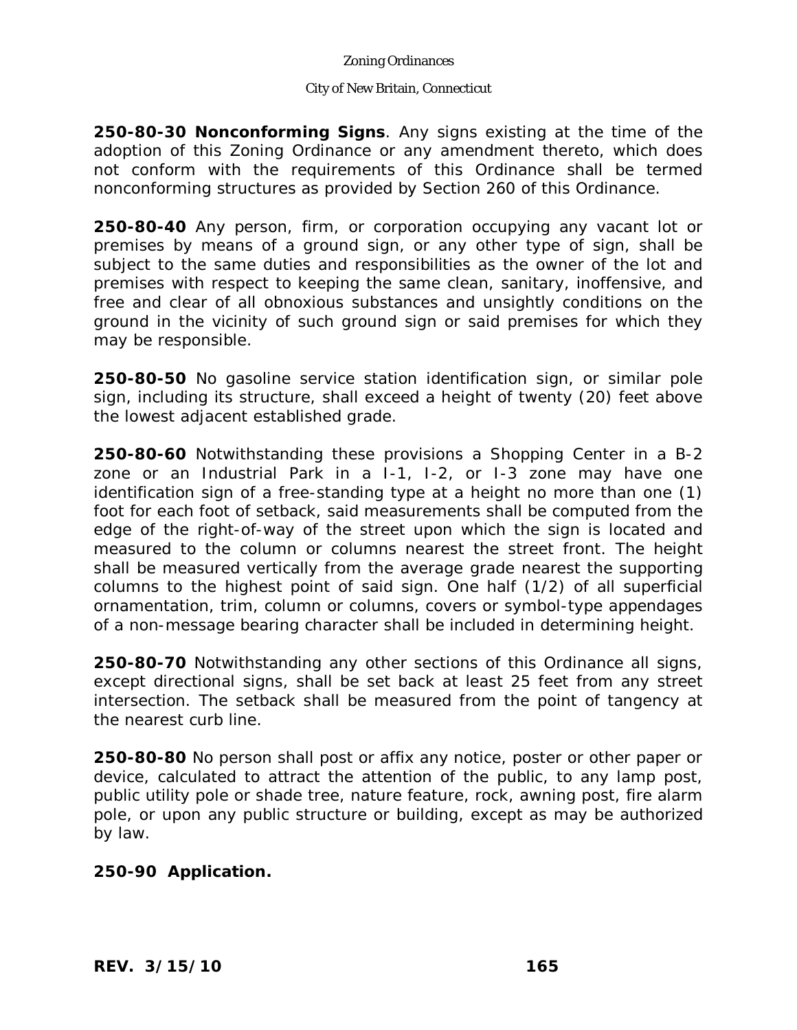**250-80-30 Nonconforming Signs**. Any signs existing at the time of the adoption of this Zoning Ordinance or any amendment thereto, which does not conform with the requirements of this Ordinance shall be termed nonconforming structures as provided by Section 260 of this Ordinance.

**250-80-40** Any person, firm, or corporation occupying any vacant lot or premises by means of a ground sign, or any other type of sign, shall be subject to the same duties and responsibilities as the owner of the lot and premises with respect to keeping the same clean, sanitary, inoffensive, and free and clear of all obnoxious substances and unsightly conditions on the ground in the vicinity of such ground sign or said premises for which they may be responsible.

**250-80-50** No gasoline service station identification sign, or similar pole sign, including its structure, shall exceed a height of twenty (20) feet above the lowest adjacent established grade.

**250-80-60** Notwithstanding these provisions a Shopping Center in a B-2 zone or an Industrial Park in a I-1, I-2, or I-3 zone may have one identification sign of a free-standing type at a height no more than one (1) foot for each foot of setback, said measurements shall be computed from the edge of the right-of-way of the street upon which the sign is located and measured to the column or columns nearest the street front. The height shall be measured vertically from the average grade nearest the supporting columns to the highest point of said sign. One half (1/2) of all superficial ornamentation, trim, column or columns, covers or symbol-type appendages of a non-message bearing character shall be included in determining height.

**250-80-70** Notwithstanding any other sections of this Ordinance all signs, except directional signs, shall be set back at least 25 feet from any street intersection. The setback shall be measured from the point of tangency at the nearest curb line.

**250-80-80** No person shall post or affix any notice, poster or other paper or device, calculated to attract the attention of the public, to any lamp post, public utility pole or shade tree, nature feature, rock, awning post, fire alarm pole, or upon any public structure or building, except as may be authorized by law.

**250-90 Application.**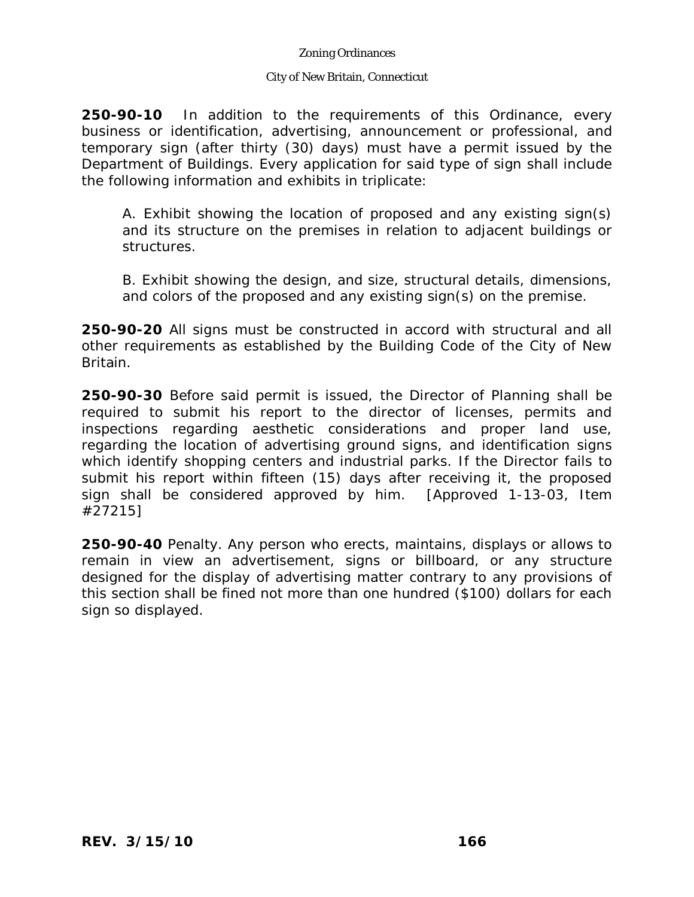**250-90-10** In addition to the requirements of this Ordinance, every business or identification, advertising, announcement or professional, and temporary sign (after thirty (30) days) must have a permit issued by the Department of Buildings. Every application for said type of sign shall include the following information and exhibits in triplicate:

A. Exhibit showing the location of proposed and any existing sign(s) and its structure on the premises in relation to adjacent buildings or structures.

B. Exhibit showing the design, and size, structural details, dimensions, and colors of the proposed and any existing sign(s) on the premise.

**250-90-20** All signs must be constructed in accord with structural and all other requirements as established by the Building Code of the City of New Britain.

**250-90-30** Before said permit is issued, the Director of Planning shall be required to submit his report to the director of licenses, permits and inspections regarding aesthetic considerations and proper land use, regarding the location of advertising ground signs, and identification signs which identify shopping centers and industrial parks. If the Director fails to submit his report within fifteen (15) days after receiving it, the proposed sign shall be considered approved by him. [Approved 1-13-03, Item #27215]

**250-90-40** Penalty. Any person who erects, maintains, displays or allows to remain in view an advertisement, signs or billboard, or any structure designed for the display of advertising matter contrary to any provisions of this section shall be fined not more than one hundred ($100) dollars for each sign so displayed.

**REV. 3/15/10**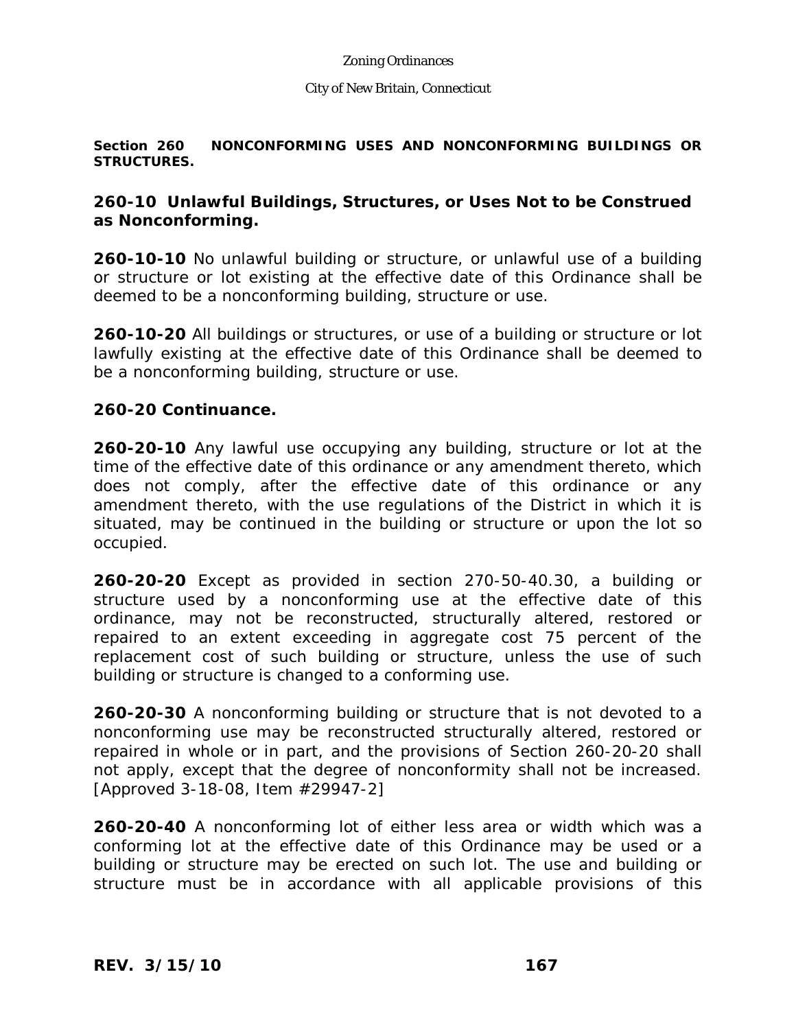**Section 260 NONCONFORMING USES AND NONCONFORMING BUILDINGS OR STRUCTURES.**

## 260-10 Unlawful Buildings, Structures, or Uses Not to be Construed as Nonconforming.

**260-10-10** No unlawful building or structure, or unlawful use of a building or structure or lot existing at the effective date of this Ordinance shall be deemed to be a nonconforming building, structure or use.

**260-10-20** All buildings or structures, or use of a building or structure or lot lawfully existing at the effective date of this Ordinance shall be deemed to be a nonconforming building, structure or use.

## 260-20 Continuance.

**260-20-10** Any lawful use occupying any building, structure or lot at the time of the effective date of this ordinance or any amendment thereto, which does not comply, after the effective date of this ordinance or any amendment thereto, with the use regulations of the District in which it is situated, may be continued in the building or structure or upon the lot so occupied.

**260-20-20** Except as provided in section 270-50-40.30, a building or structure used by a nonconforming use at the effective date of this ordinance, may not be reconstructed, structurally altered, restored or repaired to an extent exceeding in aggregate cost 75 percent of the replacement cost of such building or structure, unless the use of such building or structure is changed to a conforming use.

**260-20-30** A nonconforming building or structure that is not devoted to a nonconforming use may be reconstructed structurally altered, restored or repaired in whole or in part, and the provisions of Section 260-20-20 shall not apply, except that the degree of nonconformity shall not be increased. [Approved 3-18-08, Item #29947-2]

**260-20-40** A nonconforming lot of either less area or width which was a conforming lot at the effective date of this Ordinance may be used or a building or structure may be erected on such lot. The use and building or structure must be in accordance with all applicable provisions of this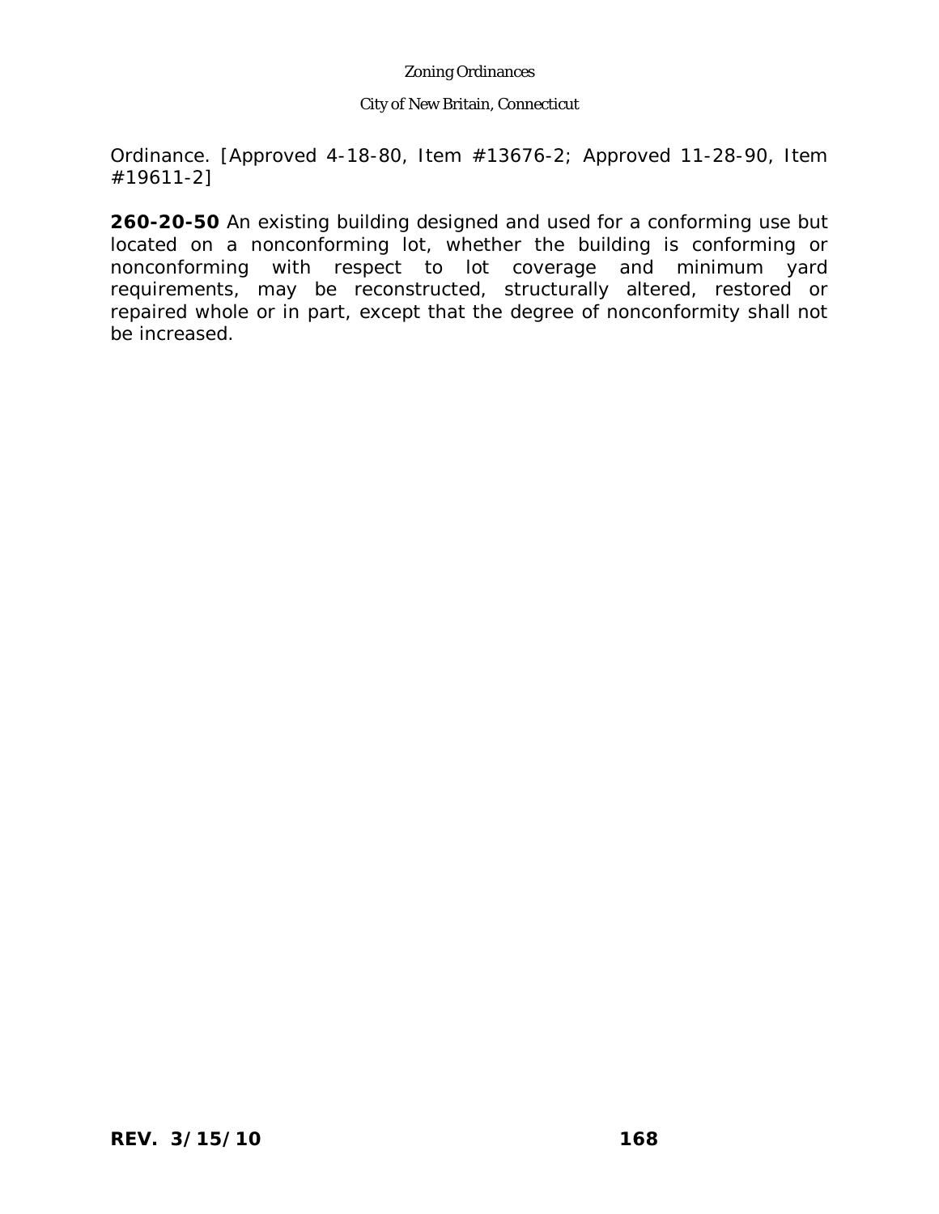Ordinance. [Approved 4-18-80, Item #13676-2; Approved 11-28-90, Item #19611-2]

**260-20-50** An existing building designed and used for a conforming use but located on a nonconforming lot, whether the building is conforming or nonconforming with respect to lot coverage and minimum yard requirements, may be reconstructed, structurally altered, restored or repaired whole or in part, except that the degree of nonconformity shall not be increased.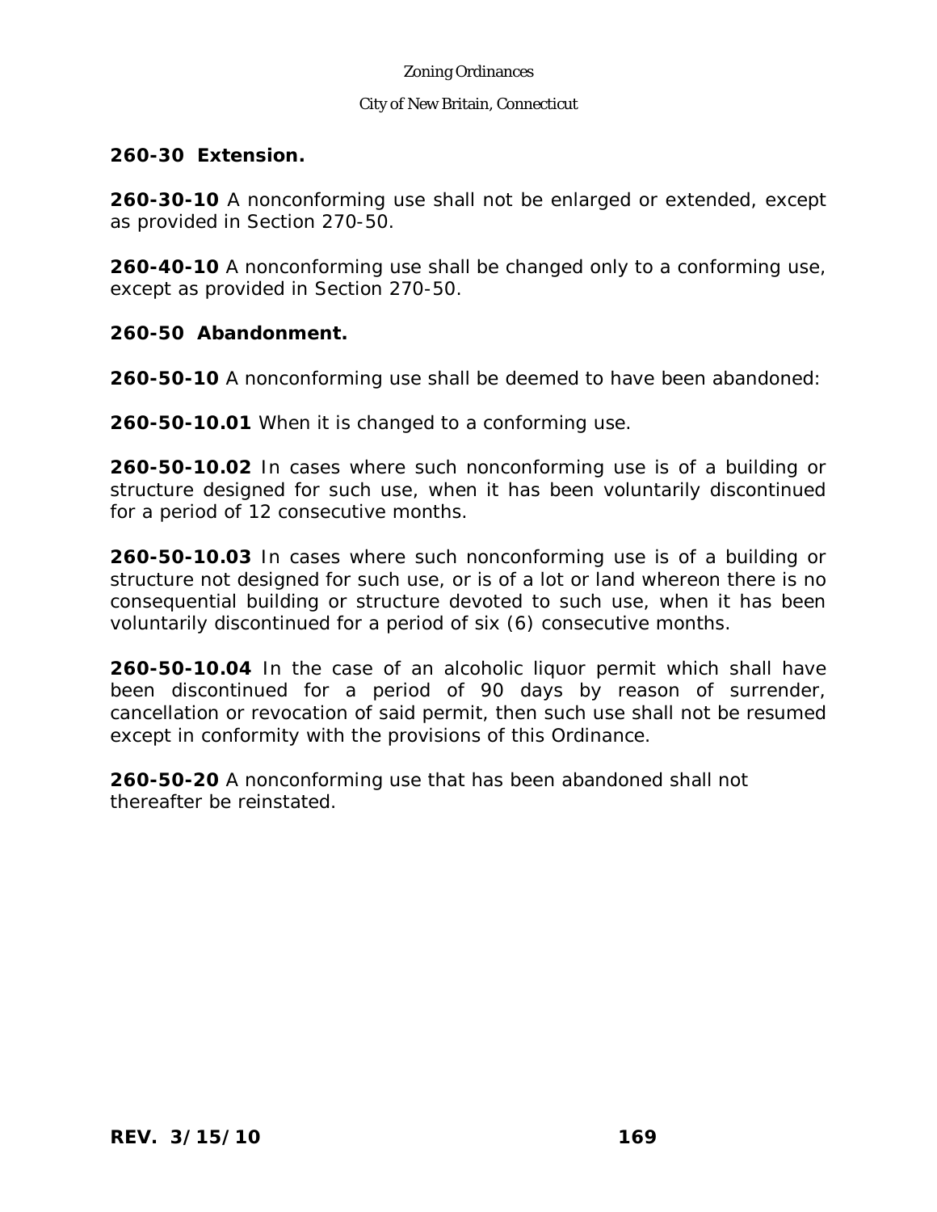**260-30 Extension.**

**260-30-10** A nonconforming use shall not be enlarged or extended, except as provided in Section 270-50.

**260-40-10** A nonconforming use shall be changed only to a conforming use, except as provided in Section 270-50.

**260-50 Abandonment.**

**260-50-10** A nonconforming use shall be deemed to have been abandoned:

**260-50-10.01** When it is changed to a conforming use.

**260-50-10.02** In cases where such nonconforming use is of a building or structure designed for such use, when it has been voluntarily discontinued for a period of 12 consecutive months.

**260-50-10.03** In cases where such nonconforming use is of a building or structure not designed for such use, or is of a lot or land whereon there is no consequential building or structure devoted to such use, when it has been voluntarily discontinued for a period of six (6) consecutive months.

**260-50-10.04** In the case of an alcoholic liquor permit which shall have been discontinued for a period of 90 days by reason of surrender, cancellation or revocation of said permit, then such use shall not be resumed except in conformity with the provisions of this Ordinance.

**260-50-20** A nonconforming use that has been abandoned shall not thereafter be reinstated.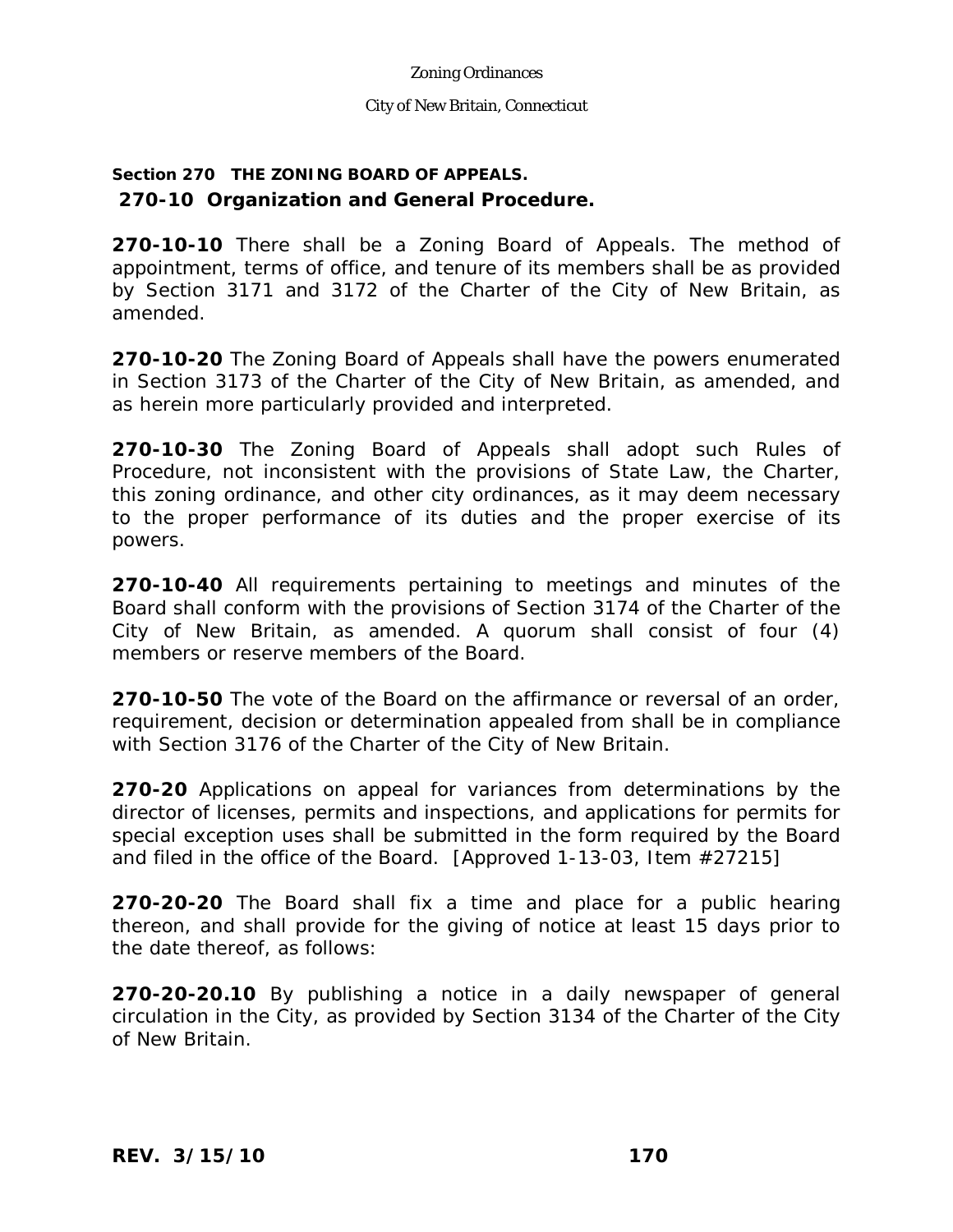## Section 270 THE ZONING BOARD OF APPEALS.

### 270-10 Organization and General Procedure.

**270-10-10** There shall be a Zoning Board of Appeals. The method of appointment, terms of office, and tenure of its members shall be as provided by Section 3171 and 3172 of the Charter of the City of New Britain, as amended.

**270-10-20** The Zoning Board of Appeals shall have the powers enumerated in Section 3173 of the Charter of the City of New Britain, as amended, and as herein more particularly provided and interpreted.

**270-10-30** The Zoning Board of Appeals shall adopt such Rules of Procedure, not inconsistent with the provisions of State Law, the Charter, this zoning ordinance, and other city ordinances, as it may deem necessary to the proper performance of its duties and the proper exercise of its powers.

**270-10-40** All requirements pertaining to meetings and minutes of the Board shall conform with the provisions of Section 3174 of the Charter of the City of New Britain, as amended. A quorum shall consist of four (4) members or reserve members of the Board.

**270-10-50** The vote of the Board on the affirmance or reversal of an order, requirement, decision or determination appealed from shall be in compliance with Section 3176 of the Charter of the City of New Britain.

**270-20** Applications on appeal for variances from determinations by the director of licenses, permits and inspections, and applications for permits for special exception uses shall be submitted in the form required by the Board and filed in the office of the Board. [Approved 1-13-03, Item #27215]

**270-20-20** The Board shall fix a time and place for a public hearing thereon, and shall provide for the giving of notice at least 15 days prior to the date thereof, as follows:

**270-20-20.10** By publishing a notice in a daily newspaper of general circulation in the City, as provided by Section 3134 of the Charter of the City of New Britain.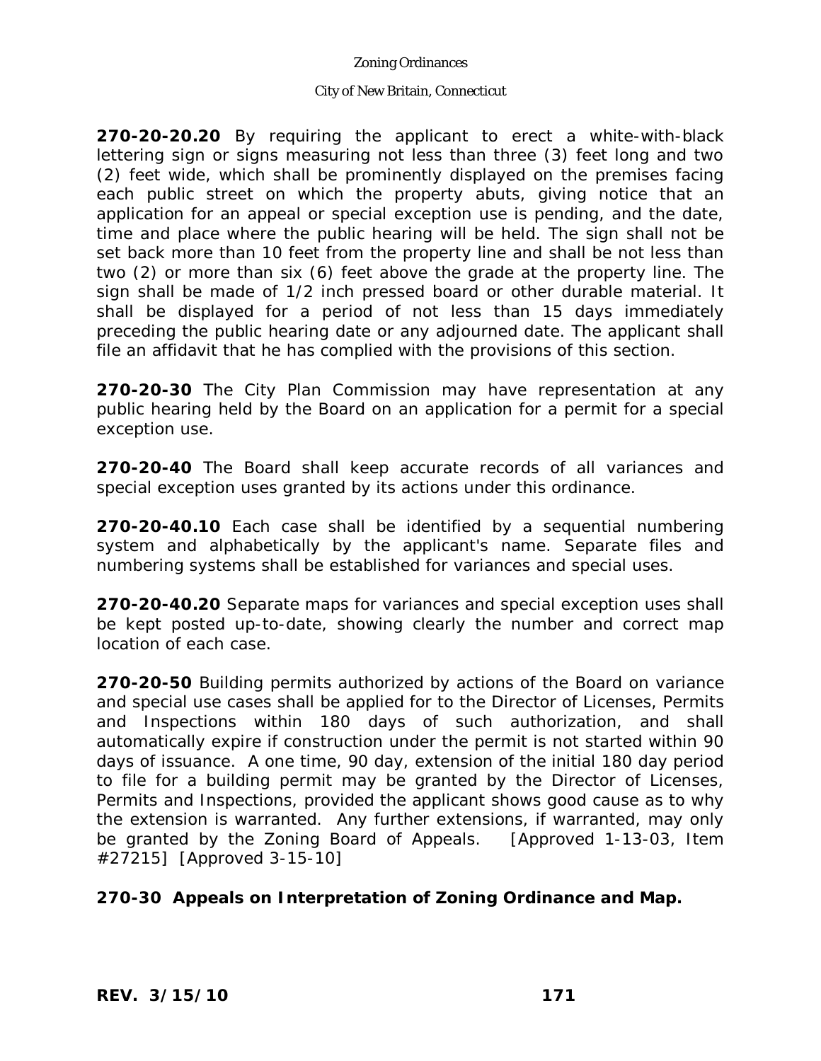**270-20-20.20** By requiring the applicant to erect a white-with-black lettering sign or signs measuring not less than three (3) feet long and two (2) feet wide, which shall be prominently displayed on the premises facing each public street on which the property abuts, giving notice that an application for an appeal or special exception use is pending, and the date, time and place where the public hearing will be held. The sign shall not be set back more than 10 feet from the property line and shall be not less than two (2) or more than six (6) feet above the grade at the property line. The sign shall be made of 1/2 inch pressed board or other durable material. It shall be displayed for a period of not less than 15 days immediately preceding the public hearing date or any adjourned date. The applicant shall file an affidavit that he has complied with the provisions of this section.

**270-20-30** The City Plan Commission may have representation at any public hearing held by the Board on an application for a permit for a special exception use.

**270-20-40** The Board shall keep accurate records of all variances and special exception uses granted by its actions under this ordinance.

**270-20-40.10** Each case shall be identified by a sequential numbering system and alphabetically by the applicant's name. Separate files and numbering systems shall be established for variances and special uses.

**270-20-40.20** Separate maps for variances and special exception uses shall be kept posted up-to-date, showing clearly the number and correct map location of each case.

**270-20-50** Building permits authorized by actions of the Board on variance and special use cases shall be applied for to the Director of Licenses, Permits and Inspections within 180 days of such authorization, and shall automatically expire if construction under the permit is not started within 90 days of issuance. A one time, 90 day, extension of the initial 180 day period to file for a building permit may be granted by the Director of Licenses, Permits and Inspections, provided the applicant shows good cause as to why the extension is warranted. Any further extensions, if warranted, may only be granted by the Zoning Board of Appeals. [Approved 1-13-03, Item #27215] [Approved 3-15-10]

**270-30 Appeals on Interpretation of Zoning Ordinance and Map.**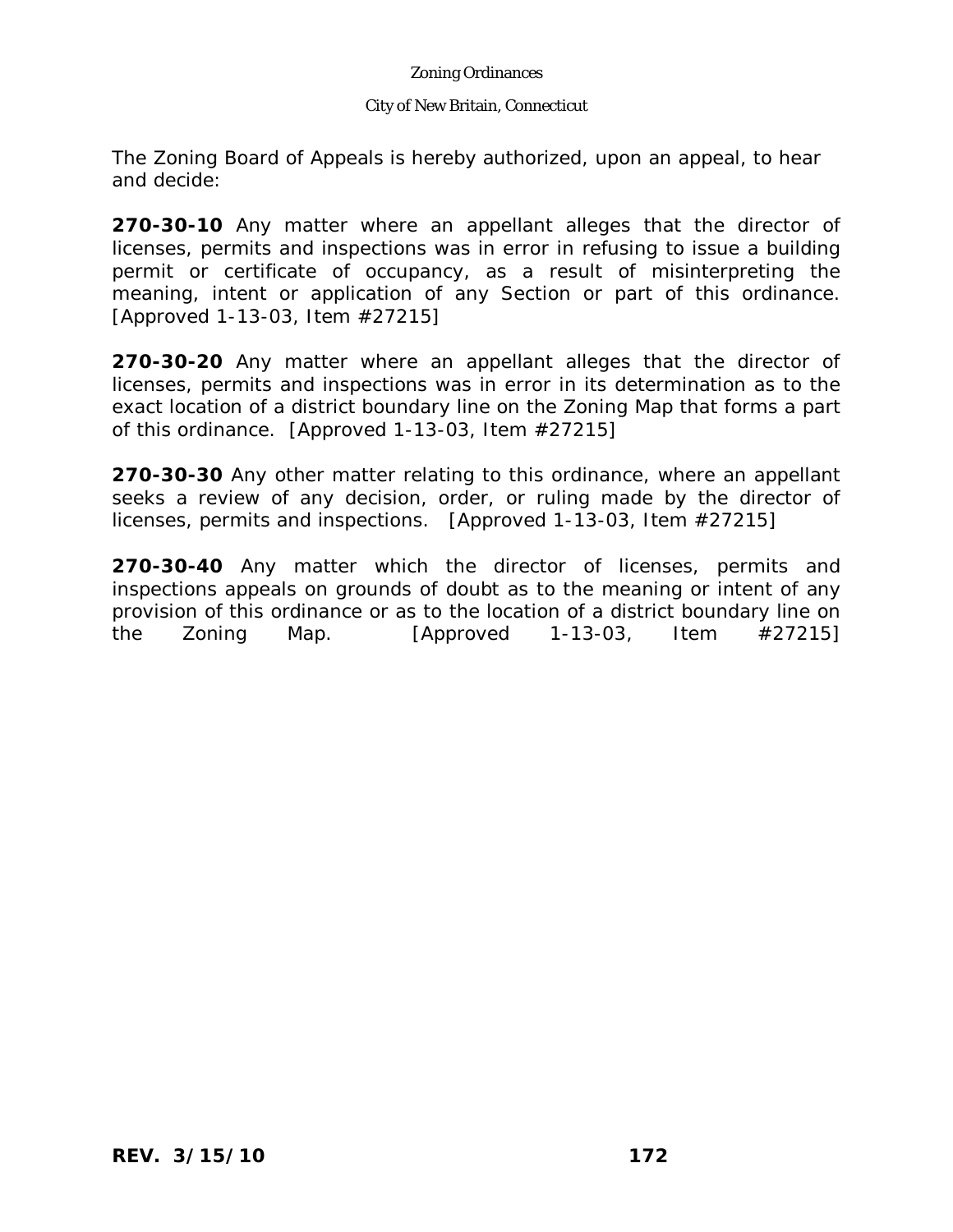The Zoning Board of Appeals is hereby authorized, upon an appeal, to hear and decide:

**270-30-10** Any matter where an appellant alleges that the director of licenses, permits and inspections was in error in refusing to issue a building permit or certificate of occupancy, as a result of misinterpreting the meaning, intent or application of any Section or part of this ordinance. [Approved 1-13-03, Item #27215]

**270-30-20** Any matter where an appellant alleges that the director of licenses, permits and inspections was in error in its determination as to the exact location of a district boundary line on the Zoning Map that forms a part of this ordinance. [Approved 1-13-03, Item #27215]

**270-30-30** Any other matter relating to this ordinance, where an appellant seeks a review of any decision, order, or ruling made by the director of licenses, permits and inspections. [Approved 1-13-03, Item #27215]

**270-30-40** Any matter which the director of licenses, permits and inspections appeals on grounds of doubt as to the meaning or intent of any provision of this ordinance or as to the location of a district boundary line on the Zoning Map. [Approved 1-13-03, Item #27215]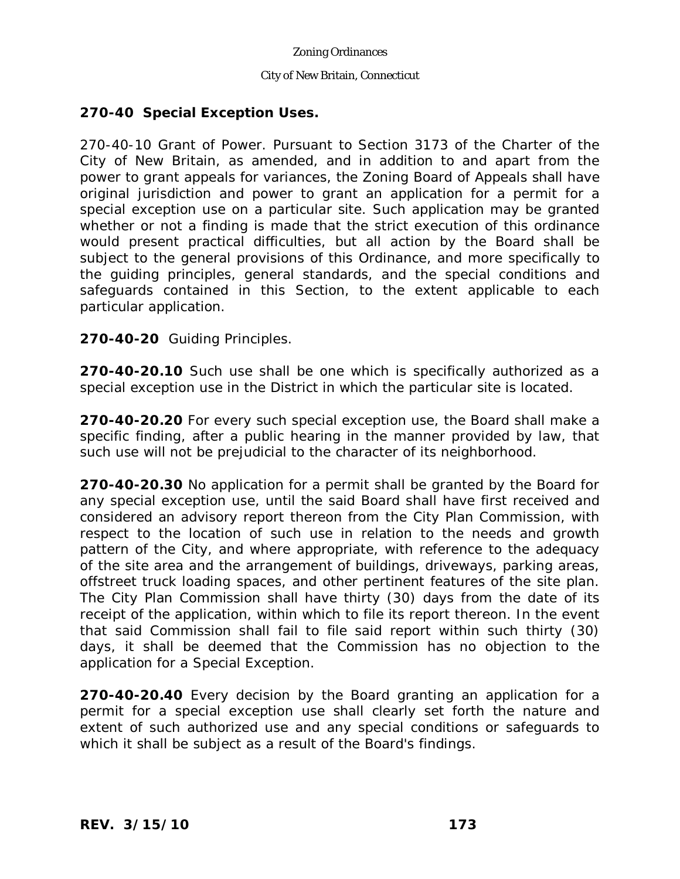## 270-40 Special Exception Uses.

270-40-10 Grant of Power. Pursuant to Section 3173 of the Charter of the City of New Britain, as amended, and in addition to and apart from the power to grant appeals for variances, the Zoning Board of Appeals shall have original jurisdiction and power to grant an application for a permit for a special exception use on a particular site. Such application may be granted whether or not a finding is made that the strict execution of this ordinance would present practical difficulties, but all action by the Board shall be subject to the general provisions of this Ordinance, and more specifically to the guiding principles, general standards, and the special conditions and safeguards contained in this Section, to the extent applicable to each particular application.

**270-40-20** Guiding Principles.

**270-40-20.10** Such use shall be one which is specifically authorized as a special exception use in the District in which the particular site is located.

**270-40-20.20** For every such special exception use, the Board shall make a specific finding, after a public hearing in the manner provided by law, that such use will not be prejudicial to the character of its neighborhood.

**270-40-20.30** No application for a permit shall be granted by the Board for any special exception use, until the said Board shall have first received and considered an advisory report thereon from the City Plan Commission, with respect to the location of such use in relation to the needs and growth pattern of the City, and where appropriate, with reference to the adequacy of the site area and the arrangement of buildings, driveways, parking areas, offstreet truck loading spaces, and other pertinent features of the site plan. The City Plan Commission shall have thirty (30) days from the date of its receipt of the application, within which to file its report thereon. In the event that said Commission shall fail to file said report within such thirty (30) days, it shall be deemed that the Commission has no objection to the application for a Special Exception.

**270-40-20.40** Every decision by the Board granting an application for a permit for a special exception use shall clearly set forth the nature and extent of such authorized use and any special conditions or safeguards to which it shall be subject as a result of the Board's findings.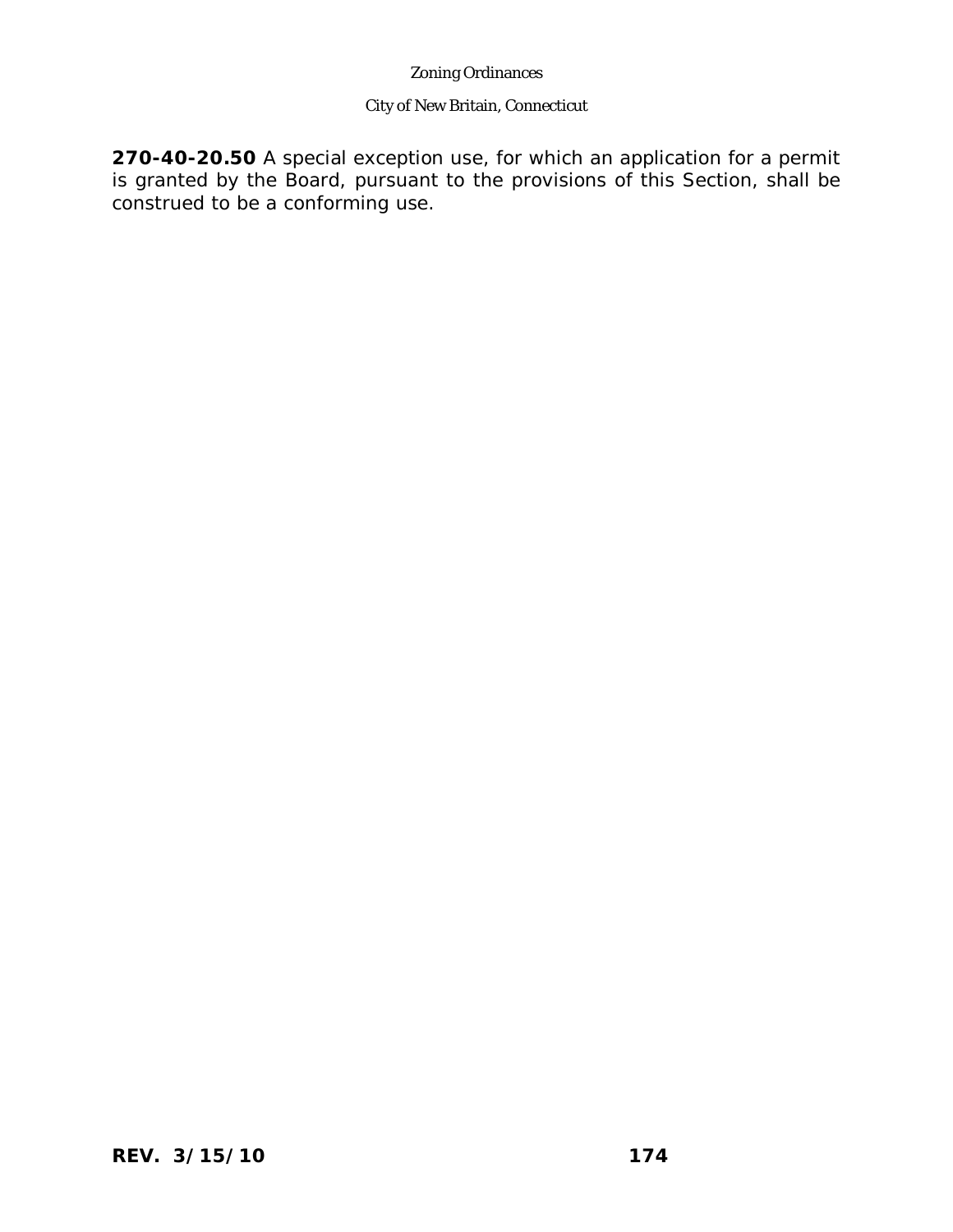**270-40-20.50** A special exception use, for which an application for a permit is granted by the Board, pursuant to the provisions of this Section, shall be construed to be a conforming use.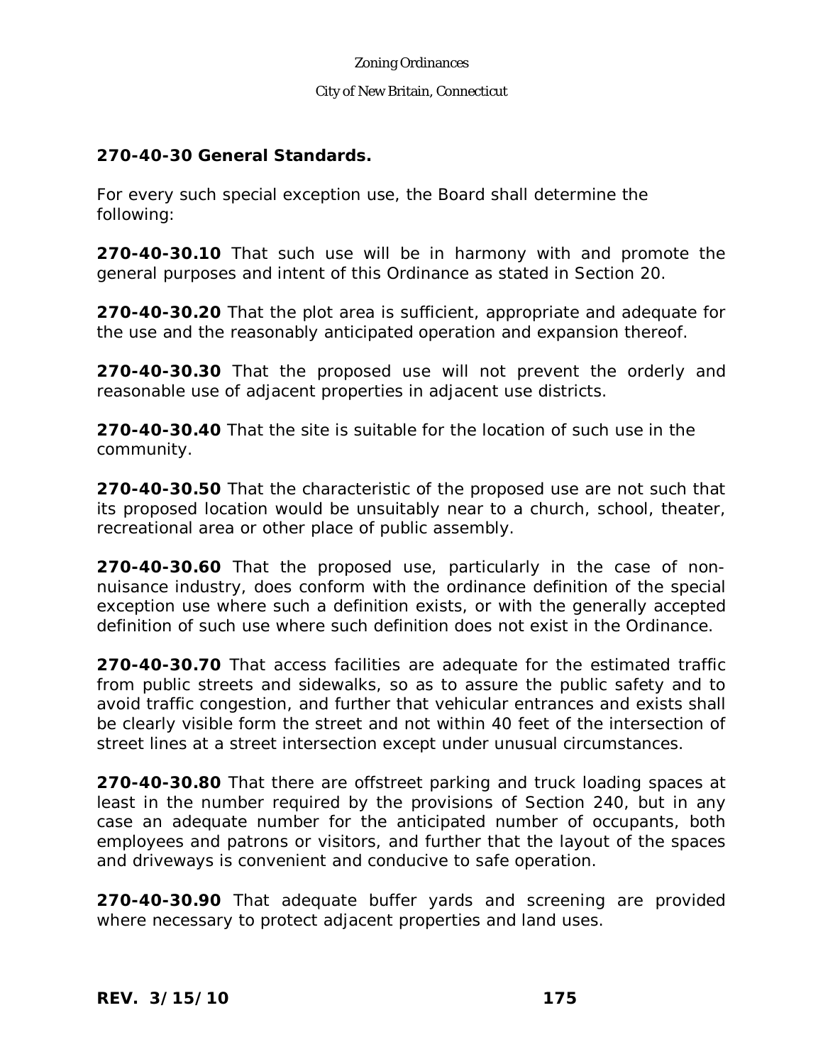## 270-40-30 General Standards.

For every such special exception use, the Board shall determine the following:

**270-40-30.10** That such use will be in harmony with and promote the general purposes and intent of this Ordinance as stated in Section 20.

**270-40-30.20** That the plot area is sufficient, appropriate and adequate for the use and the reasonably anticipated operation and expansion thereof.

**270-40-30.30** That the proposed use will not prevent the orderly and reasonable use of adjacent properties in adjacent use districts.

**270-40-30.40** That the site is suitable for the location of such use in the community.

**270-40-30.50** That the characteristic of the proposed use are not such that its proposed location would be unsuitably near to a church, school, theater, recreational area or other place of public assembly.

**270-40-30.60** That the proposed use, particularly in the case of non-nuisance industry, does conform with the ordinance definition of the special exception use where such a definition exists, or with the generally accepted definition of such use where such definition does not exist in the Ordinance.

**270-40-30.70** That access facilities are adequate for the estimated traffic from public streets and sidewalks, so as to assure the public safety and to avoid traffic congestion, and further that vehicular entrances and exists shall be clearly visible form the street and not within 40 feet of the intersection of street lines at a street intersection except under unusual circumstances.

**270-40-30.80** That there are offstreet parking and truck loading spaces at least in the number required by the provisions of Section 240, but in any case an adequate number for the anticipated number of occupants, both employees and patrons or visitors, and further that the layout of the spaces and driveways is convenient and conducive to safe operation.

**270-40-30.90** That adequate buffer yards and screening are provided where necessary to protect adjacent properties and land uses.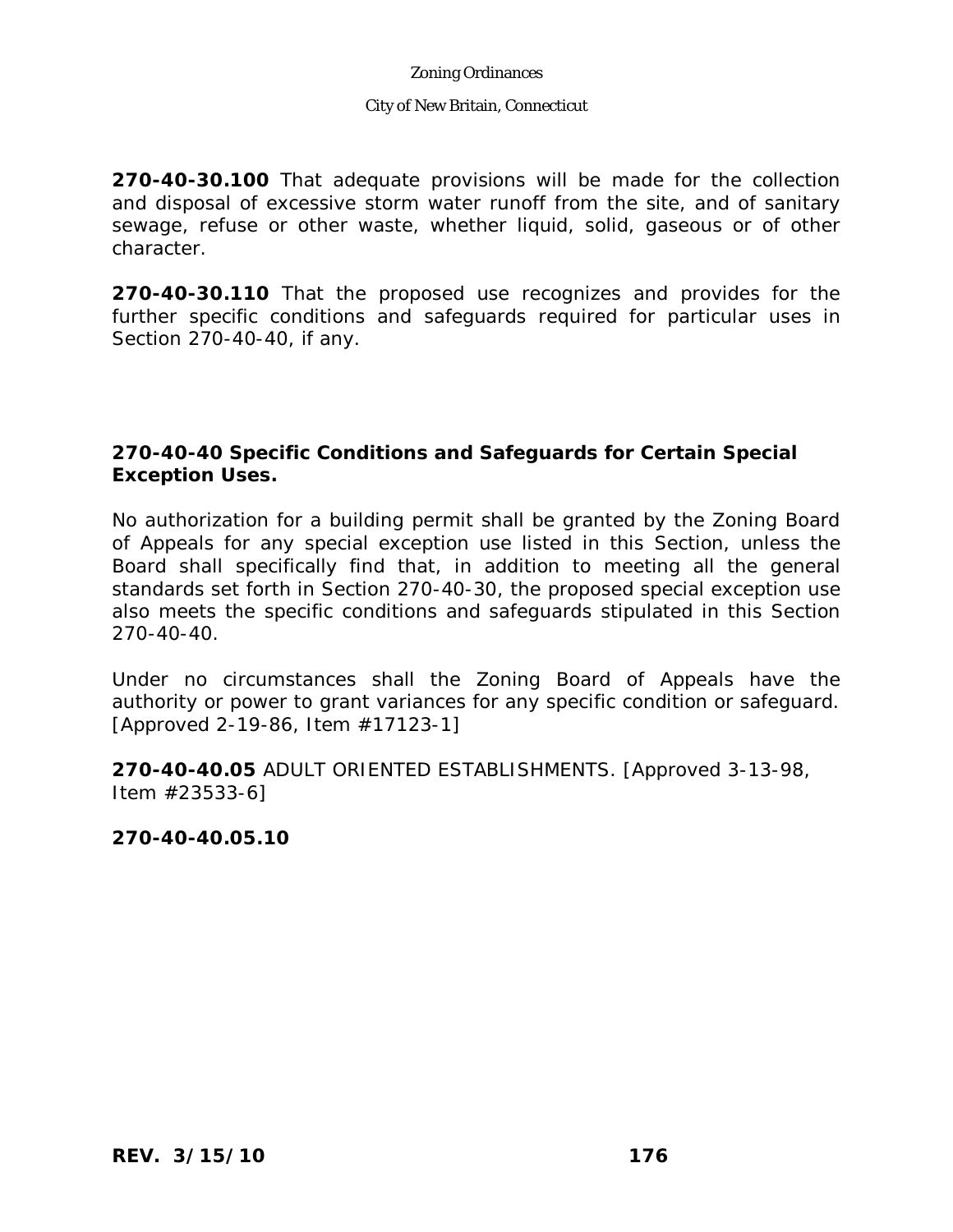**270-40-30.100** That adequate provisions will be made for the collection and disposal of excessive storm water runoff from the site, and of sanitary sewage, refuse or other waste, whether liquid, solid, gaseous or of other character.

**270-40-30.110** That the proposed use recognizes and provides for the further specific conditions and safeguards required for particular uses in Section 270-40-40, if any.

### 270-40-40 Specific Conditions and Safeguards for Certain Special Exception Uses.

No authorization for a building permit shall be granted by the Zoning Board of Appeals for any special exception use listed in this Section, unless the Board shall specifically find that, in addition to meeting all the general standards set forth in Section 270-40-30, the proposed special exception use also meets the specific conditions and safeguards stipulated in this Section 270-40-40.

Under no circumstances shall the Zoning Board of Appeals have the authority or power to grant variances for any specific condition or safeguard. [Approved 2-19-86, Item #17123-1]

**270-40-40.05** ADULT ORIENTED ESTABLISHMENTS. [Approved 3-13-98, Item #23533-6]

**270-40-40.05.10**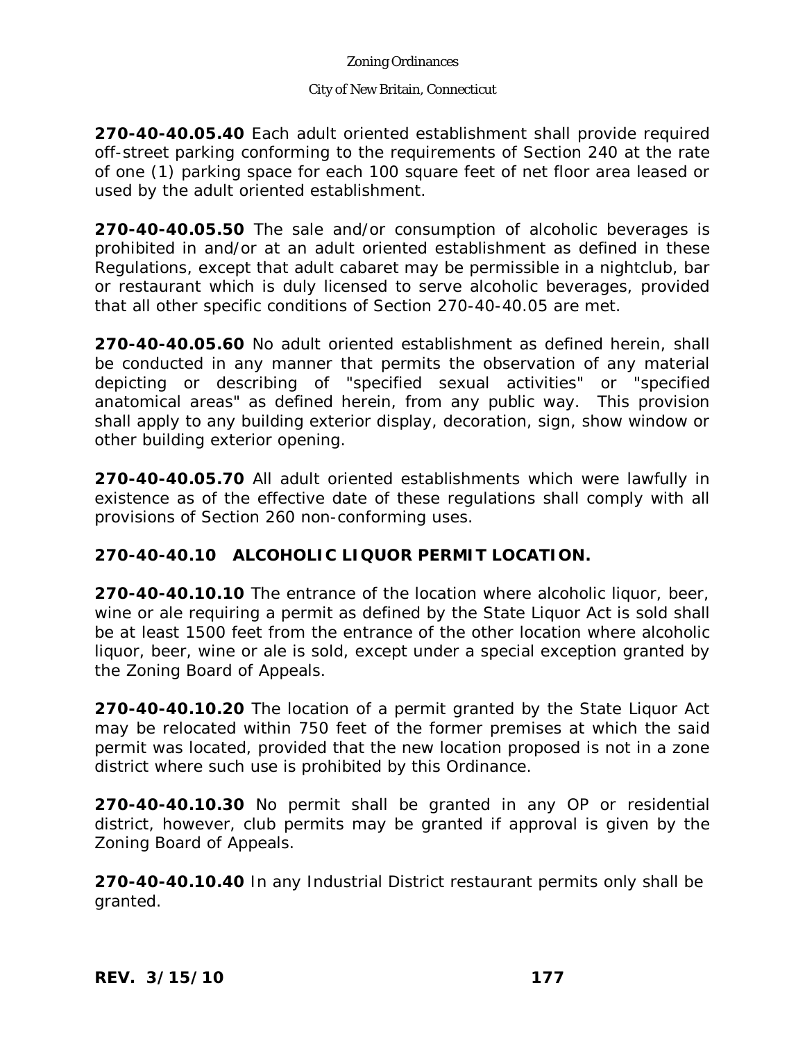**270-40-40.05.40** Each adult oriented establishment shall provide required off-street parking conforming to the requirements of Section 240 at the rate of one (1) parking space for each 100 square feet of net floor area leased or used by the adult oriented establishment.

**270-40-40.05.50** The sale and/or consumption of alcoholic beverages is prohibited in and/or at an adult oriented establishment as defined in these Regulations, except that adult cabaret may be permissible in a nightclub, bar or restaurant which is duly licensed to serve alcoholic beverages, provided that all other specific conditions of Section 270-40-40.05 are met.

**270-40-40.05.60** No adult oriented establishment as defined herein, shall be conducted in any manner that permits the observation of any material depicting or describing of "specified sexual activities" or "specified anatomical areas" as defined herein, from any public way. This provision shall apply to any building exterior display, decoration, sign, show window or other building exterior opening.

**270-40-40.05.70** All adult oriented establishments which were lawfully in existence as of the effective date of these regulations shall comply with all provisions of Section 260 non-conforming uses.

### 270-40-40.10 ALCOHOLIC LIQUOR PERMIT LOCATION.

**270-40-40.10.10** The entrance of the location where alcoholic liquor, beer, wine or ale requiring a permit as defined by the State Liquor Act is sold shall be at least 1500 feet from the entrance of the other location where alcoholic liquor, beer, wine or ale is sold, except under a special exception granted by the Zoning Board of Appeals.

**270-40-40.10.20** The location of a permit granted by the State Liquor Act may be relocated within 750 feet of the former premises at which the said permit was located, provided that the new location proposed is not in a zone district where such use is prohibited by this Ordinance.

**270-40-40.10.30** No permit shall be granted in any OP or residential district, however, club permits may be granted if approval is given by the Zoning Board of Appeals.

**270-40-40.10.40** In any Industrial District restaurant permits only shall be granted.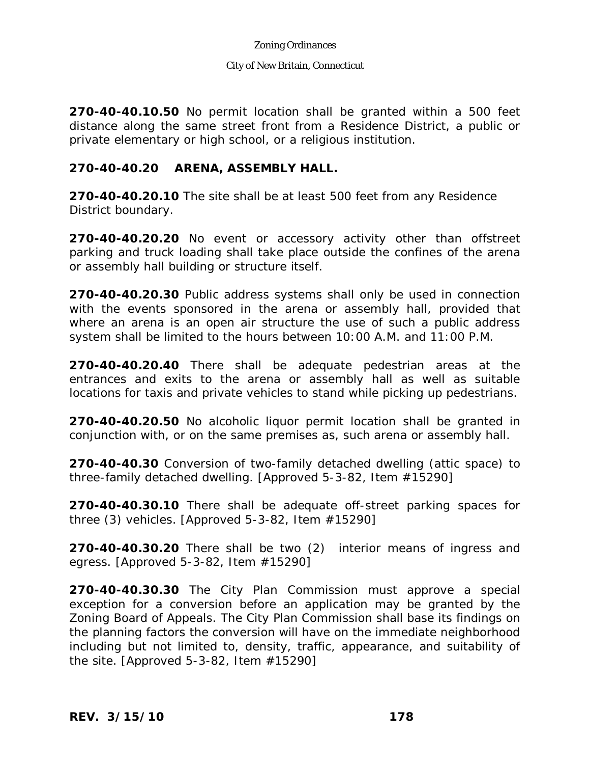**270-40-40.10.50** No permit location shall be granted within a 500 feet distance along the same street front from a Residence District, a public or private elementary or high school, or a religious institution.

**270-40-40.20 ARENA, ASSEMBLY HALL.**

**270-40-40.20.10** The site shall be at least 500 feet from any Residence District boundary.

**270-40-40.20.20** No event or accessory activity other than offstreet parking and truck loading shall take place outside the confines of the arena or assembly hall building or structure itself.

**270-40-40.20.30** Public address systems shall only be used in connection with the events sponsored in the arena or assembly hall, provided that where an arena is an open air structure the use of such a public address system shall be limited to the hours between 10:00 A.M. and 11:00 P.M.

**270-40-40.20.40** There shall be adequate pedestrian areas at the entrances and exits to the arena or assembly hall as well as suitable locations for taxis and private vehicles to stand while picking up pedestrians.

**270-40-40.20.50** No alcoholic liquor permit location shall be granted in conjunction with, or on the same premises as, such arena or assembly hall.

**270-40-40.30** Conversion of two-family detached dwelling (attic space) to three-family detached dwelling. [Approved 5-3-82, Item #15290]

**270-40-40.30.10** There shall be adequate off-street parking spaces for three (3) vehicles. [Approved 5-3-82, Item #15290]

**270-40-40.30.20** There shall be two (2) interior means of ingress and egress. [Approved 5-3-82, Item #15290]

**270-40-40.30.30** The City Plan Commission must approve a special exception for a conversion before an application may be granted by the Zoning Board of Appeals. The City Plan Commission shall base its findings on the planning factors the conversion will have on the immediate neighborhood including but not limited to, density, traffic, appearance, and suitability of the site. [Approved 5-3-82, Item #15290]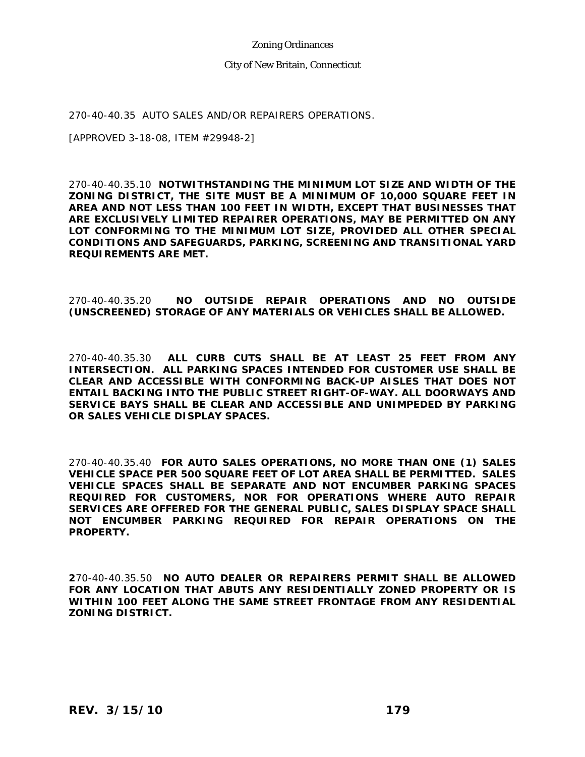270-40-40.35 AUTO SALES AND/OR REPAIRERS OPERATIONS.

[APPROVED 3-18-08, ITEM #29948-2]

270-40-40.35.10 **NOTWITHSTANDING THE MINIMUM LOT SIZE AND WIDTH OF THE ZONING DISTRICT, THE SITE MUST BE A MINIMUM OF 10,000 SQUARE FEET IN AREA AND NOT LESS THAN 100 FEET IN WIDTH, EXCEPT THAT BUSINESSES THAT ARE EXCLUSIVELY LIMITED REPAIRER OPERATIONS, MAY BE PERMITTED ON ANY LOT CONFORMING TO THE MINIMUM LOT SIZE, PROVIDED ALL OTHER SPECIAL CONDITIONS AND SAFEGUARDS, PARKING, SCREENING AND TRANSITIONAL YARD REQUIREMENTS ARE MET.**

270-40-40.35.20 **NO OUTSIDE REPAIR OPERATIONS AND NO OUTSIDE (UNSCREENED) STORAGE OF ANY MATERIALS OR VEHICLES SHALL BE ALLOWED.**

270-40-40.35.30 **ALL CURB CUTS SHALL BE AT LEAST 25 FEET FROM ANY INTERSECTION. ALL PARKING SPACES INTENDED FOR CUSTOMER USE SHALL BE CLEAR AND ACCESSIBLE WITH CONFORMING BACK-UP AISLES THAT DOES NOT ENTAIL BACKING INTO THE PUBLIC STREET RIGHT-OF-WAY. ALL DOORWAYS AND SERVICE BAYS SHALL BE CLEAR AND ACCESSIBLE AND UNIMPEDED BY PARKING OR SALES VEHICLE DISPLAY SPACES.**

270-40-40.35.40 **FOR AUTO SALES OPERATIONS, NO MORE THAN ONE (1) SALES VEHICLE SPACE PER 500 SQUARE FEET OF LOT AREA SHALL BE PERMITTED. SALES VEHICLE SPACES SHALL BE SEPARATE AND NOT ENCUMBER PARKING SPACES REQUIRED FOR CUSTOMERS, NOR FOR OPERATIONS WHERE AUTO REPAIR SERVICES ARE OFFERED FOR THE GENERAL PUBLIC, SALES DISPLAY SPACE SHALL NOT ENCUMBER PARKING REQUIRED FOR REPAIR OPERATIONS ON THE PROPERTY.**

**2**70-40-40.35.50 **NO AUTO DEALER OR REPAIRERS PERMIT SHALL BE ALLOWED FOR ANY LOCATION THAT ABUTS ANY RESIDENTIALLY ZONED PROPERTY OR IS WITHIN 100 FEET ALONG THE SAME STREET FRONTAGE FROM ANY RESIDENTIAL ZONING DISTRICT.**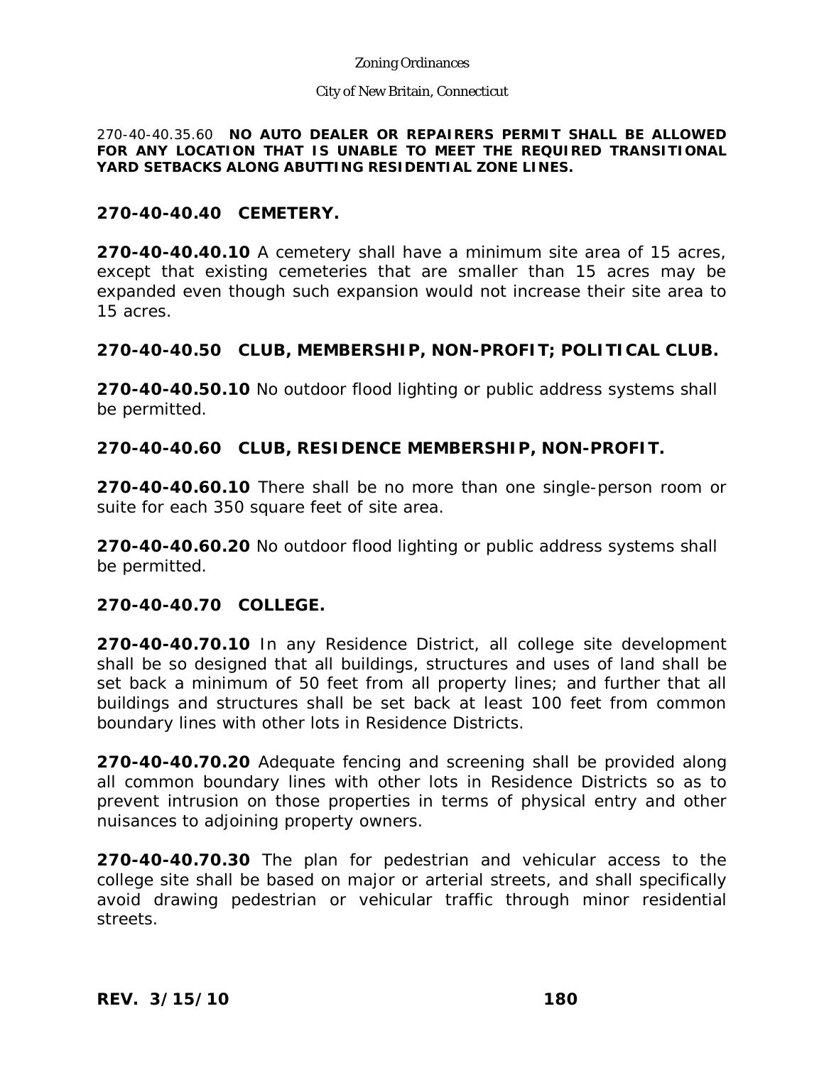270-40-40.35.60 **NO AUTO DEALER OR REPAIRERS PERMIT SHALL BE ALLOWED FOR ANY LOCATION THAT IS UNABLE TO MEET THE REQUIRED TRANSITIONAL YARD SETBACKS ALONG ABUTTING RESIDENTIAL ZONE LINES.**

### 270-40-40.40 CEMETERY.

**270-40-40.40.10** A cemetery shall have a minimum site area of 15 acres, except that existing cemeteries that are smaller than 15 acres may be expanded even though such expansion would not increase their site area to 15 acres.

### 270-40-40.50 CLUB, MEMBERSHIP, NON-PROFIT; POLITICAL CLUB.

**270-40-40.50.10** No outdoor flood lighting or public address systems shall be permitted.

### 270-40-40.60 CLUB, RESIDENCE MEMBERSHIP, NON-PROFIT.

**270-40-40.60.10** There shall be no more than one single-person room or suite for each 350 square feet of site area.

**270-40-40.60.20** No outdoor flood lighting or public address systems shall be permitted.

### 270-40-40.70 COLLEGE.

**270-40-40.70.10** In any Residence District, all college site development shall be so designed that all buildings, structures and uses of land shall be set back a minimum of 50 feet from all property lines; and further that all buildings and structures shall be set back at least 100 feet from common boundary lines with other lots in Residence Districts.

**270-40-40.70.20** Adequate fencing and screening shall be provided along all common boundary lines with other lots in Residence Districts so as to prevent intrusion on those properties in terms of physical entry and other nuisances to adjoining property owners.

**270-40-40.70.30** The plan for pedestrian and vehicular access to the college site shall be based on major or arterial streets, and shall specifically avoid drawing pedestrian or vehicular traffic through minor residential streets.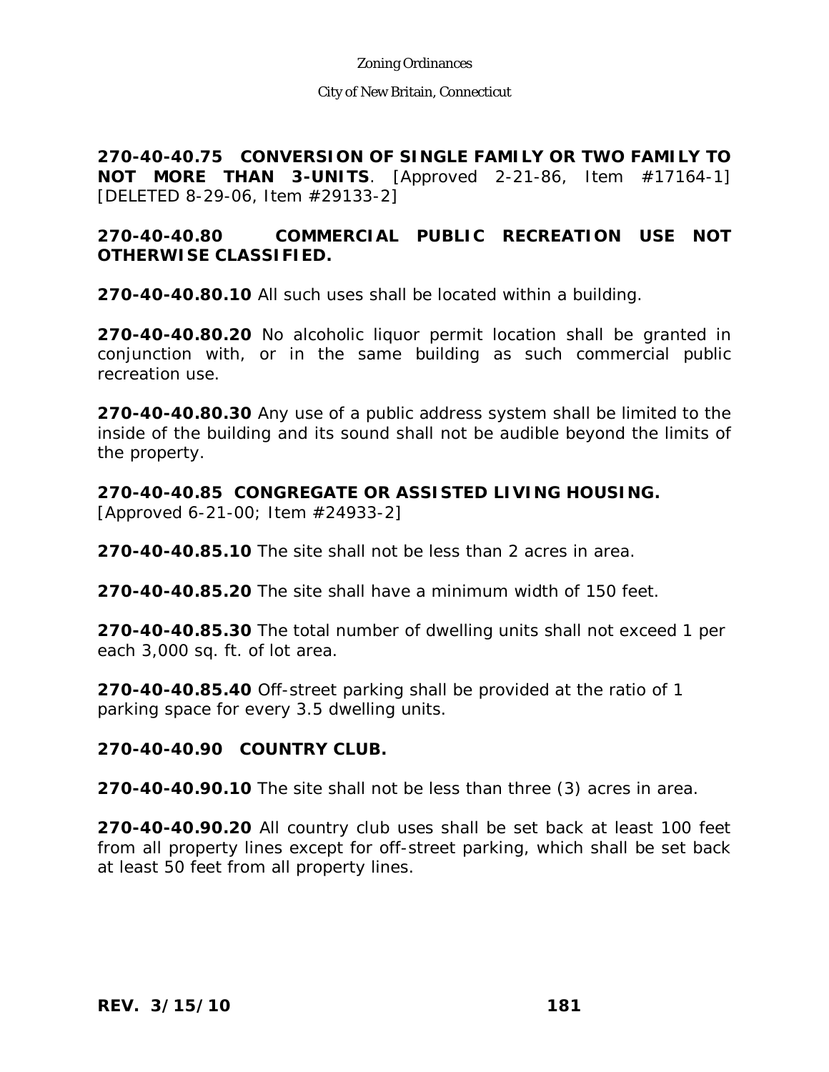**270-40-40.75 CONVERSION OF SINGLE FAMILY OR TWO FAMILY TO NOT MORE THAN 3-UNITS**. [Approved 2-21-86, Item #17164-1] [DELETED 8-29-06, Item #29133-2]

**270-40-40.80 COMMERCIAL PUBLIC RECREATION USE NOT OTHERWISE CLASSIFIED.**

**270-40-40.80.10** All such uses shall be located within a building.

**270-40-40.80.20** No alcoholic liquor permit location shall be granted in conjunction with, or in the same building as such commercial public recreation use.

**270-40-40.80.30** Any use of a public address system shall be limited to the inside of the building and its sound shall not be audible beyond the limits of the property.

**270-40-40.85 CONGREGATE OR ASSISTED LIVING HOUSING.**
[Approved 6-21-00; Item #24933-2]

**270-40-40.85.10** The site shall not be less than 2 acres in area.

**270-40-40.85.20** The site shall have a minimum width of 150 feet.

**270-40-40.85.30** The total number of dwelling units shall not exceed 1 per each 3,000 sq. ft. of lot area.

**270-40-40.85.40** Off-street parking shall be provided at the ratio of 1 parking space for every 3.5 dwelling units.

**270-40-40.90 COUNTRY CLUB.**

**270-40-40.90.10** The site shall not be less than three (3) acres in area.

**270-40-40.90.20** All country club uses shall be set back at least 100 feet from all property lines except for off-street parking, which shall be set back at least 50 feet from all property lines.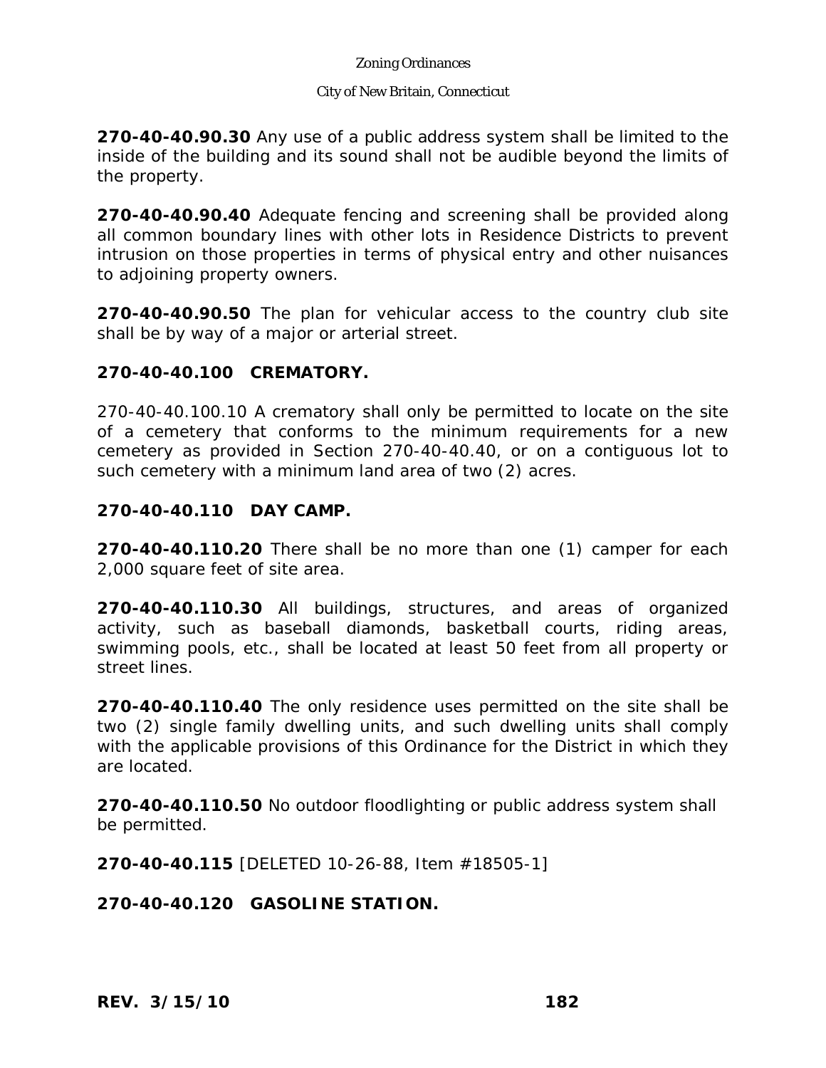**270-40-40.90.30** Any use of a public address system shall be limited to the inside of the building and its sound shall not be audible beyond the limits of the property.

**270-40-40.90.40** Adequate fencing and screening shall be provided along all common boundary lines with other lots in Residence Districts to prevent intrusion on those properties in terms of physical entry and other nuisances to adjoining property owners.

**270-40-40.90.50** The plan for vehicular access to the country club site shall be by way of a major or arterial street.

**270-40-40.100 CREMATORY.**

270-40-40.100.10 A crematory shall only be permitted to locate on the site of a cemetery that conforms to the minimum requirements for a new cemetery as provided in Section 270-40-40.40, or on a contiguous lot to such cemetery with a minimum land area of two (2) acres.

**270-40-40.110 DAY CAMP.**

**270-40-40.110.20** There shall be no more than one (1) camper for each 2,000 square feet of site area.

**270-40-40.110.30** All buildings, structures, and areas of organized activity, such as baseball diamonds, basketball courts, riding areas, swimming pools, etc., shall be located at least 50 feet from all property or street lines.

**270-40-40.110.40** The only residence uses permitted on the site shall be two (2) single family dwelling units, and such dwelling units shall comply with the applicable provisions of this Ordinance for the District in which they are located.

**270-40-40.110.50** No outdoor floodlighting or public address system shall be permitted.

**270-40-40.115** [DELETED 10-26-88, Item #18505-1]

**270-40-40.120 GASOLINE STATION.**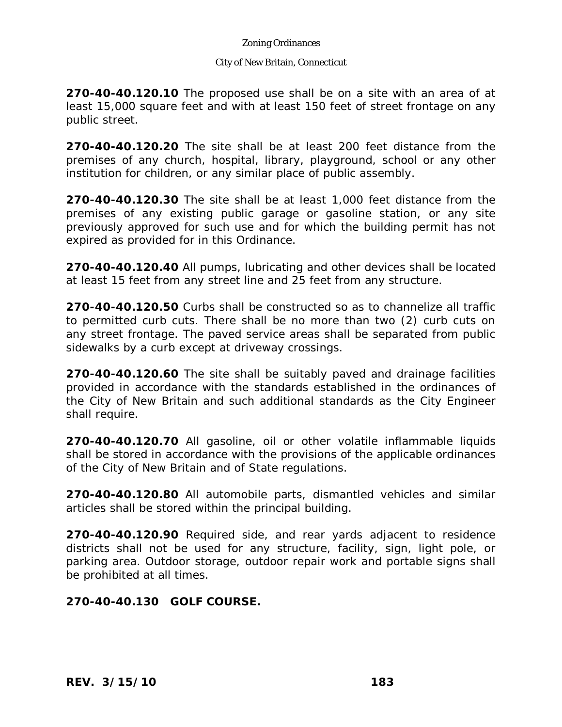**270-40-40.120.10** The proposed use shall be on a site with an area of at least 15,000 square feet and with at least 150 feet of street frontage on any public street.

**270-40-40.120.20** The site shall be at least 200 feet distance from the premises of any church, hospital, library, playground, school or any other institution for children, or any similar place of public assembly.

**270-40-40.120.30** The site shall be at least 1,000 feet distance from the premises of any existing public garage or gasoline station, or any site previously approved for such use and for which the building permit has not expired as provided for in this Ordinance.

**270-40-40.120.40** All pumps, lubricating and other devices shall be located at least 15 feet from any street line and 25 feet from any structure.

**270-40-40.120.50** Curbs shall be constructed so as to channelize all traffic to permitted curb cuts. There shall be no more than two (2) curb cuts on any street frontage. The paved service areas shall be separated from public sidewalks by a curb except at driveway crossings.

**270-40-40.120.60** The site shall be suitably paved and drainage facilities provided in accordance with the standards established in the ordinances of the City of New Britain and such additional standards as the City Engineer shall require.

**270-40-40.120.70** All gasoline, oil or other volatile inflammable liquids shall be stored in accordance with the provisions of the applicable ordinances of the City of New Britain and of State regulations.

**270-40-40.120.80** All automobile parts, dismantled vehicles and similar articles shall be stored within the principal building.

**270-40-40.120.90** Required side, and rear yards adjacent to residence districts shall not be used for any structure, facility, sign, light pole, or parking area. Outdoor storage, outdoor repair work and portable signs shall be prohibited at all times.

**270-40-40.130 GOLF COURSE.**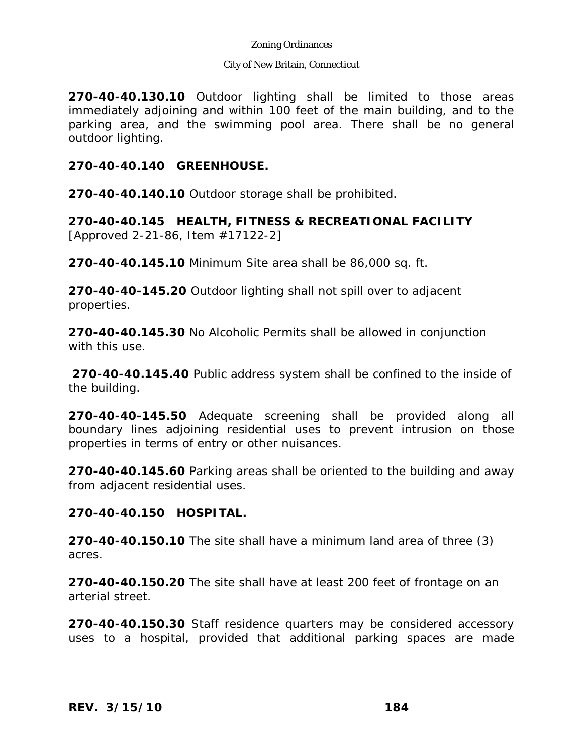**270-40-40.130.10** Outdoor lighting shall be limited to those areas immediately adjoining and within 100 feet of the main building, and to the parking area, and the swimming pool area. There shall be no general outdoor lighting.

**270-40-40.140 GREENHOUSE.**

**270-40-40.140.10** Outdoor storage shall be prohibited.

**270-40-40.145 HEALTH, FITNESS & RECREATIONAL FACILITY**
[Approved 2-21-86, Item #17122-2]

**270-40-40.145.10** Minimum Site area shall be 86,000 sq. ft.

**270-40-40-145.20** Outdoor lighting shall not spill over to adjacent properties.

**270-40-40.145.30** No Alcoholic Permits shall be allowed in conjunction with this use.

**270-40-40.145.40** Public address system shall be confined to the inside of the building.

**270-40-40-145.50** Adequate screening shall be provided along all boundary lines adjoining residential uses to prevent intrusion on those properties in terms of entry or other nuisances.

**270-40-40.145.60** Parking areas shall be oriented to the building and away from adjacent residential uses.

**270-40-40.150 HOSPITAL.**

**270-40-40.150.10** The site shall have a minimum land area of three (3) acres.

**270-40-40.150.20** The site shall have at least 200 feet of frontage on an arterial street.

**270-40-40.150.30** Staff residence quarters may be considered accessory uses to a hospital, provided that additional parking spaces are made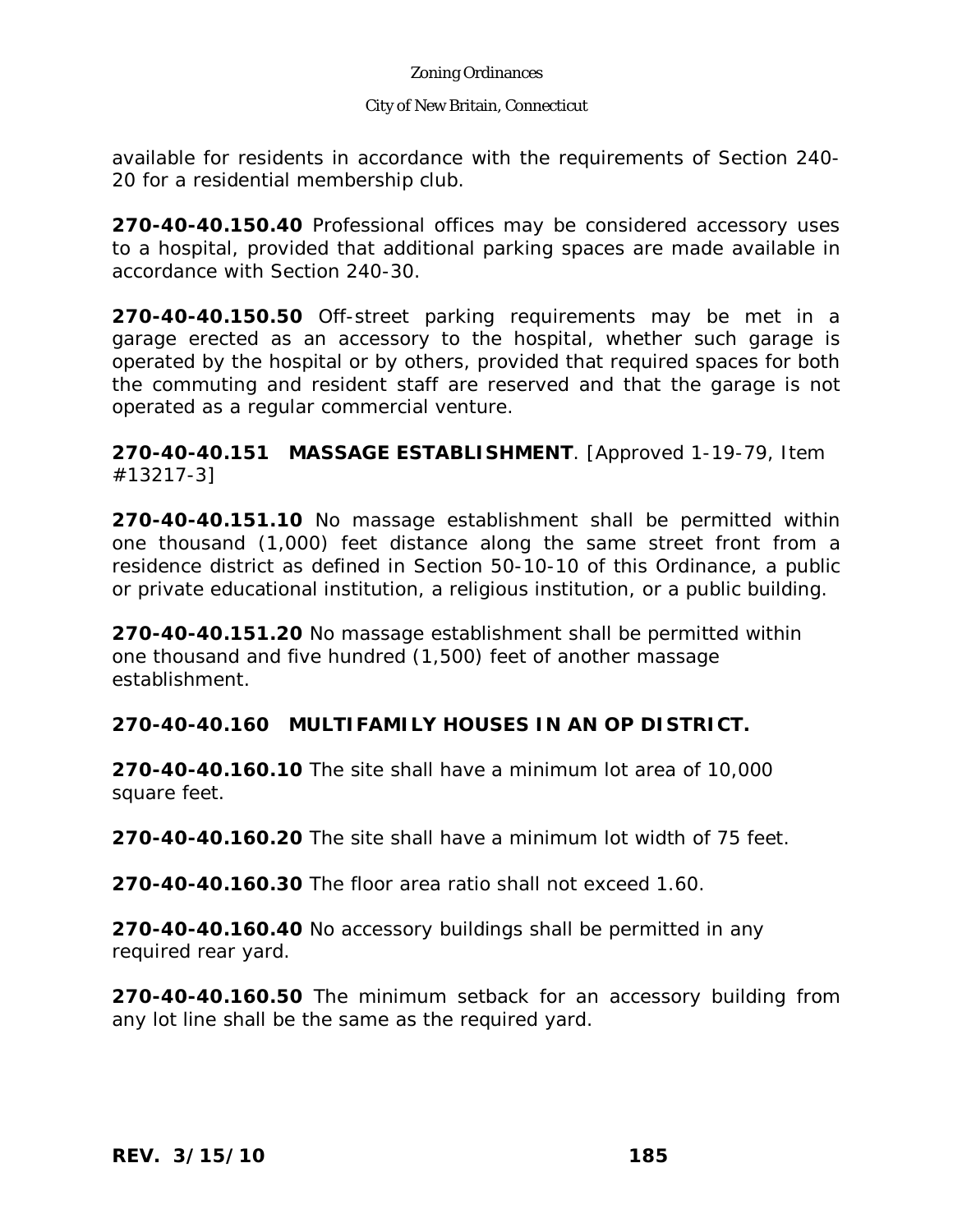available for residents in accordance with the requirements of Section 240-20 for a residential membership club.

**270-40-40.150.40** Professional offices may be considered accessory uses to a hospital, provided that additional parking spaces are made available in accordance with Section 240-30.

**270-40-40.150.50** Off-street parking requirements may be met in a garage erected as an accessory to the hospital, whether such garage is operated by the hospital or by others, provided that required spaces for both the commuting and resident staff are reserved and that the garage is not operated as a regular commercial venture.

**270-40-40.151 MASSAGE ESTABLISHMENT**. [Approved 1-19-79, Item #13217-3]

**270-40-40.151.10** No massage establishment shall be permitted within one thousand (1,000) feet distance along the same street front from a residence district as defined in Section 50-10-10 of this Ordinance, a public or private educational institution, a religious institution, or a public building.

**270-40-40.151.20** No massage establishment shall be permitted within one thousand and five hundred (1,500) feet of another massage establishment.

**270-40-40.160 MULTIFAMILY HOUSES IN AN OP DISTRICT.**

**270-40-40.160.10** The site shall have a minimum lot area of 10,000 square feet.

**270-40-40.160.20** The site shall have a minimum lot width of 75 feet.

**270-40-40.160.30** The floor area ratio shall not exceed 1.60.

**270-40-40.160.40** No accessory buildings shall be permitted in any required rear yard.

**270-40-40.160.50** The minimum setback for an accessory building from any lot line shall be the same as the required yard.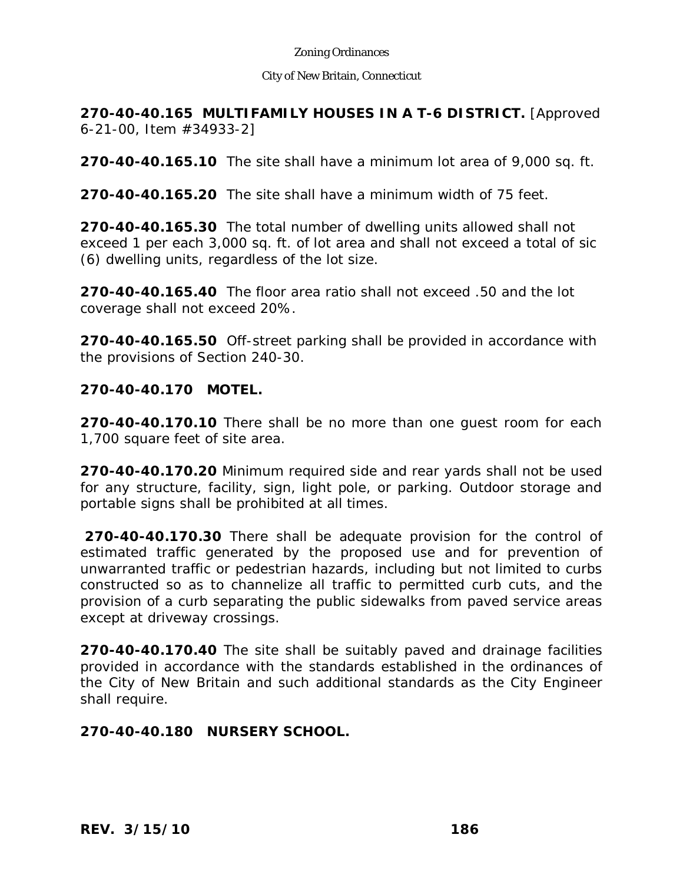**270-40-40.165 MULTIFAMILY HOUSES IN A T-6 DISTRICT.** [Approved 6-21-00, Item #34933-2]

**270-40-40.165.10** The site shall have a minimum lot area of 9,000 sq. ft.

**270-40-40.165.20** The site shall have a minimum width of 75 feet.

**270-40-40.165.30** The total number of dwelling units allowed shall not exceed 1 per each 3,000 sq. ft. of lot area and shall not exceed a total of sic (6) dwelling units, regardless of the lot size.

**270-40-40.165.40** The floor area ratio shall not exceed .50 and the lot coverage shall not exceed 20%.

**270-40-40.165.50** Off-street parking shall be provided in accordance with the provisions of Section 240-30.

**270-40-40.170 MOTEL.**

**270-40-40.170.10** There shall be no more than one guest room for each 1,700 square feet of site area.

**270-40-40.170.20** Minimum required side and rear yards shall not be used for any structure, facility, sign, light pole, or parking. Outdoor storage and portable signs shall be prohibited at all times.

**270-40-40.170.30** There shall be adequate provision for the control of estimated traffic generated by the proposed use and for prevention of unwarranted traffic or pedestrian hazards, including but not limited to curbs constructed so as to channelize all traffic to permitted curb cuts, and the provision of a curb separating the public sidewalks from paved service areas except at driveway crossings.

**270-40-40.170.40** The site shall be suitably paved and drainage facilities provided in accordance with the standards established in the ordinances of the City of New Britain and such additional standards as the City Engineer shall require.

**270-40-40.180 NURSERY SCHOOL.**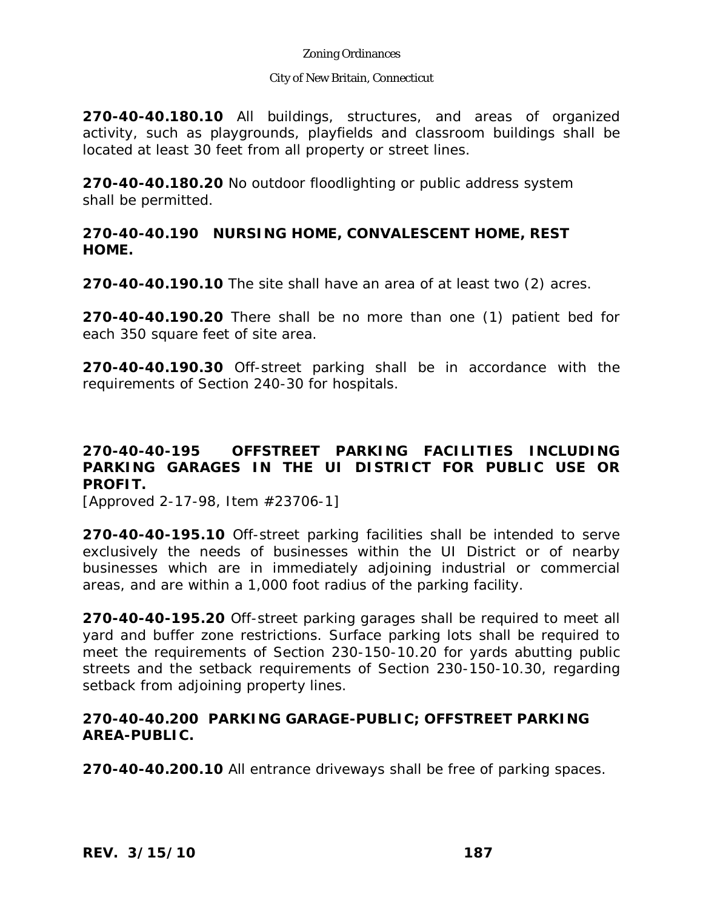**270-40-40.180.10** All buildings, structures, and areas of organized activity, such as playgrounds, playfields and classroom buildings shall be located at least 30 feet from all property or street lines.

**270-40-40.180.20** No outdoor floodlighting or public address system shall be permitted.

### 270-40-40.190 NURSING HOME, CONVALESCENT HOME, REST HOME.

**270-40-40.190.10** The site shall have an area of at least two (2) acres.

**270-40-40.190.20** There shall be no more than one (1) patient bed for each 350 square feet of site area.

**270-40-40.190.30** Off-street parking shall be in accordance with the requirements of Section 240-30 for hospitals.

### 270-40-40-195 OFFSTREET PARKING FACILITIES INCLUDING PARKING GARAGES IN THE UI DISTRICT FOR PUBLIC USE OR PROFIT.

[Approved 2-17-98, Item #23706-1]

**270-40-40-195.10** Off-street parking facilities shall be intended to serve exclusively the needs of businesses within the UI District or of nearby businesses which are in immediately adjoining industrial or commercial areas, and are within a 1,000 foot radius of the parking facility.

**270-40-40-195.20** Off-street parking garages shall be required to meet all yard and buffer zone restrictions. Surface parking lots shall be required to meet the requirements of Section 230-150-10.20 for yards abutting public streets and the setback requirements of Section 230-150-10.30, regarding setback from adjoining property lines.

### 270-40-40.200 PARKING GARAGE-PUBLIC; OFFSTREET PARKING AREA-PUBLIC.

**270-40-40.200.10** All entrance driveways shall be free of parking spaces.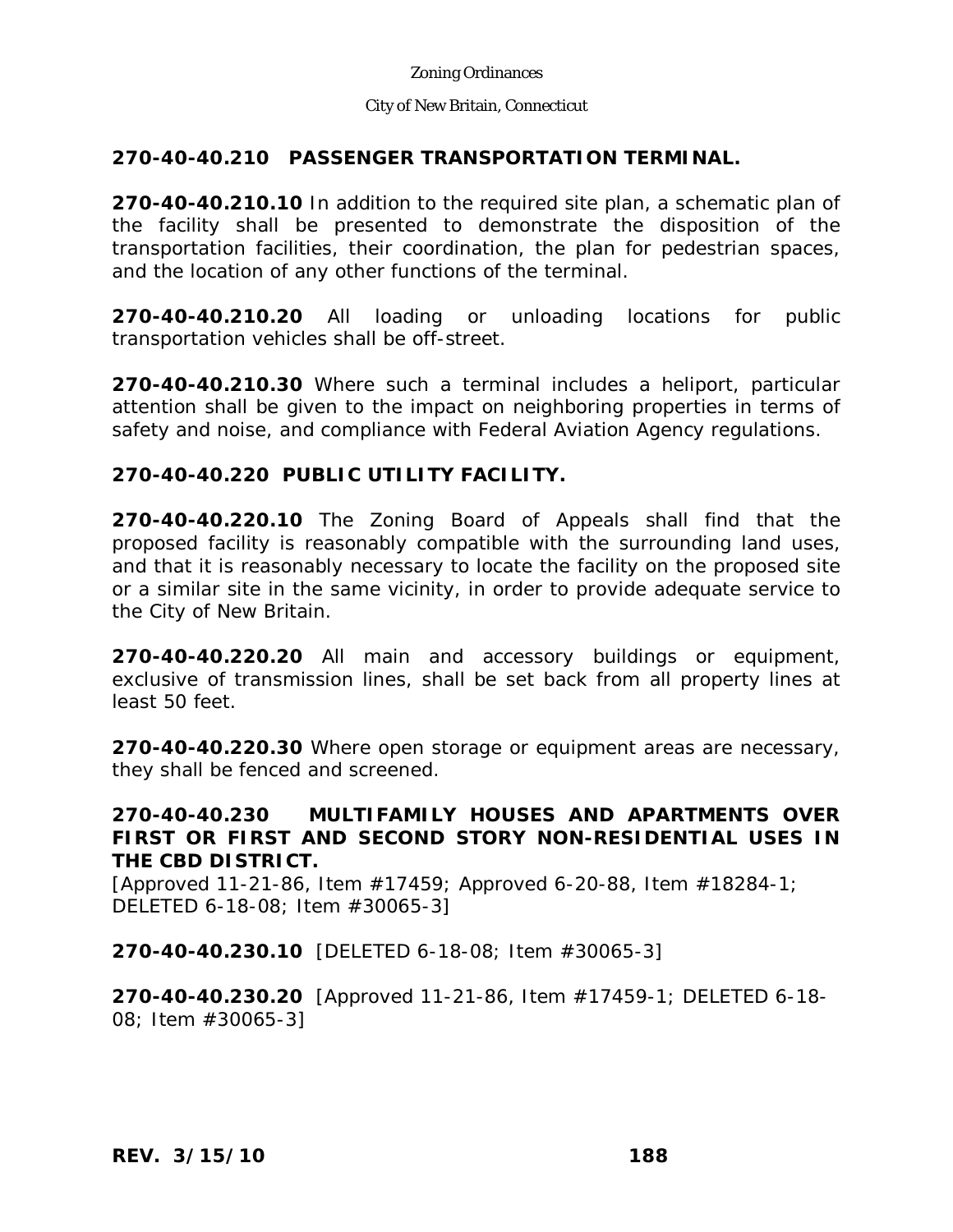## 270-40-40.210 PASSENGER TRANSPORTATION TERMINAL.

**270-40-40.210.10** In addition to the required site plan, a schematic plan of the facility shall be presented to demonstrate the disposition of the transportation facilities, their coordination, the plan for pedestrian spaces, and the location of any other functions of the terminal.

**270-40-40.210.20** All loading or unloading locations for public transportation vehicles shall be off-street.

**270-40-40.210.30** Where such a terminal includes a heliport, particular attention shall be given to the impact on neighboring properties in terms of safety and noise, and compliance with Federal Aviation Agency regulations.

## 270-40-40.220 PUBLIC UTILITY FACILITY.

**270-40-40.220.10** The Zoning Board of Appeals shall find that the proposed facility is reasonably compatible with the surrounding land uses, and that it is reasonably necessary to locate the facility on the proposed site or a similar site in the same vicinity, in order to provide adequate service to the City of New Britain.

**270-40-40.220.20** All main and accessory buildings or equipment, exclusive of transmission lines, shall be set back from all property lines at least 50 feet.

**270-40-40.220.30** Where open storage or equipment areas are necessary, they shall be fenced and screened.

## 270-40-40.230 MULTIFAMILY HOUSES AND APARTMENTS OVER FIRST OR FIRST AND SECOND STORY NON-RESIDENTIAL USES IN THE CBD DISTRICT.

[Approved 11-21-86, Item #17459; Approved 6-20-88, Item #18284-1; DELETED 6-18-08; Item #30065-3]

**270-40-40.230.10** [DELETED 6-18-08; Item #30065-3]

**270-40-40.230.20** [Approved 11-21-86, Item #17459-1; DELETED 6-18-08; Item #30065-3]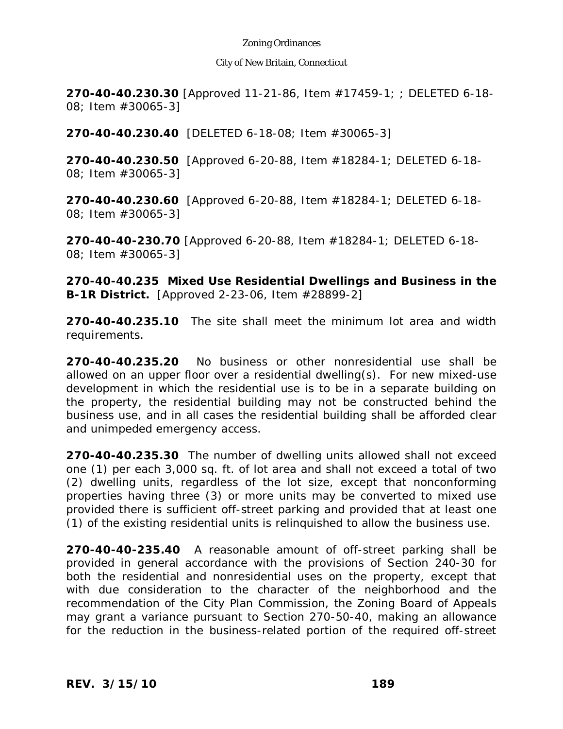**270-40-40.230.30** [Approved 11-21-86, Item #17459-1; ; DELETED 6-18-08; Item #30065-3]

**270-40-40.230.40** [DELETED 6-18-08; Item #30065-3]

**270-40-40.230.50** [Approved 6-20-88, Item #18284-1; DELETED 6-18-08; Item #30065-3]

**270-40-40.230.60** [Approved 6-20-88, Item #18284-1; DELETED 6-18-08; Item #30065-3]

**270-40-40-230.70** [Approved 6-20-88, Item #18284-1; DELETED 6-18-08; Item #30065-3]

**270-40-40.235 Mixed Use Residential Dwellings and Business in the B-1R District.** [Approved 2-23-06, Item #28899-2]

**270-40-40.235.10** The site shall meet the minimum lot area and width requirements.

**270-40-40.235.20** No business or other nonresidential use shall be allowed on an upper floor over a residential dwelling(s). For new mixed-use development in which the residential use is to be in a separate building on the property, the residential building may not be constructed behind the business use, and in all cases the residential building shall be afforded clear and unimpeded emergency access.

**270-40-40.235.30** The number of dwelling units allowed shall not exceed one (1) per each 3,000 sq. ft. of lot area and shall not exceed a total of two (2) dwelling units, regardless of the lot size, except that nonconforming properties having three (3) or more units may be converted to mixed use provided there is sufficient off-street parking and provided that at least one (1) of the existing residential units is relinquished to allow the business use.

**270-40-40-235.40** A reasonable amount of off-street parking shall be provided in general accordance with the provisions of Section 240-30 for both the residential and nonresidential uses on the property, except that with due consideration to the character of the neighborhood and the recommendation of the City Plan Commission, the Zoning Board of Appeals may grant a variance pursuant to Section 270-50-40, making an allowance for the reduction in the business-related portion of the required off-street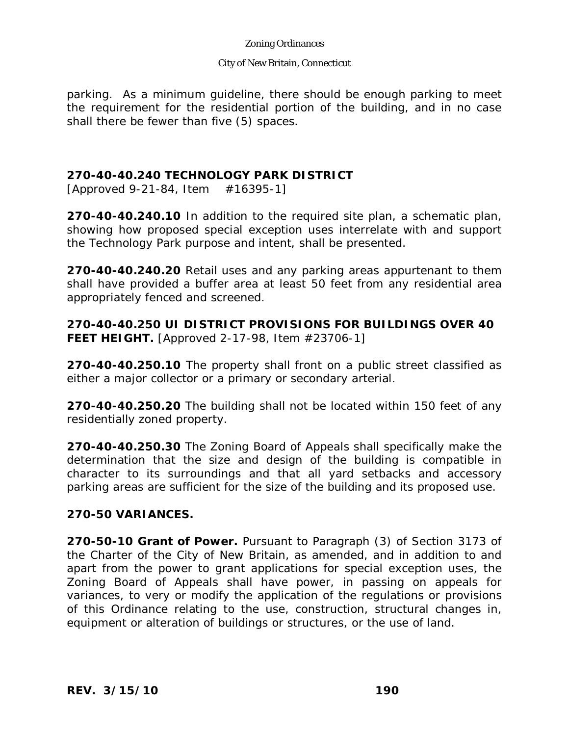parking. As a minimum guideline, there should be enough parking to meet the requirement for the residential portion of the building, and in no case shall there be fewer than five (5) spaces.

## 270-40-40.240 TECHNOLOGY PARK DISTRICT

[Approved 9-21-84, Item #16395-1]

**270-40-40.240.10** In addition to the required site plan, a schematic plan, showing how proposed special exception uses interrelate with and support the Technology Park purpose and intent, shall be presented.

**270-40-40.240.20** Retail uses and any parking areas appurtenant to them shall have provided a buffer area at least 50 feet from any residential area appropriately fenced and screened.

## 270-40-40.250 UI DISTRICT PROVISIONS FOR BUILDINGS OVER 40 FEET HEIGHT.

[Approved 2-17-98, Item #23706-1]

**270-40-40.250.10** The property shall front on a public street classified as either a major collector or a primary or secondary arterial.

**270-40-40.250.20** The building shall not be located within 150 feet of any residentially zoned property.

**270-40-40.250.30** The Zoning Board of Appeals shall specifically make the determination that the size and design of the building is compatible in character to its surroundings and that all yard setbacks and accessory parking areas are sufficient for the size of the building and its proposed use.

## 270-50 VARIANCES.

**270-50-10 Grant of Power.** Pursuant to Paragraph (3) of Section 3173 of the Charter of the City of New Britain, as amended, and in addition to and apart from the power to grant applications for special exception uses, the Zoning Board of Appeals shall have power, in passing on appeals for variances, to very or modify the application of the regulations or provisions of this Ordinance relating to the use, construction, structural changes in, equipment or alteration of buildings or structures, or the use of land.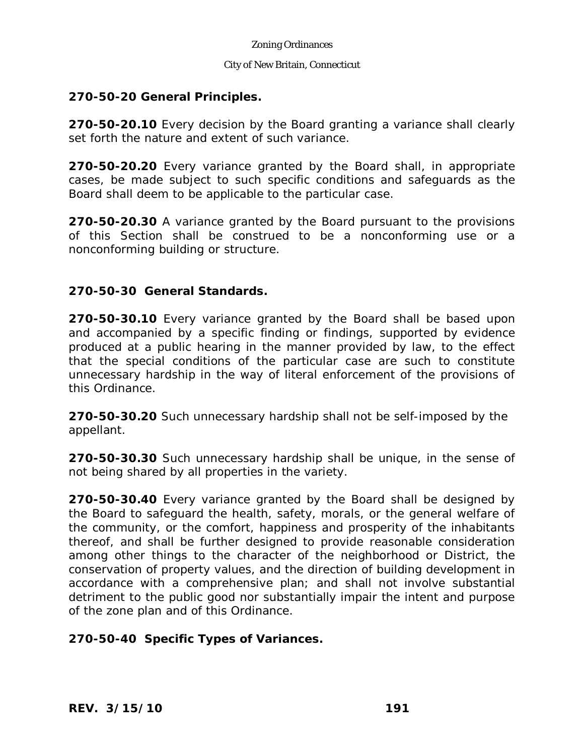**270-50-20 General Principles.**

**270-50-20.10** Every decision by the Board granting a variance shall clearly set forth the nature and extent of such variance.

**270-50-20.20** Every variance granted by the Board shall, in appropriate cases, be made subject to such specific conditions and safeguards as the Board shall deem to be applicable to the particular case.

**270-50-20.30** A variance granted by the Board pursuant to the provisions of this Section shall be construed to be a nonconforming use or a nonconforming building or structure.

**270-50-30 General Standards.**

**270-50-30.10** Every variance granted by the Board shall be based upon and accompanied by a specific finding or findings, supported by evidence produced at a public hearing in the manner provided by law, to the effect that the special conditions of the particular case are such to constitute unnecessary hardship in the way of literal enforcement of the provisions of this Ordinance.

**270-50-30.20** Such unnecessary hardship shall not be self-imposed by the appellant.

**270-50-30.30** Such unnecessary hardship shall be unique, in the sense of not being shared by all properties in the variety.

**270-50-30.40** Every variance granted by the Board shall be designed by the Board to safeguard the health, safety, morals, or the general welfare of the community, or the comfort, happiness and prosperity of the inhabitants thereof, and shall be further designed to provide reasonable consideration among other things to the character of the neighborhood or District, the conservation of property values, and the direction of building development in accordance with a comprehensive plan; and shall not involve substantial detriment to the public good nor substantially impair the intent and purpose of the zone plan and of this Ordinance.

**270-50-40 Specific Types of Variances.**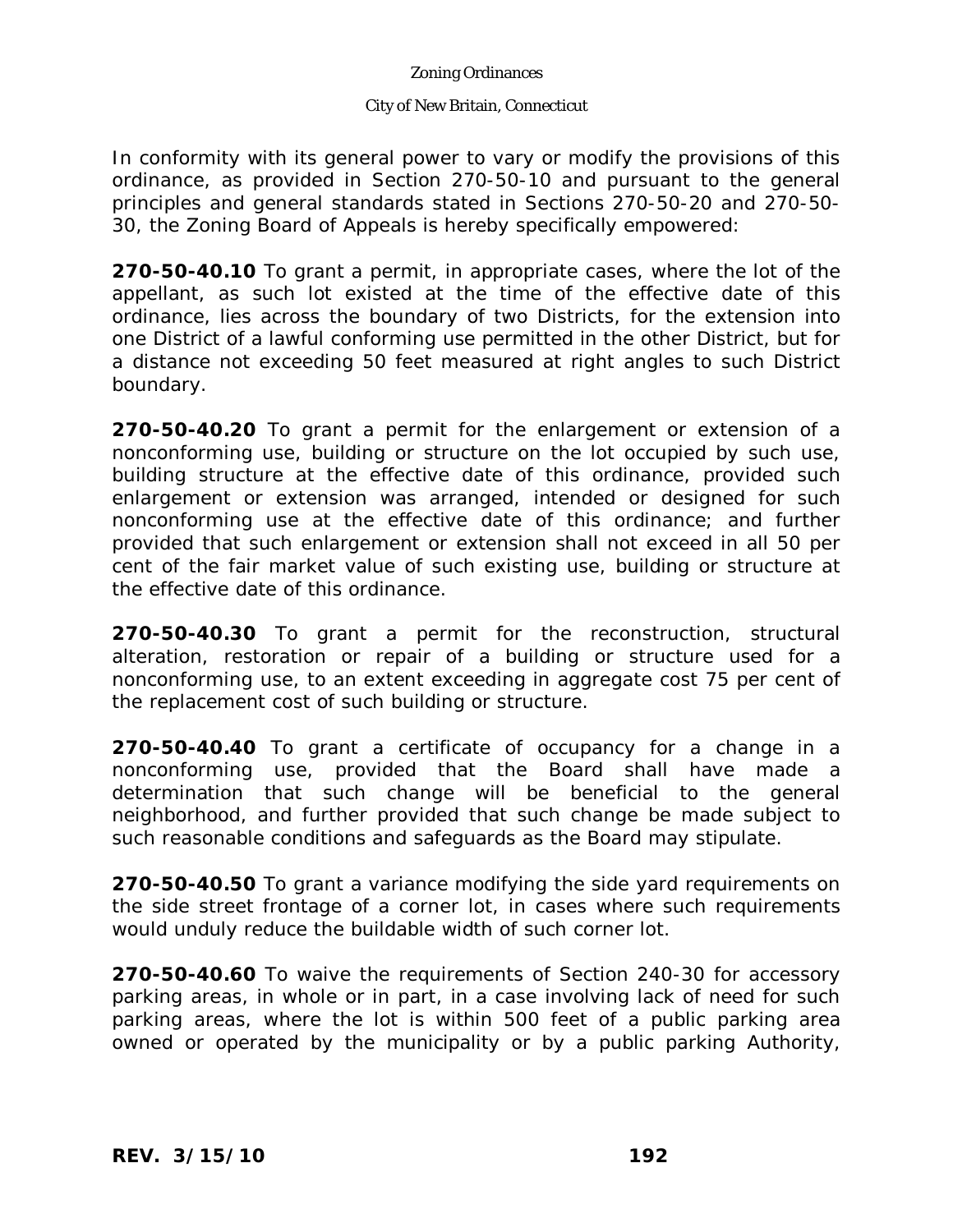In conformity with its general power to vary or modify the provisions of this ordinance, as provided in Section 270-50-10 and pursuant to the general principles and general standards stated in Sections 270-50-20 and 270-50-30, the Zoning Board of Appeals is hereby specifically empowered:

**270-50-40.10** To grant a permit, in appropriate cases, where the lot of the appellant, as such lot existed at the time of the effective date of this ordinance, lies across the boundary of two Districts, for the extension into one District of a lawful conforming use permitted in the other District, but for a distance not exceeding 50 feet measured at right angles to such District boundary.

**270-50-40.20** To grant a permit for the enlargement or extension of a nonconforming use, building or structure on the lot occupied by such use, building structure at the effective date of this ordinance, provided such enlargement or extension was arranged, intended or designed for such nonconforming use at the effective date of this ordinance; and further provided that such enlargement or extension shall not exceed in all 50 per cent of the fair market value of such existing use, building or structure at the effective date of this ordinance.

**270-50-40.30** To grant a permit for the reconstruction, structural alteration, restoration or repair of a building or structure used for a nonconforming use, to an extent exceeding in aggregate cost 75 per cent of the replacement cost of such building or structure.

**270-50-40.40** To grant a certificate of occupancy for a change in a nonconforming use, provided that the Board shall have made a determination that such change will be beneficial to the general neighborhood, and further provided that such change be made subject to such reasonable conditions and safeguards as the Board may stipulate.

**270-50-40.50** To grant a variance modifying the side yard requirements on the side street frontage of a corner lot, in cases where such requirements would unduly reduce the buildable width of such corner lot.

**270-50-40.60** To waive the requirements of Section 240-30 for accessory parking areas, in whole or in part, in a case involving lack of need for such parking areas, where the lot is within 500 feet of a public parking area owned or operated by the municipality or by a public parking Authority,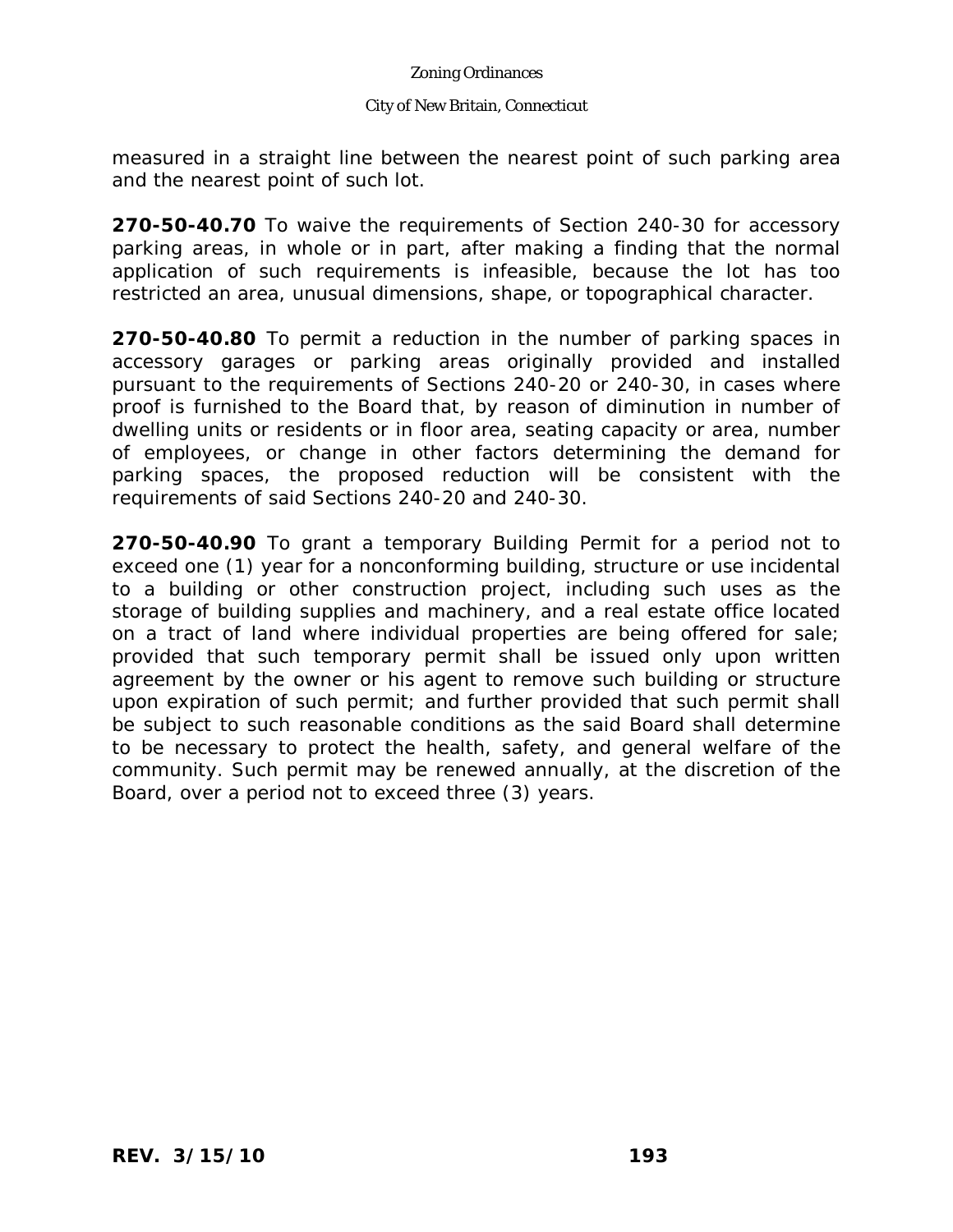measured in a straight line between the nearest point of such parking area and the nearest point of such lot.

**270-50-40.70** To waive the requirements of Section 240-30 for accessory parking areas, in whole or in part, after making a finding that the normal application of such requirements is infeasible, because the lot has too restricted an area, unusual dimensions, shape, or topographical character.

**270-50-40.80** To permit a reduction in the number of parking spaces in accessory garages or parking areas originally provided and installed pursuant to the requirements of Sections 240-20 or 240-30, in cases where proof is furnished to the Board that, by reason of diminution in number of dwelling units or residents or in floor area, seating capacity or area, number of employees, or change in other factors determining the demand for parking spaces, the proposed reduction will be consistent with the requirements of said Sections 240-20 and 240-30.

**270-50-40.90** To grant a temporary Building Permit for a period not to exceed one (1) year for a nonconforming building, structure or use incidental to a building or other construction project, including such uses as the storage of building supplies and machinery, and a real estate office located on a tract of land where individual properties are being offered for sale; provided that such temporary permit shall be issued only upon written agreement by the owner or his agent to remove such building or structure upon expiration of such permit; and further provided that such permit shall be subject to such reasonable conditions as the said Board shall determine to be necessary to protect the health, safety, and general welfare of the community. Such permit may be renewed annually, at the discretion of the Board, over a period not to exceed three (3) years.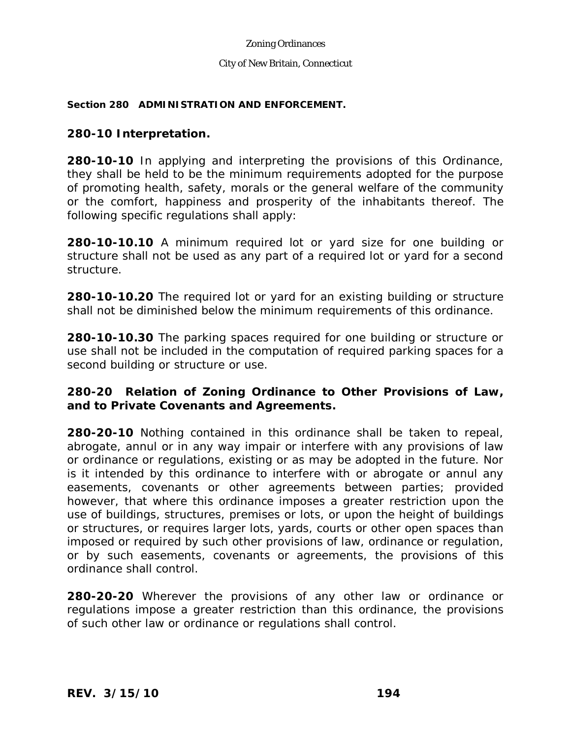**Section 280 ADMINISTRATION AND ENFORCEMENT.**

## 280-10 Interpretation.

**280-10-10** In applying and interpreting the provisions of this Ordinance, they shall be held to be the minimum requirements adopted for the purpose of promoting health, safety, morals or the general welfare of the community or the comfort, happiness and prosperity of the inhabitants thereof. The following specific regulations shall apply:

**280-10-10.10** A minimum required lot or yard size for one building or structure shall not be used as any part of a required lot or yard for a second structure.

**280-10-10.20** The required lot or yard for an existing building or structure shall not be diminished below the minimum requirements of this ordinance.

**280-10-10.30** The parking spaces required for one building or structure or use shall not be included in the computation of required parking spaces for a second building or structure or use.

## 280-20 Relation of Zoning Ordinance to Other Provisions of Law, and to Private Covenants and Agreements.

**280-20-10** Nothing contained in this ordinance shall be taken to repeal, abrogate, annul or in any way impair or interfere with any provisions of law or ordinance or regulations, existing or as may be adopted in the future. Nor is it intended by this ordinance to interfere with or abrogate or annul any easements, covenants or other agreements between parties; provided however, that where this ordinance imposes a greater restriction upon the use of buildings, structures, premises or lots, or upon the height of buildings or structures, or requires larger lots, yards, courts or other open spaces than imposed or required by such other provisions of law, ordinance or regulation, or by such easements, covenants or agreements, the provisions of this ordinance shall control.

**280-20-20** Wherever the provisions of any other law or ordinance or regulations impose a greater restriction than this ordinance, the provisions of such other law or ordinance or regulations shall control.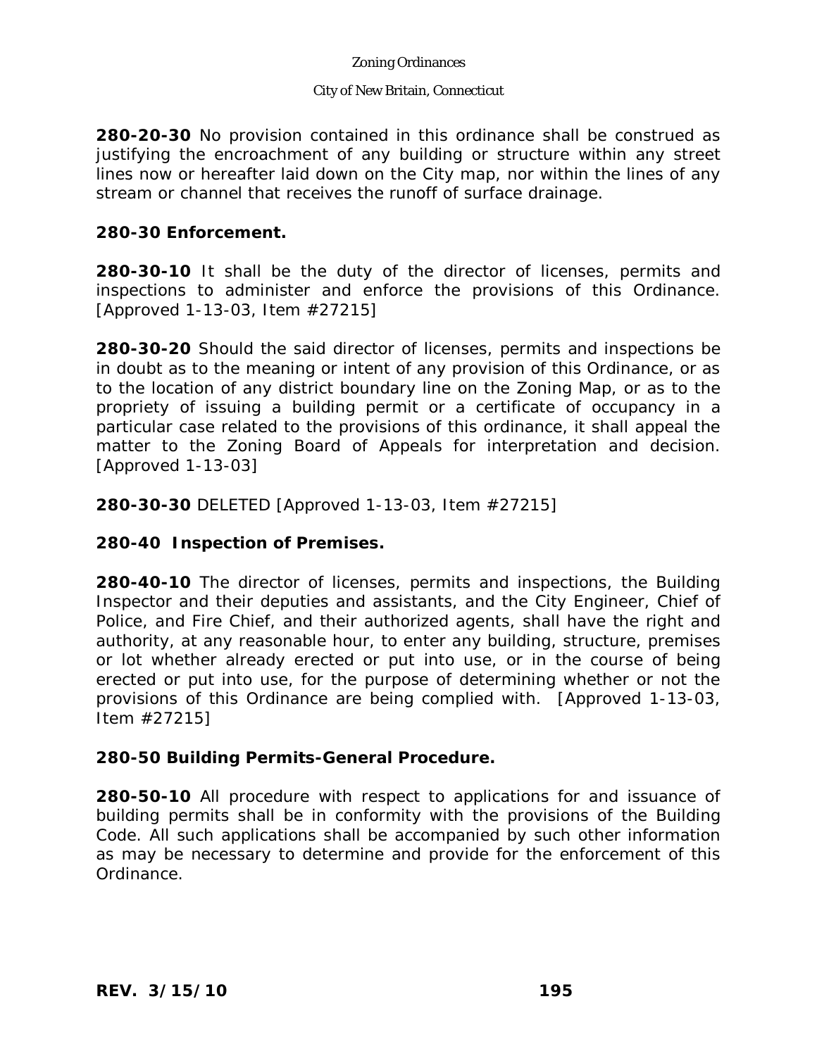**280-20-30** No provision contained in this ordinance shall be construed as justifying the encroachment of any building or structure within any street lines now or hereafter laid down on the City map, nor within the lines of any stream or channel that receives the runoff of surface drainage.

## 280-30 Enforcement.

**280-30-10** It shall be the duty of the director of licenses, permits and inspections to administer and enforce the provisions of this Ordinance. [Approved 1-13-03, Item #27215]

**280-30-20** Should the said director of licenses, permits and inspections be in doubt as to the meaning or intent of any provision of this Ordinance, or as to the location of any district boundary line on the Zoning Map, or as to the propriety of issuing a building permit or a certificate of occupancy in a particular case related to the provisions of this ordinance, it shall appeal the matter to the Zoning Board of Appeals for interpretation and decision. [Approved 1-13-03]

**280-30-30** DELETED [Approved 1-13-03, Item #27215]

## 280-40 Inspection of Premises.

**280-40-10** The director of licenses, permits and inspections, the Building Inspector and their deputies and assistants, and the City Engineer, Chief of Police, and Fire Chief, and their authorized agents, shall have the right and authority, at any reasonable hour, to enter any building, structure, premises or lot whether already erected or put into use, or in the course of being erected or put into use, for the purpose of determining whether or not the provisions of this Ordinance are being complied with. [Approved 1-13-03, Item #27215]

## 280-50 Building Permits-General Procedure.

**280-50-10** All procedure with respect to applications for and issuance of building permits shall be in conformity with the provisions of the Building Code. All such applications shall be accompanied by such other information as may be necessary to determine and provide for the enforcement of this Ordinance.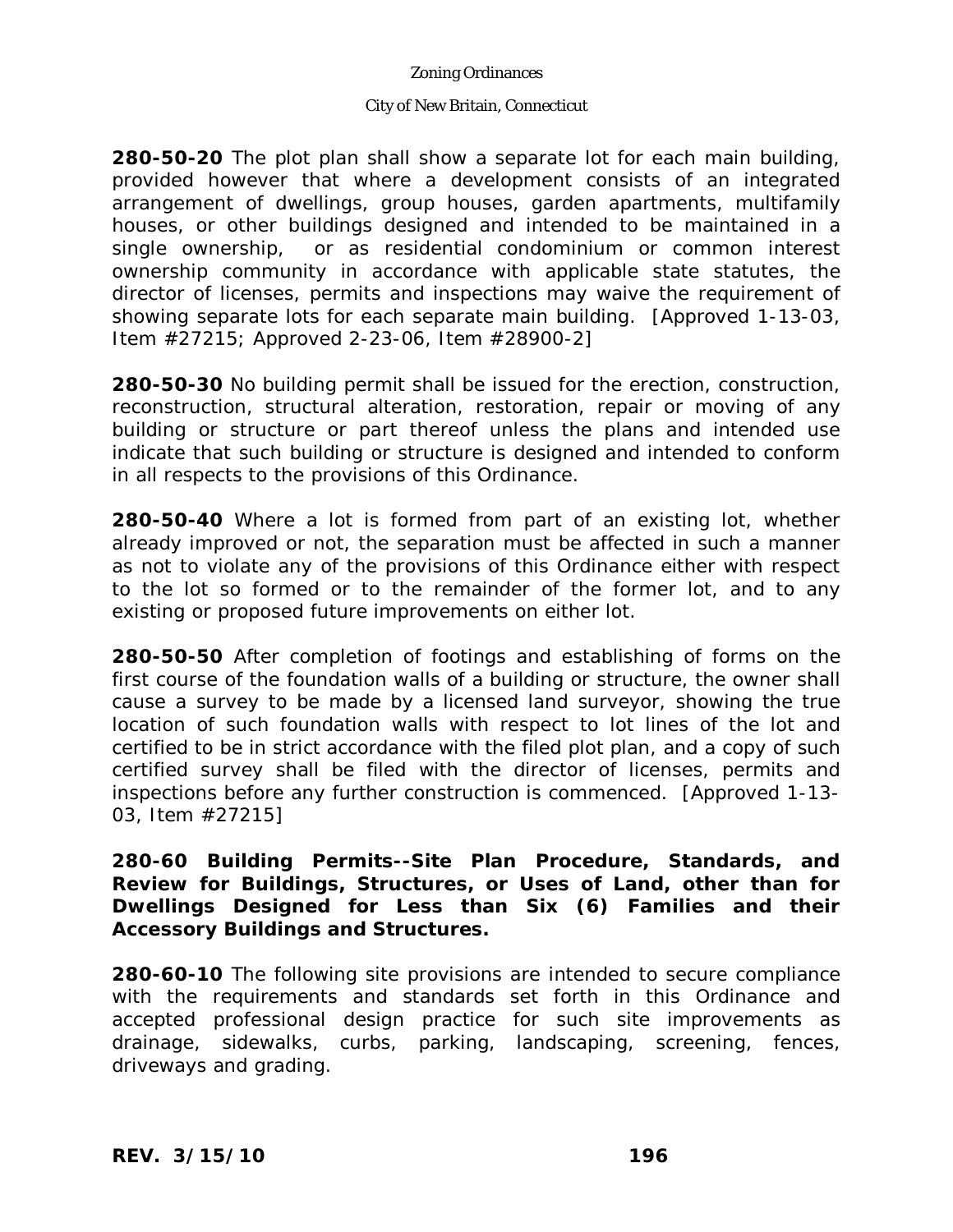**280-50-20** The plot plan shall show a separate lot for each main building, provided however that where a development consists of an integrated arrangement of dwellings, group houses, garden apartments, multifamily houses, or other buildings designed and intended to be maintained in a single ownership, or as residential condominium or common interest ownership community in accordance with applicable state statutes, the director of licenses, permits and inspections may waive the requirement of showing separate lots for each separate main building. [Approved 1-13-03, Item #27215; Approved 2-23-06, Item #28900-2]

**280-50-30** No building permit shall be issued for the erection, construction, reconstruction, structural alteration, restoration, repair or moving of any building or structure or part thereof unless the plans and intended use indicate that such building or structure is designed and intended to conform in all respects to the provisions of this Ordinance.

**280-50-40** Where a lot is formed from part of an existing lot, whether already improved or not, the separation must be affected in such a manner as not to violate any of the provisions of this Ordinance either with respect to the lot so formed or to the remainder of the former lot, and to any existing or proposed future improvements on either lot.

**280-50-50** After completion of footings and establishing of forms on the first course of the foundation walls of a building or structure, the owner shall cause a survey to be made by a licensed land surveyor, showing the true location of such foundation walls with respect to lot lines of the lot and certified to be in strict accordance with the filed plot plan, and a copy of such certified survey shall be filed with the director of licenses, permits and inspections before any further construction is commenced. [Approved 1-13-03, Item #27215]

**280-60 Building Permits--Site Plan Procedure, Standards, and Review for Buildings, Structures, or Uses of Land, other than for Dwellings Designed for Less than Six (6) Families and their Accessory Buildings and Structures.**

**280-60-10** The following site provisions are intended to secure compliance with the requirements and standards set forth in this Ordinance and accepted professional design practice for such site improvements as drainage, sidewalks, curbs, parking, landscaping, screening, fences, driveways and grading.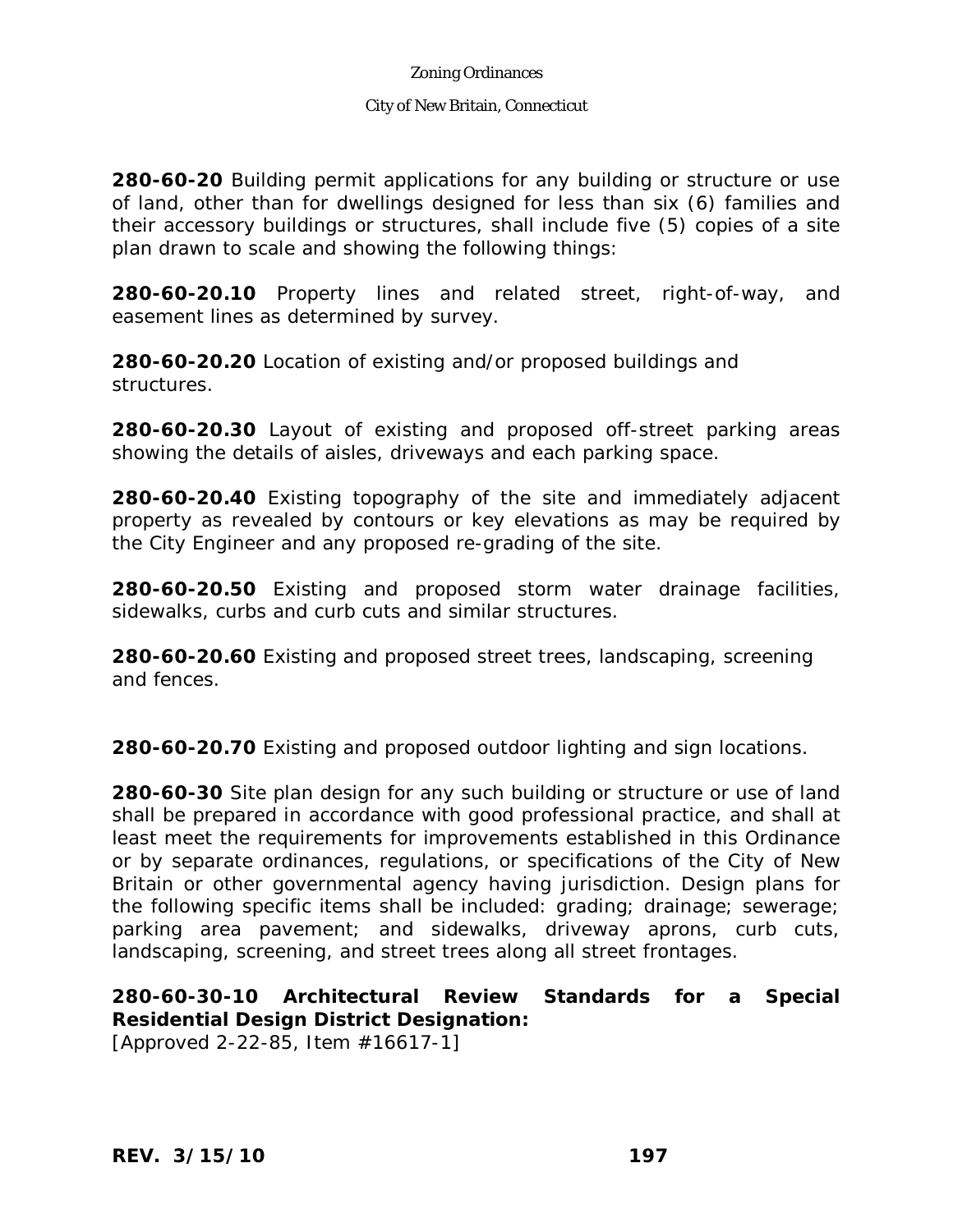**280-60-20** Building permit applications for any building or structure or use of land, other than for dwellings designed for less than six (6) families and their accessory buildings or structures, shall include five (5) copies of a site plan drawn to scale and showing the following things:

**280-60-20.10** Property lines and related street, right-of-way, and easement lines as determined by survey.

**280-60-20.20** Location of existing and/or proposed buildings and structures.

**280-60-20.30** Layout of existing and proposed off-street parking areas showing the details of aisles, driveways and each parking space.

**280-60-20.40** Existing topography of the site and immediately adjacent property as revealed by contours or key elevations as may be required by the City Engineer and any proposed re-grading of the site.

**280-60-20.50** Existing and proposed storm water drainage facilities, sidewalks, curbs and curb cuts and similar structures.

**280-60-20.60** Existing and proposed street trees, landscaping, screening and fences.

**280-60-20.70** Existing and proposed outdoor lighting and sign locations.

**280-60-30** Site plan design for any such building or structure or use of land shall be prepared in accordance with good professional practice, and shall at least meet the requirements for improvements established in this Ordinance or by separate ordinances, regulations, or specifications of the City of New Britain or other governmental agency having jurisdiction. Design plans for the following specific items shall be included: grading; drainage; sewerage; parking area pavement; and sidewalks, driveway aprons, curb cuts, landscaping, screening, and street trees along all street frontages.

**280-60-30-10 Architectural Review Standards for a Special Residential Design District Designation:**
[Approved 2-22-85, Item #16617-1]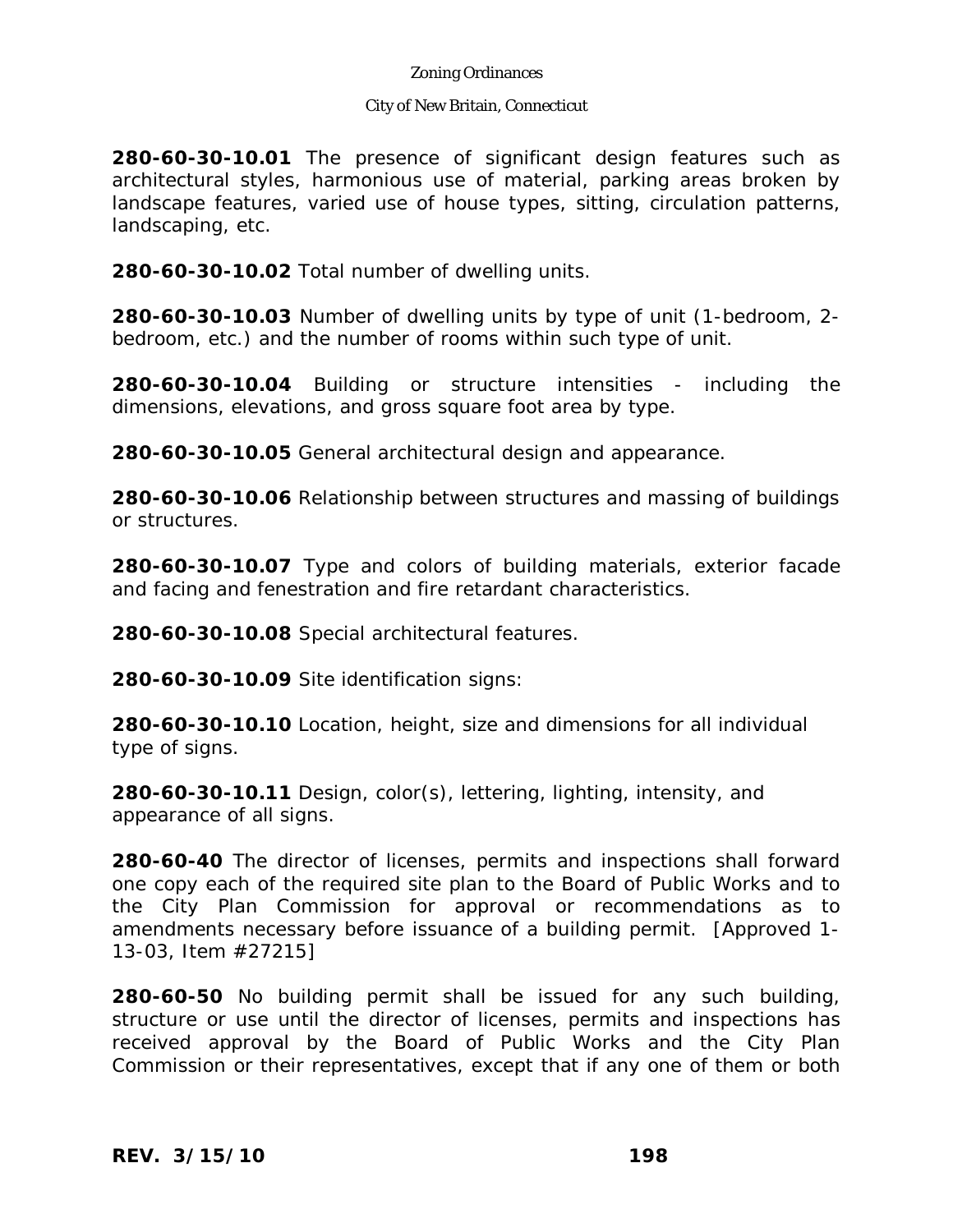**280-60-30-10.01** The presence of significant design features such as architectural styles, harmonious use of material, parking areas broken by landscape features, varied use of house types, sitting, circulation patterns, landscaping, etc.

**280-60-30-10.02** Total number of dwelling units.

**280-60-30-10.03** Number of dwelling units by type of unit (1-bedroom, 2-bedroom, etc.) and the number of rooms within such type of unit.

**280-60-30-10.04** Building or structure intensities - including the dimensions, elevations, and gross square foot area by type.

**280-60-30-10.05** General architectural design and appearance.

**280-60-30-10.06** Relationship between structures and massing of buildings or structures.

**280-60-30-10.07** Type and colors of building materials, exterior facade and facing and fenestration and fire retardant characteristics.

**280-60-30-10.08** Special architectural features.

**280-60-30-10.09** Site identification signs:

**280-60-30-10.10** Location, height, size and dimensions for all individual type of signs.

**280-60-30-10.11** Design, color(s), lettering, lighting, intensity, and appearance of all signs.

**280-60-40** The director of licenses, permits and inspections shall forward one copy each of the required site plan to the Board of Public Works and to the City Plan Commission for approval or recommendations as to amendments necessary before issuance of a building permit. [Approved 1-13-03, Item #27215]

**280-60-50** No building permit shall be issued for any such building, structure or use until the director of licenses, permits and inspections has received approval by the Board of Public Works and the City Plan Commission or their representatives, except that if any one of them or both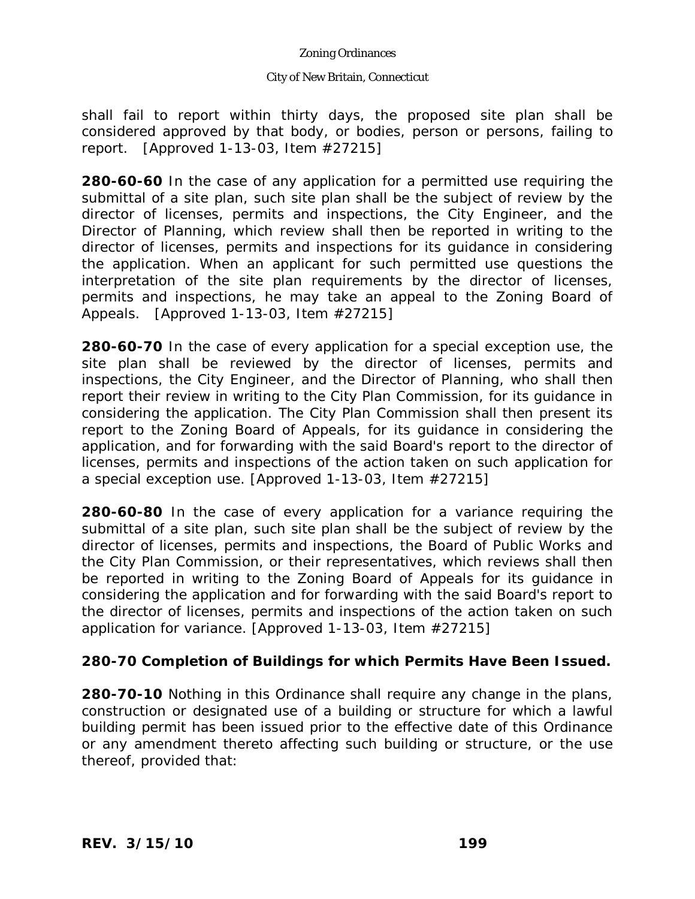shall fail to report within thirty days, the proposed site plan shall be considered approved by that body, or bodies, person or persons, failing to report. [Approved 1-13-03, Item #27215]

**280-60-60** In the case of any application for a permitted use requiring the submittal of a site plan, such site plan shall be the subject of review by the director of licenses, permits and inspections, the City Engineer, and the Director of Planning, which review shall then be reported in writing to the director of licenses, permits and inspections for its guidance in considering the application. When an applicant for such permitted use questions the interpretation of the site plan requirements by the director of licenses, permits and inspections, he may take an appeal to the Zoning Board of Appeals. [Approved 1-13-03, Item #27215]

**280-60-70** In the case of every application for a special exception use, the site plan shall be reviewed by the director of licenses, permits and inspections, the City Engineer, and the Director of Planning, who shall then report their review in writing to the City Plan Commission, for its guidance in considering the application. The City Plan Commission shall then present its report to the Zoning Board of Appeals, for its guidance in considering the application, and for forwarding with the said Board's report to the director of licenses, permits and inspections of the action taken on such application for a special exception use. [Approved 1-13-03, Item #27215]

**280-60-80** In the case of every application for a variance requiring the submittal of a site plan, such site plan shall be the subject of review by the director of licenses, permits and inspections, the Board of Public Works and the City Plan Commission, or their representatives, which reviews shall then be reported in writing to the Zoning Board of Appeals for its guidance in considering the application and for forwarding with the said Board's report to the director of licenses, permits and inspections of the action taken on such application for variance. [Approved 1-13-03, Item #27215]

## 280-70 Completion of Buildings for which Permits Have Been Issued.

**280-70-10** Nothing in this Ordinance shall require any change in the plans, construction or designated use of a building or structure for which a lawful building permit has been issued prior to the effective date of this Ordinance or any amendment thereto affecting such building or structure, or the use thereof, provided that: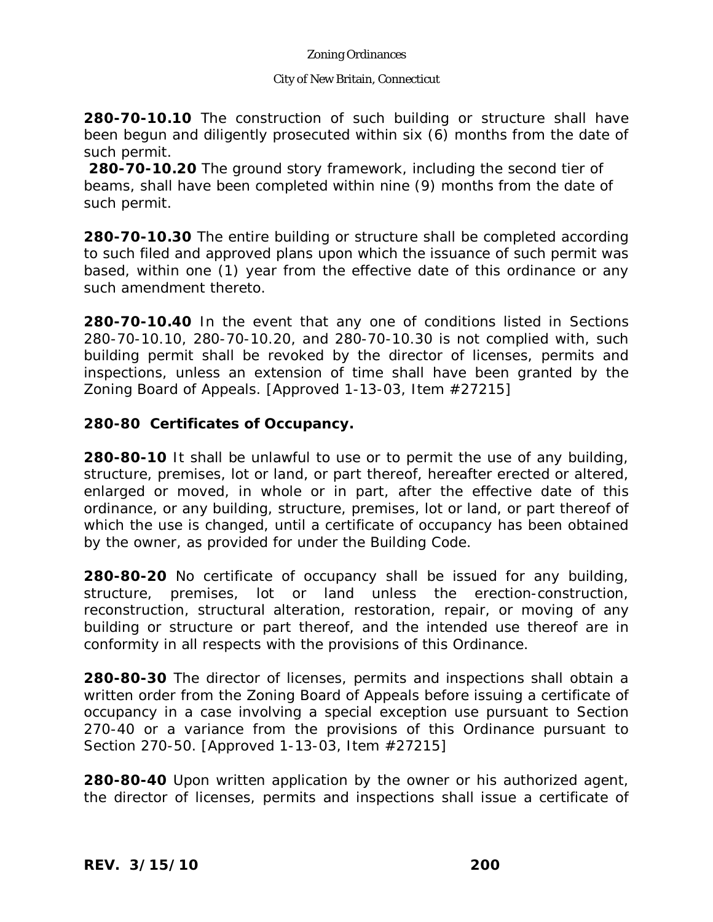**280-70-10.10** The construction of such building or structure shall have been begun and diligently prosecuted within six (6) months from the date of such permit.

**280-70-10.20** The ground story framework, including the second tier of beams, shall have been completed within nine (9) months from the date of such permit.

**280-70-10.30** The entire building or structure shall be completed according to such filed and approved plans upon which the issuance of such permit was based, within one (1) year from the effective date of this ordinance or any such amendment thereto.

**280-70-10.40** In the event that any one of conditions listed in Sections 280-70-10.10, 280-70-10.20, and 280-70-10.30 is not complied with, such building permit shall be revoked by the director of licenses, permits and inspections, unless an extension of time shall have been granted by the Zoning Board of Appeals. [Approved 1-13-03, Item #27215]

**280-80 Certificates of Occupancy.**

**280-80-10** It shall be unlawful to use or to permit the use of any building, structure, premises, lot or land, or part thereof, hereafter erected or altered, enlarged or moved, in whole or in part, after the effective date of this ordinance, or any building, structure, premises, lot or land, or part thereof of which the use is changed, until a certificate of occupancy has been obtained by the owner, as provided for under the Building Code.

**280-80-20** No certificate of occupancy shall be issued for any building, structure, premises, lot or land unless the erection-construction, reconstruction, structural alteration, restoration, repair, or moving of any building or structure or part thereof, and the intended use thereof are in conformity in all respects with the provisions of this Ordinance.

**280-80-30** The director of licenses, permits and inspections shall obtain a written order from the Zoning Board of Appeals before issuing a certificate of occupancy in a case involving a special exception use pursuant to Section 270-40 or a variance from the provisions of this Ordinance pursuant to Section 270-50. [Approved 1-13-03, Item #27215]

**280-80-40** Upon written application by the owner or his authorized agent, the director of licenses, permits and inspections shall issue a certificate of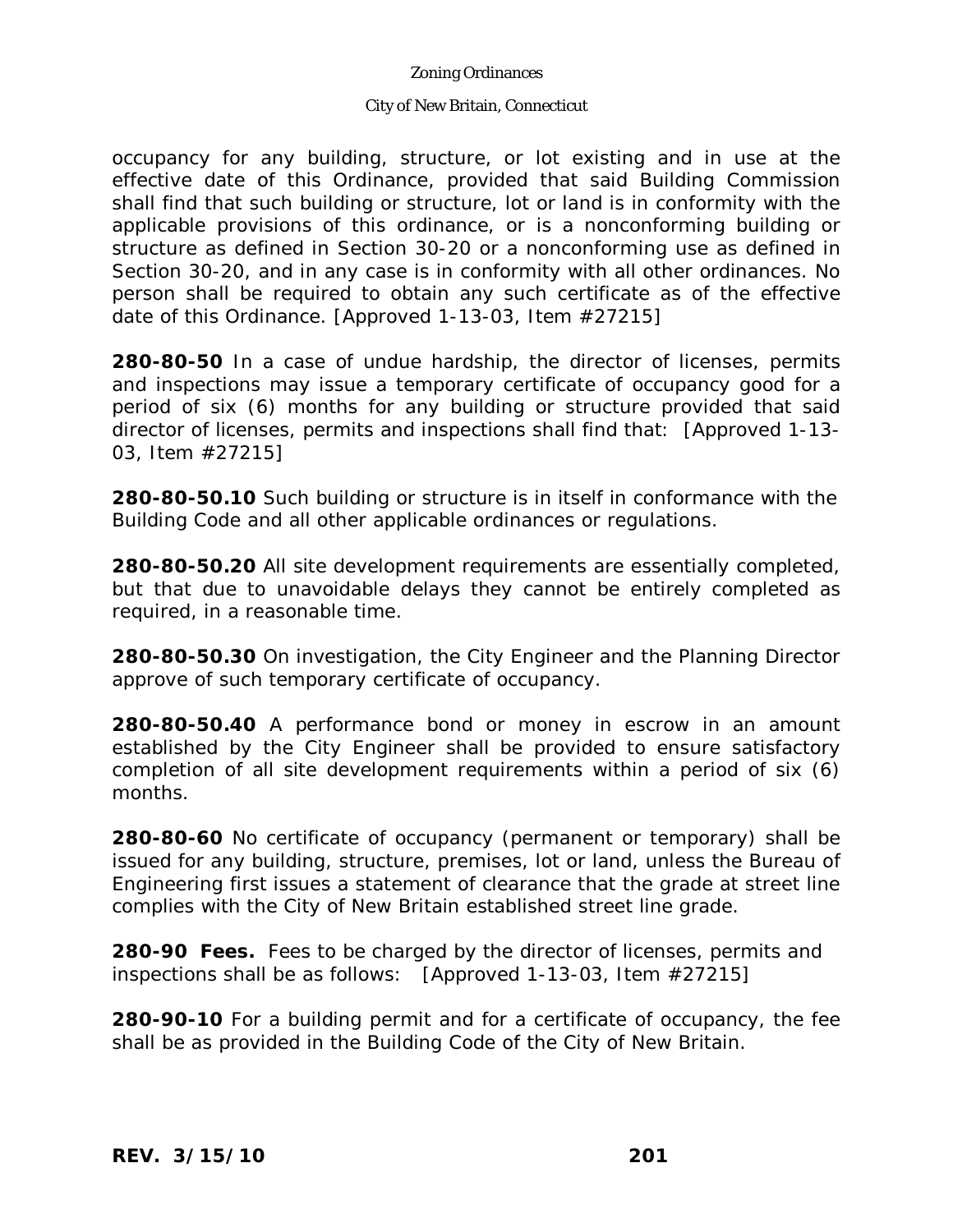occupancy for any building, structure, or lot existing and in use at the effective date of this Ordinance, provided that said Building Commission shall find that such building or structure, lot or land is in conformity with the applicable provisions of this ordinance, or is a nonconforming building or structure as defined in Section 30-20 or a nonconforming use as defined in Section 30-20, and in any case is in conformity with all other ordinances. No person shall be required to obtain any such certificate as of the effective date of this Ordinance. [Approved 1-13-03, Item #27215]

**280-80-50** In a case of undue hardship, the director of licenses, permits and inspections may issue a temporary certificate of occupancy good for a period of six (6) months for any building or structure provided that said director of licenses, permits and inspections shall find that: [Approved 1-13-03, Item #27215]

**280-80-50.10** Such building or structure is in itself in conformance with the Building Code and all other applicable ordinances or regulations.

**280-80-50.20** All site development requirements are essentially completed, but that due to unavoidable delays they cannot be entirely completed as required, in a reasonable time.

**280-80-50.30** On investigation, the City Engineer and the Planning Director approve of such temporary certificate of occupancy.

**280-80-50.40** A performance bond or money in escrow in an amount established by the City Engineer shall be provided to ensure satisfactory completion of all site development requirements within a period of six (6) months.

**280-80-60** No certificate of occupancy (permanent or temporary) shall be issued for any building, structure, premises, lot or land, unless the Bureau of Engineering first issues a statement of clearance that the grade at street line complies with the City of New Britain established street line grade.

**280-90 Fees.** Fees to be charged by the director of licenses, permits and inspections shall be as follows: [Approved 1-13-03, Item #27215]

**280-90-10** For a building permit and for a certificate of occupancy, the fee shall be as provided in the Building Code of the City of New Britain.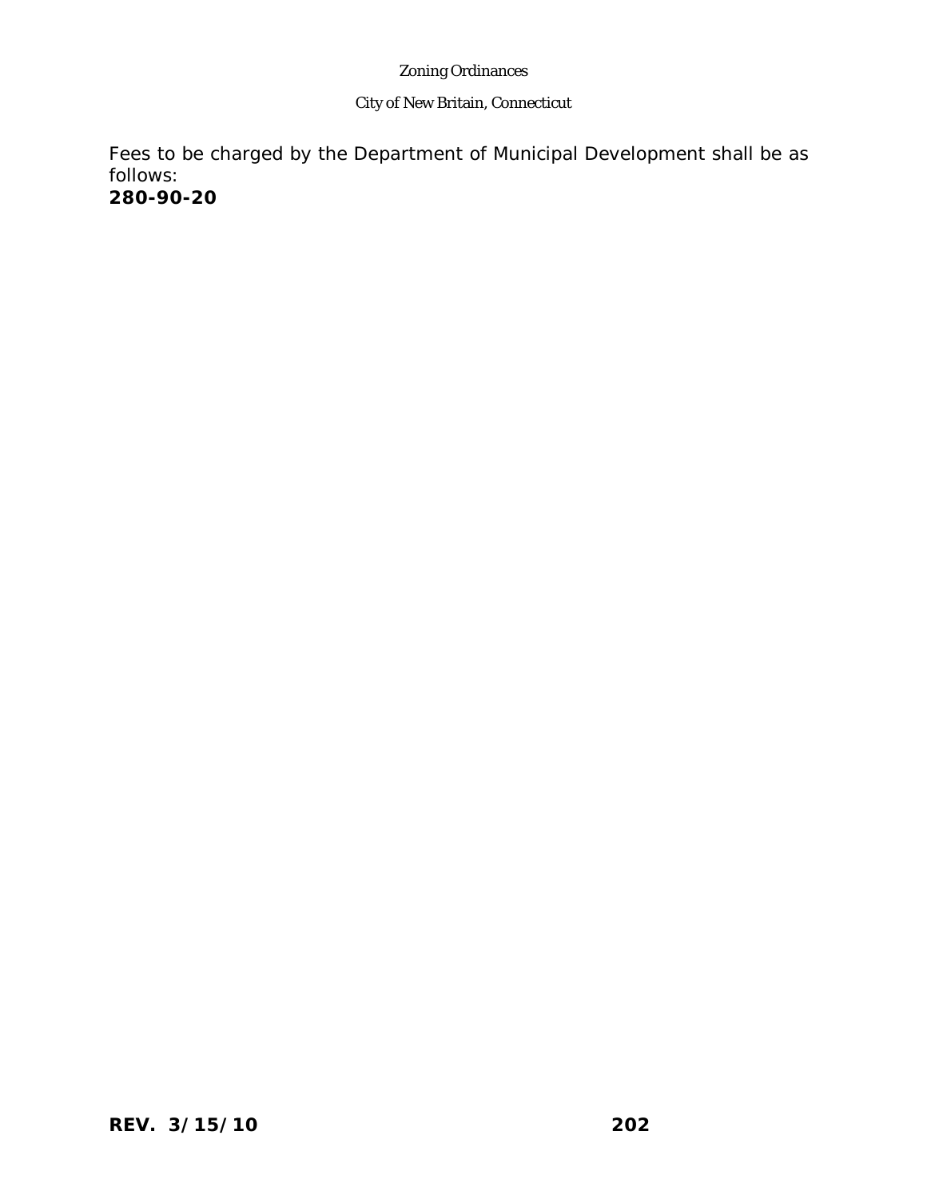Fees to be charged by the Department of Municipal Development shall be as follows:

**280-90-20**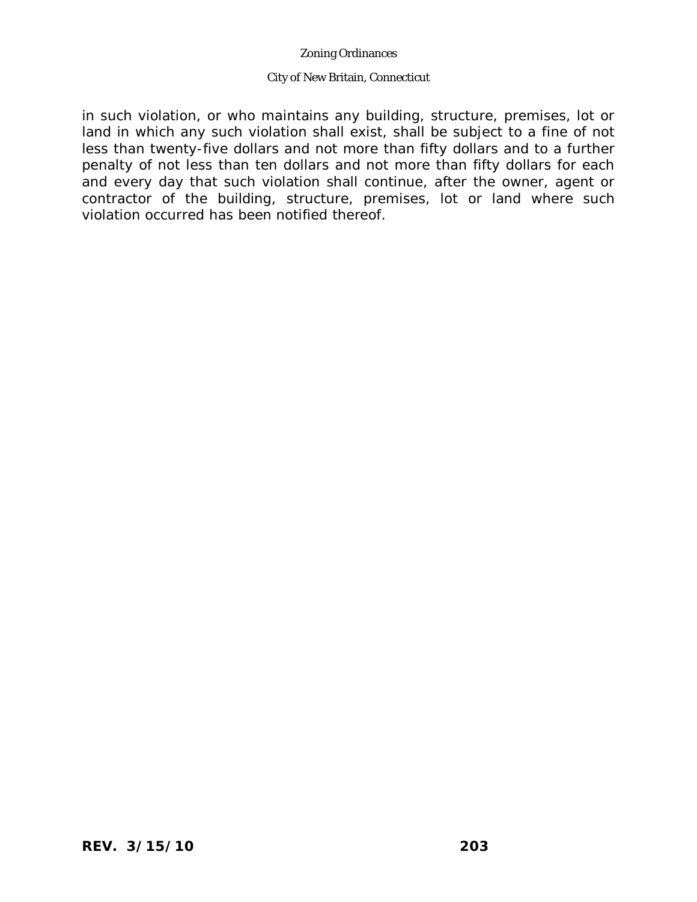in such violation, or who maintains any building, structure, premises, lot or land in which any such violation shall exist, shall be subject to a fine of not less than twenty-five dollars and not more than fifty dollars and to a further penalty of not less than ten dollars and not more than fifty dollars for each and every day that such violation shall continue, after the owner, agent or contractor of the building, structure, premises, lot or land where such violation occurred has been notified thereof.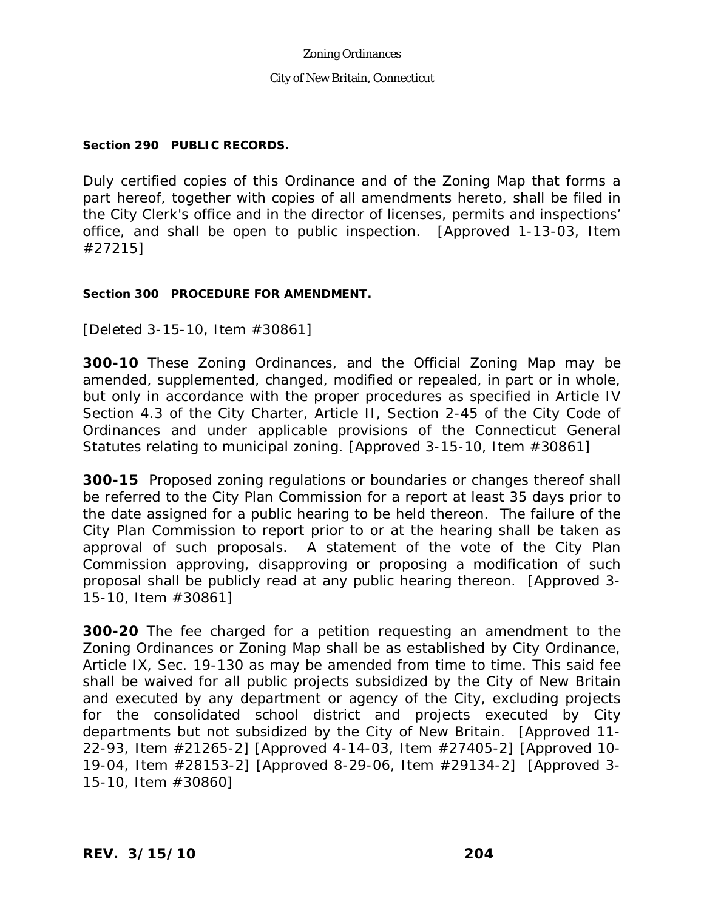**Section 290 PUBLIC RECORDS.**

Duly certified copies of this Ordinance and of the Zoning Map that forms a part hereof, together with copies of all amendments hereto, shall be filed in the City Clerk's office and in the director of licenses, permits and inspections' office, and shall be open to public inspection. [Approved 1-13-03, Item #27215]

**Section 300 PROCEDURE FOR AMENDMENT.**

[Deleted 3-15-10, Item #30861]

**300-10** These Zoning Ordinances, and the Official Zoning Map may be amended, supplemented, changed, modified or repealed, in part or in whole, but only in accordance with the proper procedures as specified in Article IV Section 4.3 of the City Charter, Article II, Section 2-45 of the City Code of Ordinances and under applicable provisions of the Connecticut General Statutes relating to municipal zoning. [Approved 3-15-10, Item #30861]

**300-15** Proposed zoning regulations or boundaries or changes thereof shall be referred to the City Plan Commission for a report at least 35 days prior to the date assigned for a public hearing to be held thereon. The failure of the City Plan Commission to report prior to or at the hearing shall be taken as approval of such proposals. A statement of the vote of the City Plan Commission approving, disapproving or proposing a modification of such proposal shall be publicly read at any public hearing thereon. [Approved 3-15-10, Item #30861]

**300-20** The fee charged for a petition requesting an amendment to the Zoning Ordinances or Zoning Map shall be as established by City Ordinance, Article IX, Sec. 19-130 as may be amended from time to time. This said fee shall be waived for all public projects subsidized by the City of New Britain and executed by any department or agency of the City, excluding projects for the consolidated school district and projects executed by City departments but not subsidized by the City of New Britain. [Approved 11-22-93, Item #21265-2] [Approved 4-14-03, Item #27405-2] [Approved 10-19-04, Item #28153-2] [Approved 8-29-06, Item #29134-2] [Approved 3-15-10, Item #30860]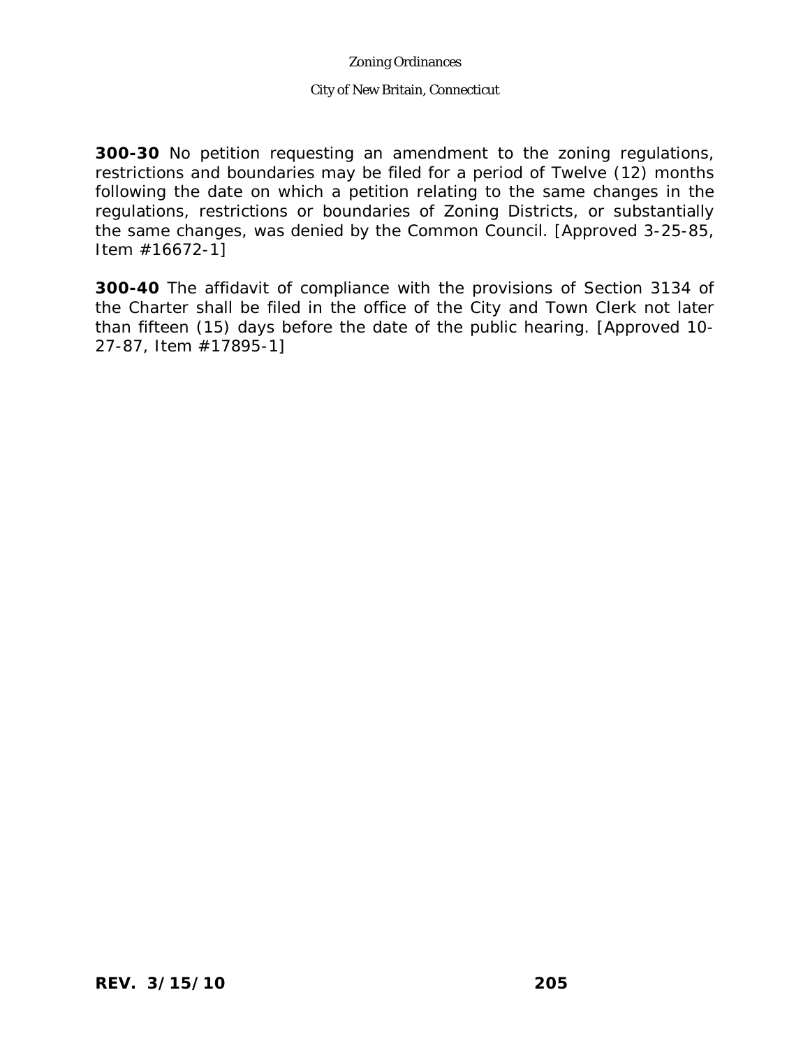**300-30** No petition requesting an amendment to the zoning regulations, restrictions and boundaries may be filed for a period of Twelve (12) months following the date on which a petition relating to the same changes in the regulations, restrictions or boundaries of Zoning Districts, or substantially the same changes, was denied by the Common Council. [Approved 3-25-85, Item #16672-1]

**300-40** The affidavit of compliance with the provisions of Section 3134 of the Charter shall be filed in the office of the City and Town Clerk not later than fifteen (15) days before the date of the public hearing. [Approved 10-27-87, Item #17895-1]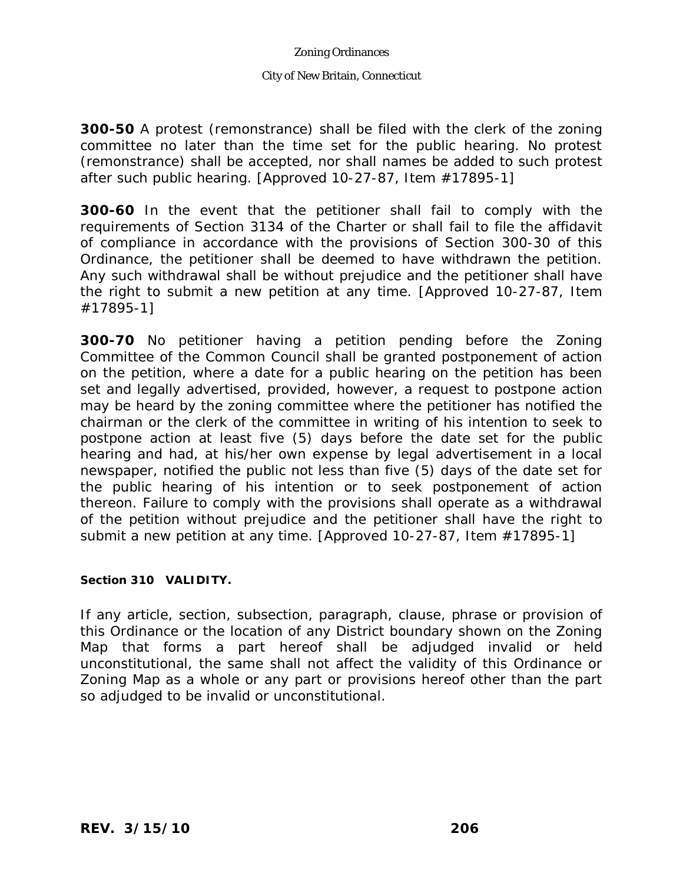**300-50** A protest (remonstrance) shall be filed with the clerk of the zoning committee no later than the time set for the public hearing. No protest (remonstrance) shall be accepted, nor shall names be added to such protest after such public hearing. [Approved 10-27-87, Item #17895-1]

**300-60** In the event that the petitioner shall fail to comply with the requirements of Section 3134 of the Charter or shall fail to file the affidavit of compliance in accordance with the provisions of Section 300-30 of this Ordinance, the petitioner shall be deemed to have withdrawn the petition. Any such withdrawal shall be without prejudice and the petitioner shall have the right to submit a new petition at any time. [Approved 10-27-87, Item #17895-1]

**300-70** No petitioner having a petition pending before the Zoning Committee of the Common Council shall be granted postponement of action on the petition, where a date for a public hearing on the petition has been set and legally advertised, provided, however, a request to postpone action may be heard by the zoning committee where the petitioner has notified the chairman or the clerk of the committee in writing of his intention to seek to postpone action at least five (5) days before the date set for the public hearing and had, at his/her own expense by legal advertisement in a local newspaper, notified the public not less than five (5) days of the date set for the public hearing of his intention or to seek postponement of action thereon. Failure to comply with the provisions shall operate as a withdrawal of the petition without prejudice and the petitioner shall have the right to submit a new petition at any time. [Approved 10-27-87, Item #17895-1]

**Section 310 VALIDITY.**

If any article, section, subsection, paragraph, clause, phrase or provision of this Ordinance or the location of any District boundary shown on the Zoning Map that forms a part hereof shall be adjudged invalid or held unconstitutional, the same shall not affect the validity of this Ordinance or Zoning Map as a whole or any part or provisions hereof other than the part so adjudged to be invalid or unconstitutional.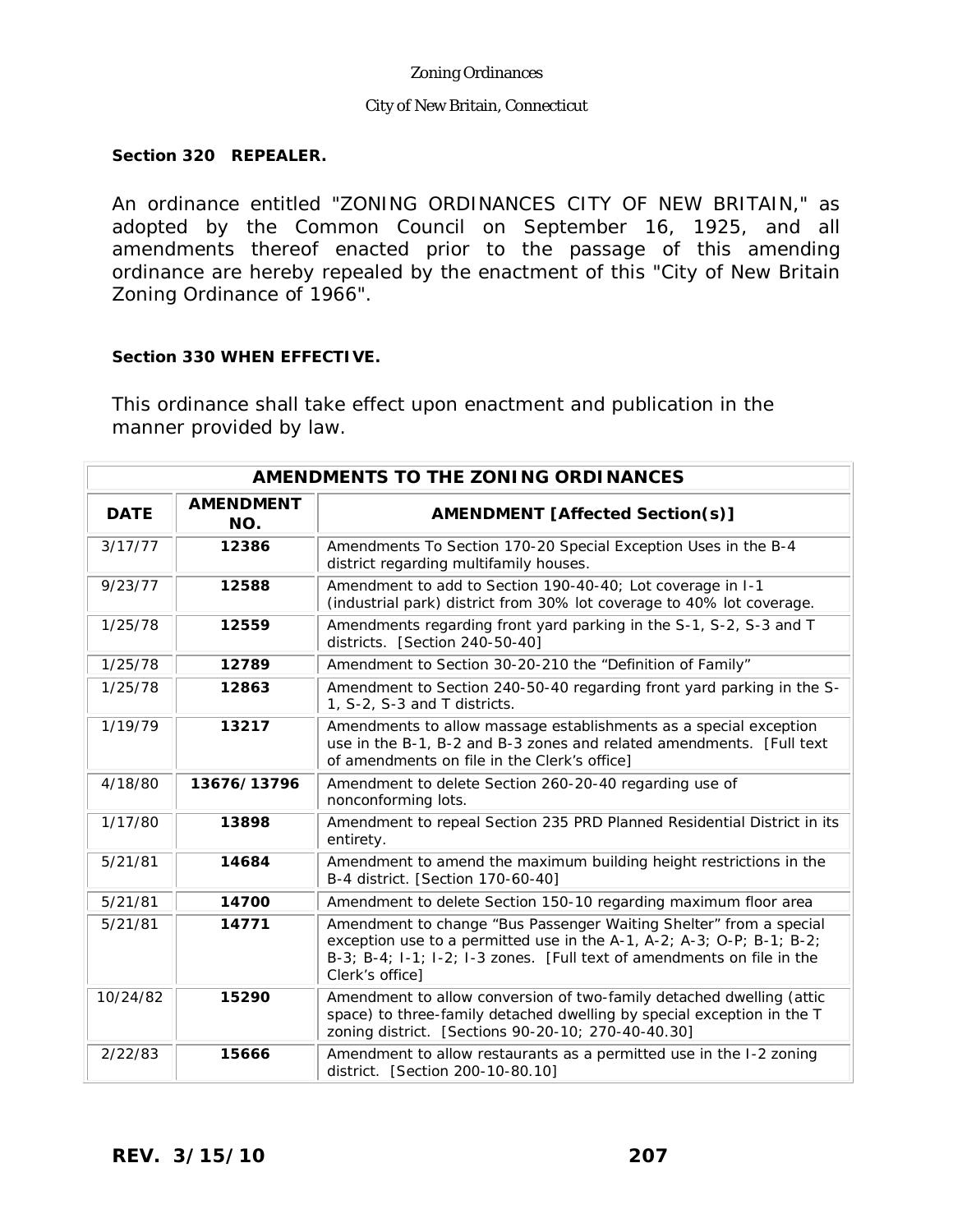**Section 320 REPEALER.**

An ordinance entitled "ZONING ORDINANCES CITY OF NEW BRITAIN," as adopted by the Common Council on September 16, 1925, and all amendments thereof enacted prior to the passage of this amending ordinance are hereby repealed by the enactment of this "City of New Britain Zoning Ordinance of 1966".

**Section 330 WHEN EFFECTIVE.**

This ordinance shall take effect upon enactment and publication in the manner provided by law.

| AMENDMENTS TO THE ZONING ORDINANCES | | |
|---|---|---|
| **DATE** | **AMENDMENT NO.** | **AMENDMENT [Affected Section(s)]** |
| 3/17/77 | **12386** | Amendments To Section 170-20 Special Exception Uses in the B-4 district regarding multifamily houses. |
| 9/23/77 | **12588** | Amendment to add to Section 190-40-40; Lot coverage in I-1 (industrial park) district from 30% lot coverage to 40% lot coverage. |
| 1/25/78 | **12559** | Amendments regarding front yard parking in the S-1, S-2, S-3 and T districts. [Section 240-50-40] |
| 1/25/78 | **12789** | Amendment to Section 30-20-210 the "Definition of Family" |
| 1/25/78 | **12863** | Amendment to Section 240-50-40 regarding front yard parking in the S-1, S-2, S-3 and T districts. |
| 1/19/79 | **13217** | Amendments to allow massage establishments as a special exception use in the B-1, B-2 and B-3 zones and related amendments. [Full text of amendments on file in the Clerk's office] |
| 4/18/80 | **13676/13796** | Amendment to delete Section 260-20-40 regarding use of nonconforming lots. |
| 1/17/80 | **13898** | Amendment to repeal Section 235 PRD Planned Residential District in its entirety. |
| 5/21/81 | **14684** | Amendment to amend the maximum building height restrictions in the B-4 district. [Section 170-60-40] |
| 5/21/81 | **14700** | Amendment to delete Section 150-10 regarding maximum floor area |
| 5/21/81 | **14771** | Amendment to change "Bus Passenger Waiting Shelter" from a special exception use to a permitted use in the A-1, A-2; A-3; O-P; B-1; B-2; B-3; B-4; I-1; I-2; I-3 zones. [Full text of amendments on file in the Clerk's office] |
| 10/24/82 | **15290** | Amendment to allow conversion of two-family detached dwelling (attic space) to three-family detached dwelling by special exception in the T zoning district. [Sections 90-20-10; 270-40-40.30] |
| 2/22/83 | **15666** | Amendment to allow restaurants as a permitted use in the I-2 zoning district. [Section 200-10-80.10] |

**REV. 3/15/10**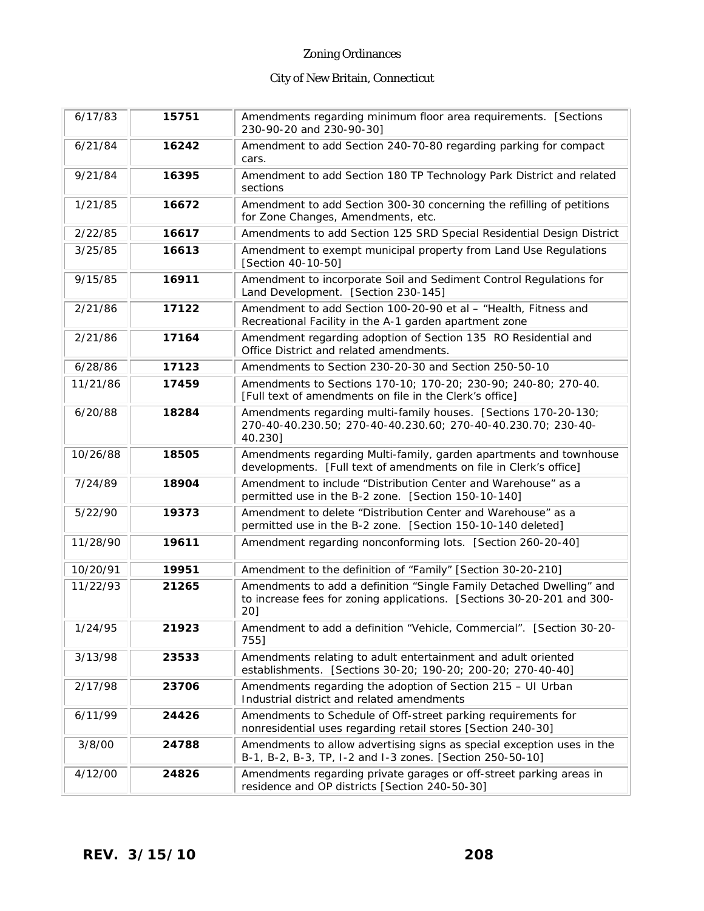| | | |
|---|---|---|
| 6/17/83 | **15751** | Amendments regarding minimum floor area requirements. [Sections 230-90-20 and 230-90-30] |
| 6/21/84 | **16242** | Amendment to add Section 240-70-80 regarding parking for compact cars. |
| 9/21/84 | **16395** | Amendment to add Section 180 TP Technology Park District and related sections |
| 1/21/85 | **16672** | Amendment to add Section 300-30 concerning the refilling of petitions for Zone Changes, Amendments, etc. |
| 2/22/85 | **16617** | Amendments to add Section 125 SRD Special Residential Design District |
| 3/25/85 | **16613** | Amendment to exempt municipal property from Land Use Regulations [Section 40-10-50] |
| 9/15/85 | **16911** | Amendment to incorporate Soil and Sediment Control Regulations for Land Development. [Section 230-145] |
| 2/21/86 | **17122** | Amendment to add Section 100-20-90 et al – "Health, Fitness and Recreational Facility in the A-1 garden apartment zone |
| 2/21/86 | **17164** | Amendment regarding adoption of Section 135 RO Residential and Office District and related amendments. |
| 6/28/86 | **17123** | Amendments to Section 230-20-30 and Section 250-50-10 |
| 11/21/86 | **17459** | Amendments to Sections 170-10; 170-20; 230-90; 240-80; 270-40. [Full text of amendments on file in the Clerk's office] |
| 6/20/88 | **18284** | Amendments regarding multi-family houses. [Sections 170-20-130; 270-40-40.230.50; 270-40-40.230.60; 270-40-40.230.70; 230-40-40.230] |
| 10/26/88 | **18505** | Amendments regarding Multi-family, garden apartments and townhouse developments. [Full text of amendments on file in Clerk's office] |
| 7/24/89 | **18904** | Amendment to include "Distribution Center and Warehouse" as a permitted use in the B-2 zone. [Section 150-10-140] |
| 5/22/90 | **19373** | Amendment to delete "Distribution Center and Warehouse" as a permitted use in the B-2 zone. [Section 150-10-140 deleted] |
| 11/28/90 | **19611** | Amendment regarding nonconforming lots. [Section 260-20-40] |
| 10/20/91 | **19951** | Amendment to the definition of "Family" [Section 30-20-210] |
| 11/22/93 | **21265** | Amendments to add a definition "Single Family Detached Dwelling" and to increase fees for zoning applications. [Sections 30-20-201 and 300-20] |
| 1/24/95 | **21923** | Amendment to add a definition "Vehicle, Commercial". [Section 30-20-755] |
| 3/13/98 | **23533** | Amendments relating to adult entertainment and adult oriented establishments. [Sections 30-20; 190-20; 200-20; 270-40-40] |
| 2/17/98 | **23706** | Amendments regarding the adoption of Section 215 – UI Urban Industrial district and related amendments |
| 6/11/99 | **24426** | Amendments to Schedule of Off-street parking requirements for nonresidential uses regarding retail stores [Section 240-30] |
| 3/8/00 | **24788** | Amendments to allow advertising signs as special exception uses in the B-1, B-2, B-3, TP, I-2 and I-3 zones. [Section 250-50-10] |
| 4/12/00 | **24826** | Amendments regarding private garages or off-street parking areas in residence and OP districts [Section 240-50-30] |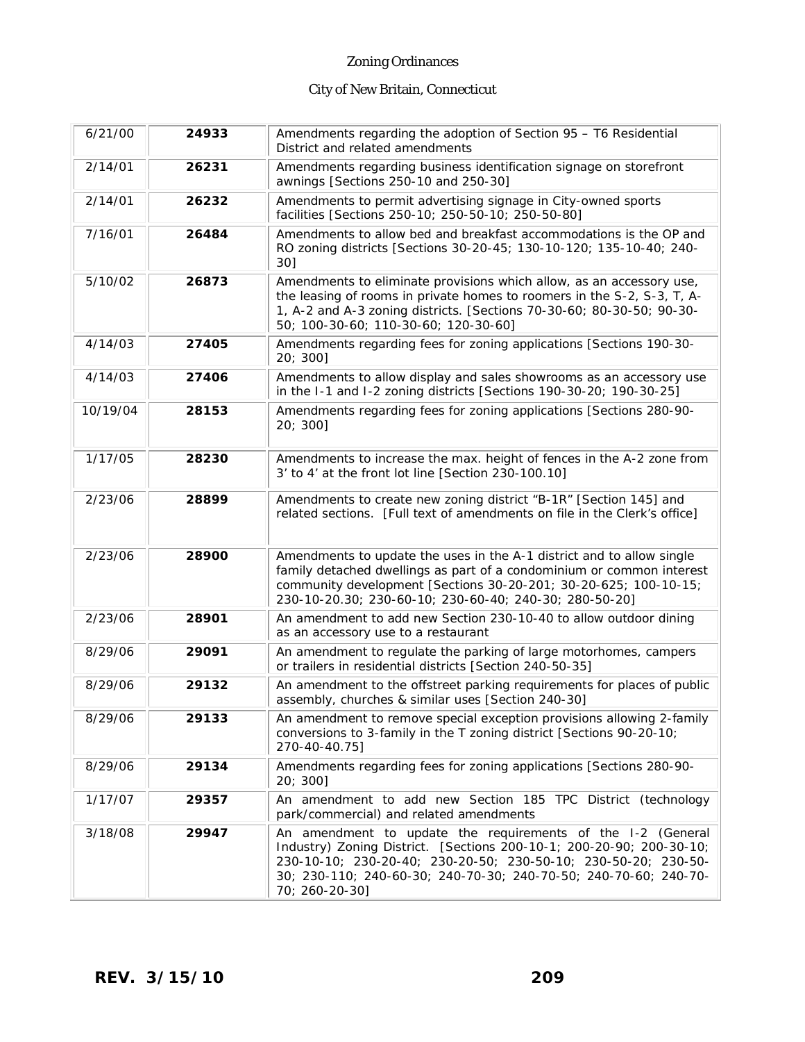| 6/21/00 | **24933** | Amendments regarding the adoption of Section 95 – T6 Residential District and related amendments |
|---|---|---|
| 2/14/01 | **26231** | Amendments regarding business identification signage on storefront awnings [Sections 250-10 and 250-30] |
| 2/14/01 | **26232** | Amendments to permit advertising signage in City-owned sports facilities [Sections 250-10; 250-50-10; 250-50-80] |
| 7/16/01 | **26484** | Amendments to allow bed and breakfast accommodations is the OP and RO zoning districts [Sections 30-20-45; 130-10-120; 135-10-40; 240-30] |
| 5/10/02 | **26873** | Amendments to eliminate provisions which allow, as an accessory use, the leasing of rooms in private homes to roomers in the S-2, S-3, T, A-1, A-2 and A-3 zoning districts. [Sections 70-30-60; 80-30-50; 90-30-50; 100-30-60; 110-30-60; 120-30-60] |
| 4/14/03 | **27405** | Amendments regarding fees for zoning applications [Sections 190-30-20; 300] |
| 4/14/03 | **27406** | Amendments to allow display and sales showrooms as an accessory use in the I-1 and I-2 zoning districts [Sections 190-30-20; 190-30-25] |
| 10/19/04 | **28153** | Amendments regarding fees for zoning applications [Sections 280-90-20; 300] |
| 1/17/05 | **28230** | Amendments to increase the max. height of fences in the A-2 zone from 3' to 4' at the front lot line [Section 230-100.10] |
| 2/23/06 | **28899** | Amendments to create new zoning district "B-1R" [Section 145] and related sections. [Full text of amendments on file in the Clerk's office] |
| 2/23/06 | **28900** | Amendments to update the uses in the A-1 district and to allow single family detached dwellings as part of a condominium or common interest community development [Sections 30-20-201; 30-20-625; 100-10-15; 230-10-20.30; 230-60-10; 230-60-40; 240-30; 280-50-20] |
| 2/23/06 | **28901** | An amendment to add new Section 230-10-40 to allow outdoor dining as an accessory use to a restaurant |
| 8/29/06 | **29091** | An amendment to regulate the parking of large motorhomes, campers or trailers in residential districts [Section 240-50-35] |
| 8/29/06 | **29132** | An amendment to the offstreet parking requirements for places of public assembly, churches & similar uses [Section 240-30] |
| 8/29/06 | **29133** | An amendment to remove special exception provisions allowing 2-family conversions to 3-family in the T zoning district [Sections 90-20-10; 270-40-40.75] |
| 8/29/06 | **29134** | Amendments regarding fees for zoning applications [Sections 280-90-20; 300] |
| 1/17/07 | **29357** | An amendment to add new Section 185 TPC District (technology park/commercial) and related amendments |
| 3/18/08 | **29947** | An amendment to update the requirements of the I-2 (General Industry) Zoning District. [Sections 200-10-1; 200-20-90; 200-30-10; 230-10-10; 230-20-40; 230-20-50; 230-50-10; 230-50-20; 230-50-30; 230-110; 240-60-30; 240-70-30; 240-70-50; 240-70-60; 240-70-70; 260-20-30] |

**REV. 3/15/10**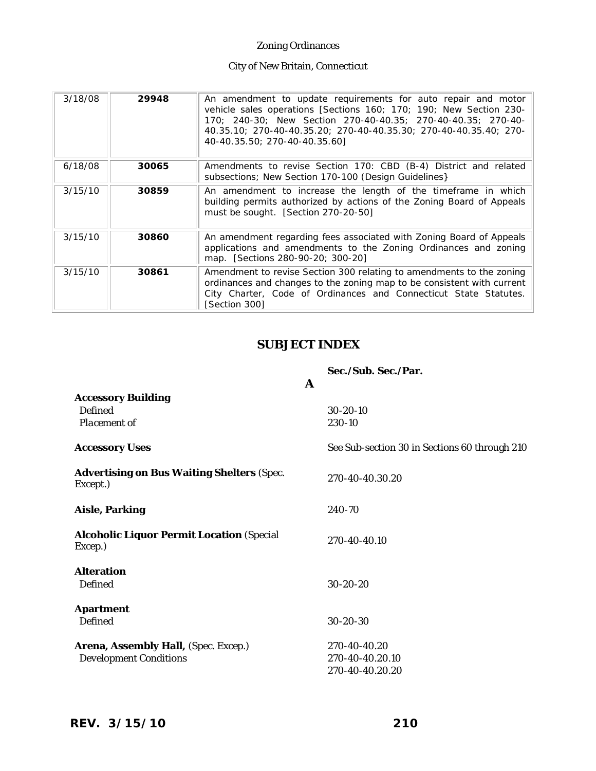| | | |
|---|---|---|
| 3/18/08 | **29948** | An amendment to update requirements for auto repair and motor vehicle sales operations [Sections 160; 170; 190; New Section 230-170; 240-30; New Section 270-40-40.35; 270-40-40.35; 270-40-40.35.10; 270-40-40.35.20; 270-40-40.35.30; 270-40-40.35.40; 270-40-40.35.50; 270-40-40.35.60] |
| 6/18/08 | **30065** | Amendments to revise Section 170: CBD (B-4) District and related subsections; New Section 170-100 (Design Guidelines} |
| 3/15/10 | **30859** | An amendment to increase the length of the timeframe in which building permits authorized by actions of the Zoning Board of Appeals must be sought. [Section 270-20-50] |
| 3/15/10 | **30860** | An amendment regarding fees associated with Zoning Board of Appeals applications and amendments to the Zoning Ordinances and zoning map. [Sections 280-90-20; 300-20] |
| 3/15/10 | **30861** | Amendment to revise Section 300 relating to amendments to the zoning ordinances and changes to the zoning map to be consistent with current City Charter, Code of Ordinances and Connecticut State Statutes. [Section 300] |

# SUBJECT INDEX

| | Sec./Sub. Sec./Par. |
|---|---|
| **A** | |
| **Accessory Building** | |
| Defined | 30-20-10 |
| Placement of | 230-10 |
| **Accessory Uses** | See Sub-section 30 in Sections 60 through 210 |
| **Advertising on Bus Waiting Shelters** (Spec. Except.) | 270-40-40.30.20 |
| **Aisle, Parking** | 240-70 |
| **Alcoholic Liquor Permit Location** (Special Excep.) | 270-40-40.10 |
| **Alteration** | |
| Defined | 30-20-20 |
| **Apartment** | |
| Defined | 30-20-30 |
| **Arena, Assembly Hall,** (Spec. Excep.) | 270-40-40.20 |
| Development Conditions | 270-40-40.20.10<br>270-40-40.20.20 |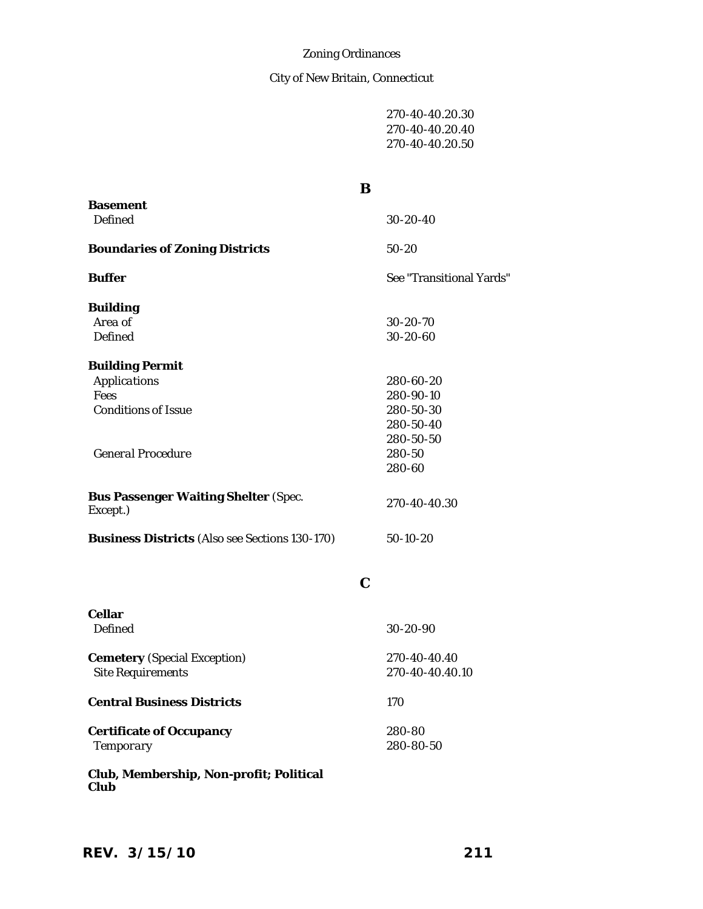| | |
|---|---|
| | 270-40-40.20.30 |
| | 270-40-40.20.40 |
| | 270-40-40.20.50 |

## B

| | |
|---|---|
| **Basement** | |
| Defined | 30-20-40 |
| | |
| **Boundaries of Zoning Districts** | 50-20 |
| | |
| **Buffer** | See "Transitional Yards" |
| | |
| **Building** | |
| *Area of* | 30-20-70 |
| Defined | 30-20-60 |
| | |
| **Building Permit** | |
| Applications | 280-60-20 |
| Fees | 280-90-10 |
| Conditions of Issue | 280-50-30 |
| | 280-50-40 |
| | 280-50-50 |
| *General Procedure* | 280-50 |
| | 280-60 |
| | |
| **Bus Passenger Waiting Shelter** (Spec. Except.) | 270-40-40.30 |
| | |
| **Business Districts** (Also see Sections 130-170) | 50-10-20 |

## C

| | |
|---|---|
| **Cellar** | |
| Defined | 30-20-90 |
| | |
| **Cemetery** (Special Exception) | 270-40-40.40 |
| Site Requirements | 270-40-40.40.10 |
| | |
| **Central Business Districts** | 170 |
| | |
| **Certificate of Occupancy** | 280-80 |
| *Temporary* | 280-80-50 |
| | |
| **Club, Membership, Non-profit; Political Club** | |

REV. 3/15/10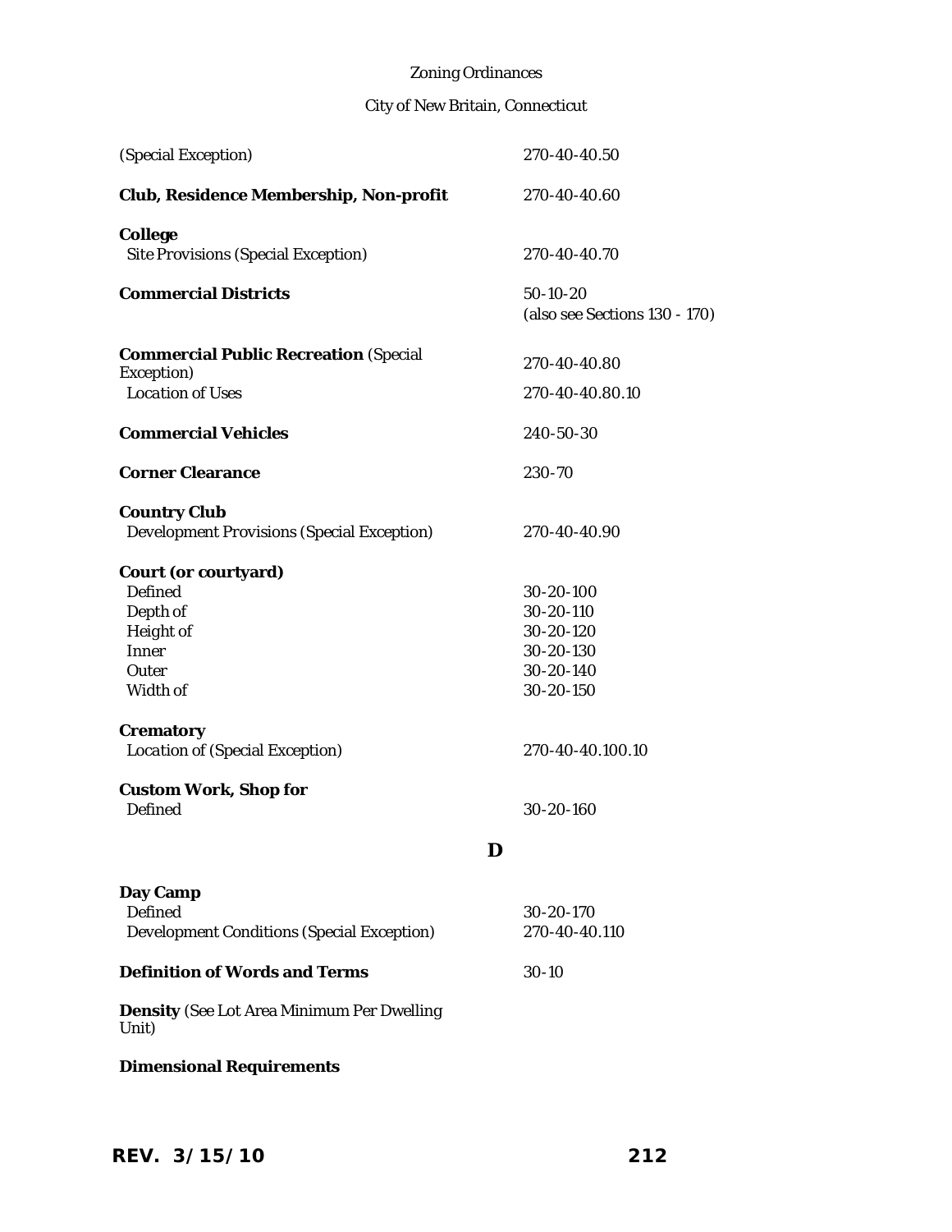| | |
|---|---|
| (Special Exception) | 270-40-40.50 |
| **Club, Residence Membership, Non-profit** | 270-40-40.60 |
| **College** | |
| Site Provisions (Special Exception) | 270-40-40.70 |
| **Commercial Districts** | 50-10-20 (also see Sections 130 - 170) |
| **Commercial Public Recreation** (Special Exception) | 270-40-40.80 |
| Location of Uses | 270-40-40.80.10 |
| **Commercial Vehicles** | 240-50-30 |
| **Corner Clearance** | 230-70 |
| **Country Club** | |
| Development Provisions (Special Exception) | 270-40-40.90 |
| **Court (or courtyard)** | |
| Defined | 30-20-100 |
| Depth of | 30-20-110 |
| Height of | 30-20-120 |
| Inner | 30-20-130 |
| Outer | 30-20-140 |
| Width of | 30-20-150 |
| **Crematory** | |
| Location of (Special Exception) | 270-40-40.100.10 |
| **Custom Work, Shop for** | |
| Defined | 30-20-160 |

## D

| | |
|---|---|
| **Day Camp** | |
| Defined | 30-20-170 |
| Development Conditions (Special Exception) | 270-40-40.110 |
| **Definition of Words and Terms** | 30-10 |
| **Density** (See Lot Area Minimum Per Dwelling Unit) | |
| **Dimensional Requirements** | |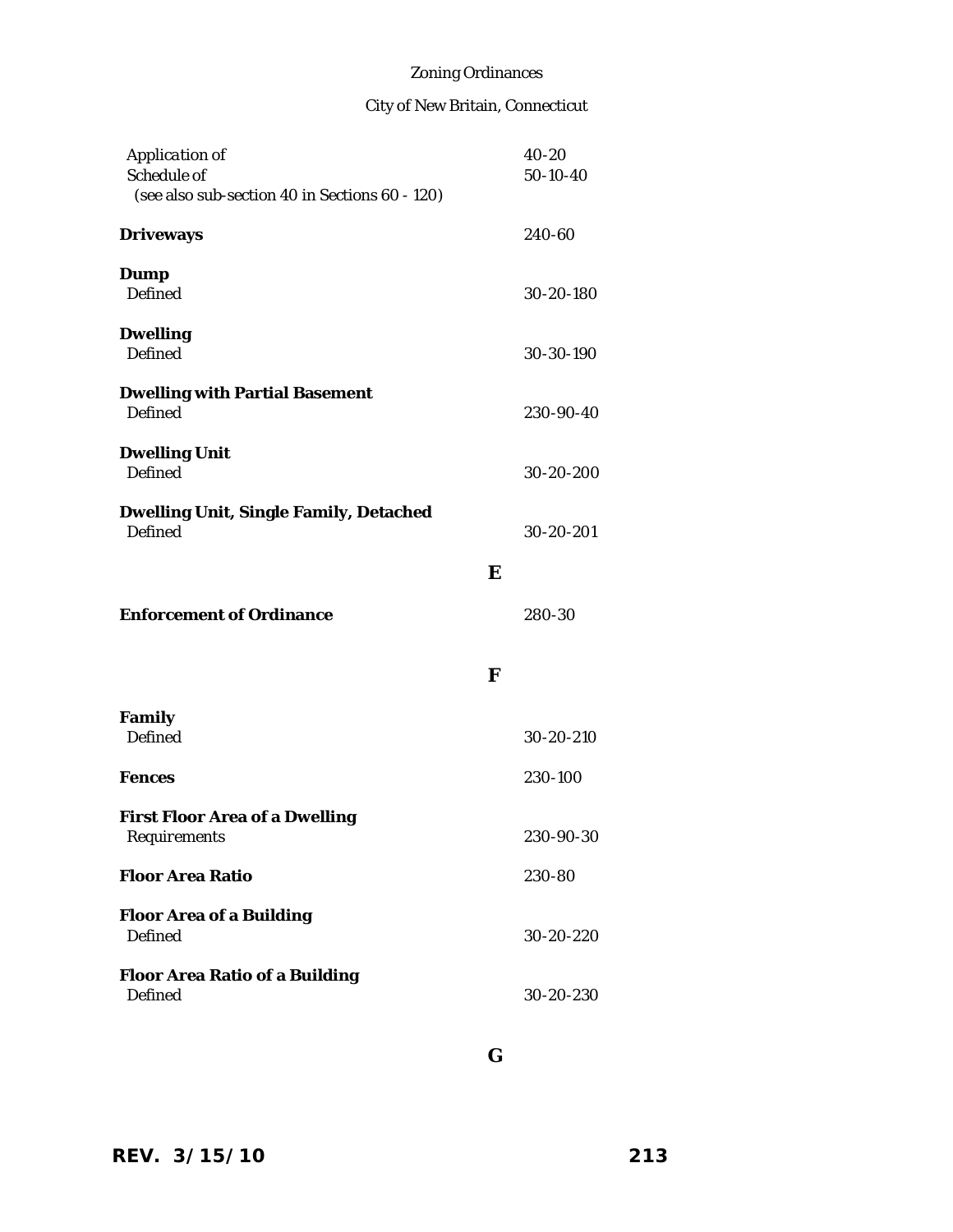| | |
|---|---|
| Application of | 40-20 |
| Schedule of | 50-10-40 |
| (see also sub-section 40 in Sections 60 - 120) | |
| **Driveways** | 240-60 |
| **Dump** | |
| Defined | 30-20-180 |
| **Dwelling** | |
| Defined | 30-30-190 |
| **Dwelling with Partial Basement** | |
| Defined | 230-90-40 |
| **Dwelling Unit** | |
| Defined | 30-20-200 |
| **Dwelling Unit, Single Family, Detached** | |
| Defined | 30-20-201 |

## E

| | |
|---|---|
| **Enforcement of Ordinance** | 280-30 |

## F

| | |
|---|---|
| **Family** | |
| Defined | 30-20-210 |
| **Fences** | 230-100 |
| **First Floor Area of a Dwelling** | |
| Requirements | 230-90-30 |
| **Floor Area Ratio** | 230-80 |
| **Floor Area of a Building** | |
| Defined | 30-20-220 |
| **Floor Area Ratio of a Building** | |
| Defined | 30-20-230 |

## G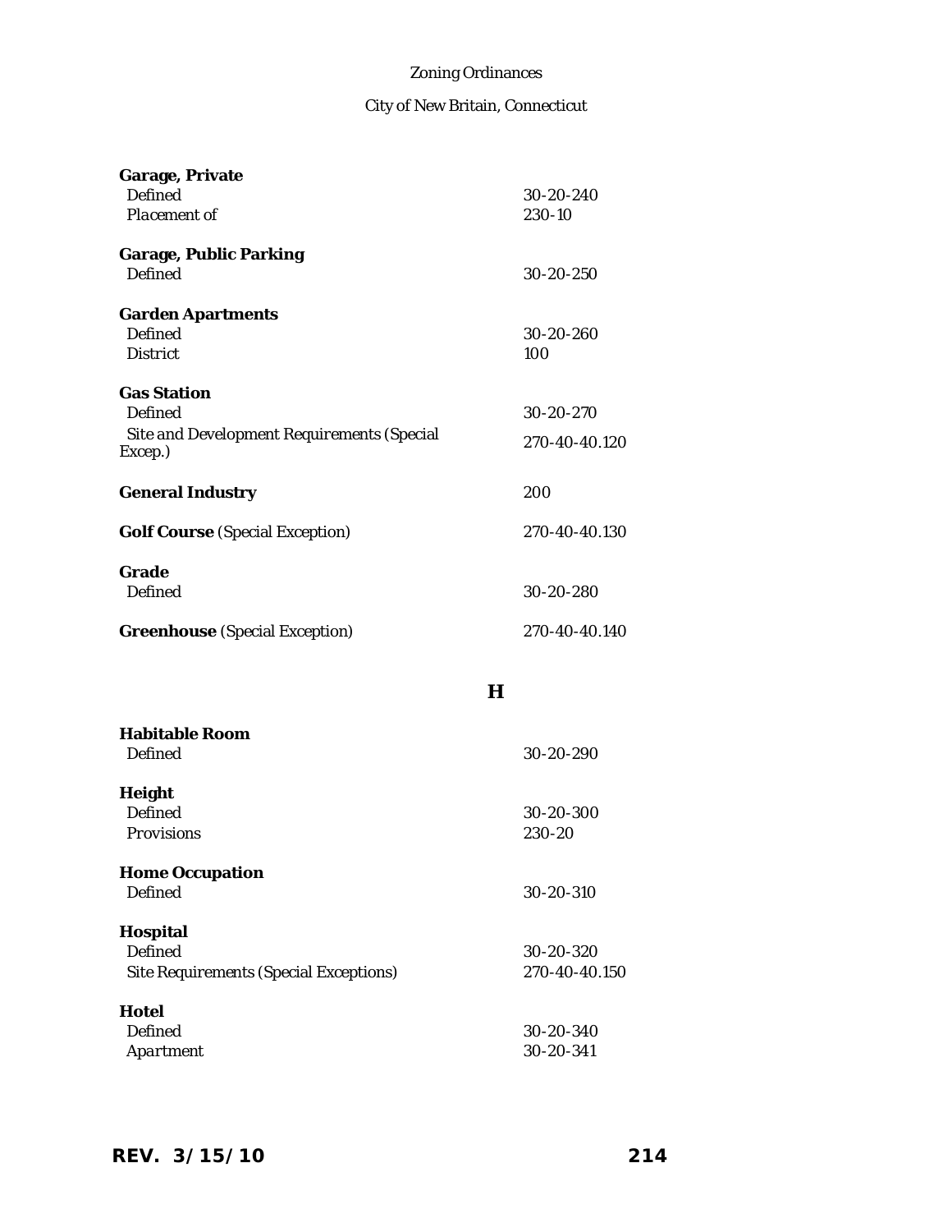**Garage, Private**

| | |
|---|---|
| Defined | 30-20-240 |
| Placement of | 230-10 |

**Garage, Public Parking**

| | |
|---|---|
| Defined | 30-20-250 |

**Garden Apartments**

| | |
|---|---|
| Defined | 30-20-260 |
| District | 100 |

**Gas Station**

| | |
|---|---|
| Defined | 30-20-270 |
| Site and Development Requirements (Special Excep.) | 270-40-40.120 |

| | |
|---|---|
| **General Industry** | 200 |
| **Golf Course** (Special Exception) | 270-40-40.130 |

**Grade**

| | |
|---|---|
| Defined | 30-20-280 |

| | |
|---|---|
| **Greenhouse** (Special Exception) | 270-40-40.140 |

## H

**Habitable Room**

| | |
|---|---|
| Defined | 30-20-290 |

**Height**

| | |
|---|---|
| Defined | 30-20-300 |
| Provisions | 230-20 |

**Home Occupation**

| | |
|---|---|
| Defined | 30-20-310 |

**Hospital**

| | |
|---|---|
| Defined | 30-20-320 |
| Site Requirements (Special Exceptions) | 270-40-40.150 |

**Hotel**

| | |
|---|---|
| Defined | 30-20-340 |
| Apartment | 30-20-341 |

REV. 3/15/10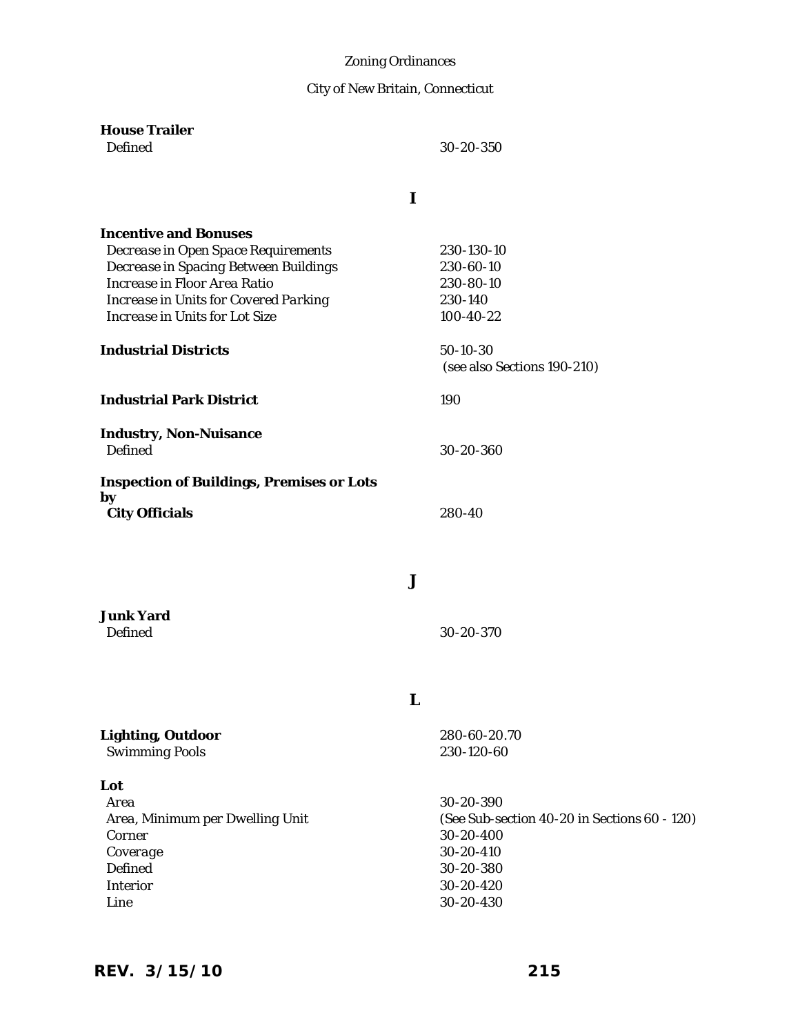**House Trailer**

| | |
|---|---|
| Defined | 30-20-350 |

## I

**Incentive and Bonuses**

| | |
|---|---|
| *Decrease in Open Space Requirements* | *230-130-10* |
| *Decrease in Spacing Between Buildings* | *230-60-10* |
| *Increase in Floor Area Ratio* | *230-80-10* |
| *Increase in Units for Covered Parking* | *230-140* |
| *Increase in Units for Lot Size* | *100-40-22* |

**Industrial Districts** — 50-10-30 (see also Sections 190-210)

**Industrial Park District** — 190

**Industry, Non-Nuisance**

| | |
|---|---|
| Defined | 30-20-360 |

**Inspection of Buildings, Premises or Lots by City Officials** — 280-40

## J

**Junk Yard**

| | |
|---|---|
| Defined | 30-20-370 |

## L

**Lighting, Outdoor** — 280-60-20.70

| | |
|---|---|
| Swimming Pools | 230-120-60 |

**Lot**

| | |
|---|---|
| Area | 30-20-390 |
| Area, Minimum per Dwelling Unit | (See Sub-section 40-20 in Sections 60 - 120) |
| Corner | 30-20-400 |
| Coverage | 30-20-410 |
| Defined | 30-20-380 |
| Interior | 30-20-420 |
| Line | 30-20-430 |

REV. 3/15/10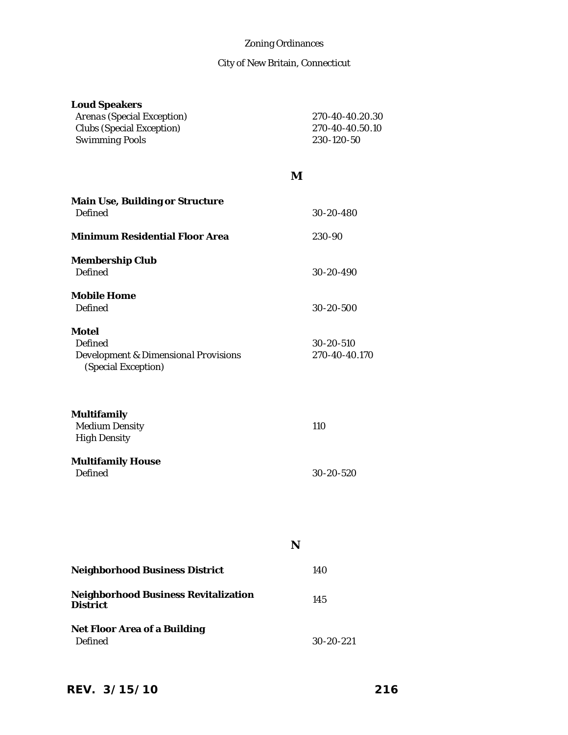**Loud Speakers**

| | |
|---|---|
| Arenas (Special Exception) | 270-40-40.20.30 |
| Clubs (Special Exception) | 270-40-40.50.10 |
| Swimming Pools | 230-120-50 |

## M

**Main Use, Building or Structure**

| | |
|---|---|
| Defined | 30-20-480 |

**Minimum Residential Floor Area** 230-90

**Membership Club**

| | |
|---|---|
| Defined | 30-20-490 |

**Mobile Home**

| | |
|---|---|
| Defined | 30-20-500 |

**Motel**

| | |
|---|---|
| Defined | 30-20-510 |
| Development & Dimensional Provisions (Special Exception) | 270-40-40.170 |

**Multifamily**

| | |
|---|---|
| Medium Density | 110 |
| High Density | |

**Multifamily House**

| | |
|---|---|
| Defined | 30-20-520 |

## N

**Neighborhood Business District** 140

**Neighborhood Business Revitalization District** 145

**Net Floor Area of a Building**

| | |
|---|---|
| Defined | 30-20-221 |

REV. 3/15/10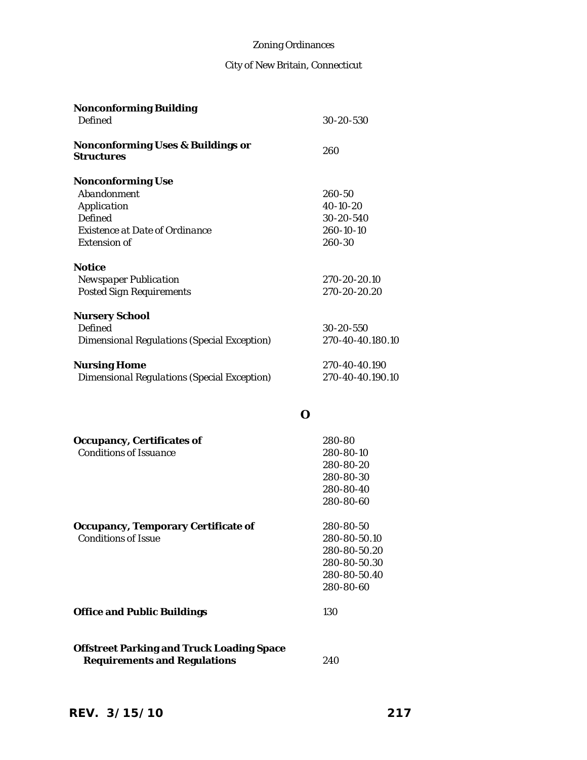**Nonconforming Building**

| | |
|---|---|
| *Defined* | 30-20-530 |

| | |
|---|---|
| **Nonconforming Uses & Buildings or Structures** | 260 |

**Nonconforming Use**

| | |
|---|---|
| *Abandonment* | 260-50 |
| *Application* | 40-10-20 |
| *Defined* | 30-20-540 |
| *Existence at Date of Ordinance* | 260-10-10 |
| *Extension of* | 260-30 |

**Notice**

| | |
|---|---|
| *Newspaper Publication* | 270-20-20.10 |
| *Posted Sign Requirements* | 270-20-20.20 |

**Nursery School**

| | |
|---|---|
| *Defined* | 30-20-550 |
| *Dimensional Regulations (Special Exception)* | 270-40-40.180.10 |

| | |
|---|---|
| **Nursing Home** | 270-40-40.190 |
| *Dimensional Regulations (Special Exception)* | 270-40-40.190.10 |

## O

| | |
|---|---|
| **Occupancy, Certificates of** | 280-80 |
| *Conditions of Issuance* | 280-80-10 |
| | 280-80-20 |
| | 280-80-30 |
| | 280-80-40 |
| | 280-80-60 |

| | |
|---|---|
| **Occupancy, Temporary Certificate of** | 280-80-50 |
| *Conditions of Issue* | 280-80-50.10 |
| | 280-80-50.20 |
| | 280-80-50.30 |
| | 280-80-50.40 |
| | 280-80-60 |

| | |
|---|---|
| **Office and Public Buildings** | 130 |

| | |
|---|---|
| **Offstreet Parking and Truck Loading Space Requirements and Regulations** | 240 |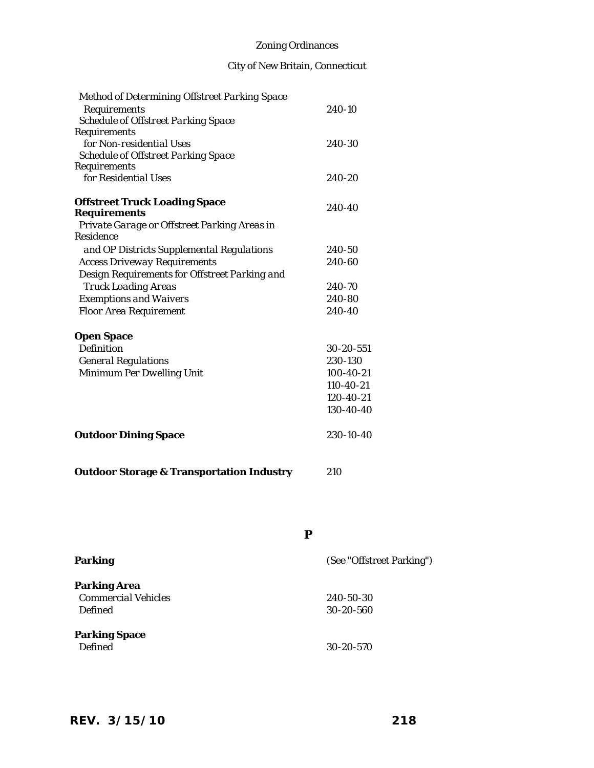| | |
|---|---|
| *Method of Determining Offstreet Parking Space Requirements* | *240-10* |
| *Schedule of Offstreet Parking Space Requirements for Non-residential Uses* | *240-30* |
| *Schedule of Offstreet Parking Space Requirements for Residential Uses* | *240-20* |
| **Offstreet Truck Loading Space Requirements** | *240-40* |
| *Private Garage or Offstreet Parking Areas in Residence and OP Districts Supplemental Regulations* | *240-50* |
| *Access Driveway Requirements* | *240-60* |
| *Design Requirements for Offstreet Parking and Truck Loading Areas* | *240-70* |
| *Exemptions and Waivers* | *240-80* |
| *Floor Area Requirement* | *240-40* |
| | |
| **Open Space** | |
| *Definition* | *30-20-551* |
| *General Regulations* | *230-130* |
| *Minimum Per Dwelling Unit* | *100-40-21* |
| | *110-40-21* |
| | *120-40-21* |
| | *130-40-40* |
| | |
| **Outdoor Dining Space** | *230-10-40* |
| | |
| **Outdoor Storage & Transportation Industry** | *210* |

## P

| | |
|---|---|
| **Parking** | *(See "Offstreet Parking")* |
| | |
| **Parking Area** | |
| *Commercial Vehicles* | *240-50-30* |
| *Defined* | *30-20-560* |
| | |
| **Parking Space** | |
| *Defined* | *30-20-570* |

**REV. 3/15/10**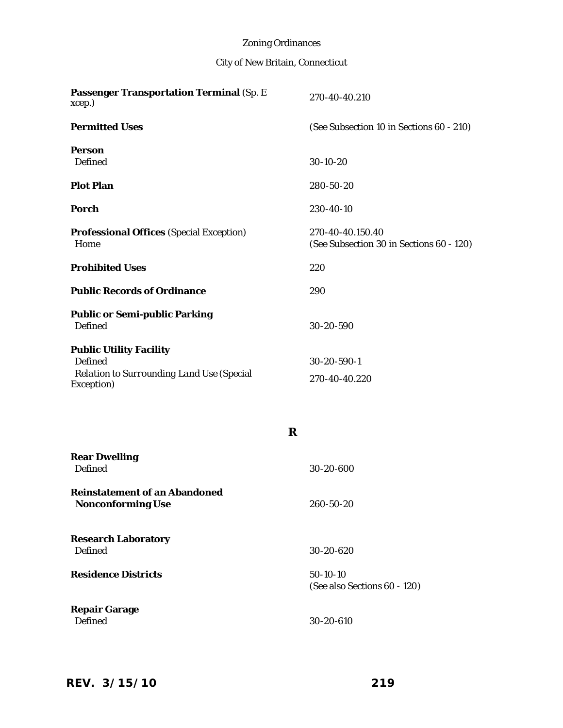| | |
|---|---|
| **Passenger Transportation Terminal** (Sp. Excep.) | 270-40-40.210 |
| **Permitted Uses** | (See Subsection 10 in Sections 60 - 210) |
| **Person** | |
| Defined | 30-10-20 |
| **Plot Plan** | 280-50-20 |
| **Porch** | 230-40-10 |
| **Professional Offices** (Special Exception) | 270-40-40.150.40 |
| Home | (See Subsection 30 in Sections 60 - 120) |
| **Prohibited Uses** | 220 |
| **Public Records of Ordinance** | 290 |
| **Public or Semi-public Parking** | |
| Defined | 30-20-590 |
| **Public Utility Facility** | |
| Defined | 30-20-590-1 |
| *Relation to Surrounding Land Use (Special Exception)* | 270-40-40.220 |

## R

| | |
|---|---|
| **Rear Dwelling** | |
| Defined | 30-20-600 |
| **Reinstatement of an Abandoned Nonconforming Use** | 260-50-20 |
| **Research Laboratory** | |
| Defined | 30-20-620 |
| **Residence Districts** | 50-10-10 (See also Sections 60 - 120) |
| **Repair Garage** | |
| Defined | 30-20-610 |

REV. 3/15/10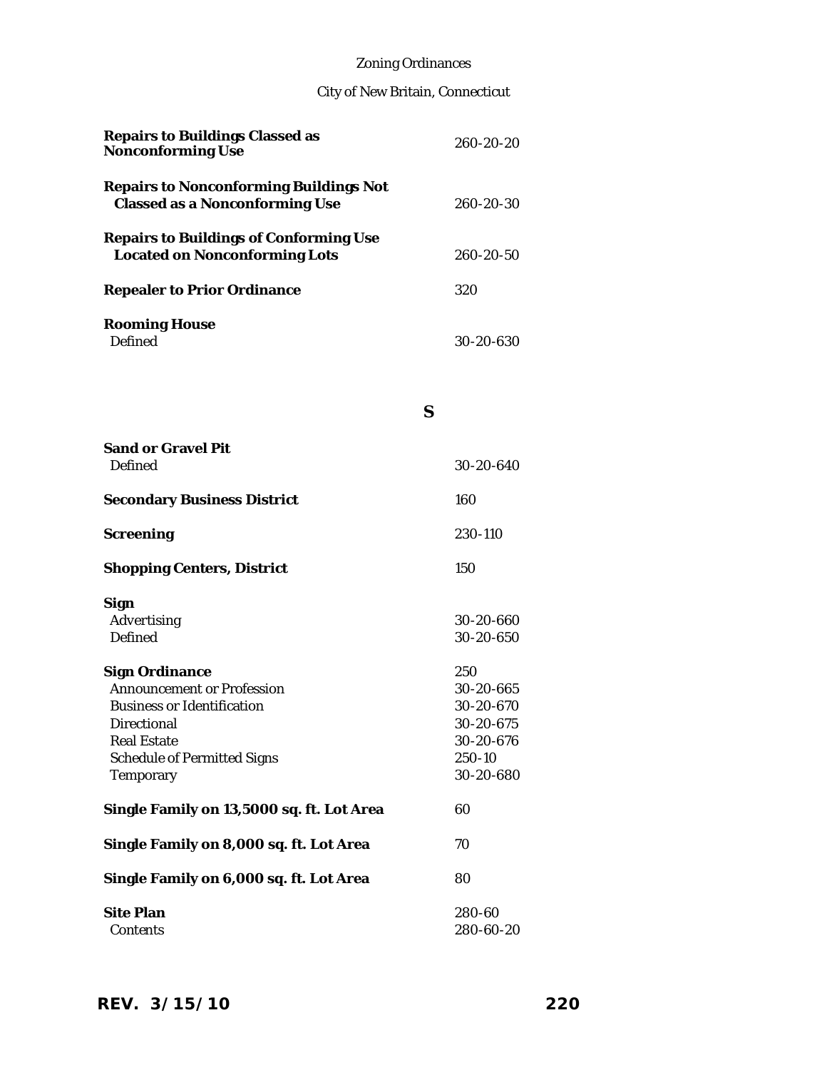| | |
|---|---|
| **Repairs to Buildings Classed as Nonconforming Use** | 260-20-20 |
| **Repairs to Nonconforming Buildings Not Classed as a Nonconforming Use** | 260-20-30 |
| **Repairs to Buildings of Conforming Use Located on Nonconforming Lots** | 260-20-50 |
| **Repealer to Prior Ordinance** | 320 |
| **Rooming House** | |
| Defined | 30-20-630 |

## S

| | |
|---|---|
| **Sand or Gravel Pit** | |
| Defined | 30-20-640 |
| **Secondary Business District** | 160 |
| **Screening** | 230-110 |
| **Shopping Centers, District** | 150 |
| **Sign** | |
| Advertising | 30-20-660 |
| Defined | 30-20-650 |
| **Sign Ordinance** | 250 |
| Announcement or Profession | 30-20-665 |
| Business or Identification | 30-20-670 |
| Directional | 30-20-675 |
| Real Estate | 30-20-676 |
| Schedule of Permitted Signs | 250-10 |
| Temporary | 30-20-680 |
| **Single Family on 13,5000 sq. ft. Lot Area** | 60 |
| **Single Family on 8,000 sq. ft. Lot Area** | 70 |
| **Single Family on 6,000 sq. ft. Lot Area** | 80 |
| **Site Plan** | 280-60 |
| Contents | 280-60-20 |

REV. 3/15/10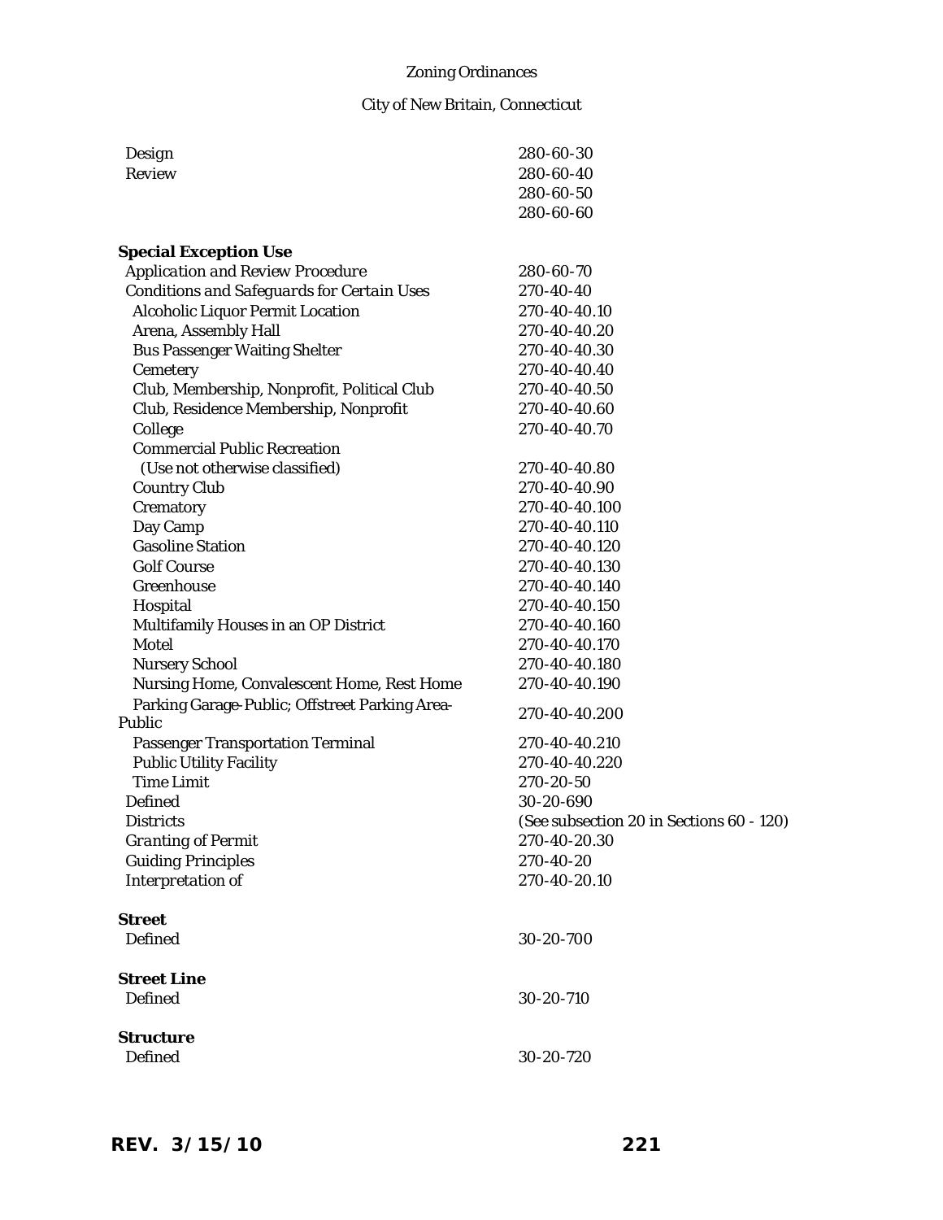| | |
|---|---|
| Design | 280-60-30 |
| Review | 280-60-40 |
| | 280-60-50 |
| | 280-60-60 |
| **Special Exception Use** | |
| *Application and Review Procedure* | 280-60-70 |
| *Conditions and Safeguards for Certain Uses* | 270-40-40 |
| Alcoholic Liquor Permit Location | 270-40-40.10 |
| Arena, Assembly Hall | 270-40-40.20 |
| Bus Passenger Waiting Shelter | 270-40-40.30 |
| Cemetery | 270-40-40.40 |
| Club, Membership, Nonprofit, Political Club | 270-40-40.50 |
| Club, Residence Membership, Nonprofit | 270-40-40.60 |
| College | 270-40-40.70 |
| Commercial Public Recreation (Use not otherwise classified) | 270-40-40.80 |
| Country Club | 270-40-40.90 |
| Crematory | 270-40-40.100 |
| Day Camp | 270-40-40.110 |
| Gasoline Station | 270-40-40.120 |
| Golf Course | 270-40-40.130 |
| Greenhouse | 270-40-40.140 |
| Hospital | 270-40-40.150 |
| Multifamily Houses in an OP District | 270-40-40.160 |
| Motel | 270-40-40.170 |
| Nursery School | 270-40-40.180 |
| Nursing Home, Convalescent Home, Rest Home | 270-40-40.190 |
| Parking Garage-Public; Offstreet Parking Area-Public | 270-40-40.200 |
| Passenger Transportation Terminal | 270-40-40.210 |
| Public Utility Facility | 270-40-40.220 |
| Time Limit | 270-20-50 |
| Defined | 30-20-690 |
| Districts | (See subsection 20 in Sections 60 - 120) |
| *Granting of Permit* | 270-40-20.30 |
| Guiding Principles | 270-40-20 |
| *Interpretation of* | 270-40-20.10 |
| **Street** | |
| Defined | 30-20-700 |
| **Street Line** | |
| Defined | 30-20-710 |
| **Structure** | |
| Defined | 30-20-720 |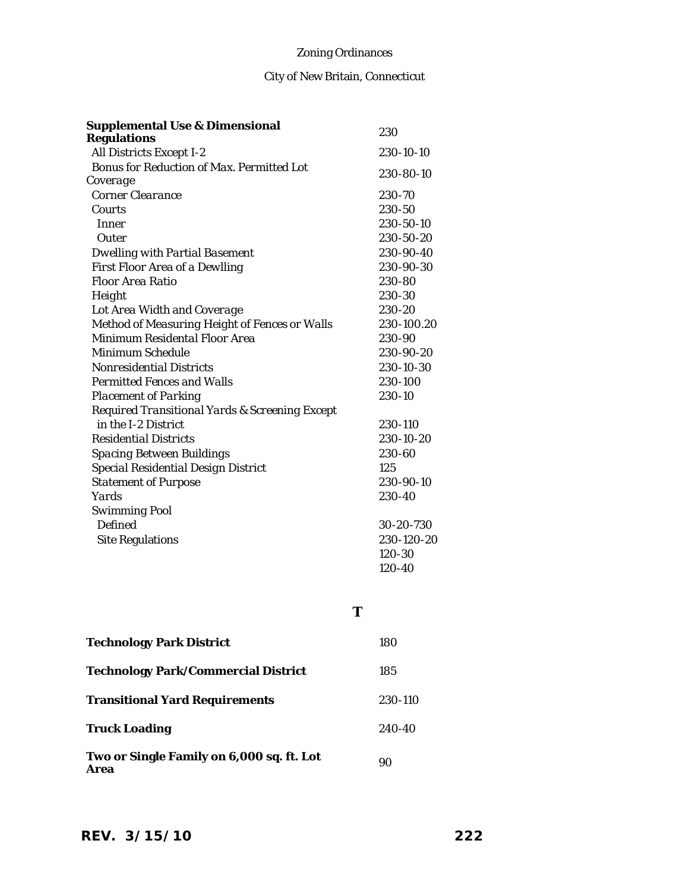| | |
|---|---|
| **Supplemental Use & Dimensional Regulations** | 230 |
| All Districts Except I-2 | 230-10-10 |
| Bonus for Reduction of Max. Permitted Lot Coverage | 230-80-10 |
| Corner Clearance | 230-70 |
| Courts | 230-50 |
| Inner | 230-50-10 |
| Outer | 230-50-20 |
| Dwelling with Partial Basement | 230-90-40 |
| First Floor Area of a Dewlling | 230-90-30 |
| Floor Area Ratio | 230-80 |
| Height | 230-30 |
| Lot Area Width and Coverage | 230-20 |
| Method of Measuring Height of Fences or Walls | 230-100.20 |
| Minimum Residental Floor Area | 230-90 |
| Minimum Schedule | 230-90-20 |
| Nonresidential Districts | 230-10-30 |
| Permitted Fences and Walls | 230-100 |
| Placement of Parking | 230-10 |
| Required Transitional Yards & Screening Except in the I-2 District | 230-110 |
| Residential Districts | 230-10-20 |
| Spacing Between Buildings | 230-60 |
| Special Residential Design District | 125 |
| Statement of Purpose | 230-90-10 |
| Yards | 230-40 |
| Swimming Pool | |
| Defined | 30-20-730 |
| Site Regulations | 230-120-20 |
| | 120-30 |
| | 120-40 |

## T

| | |
|---|---|
| **Technology Park District** | 180 |
| **Technology Park/Commercial District** | 185 |
| **Transitional Yard Requirements** | 230-110 |
| **Truck Loading** | 240-40 |
| **Two or Single Family on 6,000 sq. ft. Lot Area** | 90 |

**REV. 3/15/10**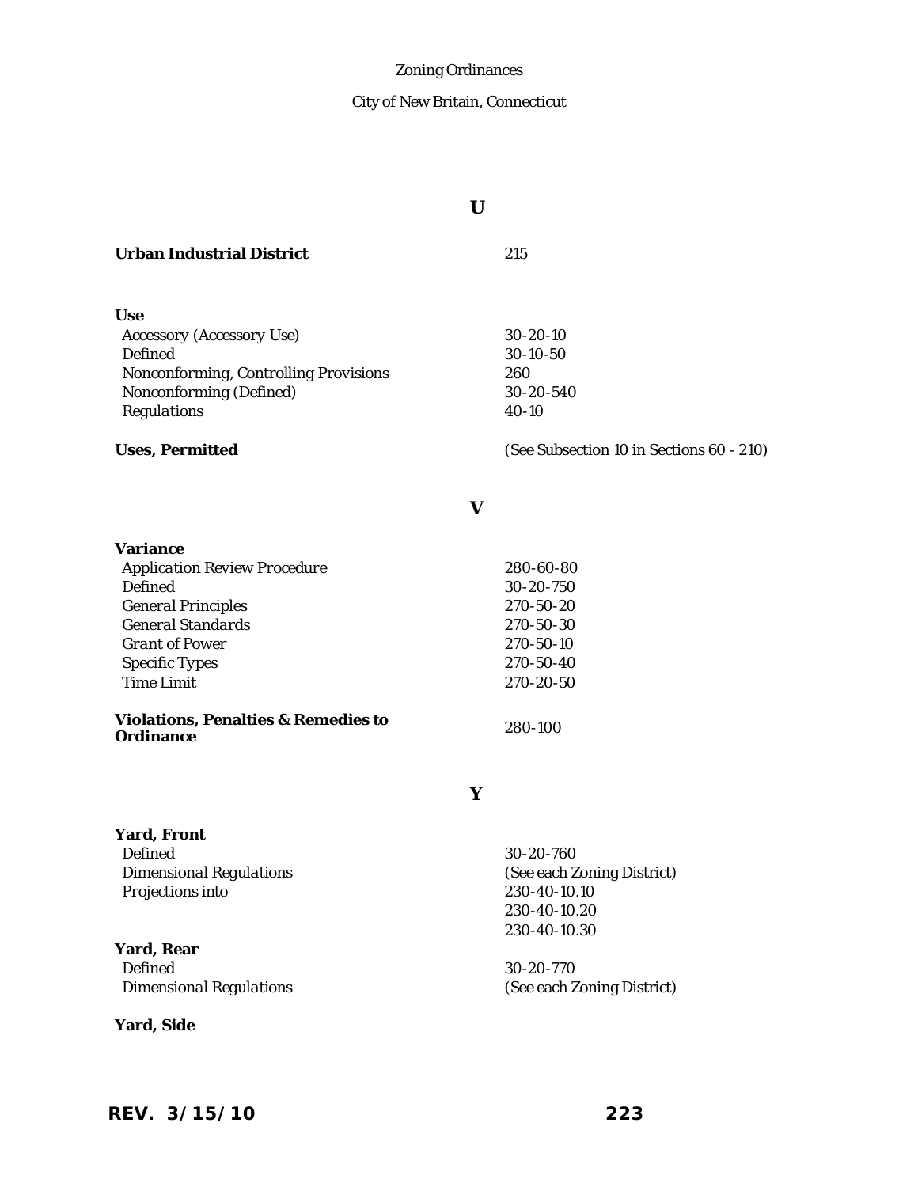## U

| | |
|---|---|
| **Urban Industrial District** | 215 |
| | |
| **Use** | |
| Accessory (Accessory Use) | 30-20-10 |
| Defined | 30-10-50 |
| Nonconforming, Controlling Provisions | 260 |
| Nonconforming (Defined) | 30-20-540 |
| Regulations | 40-10 |
| | |
| **Uses, Permitted** | (See Subsection 10 in Sections 60 - 210) |

## V

| | |
|---|---|
| **Variance** | |
| Application Review Procedure | 280-60-80 |
| Defined | 30-20-750 |
| General Principles | 270-50-20 |
| General Standards | 270-50-30 |
| Grant of Power | 270-50-10 |
| Specific Types | 270-50-40 |
| Time Limit | 270-20-50 |
| | |
| **Violations, Penalties & Remedies to Ordinance** | 280-100 |

## Y

| | |
|---|---|
| **Yard, Front** | |
| Defined | 30-20-760 |
| Dimensional Regulations | (See each Zoning District) |
| Projections into | 230-40-10.10 |
| | 230-40-10.20 |
| | 230-40-10.30 |
| **Yard, Rear** | |
| Defined | 30-20-770 |
| Dimensional Regulations | (See each Zoning District) |
| | |
| **Yard, Side** | |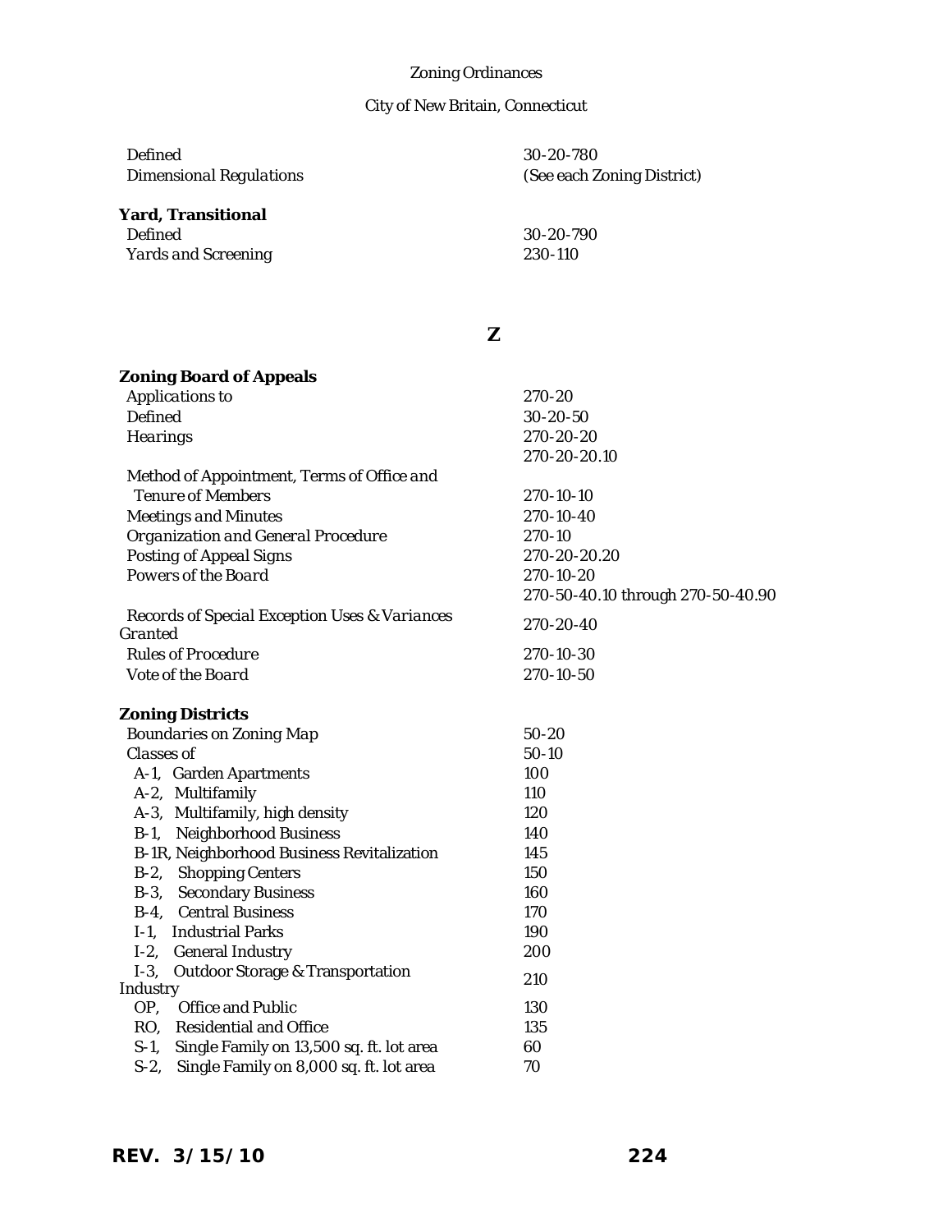| | |
|---|---|
| *Defined* | 30-20-780 |
| *Dimensional Regulations* | (See each Zoning District) |

**Yard, Transitional**

| | |
|---|---|
| *Defined* | 30-20-790 |
| *Yards and Screening* | 230-110 |

## Z

**Zoning Board of Appeals**

| | |
|---|---|
| *Applications to* | 270-20 |
| *Defined* | 30-20-50 |
| *Hearings* | 270-20-20<br>270-20-20.10 |
| *Method of Appointment, Terms of Office and Tenure of Members* | 270-10-10 |
| *Meetings and Minutes* | 270-10-40 |
| *Organization and General Procedure* | 270-10 |
| *Posting of Appeal Signs* | 270-20-20.20 |
| *Powers of the Board* | 270-10-20<br>270-50-40.10 through 270-50-40.90 |
| *Records of Special Exception Uses & Variances Granted* | 270-20-40 |
| *Rules of Procedure* | 270-10-30 |
| *Vote of the Board* | 270-10-50 |

**Zoning Districts**

| | |
|---|---|
| *Boundaries on Zoning Map* | 50-20 |
| *Classes of* | 50-10 |
| A-1, Garden Apartments | 100 |
| A-2, Multifamily | 110 |
| A-3, Multifamily, high density | 120 |
| B-1, Neighborhood Business | 140 |
| B-1R, Neighborhood Business Revitalization | 145 |
| B-2, Shopping Centers | 150 |
| B-3, Secondary Business | 160 |
| B-4, Central Business | 170 |
| I-1, Industrial Parks | 190 |
| I-2, General Industry | 200 |
| I-3, Outdoor Storage & Transportation Industry | 210 |
| OP, Office and Public | 130 |
| RO, Residential and Office | 135 |
| S-1, Single Family on 13,500 sq. ft. lot area | 60 |
| S-2, Single Family on 8,000 sq. ft. lot area | 70 |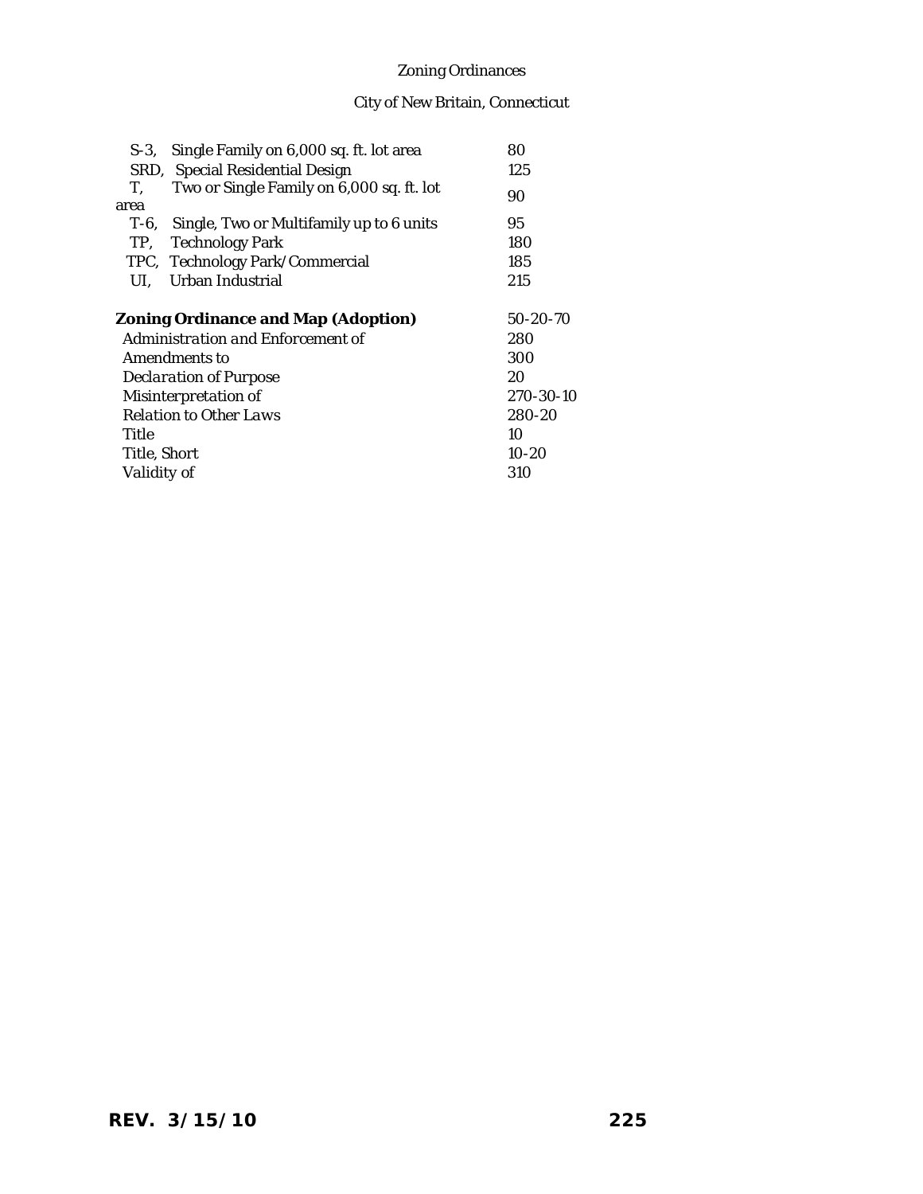| | |
|---|---|
| S-3, Single Family on 6,000 sq. ft. lot area | 80 |
| SRD, Special Residential Design | 125 |
| T, Two or Single Family on 6,000 sq. ft. lot area | 90 |
| T-6, Single, Two or Multifamily up to 6 units | 95 |
| TP, Technology Park | 180 |
| TPC, Technology Park/Commercial | 185 |
| UI, Urban Industrial | 215 |
| | |
| **Zoning Ordinance and Map (Adoption)** | 50-20-70 |
| Administration and Enforcement of | 280 |
| Amendments to | 300 |
| Declaration of Purpose | 20 |
| Misinterpretation of | 270-30-10 |
| Relation to Other Laws | 280-20 |
| Title | 10 |
| Title, Short | 10-20 |
| Validity of | 310 |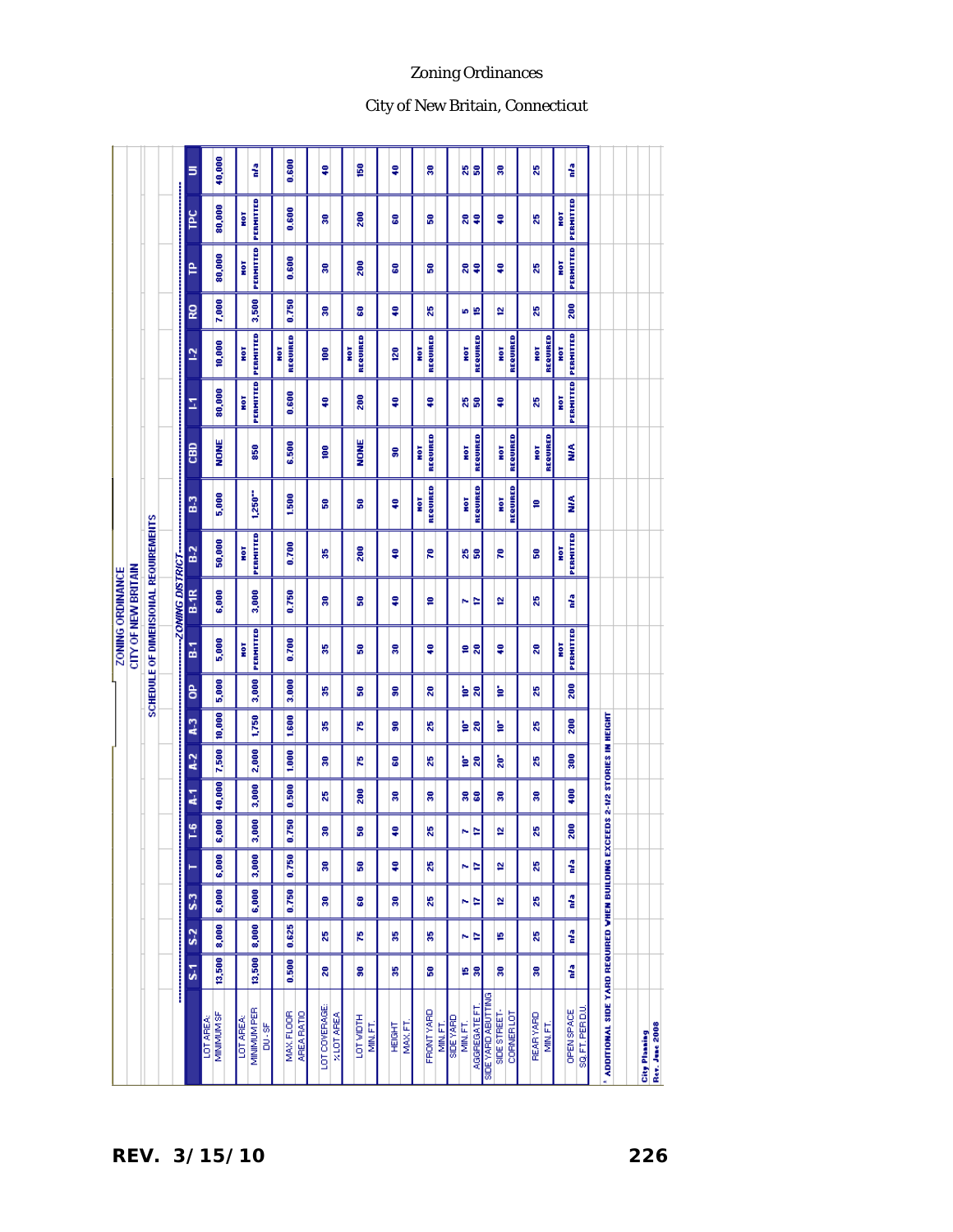# ZONING ORDINANCE
## CITY OF NEW BRITAIN
### SCHEDULE OF DIMENSIONAL REQUIREMENTS

| | ZONING DISTRICT | | | | | | | | | | | | | | | | | | | |
|---|---|---|---|---|---|---|---|---|---|---|---|---|---|---|---|---|---|---|---|---|
| | S-1 | S-2 | S-3 | T | T-6 | A-1 | A-2 | A-3 | OP | B-1 | B-1R | B-2 | B-3 | CBD | I-1 | I-2 | RO | IP | TPC | UI |
| LOT AREA: MINIMUM SF | 13,500 | 8,000 | 6,000 | 6,000 | 6,000 | 40,000 | 7,500 | 10,000 | 5,000 | 5,000 | 6,000 | 50,000 | 5,000 | NONE | 80,000 | 10,000 | 7,000 | 80,000 | 80,000 | 40,000 |
| LOT AREA: MINIMUM PER DU-SF | 13,500 | 8,000 | 6,000 | 3,000 | 3,000 | 3,000 | 2,000 | 1,750 | 3,000 | NOT PERMITTED | 3,000 | NOT PERMITTED | 1,250** | 850 | NOT PERMITTED | NOT PERMITTED | 3,500 | NOT PERMITTED | NOT PERMITTED | n/a |
| MAX FLOOR AREA RATIO | 0.500 | 0.625 | 0.750 | 0.750 | 0.750 | 0.500 | 1.000 | 1.600 | 3.000 | 0.700 | 0.750 | 0.700 | 1.500 | 6.500 | 0.600 | NOT REQUIRED | 0.750 | 0.600 | 0.600 | 0.600 |
| LOT COVERAGE: % LOT AREA | 20 | 25 | 30 | 30 | 30 | 25 | 30 | 35 | 35 | 35 | 30 | 35 | 50 | 100 | 40 | 100 | 30 | 30 | 30 | 40 |
| LOT WIDTH MIN.FT. | 90 | 75 | 60 | 50 | 50 | 200 | 75 | 75 | 50 | 50 | 50 | 200 | 50 | NONE | 200 | NOT REQUIRED | 60 | 200 | 200 | 150 |
| HEIGHT MAX.FT. | 35 | 35 | 30 | 40 | 40 | 30 | 60 | 90 | 90 | 30 | 40 | 40 | 40 | 90 | 40 | 120 | 40 | 60 | 60 | 40 |
| FRONT YARD MIN.FT. | 50 | 35 | 25 | 25 | 25 | 30 | 25 | 25 | 20 | 40 | 10 | 70 | NOT REQUIRED | NOT REQUIRED | 40 | NOT REQUIRED | 25 | 50 | 50 | 30 |
| SIDE YARD MIN.FT. / AGGREGATE FT. | 15 / 30 | 7 / 17 | 7 / 17 | 7 / 17 | 7 / 17 | 30 / 60 | 10* / 20 | 10* / 20 | 10* / 20 | 10 / 20 | 7 / 17 | 25 / 50 | NOT REQUIRED | NOT REQUIRED | 25 / 50 | NOT REQUIRED | 5 / 15 | 20 / 40 | 20 / 40 | 25 / 50 |
| SIDE YARD ABUTTING SIDE STREET-CORNER LOT | 30 | 15 | 12 | 12 | 12 | 30 | 20* | 10* | 10* | 40 | 12 | 70 | NOT REQUIRED | NOT REQUIRED | 40 | NOT REQUIRED | 12 | 40 | 40 | 30 |
| REAR YARD MIN.FT. | 30 | 25 | 25 | 25 | 25 | 30 | 25 | 25 | 25 | 20 | 25 | 50 | 10 | NOT REQUIRED | 25 | NOT REQUIRED | 25 | 25 | 25 | 25 |
| OPEN SPACE SQ.FT. PER D.U. | n/a | n/a | n/a | n/a | 200 | 400 | 300 | 200 | 200 | NOT PERMITTED | n/a | NOT PERMITTED | N/A | N/A | NOT PERMITTED | NOT PERMITTED | 200 | NOT PERMITTED | NOT PERMITTED | n/a |

\* ADDITIONAL SIDE YARD REQUIRED WHEN BUILDING EXCEEDS 2-1/2 STORIES IN HEIGHT

City Planning
Rev. June 2008

REV. 3/15/10